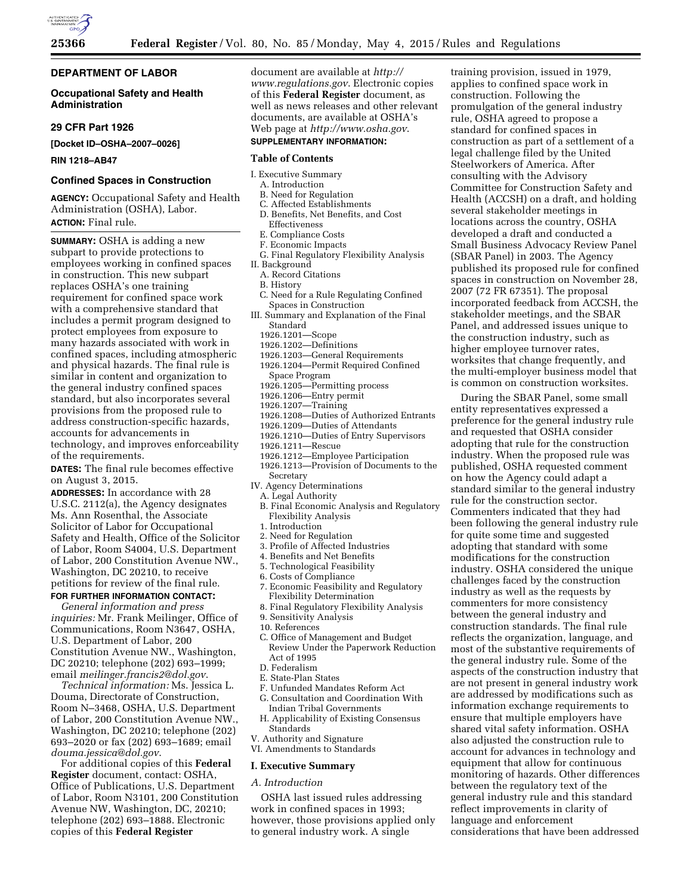## DEPARTMENT OF LABOR

### Occupational Safety and Health Administration

### 29 CFR Part 1926

**[Docket ID–OSHA–2007–0026]**

**RIN 1218–AB47**

### Confined Spaces in Construction

**AGENCY:** Occupational Safety and Health Administration (OSHA), Labor.

**ACTION:** Final rule.

**SUMMARY:** OSHA is adding a new subpart to provide protections to employees working in confined spaces in construction. This new subpart replaces OSHA's one training requirement for confined space work with a comprehensive standard that includes a permit program designed to protect employees from exposure to many hazards associated with work in confined spaces, including atmospheric and physical hazards. The final rule is similar in content and organization to the general industry confined spaces standard, but also incorporates several provisions from the proposed rule to address construction-specific hazards, accounts for advancements in technology, and improves enforceability of the requirements.

**DATES:** The final rule becomes effective on August 3, 2015.

**ADDRESSES:** In accordance with 28 U.S.C. 2112(a), the Agency designates Ms. Ann Rosenthal, the Associate Solicitor of Labor for Occupational Safety and Health, Office of the Solicitor of Labor, Room S4004, U.S. Department of Labor, 200 Constitution Avenue NW., Washington, DC 20210, to receive petitions for review of the final rule.

**FOR FURTHER INFORMATION CONTACT:**

*General information and press inquiries:* Mr. Frank Meilinger, Office of Communications, Room N3647, OSHA, U.S. Department of Labor, 200 Constitution Avenue NW., Washington, DC 20210; telephone (202) 693–1999; email *meilinger.francis2@dol.gov*.

*Technical information:* Ms. Jessica L. Douma, Directorate of Construction, Room N–3468, OSHA, U.S. Department of Labor, 200 Constitution Avenue NW., Washington, DC 20210; telephone (202) 693–2020 or fax (202) 693–1689; email *douma.jessica@dol.gov*.

For additional copies of this **Federal Register** document, contact: OSHA, Office of Publications, U.S. Department of Labor, Room N3101, 200 Constitution Avenue NW, Washington, DC, 20210; telephone (202) 693–1888. Electronic copies of this **Federal Register** document are available at *http://www.regulations.gov*. Electronic copies of this **Federal Register** document, as well as news releases and other relevant documents, are available at OSHA's Web page at *http://www.osha.gov*.

**SUPPLEMENTARY INFORMATION:**

**Table of Contents**

- I. Executive Summary
  - A. Introduction
  - B. Need for Regulation
  - C. Affected Establishments
  - D. Benefits, Net Benefits, and Cost Effectiveness
  - E. Compliance Costs
  - F. Economic Impacts
  - G. Final Regulatory Flexibility Analysis
- II. Background
  - A. Record Citations
  - B. History
  - C. Need for a Rule Regulating Confined Spaces in Construction
- III. Summary and Explanation of the Final Standard
  - 1926.1201—Scope
  - 1926.1202—Definitions
  - 1926.1203—General Requirements
  - 1926.1204—Permit Required Confined Space Program
  - 1926.1205—Permitting process
  - 1926.1206—Entry permit
  - 1926.1207—Training
  - 1926.1208—Duties of Authorized Entrants
  - 1926.1209—Duties of Attendants
  - 1926.1210—Duties of Entry Supervisors
  - 1926.1211—Rescue
  - 1926.1212—Employee Participation
  - 1926.1213—Provision of Documents to the Secretary
- IV. Agency Determinations
  - A. Legal Authority
  - B. Final Economic Analysis and Regulatory Flexibility Analysis
    1. Introduction
    2. Need for Regulation
    3. Profile of Affected Industries
    4. Benefits and Net Benefits
    5. Technological Feasibility
    6. Costs of Compliance
    7. Economic Feasibility and Regulatory Flexibility Determination
    8. Final Regulatory Flexibility Analysis
    9. Sensitivity Analysis
    10. References
  - C. Office of Management and Budget Review Under the Paperwork Reduction Act of 1995
  - D. Federalism
  - E. State-Plan States
  - F. Unfunded Mandates Reform Act
  - G. Consultation and Coordination With Indian Tribal Governments
  - H. Applicability of Existing Consensus Standards
- V. Authority and Signature
- VI. Amendments to Standards

## I. Executive Summary

### *A. Introduction*

OSHA last issued rules addressing work in confined spaces in 1993; however, those provisions applied only to general industry work. A single training provision, issued in 1979, applies to confined space work in construction. Following the promulgation of the general industry rule, OSHA agreed to propose a standard for confined spaces in construction as part of a settlement of a legal challenge filed by the United Steelworkers of America. After consulting with the Advisory Committee for Construction Safety and Health (ACCSH) on a draft, and holding several stakeholder meetings in locations across the country, OSHA developed a draft and conducted a Small Business Advocacy Review Panel (SBAR Panel) in 2003. The Agency published its proposed rule for confined spaces in construction on November 28, 2007 (72 FR 67351). The proposal incorporated feedback from ACCSH, the stakeholder meetings, and the SBAR Panel, and addressed issues unique to the construction industry, such as higher employee turnover rates, worksites that change frequently, and the multi-employer business model that is common on construction worksites.

During the SBAR Panel, some small entity representatives expressed a preference for the general industry rule and requested that OSHA consider adopting that rule for the construction industry. When the proposed rule was published, OSHA requested comment on how the Agency could adapt a standard similar to the general industry rule for the construction sector. Commenters indicated that they had been following the general industry rule for quite some time and suggested adopting that standard with some modifications for the construction industry. OSHA considered the unique challenges faced by the construction industry as well as the requests by commenters for more consistency between the general industry and construction standards. The final rule reflects the organization, language, and most of the substantive requirements of the general industry rule. Some of the aspects of the construction industry that are not present in general industry work are addressed by modifications such as information exchange requirements to ensure that multiple employers have shared vital safety information. OSHA also adjusted the construction rule to account for advances in technology and equipment that allow for continuous monitoring of hazards. Other differences between the regulatory text of the general industry rule and this standard reflect improvements in clarity of language and enforcement considerations that have been addressed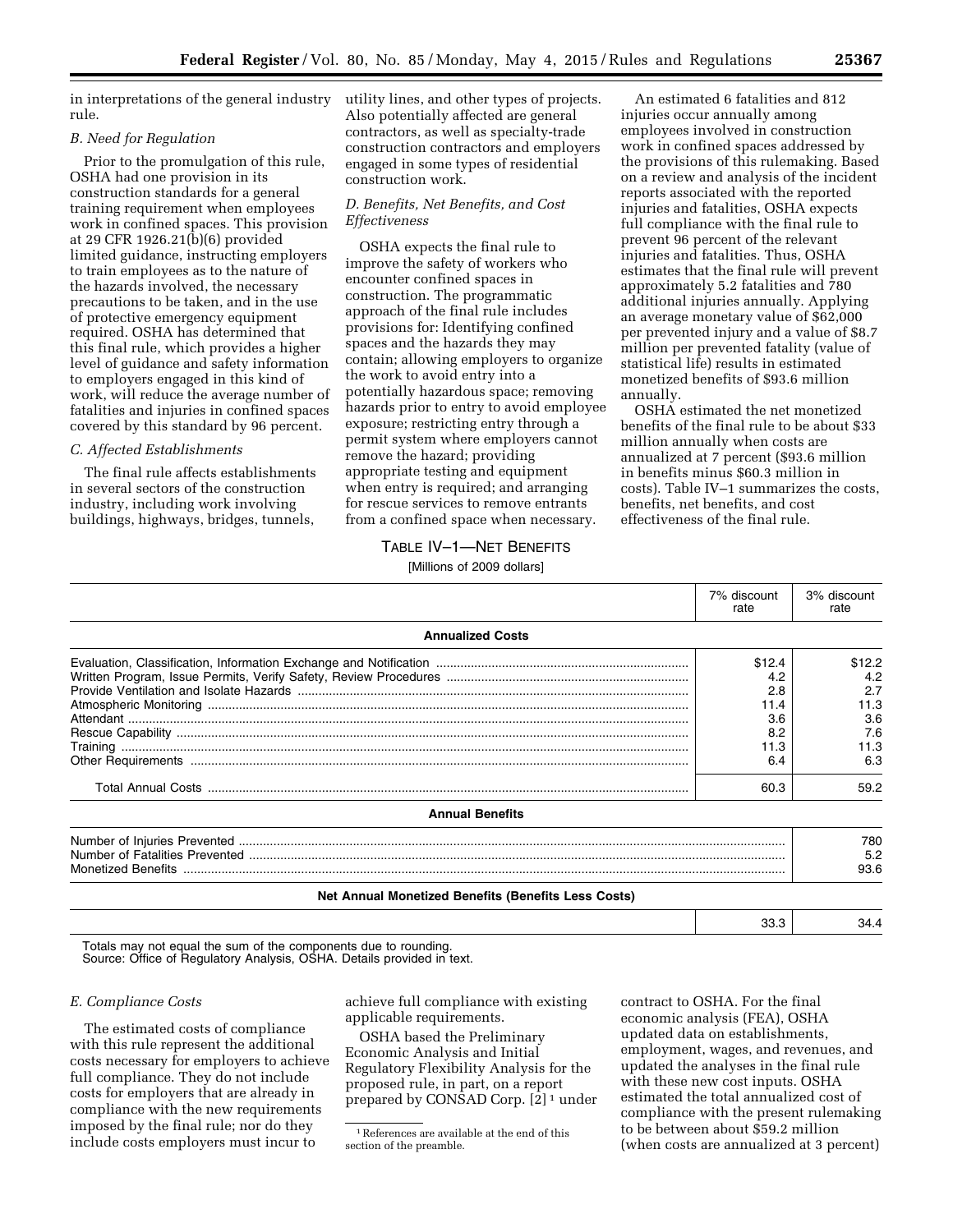in interpretations of the general industry rule.

### B. Need for Regulation

Prior to the promulgation of this rule, OSHA had one provision in its construction standards for a general training requirement when employees work in confined spaces. This provision at 29 CFR 1926.21(b)(6) provided limited guidance, instructing employers to train employees as to the nature of the hazards involved, the necessary precautions to be taken, and in the use of protective emergency equipment required. OSHA has determined that this final rule, which provides a higher level of guidance and safety information to employers engaged in this kind of work, will reduce the average number of fatalities and injuries in confined spaces covered by this standard by 96 percent.

### C. Affected Establishments

The final rule affects establishments in several sectors of the construction industry, including work involving buildings, highways, bridges, tunnels, utility lines, and other types of projects. Also potentially affected are general contractors, as well as specialty-trade construction contractors and employers engaged in some types of residential construction work.

### D. Benefits, Net Benefits, and Cost Effectiveness

OSHA expects the final rule to improve the safety of workers who encounter confined spaces in construction. The programmatic approach of the final rule includes provisions for: Identifying confined spaces and the hazards they may contain; allowing employers to organize the work to avoid entry into a potentially hazardous space; removing hazards prior to entry to avoid employee exposure; restricting entry through a permit system where employers cannot remove the hazard; providing appropriate testing and equipment when entry is required; and arranging for rescue services to remove entrants from a confined space when necessary.

An estimated 6 fatalities and 812 injuries occur annually among employees involved in construction work in confined spaces addressed by the provisions of this rulemaking. Based on a review and analysis of the incident reports associated with the reported injuries and fatalities, OSHA expects full compliance with the final rule to prevent 96 percent of the relevant injuries and fatalities. Thus, OSHA estimates that the final rule will prevent approximately 5.2 fatalities and 780 additional injuries annually. Applying an average monetary value of $62,000 per prevented injury and a value of $8.7 million per prevented fatality (value of statistical life) results in estimated monetized benefits of $93.6 million annually.

OSHA estimated the net monetized benefits of the final rule to be about $33 million annually when costs are annualized at 7 percent ($93.6 million in benefits minus $60.3 million in costs). Table IV–1 summarizes the costs, benefits, net benefits, and cost effectiveness of the final rule.

TABLE IV–1—NET BENEFITS

[Millions of 2009 dollars]

| | 7% discount rate | 3% discount rate |
|---|---|---|
| **Annualized Costs** | | |
| Evaluation, Classification, Information Exchange and Notification | $12.4 | $12.2 |
| Written Program, Issue Permits, Verify Safety, Review Procedures | 4.2 | 4.2 |
| Provide Ventilation and Isolate Hazards | 2.8 | 2.7 |
| Atmospheric Monitoring | 11.4 | 11.3 |
| Attendant | 3.6 | 3.6 |
| Rescue Capability | 8.2 | 7.6 |
| Training | 11.3 | 11.3 |
| Other Requirements | 6.4 | 6.3 |
| Total Annual Costs | 60.3 | 59.2 |
| **Annual Benefits** | | |
| Number of Injuries Prevented | | 780 |
| Number of Fatalities Prevented | | 5.2 |
| Monetized Benefits | | 93.6 |
| **Net Annual Monetized Benefits (Benefits Less Costs)** | | |
| | 33.3 | 34.4 |

Totals may not equal the sum of the components due to rounding.
Source: Office of Regulatory Analysis, OSHA. Details provided in text.

### E. Compliance Costs

The estimated costs of compliance with this rule represent the additional costs necessary for employers to achieve full compliance. They do not include costs for employers that are already in compliance with the new requirements imposed by the final rule; nor do they include costs employers must incur to achieve full compliance with existing applicable requirements.

OSHA based the Preliminary Economic Analysis and Initial Regulatory Flexibility Analysis for the proposed rule, in part, on a report prepared by CONSAD Corp. [2] [1] under contract to OSHA. For the final economic analysis (FEA), OSHA updated data on establishments, employment, wages, and revenues, and updated the analyses in the final rule with these new cost inputs. OSHA estimated the total annualized cost of compliance with the present rulemaking to be between about $59.2 million (when costs are annualized at 3 percent)

[1] References are available at the end of this section of the preamble.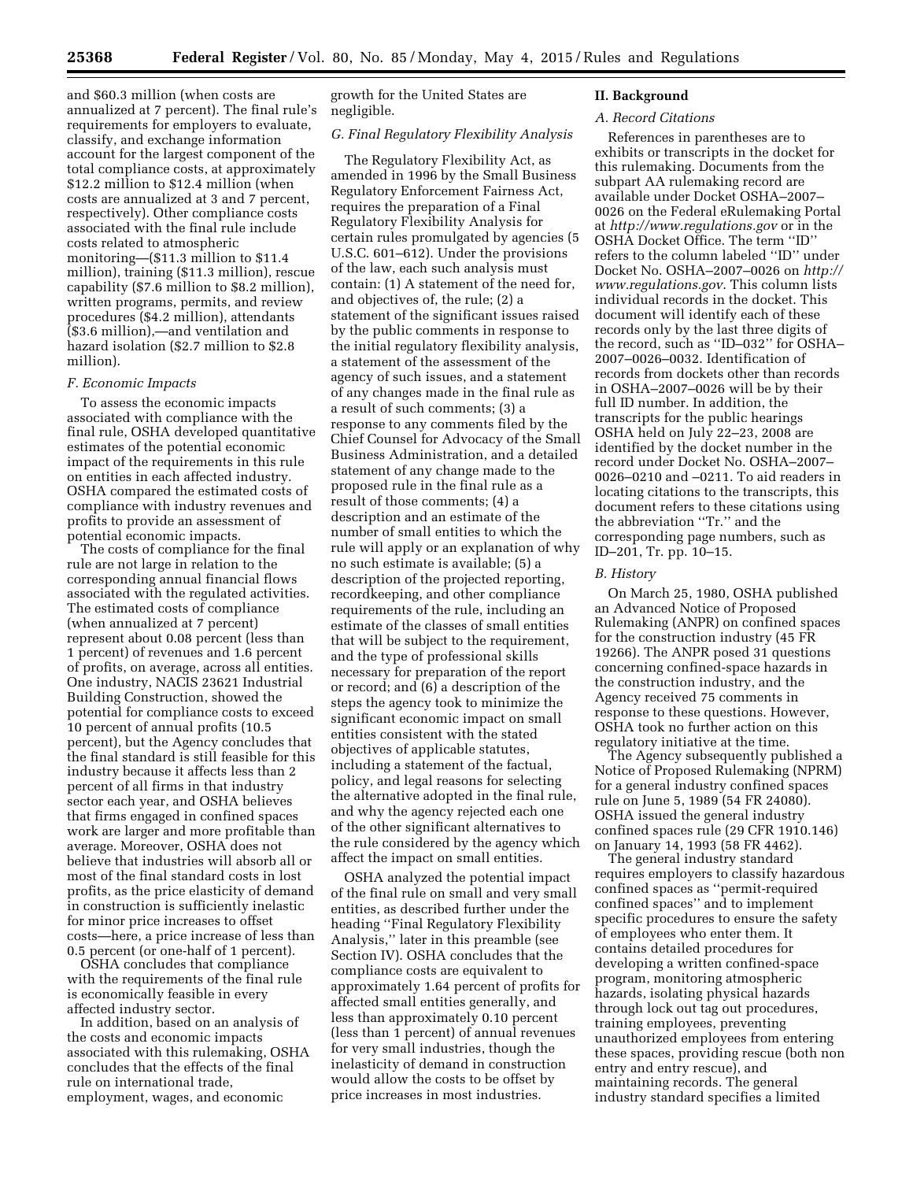and $60.3 million (when costs are annualized at 7 percent). The final rule's requirements for employers to evaluate, classify, and exchange information account for the largest component of the total compliance costs, at approximately $12.2 million to $12.4 million (when costs are annualized at 3 and 7 percent, respectively). Other compliance costs associated with the final rule include costs related to atmospheric monitoring—($11.3 million to $11.4 million), training ($11.3 million), rescue capability ($7.6 million to $8.2 million), written programs, permits, and review procedures ($4.2 million), attendants ($3.6 million),—and ventilation and hazard isolation ($2.7 million to $2.8 million).

### F. Economic Impacts

To assess the economic impacts associated with compliance with the final rule, OSHA developed quantitative estimates of the potential economic impact of the requirements in this rule on entities in each affected industry. OSHA compared the estimated costs of compliance with industry revenues and profits to provide an assessment of potential economic impacts.

The costs of compliance for the final rule are not large in relation to the corresponding annual financial flows associated with the regulated activities. The estimated costs of compliance (when annualized at 7 percent) represent about 0.08 percent (less than 1 percent) of revenues and 1.6 percent of profits, on average, across all entities. One industry, NACIS 23621 Industrial Building Construction, showed the potential for compliance costs to exceed 10 percent of annual profits (10.5 percent), but the Agency concludes that the final standard is still feasible for this industry because it affects less than 2 percent of all firms in that industry sector each year, and OSHA believes that firms engaged in confined spaces work are larger and more profitable than average. Moreover, OSHA does not believe that industries will absorb all or most of the final standard costs in lost profits, as the price elasticity of demand in construction is sufficiently inelastic for minor price increases to offset costs—here, a price increase of less than 0.5 percent (or one-half of 1 percent).

OSHA concludes that compliance with the requirements of the final rule is economically feasible in every affected industry sector.

In addition, based on an analysis of the costs and economic impacts associated with this rulemaking, OSHA concludes that the effects of the final rule on international trade, employment, wages, and economic growth for the United States are negligible.

### G. Final Regulatory Flexibility Analysis

The Regulatory Flexibility Act, as amended in 1996 by the Small Business Regulatory Enforcement Fairness Act, requires the preparation of a Final Regulatory Flexibility Analysis for certain rules promulgated by agencies (5 U.S.C. 601–612). Under the provisions of the law, each such analysis must contain: (1) A statement of the need for, and objectives of, the rule; (2) a statement of the significant issues raised by the public comments in response to the initial regulatory flexibility analysis, a statement of the assessment of the agency of such issues, and a statement of any changes made in the final rule as a result of such comments; (3) a response to any comments filed by the Chief Counsel for Advocacy of the Small Business Administration, and a detailed statement of any change made to the proposed rule in the final rule as a result of those comments; (4) a description and an estimate of the number of small entities to which the rule will apply or an explanation of why no such estimate is available; (5) a description of the projected reporting, recordkeeping, and other compliance requirements of the rule, including an estimate of the classes of small entities that will be subject to the requirement, and the type of professional skills necessary for preparation of the report or record; and (6) a description of the steps the agency took to minimize the significant economic impact on small entities consistent with the stated objectives of applicable statutes, including a statement of the factual, policy, and legal reasons for selecting the alternative adopted in the final rule, and why the agency rejected each one of the other significant alternatives to the rule considered by the agency which affect the impact on small entities.

OSHA analyzed the potential impact of the final rule on small and very small entities, as described further under the heading "Final Regulatory Flexibility Analysis," later in this preamble (see Section IV). OSHA concludes that the compliance costs are equivalent to approximately 1.64 percent of profits for affected small entities generally, and less than approximately 0.10 percent (less than 1 percent) of annual revenues for very small industries, though the inelasticity of demand in construction would allow the costs to be offset by price increases in most industries.

## II. Background

### A. Record Citations

References in parentheses are to exhibits or transcripts in the docket for this rulemaking. Documents from the subpart AA rulemaking record are available under Docket OSHA–2007–0026 on the Federal eRulemaking Portal at *http://www.regulations.gov* or in the OSHA Docket Office. The term "ID" refers to the column labeled "ID" under Docket No. OSHA–2007–0026 on *http://www.regulations.gov*. This column lists individual records in the docket. This document will identify each of these records only by the last three digits of the record, such as "ID–032" for OSHA–2007–0026–0032. Identification of records from dockets other than records in OSHA–2007–0026 will be by their full ID number. In addition, the transcripts for the public hearings OSHA held on July 22–23, 2008 are identified by the docket number in the record under Docket No. OSHA–2007–0026–0210 and –0211. To aid readers in locating citations to the transcripts, this document refers to these citations using the abbreviation "Tr." and the corresponding page numbers, such as ID–201, Tr. pp. 10–15.

### B. History

On March 25, 1980, OSHA published an Advanced Notice of Proposed Rulemaking (ANPR) on confined spaces for the construction industry (45 FR 19266). The ANPR posed 31 questions concerning confined-space hazards in the construction industry, and the Agency received 75 comments in response to these questions. However, OSHA took no further action on this regulatory initiative at the time.

The Agency subsequently published a Notice of Proposed Rulemaking (NPRM) for a general industry confined spaces rule on June 5, 1989 (54 FR 24080). OSHA issued the general industry confined spaces rule (29 CFR 1910.146) on January 14, 1993 (58 FR 4462).

The general industry standard requires employers to classify hazardous confined spaces as "permit-required confined spaces" and to implement specific procedures to ensure the safety of employees who enter them. It contains detailed procedures for developing a written confined-space program, monitoring atmospheric hazards, isolating physical hazards through lock out tag out procedures, training employees, preventing unauthorized employees from entering these spaces, providing rescue (both non entry and entry rescue), and maintaining records. The general industry standard specifies a limited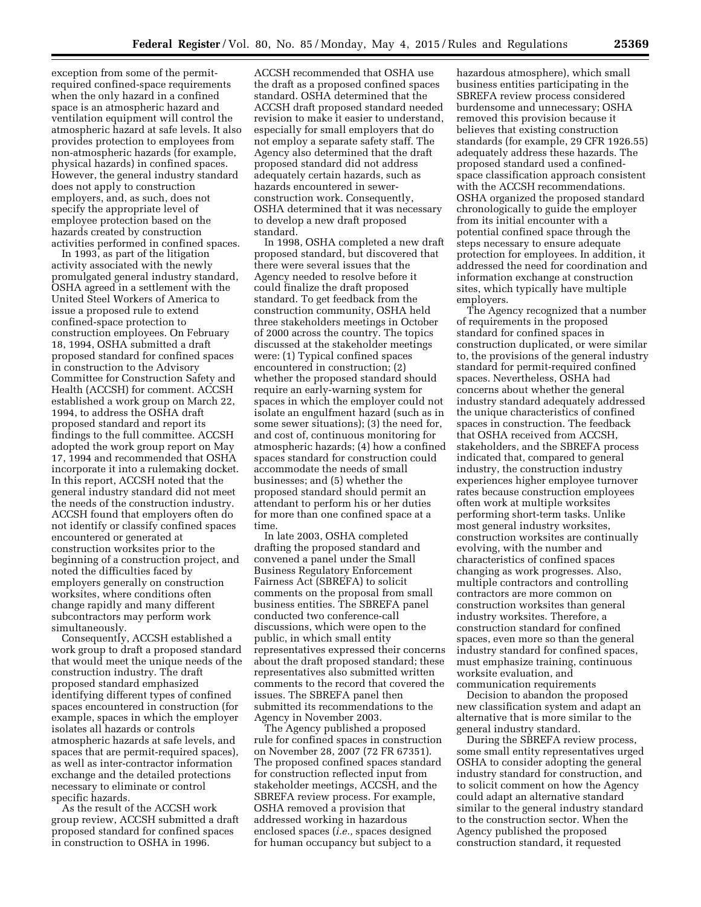exception from some of the permit-required confined-space requirements when the only hazard in a confined space is an atmospheric hazard and ventilation equipment will control the atmospheric hazard at safe levels. It also provides protection to employees from non-atmospheric hazards (for example, physical hazards) in confined spaces. However, the general industry standard does not apply to construction employers, and, as such, does not specify the appropriate level of employee protection based on the hazards created by construction activities performed in confined spaces.

In 1993, as part of the litigation activity associated with the newly promulgated general industry standard, OSHA agreed in a settlement with the United Steel Workers of America to issue a proposed rule to extend confined-space protection to construction employees. On February 18, 1994, OSHA submitted a draft proposed standard for confined spaces in construction to the Advisory Committee for Construction Safety and Health (ACCSH) for comment. ACCSH established a work group on March 22, 1994, to address the OSHA draft proposed standard and report its findings to the full committee. ACCSH adopted the work group report on May 17, 1994 and recommended that OSHA incorporate it into a rulemaking docket. In this report, ACCSH noted that the general industry standard did not meet the needs of the construction industry. ACCSH found that employers often do not identify or classify confined spaces encountered or generated at construction worksites prior to the beginning of a construction project, and noted the difficulties faced by employers generally on construction worksites, where conditions often change rapidly and many different subcontractors may perform work simultaneously.

Consequently, ACCSH established a work group to draft a proposed standard that would meet the unique needs of the construction industry. The draft proposed standard emphasized identifying different types of confined spaces encountered in construction (for example, spaces in which the employer isolates all hazards or controls atmospheric hazards at safe levels, and spaces that are permit-required spaces), as well as inter-contractor information exchange and the detailed protections necessary to eliminate or control specific hazards.

As the result of the ACCSH work group review, ACCSH submitted a draft proposed standard for confined spaces in construction to OSHA in 1996. ACCSH recommended that OSHA use the draft as a proposed confined spaces standard. OSHA determined that the ACCSH draft proposed standard needed revision to make it easier to understand, especially for small employers that do not employ a separate safety staff. The Agency also determined that the draft proposed standard did not address adequately certain hazards, such as hazards encountered in sewer-construction work. Consequently, OSHA determined that it was necessary to develop a new draft proposed standard.

In 1998, OSHA completed a new draft proposed standard, but discovered that there were several issues that the Agency needed to resolve before it could finalize the draft proposed standard. To get feedback from the construction community, OSHA held three stakeholders meetings in October of 2000 across the country. The topics discussed at the stakeholder meetings were: (1) Typical confined spaces encountered in construction; (2) whether the proposed standard should require an early-warning system for spaces in which the employer could not isolate an engulfment hazard (such as in some sewer situations); (3) the need for, and cost of, continuous monitoring for atmospheric hazards; (4) how a confined spaces standard for construction could accommodate the needs of small businesses; and (5) whether the proposed standard should permit an attendant to perform his or her duties for more than one confined space at a time.

In late 2003, OSHA completed drafting the proposed standard and convened a panel under the Small Business Regulatory Enforcement Fairness Act (SBREFA) to solicit comments on the proposal from small business entities. The SBREFA panel conducted two conference-call discussions, which were open to the public, in which small entity representatives expressed their concerns about the draft proposed standard; these representatives also submitted written comments to the record that covered the issues. The SBREFA panel then submitted its recommendations to the Agency in November 2003.

The Agency published a proposed rule for confined spaces in construction on November 28, 2007 (72 FR 67351). The proposed confined spaces standard for construction reflected input from stakeholder meetings, ACCSH, and the SBREFA review process. For example, OSHA removed a provision that addressed working in hazardous enclosed spaces (*i.e.,* spaces designed for human occupancy but subject to a hazardous atmosphere), which small business entities participating in the SBREFA review process considered burdensome and unnecessary; OSHA removed this provision because it believes that existing construction standards (for example, 29 CFR 1926.55) adequately address these hazards. The proposed standard used a confined-space classification approach consistent with the ACCSH recommendations. OSHA organized the proposed standard chronologically to guide the employer from its initial encounter with a potential confined space through the steps necessary to ensure adequate protection for employees. In addition, it addressed the need for coordination and information exchange at construction sites, which typically have multiple employers.

The Agency recognized that a number of requirements in the proposed standard for confined spaces in construction duplicated, or were similar to, the provisions of the general industry standard for permit-required confined spaces. Nevertheless, OSHA had concerns about whether the general industry standard adequately addressed the unique characteristics of confined spaces in construction. The feedback that OSHA received from ACCSH, stakeholders, and the SBREFA process indicated that, compared to general industry, the construction industry experiences higher employee turnover rates because construction employees often work at multiple worksites performing short-term tasks. Unlike most general industry worksites, construction worksites are continually evolving, with the number and characteristics of confined spaces changing as work progresses. Also, multiple contractors and controlling contractors are more common on construction worksites than general industry worksites. Therefore, a construction standard for confined spaces, even more so than the general industry standard for confined spaces, must emphasize training, continuous worksite evaluation, and communication requirements

Decision to abandon the proposed new classification system and adapt an alternative that is more similar to the general industry standard.

During the SBREFA review process, some small entity representatives urged OSHA to consider adopting the general industry standard for construction, and to solicit comment on how the Agency could adapt an alternative similar to the general industry standard to the construction sector. When the Agency published the proposed construction standard, it requested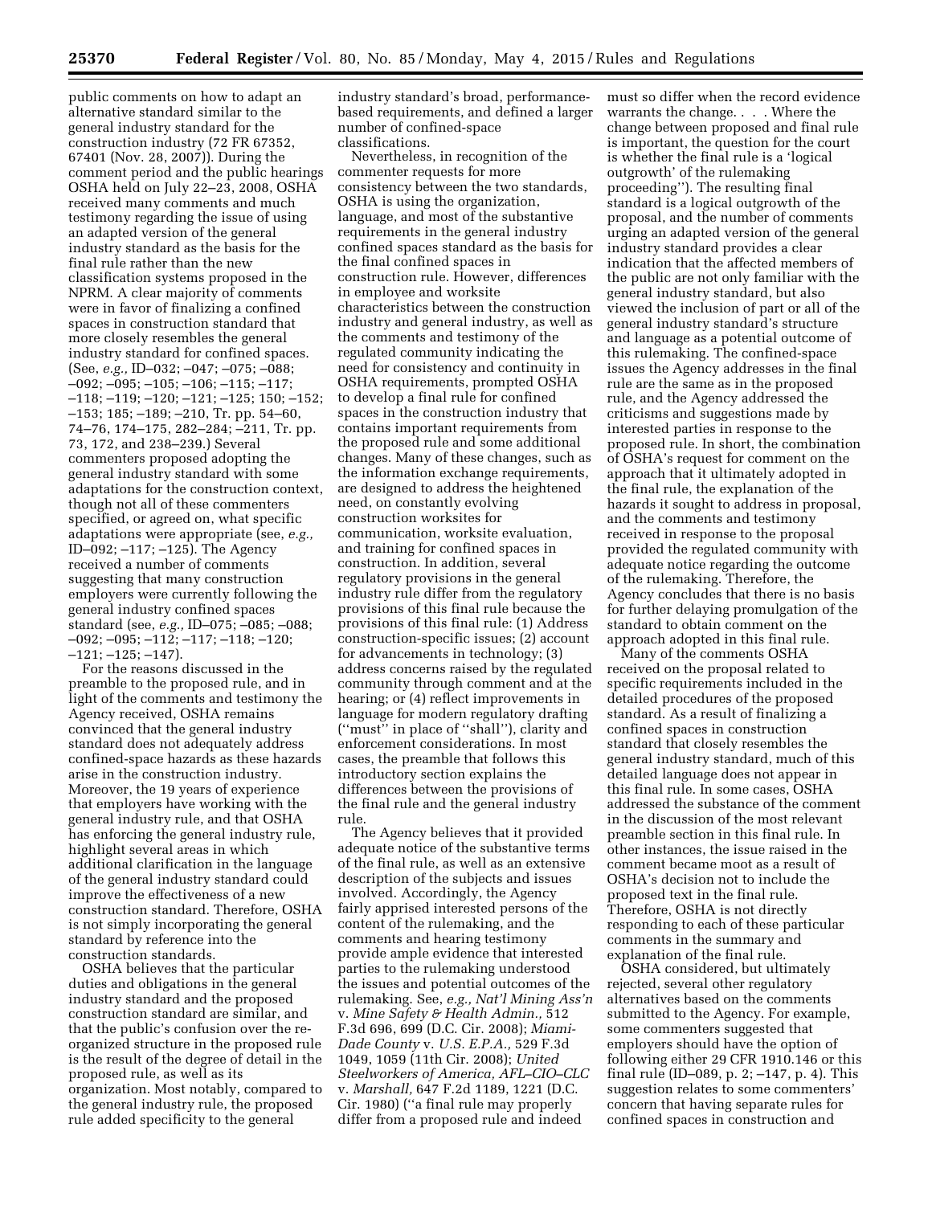public comments on how to adapt an alternative standard similar to the general industry standard for the construction industry (72 FR 67352, 67401 (Nov. 28, 2007)). During the comment period and the public hearings OSHA held on July 22–23, 2008, OSHA received many comments and much testimony regarding the issue of using an adapted version of the general industry standard as the basis for the final rule rather than the new classification systems proposed in the NPRM. A clear majority of comments were in favor of finalizing a confined spaces in construction standard that more closely resembles the general industry standard for confined spaces. (See, *e.g.,* ID–032; –047; –075; –088; –092; –095; –105; –106; –115; –117; –118; –119; –120; –121; –125; 150; –152; –153; 185; –189; –210, Tr. pp. 54–60, 74–76, 174–175, 282–284; –211, Tr. pp. 73, 172, and 238–239.) Several commenters proposed adopting the general industry standard with some adaptations for the construction context, though not all of these commenters specified, or agreed on, what specific adaptations were appropriate (see, *e.g.,* ID–092; –117; –125). The Agency received a number of comments suggesting that many construction employers were currently following the general industry confined spaces standard (see, *e.g.,* ID–075; –085; –088; –092; –095; –112; –117; –118; –120; –121; –125; –147).

For the reasons discussed in the preamble to the proposed rule, and in light of the comments and testimony the Agency received, OSHA remains convinced that the general industry standard does not adequately address confined-space hazards as these hazards arise in the construction industry. Moreover, the 19 years of experience that employers have working with the general industry rule, and that OSHA has enforcing the general industry rule, highlight several areas in which additional clarification in the language of the general industry standard could improve the effectiveness of a new construction standard. Therefore, OSHA is not simply incorporating the general standard by reference into the construction standards.

OSHA believes that the particular duties and obligations in the general industry standard and the proposed construction standard are similar, and that the public's confusion over the re-organized structure in the proposed rule is the result of the degree of detail in the proposed rule, as well as its organization. Most notably, compared to the general industry rule, the proposed rule added specificity to the general industry standard's broad, performance-based requirements, and defined a larger number of confined-space classifications.

Nevertheless, in recognition of the commenter requests for more consistency between the two standards, OSHA is using the organization, language, and most of the substantive requirements in the general industry confined spaces standard as the basis for the final confined spaces in construction rule. However, differences in employee and worksite characteristics between the construction industry and general industry, as well as the comments and testimony of the regulated community indicating the need for consistency and continuity in OSHA requirements, prompted OSHA to develop a final rule for confined spaces in the construction industry that contains important requirements from the proposed rule and some additional changes. Many of these changes, such as the information exchange requirements, are designed to address the heightened need, on constantly evolving construction worksites for communication, worksite evaluation, and training for confined spaces in construction. In addition, several regulatory provisions in the general industry rule differ from the regulatory provisions of this final rule because the provisions of this final rule: (1) Address construction-specific issues; (2) account for advancements in technology; (3) address concerns raised by the regulated community through comment and at the hearing; or (4) reflect improvements in language for modern regulatory drafting (''must'' in place of ''shall''), clarity and enforcement considerations. In most cases, the preamble that follows this introductory section explains the differences between the provisions of the final rule and the general industry rule.

The Agency believes that it provided adequate notice of the substantive terms of the final rule, as well as an extensive description of the subjects and issues involved. Accordingly, the Agency fairly apprised interested persons of the content of the rulemaking, and the comments and hearing testimony provide ample evidence that interested parties to the rulemaking understood the issues and potential outcomes of the rulemaking. See, *e.g., Nat'l Mining Ass'n* v. *Mine Safety & Health Admin.,* 512 F.3d 696, 699 (D.C. Cir. 2008); *Miami-Dade County* v. *U.S. E.P.A.,* 529 F.3d 1049, 1059 (11th Cir. 2008); *United Steelworkers of America, AFL–CIO–CLC* v. *Marshall,* 647 F.2d 1189, 1221 (D.C. Cir. 1980) (''a final rule may properly differ from a proposed rule and indeed must so differ when the record evidence warrants the change. . . . Where the change between proposed and final rule is important, the question for the court is whether the final rule is a 'logical outgrowth' of the rulemaking proceeding''). The resulting final standard is a logical outgrowth of the proposal, and the number of comments urging an adapted version of the general industry standard provides a clear indication that the affected members of the public are not only familiar with the general industry standard, but also viewed the inclusion of part or all of the general industry standard's structure and language as a potential outcome of this rulemaking. The confined-space issues the Agency addresses in the final rule are the same as in the proposed rule, and the Agency addressed the criticisms and suggestions made by interested parties in response to the proposed rule. In short, the combination of OSHA's request for comment on the approach that it ultimately adopted in the final rule, the explanation of the hazards it sought to address in proposal, and the comments and testimony received in response to the proposal provided the regulated community with adequate notice regarding the outcome of the rulemaking. Therefore, the Agency concludes that there is no basis for further delaying promulgation of the standard to obtain comment on the approach adopted in this final rule.

Many of the comments OSHA received on the proposal related to specific requirements included in the detailed procedures of the proposed standard. As a result of finalizing a confined spaces in construction standard that closely resembles the general industry standard, much of this detailed language does not appear in this final rule. In some cases, OSHA addressed the substance of the comment in the discussion of the most relevant preamble section in this final rule. In other instances, the issue raised in the comment became moot as a result of OSHA's decision not to include the proposed text in the final rule. Therefore, OSHA is not directly responding to each of these particular comments in the summary and explanation of the final rule.

OSHA considered, but ultimately rejected, several other regulatory alternatives based on the comments submitted to the Agency. For example, some commenters suggested that employers should have the option of following either 29 CFR 1910.146 or this final rule (ID–089, p. 2; –147, p. 4). This suggestion relates to some commenters' concern that having separate rules for confined spaces in construction and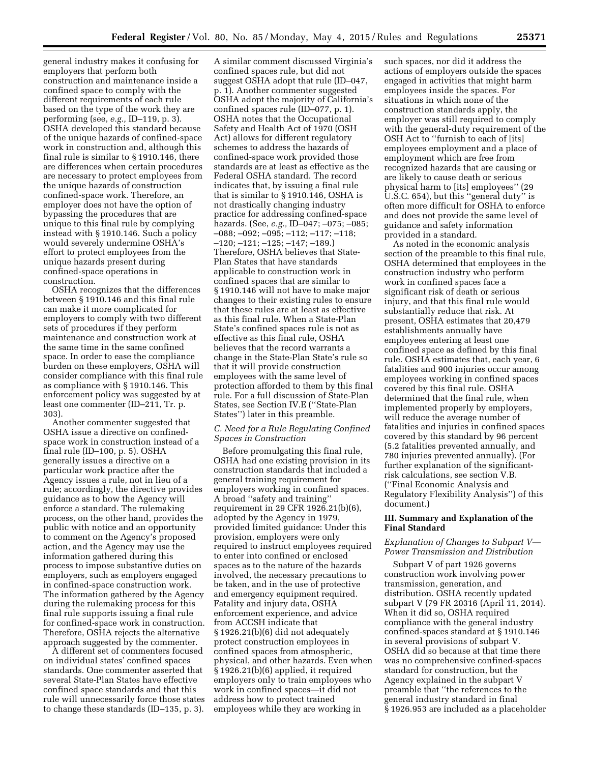general industry makes it confusing for employers that perform both construction and maintenance inside a confined space to comply with the different requirements of each rule based on the type of the work they are performing (see, *e.g.,* ID–119, p. 3). OSHA developed this standard because of the unique hazards of confined-space work in construction and, although this final rule is similar to § 1910.146, there are differences when certain procedures are necessary to protect employees from the unique hazards of construction confined-space work. Therefore, an employer does not have the option of bypassing the procedures that are unique to this final rule by complying instead with § 1910.146. Such a policy would severely undermine OSHA's effort to protect employees from the unique hazards present during confined-space operations in construction.

OSHA recognizes that the differences between § 1910.146 and this final rule can make it more complicated for employers to comply with two different sets of procedures if they perform maintenance and construction work at the same time in the same confined space. In order to ease the compliance burden on these employers, OSHA will consider compliance with this final rule as compliance with § 1910.146. This enforcement policy was suggested by at least one commenter (ID–211, Tr. p. 303).

Another commenter suggested that OSHA issue a directive on confined-space work in construction instead of a final rule (ID–100, p. 5). OSHA generally issues a directive on a particular work practice after the Agency issues a rule, not in lieu of a rule; accordingly, the directive provides guidance as to how the Agency will enforce a standard. The rulemaking process, on the other hand, provides the public with notice and an opportunity to comment on the Agency's proposed action, and the Agency may use the information gathered during this process to impose substantive duties on employers, such as employers engaged in confined-space construction work. The information gathered by the Agency during the rulemaking process for this final rule supports issuing a final rule for confined-space work in construction. Therefore, OSHA rejects the alternative approach suggested by the commenter.

A different set of commenters focused on individual states' confined spaces standards. One commenter asserted that several State-Plan States have effective confined space standards and that this rule will unnecessarily force those states to change these standards (ID–135, p. 3). A similar comment discussed Virginia's confined spaces rule, but did not suggest OSHA adopt that rule (ID–047, p. 1). Another commenter suggested OSHA adopt the majority of California's confined spaces rule (ID–077, p. 1). OSHA notes that the Occupational Safety and Health Act of 1970 (OSH Act) allows for different regulatory schemes to address the hazards of confined-space work provided those standards are at least as effective as the Federal OSHA standard. The record indicates that, by issuing a final rule that is similar to § 1910.146, OSHA is not drastically changing industry practice for addressing confined-space hazards. (See, *e.g.,* ID–047; –075; –085; –088; –092; –095; –112; –117; –118; –120; –121; –125; –147; –189.) Therefore, OSHA believes that State-Plan States that have standards applicable to construction work in confined spaces that are similar to § 1910.146 will not have to make major changes to their existing rules to ensure that these rules are at least as effective as this final rule. When a State-Plan State's confined spaces rule is not as effective as this final rule, OSHA believes that the record warrants a change in the State-Plan State's rule so that it will provide construction employees with the same level of protection afforded to them by this final rule. For a full discussion of State-Plan States, see Section IV.E (''State-Plan States'') later in this preamble.

### *C. Need for a Rule Regulating Confined Spaces in Construction*

Before promulgating this final rule, OSHA had one existing provision in its construction standards that included a general training requirement for employers working in confined spaces. A broad ''safety and training'' requirement in 29 CFR 1926.21(b)(6), adopted by the Agency in 1979, provided limited guidance: Under this provision, employers were only required to instruct employees required to enter into confined or enclosed spaces as to the nature of the hazards involved, the necessary precautions to be taken, and in the use of protective and emergency equipment required. Fatality and injury data, OSHA enforcement experience, and advice from ACCSH indicate that § 1926.21(b)(6) did not adequately protect construction employees in confined spaces from atmospheric, physical, and other hazards. Even when § 1926.21(b)(6) applied, it required employers only to train employees who work in confined spaces—it did not address how to protect trained employees while they are working in such spaces, nor did it address the actions of employers outside the spaces engaged in activities that might harm employees inside the spaces. For situations in which none of the construction standards apply, the employer was still required to comply with the general-duty requirement of the OSH Act to ''furnish to each of [its] employees employment and a place of employment which are free from recognized hazards that are causing or are likely to cause death or serious physical harm to [its] employees'' (29 U.S.C. 654), but this ''general duty'' is often more difficult for OSHA to enforce and does not provide the same level of guidance and safety information provided in a standard.

As noted in the economic analysis section of the preamble to this final rule, OSHA determined that employees in the construction industry who perform work in confined spaces face a significant risk of death or serious injury, and that this final rule would substantially reduce that risk. At present, OSHA estimates that 20,479 establishments annually have employees entering at least one confined space as defined by this final rule. OSHA estimates that, each year, 6 fatalities and 900 injuries occur among employees working in confined spaces covered by this final rule. OSHA determined that the final rule, when implemented properly by employers, will reduce the average number of fatalities and injuries in confined spaces covered by this standard by 96 percent (5.2 fatalities prevented annually, and 780 injuries prevented annually). (For further explanation of the significant-risk calculations, see section V.B. (''Final Economic Analysis and Regulatory Flexibility Analysis'') of this document.)

## III. Summary and Explanation of the Final Standard

### *Explanation of Changes to Subpart V—Power Transmission and Distribution*

Subpart V of part 1926 governs construction work involving power transmission, generation, and distribution. OSHA recently updated subpart V (79 FR 20316 (April 11, 2014). When it did so, OSHA required compliance with the general industry confined-spaces standard at § 1910.146 in several provisions of subpart V. OSHA did so because at that time there was no comprehensive confined-spaces standard for construction, but the Agency explained in the subpart V preamble that ''the references to the general industry standard in final § 1926.953 are included as a placeholder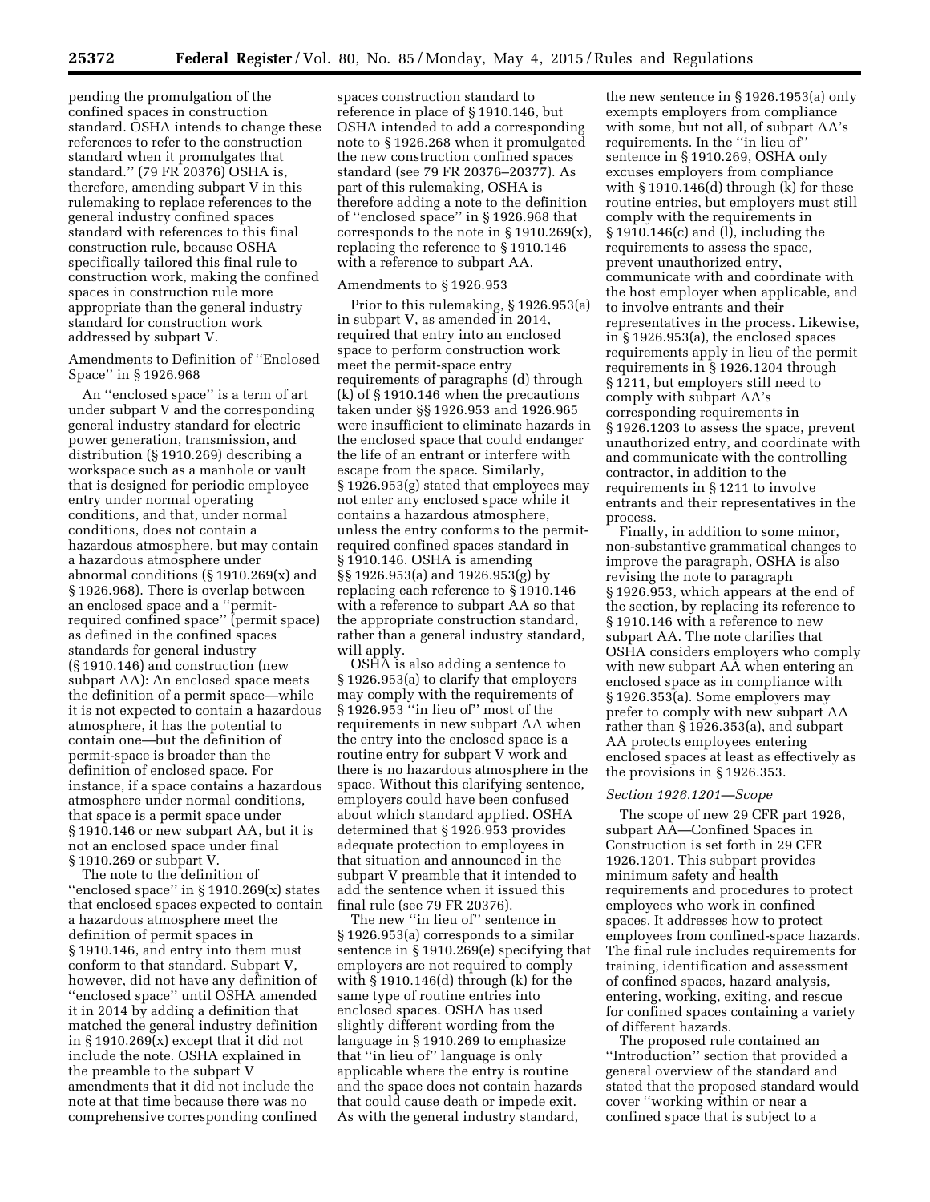pending the promulgation of the confined spaces in construction standard. OSHA intends to change these references to refer to the construction standard when it promulgates that standard.'' (79 FR 20376) OSHA is, therefore, amending subpart V in this rulemaking to replace references to the general industry confined spaces standard with references to this final construction rule, because OSHA specifically tailored this final rule to construction work, making the confined spaces in construction rule more appropriate than the general industry standard for construction work addressed by subpart V.

Amendments to Definition of ''Enclosed Space'' in § 1926.968

An ''enclosed space'' is a term of art under subpart V and the corresponding general industry standard for electric power generation, transmission, and distribution (§ 1910.269) describing a workspace such as a manhole or vault that is designed for periodic employee entry under normal operating conditions, and that, under normal conditions, does not contain a hazardous atmosphere, but may contain a hazardous atmosphere under abnormal conditions (§ 1910.269(x) and § 1926.968). There is overlap between an enclosed space and a ''permit-required confined space'' (permit space) as defined in the confined spaces standards for general industry (§ 1910.146) and construction (new subpart AA): An enclosed space meets the definition of a permit space—while it is not expected to contain a hazardous atmosphere, it has the potential to contain one—but the definition of permit-space is broader than the definition of enclosed space. For instance, if a space contains a hazardous atmosphere under normal conditions, that space is a permit space under § 1910.146 or new subpart AA, but it is not an enclosed space under final § 1910.269 or subpart V.

The note to the definition of ''enclosed space'' in § 1910.269(x) states that enclosed spaces expected to contain a hazardous atmosphere meet the definition of permit spaces in § 1910.146, and entry into them must conform to that standard. Subpart V, however, did not have any definition of ''enclosed space'' until OSHA amended it in 2014 by adding a definition that matched the general industry definition in § 1910.269(x) except that it did not include the note. OSHA explained in the preamble to the subpart V amendments that it did not include the note at that time because there was no comprehensive corresponding confined spaces construction standard to reference in place of § 1910.146, but OSHA intended to add a corresponding note to § 1926.268 when it promulgated the new construction confined spaces standard (see 79 FR 20376–20377). As part of this rulemaking, OSHA is therefore adding a note to the definition of ''enclosed space'' in § 1926.968 that corresponds to the note in § 1910.269(x), replacing the reference to § 1910.146 with a reference to subpart AA.

Amendments to § 1926.953

Prior to this rulemaking, § 1926.953(a) in subpart V, as amended in 2014, required that entry into an enclosed space to perform construction work meet the permit-space entry requirements of paragraphs (d) through (k) of § 1910.146 when the precautions taken under §§ 1926.953 and 1926.965 were insufficient to eliminate hazards in the enclosed space that could endanger the life of an entrant or interfere with escape from the space. Similarly, § 1926.953(g) stated that employees may not enter any enclosed space while it contains a hazardous atmosphere, unless the entry conforms to the permit-required confined spaces standard in § 1910.146. OSHA is amending §§ 1926.953(a) and 1926.953(g) by replacing each reference to § 1910.146 with a reference to subpart AA so that the appropriate construction standard, rather than a general industry standard, will apply.

OSHA is also adding a sentence to § 1926.953(a) to clarify that employers may comply with the requirements of § 1926.953 ''in lieu of'' most of the requirements in new subpart AA when the entry into the enclosed space is a routine entry for subpart V work and there is no hazardous atmosphere in the space. Without this clarifying sentence, employers could have been confused about which standard applied. OSHA determined that § 1926.953 provides adequate protection to employees in that situation and announced in the subpart V preamble that it intended to add the sentence when it issued this final rule (see 79 FR 20376).

The new ''in lieu of'' sentence in § 1926.953(a) corresponds to a similar sentence in § 1910.269(e) specifying that employers are not required to comply with § 1910.146(d) through (k) for the same type of routine entries into enclosed spaces. OSHA has used slightly different wording from the language in § 1910.269 to emphasize that ''in lieu of'' language is only applicable where the entry is routine and the space does not contain hazards that could cause death or impede exit. As with the general industry standard, the new sentence in § 1926.1953(a) only exempts employers from compliance with some, but not all, of subpart AA's requirements. In the ''in lieu of'' sentence in § 1910.269, OSHA only excuses employers from compliance with § 1910.146(d) through (k) for these routine entries, but employers must still comply with the requirements in § 1910.146(c) and (l), including the requirements to assess the space, prevent unauthorized entry, communicate with and coordinate with the host employer when applicable, and to involve entrants and their representatives in the process. Likewise, in § 1926.953(a), the enclosed spaces requirements apply in lieu of the permit requirements in § 1926.1204 through § 1211, but employers still need to comply with subpart AA's corresponding requirements in § 1926.1203 to assess the space, prevent unauthorized entry, and coordinate with and communicate with the controlling contractor, in addition to the requirements in § 1211 to involve entrants and their representatives in the process.

Finally, in addition to some minor, non-substantive grammatical changes to improve the paragraph, OSHA is also revising the note to paragraph § 1926.953, which appears at the end of the section, by replacing its reference to § 1910.146 with a reference to new subpart AA. The note clarifies that OSHA considers employers who comply with new subpart AA when entering an enclosed space as in compliance with § 1926.353(a). Some employers may prefer to comply with new subpart AA rather than § 1926.353(a), and subpart AA protects employees entering enclosed spaces at least as effectively as the provisions in § 1926.353.

*Section 1926.1201—Scope*

The scope of new 29 CFR part 1926, subpart AA—Confined Spaces in Construction is set forth in 29 CFR 1926.1201. This subpart provides minimum safety and health requirements and procedures to protect employees who work in confined spaces. It addresses how to protect employees from confined-space hazards. The final rule includes requirements for training, identification and assessment of confined spaces, hazard analysis, entering, working, exiting, and rescue for confined spaces containing a variety of different hazards.

The proposed rule contained an ''Introduction'' section that provided a general overview of the standard and stated that the proposed standard would cover ''working within or near a confined space that is subject to a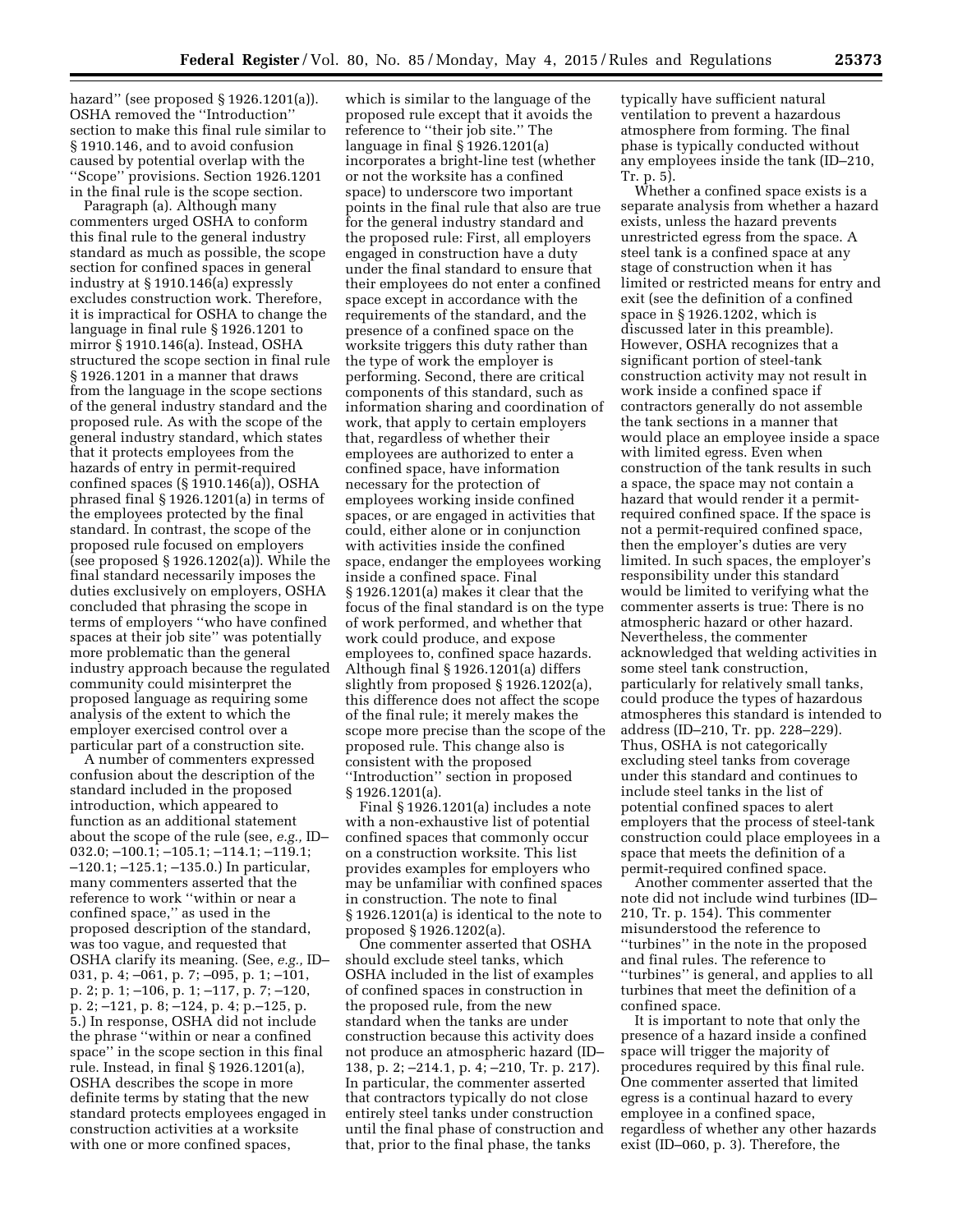hazard'' (see proposed § 1926.1201(a)). OSHA removed the ''Introduction'' section to make this final rule similar to § 1910.146, and to avoid confusion caused by potential overlap with the ''Scope'' provisions. Section 1926.1201 in the final rule is the scope section.

Paragraph (a). Although many commenters urged OSHA to conform this final rule to the general industry standard as much as possible, the scope section for confined spaces in general industry at § 1910.146(a) expressly excludes construction work. Therefore, it is impractical for OSHA to change the language in final rule § 1926.1201 to mirror § 1910.146(a). Instead, OSHA structured the scope section in final rule § 1926.1201 in a manner that draws from the language in the scope sections of the general industry standard and the proposed rule. As with the scope of the general industry standard, which states that it protects employees from the hazards of entry in permit-required confined spaces (§ 1910.146(a)), OSHA phrased final § 1926.1201(a) in terms of the employees protected by the final standard. In contrast, the scope of the proposed rule focused on employers (see proposed § 1926.1202(a)). While the final standard necessarily imposes the duties exclusively on employers, OSHA concluded that phrasing the scope in terms of employers ''who have confined spaces at their job site'' was potentially more problematic than the general industry approach because the regulated community could misinterpret the proposed language as requiring some analysis of the extent to which the employer exercised control over a particular part of a construction site.

A number of commenters expressed confusion about the description of the standard included in the proposed introduction, which appeared to function as an additional statement about the scope of the rule (see, *e.g.,* ID–032.0; –100.1; –105.1; –114.1; –119.1; –120.1; –125.1; –135.0.) In particular, many commenters asserted that the reference to work ''within or near a confined space,'' as used in the proposed description of the standard, was too vague, and requested that OSHA clarify its meaning. (See, *e.g.,* ID–031, p. 4; –061, p. 7; –095, p. 1; –101, p. 2; p. 1; –106, p. 1; –117, p. 7; –120, p. 2; –121, p. 8; –124, p. 4; p.–125, p. 5.) In response, OSHA did not include the phrase ''within or near a confined space'' in the scope section in this final rule. Instead, in final § 1926.1201(a), OSHA describes the scope in more definite terms by stating that the new standard protects employees engaged in construction activities at a worksite with one or more confined spaces, which is similar to the language of the proposed rule except that it avoids the reference to ''their job site.'' The language in final § 1926.1201(a) incorporates a bright-line test (whether or not the worksite has a confined space) to underscore two important points in the final rule that also are true for the general industry standard and the proposed rule: First, all employers engaged in construction have a duty under the final standard to ensure that their employees do not enter a confined space except in accordance with the requirements of the standard, and the presence of a confined space on the worksite triggers this duty rather than the type of work the employer is performing. Second, there are critical components of this standard, such as information sharing and coordination of work, that apply to certain employers that, regardless of whether their employees are authorized to enter a confined space, have information necessary for the protection of employees working inside confined spaces, or are engaged in activities that could, either alone or in conjunction with activities inside the confined space, endanger the employees working inside a confined space. Final § 1926.1201(a) makes it clear that the focus of the final standard is on the type of work performed, and whether that work could produce, and expose employees to, confined space hazards. Although final § 1926.1201(a) differs slightly from proposed § 1926.1202(a), this difference does not affect the scope of the final rule; it merely makes the scope more precise than the scope of the proposed rule. This change also is consistent with the proposed ''Introduction'' section in proposed § 1926.1201(a).

Final § 1926.1201(a) includes a note with a non-exhaustive list of potential confined spaces that commonly occur on a construction worksite. This list provides examples for employers who may be unfamiliar with confined spaces in construction. The note to final § 1926.1201(a) is identical to the note to proposed § 1926.1202(a).

One commenter asserted that OSHA should exclude steel tanks, which OSHA included in the list of examples of confined spaces in construction in the proposed rule, from the new standard when the tanks are under construction because this activity does not produce an atmospheric hazard (ID–138, p. 2; –214.1, p. 4; –210, Tr. p. 217). In particular, the commenter asserted that contractors typically do not close entirely steel tanks under construction until the final phase of construction and that, prior to the final phase, the tanks typically have sufficient natural ventilation to prevent a hazardous atmosphere from forming. The final phase is typically conducted without any employees inside the tank (ID–210, Tr. p. 5).

Whether a confined space exists is a separate analysis from whether a hazard exists, unless the hazard prevents unrestricted egress from the space. A steel tank is a confined space at any stage of construction when it has limited or restricted means for entry and exit (see the definition of a confined space in § 1926.1202, which is discussed later in this preamble). However, OSHA recognizes that a significant portion of steel-tank construction activity may not result in work inside a confined space if contractors generally do not assemble the tank sections in a manner that would place an employee inside a space with limited egress. Even when construction of the tank results in such a space, the space may not contain a hazard that would render it a permit-required confined space. If the space is not a permit-required confined space, then the employer's duties are very limited. In such spaces, the employer's responsibility under this standard would be limited to verifying what the commenter asserts is true: There is no atmospheric hazard or other hazard. Nevertheless, the commenter acknowledged that welding activities in some steel tank construction, particularly for relatively small tanks, could produce the types of hazardous atmospheres this standard is intended to address (ID–210, Tr. pp. 228–229). Thus, OSHA is not categorically excluding steel tanks from coverage under this standard and continues to include steel tanks in the list of potential confined spaces to alert employers that the process of steel-tank construction could place employees in a space that meets the definition of a permit-required confined space.

Another commenter asserted that the note did not include wind turbines (ID–210, Tr. p. 154). This commenter misunderstood the reference to ''turbines'' in the note in the proposed and final rules. The reference to ''turbines'' is general, and applies to all turbines that meet the definition of a confined space.

It is important to note that only the presence of a hazard inside a confined space will trigger the majority of procedures required by this final rule. One commenter asserted that limited egress is a continual hazard to every employee in a confined space, regardless of whether any other hazards exist (ID–060, p. 3). Therefore, the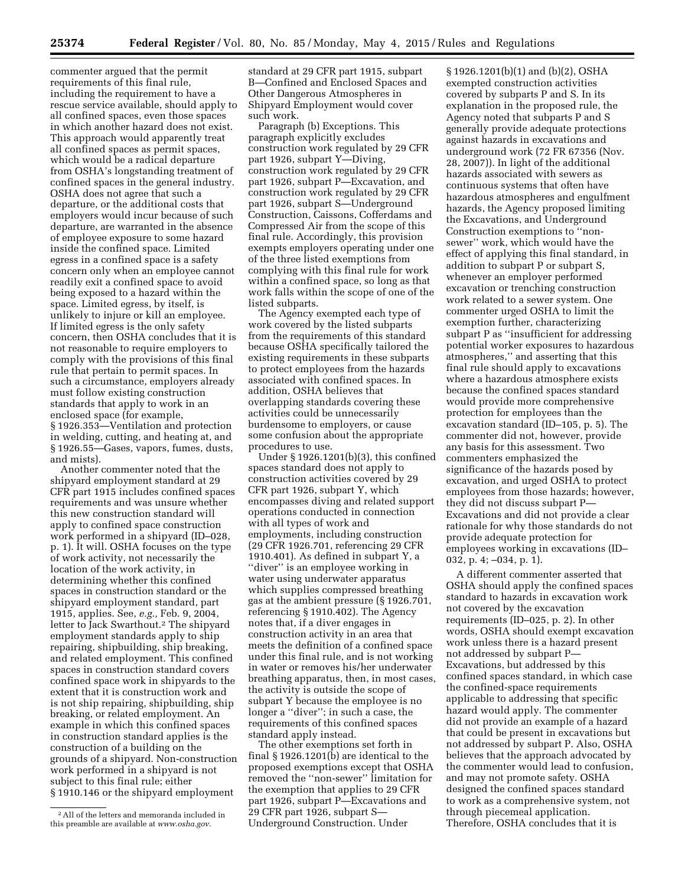commenter argued that the permit requirements of this final rule, including the requirement to have a rescue service available, should apply to all confined spaces, even those spaces in which another hazard does not exist. This approach would apparently treat all confined spaces as permit spaces, which would be a radical departure from OSHA's longstanding treatment of confined spaces in the general industry. OSHA does not agree that such a departure, or the additional costs that employers would incur because of such departure, are warranted in the absence of employee exposure to some hazard inside the confined space. Limited egress in a confined space is a safety concern only when an employee cannot readily exit a confined space to avoid being exposed to a hazard within the space. Limited egress, by itself, is unlikely to injure or kill an employee. If limited egress is the only safety concern, then OSHA concludes that it is not reasonable to require employers to comply with the provisions of this final rule that pertain to permit spaces. In such a circumstance, employers already must follow existing construction standards that apply to work in an enclosed space (for example, § 1926.353—Ventilation and protection in welding, cutting, and heating at, and § 1926.55—Gases, vapors, fumes, dusts, and mists).

Another commenter noted that the shipyard employment standard at 29 CFR part 1915 includes confined spaces requirements and was unsure whether this new construction standard will apply to confined space construction work performed in a shipyard (ID–028, p. 1). It will. OSHA focuses on the type of work activity, not necessarily the location of the work activity, in determining whether this confined spaces in construction standard or the shipyard employment standard, part 1915, applies. See, *e.g.,* Feb. 9, 2004, letter to Jack Swarthout.[2] The shipyard employment standards apply to ship repairing, shipbuilding, ship breaking, and related employment. This confined spaces in construction standard covers confined space work in shipyards to the extent that it is construction work and is not ship repairing, shipbuilding, ship breaking, or related employment. An example in which this confined spaces in construction standard applies is the construction of a building on the grounds of a shipyard. Non-construction work performed in a shipyard is not subject to this final rule; either § 1910.146 or the shipyard employment standard at 29 CFR part 1915, subpart B—Confined and Enclosed Spaces and Other Dangerous Atmospheres in Shipyard Employment would cover such work.

Paragraph (b) Exceptions. This paragraph explicitly excludes construction work regulated by 29 CFR part 1926, subpart Y—Diving, construction work regulated by 29 CFR part 1926, subpart P—Excavation, and construction work regulated by 29 CFR part 1926, subpart S—Underground Construction, Caissons, Cofferdams and Compressed Air from the scope of this final rule. Accordingly, this provision exempts employers operating under one of the three listed exemptions from complying with this final rule for work within a confined space, so long as that work falls within the scope of one of the listed subparts.

The Agency exempted each type of work covered by the listed subparts from the requirements of this standard because OSHA specifically tailored the existing requirements in these subparts to protect employees from the hazards associated with confined spaces. In addition, OSHA believes that overlapping standards covering these activities could be unnecessarily burdensome to employers, or cause some confusion about the appropriate procedures to use.

Under § 1926.1201(b)(3), this confined spaces standard does not apply to construction activities covered by 29 CFR part 1926, subpart Y, which encompasses diving and related support operations conducted in connection with all types of work and employments, including construction (29 CFR 1926.701, referencing 29 CFR 1910.401). As defined in subpart Y, a ''diver'' is an employee working in water using underwater apparatus which supplies compressed breathing gas at the ambient pressure (§ 1926.701, referencing § 1910.402). The Agency notes that, if a diver engages in construction activity in an area that meets the definition of a confined space under this final rule, and is not working in water or removes his/her underwater breathing apparatus, then, in most cases, the activity is outside the scope of subpart Y because the employee is no longer a ''diver''; in such a case, the requirements of this confined spaces standard apply instead.

The other exemptions set forth in final § 1926.1201(b) are identical to the proposed exemptions except that OSHA removed the ''non-sewer'' limitation for the exemption that applies to 29 CFR part 1926, subpart P—Excavations and 29 CFR part 1926, subpart S—Underground Construction. Under § 1926.1201(b)(1) and (b)(2), OSHA exempted construction activities covered by subparts P and S. In its explanation in the proposed rule, the Agency noted that subparts P and S generally provide adequate protections against hazards in excavations and underground work (72 FR 67356 (Nov. 28, 2007)). In light of the additional hazards associated with sewers as continuous systems that often have hazardous atmospheres and engulfment hazards, the Agency proposed limiting the Excavations, and Underground Construction exemptions to ''non-sewer'' work, which would have the effect of applying this final standard, in addition to subpart P or subpart S, whenever an employer performed excavation or trenching construction work related to a sewer system. One commenter urged OSHA to limit the exemption further, characterizing subpart P as ''insufficient for addressing potential worker exposures to hazardous atmospheres,'' and asserting that this final rule should apply to excavations where a hazardous atmosphere exists because the confined spaces standard would provide more comprehensive protection for employees than the excavation standard (ID–105, p. 5). The commenter did not, however, provide any basis for this assessment. Two commenters emphasized the significance of the hazards posed by excavation, and urged OSHA to protect employees from those hazards; however, they did not discuss subpart P—Excavations and did not provide a clear rationale for why those standards do not provide adequate protection for employees working in excavations (ID–032, p. 4; –034, p. 1).

A different commenter asserted that OSHA should apply the confined spaces standard to hazards in excavation work not covered by the excavation requirements (ID–025, p. 2). In other words, OSHA should exempt excavation work unless there is a hazard present not addressed by subpart P—Excavations, but addressed by this confined spaces standard, in which case the confined-space requirements applicable to addressing that specific hazard would apply. The commenter did not provide an example of a hazard that could be present in excavations but not addressed by subpart P. Also, OSHA believes that the approach advocated by the commenter would lead to confusion, and may not promote safety. OSHA designed the confined spaces standard to work as a comprehensive system, not through piecemeal application. Therefore, OSHA concludes that it is

[2] All of the letters and memoranda included in this preamble are available at *www.osha.gov.*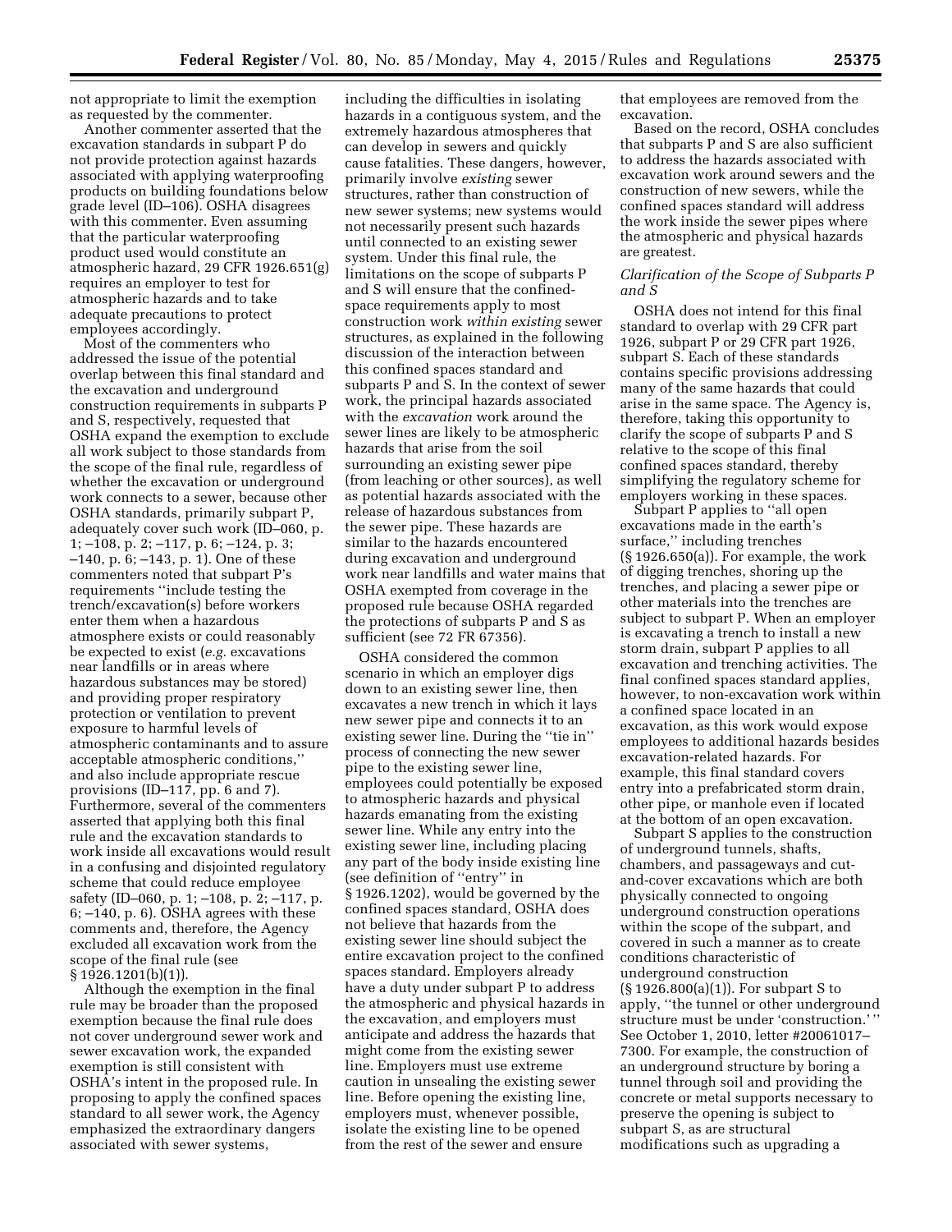not appropriate to limit the exemption as requested by the commenter.

Another commenter asserted that the excavation standards in subpart P do not provide protection against hazards associated with applying waterproofing products on building foundations below grade level (ID–106). OSHA disagrees with this commenter. Even assuming that the particular waterproofing product used would constitute an atmospheric hazard, 29 CFR 1926.651(g) requires an employer to test for atmospheric hazards and to take adequate precautions to protect employees accordingly.

Most of the commenters who addressed the issue of the potential overlap between this final standard and the excavation and underground construction requirements in subparts P and S, respectively, requested that OSHA expand the exemption to exclude all work subject to those standards from the scope of the final rule, regardless of whether the excavation or underground work connects to a sewer, because other OSHA standards, primarily subpart P, adequately cover such work (ID–060, p. 1; –108, p. 2; –117, p. 6; –124, p. 3; –140, p. 6; –143, p. 1). One of these commenters noted that subpart P's requirements "include testing the trench/excavation(s) before workers enter them when a hazardous atmosphere exists or could reasonably be expected to exist (*e.g.* excavations near landfills or in areas where hazardous substances may be stored) and providing proper respiratory protection or ventilation to prevent exposure to harmful levels of atmospheric contaminants and to assure acceptable atmospheric conditions," and also include appropriate rescue provisions (ID–117, pp. 6 and 7). Furthermore, several of the commenters asserted that applying both this final rule and the excavation standards to work inside all excavations would result in a confusing and disjointed regulatory scheme that could reduce employee safety (ID–060, p. 1; –108, p. 2; –117, p. 6; –140, p. 6). OSHA agrees with these comments and, therefore, the Agency excluded all excavation work from the scope of the final rule (see § 1926.1201(b)(1)).

Although the exemption in the final rule may be broader than the proposed exemption because the final rule does not cover underground sewer work and sewer excavation work, the expanded exemption is still consistent with OSHA's intent in the proposed rule. In proposing to apply the confined spaces standard to all sewer work, the Agency emphasized the extraordinary dangers associated with sewer systems, including the difficulties in isolating hazards in a contiguous system, and the extremely hazardous atmospheres that can develop in sewers and quickly cause fatalities. These dangers, however, primarily involve *existing* sewer structures, rather than construction of new sewer systems; new systems would not necessarily present such hazards until connected to an existing sewer system. Under this final rule, the limitations on the scope of subparts P and S will ensure that the confined-space requirements apply to most construction work *within existing* sewer structures, as explained in the following discussion of the interaction between this confined spaces standard and subparts P and S. In the context of sewer work, the principal hazards associated with the *excavation* work around the sewer lines are likely to be atmospheric hazards that arise from the soil surrounding an existing sewer pipe (from leaching or other sources), as well as potential hazards associated with the release of hazardous substances from the sewer pipe. These hazards are similar to the hazards encountered during excavation and underground work near landfills and water mains that OSHA exempted from coverage in the proposed rule because OSHA regarded the protections of subparts P and S as sufficient (see 72 FR 67356).

OSHA considered the common scenario in which an employer digs down to an existing sewer line, then excavates a new trench in which it lays new sewer pipe and connects it to an existing sewer line. During the "tie in" process of connecting the new sewer pipe to the existing sewer line, employees could potentially be exposed to atmospheric hazards and physical hazards emanating from the existing sewer line. While any entry into the existing sewer line, including placing any part of the body inside existing line (see definition of "entry" in § 1926.1202), would be governed by the confined spaces standard, OSHA does not believe that hazards from the existing sewer line should subject the entire excavation project to the confined spaces standard. Employers already have a duty under subpart P to address the atmospheric and physical hazards in the excavation, and employers must anticipate and address the hazards that might come from the existing sewer line. Employers must use extreme caution in unsealing the existing sewer line. Before opening the existing line, employers must, whenever possible, isolate the existing line to be opened from the rest of the sewer and ensure that employees are removed from the excavation.

Based on the record, OSHA concludes that subparts P and S are also sufficient to address the hazards associated with excavation work around sewers and the construction of new sewers, while the confined spaces standard will address the work inside the sewer pipes where the atmospheric and physical hazards are greatest.

*Clarification of the Scope of Subparts P and S*

OSHA does not intend for this final standard to overlap with 29 CFR part 1926, subpart P or 29 CFR part 1926, subpart S. Each of these standards contains specific provisions addressing many of the same hazards that could arise in the same space. The Agency is, therefore, taking this opportunity to clarify the scope of subparts P and S relative to the scope of this final confined spaces standard, thereby simplifying the regulatory scheme for employers working in these spaces.

Subpart P applies to "all open excavations made in the earth's surface," including trenches (§ 1926.650(a)). For example, the work of digging trenches, shoring up the trenches, and placing a sewer pipe or other materials into the trenches are subject to subpart P. When an employer is excavating a trench to install a new storm drain, subpart P applies to all excavation and trenching activities. The final confined spaces standard applies, however, to non-excavation work within a confined space located in an excavation, as this work would expose employees to additional hazards besides excavation-related hazards. For example, this final standard covers entry into a prefabricated storm drain, other pipe, or manhole even if located at the bottom of an open excavation.

Subpart S applies to the construction of underground tunnels, shafts, chambers, and passageways and cut-and-cover excavations which are both physically connected to ongoing underground construction operations within the scope of the subpart, and covered in such a manner as to create conditions characteristic of underground construction (§ 1926.800(a)(1)). For subpart S to apply, "the tunnel or other underground structure must be under 'construction.'" See October 1, 2010, letter #20061017–7300. For example, the construction of an underground structure by boring a tunnel through soil and providing the concrete or metal supports necessary to preserve the opening is subject to subpart S, as are structural modifications such as upgrading a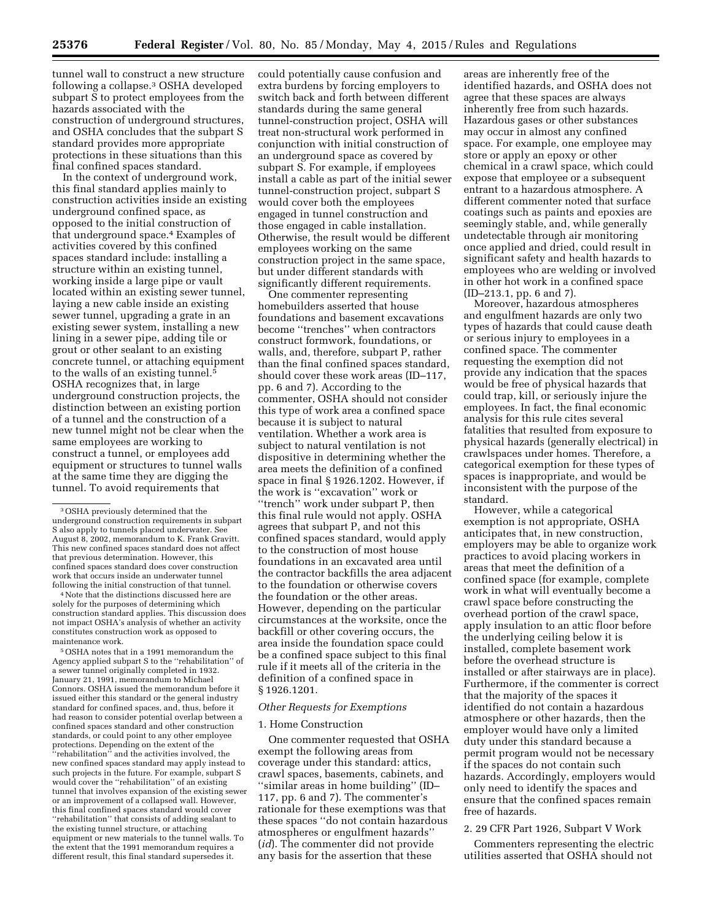tunnel wall to construct a new structure following a collapse.[3] OSHA developed subpart S to protect employees from the hazards associated with the construction of underground structures, and OSHA concludes that the subpart S standard provides more appropriate protections in these situations than this final confined spaces standard.

In the context of underground work, this final standard applies mainly to construction activities inside an existing underground confined space, as opposed to the initial construction of that underground space.[4] Examples of activities covered by this confined spaces standard include: installing a structure within an existing tunnel, working inside a large pipe or vault located within an existing sewer tunnel, laying a new cable inside an existing sewer tunnel, upgrading a grate in an existing sewer system, installing a new lining in a sewer pipe, adding tile or grout or other sealant to an existing concrete tunnel, or attaching equipment to the walls of an existing tunnel.[5] OSHA recognizes that, in large underground construction projects, the distinction between an existing portion of a tunnel and the construction of a new tunnel might not be clear when the same employees are working to construct a tunnel, or employees add equipment or structures to tunnel walls at the same time they are digging the tunnel. To avoid requirements that could potentially cause confusion and extra burdens by forcing employers to switch back and forth between different standards during the same general tunnel-construction project, OSHA will treat non-structural work performed in conjunction with initial construction of an underground space as covered by subpart S. For example, if employees install a cable as part of the initial sewer tunnel-construction project, subpart S would cover both the employees engaged in tunnel construction and those engaged in cable installation. Otherwise, the result would be different employees working on the same construction project in the same space, but under different standards with significantly different requirements.

One commenter representing homebuilders asserted that house foundations and basement excavations become ''trenches'' when contractors construct formwork, foundations, or walls, and, therefore, subpart P, rather than the final confined spaces standard, should cover these work areas (ID–117, pp. 6 and 7). According to the commenter, OSHA should not consider this type of work area a confined space because it is subject to natural ventilation. Whether a work area is subject to natural ventilation is not dispositive in determining whether the area meets the definition of a confined space in final § 1926.1202. However, if the work is ''excavation'' work or ''trench'' work under subpart P, then this final rule would not apply. OSHA agrees that subpart P, and not this confined spaces standard, would apply to the construction of most house foundations in an excavated area until the contractor backfills the area adjacent to the foundation or otherwise covers the foundation or the other areas. However, depending on the particular circumstances at the worksite, once the backfill or other covering occurs, the area inside the foundation space could be a confined space subject to this final rule if it meets all of the criteria in the definition of a confined space in § 1926.1201.

*Other Requests for Exemptions*

1. Home Construction

One commenter requested that OSHA exempt the following areas from coverage under this standard: attics, crawl spaces, basements, cabinets, and ''similar areas in home building'' (ID–117, pp. 6 and 7). The commenter's rationale for these exemptions was that these spaces ''do not contain hazardous atmospheres or engulfment hazards'' (*id*). The commenter did not provide any basis for the assertion that these areas are inherently free of the identified hazards, and OSHA does not agree that these spaces are always inherently free from such hazards. Hazardous gases or other substances may occur in almost any confined space. For example, one employee may store or apply an epoxy or other chemical in a crawl space, which could expose that employee or a subsequent entrant to a hazardous atmosphere. A different commenter noted that surface coatings such as paints and epoxies are seemingly stable, and, while generally undetectable through air monitoring once applied and dried, could result in significant safety and health hazards to employees who are welding or involved in other hot work in a confined space (ID–213.1, pp. 6 and 7).

Moreover, hazardous atmospheres and engulfment hazards are only two types of hazards that could cause death or serious injury to employees in a confined space. The commenter requesting the exemption did not provide any indication that the spaces would be free of physical hazards that could trap, kill, or seriously injure the employees. In fact, the final economic analysis for this rule cites several fatalities that resulted from exposure to physical hazards (generally electrical) in crawlspaces under homes. Therefore, a categorical exemption for these types of spaces is inappropriate, and would be inconsistent with the purpose of the standard.

However, while a categorical exemption is not appropriate, OSHA anticipates that, in new construction, employers may be able to organize work practices to avoid placing workers in areas that meet the definition of a confined space (for example, complete work in what will eventually become a crawl space before constructing the overhead portion of the crawl space, apply insulation to an attic floor before the underlying ceiling below it is installed, complete basement work before the overhead structure is installed or after stairways are in place). Furthermore, if the commenter is correct that the majority of the spaces it identified do not contain a hazardous atmosphere or other hazards, then the employer would have only a limited duty under this standard because a permit program would not be necessary if the spaces do not contain such hazards. Accordingly, employers would only need to identify the spaces and ensure that the confined spaces remain free of hazards.

2. 29 CFR Part 1926, Subpart V Work

Commenters representing the electric utilities asserted that OSHA should not

---

[3] OSHA previously determined that the underground construction requirements in subpart S also apply to tunnels placed underwater. See August 8, 2002, memorandum to K. Frank Gravitt. This new confined spaces standard does not affect that previous determination. However, this confined spaces standard does cover construction work that occurs inside an underwater tunnel following the initial construction of that tunnel.

[4] Note that the distinctions discussed here are solely for the purposes of determining which construction standard applies. This discussion does not impact OSHA's analysis of whether an activity constitutes construction work as opposed to maintenance work.

[5] OSHA notes that in a 1991 memorandum the Agency applied subpart S to the ''rehabilitation'' of a sewer tunnel originally completed in 1932. January 21, 1991, memorandum to Michael Connors. OSHA issued the memorandum before it issued either this standard or the general industry standard for confined spaces, and, thus, before it had reason to consider potential overlap between a confined spaces standard and other construction standards, or could point to any other employee protections. Depending on the extent of the ''rehabilitation'' and the activities involved, the new confined spaces standard may apply instead to such projects in the future. For example, subpart S would cover the ''rehabilitation'' of an existing tunnel that involves expansion of the existing sewer or an improvement of a collapsed wall. However, this final confined spaces standard would cover ''rehabilitation'' that consists of adding sealant to the existing tunnel structure, or attaching equipment or new materials to the tunnel walls. To the extent that the 1991 memorandum requires a different result, this final standard supersedes it.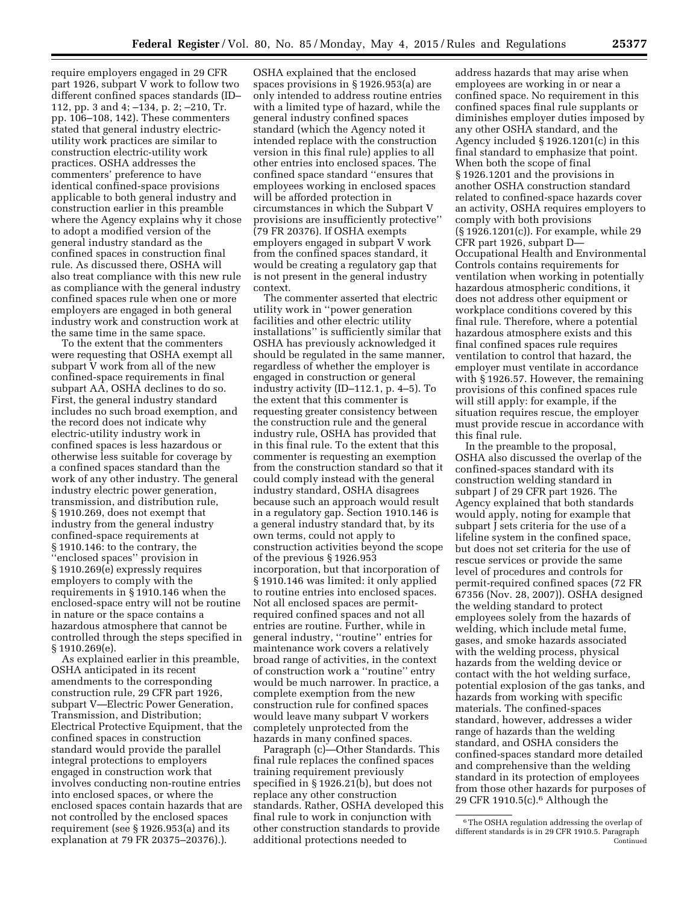require employers engaged in 29 CFR part 1926, subpart V work to follow two different confined spaces standards (ID–112, pp. 3 and 4; –134, p. 2; –210, Tr. pp. 106–108, 142). These commenters stated that general industry electric-utility work practices are similar to construction electric-utility work practices. OSHA addresses the commenters' preference to have identical confined-space provisions applicable to both general industry and construction earlier in this preamble where the Agency explains why it chose to adopt a modified version of the general industry standard as the confined spaces in construction final rule. As discussed there, OSHA will also treat compliance with this new rule as compliance with the general industry confined spaces rule when one or more employers are engaged in both general industry work and construction work at the same time in the same space.

To the extent that the commenters were requesting that OSHA exempt all subpart V work from all of the new confined-space requirements in final subpart AA, OSHA declines to do so. First, the general industry standard includes no such broad exemption, and the record does not indicate why electric-utility industry work in confined spaces is less hazardous or otherwise less suitable for coverage by a confined spaces standard than the work of any other industry. The general industry electric power generation, transmission, and distribution rule, § 1910.269, does not exempt that industry from the general industry confined-space requirements at § 1910.146: to the contrary, the "enclosed spaces" provision in § 1910.269(e) expressly requires employers to comply with the requirements in § 1910.146 when the enclosed-space entry will not be routine in nature or the space contains a hazardous atmosphere that cannot be controlled through the steps specified in § 1910.269(e).

As explained earlier in this preamble, OSHA anticipated in its recent amendments to the corresponding construction rule, 29 CFR part 1926, subpart V—Electric Power Generation, Transmission, and Distribution; Electrical Protective Equipment, that the confined spaces in construction standard would provide the parallel integral protections to employers engaged in construction work that involves conducting non-routine entries into enclosed spaces, or where the enclosed spaces contain hazards that are not controlled by the enclosed spaces requirement (see § 1926.953(a) and its explanation at 79 FR 20375–20376).).

OSHA explained that the enclosed spaces provisions in § 1926.953(a) are only intended to address routine entries with a limited type of hazard, while the general industry confined spaces standard (which the Agency noted it intended replace with the construction version in this final rule) applies to all other entries into enclosed spaces. The confined space standard "ensures that employees working in enclosed spaces will be afforded protection in circumstances in which the Subpart V provisions are insufficiently protective" (79 FR 20376). If OSHA exempts employers engaged in subpart V work from the confined spaces standard, it would be creating a regulatory gap that is not present in the general industry context.

The commenter asserted that electric utility work in "power generation facilities and other electric utility installations" is sufficiently similar that OSHA has previously acknowledged it should be regulated in the same manner, regardless of whether the employer is engaged in construction or general industry activity (ID–112.1, p. 4–5). To the extent that this commenter is requesting greater consistency between the construction rule and the general industry rule, OSHA has provided that in this final rule. To the extent that this commenter is requesting an exemption from the construction standard so that it could comply instead with the general industry standard, OSHA disagrees because such an approach would result in a regulatory gap. Section 1910.146 is a general industry standard that, by its own terms, could not apply to construction activities beyond the scope of the previous § 1926.953 incorporation, but that incorporation of § 1910.146 was limited: it only applied to routine entries into enclosed spaces. Not all enclosed spaces are permit-required confined spaces and not all entries are routine. Further, while in general industry, "routine" entries for maintenance work covers a relatively broad range of activities, in the context of construction work a "routine" entry would be much narrower. In practice, a complete exemption from the new construction rule for confined spaces would leave many subpart V workers completely unprotected from the hazards in many confined spaces.

*Paragraph (c)—Other Standards.* This final rule replaces the confined spaces training requirement previously specified in § 1926.21(b), but does not replace any other construction standards. Rather, OSHA developed this final rule to work in conjunction with other construction standards to provide additional protections needed to address hazards that may arise when employees are working in or near a confined space. No requirement in this confined spaces final rule supplants or diminishes employer duties imposed by any other OSHA standard, and the Agency included § 1926.1201(c) in this final standard to emphasize that point. When both the scope of final § 1926.1201 and the provisions in another OSHA construction standard related to confined-space hazards cover an activity, OSHA requires employers to comply with both provisions (§ 1926.1201(c)). For example, while 29 CFR part 1926, subpart D—Occupational Health and Environmental Controls contains requirements for ventilation when working in potentially hazardous atmospheric conditions, it does not address other equipment or workplace conditions covered by this final rule. Therefore, where a potential hazardous atmosphere exists and this final confined spaces rule requires ventilation to control that hazard, the employer must ventilate in accordance with § 1926.57. However, the remaining provisions of this confined spaces rule will still apply: for example, if the situation requires rescue, the employer must provide rescue in accordance with this final rule.

In the preamble to the proposal, OSHA also discussed the overlap of the confined-spaces standard with its construction welding standard in subpart J of 29 CFR part 1926. The Agency explained that both standards would apply, noting for example that subpart J sets criteria for the use of a lifeline system in the confined space, but does not set criteria for the use of rescue services or provide the same level of procedures and controls for permit-required confined spaces (72 FR 67356 (Nov. 28, 2007)). OSHA designed the welding standard to protect employees solely from the hazards of welding, which include metal fume, gases, and smoke hazards associated with the welding process, physical hazards from the welding device or contact with the hot welding surface, potential explosion of the gas tanks, and hazards from working with specific materials. The confined-spaces standard, however, addresses a wider range of hazards than the welding standard, and OSHA considers the confined-spaces standard more detailed and comprehensive than the welding standard in its protection of employees from those other hazards for purposes of 29 CFR 1910.5(c).[6] Although the

[6] The OSHA regulation addressing the overlap of different standards is in 29 CFR 1910.5. Paragraph Continued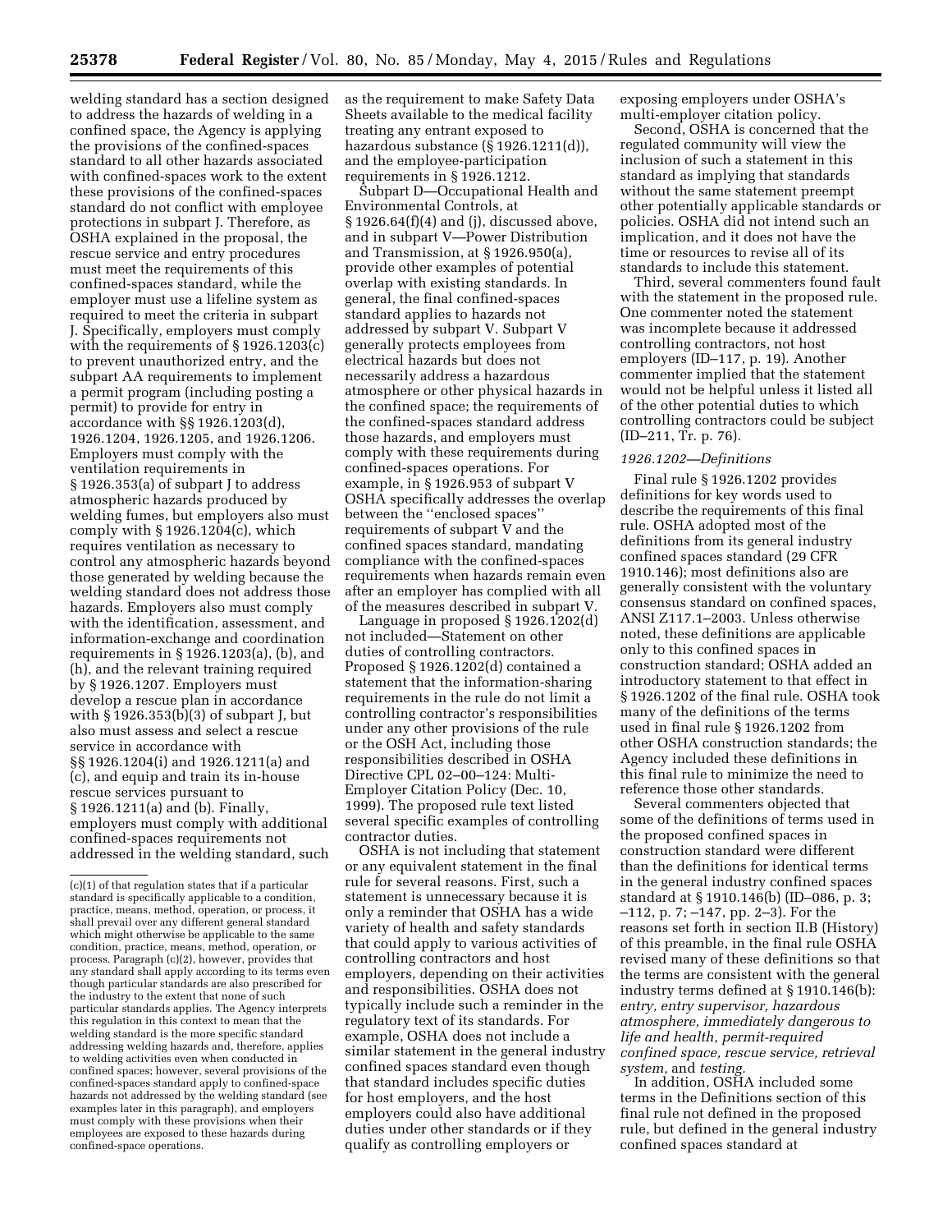welding standard has a section designed to address the hazards of welding in a confined space, the Agency is applying the provisions of the confined-spaces standard to all other hazards associated with confined-spaces work to the extent these provisions of the confined-spaces standard do not conflict with employee protections in subpart J. Therefore, as OSHA explained in the proposal, the rescue service and entry procedures must meet the requirements of this confined-spaces standard, while the employer must use a lifeline system as required to meet the criteria in subpart J. Specifically, employers must comply with the requirements of § 1926.1203(c) to prevent unauthorized entry, and the subpart AA requirements to implement a permit program (including posting a permit) to provide for entry in accordance with §§ 1926.1203(d), 1926.1204, 1926.1205, and 1926.1206. Employers must comply with the ventilation requirements in § 1926.353(a) of subpart J to address atmospheric hazards produced by welding fumes, but employers also must comply with § 1926.1204(c), which requires ventilation as necessary to control any atmospheric hazards beyond those generated by welding because the welding standard does not address those hazards. Employers also must comply with the identification, assessment, and information-exchange and coordination requirements in § 1926.1203(a), (b), and (h), and the relevant training required by § 1926.1207. Employers must develop a rescue plan in accordance with § 1926.353(b)(3) of subpart J, but also must assess and select a rescue service in accordance with §§ 1926.1204(i) and 1926.1211(a) and (c), and equip and train its in-house rescue services pursuant to § 1926.1211(a) and (b). Finally, employers must comply with additional confined-spaces requirements not addressed in the welding standard, such as the requirement to make Safety Data Sheets available to the medical facility treating any entrant exposed to hazardous substance (§ 1926.1211(d)), and the employee-participation requirements in § 1926.1212.

Subpart D—Occupational Health and Environmental Controls, at § 1926.64(f)(4) and (j), discussed above, and in subpart V—Power Distribution and Transmission, at § 1926.950(a), provide other examples of potential overlap with existing standards. In general, the final confined-spaces standard applies to hazards not addressed by subpart V. Subpart V generally protects employees from electrical hazards but does not necessarily address a hazardous atmosphere or other physical hazards in the confined space; the requirements of the confined-spaces standard address those hazards, and employers must comply with these requirements during confined-spaces operations. For example, in § 1926.953 of subpart V OSHA specifically addresses the overlap between the ''enclosed spaces'' requirements of subpart V and the confined spaces standard, mandating compliance with the confined-spaces requirements when hazards remain even after an employer has complied with all of the measures described in subpart V.

Language in proposed § 1926.1202(d) not included—Statement on other duties of controlling contractors. Proposed § 1926.1202(d) contained a statement that the information-sharing requirements in the rule do not limit a controlling contractor's responsibilities under any other provisions of the rule or the OSH Act, including those responsibilities described in OSHA Directive CPL 02–00–124: Multi-Employer Citation Policy (Dec. 10, 1999). The proposed rule text listed several specific examples of controlling contractor duties.

OSHA is not including that statement or any equivalent statement in the final rule for several reasons. First, such a statement is unnecessary because it is only a reminder that OSHA has a wide variety of health and safety standards that could apply to various activities of controlling contractors and host employers, depending on their activities and responsibilities. OSHA does not typically include such a reminder in the regulatory text of its standards. For example, OSHA does not include a similar statement in the general industry confined spaces standard even though that standard includes specific duties for host employers, and the host employers could also have additional duties under other standards or if they qualify as controlling employers or exposing employers under OSHA's multi-employer citation policy.

Second, OSHA is concerned that the regulated community will view the inclusion of such a statement in this standard as implying that standards without the same statement preempt other potentially applicable standards or policies. OSHA did not intend such an implication, and it does not have the time or resources to revise all of its standards to include this statement.

Third, several commenters found fault with the statement in the proposed rule. One commenter noted the statement was incomplete because it addressed controlling contractors, not host employers (ID–117, p. 19). Another commenter implied that the statement would not be helpful unless it listed all of the other potential duties to which controlling contractors could be subject (ID–211, Tr. p. 76).

### *1926.1202—Definitions*

Final rule § 1926.1202 provides definitions for key words used to describe the requirements of this final rule. OSHA adopted most of the definitions from its general industry confined spaces standard (29 CFR 1910.146); most definitions also are generally consistent with the voluntary consensus standard on confined spaces, ANSI Z117.1–2003. Unless otherwise noted, these definitions are applicable only to this confined spaces in construction standard; OSHA added an introductory statement to that effect in § 1926.1202 of the final rule. OSHA took many of the definitions of the terms used in final rule § 1926.1202 from other OSHA construction standards; the Agency included these definitions in this final rule to minimize the need to reference those other standards.

Several commenters objected that some of the definitions of terms used in the proposed confined spaces in construction standard were different than the definitions for identical terms in the general industry confined spaces standard at § 1910.146(b) (ID–086, p. 3; –112, p. 7; –147, pp. 2–3). For the reasons set forth in section II.B (History) of this preamble, in the final rule OSHA revised many of these definitions so that the terms are consistent with the general industry terms defined at § 1910.146(b): *entry, entry supervisor, hazardous atmosphere, immediately dangerous to life and health, permit-required confined space, rescue service, retrieval system,* and *testing.*

In addition, OSHA included some terms in the Definitions section of this final rule not defined in the proposed rule, but defined in the general industry confined spaces standard at

---

(c)(1) of that regulation states that if a particular standard is specifically applicable to a condition, practice, means, method, operation, or process, it shall prevail over any different general standard which might otherwise be applicable to the same condition, practice, means, method, operation, or process. Paragraph (c)(2), however, provides that any standard shall apply according to its terms even though particular standards are also prescribed for the industry to the extent that none of such particular standards applies. The Agency interprets this regulation in this context to mean that the welding standard is the more specific standard addressing welding hazards and, therefore, applies to welding activities even when conducted in confined spaces; however, several provisions of the confined-spaces standard apply to confined-space hazards not addressed by the welding standard (see examples later in this paragraph), and employers must comply with these provisions when their employees are exposed to these hazards during confined-space operations.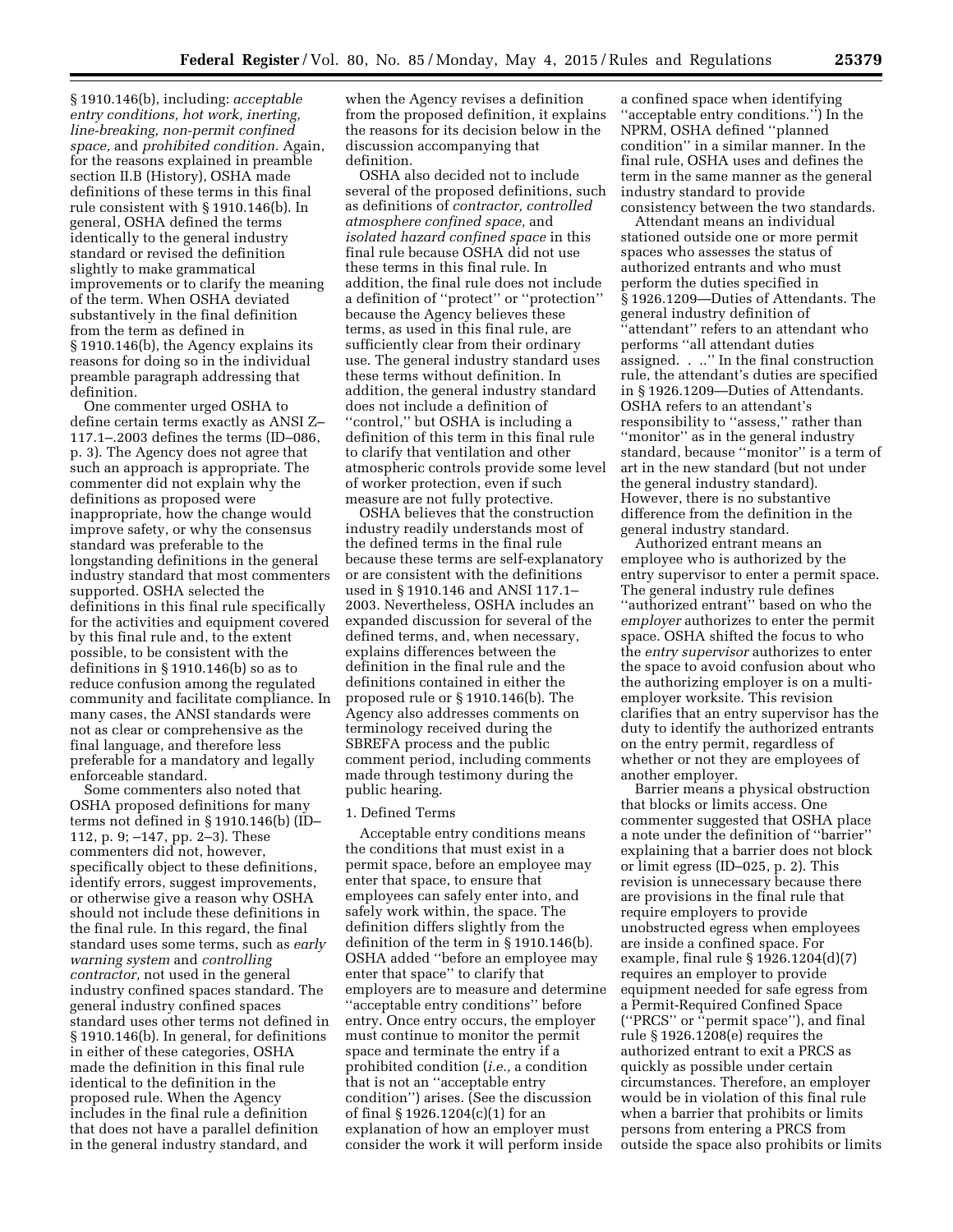§ 1910.146(b), including: *acceptable entry conditions, hot work, inerting, line-breaking, non-permit confined space,* and *prohibited condition.* Again, for the reasons explained in preamble section II.B (History), OSHA made definitions of these terms in this final rule consistent with § 1910.146(b). In general, OSHA defined the terms identically to the general industry standard or revised the definition slightly to make grammatical improvements or to clarify the meaning of the term. When OSHA deviated substantively in the final definition from the term as defined in § 1910.146(b), the Agency explains its reasons for doing so in the individual preamble paragraph addressing that definition.

One commenter urged OSHA to define certain terms exactly as ANSI Z–117.1–.2003 defines the terms (ID–086, p. 3). The Agency does not agree that such an approach is appropriate. The commenter did not explain why the definitions as proposed were inappropriate, how the change would improve safety, or why the consensus standard was preferable to the longstanding definitions in the general industry standard that most commenters supported. OSHA selected the definitions in this final rule specifically for the activities and equipment covered by this final rule and, to the extent possible, to be consistent with the definitions in § 1910.146(b) so as to reduce confusion among the regulated community and facilitate compliance. In many cases, the ANSI standards were not as clear or comprehensive as the final language, and therefore less preferable for a mandatory and legally enforceable standard.

Some commenters also noted that OSHA proposed definitions for many terms not defined in § 1910.146(b) (ID–112, p. 9; –147, pp. 2–3). These commenters did not, however, specifically object to these definitions, identify errors, suggest improvements, or otherwise give a reason why OSHA should not include these definitions in the final rule. In this regard, the final standard uses some terms, such as *early warning system* and *controlling contractor,* not used in the general industry confined spaces standard. The general industry confined spaces standard uses other terms not defined in § 1910.146(b). In general, for definitions in either of these categories, OSHA made the definition in this final rule identical to the definition in the proposed rule. When the Agency includes in the final rule a definition that does not have a parallel definition in the general industry standard, and when the Agency revises a definition from the proposed definition, it explains the reasons for its decision below in the discussion accompanying that definition.

OSHA also decided not to include several of the proposed definitions, such as definitions of *contractor, controlled atmosphere confined space,* and *isolated hazard confined space* in this final rule because OSHA did not use these terms in this final rule. In addition, the final rule does not include a definition of ''protect'' or ''protection'' because the Agency believes these terms, as used in this final rule, are sufficiently clear from their ordinary use. The general industry standard uses these terms without definition. In addition, the general industry standard does not include a definition of ''control,'' but OSHA is including a definition of this term in this final rule to clarify that ventilation and other atmospheric controls provide some level of worker protection, even if such measure are not fully protective.

OSHA believes that the construction industry readily understands most of the defined terms in the final rule because these terms are self-explanatory or are consistent with the definitions used in § 1910.146 and ANSI 117.1–2003. Nevertheless, OSHA includes an expanded discussion for several of the defined terms, and, when necessary, explains differences between the definition in the final rule and the definitions contained in either the proposed rule or § 1910.146(b). The Agency also addresses comments on terminology received during the SBREFA process and the public comment period, including comments made through testimony during the public hearing.

1. Defined Terms

Acceptable entry conditions means the conditions that must exist in a permit space, before an employee may enter that space, to ensure that employees can safely enter into, and safely work within, the space. The definition differs slightly from the definition of the term in § 1910.146(b). OSHA added ''before an employee may enter that space'' to clarify that employers are to measure and determine ''acceptable entry conditions'' before entry. Once entry occurs, the employer must continue to monitor the permit space and terminate the entry if a prohibited condition (*i.e.,* a condition that is not an ''acceptable entry condition'') arises. (See the discussion of final § 1926.1204(c)(1) for an explanation of how an employer must consider the work it will perform inside a confined space when identifying ''acceptable entry conditions.'') In the NPRM, OSHA defined ''planned condition'' in a similar manner. In the final rule, OSHA uses and defines the term in the same manner as the general industry standard to provide consistency between the two standards.

Attendant means an individual stationed outside one or more permit spaces who assesses the status of authorized entrants and who must perform the duties specified in § 1926.1209—Duties of Attendants. The general industry definition of ''attendant'' refers to an attendant who performs ''all attendant duties assigned. . ..'' In the final construction rule, the attendant's duties are specified in § 1926.1209—Duties of Attendants. OSHA refers to an attendant's responsibility to ''assess,'' rather than ''monitor'' as in the general industry standard, because ''monitor'' is a term of art in the new standard (but not under the general industry standard). However, there is no substantive difference from the definition in the general industry standard.

Authorized entrant means an employee who is authorized by the entry supervisor to enter a permit space. The general industry rule defines ''authorized entrant'' based on who the *employer* authorizes to enter the permit space. OSHA shifted the focus to who the *entry supervisor* authorizes to enter the space to avoid confusion about who the authorizing employer is on a multi-employer worksite. This revision clarifies that an entry supervisor has the duty to identify the authorized entrants on the entry permit, regardless of whether or not they are employees of another employer.

Barrier means a physical obstruction that blocks or limits access. One commenter suggested that OSHA place a note under the definition of ''barrier'' explaining that a barrier does not block or limit egress (ID–025, p. 2). This revision is unnecessary because there are provisions in the final rule that require employers to provide unobstructed egress when employees are inside a confined space. For example, final rule § 1926.1204(d)(7) requires an employer to provide equipment needed for safe egress from a Permit-Required Confined Space (''PRCS'' or ''permit space''), and final rule § 1926.1208(e) requires the authorized entrant to exit a PRCS as quickly as possible under certain circumstances. Therefore, an employer would be in violation of this final rule when a barrier that prohibits or limits persons from entering a PRCS from outside the space also prohibits or limits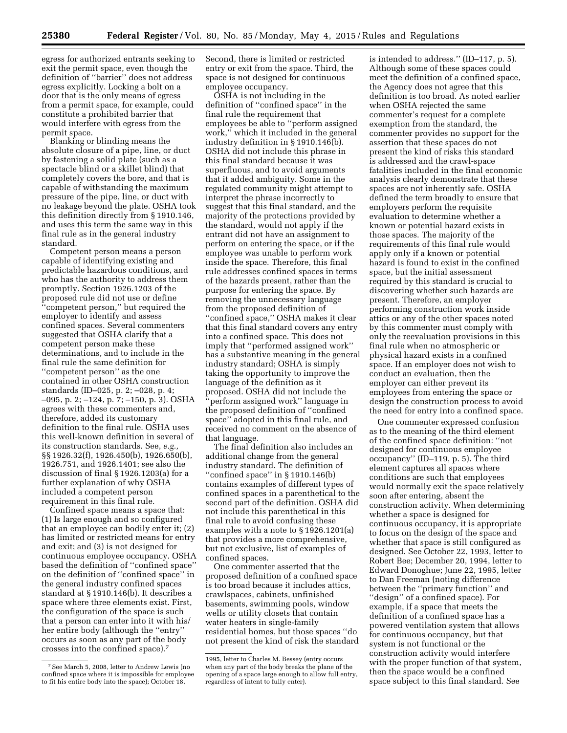egress for authorized entrants seeking to exit the permit space, even though the definition of ''barrier'' does not address egress explicitly. Locking a bolt on a door that is the only means of egress from a permit space, for example, could constitute a prohibited barrier that would interfere with egress from the permit space.

Blanking or blinding means the absolute closure of a pipe, line, or duct by fastening a solid plate (such as a spectacle blind or a skillet blind) that completely covers the bore, and that is capable of withstanding the maximum pressure of the pipe, line, or duct with no leakage beyond the plate. OSHA took this definition directly from § 1910.146, and uses this term the same way in this final rule as in the general industry standard.

Competent person means a person capable of identifying existing and predictable hazardous conditions, and who has the authority to address them promptly. Section 1926.1203 of the proposed rule did not use or define ''competent person,'' but required the employer to identify and assess confined spaces. Several commenters suggested that OSHA clarify that a competent person make these determinations, and to include in the final rule the same definition for ''competent person'' as the one contained in other OSHA construction standards (ID–025, p. 2; –028, p. 4; –095, p. 2; –124, p. 7; –150, p. 3). OSHA agrees with these commenters and, therefore, added its customary definition to the final rule. OSHA uses this well-known definition in several of its construction standards. See, *e.g.,* §§ 1926.32(f), 1926.450(b), 1926.650(b), 1926.751, and 1926.1401; see also the discussion of final § 1926.1203(a) for a further explanation of why OSHA included a competent person requirement in this final rule.

Confined space means a space that: (1) Is large enough and so configured that an employee can bodily enter it; (2) has limited or restricted means for entry and exit; and (3) is not designed for continuous employee occupancy. OSHA based the definition of ''confined space'' on the definition of ''confined space'' in the general industry confined spaces standard at § 1910.146(b). It describes a space where three elements exist. First, the configuration of the space is such that a person can enter into it with his/her entire body (although the ''entry'' occurs as soon as any part of the body crosses into the confined space).[7] Second, there is limited or restricted entry or exit from the space. Third, the space is not designed for continuous employee occupancy.

OSHA is not including in the definition of ''confined space'' in the final rule the requirement that employees be able to ''perform assigned work,'' which it included in the general industry definition in § 1910.146(b). OSHA did not include this phrase in this final standard because it was superfluous, and to avoid arguments that it added ambiguity. Some in the regulated community might attempt to interpret the phrase incorrectly to suggest that this final standard, and the majority of the protections provided by the standard, would not apply if the entrant did not have an assignment to perform on entering the space, or if the employee was unable to perform work inside the space. Therefore, this final rule addresses confined spaces in terms of the hazards present, rather than the purpose for entering the space. By removing the unnecessary language from the proposed definition of ''confined space,'' OSHA makes it clear that this final standard covers any entry into a confined space. This does not imply that ''performed assigned work'' has a substantive meaning in the general industry standard; OSHA is simply taking the opportunity to improve the language of the definition as it proposed. OSHA did not include the ''perform assigned work'' language in the proposed definition of ''confined space'' adopted in this final rule, and received no comment on the absence of that language.

The final definition also includes an additional change from the general industry standard. The definition of ''confined space'' in § 1910.146(b) contains examples of different types of confined spaces in a parenthetical to the second part of the definition. OSHA did not include this parenthetical in this final rule to avoid confusing these examples with a note to § 1926.1201(a) that provides a more comprehensive, but not exclusive, list of examples of confined spaces.

One commenter asserted that the proposed definition of a confined space is too broad because it includes attics, crawlspaces, cabinets, unfinished basements, swimming pools, window wells or utility closets that contain water heaters in single-family residential homes, but those spaces ''do not present the kind of risk the standard is intended to address.'' (ID–117, p. 5). Although some of these spaces could meet the definition of a confined space, the Agency does not agree that this definition is too broad. As noted earlier when OSHA rejected the same commenter's request for a complete exemption from the standard, the commenter provides no support for the assertion that these spaces do not present the kind of risks this standard is addressed and the crawl-space fatalities included in the final economic analysis clearly demonstrate that these spaces are not inherently safe. OSHA defined the term broadly to ensure that employers perform the requisite evaluation to determine whether a known or potential hazard exists in those spaces. The majority of the requirements of this final rule would apply only if a known or potential hazard is found to exist in the confined space, but the initial assessment required by this standard is crucial to discovering whether such hazards are present. Therefore, an employer performing construction work inside attics or any of the other spaces noted by this commenter must comply with only the reevaluation provisions in this final rule when no atmospheric or physical hazard exists in a confined space. If an employer does not wish to conduct an evaluation, then the employer can either prevent its employees from entering the space or design the construction process to avoid the need for entry into a confined space.

One commenter expressed confusion as to the meaning of the third element of the confined space definition: ''not designed for continuous employee occupancy'' (ID–119, p. 5). The third element captures all spaces where conditions are such that employees would normally exit the space relatively soon after entering, absent the construction activity. When determining whether a space is designed for continuous occupancy, it is appropriate to focus on the design of the space and whether that space is still configured as designed. See October 22, 1993, letter to Robert Bee; December 20, 1994, letter to Edward Donoghue; June 22, 1995, letter to Dan Freeman (noting difference between the ''primary function'' and ''design'' of a confined space). For example, if a space that meets the definition of a confined space has a powered ventilation system that allows for continuous occupancy, but that system is not functional or the construction activity would interfere with the proper function of that system, then the space would be a confined space subject to this final standard. See

---

[7] See March 5, 2008, letter to Andrew Lewis (no confined space where it is impossible for employee to fit his entire body into the space); October 18, 1995, letter to Charles M. Bessey (entry occurs when any part of the body breaks the plane of the opening of a space large enough to allow full entry, regardless of intent to fully enter).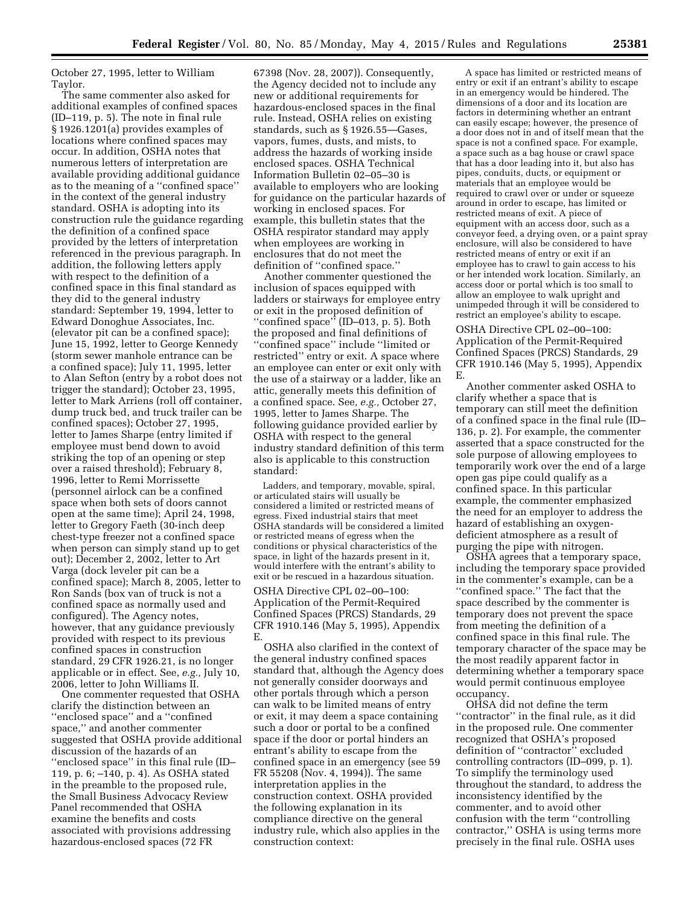October 27, 1995, letter to William Taylor.

The same commenter also asked for additional examples of confined spaces (ID–119, p. 5). The note in final rule § 1926.1201(a) provides examples of locations where confined spaces may occur. In addition, OSHA notes that numerous letters of interpretation are available providing additional guidance as to the meaning of a ''confined space'' in the context of the general industry standard. OSHA is adopting into its construction rule the guidance regarding the definition of a confined space provided by the letters of interpretation referenced in the previous paragraph. In addition, the following letters apply with respect to the definition of a confined space in this final standard as they did to the general industry standard: September 19, 1994, letter to Edward Donoghue Associates, Inc. (elevator pit can be a confined space); June 15, 1992, letter to George Kennedy (storm sewer manhole entrance can be a confined space); July 11, 1995, letter to Alan Sefton (entry by a robot does not trigger the standard); October 23, 1995, letter to Mark Arriens (roll off container, dump truck bed, and truck trailer can be confined spaces); October 27, 1995, letter to James Sharpe (entry limited if employee must bend down to avoid striking the top of an opening or step over a raised threshold); February 8, 1996, letter to Remi Morrissette (personnel airlock can be a confined space when both sets of doors cannot open at the same time); April 24, 1998, letter to Gregory Faeth (30-inch deep chest-type freezer not a confined space when person can simply stand up to get out); December 2, 2002, letter to Art Varga (dock leveler pit can be a confined space); March 8, 2005, letter to Ron Sands (box van of truck is not a confined space as normally used and configured). The Agency notes, however, that any guidance previously provided with respect to its previous confined spaces in construction standard, 29 CFR 1926.21, is no longer applicable or in effect. See, *e.g.,* July 10, 2006, letter to John Williams II.

One commenter requested that OSHA clarify the distinction between an ''enclosed space'' and a ''confined space,'' and another commenter suggested that OSHA provide additional discussion of the hazards of an ''enclosed space'' in this final rule (ID–119, p. 6; –140, p. 4). As OSHA stated in the preamble to the proposed rule, the Small Business Advocacy Review Panel recommended that OSHA examine the benefits and costs associated with provisions addressing hazardous-enclosed spaces (72 FR 67398 (Nov. 28, 2007)). Consequently, the Agency decided not to include any new or additional requirements for hazardous-enclosed spaces in the final rule. Instead, OSHA relies on existing standards, such as § 1926.55—Gases, vapors, fumes, dusts, and mists, to address the hazards of working inside enclosed spaces. OSHA Technical Information Bulletin 02–05–30 is available to employers who are looking for guidance on the particular hazards of working in enclosed spaces. For example, this bulletin states that the OSHA respirator standard may apply when employees are working in enclosures that do not meet the definition of ''confined space.''

Another commenter questioned the inclusion of spaces equipped with ladders or stairways for employee entry or exit in the proposed definition of ''confined space'' (ID–013, p. 5). Both the proposed and final definitions of ''confined space'' include ''limited or restricted'' entry or exit. A space where an employee can enter or exit only with the use of a stairway or a ladder, like an attic, generally meets this definition of a confined space. See, *e.g.,* October 27, 1995, letter to James Sharpe. The following guidance provided earlier by OSHA with respect to the general industry standard definition of this term also is applicable to this construction standard:

> Ladders, and temporary, movable, spiral, or articulated stairs will usually be considered a limited or restricted means of egress. Fixed industrial stairs that meet OSHA standards will be considered a limited or restricted means of egress when the conditions or physical characteristics of the space, in light of the hazards present in it, would interfere with the entrant's ability to exit or be rescued in a hazardous situation.

OSHA Directive CPL 02–00–100: Application of the Permit-Required Confined Spaces (PRCS) Standards, 29 CFR 1910.146 (May 5, 1995), Appendix E.

OSHA also clarified in the context of the general industry confined spaces standard that, although the Agency does not generally consider doorways and other portals through which a person can walk to be limited means of entry or exit, it may deem a space containing such a door or portal to be a confined space if the door or portal hinders an entrant's ability to escape from the confined space in an emergency (see 59 FR 55208 (Nov. 4, 1994)). The same interpretation applies in the construction context. OSHA provided the following explanation in its compliance directive on the general industry rule, which also applies in the construction context:

> A space has limited or restricted means of entry or exit if an entrant's ability to escape in an emergency would be hindered. The dimensions of a door and its location are factors in determining whether an entrant can easily escape; however, the presence of a door does not in and of itself mean that the space is not a confined space. For example, a space such as a bag house or crawl space that has a door leading into it, but also has pipes, conduits, ducts, or equipment or materials that an employee would be required to crawl over or under or squeeze around in order to escape, has limited or restricted means of exit. A piece of equipment with an access door, such as a conveyor feed, a drying oven, or a paint spray enclosure, will also be considered to have restricted means of entry or exit if an employee has to crawl to gain access to his or her intended work location. Similarly, an access door or portal which is too small to allow an employee to walk upright and unimpeded through it will be considered to restrict an employee's ability to escape.

OSHA Directive CPL 02–00–100: Application of the Permit-Required Confined Spaces (PRCS) Standards, 29 CFR 1910.146 (May 5, 1995), Appendix E.

Another commenter asked OSHA to clarify whether a space that is temporary can still meet the definition of a confined space in the final rule (ID–136, p. 2). For example, the commenter asserted that a space constructed for the sole purpose of allowing employees to temporarily work over the end of a large open gas pipe could qualify as a confined space. In this particular example, the commenter emphasized the need for an employer to address the hazard of establishing an oxygen-deficient atmosphere as a result of purging the pipe with nitrogen.

OSHA agrees that a temporary space, including the temporary space provided in the commenter's example, can be a ''confined space.'' The fact that the space described by the commenter is temporary does not prevent the space from meeting the definition of a confined space in this final rule. The temporary character of the space may be the most readily apparent factor in determining whether a temporary space would permit continuous employee occupancy.

OHSA did not define the term ''contractor'' in the final rule, as it did in the proposed rule. One commenter recognized that OSHA's proposed definition of ''contractor'' excluded controlling contractors (ID–099, p. 1). To simplify the terminology used throughout the standard, to address the inconsistency identified by the commenter, and to avoid other confusion with the term ''controlling contractor,'' OSHA is using terms more precisely in the final rule. OSHA uses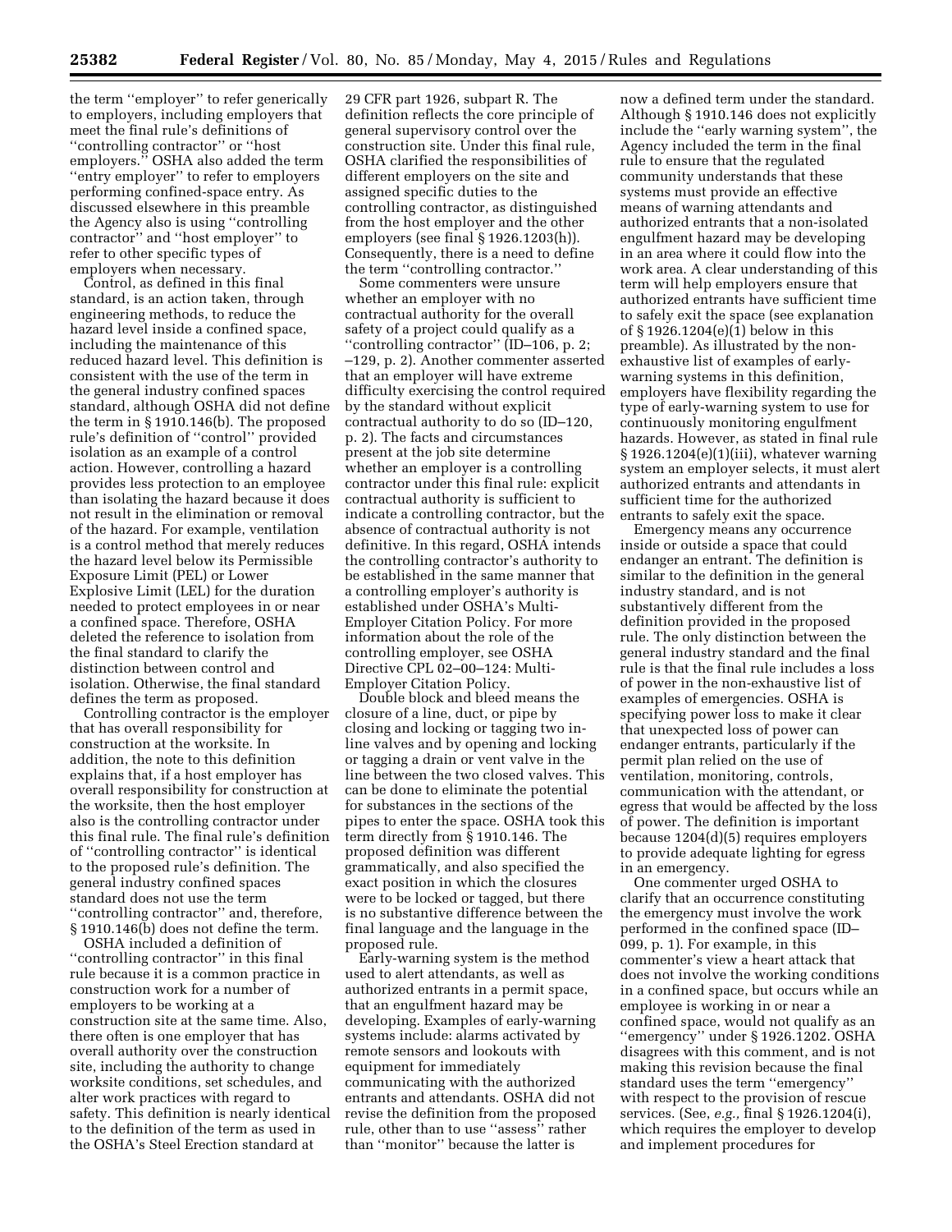the term ''employer'' to refer generically to employers, including employers that meet the final rule's definitions of ''controlling contractor'' or ''host employers.'' OSHA also added the term ''entry employer'' to refer to employers performing confined-space entry. As discussed elsewhere in this preamble the Agency also is using ''controlling contractor'' and ''host employer'' to refer to other specific types of employers when necessary.

Control, as defined in this final standard, is an action taken, through engineering methods, to reduce the hazard level inside a confined space, including the maintenance of this reduced hazard level. This definition is consistent with the use of the term in the general industry confined spaces standard, although OSHA did not define the term in § 1910.146(b). The proposed rule's definition of ''control'' provided isolation as an example of a control action. However, controlling a hazard provides less protection to an employee than isolating the hazard because it does not result in the elimination or removal of the hazard. For example, ventilation is a control method that merely reduces the hazard level below its Permissible Exposure Limit (PEL) or Lower Explosive Limit (LEL) for the duration needed to protect employees in or near a confined space. Therefore, OSHA deleted the reference to isolation from the final standard to clarify the distinction between control and isolation. Otherwise, the final standard defines the term as proposed.

Controlling contractor is the employer that has overall responsibility for construction at the worksite. In addition, the note to this definition explains that, if a host employer has overall responsibility for construction at the worksite, then the host employer also is the controlling contractor under this final rule. The final rule's definition of ''controlling contractor'' is identical to the proposed rule's definition. The general industry confined spaces standard does not use the term ''controlling contractor'' and, therefore, § 1910.146(b) does not define the term.

OSHA included a definition of ''controlling contractor'' in this final rule because it is a common practice in construction work for a number of employers to be working at a construction site at the same time. Also, there often is one employer that has overall authority over the construction site, including the authority to change worksite conditions, set schedules, and alter work practices with regard to safety. This definition is nearly identical to the definition of the term as used in the OSHA's Steel Erection standard at 29 CFR part 1926, subpart R. The definition reflects the core principle of general supervisory control over the construction site. Under this final rule, OSHA clarified the responsibilities of different employers on the site and assigned specific duties to the controlling contractor, as distinguished from the host employer and the other employers (see final § 1926.1203(h)). Consequently, there is a need to define the term ''controlling contractor.''

Some commenters were unsure whether an employer with no contractual authority for the overall safety of a project could qualify as a ''controlling contractor'' (ID–106, p. 2; –129, p. 2). Another commenter asserted that an employer will have extreme difficulty exercising the control required by the standard without explicit contractual authority to do so (ID–120, p. 2). The facts and circumstances present at the job site determine whether an employer is a controlling contractor under this final rule: explicit contractual authority is sufficient to indicate a controlling contractor, but the absence of contractual authority is not definitive. In this regard, OSHA intends the controlling contractor's authority to be established in the same manner that a controlling employer's authority is established under OSHA's Multi-Employer Citation Policy. For more information about the role of the controlling employer, see OSHA Directive CPL 02–00–124: Multi-Employer Citation Policy.

Double block and bleed means the closure of a line, duct, or pipe by closing and locking or tagging two in-line valves and by opening and locking or tagging a drain or vent valve in the line between the two closed valves. This can be done to eliminate the potential for substances in the sections of the pipes to enter the space. OSHA took this term directly from § 1910.146. The proposed definition was different grammatically, and also specified the exact position in which the closures were to be locked or tagged, but there is no substantive difference between the final language and the language in the proposed rule.

Early-warning system is the method used to alert attendants, as well as authorized entrants in a permit space, that an engulfment hazard may be developing. Examples of early-warning systems include: alarms activated by remote sensors and lookouts with equipment for immediately communicating with the authorized entrants and attendants. OSHA did not revise the definition from the proposed rule, other than to use ''assess'' rather than ''monitor'' because the latter is now a defined term under the standard. Although § 1910.146 does not explicitly include the ''early warning system'', the Agency included the term in the final rule to ensure that the regulated community understands that these systems must provide an effective means of warning attendants and authorized entrants that a non-isolated engulfment hazard may be developing in an area where it could flow into the work area. A clear understanding of this term will help employers ensure that authorized entrants have sufficient time to safely exit the space (see explanation of § 1926.1204(e)(1) below in this preamble). As illustrated by the non-exhaustive list of examples of early-warning systems in this definition, employers have flexibility regarding the type of early-warning system to use for continuously monitoring engulfment hazards. However, as stated in final rule § 1926.1204(e)(1)(iii), whatever warning system an employer selects, it must alert authorized entrants and attendants in sufficient time for the authorized entrants to safely exit the space.

Emergency means any occurrence inside or outside a space that could endanger an entrant. The definition is similar to the definition in the general industry standard, and is not substantively different from the definition provided in the proposed rule. The only distinction between the general industry standard and the final rule is that the final rule includes a loss of power in the non-exhaustive list of examples of emergencies. OSHA is specifying power loss to make it clear that unexpected loss of power can endanger entrants, particularly if the permit plan relied on the use of ventilation, monitoring, controls, communication with the attendant, or egress that would be affected by the loss of power. The definition is important because 1204(d)(5) requires employers to provide adequate lighting for egress in an emergency.

One commenter urged OSHA to clarify that an occurrence constituting the emergency must involve the work performed in the confined space (ID–099, p. 1). For example, in this commenter's view a heart attack that does not involve the working conditions in a confined space, but occurs while an employee is working in or near a confined space, would not qualify as an ''emergency'' under § 1926.1202. OSHA disagrees with this comment, and is not making this revision because the final standard uses the term ''emergency'' with respect to the provision of rescue services. (See, *e.g.,* final § 1926.1204(i), which requires the employer to develop and implement procedures for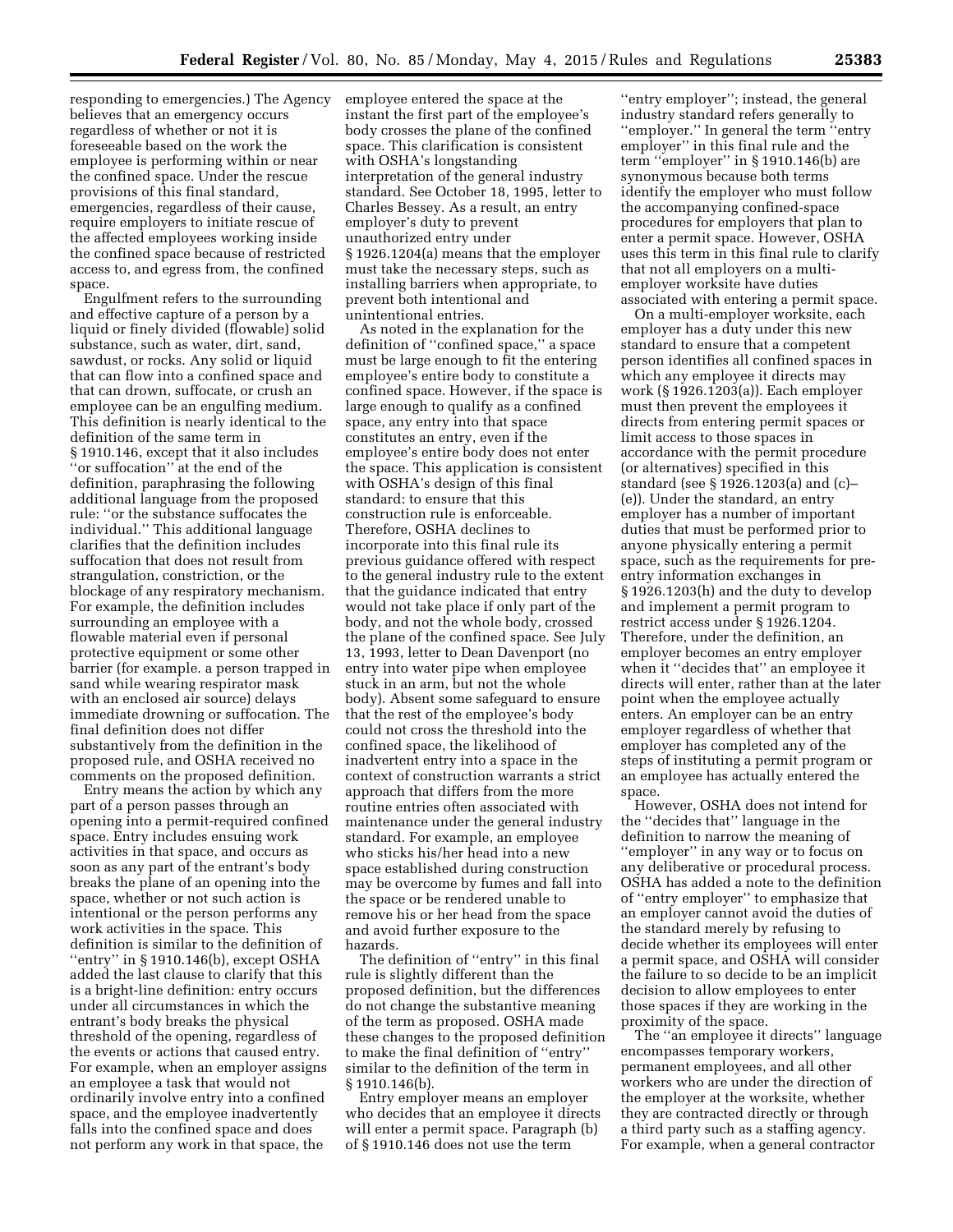responding to emergencies.) The Agency believes that an emergency occurs regardless of whether or not it is foreseeable based on the work the employee is performing within or near the confined space. Under the rescue provisions of this final standard, emergencies, regardless of their cause, require employers to initiate rescue of the affected employees working inside the confined space because of restricted access to, and egress from, the confined space.

Engulfment refers to the surrounding and effective capture of a person by a liquid or finely divided (flowable) solid substance, such as water, dirt, sand, sawdust, or rocks. Any solid or liquid that can flow into a confined space and that can drown, suffocate, or crush an employee can be an engulfing medium. This definition is nearly identical to the definition of the same term in § 1910.146, except that it also includes ''or suffocation'' at the end of the definition, paraphrasing the following additional language from the proposed rule: ''or the substance suffocates the individual.'' This additional language clarifies that the definition includes suffocation that does not result from strangulation, constriction, or the blockage of any respiratory mechanism. For example, the definition includes surrounding an employee with a flowable material even if personal protective equipment or some other barrier (for example. a person trapped in sand while wearing respirator mask with an enclosed air source) delays immediate drowning or suffocation. The final definition does not differ substantively from the definition in the proposed rule, and OSHA received no comments on the proposed definition.

Entry means the action by which any part of a person passes through an opening into a permit-required confined space. Entry includes ensuing work activities in that space, and occurs as soon as any part of the entrant's body breaks the plane of an opening into the space, whether or not such action is intentional or the person performs any work activities in the space. This definition is similar to the definition of ''entry'' in § 1910.146(b), except OSHA added the last clause to clarify that this is a bright-line definition: entry occurs under all circumstances in which the entrant's body breaks the physical threshold of the opening, regardless of the events or actions that caused entry. For example, when an employer assigns an employee a task that would not ordinarily involve entry into a confined space, and the employee inadvertently falls into the confined space and does not perform any work in that space, the employee entered the space at the instant the first part of the employee's body crosses the plane of the confined space. This clarification is consistent with OSHA's longstanding interpretation of the general industry standard. See October 18, 1995, letter to Charles Bessey. As a result, an entry employer's duty to prevent unauthorized entry under § 1926.1204(a) means that the employer must take the necessary steps, such as installing barriers when appropriate, to prevent both intentional and unintentional entries.

As noted in the explanation for the definition of ''confined space,'' a space must be large enough to fit the entering employee's entire body to constitute a confined space. However, if the space is large enough to qualify as a confined space, any entry into that space constitutes an entry, even if the employee's entire body does not enter the space. This application is consistent with OSHA's design of this final standard: to ensure that this construction rule is enforceable. Therefore, OSHA declines to incorporate into this final rule its previous guidance offered with respect to the general industry rule to the extent that the guidance indicated that entry would not take place if only part of the body, and not the whole body, crossed the plane of the confined space. See July 13, 1993, letter to Dean Davenport (no entry into water pipe when employee stuck in an arm, but not the whole body). Absent some safeguard to ensure that the rest of the employee's body could not cross the threshold into the confined space, the likelihood of inadvertent entry into a space in the context of construction warrants a strict approach that differs from the more routine entries often associated with maintenance under the general industry standard. For example, an employee who sticks his/her head into a new space established during construction may be overcome by fumes and fall into the space or be rendered unable to remove his or her head from the space and avoid further exposure to the hazards.

The definition of ''entry'' in this final rule is slightly different than the proposed definition, but the differences do not change the substantive meaning of the term as proposed. OSHA made these changes to the proposed definition to make the final definition of ''entry'' similar to the definition of the term in § 1910.146(b).

Entry employer means an employer who decides that an employee it directs will enter a permit space. Paragraph (b) of § 1910.146 does not use the term ''entry employer''; instead, the general industry standard refers generally to ''employer.'' In general the term ''entry employer'' in this final rule and the term ''employer'' in § 1910.146(b) are synonymous because both terms identify the employer who must follow the accompanying confined-space procedures for employers that plan to enter a permit space. However, OSHA uses this term in this final rule to clarify that not all employers on a multi-employer worksite have duties associated with entering a permit space.

On a multi-employer worksite, each employer has a duty under this new standard to ensure that a competent person identifies all confined spaces in which any employee it directs may work (§ 1926.1203(a)). Each employer must then prevent the employees it directs from entering permit spaces or limit access to those spaces in accordance with the permit procedure (or alternatives) specified in this standard (see § 1926.1203(a) and (c)–(e)). Under the standard, an entry employer has a number of important duties that must be performed prior to anyone physically entering a permit space, such as the requirements for pre-entry information exchanges in § 1926.1203(h) and the duty to develop and implement a permit program to restrict access under § 1926.1204. Therefore, under the definition, an employer becomes an entry employer when it ''decides that'' an employee it directs will enter, rather than at the later point when the employee actually enters. An employer can be an entry employer regardless of whether that employer has completed any of the steps of instituting a permit program or an employee has actually entered the space.

However, OSHA does not intend for the ''decides that'' language in the definition to narrow the meaning of ''employer'' in any way or to focus on any deliberative or procedural process. OSHA has added a note to the definition of ''entry employer'' to emphasize that an employer cannot avoid the duties of the standard merely by refusing to decide whether its employees will enter a permit space, and OSHA will consider the failure to so decide to be an implicit decision to allow employees to enter those spaces if they are working in the proximity of the space.

The ''an employee it directs'' language encompasses temporary workers, permanent employees, and all other workers who are under the direction of the employer at the worksite, whether they are contracted directly or through a third party such as a staffing agency. For example, when a general contractor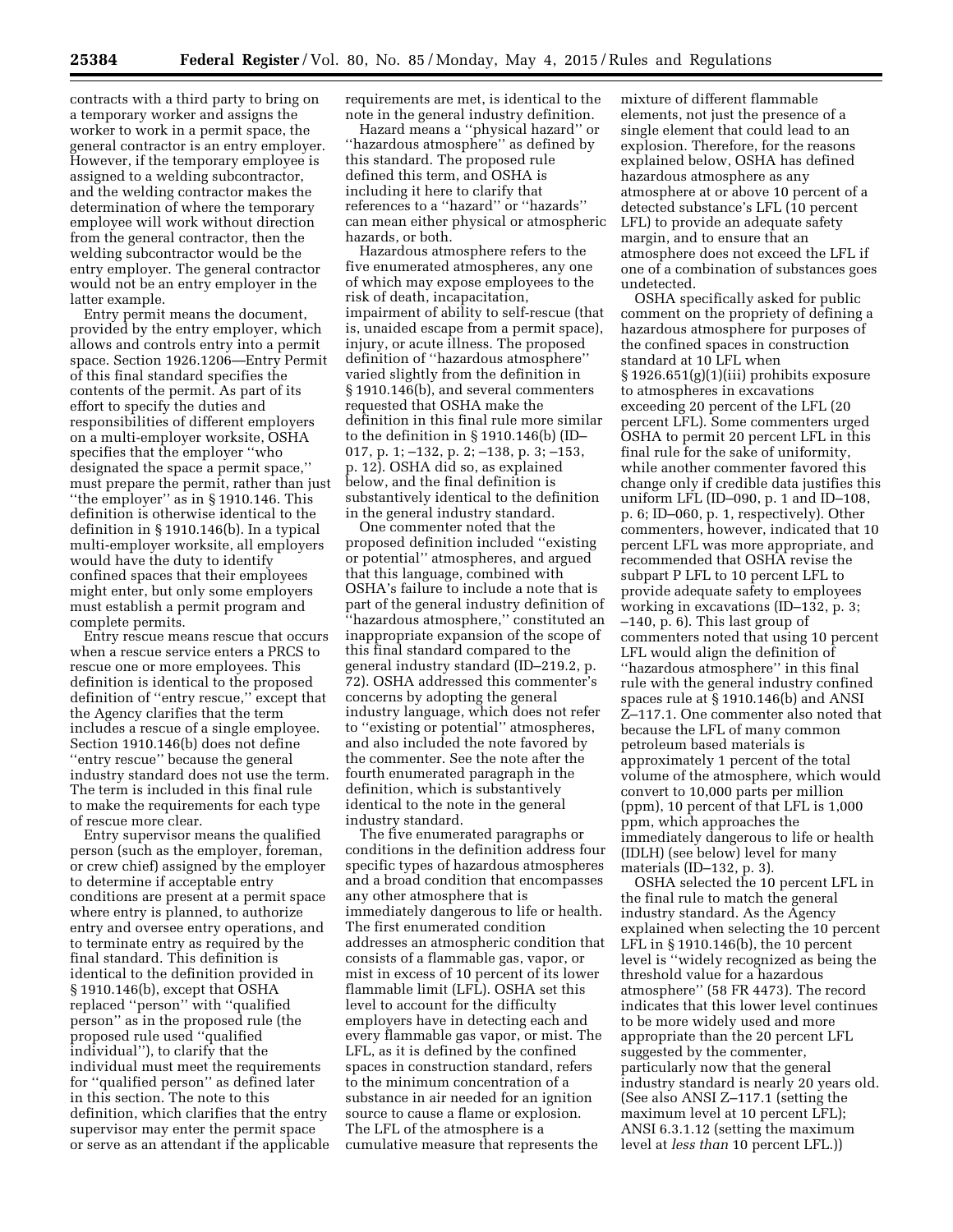contracts with a third party to bring on a temporary worker and assigns the worker to work in a permit space, the general contractor is an entry employer. However, if the temporary employee is assigned to a welding subcontractor, and the welding contractor makes the determination of where the temporary employee will work without direction from the general contractor, then the welding subcontractor would be the entry employer. The general contractor would not be an entry employer in the latter example.

Entry permit means the document, provided by the entry employer, which allows and controls entry into a permit space. Section 1926.1206—Entry Permit of this final standard specifies the contents of the permit. As part of its effort to specify the duties and responsibilities of different employers on a multi-employer worksite, OSHA specifies that the employer ''who designated the space a permit space,'' must prepare the permit, rather than just ''the employer'' as in § 1910.146. This definition is otherwise identical to the definition in § 1910.146(b). In a typical multi-employer worksite, all employers would have the duty to identify confined spaces that their employees might enter, but only some employers must establish a permit program and complete permits.

Entry rescue means rescue that occurs when a rescue service enters a PRCS to rescue one or more employees. This definition is identical to the proposed definition of ''entry rescue,'' except that the Agency clarifies that the term includes a rescue of a single employee. Section 1910.146(b) does not define ''entry rescue'' because the general industry standard does not use the term. The term is included in this final rule to make the requirements for each type of rescue more clear.

Entry supervisor means the qualified person (such as the employer, foreman, or crew chief) assigned by the employer to determine if acceptable entry conditions are present at a permit space where entry is planned, to authorize entry and oversee entry operations, and to terminate entry as required by the final standard. This definition is identical to the definition provided in § 1910.146(b), except that OSHA replaced ''person'' with ''qualified person'' as in the proposed rule (the proposed rule used ''qualified individual''), to clarify that the individual must meet the requirements for ''qualified person'' as defined later in this section. The note to this definition, which clarifies that the entry supervisor may enter the permit space or serve as an attendant if the applicable requirements are met, is identical to the note in the general industry definition.

Hazard means a ''physical hazard'' or ''hazardous atmosphere'' as defined by this standard. The proposed rule defined this term, and OSHA is including it here to clarify that references to a ''hazard'' or ''hazards'' can mean either physical or atmospheric hazards, or both.

Hazardous atmosphere refers to the five enumerated atmospheres, any one of which may expose employees to the risk of death, incapacitation, impairment of ability to self-rescue (that is, unaided escape from a permit space), injury, or acute illness. The proposed definition of ''hazardous atmosphere'' varied slightly from the definition in § 1910.146(b), and several commenters requested that OSHA make the definition in this final rule more similar to the definition in § 1910.146(b) (ID–017, p. 1; –132, p. 2; –138, p. 3; –153, p. 12). OSHA did so, as explained below, and the final definition is substantively identical to the definition in the general industry standard.

One commenter noted that the proposed definition included ''existing or potential'' atmospheres, and argued that this language, combined with OSHA's failure to include a note that is part of the general industry definition of ''hazardous atmosphere,'' constituted an inappropriate expansion of the scope of this final standard compared to the general industry standard (ID–219.2, p. 72). OSHA addressed this commenter's concerns by adopting the general industry language, which does not refer to ''existing or potential'' atmospheres, and also included the note favored by the commenter. See the note after the fourth enumerated paragraph in the definition, which is substantively identical to the note in the general industry standard.

The five enumerated paragraphs or conditions in the definition address four specific types of hazardous atmospheres and a broad condition that encompasses any other atmosphere that is immediately dangerous to life or health. The first enumerated condition addresses an atmospheric condition that consists of a flammable gas, vapor, or mist in excess of 10 percent of its lower flammable limit (LFL). OSHA set this level to account for the difficulty employers have in detecting each and every flammable gas vapor, or mist. The LFL, as it is defined by the confined spaces in construction standard, refers to the minimum concentration of a substance in air needed for an ignition source to cause a flame or explosion. The LFL of the atmosphere is a cumulative measure that represents the mixture of different flammable elements, not just the presence of a single element that could lead to an explosion. Therefore, for the reasons explained below, OSHA has defined hazardous atmosphere as any atmosphere at or above 10 percent of a detected substance's LFL (10 percent LFL) to provide an adequate safety margin, and to ensure that an atmosphere does not exceed the LFL if one of a combination of substances goes undetected.

OSHA specifically asked for public comment on the propriety of defining a hazardous atmosphere for purposes of the confined spaces in construction standard at 10 LFL when § 1926.651(g)(1)(iii) prohibits exposure to atmospheres in excavations exceeding 20 percent of the LFL (20 percent LFL). Some commenters urged OSHA to permit 20 percent LFL in this final rule for the sake of uniformity, while another commenter favored this change only if credible data justifies this uniform LFL (ID–090, p. 1 and ID–108, p. 6; ID–060, p. 1, respectively). Other commenters, however, indicated that 10 percent LFL was more appropriate, and recommended that OSHA revise the subpart P LFL to 10 percent LFL to provide adequate safety to employees working in excavations (ID–132, p. 3; –140, p. 6). This last group of commenters noted that using 10 percent LFL would align the definition of ''hazardous atmosphere'' in this final rule with the general industry confined spaces rule at § 1910.146(b) and ANSI Z–117.1. One commenter also noted that because the LFL of many common petroleum based materials is approximately 1 percent of the total volume of the atmosphere, which would convert to 10,000 parts per million (ppm), 10 percent of that LFL is 1,000 ppm, which approaches the immediately dangerous to life or health (IDLH) (see below) level for many materials (ID–132, p. 3).

OSHA selected the 10 percent LFL in the final rule to match the general industry standard. As the Agency explained when selecting the 10 percent LFL in § 1910.146(b), the 10 percent level is ''widely recognized as being the threshold value for a hazardous atmosphere'' (58 FR 4473). The record indicates that this lower level continues to be more widely used and more appropriate than the 20 percent LFL suggested by the commenter, particularly now that the general industry standard is nearly 20 years old. (See also ANSI Z–117.1 (setting the maximum level at 10 percent LFL); ANSI 6.3.1.12 (setting the maximum level at *less than* 10 percent LFL.))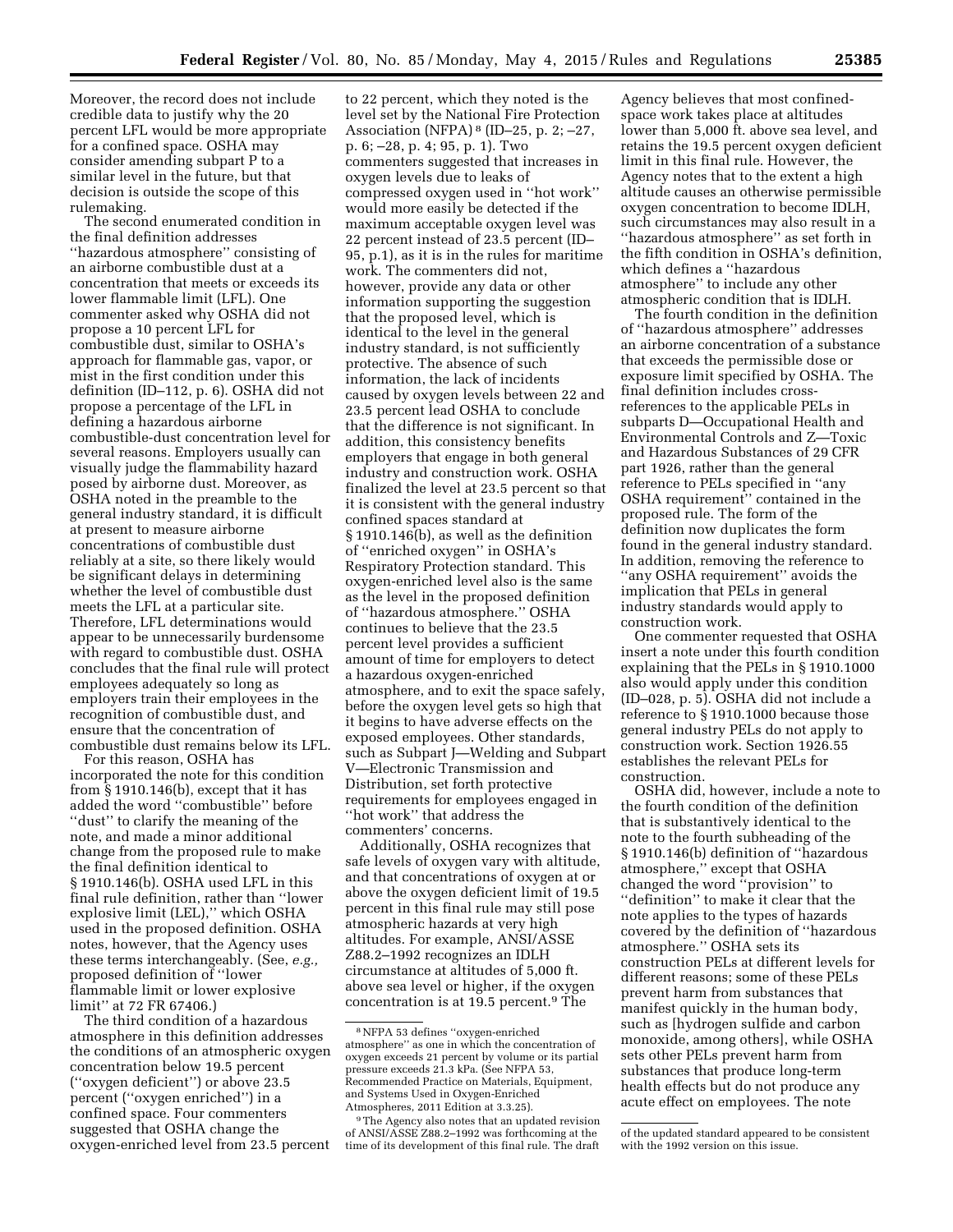Moreover, the record does not include credible data to justify why the 20 percent LFL would be more appropriate for a confined space. OSHA may consider amending subpart P to a similar level in the future, but that decision is outside the scope of this rulemaking.

The second enumerated condition in the final definition addresses ''hazardous atmosphere'' consisting of an airborne combustible dust at a concentration that meets or exceeds its lower flammable limit (LFL). One commenter asked why OSHA did not propose a 10 percent LFL for combustible dust, similar to OSHA's approach for flammable gas, vapor, or mist in the first condition under this definition (ID–112, p. 6). OSHA did not propose a percentage of the LFL in defining a hazardous airborne combustible-dust concentration level for several reasons. Employers usually can visually judge the flammability hazard posed by airborne dust. Moreover, as OSHA noted in the preamble to the general industry standard, it is difficult at present to measure airborne concentrations of combustible dust reliably at a site, so there likely would be significant delays in determining whether the level of combustible dust meets the LFL at a particular site. Therefore, LFL determinations would appear to be unnecessarily burdensome with regard to combustible dust. OSHA concludes that the final rule will protect employees adequately so long as employers train their employees in the recognition of combustible dust, and ensure that the concentration of combustible dust remains below its LFL.

For this reason, OSHA has incorporated the note for this condition from § 1910.146(b), except that it has added the word ''combustible'' before ''dust'' to clarify the meaning of the note, and made a minor additional change from the proposed rule to make the final definition identical to § 1910.146(b). OSHA used LFL in this final rule definition, rather than ''lower explosive limit (LEL),'' which OSHA used in the proposed definition. OSHA notes, however, that the Agency uses these terms interchangeably. (See, *e.g.,* proposed definition of ''lower flammable limit or lower explosive limit'' at 72 FR 67406.)

The third condition of a hazardous atmosphere in this definition addresses the conditions of an atmospheric oxygen concentration below 19.5 percent (''oxygen deficient'') or above 23.5 percent (''oxygen enriched'') in a confined space. Four commenters suggested that OSHA change the oxygen-enriched level from 23.5 percent to 22 percent, which they noted is the level set by the National Fire Protection Association (NFPA) [8] (ID–25, p. 2; –27, p. 6; –28, p. 4; 95, p. 1). Two commenters suggested that increases in oxygen levels due to leaks of compressed oxygen used in ''hot work'' would more easily be detected if the maximum acceptable oxygen level was 22 percent instead of 23.5 percent (ID–95, p.1), as it is in the rules for maritime work. The commenters did not, however, provide any data or other information supporting the suggestion that the proposed level, which is identical to the level in the general industry standard, is not sufficiently protective. The absence of such information, the lack of incidents caused by oxygen levels between 22 and 23.5 percent lead OSHA to conclude that the difference is not significant. In addition, this consistency benefits employers that engage in both general industry and construction work. OSHA finalized the level at 23.5 percent so that it is consistent with the general industry confined spaces standard at § 1910.146(b), as well as the definition of ''enriched oxygen'' in OSHA's Respiratory Protection standard. This oxygen-enriched level also is the same as the level in the proposed definition of ''hazardous atmosphere.'' OSHA continues to believe that the 23.5 percent level provides a sufficient amount of time for employers to detect a hazardous oxygen-enriched atmosphere, and to exit the space safely, before the oxygen level gets so high that it begins to have adverse effects on the exposed employees. Other standards, such as Subpart J—Welding and Subpart V—Electronic Transmission and Distribution, set forth protective requirements for employees engaged in ''hot work'' that address the commenters' concerns.

Additionally, OSHA recognizes that safe levels of oxygen vary with altitude, and that concentrations of oxygen at or above the oxygen deficient limit of 19.5 percent in this final rule may still pose atmospheric hazards at very high altitudes. For example, ANSI/ASSE Z88.2–1992 recognizes an IDLH circumstance at altitudes of 5,000 ft. above sea level or higher, if the oxygen concentration is at 19.5 percent.[9] The Agency believes that most confined-space work takes place at altitudes lower than 5,000 ft. above sea level, and retains the 19.5 percent oxygen deficient limit in this final rule. However, the Agency notes that to the extent a high altitude causes an otherwise permissible oxygen concentration to become IDLH, such circumstances may also result in a ''hazardous atmosphere'' as set forth in the fifth condition in OSHA's definition, which defines a ''hazardous atmosphere'' to include any other atmospheric condition that is IDLH.

The fourth condition in the definition of ''hazardous atmosphere'' addresses an airborne concentration of a substance that exceeds the permissible dose or exposure limit specified by OSHA. The final definition includes cross-references to the applicable PELs in subparts D—Occupational Health and Environmental Controls and Z—Toxic and Hazardous Substances of 29 CFR part 1926, rather than the general reference to PELs specified in ''any OSHA requirement'' contained in the proposed rule. The form of the definition now duplicates the form found in the general industry standard. In addition, removing the reference to ''any OSHA requirement'' avoids the implication that PELs in general industry standards would apply to construction work.

One commenter requested that OSHA insert a note under this fourth condition explaining that the PELs in § 1910.1000 also would apply under this condition (ID–028, p. 5). OSHA did not include a reference to § 1910.1000 because those general industry PELs do not apply to construction work. Section 1926.55 establishes the relevant PELs for construction.

OSHA did, however, include a note to the fourth condition of the definition that is substantively identical to the note to the fourth subheading of the § 1910.146(b) definition of ''hazardous atmosphere,'' except that OSHA changed the word ''provision'' to ''definition'' to make it clear that the note applies to the types of hazards covered by the definition of ''hazardous atmosphere.'' OSHA sets its construction PELs at different levels for different reasons; some of these PELs prevent harm from substances that manifest quickly in the human body, such as [hydrogen sulfide and carbon monoxide, among others], while OSHA sets other PELs prevent harm from substances that produce long-term health effects but do not produce any acute effect on employees. The note

---

[8] NFPA 53 defines ''oxygen-enriched atmosphere'' as one in which the concentration of oxygen exceeds 21 percent by volume or its partial pressure exceeds 21.3 kPa. (See NFPA 53, Recommended Practice on Materials, Equipment, and Systems Used in Oxygen-Enriched Atmospheres, 2011 Edition at 3.3.25).

[9] The Agency also notes that an updated revision of ANSI/ASSE Z88.2–1992 was forthcoming at the time of its development of this final rule. The draft of the updated standard appeared to be consistent with the 1992 version on this issue.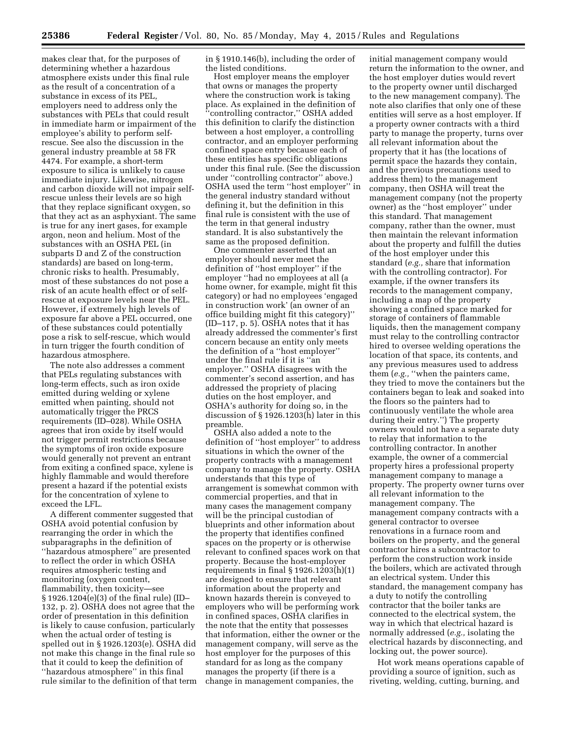makes clear that, for the purposes of determining whether a hazardous atmosphere exists under this final rule as the result of a concentration of a substance in excess of its PEL, employers need to address only the substances with PELs that could result in immediate harm or impairment of the employee's ability to perform self-rescue. See also the discussion in the general industry preamble at 58 FR 4474. For example, a short-term exposure to silica is unlikely to cause immediate injury. Likewise, nitrogen and carbon dioxide will not impair self-rescue unless their levels are so high that they replace significant oxygen, so that they act as an asphyxiant. The same is true for any inert gases, for example argon, neon and helium. Most of the substances with an OSHA PEL (in subparts D and Z of the construction standards) are based on long-term, chronic risks to health. Presumably, most of these substances do not pose a risk of an acute health effect or of self-rescue at exposure levels near the PEL. However, if extremely high levels of exposure far above a PEL occurred, one of these substances could potentially pose a risk to self-rescue, which would in turn trigger the fourth condition of hazardous atmosphere.

The note also addresses a comment that PELs regulating substances with long-term effects, such as iron oxide emitted during welding or xylene emitted when painting, should not automatically trigger the PRCS requirements (ID–028). While OSHA agrees that iron oxide by itself would not trigger permit restrictions because the symptoms of iron oxide exposure would generally not prevent an entrant from exiting a confined space, xylene is highly flammable and would therefore present a hazard if the potential exists for the concentration of xylene to exceed the LFL.

A different commenter suggested that OSHA avoid potential confusion by rearranging the order in which the subparagraphs in the definition of ''hazardous atmosphere'' are presented to reflect the order in which OSHA requires atmospheric testing and monitoring (oxygen content, flammability, then toxicity—see § 1926.1204(e)(3) of the final rule) (ID–132, p. 2). OSHA does not agree that the order of presentation in this definition is likely to cause confusion, particularly when the actual order of testing is spelled out in § 1926.1203(e). OSHA did not make this change in the final rule so that it could to keep the definition of ''hazardous atmosphere'' in this final rule similar to the definition of that term in § 1910.146(b), including the order of the listed conditions.

Host employer means the employer that owns or manages the property where the construction work is taking place. As explained in the definition of ''controlling contractor,'' OSHA added this definition to clarify the distinction between a host employer, a controlling contractor, and an employer performing confined space entry because each of these entities has specific obligations under this final rule. (See the discussion under ''controlling contractor'' above.) OSHA used the term ''host employer'' in the general industry standard without defining it, but the definition in this final rule is consistent with the use of the term in that general industry standard. It is also substantively the same as the proposed definition.

One commenter asserted that an employer should never meet the definition of ''host employer'' if the employer ''had no employees at all (a home owner, for example, might fit this category) or had no employees 'engaged in construction work' (an owner of an office building might fit this category)'' (ID–117, p. 5). OSHA notes that it has already addressed the commenter's first concern because an entity only meets the definition of a ''host employer'' under the final rule if it is ''an employer.'' OSHA disagrees with the commenter's second assertion, and has addressed the propriety of placing duties on the host employer, and OSHA's authority for doing so, in the discussion of § 1926.1203(h) later in this preamble.

OSHA also added a note to the definition of ''host employer'' to address situations in which the owner of the property contracts with a management company to manage the property. OSHA understands that this type of arrangement is somewhat common with commercial properties, and that in many cases the management company will be the principal custodian of blueprints and other information about the property that identifies confined spaces on the property or is otherwise relevant to confined spaces work on that property. Because the host-employer requirements in final § 1926.1203(h)(1) are designed to ensure that relevant information about the property and known hazards therein is conveyed to employers who will be performing work in confined spaces, OSHA clarifies in the note that the entity that possesses that information, either the owner or the management company, will serve as the host employer for the purposes of this standard for as long as the company manages the property (if there is a change in management companies, the initial management company would return the information to the owner, and the host employer duties would revert to the property owner until discharged to the new management company). The note also clarifies that only one of these entities will serve as a host employer. If a property owner contracts with a third party to manage the property, turns over all relevant information about the property that it has (the locations of permit space the hazards they contain, and the previous precautions used to address them) to the management company, then OSHA will treat the management company (not the property owner) as the ''host employer'' under this standard. That management company, rather than the owner, must then maintain the relevant information about the property and fulfill the duties of the host employer under this standard (*e.g.,* share that information with the controlling contractor). For example, if the owner transfers its records to the management company, including a map of the property showing a confined space marked for storage of containers of flammable liquids, then the management company must relay to the controlling contractor hired to oversee welding operations the location of that space, its contents, and any previous measures used to address them (*e.g.,* ''when the painters came, they tried to move the containers but the containers began to leak and soaked into the floors so the painters had to continuously ventilate the whole area during their entry.'') The property owners would not have a separate duty to relay that information to the controlling contractor. In another example, the owner of a commercial property hires a professional property management company to manage a property. The property owner turns over all relevant information to the management company. The management company contracts with a general contractor to oversee renovations in a furnace room and boilers on the property, and the general contractor hires a subcontractor to perform the construction work inside the boilers, which are activated through an electrical system. Under this standard, the management company has a duty to notify the controlling contractor that the boiler tanks are connected to the electrical system, the way in which that electrical hazard is normally addressed (*e.g.,* isolating the electrical hazards by disconnecting, and locking out, the power source).

Hot work means operations capable of providing a source of ignition, such as riveting, welding, cutting, burning, and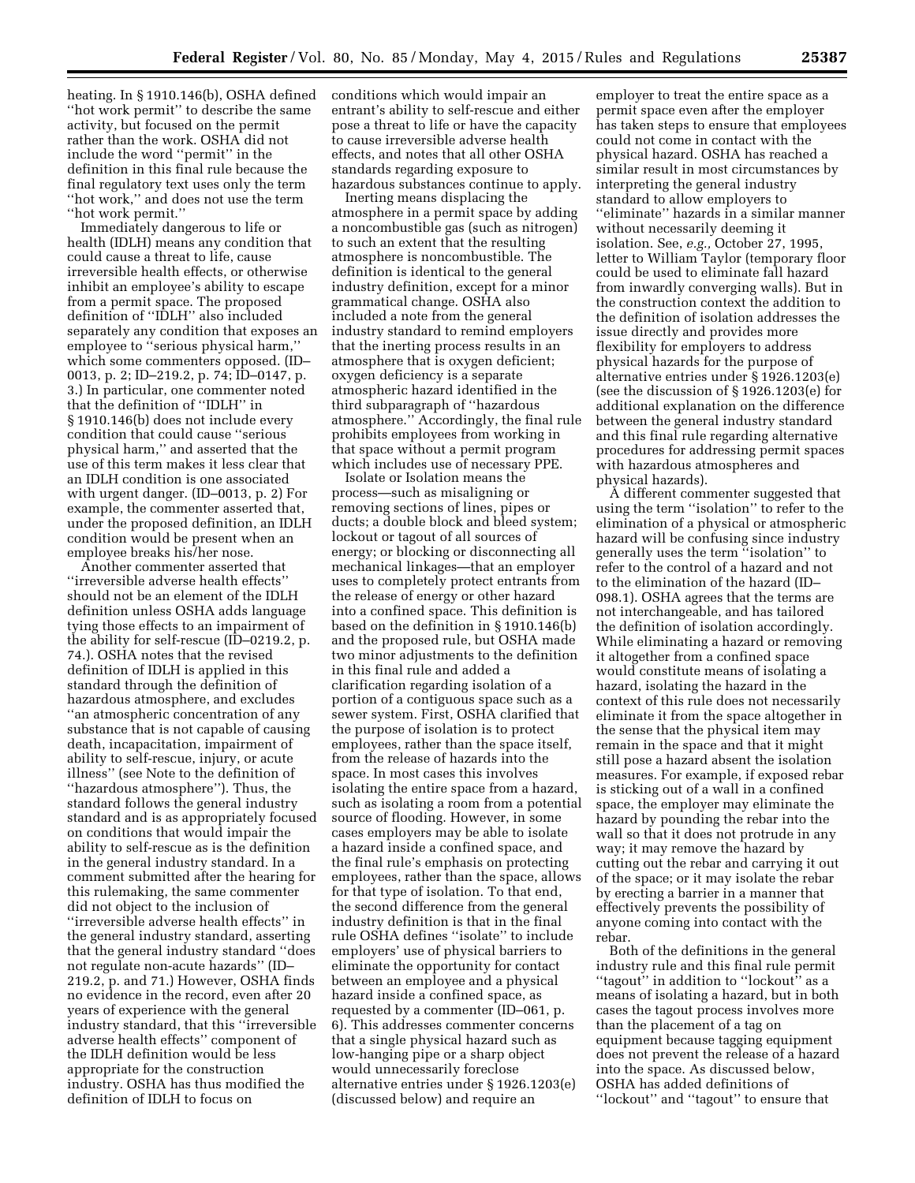heating. In § 1910.146(b), OSHA defined ''hot work permit'' to describe the same activity, but focused on the permit rather than the work. OSHA did not include the word ''permit'' in the definition in this final rule because the final regulatory text uses only the term ''hot work,'' and does not use the term ''hot work permit.''

Immediately dangerous to life or health (IDLH) means any condition that could cause a threat to life, cause irreversible health effects, or otherwise inhibit an employee's ability to escape from a permit space. The proposed definition of ''IDLH'' also included separately any condition that exposes an employee to ''serious physical harm,'' which some commenters opposed. (ID–0013, p. 2; ID–219.2, p. 74; ID–0147, p. 3.) In particular, one commenter noted that the definition of ''IDLH'' in § 1910.146(b) does not include every condition that could cause ''serious physical harm,'' and asserted that the use of this term makes it less clear that an IDLH condition is one associated with urgent danger. (ID–0013, p. 2) For example, the commenter asserted that, under the proposed definition, an IDLH condition would be present when an employee breaks his/her nose.

Another commenter asserted that ''irreversible adverse health effects'' should not be an element of the IDLH definition unless OSHA adds language tying those effects to an impairment of the ability for self-rescue (ID–0219.2, p. 74.). OSHA notes that the revised definition of IDLH is applied in this standard through the definition of hazardous atmosphere, and excludes ''an atmospheric concentration of any substance that is not capable of causing death, incapacitation, impairment of ability to self-rescue, injury, or acute illness'' (see Note to the definition of ''hazardous atmosphere''). Thus, the standard follows the general industry standard and is as appropriately focused on conditions that would impair the ability to self-rescue as is the definition in the general industry standard. In a comment submitted after the hearing for this rulemaking, the same commenter did not object to the inclusion of ''irreversible adverse health effects'' in the general industry standard, asserting that the general industry standard ''does not regulate non-acute hazards'' (ID–219.2, p. and 71.) However, OSHA finds no evidence in the record, even after 20 years of experience with the general industry standard, that this ''irreversible adverse health effects'' component of the IDLH definition would be less appropriate for the construction industry. OSHA has thus modified the definition of IDLH to focus on conditions which would impair an entrant's ability to self-rescue and either pose a threat to life or have the capacity to cause irreversible adverse health effects, and notes that all other OSHA standards regarding exposure to hazardous substances continue to apply.

Inerting means displacing the atmosphere in a permit space by adding a noncombustible gas (such as nitrogen) to such an extent that the resulting atmosphere is noncombustible. The definition is identical to the general industry definition, except for a minor grammatical change. OSHA also included a note from the general industry standard to remind employers that the inerting process results in an atmosphere that is oxygen deficient; oxygen deficiency is a separate atmospheric hazard identified in the third subparagraph of ''hazardous atmosphere.'' Accordingly, the final rule prohibits employees from working in that space without a permit program which includes use of necessary PPE.

Isolate or Isolation means the process—such as misaligning or removing sections of lines, pipes or ducts; a double block and bleed system; lockout or tagout of all sources of energy; or blocking or disconnecting all mechanical linkages—that an employer uses to completely protect entrants from the release of energy or other hazard into a confined space. This definition is based on the definition in § 1910.146(b) and the proposed rule, but OSHA made two minor adjustments to the definition in this final rule and added a clarification regarding isolation of a portion of a contiguous space such as a sewer system. First, OSHA clarified that the purpose of isolation is to protect employees, rather than the space itself, from the release of hazards into the space. In most cases this involves isolating the entire space from a hazard, such as isolating a room from a potential source of flooding. However, in some cases employers may be able to isolate a hazard inside a confined space, and the final rule's emphasis on protecting employees, rather than the space, allows for that type of isolation. To that end, the second difference from the general industry definition is that in the final rule OSHA defines ''isolate'' to include employers' use of physical barriers to eliminate the opportunity for contact between an employee and a physical hazard inside a confined space, as requested by a commenter (ID–061, p. 6). This addresses commenter concerns that a single physical hazard such as low-hanging pipe or a sharp object would unnecessarily foreclose alternative entries under § 1926.1203(e) (discussed below) and require an employer to treat the entire space as a permit space even after the employer has taken steps to ensure that employees could not come in contact with the physical hazard. OSHA has reached a similar result in most circumstances by interpreting the general industry standard to allow employers to ''eliminate'' hazards in a similar manner without necessarily deeming it isolation. See, *e.g.,* October 27, 1995, letter to William Taylor (temporary floor could be used to eliminate fall hazard from inwardly converging walls). But in the construction context the addition to the definition of isolation addresses the issue directly and provides more flexibility for employers to address physical hazards for the purpose of alternative entries under § 1926.1203(e) (see the discussion of § 1926.1203(e) for additional explanation on the difference between the general industry standard and this final rule regarding alternative procedures for addressing permit spaces with hazardous atmospheres and physical hazards).

A different commenter suggested that using the term ''isolation'' to refer to the elimination of a physical or atmospheric hazard will be confusing since industry generally uses the term ''isolation'' to refer to the control of a hazard and not to the elimination of the hazard (ID–098.1). OSHA agrees that the terms are not interchangeable, and has tailored the definition of isolation accordingly. While eliminating a hazard or removing it altogether from a confined space would constitute means of isolating a hazard, isolating the hazard in the context of this rule does not necessarily eliminate it from the space altogether in the sense that the physical item may remain in the space and that it might still pose a hazard absent the isolation measures. For example, if exposed rebar is sticking out of a wall in a confined space, the employer may eliminate the hazard by pounding the rebar into the wall so that it does not protrude in any way; it may remove the hazard by cutting out the rebar and carrying it out of the space; or it may isolate the rebar by erecting a barrier in a manner that effectively prevents the possibility of anyone coming into contact with the rebar.

Both of the definitions in the general industry rule and this final rule permit ''tagout'' in addition to ''lockout'' as a means of isolating a hazard, but in both cases the tagout process involves more than the placement of a tag on equipment because tagging equipment does not prevent the release of a hazard into the space. As discussed below, OSHA has added definitions of ''lockout'' and ''tagout'' to ensure that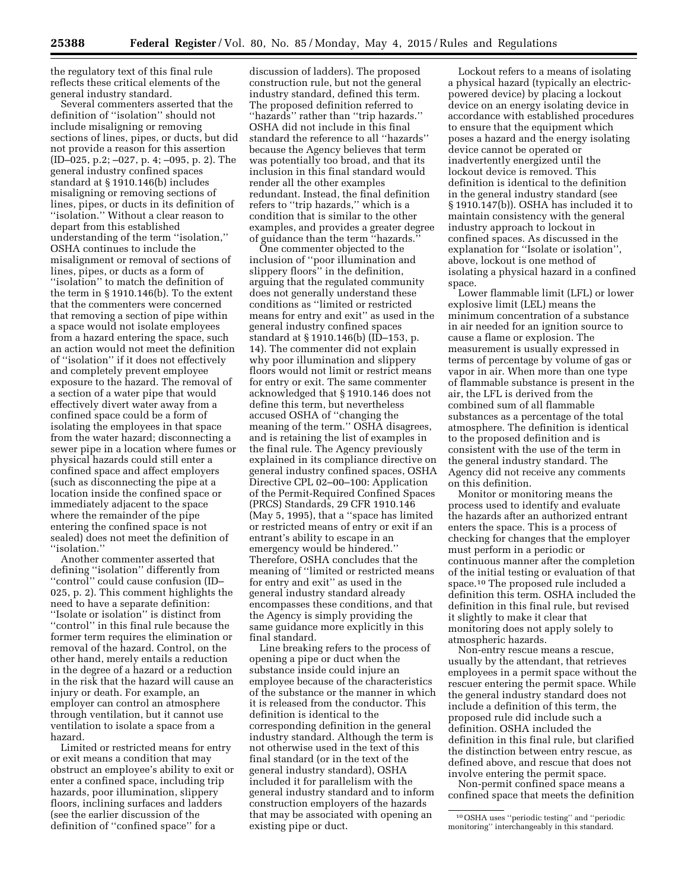the regulatory text of this final rule reflects these critical elements of the general industry standard.

Several commenters asserted that the definition of ''isolation'' should not include misaligning or removing sections of lines, pipes, or ducts, but did not provide a reason for this assertion (ID–025, p.2; –027, p. 4; –095, p. 2). The general industry confined spaces standard at § 1910.146(b) includes misaligning or removing sections of lines, pipes, or ducts in its definition of ''isolation.'' Without a clear reason to depart from this established understanding of the term ''isolation,'' OSHA continues to include the misalignment or removal of sections of lines, pipes, or ducts as a form of ''isolation'' to match the definition of the term in § 1910.146(b). To the extent that the commenters were concerned that removing a section of pipe within a space would not isolate employees from a hazard entering the space, such an action would not meet the definition of ''isolation'' if it does not effectively and completely prevent employee exposure to the hazard. The removal of a section of a water pipe that would effectively divert water away from a confined space could be a form of isolating the employees in that space from the water hazard; disconnecting a sewer pipe in a location where fumes or physical hazards could still enter a confined space and affect employers (such as disconnecting the pipe at a location inside the confined space or immediately adjacent to the space where the remainder of the pipe entering the confined space is not sealed) does not meet the definition of ''isolation.''

Another commenter asserted that defining ''isolation'' differently from ''control'' could cause confusion (ID–025, p. 2). This comment highlights the need to have a separate definition: ''Isolate or isolation'' is distinct from ''control'' in this final rule because the former term requires the elimination or removal of the hazard. Control, on the other hand, merely entails a reduction in the degree of a hazard or a reduction in the risk that the hazard will cause an injury or death. For example, an employer can control an atmosphere through ventilation, but it cannot use ventilation to isolate a space from a hazard.

*Limited or restricted means for entry or exit* means a condition that may obstruct an employee's ability to exit or enter a confined space, including trip hazards, poor illumination, slippery floors, inclining surfaces and ladders (see the earlier discussion of the definition of ''confined space'' for a discussion of ladders). The proposed construction rule, but not the general industry standard, defined this term. The proposed definition referred to ''hazards'' rather than ''trip hazards.'' OSHA did not include in this final standard the reference to all ''hazards'' because the Agency believes that term was potentially too broad, and that its inclusion in this final standard would render all the other examples redundant. Instead, the final definition refers to ''trip hazards,'' which is a condition that is similar to the other examples, and provides a greater degree of guidance than the term ''hazards.''

One commenter objected to the inclusion of ''poor illumination and slippery floors'' in the definition, arguing that the regulated community does not generally understand these conditions as ''limited or restricted means for entry and exit'' as used in the general industry confined spaces standard at § 1910.146(b) (ID–153, p. 14). The commenter did not explain why poor illumination and slippery floors would not limit or restrict means for entry or exit. The same commenter acknowledged that § 1910.146 does not define this term, but nevertheless accused OSHA of ''changing the meaning of the term.'' OSHA disagrees, and is retaining the list of examples in the final rule. The Agency previously explained in its compliance directive on general industry confined spaces, OSHA Directive CPL 02–00–100: Application of the Permit-Required Confined Spaces (PRCS) Standards, 29 CFR 1910.146 (May 5, 1995), that a ''space has limited or restricted means of entry or exit if an entrant's ability to escape in an emergency would be hindered.'' Therefore, OSHA concludes that the meaning of ''limited or restricted means for entry and exit'' as used in the general industry standard already encompasses these conditions, and that the Agency is simply providing the same guidance more explicitly in this final standard.

*Line breaking* refers to the process of opening a pipe or duct when the substance inside could injure an employee because of the characteristics of the substance or the manner in which it is released from the conductor. This definition is identical to the corresponding definition in the general industry standard. Although the term is not otherwise used in the text of this final standard (or in the text of the general industry standard), OSHA included it for parallelism with the general industry standard and to inform construction employers of the hazards that may be associated with opening an existing pipe or duct.

*Lockout* refers to a means of isolating a physical hazard (typically an electric-powered device) by placing a lockout device on an energy isolating device in accordance with established procedures to ensure that the equipment which poses a hazard and the energy isolating device cannot be operated or inadvertently energized until the lockout device is removed. This definition is identical to the definition in the general industry standard (see § 1910.147(b)). OSHA has included it to maintain consistency with the general industry approach to lockout in confined spaces. As discussed in the explanation for ''Isolate or isolation'', above, lockout is one method of isolating a physical hazard in a confined space.

*Lower flammable limit (LFL) or lower explosive limit (LEL)* means the minimum concentration of a substance in air needed for an ignition source to cause a flame or explosion. The measurement is usually expressed in terms of percentage by volume of gas or vapor in air. When more than one type of flammable substance is present in the air, the LFL is derived from the combined sum of all flammable substances as a percentage of the total atmosphere. The definition is identical to the proposed definition and is consistent with the use of the term in the general industry standard. The Agency did not receive any comments on this definition.

*Monitor or monitoring* means the process used to identify and evaluate the hazards after an authorized entrant enters the space. This is a process of checking for changes that the employer must perform in a periodic or continuous manner after the completion of the initial testing or evaluation of that space.[10] The proposed rule included a definition this term. OSHA included the definition in this final rule, but revised it slightly to make it clear that monitoring does not apply solely to atmospheric hazards.

*Non-entry rescue* means a rescue, usually by the attendant, that retrieves employees in a permit space without the rescuer entering the permit space. While the general industry standard does not include a definition of this term, the proposed rule did include such a definition. OSHA included the definition in this final rule, but clarified the distinction between entry rescue, as defined above, and rescue that does not involve entering the permit space.

*Non-permit confined space* means a confined space that meets the definition

[10] OSHA uses ''periodic testing'' and ''periodic monitoring'' interchangeably in this standard.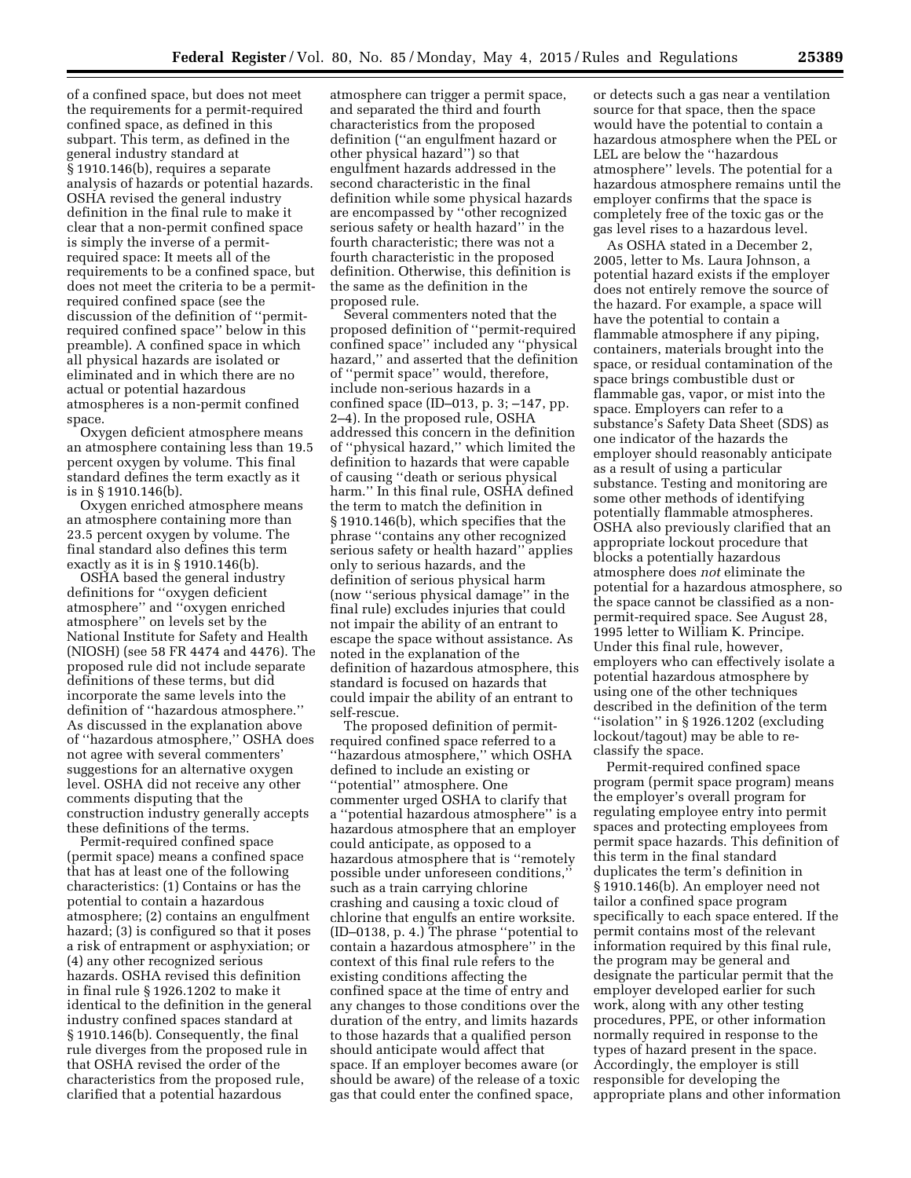of a confined space, but does not meet the requirements for a permit-required confined space, as defined in this subpart. This term, as defined in the general industry standard at § 1910.146(b), requires a separate analysis of hazards or potential hazards. OSHA revised the general industry definition in the final rule to make it clear that a non-permit confined space is simply the inverse of a permit-required space: It meets all of the requirements to be a confined space, but does not meet the criteria to be a permit-required confined space (see the discussion of the definition of ''permit-required confined space'' below in this preamble). A confined space in which all physical hazards are isolated or eliminated and in which there are no actual or potential hazardous atmospheres is a non-permit confined space.

Oxygen deficient atmosphere means an atmosphere containing less than 19.5 percent oxygen by volume. This final standard defines the term exactly as it is in § 1910.146(b).

Oxygen enriched atmosphere means an atmosphere containing more than 23.5 percent oxygen by volume. The final standard also defines this term exactly as it is in § 1910.146(b).

OSHA based the general industry definitions for ''oxygen deficient atmosphere'' and ''oxygen enriched atmosphere'' on levels set by the National Institute for Safety and Health (NIOSH) (see 58 FR 4474 and 4476). The proposed rule did not include separate definitions of these terms, but did incorporate the same levels into the definition of ''hazardous atmosphere.'' As discussed in the explanation above of ''hazardous atmosphere,'' OSHA does not agree with several commenters' suggestions for an alternative oxygen level. OSHA did not receive any other comments disputing that the construction industry generally accepts these definitions of the terms.

Permit-required confined space (permit space) means a confined space that has at least one of the following characteristics: (1) Contains or has the potential to contain a hazardous atmosphere; (2) contains an engulfment hazard; (3) is configured so that it poses a risk of entrapment or asphyxiation; or (4) any other recognized serious hazards. OSHA revised this definition in final rule § 1926.1202 to make it identical to the definition in the general industry confined spaces standard at § 1910.146(b). Consequently, the final rule diverges from the proposed rule in that OSHA revised the order of the characteristics from the proposed rule, clarified that a potential hazardous atmosphere can trigger a permit space, and separated the third and fourth characteristics from the proposed definition (''an engulfment hazard or other physical hazard'') so that engulfment hazards addressed in the second characteristic in the final definition while some physical hazards are encompassed by ''other recognized serious safety or health hazard'' in the fourth characteristic; there was not a fourth characteristic in the proposed definition. Otherwise, this definition is the same as the definition in the proposed rule.

Several commenters noted that the proposed definition of ''permit-required confined space'' included any ''physical hazard,'' and asserted that the definition of ''permit space'' would, therefore, include non-serious hazards in a confined space (ID–013, p. 3; –147, pp. 2–4). In the proposed rule, OSHA addressed this concern in the definition of ''physical hazard,'' which limited the definition to hazards that were capable of causing ''death or serious physical harm.'' In this final rule, OSHA defined the term to match the definition in § 1910.146(b), which specifies that the phrase ''contains any other recognized serious safety or health hazard'' applies only to serious hazards, and the definition of serious physical harm (now ''serious physical damage'' in the final rule) excludes injuries that could not impair the ability of an entrant to escape the space without assistance. As noted in the explanation of the definition of hazardous atmosphere, this standard is focused on hazards that could impair the ability of an entrant to self-rescue.

The proposed definition of permit-required confined space referred to a ''hazardous atmosphere,'' which OSHA defined to include an existing or ''potential'' atmosphere. One commenter urged OSHA to clarify that a ''potential hazardous atmosphere'' is a hazardous atmosphere that an employer could anticipate, as opposed to a hazardous atmosphere that is ''remotely possible under unforeseen conditions,'' such as a train carrying chlorine crashing and causing a toxic cloud of chlorine that engulfs an entire worksite. (ID–0138, p. 4.) The phrase ''potential to contain a hazardous atmosphere'' in the context of this final rule refers to the existing conditions affecting the confined space at the time of entry and any changes to those conditions over the duration of the entry, and limits hazards to those hazards that a qualified person should anticipate would affect that space. If an employer becomes aware (or should be aware) of the release of a toxic gas that could enter the confined space, or detects such a gas near a ventilation source for that space, then the space would have the potential to contain a hazardous atmosphere when the PEL or LEL are below the ''hazardous atmosphere'' levels. The potential for a hazardous atmosphere remains until the employer confirms that the space is completely free of the toxic gas or the gas level rises to a hazardous level.

As OSHA stated in a December 2, 2005, letter to Ms. Laura Johnson, a potential hazard exists if the employer does not entirely remove the source of the hazard. For example, a space will have the potential to contain a flammable atmosphere if any piping, containers, materials brought into the space, or residual contamination of the space brings combustible dust or flammable gas, vapor, or mist into the space. Employers can refer to a substance's Safety Data Sheet (SDS) as one indicator of the hazards the employer should reasonably anticipate as a result of using a particular substance. Testing and monitoring are some other methods of identifying potentially flammable atmospheres. OSHA also previously clarified that an appropriate lockout procedure that blocks a potentially hazardous atmosphere does *not* eliminate the potential for a hazardous atmosphere, so the space cannot be classified as a non-permit-required space. See August 28, 1995 letter to William K. Principe. Under this final rule, however, employers who can effectively isolate a potential hazardous atmosphere by using one of the other techniques described in the definition of the term ''isolation'' in § 1926.1202 (excluding lockout/tagout) may be able to re-classify the space.

Permit-required confined space program (permit space program) means the employer's overall program for regulating employee entry into permit spaces and protecting employees from permit space hazards. This definition of this term in the final standard duplicates the term's definition in § 1910.146(b). An employer need not tailor a confined space program specifically to each space entered. If the permit contains most of the relevant information required by this final rule, the program may be general and designate the particular permit that the employer developed earlier for such work, along with any other testing procedures, PPE, or other information normally required in response to the types of hazard present in the space. Accordingly, the employer is still responsible for developing the appropriate plans and other information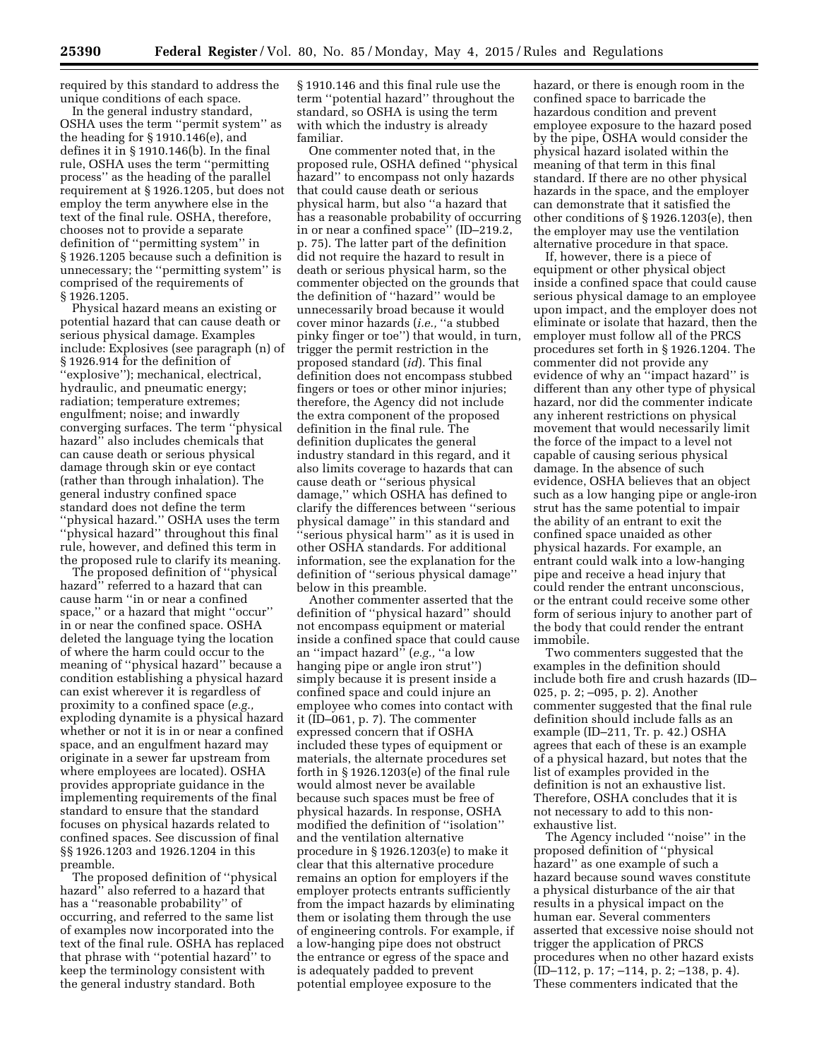required by this standard to address the unique conditions of each space.

In the general industry standard, OSHA uses the term ''permit system'' as the heading for § 1910.146(e), and defines it in § 1910.146(b). In the final rule, OSHA uses the term ''permitting process'' as the heading of the parallel requirement at § 1926.1205, but does not employ the term anywhere else in the text of the final rule. OSHA, therefore, chooses not to provide a separate definition of ''permitting system'' in § 1926.1205 because such a definition is unnecessary; the ''permitting system'' is comprised of the requirements of § 1926.1205.

Physical hazard means an existing or potential hazard that can cause death or serious physical damage. Examples include: Explosives (see paragraph (n) of § 1926.914 for the definition of ''explosive''); mechanical, electrical, hydraulic, and pneumatic energy; radiation; temperature extremes; engulfment; noise; and inwardly converging surfaces. The term ''physical hazard'' also includes chemicals that can cause death or serious physical damage through skin or eye contact (rather than through inhalation). The general industry confined space standard does not define the term ''physical hazard.'' OSHA uses the term ''physical hazard'' throughout this final rule, however, and defined this term in the proposed rule to clarify its meaning.

The proposed definition of ''physical hazard'' referred to a hazard that can cause harm ''in or near a confined space,'' or a hazard that might ''occur'' in or near the confined space. OSHA deleted the language tying the location of where the harm could occur to the meaning of ''physical hazard'' because a condition establishing a physical hazard can exist wherever it is regardless of proximity to a confined space (*e.g.,* exploding dynamite is a physical hazard whether or not it is in or near a confined space, and an engulfment hazard may originate in a sewer far upstream from where employees are located). OSHA provides appropriate guidance in the implementing requirements of the final standard to ensure that the standard focuses on physical hazards related to confined spaces. See discussion of final §§ 1926.1203 and 1926.1204 in this preamble.

The proposed definition of ''physical hazard'' also referred to a hazard that has a ''reasonable probability'' of occurring, and referred to the same list of examples now incorporated into the text of the final rule. OSHA has replaced that phrase with ''potential hazard'' to keep the terminology consistent with the general industry standard. Both § 1910.146 and this final rule use the term ''potential hazard'' throughout the standard, so OSHA is using the term with which the industry is already familiar.

One commenter noted that, in the proposed rule, OSHA defined ''physical hazard'' to encompass not only hazards that could cause death or serious physical harm, but also ''a hazard that has a reasonable probability of occurring in or near a confined space'' (ID–219.2, p. 75). The latter part of the definition did not require the hazard to result in death or serious physical harm, so the commenter objected on the grounds that the definition of ''hazard'' would be unnecessarily broad because it would cover minor hazards (*i.e.,* ''a stubbed pinky finger or toe'') that would, in turn, trigger the permit restriction in the proposed standard (*id*). This final definition does not encompass stubbed fingers or toes or other minor injuries; therefore, the Agency did not include the extra component of the proposed definition in the final rule. The definition duplicates the general industry standard in this regard, and it also limits coverage to hazards that can cause death or ''serious physical damage,'' which OSHA has defined to clarify the differences between ''serious physical damage'' in this standard and ''serious physical harm'' as it is used in other OSHA standards. For additional information, see the explanation for the definition of ''serious physical damage'' below in this preamble.

Another commenter asserted that the definition of ''physical hazard'' should not encompass equipment or material inside a confined space that could cause an ''impact hazard'' (*e.g.,* ''a low hanging pipe or angle iron strut'') simply because it is present inside a confined space and could injure an employee who comes into contact with it (ID–061, p. 7). The commenter expressed concern that if OSHA included these types of equipment or materials, the alternate procedures set forth in § 1926.1203(e) of the final rule would almost never be available because such spaces must be free of physical hazards. In response, OSHA modified the definition of ''isolation'' and the ventilation alternative procedure in § 1926.1203(e) to make it clear that this alternative procedure remains an option for employers if the employer protects entrants sufficiently from the impact hazards by eliminating them or isolating them through the use of engineering controls. For example, if a low-hanging pipe does not obstruct the entrance or egress of the space and is adequately padded to prevent potential employee exposure to the hazard, or there is enough room in the confined space to barricade the hazardous condition and prevent employee exposure to the hazard posed by the pipe, OSHA would consider the physical hazard isolated within the meaning of that term in this final standard. If there are no other physical hazards in the space, and the employer can demonstrate that it satisfied the other conditions of § 1926.1203(e), then the employer may use the ventilation alternative procedure in that space.

If, however, there is a piece of equipment or other physical object inside a confined space that could cause serious physical damage to an employee upon impact, and the employer does not eliminate or isolate that hazard, then the employer must follow all of the PRCS procedures set forth in § 1926.1204. The commenter did not provide any evidence of why an ''impact hazard'' is different than any other type of physical hazard, nor did the commenter indicate any inherent restrictions on physical movement that would necessarily limit the force of the impact to a level not capable of causing serious physical damage. In the absence of such evidence, OSHA believes that an object such as a low hanging pipe or angle-iron strut has the same potential to impair the ability of an entrant to exit the confined space unaided as other physical hazards. For example, an entrant could walk into a low-hanging pipe and receive a head injury that could render the entrant unconscious, or the entrant could receive some other form of serious injury to another part of the body that could render the entrant immobile.

Two commenters suggested that the examples in the definition should include both fire and crush hazards (ID–025, p. 2; –095, p. 2). Another commenter suggested that the final rule definition should include falls as an example (ID–211, Tr. p. 42.) OSHA agrees that each of these is an example of a physical hazard, but notes that the list of examples provided in the definition is not an exhaustive list. Therefore, OSHA concludes that it is not necessary to add to this non-exhaustive list.

The Agency included ''noise'' in the proposed definition of ''physical hazard'' as one example of such a hazard because sound waves constitute a physical disturbance of the air that results in a physical impact on the human ear. Several commenters asserted that excessive noise should not trigger the application of PRCS procedures when no other hazard exists (ID–112, p. 17; –114, p. 2; –138, p. 4). These commenters indicated that the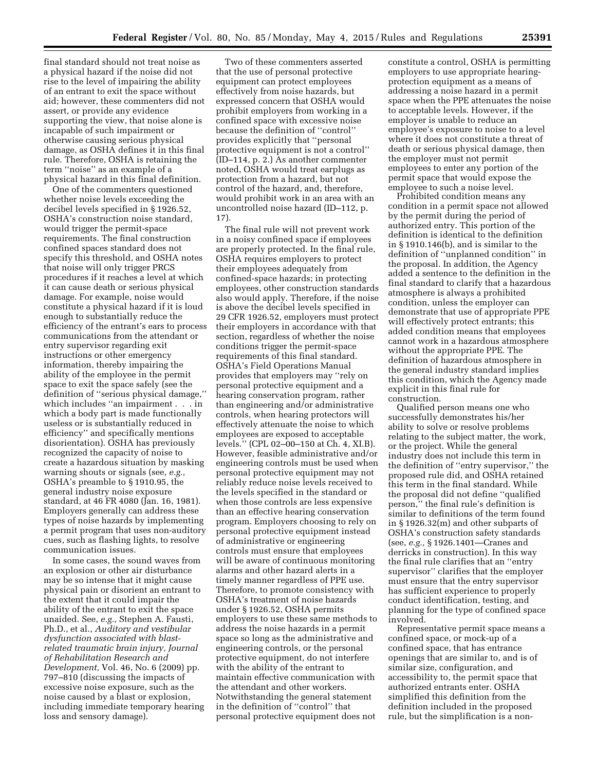final standard should not treat noise as a physical hazard if the noise did not rise to the level of impairing the ability of an entrant to exit the space without aid; however, these commenters did not assert, or provide any evidence supporting the view, that noise alone is incapable of such impairment or otherwise causing serious physical damage, as OSHA defines it in this final rule. Therefore, OSHA is retaining the term ''noise'' as an example of a physical hazard in this final definition.

One of the commenters questioned whether noise levels exceeding the decibel levels specified in § 1926.52, OSHA's construction noise standard, would trigger the permit-space requirements. The final construction confined spaces standard does not specify this threshold, and OSHA notes that noise will only trigger PRCS procedures if it reaches a level at which it can cause death or serious physical damage. For example, noise would constitute a physical hazard if it is loud enough to substantially reduce the efficiency of the entrant's ears to process communications from the attendant or entry supervisor regarding exit instructions or other emergency information, thereby impairing the ability of the employee in the permit space to exit the space safely (see the definition of ''serious physical damage,'' which includes ''an impairment . . . in which a body part is made functionally useless or is substantially reduced in efficiency'' and specifically mentions disorientation). OSHA has previously recognized the capacity of noise to create a hazardous situation by masking warning shouts or signals (see, *e.g.,* OSHA's preamble to § 1910.95, the general industry noise exposure standard, at 46 FR 4080 (Jan. 16, 1981). Employers generally can address these types of noise hazards by implementing a permit program that uses non-auditory cues, such as flashing lights, to resolve communication issues.

In some cases, the sound waves from an explosion or other air disturbance may be so intense that it might cause physical pain or disorient an entrant to the extent that it could impair the ability of the entrant to exit the space unaided. See, *e.g.,* Stephen A. Fausti, Ph.D., et al., *Auditory and vestibular dysfunction associated with blast-related traumatic brain injury, Journal of Rehabilitation Research and Development,* Vol. 46, No. 6 (2009) pp. 797–810 (discussing the impacts of excessive noise exposure, such as the noise caused by a blast or explosion, including immediate temporary hearing loss and sensory damage).

Two of these commenters asserted that the use of personal protective equipment can protect employees effectively from noise hazards, but expressed concern that OSHA would prohibit employers from working in a confined space with excessive noise because the definition of ''control'' provides explicitly that ''personal protective equipment is not a control'' (ID–114, p. 2.) As another commenter noted, OSHA would treat earplugs as protection from a hazard, but not control of the hazard, and, therefore, would prohibit work in an area with an uncontrolled noise hazard (ID–112, p. 17).

The final rule will not prevent work in a noisy confined space if employees are properly protected. In the final rule, OSHA requires employers to protect their employees adequately from confined-space hazards; in protecting employees, other construction standards also would apply. Therefore, if the noise is above the decibel levels specified in 29 CFR 1926.52, employers must protect their employers in accordance with that section, regardless of whether the noise conditions trigger the permit-space requirements of this final standard. OSHA's Field Operations Manual provides that employers may ''rely on personal protective equipment and a hearing conservation program, rather than engineering and/or administrative controls, when hearing protectors will effectively attenuate the noise to which employees are exposed to acceptable levels.'' (CPL 02–00–150 at Ch. 4, XI.B). However, feasible administrative and/or engineering controls must be used when personal protective equipment may not reliably reduce noise levels received to the levels specified in the standard or when those controls are less expensive than an effective hearing conservation program. Employers choosing to rely on personal protective equipment instead of administrative or engineering controls must ensure that employees will be aware of continuous monitoring alarms and other hazard alerts in a timely manner regardless of PPE use. Therefore, to promote consistency with OSHA's treatment of noise hazards under § 1926.52, OSHA permits employers to use these same methods to address the noise hazards in a permit space so long as the administrative and engineering controls, or the personal protective equipment, do not interfere with the ability of the entrant to maintain effective communication with the attendant and other workers. Notwithstanding the general statement in the definition of ''control'' that personal protective equipment does not constitute a control, OSHA is permitting employers to use appropriate hearing-protection equipment as a means of addressing a noise hazard in a permit space when the PPE attenuates the noise to acceptable levels. However, if the employer is unable to reduce an employee's exposure to noise to a level where it does not constitute a threat of death or serious physical damage, then the employer must not permit employees to enter any portion of the permit space that would expose the employee to such a noise level.

Prohibited condition means any condition in a permit space not allowed by the permit during the period of authorized entry. This portion of the definition is identical to the definition in § 1910.146(b), and is similar to the definition of ''unplanned condition'' in the proposal. In addition, the Agency added a sentence to the definition in the final standard to clarify that a hazardous atmosphere is always a prohibited condition, unless the employer can demonstrate that use of appropriate PPE will effectively protect entrants; this added condition means that employees cannot work in a hazardous atmosphere without the appropriate PPE. The definition of hazardous atmosphere in the general industry standard implies this condition, which the Agency made explicit in this final rule for construction.

Qualified person means one who successfully demonstrates his/her ability to solve or resolve problems relating to the subject matter, the work, or the project. While the general industry does not include this term in the definition of ''entry supervisor,'' the proposed rule did, and OSHA retained this term in the final standard. While the proposal did not define ''qualified person,'' the final rule's definition is similar to definitions of the term found in § 1926.32(m) and other subparts of OSHA's construction safety standards (see, *e.g.,* § 1926.1401—Cranes and derricks in construction). In this way the final rule clarifies that an ''entry supervisor'' clarifies that the employer must ensure that the entry supervisor has sufficient experience to properly conduct identification, testing, and planning for the type of confined space involved.

Representative permit space means a confined space, or mock-up of a confined space, that has entrance openings that are similar to, and is of similar size, configuration, and accessibility to, the permit space that authorized entrants enter. OSHA simplified this definition from the definition included in the proposed rule, but the simplification is a non-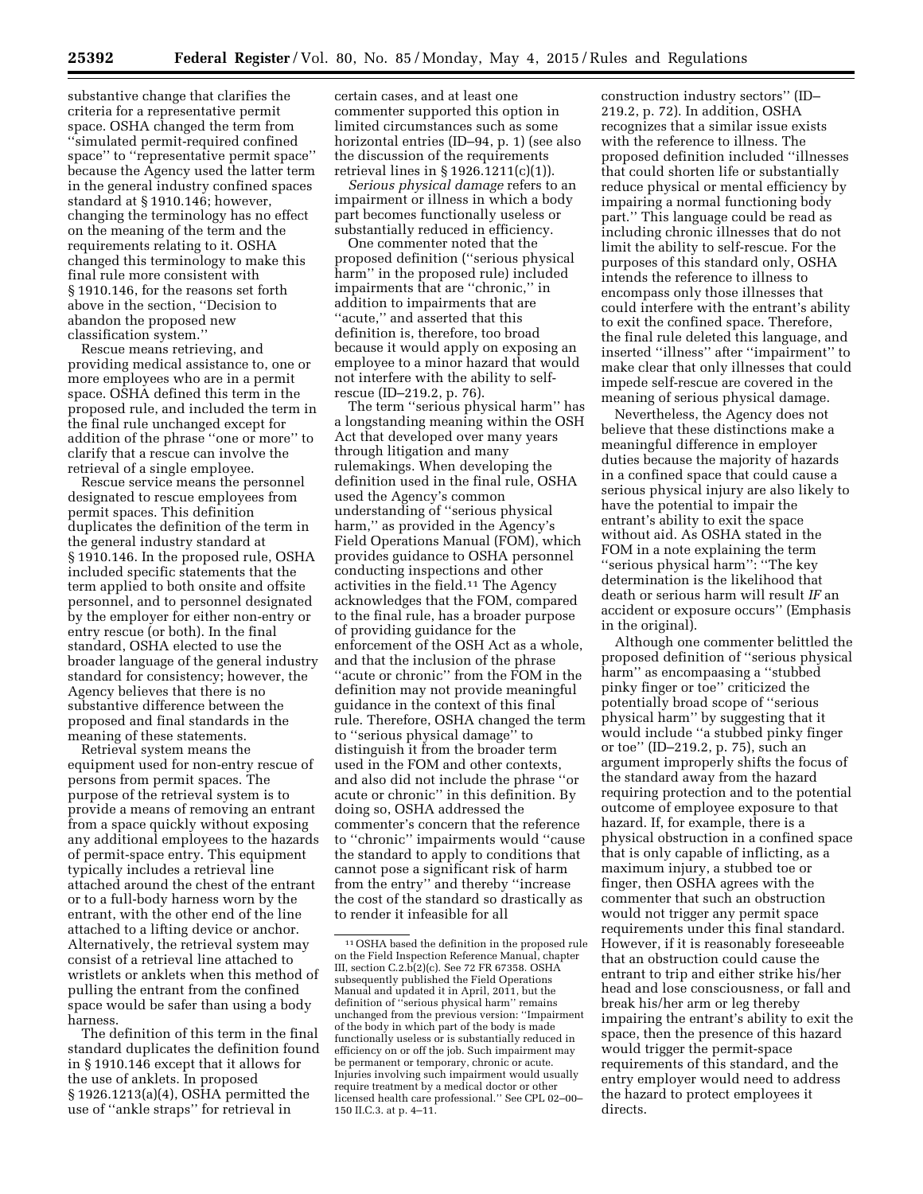substantive change that clarifies the criteria for a representative permit space. OSHA changed the term from "simulated permit-required confined space" to "representative permit space" because the Agency used the latter term in the general industry confined spaces standard at § 1910.146; however, changing the terminology has no effect on the meaning of the term and the requirements relating to it. OSHA changed this terminology to make this final rule more consistent with § 1910.146, for the reasons set forth above in the section, "Decision to abandon the proposed new classification system."

Rescue means retrieving, and providing medical assistance to, one or more employees who are in a permit space. OSHA defined this term in the proposed rule, and included the term in the final rule unchanged except for addition of the phrase "one or more" to clarify that a rescue can involve the retrieval of a single employee.

Rescue service means the personnel designated to rescue employees from permit spaces. This definition duplicates the definition of the term in the general industry standard at § 1910.146. In the proposed rule, OSHA included specific statements that the term applied to both onsite and offsite personnel, and to personnel designated by the employer for either non-entry or entry rescue (or both). In the final standard, OSHA elected to use the broader language of the general industry standard for consistency; however, the Agency believes that there is no substantive difference between the proposed and final standards in the meaning of these statements.

Retrieval system means the equipment used for non-entry rescue of persons from permit spaces. The purpose of the retrieval system is to provide a means of removing an entrant from a space quickly without exposing any additional employees to the hazards of permit-space entry. This equipment typically includes a retrieval line attached around the chest of the entrant or to a full-body harness worn by the entrant, with the other end of the line attached to a lifting device or anchor. Alternatively, the retrieval system may consist of a retrieval line attached to wristlets or anklets when this method of pulling the entrant from the confined space would be safer than using a body harness.

The definition of this term in the final standard duplicates the definition found in § 1910.146 except that it allows for the use of anklets. In proposed § 1926.1213(a)(4), OSHA permitted the use of "ankle straps" for retrieval in certain cases, and at least one commenter supported this option in limited circumstances such as some horizontal entries (ID–94, p. 1) (see also the discussion of the requirements retrieval lines in § 1926.1211(c)(1)).

*Serious physical damage* refers to an impairment or illness in which a body part becomes functionally useless or substantially reduced in efficiency.

One commenter noted that the proposed definition ("serious physical harm" in the proposed rule) included impairments that are "chronic," in addition to impairments that are "acute," and asserted that this definition is, therefore, too broad because it would apply on exposing an employee to a minor hazard that would not interfere with the ability to self-rescue (ID–219.2, p. 76).

The term "serious physical harm" has a longstanding meaning within the OSH Act that developed over many years through litigation and many rulemakings. When developing the definition used in the final rule, OSHA used the Agency's common understanding of "serious physical harm," as provided in the Agency's Field Operations Manual (FOM), which provides guidance to OSHA personnel conducting inspections and other activities in the field.[11] The Agency acknowledges that the FOM, compared to the final rule, has a broader purpose of providing guidance for the enforcement of the OSH Act as a whole, and that the inclusion of the phrase "acute or chronic" from the FOM in the definition may not provide meaningful guidance in the context of this final rule. Therefore, OSHA changed the term to "serious physical damage" to distinguish it from the broader term used in the FOM and other contexts, and also did not include the phrase "or acute or chronic" in this definition. By doing so, OSHA addressed the commenter's concern that the reference to "chronic" impairments would "cause the standard to apply to conditions that cannot pose a significant risk of harm from the entry" and thereby "increase the cost of the standard so drastically as to render it infeasible for all construction industry sectors" (ID–219.2, p. 72). In addition, OSHA recognizes that a similar issue exists with the reference to illness. The proposed definition included "illnesses that could shorten life or substantially reduce physical or mental efficiency by impairing a normal functioning body part." This language could be read as including chronic illnesses that do not limit the ability to self-rescue. For the purposes of this standard only, OSHA intends the reference to illness to encompass only those illnesses that could interfere with the entrant's ability to exit the confined space. Therefore, the final rule deleted this language, and inserted "illness" after "impairment" to make clear that only illnesses that could impede self-rescue are covered in the meaning of serious physical damage.

Nevertheless, the Agency does not believe that these distinctions make a meaningful difference in employer duties because the majority of hazards in a confined space that could cause a serious physical injury are also likely to have the potential to impair the entrant's ability to exit the space without aid. As OSHA stated in the FOM in a note explaining the term "serious physical harm": "The key determination is the likelihood that death or serious harm will result *IF* an accident or exposure occurs" (Emphasis in the original).

Although one commenter belittled the proposed definition of "serious physical harm" as encompassing a "stubbed pinky finger or toe" criticized the potentially broad scope of "serious physical harm" by suggesting that it would include "a stubbed pinky finger or toe" (ID–219.2, p. 75), such an argument improperly shifts the focus of the standard away from the hazard requiring protection and to the potential outcome of employee exposure to that hazard. If, for example, there is a physical obstruction in a confined space that is only capable of inflicting, as a maximum injury, a stubbed toe or finger, then OSHA agrees with the commenter that such an obstruction would not trigger any permit space requirements under this final standard. However, if it is reasonably foreseeable that an obstruction could cause the entrant to trip and either strike his/her head and lose consciousness, or fall and break his/her arm or leg thereby impairing the entrant's ability to exit the space, then the presence of this hazard would trigger the permit-space requirements of this standard, and the entry employer would need to address the hazard to protect employees it directs.

---

[11] OSHA based the definition in the proposed rule on the Field Inspection Reference Manual, chapter III, section C.2.b(2)(c). See 72 FR 67358. OSHA subsequently published the Field Operations Manual and updated it in April, 2011, but the definition of "serious physical harm" remains unchanged from the previous version: "Impairment of the body in which part of the body is made functionally useless or is substantially reduced in efficiency on or off the job. Such impairment may be permanent or temporary, chronic or acute. Injuries involving such impairment would usually require treatment by a medical doctor or other licensed health care professional." See CPL 02–00–150 II.C.3. at p. 4–11.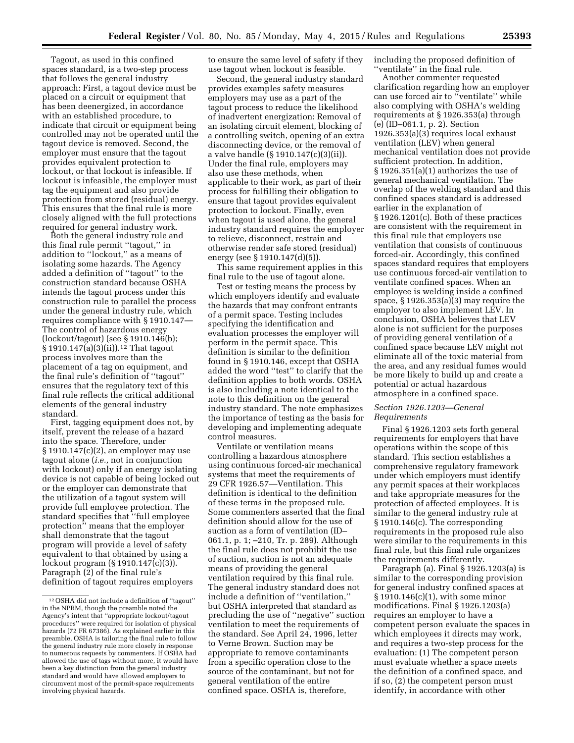Tagout, as used in this confined spaces standard, is a two-step process that follows the general industry approach: First, a tagout device must be placed on a circuit or equipment that has been deenergized, in accordance with an established procedure, to indicate that circuit or equipment being controlled may not be operated until the tagout device is removed. Second, the employer must ensure that the tagout provides equivalent protection to lockout, or that lockout is infeasible. If lockout is infeasible, the employer must tag the equipment and also provide protection from stored (residual) energy. This ensures that the final rule is more closely aligned with the full protections required for general industry work.

Both the general industry rule and this final rule permit ''tagout,'' in addition to ''lockout,'' as a means of isolating some hazards. The Agency added a definition of ''tagout'' to the construction standard because OSHA intends the tagout process under this construction rule to parallel the process under the general industry rule, which requires compliance with § 1910.147—The control of hazardous energy (lockout/tagout) (see § 1910.146(b); § 1910.147(a)(3)(ii)).[12] That tagout process involves more than the placement of a tag on equipment, and the final rule's definition of ''tagout'' ensures that the regulatory text of this final rule reflects the critical additional elements of the general industry standard.

First, tagging equipment does not, by itself, prevent the release of a hazard into the space. Therefore, under § 1910.147(c)(2), an employer may use tagout alone (*i.e.,* not in conjunction with lockout) only if an energy isolating device is not capable of being locked out or the employer can demonstrate that the utilization of a tagout system will provide full employee protection. The standard specifies that ''full employee protection'' means that the employer shall demonstrate that the tagout program will provide a level of safety equivalent to that obtained by using a lockout program (§ 1910.147(c)(3)). Paragraph (2) of the final rule's definition of tagout requires employers to ensure the same level of safety if they use tagout when lockout is feasible.

Second, the general industry standard provides examples safety measures employers may use as a part of the tagout process to reduce the likelihood of inadvertent energization: Removal of an isolating circuit element, blocking of a controlling switch, opening of an extra disconnecting device, or the removal of a valve handle (§ 1910.147(c)(3)(ii)). Under the final rule, employers may also use these methods, when applicable to their work, as part of their process for fulfilling their obligation to ensure that tagout provides equivalent protection to lockout. Finally, even when tagout is used alone, the general industry standard requires the employer to relieve, disconnect, restrain and otherwise render safe stored (residual) energy (see § 1910.147(d)(5)).

This same requirement applies in this final rule to the use of tagout alone.

Test or testing means the process by which employers identify and evaluate the hazards that may confront entrants of a permit space. Testing includes specifying the identification and evaluation processes the employer will perform in the permit space. This definition is similar to the definition found in § 1910.146, except that OSHA added the word ''test'' to clarify that the definition applies to both words. OSHA is also including a note identical to the note to this definition on the general industry standard. The note emphasizes the importance of testing as the basis for developing and implementing adequate control measures.

Ventilate or ventilation means controlling a hazardous atmosphere using continuous forced-air mechanical systems that meet the requirements of 29 CFR 1926.57—Ventilation. This definition is identical to the definition of these terms in the proposed rule. Some commenters asserted that the final definition should allow for the use of suction as a form of ventilation (ID–061.1, p. 1; –210, Tr. p. 289). Although the final rule does not prohibit the use of suction, suction is not an adequate means of providing the general ventilation required by this final rule. The general industry standard does not include a definition of ''ventilation,'' but OSHA interpreted that standard as precluding the use of ''negative'' suction ventilation to meet the requirements of the standard. See April 24, 1996, letter to Verne Brown. Suction may be appropriate to remove contaminants from a specific operation close to the source of the contaminant, but not for general ventilation of the entire confined space. OSHA is, therefore, including the proposed definition of ''ventilate'' in the final rule.

Another commenter requested clarification regarding how an employer can use forced air to ''ventilate'' while also complying with OSHA's welding requirements at § 1926.353(a) through (e) (ID–061.1, p. 2). Section 1926.353(a)(3) requires local exhaust ventilation (LEV) when general mechanical ventilation does not provide sufficient protection. In addition, § 1926.351(a)(1) authorizes the use of general mechanical ventilation. The overlap of the welding standard and this confined spaces standard is addressed earlier in the explanation of § 1926.1201(c). Both of these practices are consistent with the requirement in this final rule that employers use ventilation that consists of continuous forced-air. Accordingly, this confined spaces standard requires that employers use continuous forced-air ventilation to ventilate confined spaces. When an employee is welding inside a confined space, § 1926.353(a)(3) may require the employer to also implement LEV. In conclusion, OSHA believes that LEV alone is not sufficient for the purposes of providing general ventilation of a confined space because LEV might not eliminate all of the toxic material from the area, and any residual fumes would be more likely to build up and create a potential or actual hazardous atmosphere in a confined space.

### *Section 1926.1203—General Requirements*

Final § 1926.1203 sets forth general requirements for employers that have operations within the scope of this standard. This section establishes a comprehensive regulatory framework under which employers must identify any permit spaces at their workplaces and take appropriate measures for the protection of affected employees. It is similar to the general industry rule at § 1910.146(c). The corresponding requirements in the proposed rule also were similar to the requirements in this final rule, but this final rule organizes the requirements differently.

Paragraph (a). Final § 1926.1203(a) is similar to the corresponding provision for general industry confined spaces at § 1910.146(c)(1), with some minor modifications. Final § 1926.1203(a) requires an employer to have a competent person evaluate the spaces in which employees it directs may work, and requires a two-step process for the evaluation: (1) The competent person must evaluate whether a space meets the definition of a confined space, and if so, (2) the competent person must identify, in accordance with other

---

[12] OSHA did not include a definition of ''tagout'' in the NPRM, though the preamble noted the Agency's intent that ''appropriate lockout/tagout procedures'' were required for isolation of physical hazards (72 FR 67386). As explained earlier in this preamble, OSHA is tailoring the final rule to follow the general industry rule more closely in response to numerous requests by commenters. If OSHA had allowed the use of tags without more, it would have been a key distinction from the general industry standard and would have allowed employers to circumvent most of the permit-space requirements involving physical hazards.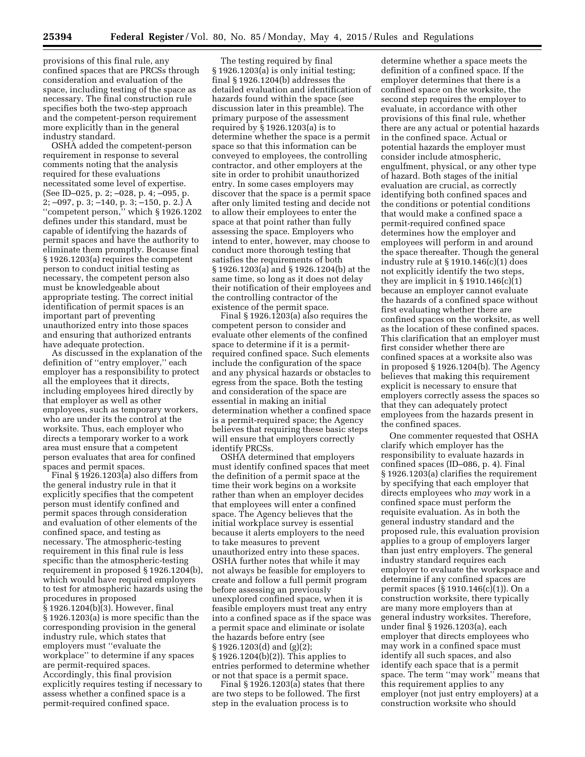provisions of this final rule, any confined spaces that are PRCSs through consideration and evaluation of the space, including testing of the space as necessary. The final construction rule specifies both the two-step approach and the competent-person requirement more explicitly than in the general industry standard.

OSHA added the competent-person requirement in response to several comments noting that the analysis required for these evaluations necessitated some level of expertise. (See ID–025, p. 2; –028, p. 4; –095, p. 2; –097, p. 3; –140, p. 3; –150, p. 2.) A ''competent person,'' which § 1926.1202 defines under this standard, must be capable of identifying the hazards of permit spaces and have the authority to eliminate them promptly. Because final § 1926.1203(a) requires the competent person to conduct initial testing as necessary, the competent person also must be knowledgeable about appropriate testing. The correct initial identification of permit spaces is an important part of preventing unauthorized entry into those spaces and ensuring that authorized entrants have adequate protection.

As discussed in the explanation of the definition of ''entry employer,'' each employer has a responsibility to protect all the employees that it directs, including employees hired directly by that employer as well as other employees, such as temporary workers, who are under its the control at the worksite. Thus, each employer who directs a temporary worker to a work area must ensure that a competent person evaluates that area for confined spaces and permit spaces.

Final § 1926.1203(a) also differs from the general industry rule in that it explicitly specifies that the competent person must identify confined and permit spaces through consideration and evaluation of other elements of the confined space, and testing as necessary. The atmospheric-testing requirement in this final rule is less specific than the atmospheric-testing requirement in proposed § 1926.1204(b), which would have required employers to test for atmospheric hazards using the procedures in proposed § 1926.1204(b)(3). However, final § 1926.1203(a) is more specific than the corresponding provision in the general industry rule, which states that employers must ''evaluate the workplace'' to determine if any spaces are permit-required spaces. Accordingly, this final provision explicitly requires testing if necessary to assess whether a confined space is a permit-required confined space.

The testing required by final § 1926.1203(a) is only initial testing; final § 1926.1204(b) addresses the detailed evaluation and identification of hazards found within the space (see discussion later in this preamble). The primary purpose of the assessment required by § 1926.1203(a) is to determine whether the space is a permit space so that this information can be conveyed to employees, the controlling contractor, and other employers at the site in order to prohibit unauthorized entry. In some cases employers may discover that the space is a permit space after only limited testing and decide not to allow their employees to enter the space at that point rather than fully assessing the space. Employers who intend to enter, however, may choose to conduct more thorough testing that satisfies the requirements of both § 1926.1203(a) and § 1926.1204(b) at the same time, so long as it does not delay their notification of their employees and the controlling contractor of the existence of the permit space.

Final § 1926.1203(a) also requires the competent person to consider and evaluate other elements of the confined space to determine if it is a permit-required confined space. Such elements include the configuration of the space and any physical hazards or obstacles to egress from the space. Both the testing and consideration of the space are essential in making an initial determination whether a confined space is a permit-required space; the Agency believes that requiring these basic steps will ensure that employers correctly identify PRCSs.

OSHA determined that employers must identify confined spaces that meet the definition of a permit space at the time their work begins on a worksite rather than when an employer decides that employees will enter a confined space. The Agency believes that the initial workplace survey is essential because it alerts employers to the need to take measures to prevent unauthorized entry into these spaces. OSHA further notes that while it may not always be feasible for employers to create and follow a full permit program before assessing an previously unexplored confined space, when it is feasible employers must treat any entry into a confined space as if the space was a permit space and eliminate or isolate the hazards before entry (see § 1926.1203(d) and (g)(2); § 1926.1204(b)(2)). This applies to entries performed to determine whether or not that space is a permit space.

Final § 1926.1203(a) states that there are two steps to be followed. The first step in the evaluation process is to determine whether a space meets the definition of a confined space. If the employer determines that there is a confined space on the worksite, the second step requires the employer to evaluate, in accordance with other provisions of this final rule, whether there are any actual or potential hazards in the confined space. Actual or potential hazards the employer must consider include atmospheric, engulfment, physical, or any other type of hazard. Both stages of the initial evaluation are crucial, as correctly identifying both confined spaces and the conditions or potential conditions that would make a confined space a permit-required confined space determines how the employer and employees will perform in and around the space thereafter. Though the general industry rule at § 1910.146(c)(1) does not explicitly identify the two steps, they are implicit in § 1910.146(c)(1) because an employer cannot evaluate the hazards of a confined space without first evaluating whether there are confined spaces on the worksite, as well as the location of these confined spaces. This clarification that an employer must first consider whether there are confined spaces at a worksite also was in proposed § 1926.1204(b). The Agency believes that making this requirement explicit is necessary to ensure that employers correctly assess the spaces so that they can adequately protect employees from the hazards present in the confined spaces.

One commenter requested that OSHA clarify which employer has the responsibility to evaluate hazards in confined spaces (ID–086, p. 4). Final § 1926.1203(a) clarifies the requirement by specifying that each employer that directs employees who *may* work in a confined space must perform the requisite evaluation. As in both the general industry standard and the proposed rule, this evaluation provision applies to a group of employers larger than just entry employers. The general industry standard requires each employer to evaluate the workspace and determine if any confined spaces are permit spaces (§ 1910.146(c)(1)). On a construction worksite, there typically are many more employers than at general industry worksites. Therefore, under final § 1926.1203(a), each employer that directs employees who may work in a confined space must identify all such spaces, and also identify each space that is a permit space. The term ''may work'' means that this requirement applies to any employer (not just entry employers) at a construction worksite who should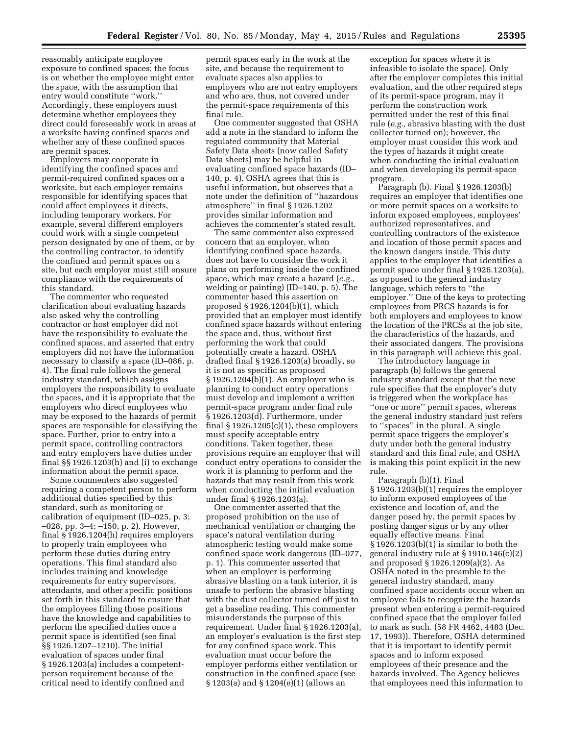reasonably anticipate employee exposure to confined spaces; the focus is on whether the employee might enter the space, with the assumption that entry would constitute "work." Accordingly, these employers must determine whether employees they direct could foreseeably work in areas at a worksite having confined spaces and whether any of these confined spaces are permit spaces.

Employers may cooperate in identifying the confined spaces and permit-required confined spaces on a worksite, but each employer remains responsible for identifying spaces that could affect employees it directs, including temporary workers. For example, several different employers could work with a single competent person designated by one of them, or by the controlling contractor, to identify the confined and permit spaces on a site, but each employer must still ensure compliance with the requirements of this standard.

The commenter who requested clarification about evaluating hazards also asked why the controlling contractor or host employer did not have the responsibility to evaluate the confined spaces, and asserted that entry employers did not have the information necessary to classify a space (ID–086, p. 4). The final rule follows the general industry standard, which assigns employers the responsibility to evaluate the spaces, and it is appropriate that the employers who direct employees who may be exposed to the hazards of permit spaces are responsible for classifying the space. Further, prior to entry into a permit space, controlling contractors and entry employers have duties under final §§ 1926.1203(h) and (i) to exchange information about the permit space.

Some commenters also suggested requiring a competent person to perform additional duties specified by this standard, such as monitoring or calibration of equipment (ID–025, p. 3; –028, pp. 3–4; –150, p. 2). However, final § 1926.1204(h) requires employers to properly train employees who perform these duties during entry operations. This final standard also includes training and knowledge requirements for entry supervisors, attendants, and other specific positions set forth in this standard to ensure that the employees filling those positions have the knowledge and capabilities to perform the specified duties once a permit space is identified (see final §§ 1926.1207–1210). The initial evaluation of spaces under final § 1926.1203(a) includes a competent-person requirement because of the critical need to identify confined and permit spaces early in the work at the site, and because the requirement to evaluate spaces also applies to employers who are not entry employers and who are, thus, not covered under the permit-space requirements of this final rule.

One commenter suggested that OSHA add a note in the standard to inform the regulated community that Material Safety Data sheets (now called Safety Data sheets) may be helpful in evaluating confined space hazards (ID–140, p. 4). OSHA agrees that this is useful information, but observes that a note under the definition of "hazardous atmosphere" in final § 1926.1202 provides similar information and achieves the commenter's stated result.

The same commenter also expressed concern that an employer, when identifying confined space hazards, does not have to consider the work it plans on performing inside the confined space, which may create a hazard (*e.g.,* welding or painting) (ID–140, p. 5). The commenter based this assertion on proposed § 1926.1204(b)(1), which provided that an employer must identify confined space hazards without entering the space and, thus, without first performing the work that could potentially create a hazard. OSHA drafted final § 1926.1203(a) broadly, so it is not as specific as proposed § 1926.1204(b)(1). An employer who is planning to conduct entry operations must develop and implement a written permit-space program under final rule § 1926.1203(d). Furthermore, under final § 1926.1205(c)(1), these employers must specify acceptable entry conditions. Taken together, these provisions require an employer that will conduct entry operations to consider the work it is planning to perform and the hazards that may result from this work when conducting the initial evaluation under final § 1926.1203(a).

One commenter asserted that the proposed prohibition on the use of mechanical ventilation or changing the space's natural ventilation during atmospheric testing would make some confined space work dangerous (ID–077, p. 1). This commenter asserted that when an employer is performing abrasive blasting on a tank interior, it is unsafe to perform the abrasive blasting with the dust collector turned off just to get a baseline reading. This commenter misunderstands the purpose of this requirement. Under final § 1926.1203(a), an employer's evaluation is the first step for any confined space work. This evaluation must occur before the employer performs either ventilation or construction in the confined space (see § 1203(a) and § 1204(e)(1) (allows an exception for spaces where it is infeasible to isolate the space). Only after the employer completes this initial evaluation, and the other required steps of its permit-space program, may it perform the construction work permitted under the rest of this final rule (*e.g.,* abrasive blasting with the dust collector turned on); however, the employer must consider this work and the types of hazards it might create when conducting the initial evaluation and when developing its permit-space program.

Paragraph (b). Final § 1926.1203(b) requires an employer that identifies one or more permit spaces on a worksite to inform exposed employees, employees' authorized representatives, and controlling contractors of the existence and location of those permit spaces and the known dangers inside. This duty applies to the employer that identifies a permit space under final § 1926.1203(a), as opposed to the general industry language, which refers to "the employer." One of the keys to protecting employees from PRCS hazards is for both employers and employees to know the location of the PRCSs at the job site, the characteristics of the hazards, and their associated dangers. The provisions in this paragraph will achieve this goal.

The introductory language in paragraph (b) follows the general industry standard except that the new rule specifies that the employer's duty is triggered when the workplace has "one or more" permit spaces, whereas the general industry standard just refers to "spaces" in the plural. A single permit space triggers the employer's duty under both the general industry standard and this final rule, and OSHA is making this point explicit in the new rule.

Paragraph (b)(1). Final § 1926.1203(b)(1) requires the employer to inform exposed employees of the existence and location of, and the danger posed by, the permit spaces by posting danger signs or by any other equally effective means. Final § 1926.1203(b)(1) is similar to both the general industry rule at § 1910.146(c)(2) and proposed § 1926.1209(a)(2). As OSHA noted in the preamble to the general industry standard, many confined space accidents occur when an employee fails to recognize the hazards present when entering a permit-required confined space that the employer failed to mark as such. (58 FR 4462, 4483 (Dec. 17, 1993)). Therefore, OSHA determined that it is important to identify permit spaces and to inform exposed employees of their presence and the hazards involved. The Agency believes that employees need this information to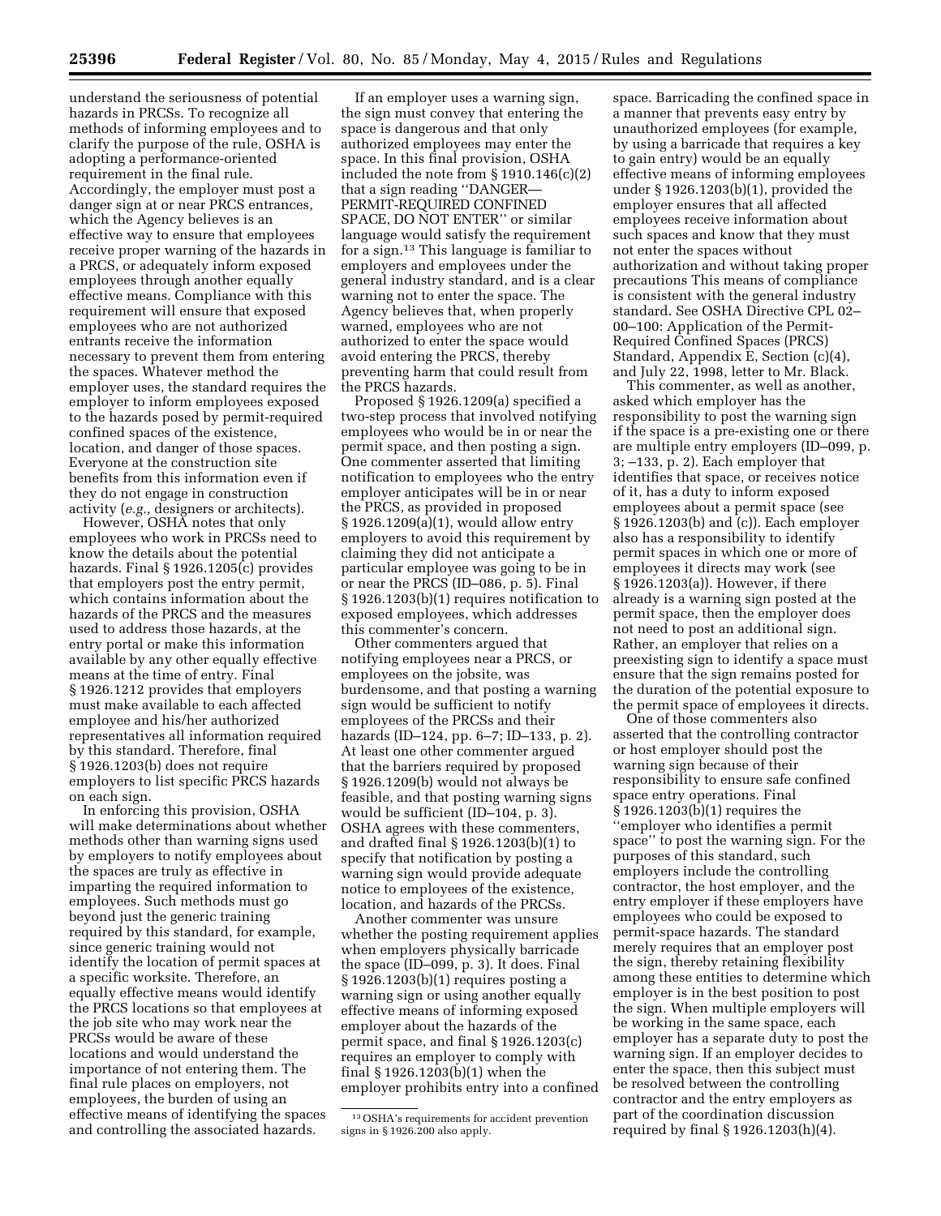understand the seriousness of potential hazards in PRCSs. To recognize all methods of informing employees and to clarify the purpose of the rule, OSHA is adopting a performance-oriented requirement in the final rule. Accordingly, the employer must post a danger sign at or near PRCS entrances, which the Agency believes is an effective way to ensure that employees receive proper warning of the hazards in a PRCS, or adequately inform exposed employees through another equally effective means. Compliance with this requirement will ensure that exposed employees who are not authorized entrants receive the information necessary to prevent them from entering the spaces. Whatever method the employer uses, the standard requires the employer to inform employees exposed to the hazards posed by permit-required confined spaces of the existence, location, and danger of those spaces. Everyone at the construction site benefits from this information even if they do not engage in construction activity (*e.g.*, designers or architects).

However, OSHA notes that only employees who work in PRCSs need to know the details about the potential hazards. Final § 1926.1205(c) provides that employers post the entry permit, which contains information about the hazards of the PRCS and the measures used to address those hazards, at the entry portal or make this information available by any other equally effective means at the time of entry. Final § 1926.1212 provides that employers must make available to each affected employee and his/her authorized representatives all information required by this standard. Therefore, final § 1926.1203(b) does not require employers to list specific PRCS hazards on each sign.

In enforcing this provision, OSHA will make determinations about whether methods other than warning signs used by employers to notify employees about the spaces are truly as effective in imparting the required information to employees. Such methods must go beyond just the generic training required by this standard, for example, since generic training would not identify the location of permit spaces at a specific worksite. Therefore, an equally effective means would identify the PRCS locations so that employees at the job site who may work near the PRCSs would be aware of these locations and would understand the importance of not entering them. The final rule places on employers, not employees, the burden of using an effective means of identifying the spaces and controlling the associated hazards.

If an employer uses a warning sign, the sign must convey that entering the space is dangerous and that only authorized employees may enter the space. In this final provision, OSHA included the note from § 1910.146(c)(2) that a sign reading ''DANGER—PERMIT-REQUIRED CONFINED SPACE, DO NOT ENTER'' or similar language would satisfy the requirement for a sign.[13] This language is familiar to employers and employees under the general industry standard, and is a clear warning not to enter the space. The Agency believes that, when properly warned, employees who are not authorized to enter the space would avoid entering the PRCS, thereby preventing harm that could result from the PRCS hazards.

Proposed § 1926.1209(a) specified a two-step process that involved notifying employees who would be in or near the permit space, and then posting a sign. One commenter asserted that limiting notification to employees who the entry employer anticipates will be in or near the PRCS, as provided in proposed § 1926.1209(a)(1), would allow entry employers to avoid this requirement by claiming they did not anticipate a particular employee was going to be in or near the PRCS (ID–086, p. 5). Final § 1926.1203(b)(1) requires notification to exposed employees, which addresses this commenter's concern.

Other commenters argued that notifying employees near a PRCS, or employees on the jobsite, was burdensome, and that posting a warning sign would be sufficient to notify employees of the PRCSs and their hazards (ID–124, pp. 6–7; ID–133, p. 2). At least one other commenter argued that the barriers required by proposed § 1926.1209(b) would not always be feasible, and that posting warning signs would be sufficient (ID–104, p. 3). OSHA agrees with these commenters, and drafted final § 1926.1203(b)(1) to specify that notification by posting a warning sign would provide adequate notice to employees of the existence, location, and hazards of the PRCSs.

Another commenter was unsure whether the posting requirement applies when employers physically barricade the space (ID–099, p. 3). It does. Final § 1926.1203(b)(1) requires posting a warning sign or using another equally effective means of informing exposed employer about the hazards of the permit space, and final § 1926.1203(c) requires an employer to comply with final § 1926.1203(b)(1) when the employer prohibits entry into a confined space. Barricading the confined space in a manner that prevents easy entry by unauthorized employees (for example, by using a barricade that requires a key to gain entry) would be an equally effective means of informing employees under § 1926.1203(b)(1), provided the employer ensures that all affected employees receive information about such spaces and know that they must not enter the spaces without authorization and without taking proper precautions This means of compliance is consistent with the general industry standard. See OSHA Directive CPL 02–00–100: Application of the Permit-Required Confined Spaces (PRCS) Standard, Appendix E, Section (c)(4), and July 22, 1998, letter to Mr. Black.

This commenter, as well as another, asked which employer has the responsibility to post the warning sign if the space is a pre-existing one or there are multiple entry employers (ID–099, p. 3; –133, p. 2). Each employer that identifies that space, or receives notice of it, has a duty to inform exposed employees about a permit space (see § 1926.1203(b) and (c)). Each employer also has a responsibility to identify permit spaces in which one or more of employees it directs may work (see § 1926.1203(a)). However, if there already is a warning sign posted at the permit space, then the employer does not need to post an additional sign. Rather, an employer that relies on a preexisting sign to identify a space must ensure that the sign remains posted for the duration of the potential exposure to the permit space of employees it directs.

One of those commenters also asserted that the controlling contractor or host employer should post the warning sign because of their responsibility to ensure safe confined space entry operations. Final § 1926.1203(b)(1) requires the ''employer who identifies a permit space'' to post the warning sign. For the purposes of this standard, such employers include the controlling contractor, the host employer, and the entry employer if these employers have employees who could be exposed to permit-space hazards. The standard merely requires that an employer post the sign, thereby retaining flexibility among these entities to determine which employer is in the best position to post the sign. When multiple employers will be working in the same space, each employer has a separate duty to post the warning sign. If an employer decides to enter the space, then this subject must be resolved between the controlling contractor and the entry employers as part of the coordination discussion required by final § 1926.1203(h)(4).

[13] OSHA's requirements for accident prevention signs in § 1926.200 also apply.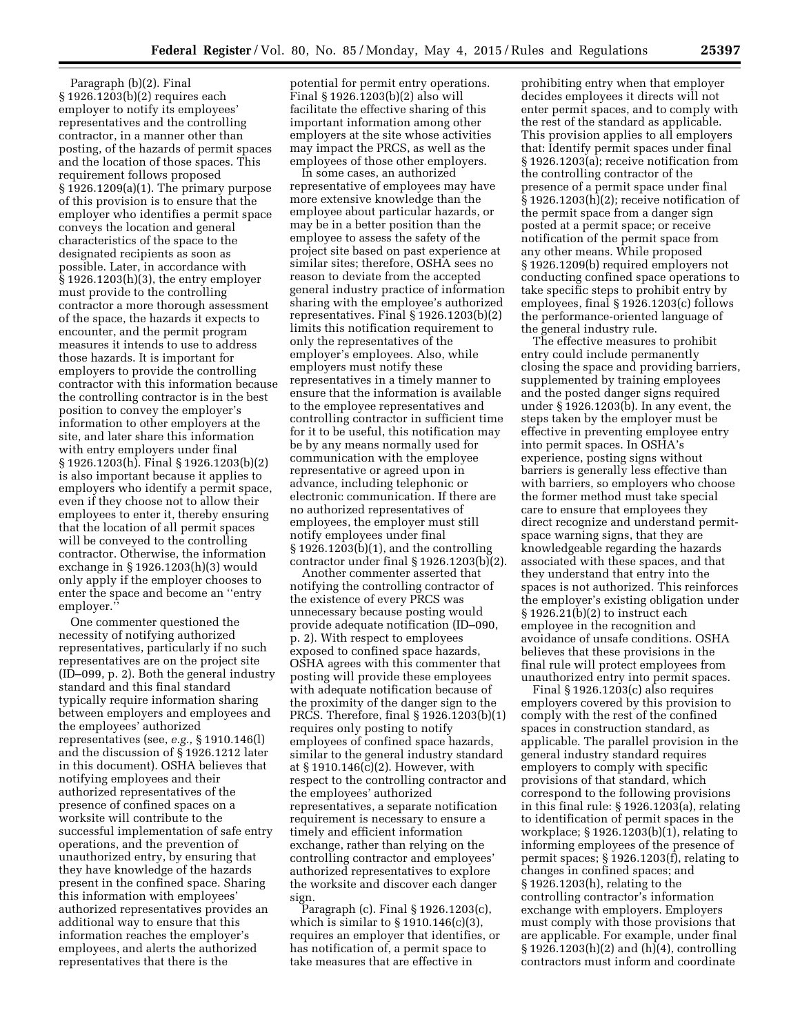Paragraph (b)(2). Final § 1926.1203(b)(2) requires each employer to notify its employees' representatives and the controlling contractor, in a manner other than posting, of the hazards of permit spaces and the location of those spaces. This requirement follows proposed § 1926.1209(a)(1). The primary purpose of this provision is to ensure that the employer who identifies a permit space conveys the location and general characteristics of the space to the designated recipients as soon as possible. Later, in accordance with § 1926.1203(h)(3), the entry employer must provide to the controlling contractor a more thorough assessment of the space, the hazards it expects to encounter, and the permit program measures it intends to use to address those hazards. It is important for employers to provide the controlling contractor with this information because the controlling contractor is in the best position to convey the employer's information to other employers at the site, and later share this information with entry employers under final § 1926.1203(h). Final § 1926.1203(b)(2) is also important because it applies to employers who identify a permit space, even if they choose not to allow their employees to enter it, thereby ensuring that the location of all permit spaces will be conveyed to the controlling contractor. Otherwise, the information exchange in § 1926.1203(h)(3) would only apply if the employer chooses to enter the space and become an ''entry employer.''

One commenter questioned the necessity of notifying authorized representatives, particularly if no such representatives are on the project site (ID–099, p. 2). Both the general industry standard and this final standard typically require information sharing between employers and employees and the employees' authorized representatives (see, *e.g.,* § 1910.146(l) and the discussion of § 1926.1212 later in this document). OSHA believes that notifying employees and their authorized representatives of the presence of confined spaces on a worksite will contribute to the successful implementation of safe entry operations, and the prevention of unauthorized entry, by ensuring that they have knowledge of the hazards present in the confined space. Sharing this information with employees' authorized representatives provides an additional way to ensure that this information reaches the employer's employees, and alerts the authorized representatives that there is the potential for permit entry operations. Final § 1926.1203(b)(2) also will facilitate the effective sharing of this important information among other employers at the site whose activities may impact the PRCS, as well as the employees of those other employers.

In some cases, an authorized representative of employees may have more extensive knowledge than the employee about particular hazards, or may be in a better position than the employee to assess the safety of the project site based on past experience at similar sites; therefore, OSHA sees no reason to deviate from the accepted general industry practice of information sharing with the employee's authorized representatives. Final § 1926.1203(b)(2) limits this notification requirement to only the representatives of the employer's employees. Also, while employers must notify these representatives in a timely manner to ensure that the information is available to the employee representatives and controlling contractor in sufficient time for it to be useful, this notification may be by any means normally used for communication with the employee representative or agreed upon in advance, including telephonic or electronic communication. If there are no authorized representatives of employees, the employer must still notify employees under final § 1926.1203(b)(1), and the controlling contractor under final § 1926.1203(b)(2).

Another commenter asserted that notifying the controlling contractor of the existence of every PRCS was unnecessary because posting would provide adequate notification (ID–090, p. 2). With respect to employees exposed to confined space hazards, OSHA agrees with this commenter that posting will provide these employees with adequate notification because of the proximity of the danger sign to the PRCS. Therefore, final § 1926.1203(b)(1) requires only posting to notify employees of confined space hazards, similar to the general industry standard at § 1910.146(c)(2). However, with respect to the controlling contractor and the employees' authorized representatives, a separate notification requirement is necessary to ensure a timely and efficient information exchange, rather than relying on the controlling contractor and employees' authorized representatives to explore the worksite and discover each danger sign.

Paragraph (c). Final § 1926.1203(c), which is similar to § 1910.146(c)(3), requires an employer that identifies, or has notification of, a permit space to take measures that are effective in prohibiting entry when that employer decides employees it directs will not enter permit spaces, and to comply with the rest of the standard as applicable. This provision applies to all employers that: Identify permit spaces under final § 1926.1203(a); receive notification from the controlling contractor of the presence of a permit space under final § 1926.1203(h)(2); receive notification of the permit space from a danger sign posted at a permit space; or receive notification of the permit space from any other means. While proposed § 1926.1209(b) required employers not conducting confined space operations to take specific steps to prohibit entry by employees, final § 1926.1203(c) follows the performance-oriented language of the general industry rule.

The effective measures to prohibit entry could include permanently closing the space and providing barriers, supplemented by training employees and the posted danger signs required under § 1926.1203(b). In any event, the steps taken by the employer must be effective in preventing employee entry into permit spaces. In OSHA's experience, posting signs without barriers is generally less effective than with barriers, so employers who choose the former method must take special care to ensure that employees they direct recognize and understand permit-space warning signs, that they are knowledgeable regarding the hazards associated with these spaces, and that they understand that entry into the spaces is not authorized. This reinforces the employer's existing obligation under § 1926.21(b)(2) to instruct each employee in the recognition and avoidance of unsafe conditions. OSHA believes that these provisions in the final rule will protect employees from unauthorized entry into permit spaces.

Final § 1926.1203(c) also requires employers covered by this provision to comply with the rest of the confined spaces in construction standard, as applicable. The parallel provision in the general industry standard requires employers to comply with specific provisions of that standard, which correspond to the following provisions in this final rule: § 1926.1203(a), relating to identification of permit spaces in the workplace; § 1926.1203(b)(1), relating to informing employees of the presence of permit spaces; § 1926.1203(f), relating to changes in confined spaces; and § 1926.1203(h), relating to the controlling contractor's information exchange with employers. Employers must comply with those provisions that are applicable. For example, under final § 1926.1203(h)(2) and (h)(4), controlling contractors must inform and coordinate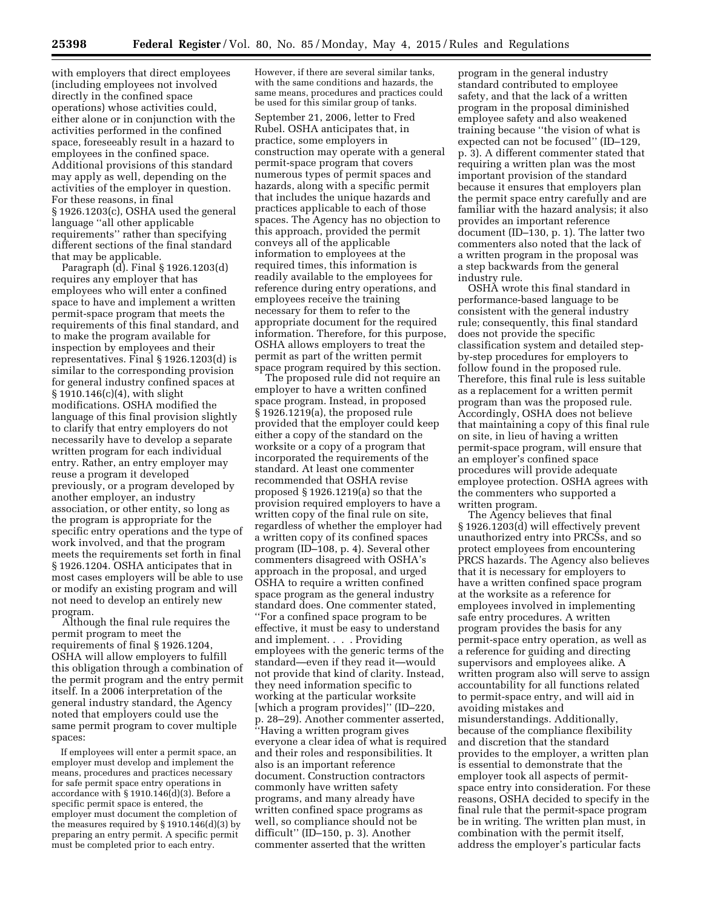with employers that direct employees (including employees not involved directly in the confined space operations) whose activities could, either alone or in conjunction with the activities performed in the confined space, foreseeably result in a hazard to employees in the confined space. Additional provisions of this standard may apply as well, depending on the activities of the employer in question. For these reasons, in final § 1926.1203(c), OSHA used the general language "all other applicable requirements" rather than specifying different sections of the final standard that may be applicable.

Paragraph (d). Final § 1926.1203(d) requires any employer that has employees who will enter a confined space to have and implement a written permit-space program that meets the requirements of this final standard, and to make the program available for inspection by employees and their representatives. Final § 1926.1203(d) is similar to the corresponding provision for general industry confined spaces at § 1910.146(c)(4), with slight modifications. OSHA modified the language of this final provision slightly to clarify that entry employers do not necessarily have to develop a separate written program for each individual entry. Rather, an entry employer may reuse a program it developed previously, or a program developed by another employer, an industry association, or other entity, so long as the program is appropriate for the specific entry operations and the type of work involved, and that the program meets the requirements set forth in final § 1926.1204. OSHA anticipates that in most cases employers will be able to use or modify an existing program and will not need to develop an entirely new program.

Although the final rule requires the permit program to meet the requirements of final § 1926.1204, OSHA will allow employers to fulfill this obligation through a combination of the permit program and the entry permit itself. In a 2006 interpretation of the general industry standard, the Agency noted that employers could use the same permit program to cover multiple spaces:

> If employees will enter a permit space, an employer must develop and implement the means, procedures and practices necessary for safe permit space entry operations in accordance with § 1910.146(d)(3). Before a specific permit space is entered, the employer must document the completion of the measures required by § 1910.146(d)(3) by preparing an entry permit. A specific permit must be completed prior to each entry. However, if there are several similar tanks, with the same conditions and hazards, the same means, procedures and practices could be used for this similar group of tanks.

September 21, 2006, letter to Fred Rubel. OSHA anticipates that, in practice, some employers in construction may operate with a general permit-space program that covers numerous types of permit spaces and hazards, along with a specific permit that includes the unique hazards and practices applicable to each of those spaces. The Agency has no objection to this approach, provided the permit conveys all of the applicable information to employees at the required times, this information is readily available to the employees for reference during entry operations, and employees receive the training necessary for them to refer to the appropriate document for the required information. Therefore, for this purpose, OSHA allows employers to treat the permit as part of the written permit space program required by this section.

The proposed rule did not require an employer to have a written confined space program. Instead, in proposed § 1926.1219(a), the proposed rule provided that the employer could keep either a copy of the standard on the worksite or a copy of a program that incorporated the requirements of the standard. At least one commenter recommended that OSHA revise proposed § 1926.1219(a) so that the provision required employers to have a written copy of the final rule on site, regardless of whether the employer had a written copy of its confined spaces program (ID–108, p. 4). Several other commenters disagreed with OSHA's approach in the proposal, and urged OSHA to require a written confined space program as the general industry standard does. One commenter stated, "For a confined space program to be effective, it must be easy to understand and implement. . . . Providing employees with the generic terms of the standard—even if they read it—would not provide that kind of clarity. Instead, they need information specific to working at the particular worksite [which a program provides]" (ID–220, p. 28–29). Another commenter asserted, "Having a written program gives everyone a clear idea of what is required and their roles and responsibilities. It also is an important reference document. Construction contractors commonly have written safety programs, and many already have written confined space programs as well, so compliance should not be difficult" (ID–150, p. 3). Another commenter asserted that the written program in the general industry standard contributed to employee safety, and that the lack of a written program in the proposal diminished employee safety and also weakened training because "the vision of what is expected can not be focused" (ID–129, p. 3). A different commenter stated that requiring a written plan was the most important provision of the standard because it ensures that employers plan the permit space entry carefully and are familiar with the hazard analysis; it also provides an important reference document (ID–130, p. 1). The latter two commenters also noted that the lack of a written program in the proposal was a step backwards from the general industry rule.

OSHA wrote this final standard in performance-based language to be consistent with the general industry rule; consequently, this final standard does not provide the specific classification system and detailed step-by-step procedures for employers to follow found in the proposed rule. Therefore, this final rule is less suitable as a replacement for a written permit program than was the proposed rule. Accordingly, OSHA does not believe that maintaining a copy of this final rule on site, in lieu of having a written permit-space program, will ensure that an employer's confined space procedures will provide adequate employee protection. OSHA agrees with the commenters who supported a written program.

The Agency believes that final § 1926.1203(d) will effectively prevent unauthorized entry into PRCSs, and so protect employees from encountering PRCS hazards. The Agency also believes that it is necessary for employers to have a written confined space program at the worksite as a reference for employees involved in implementing safe entry procedures. A written program provides the basis for any permit-space entry operation, as well as a reference for guiding and directing supervisors and employees alike. A written program also will serve to assign accountability for all functions related to permit-space entry, and will aid in avoiding mistakes and misunderstandings. Additionally, because of the compliance flexibility and discretion that the standard provides to the employer, a written plan is essential to demonstrate that the employer took all aspects of permit-space entry into consideration. For these reasons, OSHA decided to specify in the final rule that the permit-space program be in writing. The written plan must, in combination with the permit itself, address the employer's particular facts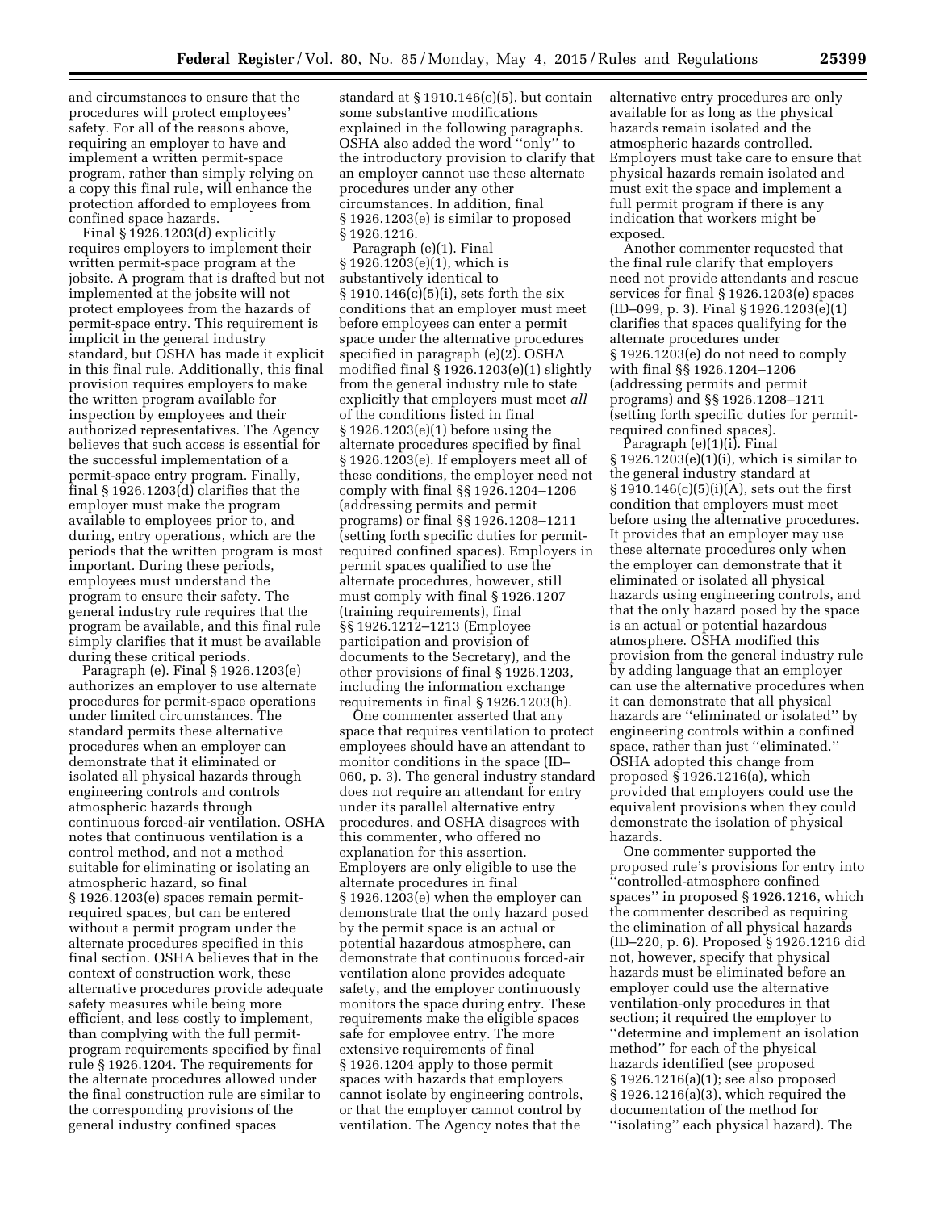and circumstances to ensure that the procedures will protect employees' safety. For all of the reasons above, requiring an employer to have and implement a written permit-space program, rather than simply relying on a copy this final rule, will enhance the protection afforded to employees from confined space hazards.

Final § 1926.1203(d) explicitly requires employers to implement their written permit-space program at the jobsite. A program that is drafted but not implemented at the jobsite will not protect employees from the hazards of permit-space entry. This requirement is implicit in the general industry standard, but OSHA has made it explicit in this final rule. Additionally, this final provision requires employers to make the written program available for inspection by employees and their authorized representatives. The Agency believes that such access is essential for the successful implementation of a permit-space entry program. Finally, final § 1926.1203(d) clarifies that the employer must make the program available to employees prior to, and during, entry operations, which are the periods that the written program is most important. During these periods, employees must understand the program to ensure their safety. The general industry rule requires that the program be available, and this final rule simply clarifies that it must be available during these critical periods.

Paragraph (e). Final § 1926.1203(e) authorizes an employer to use alternate procedures for permit-space operations under limited circumstances. The standard permits these alternative procedures when an employer can demonstrate that it eliminated or isolated all physical hazards through engineering controls and controls atmospheric hazards through continuous forced-air ventilation. OSHA notes that continuous ventilation is a control method, and not a method suitable for eliminating or isolating an atmospheric hazard, so final § 1926.1203(e) spaces remain permit-required spaces, but can be entered without a permit program under the alternate procedures specified in this final section. OSHA believes that in the context of construction work, these alternative procedures provide adequate safety measures while being more efficient, and less costly to implement, than complying with the full permit-program requirements specified by final rule § 1926.1204. The requirements for the alternate procedures allowed under the final construction rule are similar to the corresponding provisions of the general industry confined spaces standard at § 1910.146(c)(5), but contain some substantive modifications explained in the following paragraphs. OSHA also added the word "only" to the introductory provision to clarify that an employer cannot use these alternate procedures under any other circumstances. In addition, final § 1926.1203(e) is similar to proposed § 1926.1216.

Paragraph (e)(1). Final § 1926.1203(e)(1), which is substantively identical to § 1910.146(c)(5)(i), sets forth the six conditions that an employer must meet before employees can enter a permit space under the alternative procedures specified in paragraph (e)(2). OSHA modified final § 1926.1203(e)(1) slightly from the general industry rule to state explicitly that employers must meet *all* of the conditions listed in final § 1926.1203(e)(1) before using the alternate procedures specified by final § 1926.1203(e). If employers meet all of these conditions, the employer need not comply with final §§ 1926.1204–1206 (addressing permits and permit programs) or final §§ 1926.1208–1211 (setting forth specific duties for permit-required confined spaces). Employers in permit spaces qualified to use the alternate procedures, however, still must comply with final § 1926.1207 (training requirements), final §§ 1926.1212–1213 (Employee participation and provision of documents to the Secretary), and the other provisions of final § 1926.1203, including the information exchange requirements in final § 1926.1203(h).

One commenter asserted that any space that requires ventilation to protect employees should have an attendant to monitor conditions in the space (ID–060, p. 3). The general industry standard does not require an attendant for entry under its parallel alternative entry procedures, and OSHA disagrees with this commenter, who offered no explanation for this assertion. Employers are only eligible to use the alternate procedures in final § 1926.1203(e) when the employer can demonstrate that the only hazard posed by the permit space is an actual or potential hazardous atmosphere, can demonstrate that continuous forced-air ventilation alone provides adequate safety, and the employer continuously monitors the space during entry. These requirements make the eligible spaces safe for employee entry. The more extensive requirements of final § 1926.1204 apply to those permit spaces with hazards that employers cannot isolate by engineering controls, or that the employer cannot control by ventilation. The Agency notes that the alternative entry procedures are only available for as long as the physical hazards remain isolated and the atmospheric hazards controlled. Employers must take care to ensure that physical hazards remain isolated and must exit the space and implement a full permit program if there is any indication that workers might be exposed.

Another commenter requested that the final rule clarify that employers need not provide attendants and rescue services for final § 1926.1203(e) spaces (ID–099, p. 3). Final § 1926.1203(e)(1) clarifies that spaces qualifying for the alternate procedures under § 1926.1203(e) do not need to comply with final §§ 1926.1204–1206 (addressing permits and permit programs) and §§ 1926.1208–1211 (setting forth specific duties for permit-required confined spaces).

Paragraph (e)(1)(i). Final § 1926.1203(e)(1)(i), which is similar to the general industry standard at § 1910.146(c)(5)(i)(A), sets out the first condition that employers must meet before using the alternative procedures. It provides that an employer may use these alternate procedures only when the employer can demonstrate that it eliminated or isolated all physical hazards using engineering controls, and that the only hazard posed by the space is an actual or potential hazardous atmosphere. OSHA modified this provision from the general industry rule by adding language that an employer can use the alternative procedures when it can demonstrate that all physical hazards are "eliminated or isolated" by engineering controls within a confined space, rather than just "eliminated." OSHA adopted this change from proposed § 1926.1216(a), which provided that employers could use the equivalent provisions when they could demonstrate the isolation of physical hazards.

One commenter supported the proposed rule's provisions for entry into "controlled-atmosphere confined spaces" in proposed § 1926.1216, which the commenter described as requiring the elimination of all physical hazards (ID–220, p. 6). Proposed § 1926.1216 did not, however, specify that physical hazards must be eliminated before an employer could use the alternative ventilation-only procedures in that section; it required the employer to "determine and implement an isolation method" for each of the physical hazards identified (see proposed § 1926.1216(a)(1); see also proposed § 1926.1216(a)(3), which required the documentation of the method for "isolating" each physical hazard). The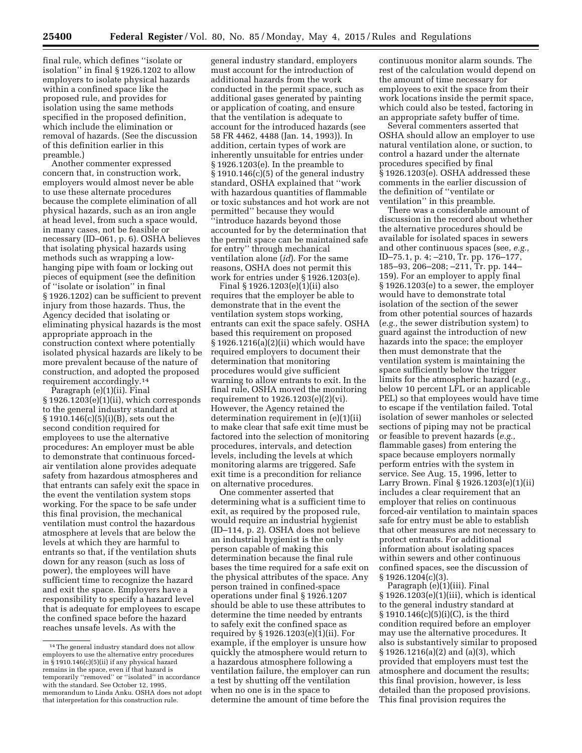final rule, which defines ''isolate or isolation'' in final § 1926.1202 to allow employers to isolate physical hazards within a confined space like the proposed rule, and provides for isolation using the same methods specified in the proposed definition, which include the elimination or removal of hazards. (See the discussion of this definition earlier in this preamble.)

Another commenter expressed concern that, in construction work, employers would almost never be able to use these alternate procedures because the complete elimination of all physical hazards, such as an iron angle at head level, from such a space would, in many cases, not be feasible or necessary (ID–061, p. 6). OSHA believes that isolating physical hazards using methods such as wrapping a low-hanging pipe with foam or locking out pieces of equipment (see the definition of ''isolate or isolation'' in final § 1926.1202) can be sufficient to prevent injury from those hazards. Thus, the Agency decided that isolating or eliminating physical hazards is the most appropriate approach in the construction context where potentially isolated physical hazards are likely to be more prevalent because of the nature of construction, and adopted the proposed requirement accordingly.[14]

Paragraph (e)(1)(ii). Final § 1926.1203(e)(1)(ii), which corresponds to the general industry standard at § 1910.146(c)(5)(i)(B), sets out the second condition required for employees to use the alternative procedures: An employer must be able to demonstrate that continuous forced-air ventilation alone provides adequate safety from hazardous atmospheres and that entrants can safely exit the space in the event the ventilation system stops working. For the space to be safe under this final provision, the mechanical ventilation must control the hazardous atmosphere at levels that are below the levels at which they are harmful to entrants so that, if the ventilation shuts down for any reason (such as loss of power), the employees will have sufficient time to recognize the hazard and exit the space. Employers have a responsibility to specify a hazard level that is adequate for employees to escape the confined space before the hazard reaches unsafe levels. As with the general industry standard, employers must account for the introduction of additional hazards from the work conducted in the permit space, such as additional gases generated by painting or application of coating, and ensure that the ventilation is adequate to account for the introduced hazards (see 58 FR 4462, 4488 (Jan. 14, 1993)). In addition, certain types of work are inherently unsuitable for entries under § 1926.1203(e). In the preamble to § 1910.146(c)(5) of the general industry standard, OSHA explained that ''work with hazardous quantities of flammable or toxic substances and hot work are not permitted'' because they would ''introduce hazards beyond those accounted for by the determination that the permit space can be maintained safe for entry'' through mechanical ventilation alone (*id*). For the same reasons, OSHA does not permit this work for entries under § 1926.1203(e).

Final § 1926.1203(e)(1)(ii) also requires that the employer be able to demonstrate that in the event the ventilation system stops working, entrants can exit the space safely. OSHA based this requirement on proposed § 1926.1216(a)(2)(ii) which would have required employers to document their determination that monitoring procedures would give sufficient warning to allow entrants to exit. In the final rule, OSHA moved the monitoring requirement to 1926.1203(e)(2)(vi). However, the Agency retained the determination requirement in (e)(1)(ii) to make clear that safe exit time must be factored into the selection of monitoring procedures, intervals, and detection levels, including the levels at which monitoring alarms are triggered. Safe exit time is a precondition for reliance on alternative procedures.

One commenter asserted that determining what is a sufficient time to exit, as required by the proposed rule, would require an industrial hygienist (ID–114, p. 2). OSHA does not believe an industrial hygienist is the only person capable of making this determination because the final rule bases the time required for a safe exit on the physical attributes of the space. Any person trained in confined-space operations under final § 1926.1207 should be able to use these attributes to determine the time needed by entrants to safely exit the confined space as required by § 1926.1203(e)(1)(ii). For example, if the employer is unsure how quickly the atmosphere would return to a hazardous atmosphere following a ventilation failure, the employer can run a test by shutting off the ventilation when no one is in the space to determine the amount of time before the continuous monitor alarm sounds. The rest of the calculation would depend on the amount of time necessary for employees to exit the space from their work locations inside the permit space, which could also be tested, factoring in an appropriate safety buffer of time.

Several commenters asserted that OSHA should allow an employer to use natural ventilation alone, or suction, to control a hazard under the alternate procedures specified by final § 1926.1203(e). OSHA addressed these comments in the earlier discussion of the definition of ''ventilate or ventilation'' in this preamble.

There was a considerable amount of discussion in the record about whether the alternative procedures should be available for isolated spaces in sewers and other continuous spaces (see, *e.g.,* ID–75.1, p. 4; –210, Tr. pp. 176–177, 185–93, 206–208; –211, Tr. pp. 144–159). For an employer to apply final § 1926.1203(e) to a sewer, the employer would have to demonstrate total isolation of the section of the sewer from other potential sources of hazards (*e.g.,* the sewer distribution system) to guard against the introduction of new hazards into the space; the employer then must demonstrate that the ventilation system is maintaining the space sufficiently below the trigger limits for the atmospheric hazard (*e.g.,* below 10 percent LFL or an applicable PEL) so that employees would have time to escape if the ventilation failed. Total isolation of sewer manholes or selected sections of piping may not be practical or feasible to prevent hazards (*e.g.,* flammable gases) from entering the space because employers normally perform entries with the system in service. See Aug. 15, 1996, letter to Larry Brown. Final § 1926.1203(e)(1)(ii) includes a clear requirement that an employer that relies on continuous forced-air ventilation to maintain spaces safe for entry must be able to establish that other measures are not necessary to protect entrants. For additional information about isolating spaces within sewers and other continuous confined spaces, see the discussion of § 1926.1204(c)(3).

Paragraph (e)(1)(iii). Final § 1926.1203(e)(1)(iii), which is identical to the general industry standard at § 1910.146(c)(5)(i)(C), is the third condition required before an employer may use the alternative procedures. It also is substantively similar to proposed § 1926.1216(a)(2) and (a)(3), which provided that employers must test the atmosphere and document the results; this final provision, however, is less detailed than the proposed provisions. This final provision requires the

[14] The general industry standard does not allow employers to use the alternative entry procedures in § 1910.146(c)(5)(ii) if any physical hazard remains in the space, even if that hazard is temporarily ''removed'' or ''isolated'' in accordance with the standard. See October 12, 1995, memorandum to Linda Anku. OSHA does not adopt that interpretation for this construction rule.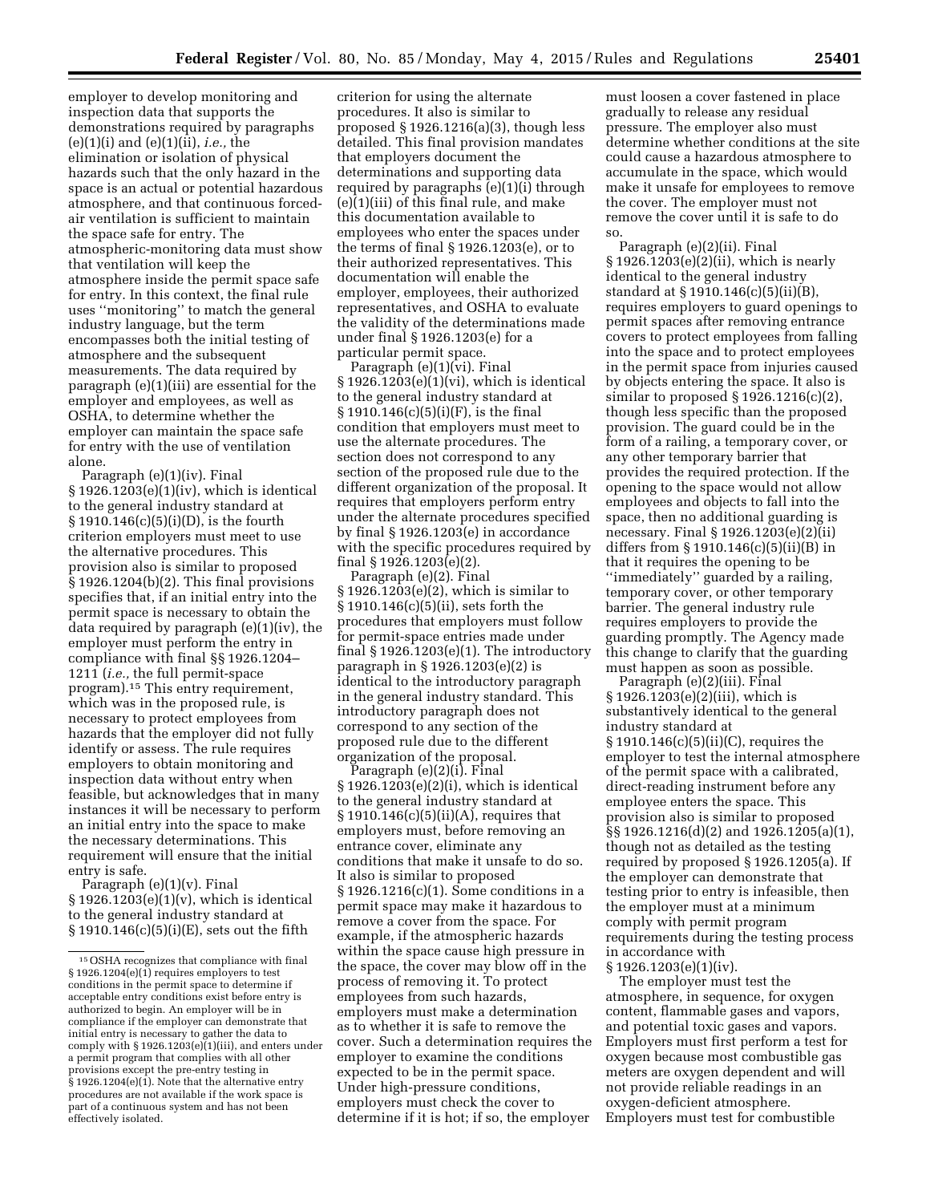employer to develop monitoring and inspection data that supports the demonstrations required by paragraphs (e)(1)(i) and (e)(1)(ii), *i.e.,* the elimination or isolation of physical hazards such that the only hazard in the space is an actual or potential hazardous atmosphere, and that continuous forced-air ventilation is sufficient to maintain the space safe for entry. The atmospheric-monitoring data must show that ventilation will keep the atmosphere inside the permit space safe for entry. In this context, the final rule uses ''monitoring'' to match the general industry language, but the term encompasses both the initial testing of atmosphere and the subsequent measurements. The data required by paragraph (e)(1)(iii) are essential for the employer and employees, as well as OSHA, to determine whether the employer can maintain the space safe for entry with the use of ventilation alone.

Paragraph (e)(1)(iv). Final § 1926.1203(e)(1)(iv), which is identical to the general industry standard at § 1910.146(c)(5)(i)(D), is the fourth criterion employers must meet to use the alternative procedures. This provision also is similar to proposed § 1926.1204(b)(2). This final provisions specifies that, if an initial entry into the permit space is necessary to obtain the data required by paragraph (e)(1)(iv), the employer must perform the entry in compliance with final §§ 1926.1204–1211 (*i.e.,* the full permit-space program).[15] This entry requirement, which was in the proposed rule, is necessary to protect employees from hazards that the employer did not fully identify or assess. The rule requires employers to obtain monitoring and inspection data without entry when feasible, but acknowledges that in many instances it will be necessary to perform an initial entry into the space to make the necessary determinations. This requirement will ensure that the initial entry is safe.

Paragraph (e)(1)(v). Final § 1926.1203(e)(1)(v), which is identical to the general industry standard at § 1910.146(c)(5)(i)(E), sets out the fifth criterion for using the alternate procedures. It also is similar to proposed § 1926.1216(a)(3), though less detailed. This final provision mandates that employers document the determinations and supporting data required by paragraphs (e)(1)(i) through (e)(1)(iii) of this final rule, and make this documentation available to employees who enter the spaces under the terms of final § 1926.1203(e), or to their authorized representatives. This documentation will enable the employer, employees, their authorized representatives, and OSHA to evaluate the validity of the determinations made under final § 1926.1203(e) for a particular permit space.

Paragraph (e)(1)(vi). Final § 1926.1203(e)(1)(vi), which is identical to the general industry standard at § 1910.146(c)(5)(i)(F), is the final condition that employers must meet to use the alternate procedures. The section does not correspond to any section of the proposed rule due to the different organization of the proposal. It requires that employers perform entry under the alternate procedures specified by final § 1926.1203(e) in accordance with the specific procedures required by final § 1926.1203(e)(2).

Paragraph (e)(2). Final § 1926.1203(e)(2), which is similar to § 1910.146(c)(5)(ii), sets forth the procedures that employers must follow for permit-space entries made under final § 1926.1203(e)(1). The introductory paragraph in § 1926.1203(e)(2) is identical to the introductory paragraph in the general industry standard. This introductory paragraph does not correspond to any section of the proposed rule due to the different organization of the proposal.

Paragraph (e)(2)(i). Final § 1926.1203(e)(2)(i), which is identical to the general industry standard at § 1910.146(c)(5)(ii)(A), requires that employers must, before removing an entrance cover, eliminate any conditions that make it unsafe to do so. It also is similar to proposed § 1926.1216(c)(1). Some conditions in a permit space may make it hazardous to remove a cover from the space. For example, if the atmospheric hazards within the space cause high pressure in the space, the cover may blow off in the process of removing it. To protect employees from such hazards, employers must make a determination as to whether it is safe to remove the cover. Such a determination requires the employer to examine the conditions expected to be in the permit space. Under high-pressure conditions, employers must check the cover to determine if it is hot; if so, the employer must loosen a cover fastened in place gradually to release any residual pressure. The employer also must determine whether conditions at the site could cause a hazardous atmosphere to accumulate in the space, which would make it unsafe for employees to remove the cover. The employer must not remove the cover until it is safe to do so.

Paragraph (e)(2)(ii). Final § 1926.1203(e)(2)(ii), which is nearly identical to the general industry standard at § 1910.146(c)(5)(ii)(B), requires employers to guard openings to permit spaces after removing entrance covers to protect employees from falling into the space and to protect employees in the permit space from injuries caused by objects entering the space. It also is similar to proposed § 1926.1216(c)(2), though less specific than the proposed provision. The guard could be in the form of a railing, a temporary cover, or any other temporary barrier that provides the required protection. If the opening to the space would not allow employees and objects to fall into the space, then no additional guarding is necessary. Final § 1926.1203(e)(2)(ii) differs from § 1910.146(c)(5)(ii)(B) in that it requires the opening to be ''immediately'' guarded by a railing, temporary cover, or other temporary barrier. The general industry rule requires employers to provide the guarding promptly. The Agency made this change to clarify that the guarding must happen as soon as possible.

Paragraph (e)(2)(iii). Final § 1926.1203(e)(2)(iii), which is substantively identical to the general industry standard at § 1910.146(c)(5)(ii)(C), requires the employer to test the internal atmosphere of the permit space with a calibrated, direct-reading instrument before any employee enters the space. This provision also is similar to proposed §§ 1926.1216(d)(2) and 1926.1205(a)(1), though not as detailed as the testing required by proposed § 1926.1205(a). If the employer can demonstrate that testing prior to entry is infeasible, then the employer must at a minimum comply with permit program requirements during the testing process in accordance with § 1926.1203(e)(1)(iv).

The employer must test the atmosphere, in sequence, for oxygen content, flammable gases and vapors, and potential toxic gases and vapors. Employers must first perform a test for oxygen because most combustible gas meters are oxygen dependent and will not provide reliable readings in an oxygen-deficient atmosphere. Employers must test for combustible

---

[15] OSHA recognizes that compliance with final § 1926.1204(e)(1) requires employers to test conditions in the permit space to determine if acceptable entry conditions exist before entry is authorized to begin. An employer will be in compliance if the employer can demonstrate that initial entry is necessary to gather the data to comply with § 1926.1203(e)(1)(iii), and enters under a permit program that complies with all other provisions except the pre-entry testing in § 1926.1204(e)(1). Note that the alternative entry procedures are not available if the work space is part of a continuous system and has not been effectively isolated.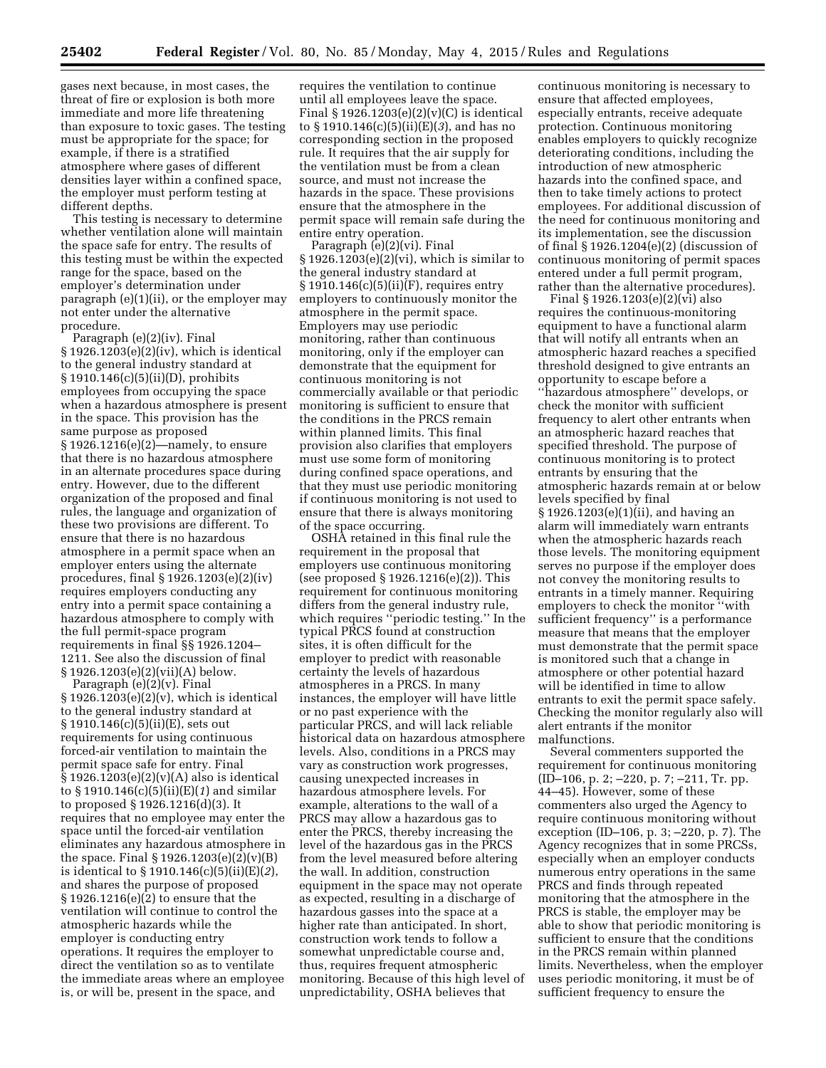gases next because, in most cases, the threat of fire or explosion is both more immediate and more life threatening than exposure to toxic gases. The testing must be appropriate for the space; for example, if there is a stratified atmosphere where gases of different densities layer within a confined space, the employer must perform testing at different depths.

This testing is necessary to determine whether ventilation alone will maintain the space safe for entry. The results of this testing must be within the expected range for the space, based on the employer's determination under paragraph (e)(1)(ii), or the employer may not enter under the alternative procedure.

Paragraph (e)(2)(iv). Final § 1926.1203(e)(2)(iv), which is identical to the general industry standard at § 1910.146(c)(5)(ii)(D), prohibits employees from occupying the space when a hazardous atmosphere is present in the space. This provision has the same purpose as proposed § 1926.1216(e)(2)—namely, to ensure that there is no hazardous atmosphere in an alternate procedures space during entry. However, due to the different organization of the proposed and final rules, the language and organization of these two provisions are different. To ensure that there is no hazardous atmosphere in a permit space when an employer enters using the alternate procedures, final § 1926.1203(e)(2)(iv) requires employers conducting any entry into a permit space containing a hazardous atmosphere to comply with the full permit-space program requirements in final §§ 1926.1204–1211. See also the discussion of final § 1926.1203(e)(2)(vii)(A) below.

Paragraph (e)(2)(v). Final § 1926.1203(e)(2)(v), which is identical to the general industry standard at § 1910.146(c)(5)(ii)(E), sets out requirements for using continuous forced-air ventilation to maintain the permit space safe for entry. Final § 1926.1203(e)(2)(v)(A) also is identical to § 1910.146(c)(5)(ii)(E)(*1*) and similar to proposed § 1926.1216(d)(3). It requires that no employee may enter the space until the forced-air ventilation eliminates any hazardous atmosphere in the space. Final § 1926.1203(e)(2)(v)(B) is identical to § 1910.146(c)(5)(ii)(E)(*2*), and shares the purpose of proposed § 1926.1216(e)(2) to ensure that the ventilation will continue to control the atmospheric hazards while the employer is conducting entry operations. It requires the employer to direct the ventilation so as to ventilate the immediate areas where an employee is, or will be, present in the space, and requires the ventilation to continue until all employees leave the space. Final § 1926.1203(e)(2)(v)(C) is identical to § 1910.146(c)(5)(ii)(E)(*3*), and has no corresponding section in the proposed rule. It requires that the air supply for the ventilation must be from a clean source, and must not increase the hazards in the space. These provisions ensure that the atmosphere in the permit space will remain safe during the entire entry operation.

Paragraph (e)(2)(vi). Final § 1926.1203(e)(2)(vi), which is similar to the general industry standard at § 1910.146(c)(5)(ii)(F), requires entry employers to continuously monitor the atmosphere in the permit space. Employers may use periodic monitoring, rather than continuous monitoring, only if the employer can demonstrate that the equipment for continuous monitoring is not commercially available or that periodic monitoring is sufficient to ensure that the conditions in the PRCS remain within planned limits. This final provision also clarifies that employers must use some form of monitoring during confined space operations, and that they must use periodic monitoring if continuous monitoring is not used to ensure that there is always monitoring of the space occurring.

OSHA retained in this final rule the requirement in the proposal that employers use continuous monitoring (see proposed § 1926.1216(e)(2)). This requirement for continuous monitoring differs from the general industry rule, which requires "periodic testing." In the typical PRCS found at construction sites, it is often difficult for the employer to predict with reasonable certainty the levels of hazardous atmospheres in a PRCS. In many instances, the employer will have little or no past experience with the particular PRCS, and will lack reliable historical data on hazardous atmosphere levels. Also, conditions in a PRCS may vary as construction work progresses, causing unexpected increases in hazardous atmosphere levels. For example, alterations to the wall of a PRCS may allow a hazardous gas to enter the PRCS, thereby increasing the level of the hazardous gas in the PRCS from the level measured before altering the wall. In addition, construction equipment in the space may not operate as expected, resulting in a discharge of hazardous gasses into the space at a higher rate than anticipated. In short, construction work tends to follow a somewhat unpredictable course and, thus, requires frequent atmospheric monitoring. Because of this high level of unpredictability, OSHA believes that continuous monitoring is necessary to ensure that affected employees, especially entrants, receive adequate protection. Continuous monitoring enables employers to quickly recognize deteriorating conditions, including the introduction of new atmospheric hazards into the confined space, and then to take timely actions to protect employees. For additional discussion of the need for continuous monitoring and its implementation, see the discussion of final § 1926.1204(e)(2) (discussion of continuous monitoring of permit spaces entered under a full permit program, rather than the alternative procedures).

Final § 1926.1203(e)(2)(vi) also requires the continuous-monitoring equipment to have a functional alarm that will notify all entrants when an atmospheric hazard reaches a specified threshold designed to give entrants an opportunity to escape before a "hazardous atmosphere" develops, or check the monitor with sufficient frequency to alert other entrants when an atmospheric hazard reaches that specified threshold. The purpose of continuous monitoring is to protect entrants by ensuring that the atmospheric hazards remain at or below levels specified by final § 1926.1203(e)(1)(ii), and having an alarm will immediately warn entrants when the atmospheric hazards reach those levels. The monitoring equipment serves no purpose if the employer does not convey the monitoring results to entrants in a timely manner. Requiring employers to check the monitor "with sufficient frequency" is a performance measure that means that the employer must demonstrate that the permit space is monitored such that a change in atmosphere or other potential hazard will be identified in time to allow entrants to exit the permit space safely. Checking the monitor regularly also will alert entrants if the monitor malfunctions.

Several commenters supported the requirement for continuous monitoring (ID–106, p. 2; –220, p. 7; –211, Tr. pp. 44–45). However, some of these commenters also urged the Agency to require continuous monitoring without exception (ID–106, p. 3; –220, p. 7). The Agency recognizes that in some PRCSs, especially when an employer conducts numerous entry operations in the same PRCS and finds through repeated monitoring that the atmosphere in the PRCS is stable, the employer may be able to show that periodic monitoring is sufficient to ensure that the conditions in the PRCS remain within planned limits. Nevertheless, when the employer uses periodic monitoring, it must be of sufficient frequency to ensure the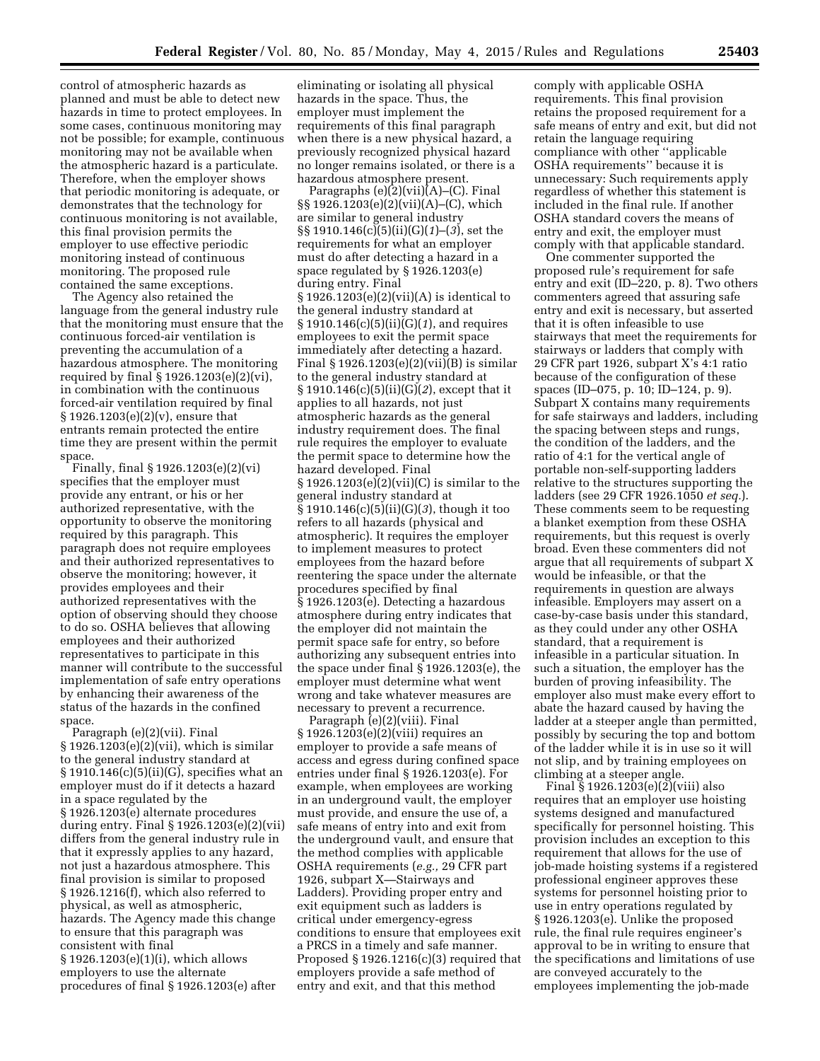control of atmospheric hazards as planned and must be able to detect new hazards in time to protect employees. In some cases, continuous monitoring may not be possible; for example, continuous monitoring may not be available when the atmospheric hazard is a particulate. Therefore, when the employer shows that periodic monitoring is adequate, or demonstrates that the technology for continuous monitoring is not available, this final provision permits the employer to use effective periodic monitoring instead of continuous monitoring. The proposed rule contained the same exceptions.

The Agency also retained the language from the general industry rule that the monitoring must ensure that the continuous forced-air ventilation is preventing the accumulation of a hazardous atmosphere. The monitoring required by final § 1926.1203(e)(2)(vi), in combination with the continuous forced-air ventilation required by final § 1926.1203(e)(2)(v), ensure that entrants remain protected the entire time they are present within the permit space.

Finally, final § 1926.1203(e)(2)(vi) specifies that the employer must provide any entrant, or his or her authorized representative, with the opportunity to observe the monitoring required by this paragraph. This paragraph does not require employees and their authorized representatives to observe the monitoring; however, it provides employees and their authorized representatives with the option of observing should they choose to do so. OSHA believes that allowing employees and their authorized representatives to participate in this manner will contribute to the successful implementation of safe entry operations by enhancing their awareness of the status of the hazards in the confined space.

Paragraph (e)(2)(vii). Final § 1926.1203(e)(2)(vii), which is similar to the general industry standard at § 1910.146(c)(5)(ii)(G), specifies what an employer must do if it detects a hazard in a space regulated by the § 1926.1203(e) alternate procedures during entry. Final § 1926.1203(e)(2)(vii) differs from the general industry rule in that it expressly applies to any hazard, not just a hazardous atmosphere. This final provision is similar to proposed § 1926.1216(f), which also referred to physical, as well as atmospheric, hazards. The Agency made this change to ensure that this paragraph was consistent with final § 1926.1203(e)(1)(i), which allows employers to use the alternate procedures of final § 1926.1203(e) after eliminating or isolating all physical hazards in the space. Thus, the employer must implement the requirements of this final paragraph when there is a new physical hazard, a previously recognized physical hazard no longer remains isolated, or there is a hazardous atmosphere present.

Paragraphs (e)(2)(vii)(A)–(C). Final §§ 1926.1203(e)(2)(vii)(A)–(C), which are similar to general industry §§ 1910.146(c)(5)(ii)(G)(*1*)–(*3*), set the requirements for what an employer must do after detecting a hazard in a space regulated by § 1926.1203(e) during entry. Final § 1926.1203(e)(2)(vii)(A) is identical to the general industry standard at § 1910.146(c)(5)(ii)(G)(*1*), and requires employees to exit the permit space immediately after detecting a hazard. Final § 1926.1203(e)(2)(vii)(B) is similar to the general industry standard at § 1910.146(c)(5)(ii)(G)(*2*), except that it applies to all hazards, not just atmospheric hazards as the general industry requirement does. The final rule requires the employer to evaluate the permit space to determine how the hazard developed. Final § 1926.1203(e)(2)(vii)(C) is similar to the general industry standard at § 1910.146(c)(5)(ii)(G)(*3*), though it too refers to all hazards (physical and atmospheric). It requires the employer to implement measures to protect employees from the hazard before reentering the space under the alternate procedures specified by final § 1926.1203(e). Detecting a hazardous atmosphere during entry indicates that the employer did not maintain the permit space safe for entry, so before authorizing any subsequent entries into the space under final § 1926.1203(e), the employer must determine what went wrong and take whatever measures are necessary to prevent a recurrence.

Paragraph (e)(2)(viii). Final § 1926.1203(e)(2)(viii) requires an employer to provide a safe means of access and egress during confined space entries under final § 1926.1203(e). For example, when employees are working in an underground vault, the employer must provide, and ensure the use of, a safe means of entry into and exit from the underground vault, and ensure that the method complies with applicable OSHA requirements (*e.g.,* 29 CFR part 1926, subpart X—Stairways and Ladders). Providing proper entry and exit equipment such as ladders is critical under emergency-egress conditions to ensure that employees exit a PRCS in a timely and safe manner. Proposed § 1926.1216(c)(3) required that employers provide a safe method of entry and exit, and that this method comply with applicable OSHA requirements. This final provision retains the proposed requirement for a safe means of entry and exit, but did not retain the language requiring compliance with other ''applicable OSHA requirements'' because it is unnecessary: Such requirements apply regardless of whether this statement is included in the final rule. If another OSHA standard covers the means of entry and exit, the employer must comply with that applicable standard.

One commenter supported the proposed rule's requirement for safe entry and exit (ID–220, p. 8). Two others commenters agreed that assuring safe entry and exit is necessary, but asserted that it is often infeasible to use stairways that meet the requirements for stairways or ladders that comply with 29 CFR part 1926, subpart X's 4:1 ratio because of the configuration of these spaces (ID–075, p. 10; ID–124, p. 9). Subpart X contains many requirements for safe stairways and ladders, including the spacing between steps and rungs, the condition of the ladders, and the ratio of 4:1 for the vertical angle of portable non-self-supporting ladders relative to the structures supporting the ladders (see 29 CFR 1926.1050 *et seq.*). These comments seem to be requesting a blanket exemption from these OSHA requirements, but this request is overly broad. Even these commenters did not argue that all requirements of subpart X would be infeasible, or that the requirements in question are always infeasible. Employers may assert on a case-by-case basis under this standard, as they could under any other OSHA standard, that a requirement is infeasible in a particular situation. In such a situation, the employer has the burden of proving infeasibility. The employer also must make every effort to abate the hazard caused by having the ladder at a steeper angle than permitted, possibly by securing the top and bottom of the ladder while it is in use so it will not slip, and by training employees on climbing at a steeper angle.

Final § 1926.1203(e)(2)(viii) also requires that an employer use hoisting systems designed and manufactured specifically for personnel hoisting. This provision includes an exception to this requirement that allows for the use of job-made hoisting systems if a registered professional engineer approves these systems for personnel hoisting prior to use in entry operations regulated by § 1926.1203(e). Unlike the proposed rule, the final rule requires engineer's approval to be in writing to ensure that the specifications and limitations of use are conveyed accurately to the employees implementing the job-made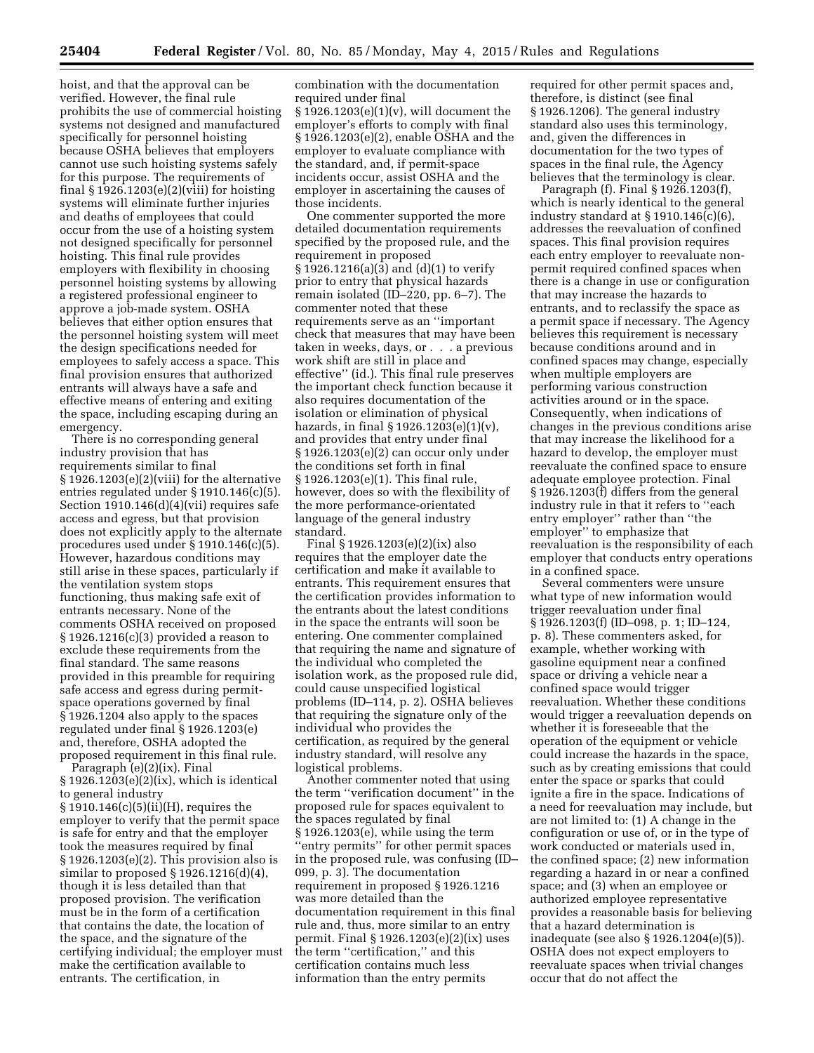hoist, and that the approval can be verified. However, the final rule prohibits the use of commercial hoisting systems not designed and manufactured specifically for personnel hoisting because OSHA believes that employers cannot use such hoisting systems safely for this purpose. The requirements of final § 1926.1203(e)(2)(viii) for hoisting systems will eliminate further injuries and deaths of employees that could occur from the use of a hoisting system not designed specifically for personnel hoisting. This final rule provides employers with flexibility in choosing personnel hoisting systems by allowing a registered professional engineer to approve a job-made system. OSHA believes that either option ensures that the personnel hoisting system will meet the design specifications needed for employees to safely access a space. This final provision ensures that authorized entrants will always have a safe and effective means of entering and exiting the space, including escaping during an emergency.

There is no corresponding general industry provision that has requirements similar to final § 1926.1203(e)(2)(viii) for the alternative entries regulated under § 1910.146(c)(5). Section 1910.146(d)(4)(vii) requires safe access and egress, but that provision does not explicitly apply to the alternate procedures used under § 1910.146(c)(5). However, hazardous conditions may still arise in these spaces, particularly if the ventilation system stops functioning, thus making safe exit of entrants necessary. None of the comments OSHA received on proposed § 1926.1216(c)(3) provided a reason to exclude these requirements from the final standard. The same reasons provided in this preamble for requiring safe access and egress during permit-space operations governed by final § 1926.1204 also apply to the spaces regulated under final § 1926.1203(e) and, therefore, OSHA adopted the proposed requirement in this final rule.

*Paragraph (e)(2)(ix).* Final § 1926.1203(e)(2)(ix), which is identical to general industry § 1910.146(c)(5)(ii)(H), requires the employer to verify that the permit space is safe for entry and that the employer took the measures required by final § 1926.1203(e)(2). This provision also is similar to proposed § 1926.1216(d)(4), though it is less detailed than that proposed provision. The verification must be in the form of a certification that contains the date, the location of the space, and the signature of the certifying individual; the employer must make the certification available to entrants. The certification, in combination with the documentation required under final § 1926.1203(e)(1)(v), will document the employer's efforts to comply with final § 1926.1203(e)(2), enable OSHA and the employer to evaluate compliance with the standard, and, if permit-space incidents occur, assist OSHA and the employer in ascertaining the causes of those incidents.

One commenter supported the more detailed documentation requirements specified by the proposed rule, and the requirement in proposed § 1926.1216(a)(3) and (d)(1) to verify prior to entry that physical hazards remain isolated (ID–220, pp. 6–7). The commenter noted that these requirements serve as an ''important check that measures that may have been taken in weeks, days, or . . . a previous work shift are still in place and effective'' (id.). This final rule preserves the important check function because it also requires documentation of the isolation or elimination of physical hazards, in final § 1926.1203(e)(1)(v), and provides that entry under final § 1926.1203(e)(2) can occur only under the conditions set forth in final § 1926.1203(e)(1). This final rule, however, does so with the flexibility of the more performance-orientated language of the general industry standard.

Final § 1926.1203(e)(2)(ix) also requires that the employer date the certification and make it available to entrants. This requirement ensures that the certification provides information to the entrants about the latest conditions in the space the entrants will soon be entering. One commenter complained that requiring the name and signature of the individual who completed the isolation work, as the proposed rule did, could cause unspecified logistical problems (ID–114, p. 2). OSHA believes that requiring the signature only of the individual who provides the certification, as required by the general industry standard, will resolve any logistical problems.

Another commenter noted that using the term ''verification document'' in the proposed rule for spaces equivalent to the spaces regulated by final § 1926.1203(e), while using the term ''entry permits'' for other permit spaces in the proposed rule, was confusing (ID–099, p. 3). The documentation requirement in proposed § 1926.1216 was more detailed than the documentation requirement in this final rule and, thus, more similar to an entry permit. Final § 1926.1203(e)(2)(ix) uses the term ''certification,'' and this certification contains much less information than the entry permits required for other permit spaces and, therefore, is distinct (see final § 1926.1206). The general industry standard also uses this terminology, and, given the differences in documentation for the two types of spaces in the final rule, the Agency believes that the terminology is clear.

*Paragraph (f).* Final § 1926.1203(f), which is nearly identical to the general industry standard at § 1910.146(c)(6), addresses the reevaluation of confined spaces. This final provision requires each entry employer to reevaluate non-permit required confined spaces when there is a change in use or configuration that may increase the hazards to entrants, and to reclassify the space as a permit space if necessary. The Agency believes this requirement is necessary because conditions around and in confined spaces may change, especially when multiple employers are performing various construction activities around or in the space. Consequently, when indications of changes in the previous conditions arise that may increase the likelihood for a hazard to develop, the employer must reevaluate the confined space to ensure adequate employee protection. Final § 1926.1203(f) differs from the general industry rule in that it refers to ''each entry employer'' rather than ''the employer'' to emphasize that reevaluation is the responsibility of each employer that conducts entry operations in a confined space.

Several commenters were unsure what type of new information would trigger reevaluation under final § 1926.1203(f) (ID–098, p. 1; ID–124, p. 8). These commenters asked, for example, whether working with gasoline equipment near a confined space or driving a vehicle near a confined space would trigger reevaluation. Whether these conditions would trigger a reevaluation depends on whether it is foreseeable that the operation of the equipment or vehicle could increase the hazards in the space, such as by creating emissions that could enter the space or sparks that could ignite a fire in the space. Indications of a need for reevaluation may include, but are not limited to: (1) A change in the configuration or use of, or in the type of work conducted or materials used in, the confined space; (2) new information regarding a hazard in or near a confined space; and (3) when an employee or authorized employee representative provides a reasonable basis for believing that a hazard determination is inadequate (see also § 1926.1204(e)(5)). OSHA does not expect employers to reevaluate spaces when trivial changes occur that do not affect the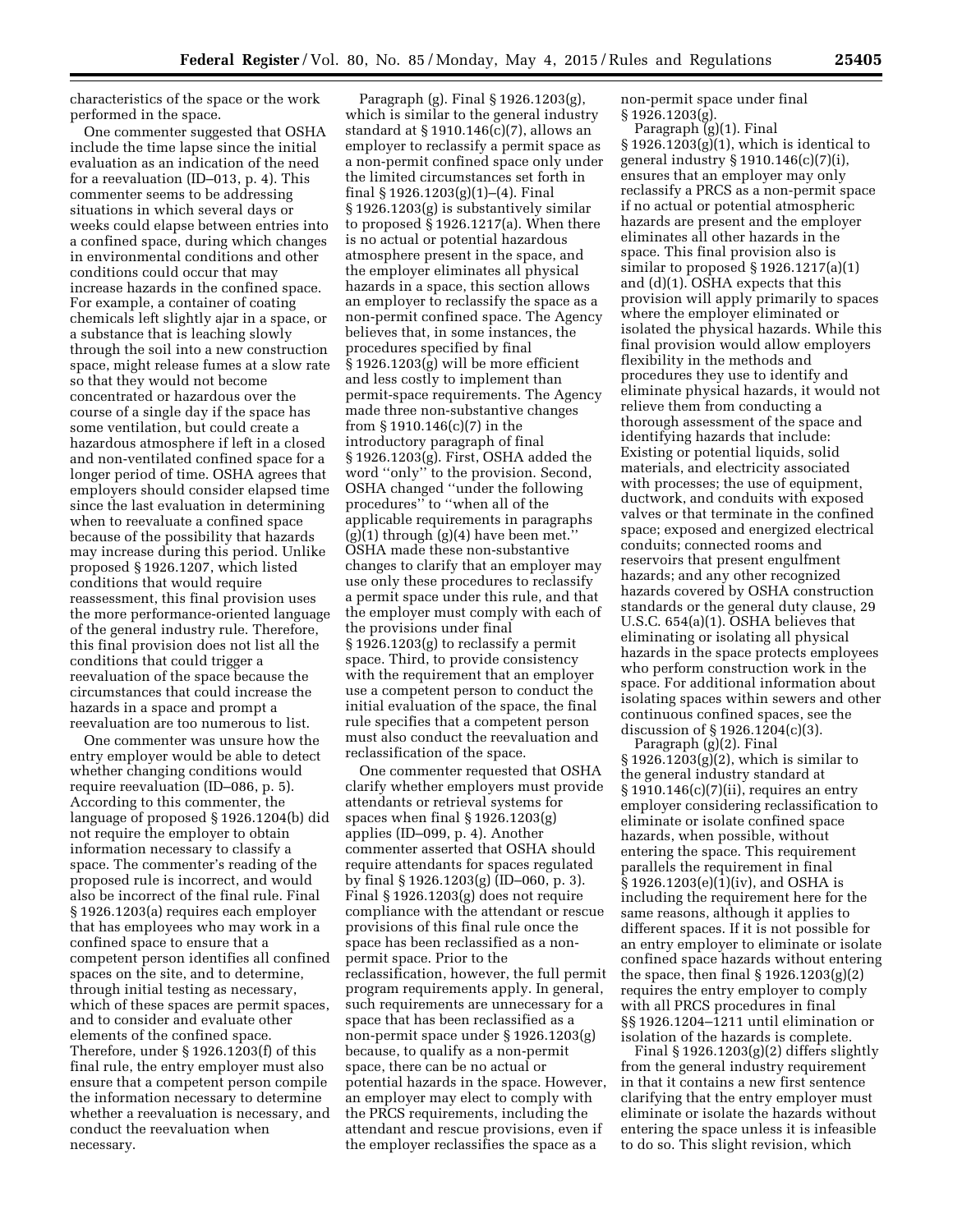characteristics of the space or the work performed in the space.

One commenter suggested that OSHA include the time lapse since the initial evaluation as an indication of the need for a reevaluation (ID–013, p. 4). This commenter seems to be addressing situations in which several days or weeks could elapse between entries into a confined space, during which changes in environmental conditions and other conditions could occur that may increase hazards in the confined space. For example, a container of coating chemicals left slightly ajar in a space, or a substance that is leaching slowly through the soil into a new construction space, might release fumes at a slow rate so that they would not become concentrated or hazardous over the course of a single day if the space has some ventilation, but could create a hazardous atmosphere if left in a closed and non-ventilated confined space for a longer period of time. OSHA agrees that employers should consider elapsed time since the last evaluation in determining when to reevaluate a confined space because of the possibility that hazards may increase during this period. Unlike proposed § 1926.1207, which listed conditions that would require reassessment, this final provision uses the more performance-oriented language of the general industry rule. Therefore, this final provision does not list all the conditions that could trigger a reevaluation of the space because the circumstances that could increase the hazards in a space and prompt a reevaluation are too numerous to list.

One commenter was unsure how the entry employer would be able to detect whether changing conditions would require reevaluation (ID–086, p. 5). According to this commenter, the language of proposed § 1926.1204(b) did not require the employer to obtain information necessary to classify a space. The commenter's reading of the proposed rule is incorrect, and would also be incorrect of the final rule. Final § 1926.1203(a) requires each employer that has employees who may work in a confined space to ensure that a competent person identifies all confined spaces on the site, and to determine, through initial testing as necessary, which of these spaces are permit spaces, and to consider and evaluate other elements of the confined space. Therefore, under § 1926.1203(f) of this final rule, the entry employer must also ensure that a competent person compile the information necessary to determine whether a reevaluation is necessary, and conduct the reevaluation when necessary.

*Paragraph (g).* Final § 1926.1203(g), which is similar to the general industry standard at § 1910.146(c)(7), allows an employer to reclassify a permit space as a non-permit confined space only under the limited circumstances set forth in final § 1926.1203(g)(1)–(4). Final § 1926.1203(g) is substantively similar to proposed § 1926.1217(a). When there is no actual or potential hazardous atmosphere present in the space, and the employer eliminates all physical hazards in a space, this section allows an employer to reclassify the space as a non-permit confined space. The Agency believes that, in some instances, the procedures specified by final § 1926.1203(g) will be more efficient and less costly to implement than permit-space requirements. The Agency made three non-substantive changes from § 1910.146(c)(7) in the introductory paragraph of final § 1926.1203(g). First, OSHA added the word "only" to the provision. Second, OSHA changed "under the following procedures" to "when all of the applicable requirements in paragraphs (g)(1) through (g)(4) have been met." OSHA made these non-substantive changes to clarify that an employer may use only these procedures to reclassify a permit space under this rule, and that the employer must comply with each of the provisions under final § 1926.1203(g) to reclassify a permit space. Third, to provide consistency with the requirement that an employer use a competent person to conduct the initial evaluation of the space, the final rule specifies that a competent person must also conduct the reevaluation and reclassification of the space.

One commenter requested that OSHA clarify whether employers must provide attendants or retrieval systems for spaces when final § 1926.1203(g) applies (ID–099, p. 4). Another commenter asserted that OSHA should require attendants for spaces regulated by final § 1926.1203(g) (ID–060, p. 3). Final § 1926.1203(g) does not require compliance with the attendant or rescue provisions of this final rule once the space has been reclassified as a non-permit space. Prior to the reclassification, however, the full permit program requirements apply. In general, such requirements are unnecessary for a space that has been reclassified as a non-permit space under § 1926.1203(g) because, to qualify as a non-permit space, there can be no actual or potential hazards in the space. However, an employer may elect to comply with the PRCS requirements, including the attendant and rescue provisions, even if the employer reclassifies the space as a non-permit space under final § 1926.1203(g).

*Paragraph (g)(1).* Final § 1926.1203(g)(1), which is identical to general industry § 1910.146(c)(7)(i), ensures that an employer may only reclassify a PRCS as a non-permit space if no actual or potential atmospheric hazards are present and the employer eliminates all other hazards in the space. This final provision also is similar to proposed § 1926.1217(a)(1) and (d)(1). OSHA expects that this provision will apply primarily to spaces where the employer eliminated or isolated the physical hazards. While this final provision would allow employers flexibility in the methods and procedures they use to identify and eliminate physical hazards, it would not relieve them from conducting a thorough assessment of the space and identifying hazards that include: Existing or potential liquids, solid materials, and electricity associated with processes; the use of equipment, ductwork, and conduits with exposed valves or that terminate in the confined space; exposed and energized electrical conduits; connected rooms and reservoirs that present engulfment hazards; and any other recognized hazards covered by OSHA construction standards or the general duty clause, 29 U.S.C. 654(a)(1). OSHA believes that eliminating or isolating all physical hazards in the space protects employees who perform construction work in the space. For additional information about isolating spaces within sewers and other continuous confined spaces, see the discussion of § 1926.1204(c)(3).

*Paragraph (g)(2).* Final § 1926.1203(g)(2), which is similar to the general industry standard at § 1910.146(c)(7)(ii), requires an entry employer considering reclassification to eliminate or isolate confined space hazards, when possible, without entering the space. This requirement parallels the requirement in final § 1926.1203(e)(1)(iv), and OSHA is including the requirement here for the same reasons, although it applies to different spaces. If it is not possible for an entry employer to eliminate or isolate confined space hazards without entering the space, then final § 1926.1203(g)(2) requires the entry employer to comply with all PRCS procedures in final §§ 1926.1204–1211 until elimination or isolation of the hazards is complete.

Final § 1926.1203(g)(2) differs slightly from the general industry requirement in that it contains a new first sentence clarifying that the entry employer must eliminate or isolate the hazards without entering the space unless it is infeasible to do so. This slight revision, which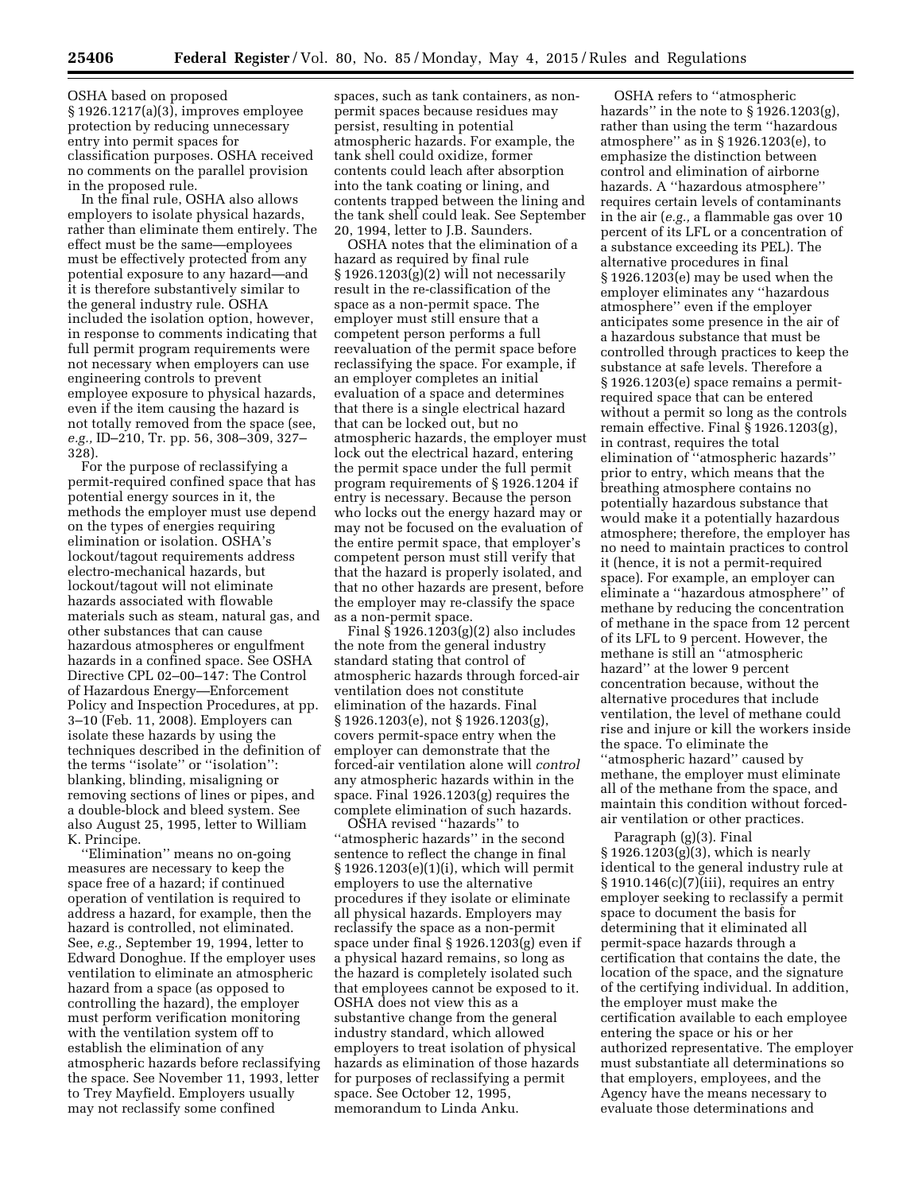OSHA based on proposed § 1926.1217(a)(3), improves employee protection by reducing unnecessary entry into permit spaces for classification purposes. OSHA received no comments on the parallel provision in the proposed rule.

In the final rule, OSHA also allows employers to isolate physical hazards, rather than eliminate them entirely. The effect must be the same—employees must be effectively protected from any potential exposure to any hazard—and it is therefore substantively similar to the general industry rule. OSHA included the isolation option, however, in response to comments indicating that full permit program requirements were not necessary when employers can use engineering controls to prevent employee exposure to physical hazards, even if the item causing the hazard is not totally removed from the space (see, *e.g.,* ID–210, Tr. pp. 56, 308–309, 327–328).

For the purpose of reclassifying a permit-required confined space that has potential energy sources in it, the methods the employer must use depend on the types of energies requiring elimination or isolation. OSHA's lockout/tagout requirements address electro-mechanical hazards, but lockout/tagout will not eliminate hazards associated with flowable materials such as steam, natural gas, and other substances that can cause hazardous atmospheres or engulfment hazards in a confined space. See OSHA Directive CPL 02–00–147: The Control of Hazardous Energy—Enforcement Policy and Inspection Procedures, at pp. 3–10 (Feb. 11, 2008). Employers can isolate these hazards by using the techniques described in the definition of the terms ''isolate'' or ''isolation'': blanking, blinding, misaligning or removing sections of lines or pipes, and a double-block and bleed system. See also August 25, 1995, letter to William K. Principe.

''Elimination'' means no on-going measures are necessary to keep the space free of a hazard; if continued operation of ventilation is required to address a hazard, for example, then the hazard is controlled, not eliminated. See, *e.g.,* September 19, 1994, letter to Edward Donoghue. If the employer uses ventilation to eliminate an atmospheric hazard from a space (as opposed to controlling the hazard), the employer must perform verification monitoring with the ventilation system off to establish the elimination of any atmospheric hazards before reclassifying the space. See November 11, 1993, letter to Trey Mayfield. Employers usually may not reclassify some confined spaces, such as tank containers, as non-permit spaces because residues may persist, resulting in potential atmospheric hazards. For example, the tank shell could oxidize, former contents could leach after absorption into the tank coating or lining, and contents trapped between the lining and the tank shell could leak. See September 20, 1994, letter to J.B. Saunders.

OSHA notes that the elimination of a hazard as required by final rule § 1926.1203(g)(2) will not necessarily result in the re-classification of the space as a non-permit space. The employer must still ensure that a competent person performs a full reevaluation of the permit space before reclassifying the space. For example, if an employer completes an initial evaluation of a space and determines that there is a single electrical hazard that can be locked out, but no atmospheric hazards, the employer must lock out the electrical hazard, entering the permit space under the full permit program requirements of § 1926.1204 if entry is necessary. Because the person who locks out the energy hazard may or may not be focused on the evaluation of the entire permit space, that employer's competent person must still verify that that the hazard is properly isolated, and that no other hazards are present, before the employer may re-classify the space as a non-permit space.

Final § 1926.1203(g)(2) also includes the note from the general industry standard stating that control of atmospheric hazards through forced-air ventilation does not constitute elimination of the hazards. Final § 1926.1203(e), not § 1926.1203(g), covers permit-space entry when the employer can demonstrate that the forced-air ventilation alone will *control* any atmospheric hazards within in the space. Final 1926.1203(g) requires the complete elimination of such hazards.

OSHA revised ''hazards'' to ''atmospheric hazards'' in the second sentence to reflect the change in final § 1926.1203(e)(1)(i), which will permit employers to use the alternative procedures if they isolate or eliminate all physical hazards. Employers may reclassify the space as a non-permit space under final § 1926.1203(g) even if a physical hazard remains, so long as the hazard is completely isolated such that employees cannot be exposed to it. OSHA does not view this as a substantive change from the general industry standard, which allowed employers to treat isolation of physical hazards as elimination of those hazards for purposes of reclassifying a permit space. See October 12, 1995, memorandum to Linda Anku.

OSHA refers to ''atmospheric hazards'' in the note to § 1926.1203(g), rather than using the term ''hazardous atmosphere'' as in § 1926.1203(e), to emphasize the distinction between control and elimination of airborne hazards. A ''hazardous atmosphere'' requires certain levels of contaminants in the air (*e.g.,* a flammable gas over 10 percent of its LFL or a concentration of a substance exceeding its PEL). The alternative procedures in final § 1926.1203(e) may be used when the employer eliminates any ''hazardous atmosphere'' even if the employer anticipates some presence in the air of a hazardous substance that must be controlled through practices to keep the substance at safe levels. Therefore a § 1926.1203(e) space remains a permit-required space that can be entered without a permit so long as the controls remain effective. Final § 1926.1203(g), in contrast, requires the total elimination of ''atmospheric hazards'' prior to entry, which means that the breathing atmosphere contains no potentially hazardous substance that would make it a potentially hazardous atmosphere; therefore, the employer has no need to maintain practices to control it (hence, it is not a permit-required space). For example, an employer can eliminate a ''hazardous atmosphere'' of methane by reducing the concentration of methane in the space from 12 percent of its LFL to 9 percent. However, the methane is still an ''atmospheric hazard'' at the lower 9 percent concentration because, without the alternative procedures that include ventilation, the level of methane could rise and injure or kill the workers inside the space. To eliminate the ''atmospheric hazard'' caused by methane, the employer must eliminate all of the methane from the space, and maintain this condition without forced-air ventilation or other practices.

Paragraph (g)(3). Final § 1926.1203(g)(3), which is nearly identical to the general industry rule at § 1910.146(c)(7)(iii), requires an entry employer seeking to reclassify a permit space to document the basis for determining that it eliminated all permit-space hazards through a certification that contains the date, the location of the space, and the signature of the certifying individual. In addition, the employer must make the certification available to each employee entering the space or his or her authorized representative. The employer must substantiate all determinations so that employers, employees, and the Agency have the means necessary to evaluate those determinations and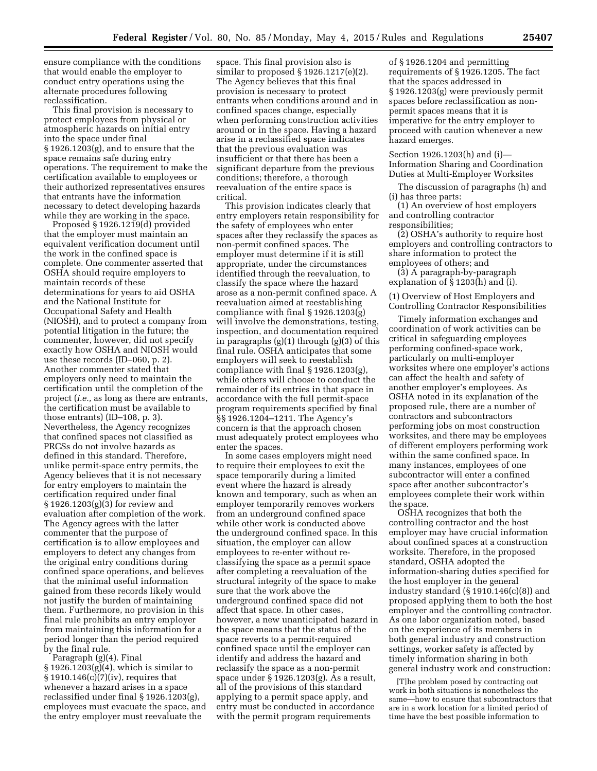ensure compliance with the conditions that would enable the employer to conduct entry operations using the alternate procedures following reclassification.

This final provision is necessary to protect employees from physical or atmospheric hazards on initial entry into the space under final § 1926.1203(g), and to ensure that the space remains safe during entry operations. The requirement to make the certification available to employees or their authorized representatives ensures that entrants have the information necessary to detect developing hazards while they are working in the space.

Proposed § 1926.1219(d) provided that the employer must maintain an equivalent verification document until the work in the confined space is complete. One commenter asserted that OSHA should require employers to maintain records of these determinations for years to aid OSHA and the National Institute for Occupational Safety and Health (NIOSH), and to protect a company from potential litigation in the future; the commenter, however, did not specify exactly how OSHA and NIOSH would use these records (ID–060, p. 2). Another commenter stated that employers only need to maintain the certification until the completion of the project (*i.e.,* as long as there are entrants, the certification must be available to those entrants) (ID–108, p. 3). Nevertheless, the Agency recognizes that confined spaces not classified as PRCSs do not involve hazards as defined in this standard. Therefore, unlike permit-space entry permits, the Agency believes that it is not necessary for entry employers to maintain the certification required under final § 1926.1203(g)(3) for review and evaluation after completion of the work. The Agency agrees with the latter commenter that the purpose of certification is to allow employees and employers to detect any changes from the original entry conditions during confined space operations, and believes that the minimal useful information gained from these records likely would not justify the burden of maintaining them. Furthermore, no provision in this final rule prohibits an entry employer from maintaining this information for a period longer than the period required by the final rule.

Paragraph (g)(4). Final § 1926.1203(g)(4), which is similar to § 1910.146(c)(7)(iv), requires that whenever a hazard arises in a space reclassified under final § 1926.1203(g), employees must evacuate the space, and the entry employer must reevaluate the space. This final provision also is similar to proposed § 1926.1217(e)(2). The Agency believes that this final provision is necessary to protect entrants when conditions around and in confined spaces change, especially when performing construction activities around or in the space. Having a hazard arise in a reclassified space indicates that the previous evaluation was insufficient or that there has been a significant departure from the previous conditions; therefore, a thorough reevaluation of the entire space is critical.

This provision indicates clearly that entry employers retain responsibility for the safety of employees who enter spaces after they reclassify the spaces as non-permit confined spaces. The employer must determine if it is still appropriate, under the circumstances identified through the reevaluation, to classify the space where the hazard arose as a non-permit confined space. A reevaluation aimed at reestablishing compliance with final § 1926.1203(g) will involve the demonstrations, testing, inspection, and documentation required in paragraphs (g)(1) through (g)(3) of this final rule. OSHA anticipates that some employers will seek to reestablish compliance with final § 1926.1203(g), while others will choose to conduct the remainder of its entries in that space in accordance with the full permit-space program requirements specified by final §§ 1926.1204–1211. The Agency's concern is that the approach chosen must adequately protect employees who enter the spaces.

In some cases employers might need to require their employees to exit the space temporarily during a limited event where the hazard is already known and temporary, such as when an employer temporarily removes workers from an underground confined space while other work is conducted above the underground confined space. In this situation, the employer can allow employees to re-enter without re-classifying the space as a permit space after completing a reevaluation of the structural integrity of the space to make sure that the work above the underground confined space did not affect that space. In other cases, however, a new unanticipated hazard in the space means that the status of the space reverts to a permit-required confined space until the employer can identify and address the hazard and reclassify the space as a non-permit space under § 1926.1203(g). As a result, all of the provisions of this standard applying to a permit space apply, and entry must be conducted in accordance with the permit program requirements of § 1926.1204 and permitting requirements of § 1926.1205. The fact that the spaces addressed in § 1926.1203(g) were previously permit spaces before reclassification as non-permit spaces means that it is imperative for the entry employer to proceed with caution whenever a new hazard emerges.

Section 1926.1203(h) and (i)—Information Sharing and Coordination Duties at Multi-Employer Worksites

The discussion of paragraphs (h) and (i) has three parts:

(1) An overview of host employers and controlling contractor responsibilities;

(2) OSHA's authority to require host employers and controlling contractors to share information to protect the employees of others; and

(3) A paragraph-by-paragraph explanation of § 1203(h) and (i).

(1) Overview of Host Employers and Controlling Contractor Responsibilities

Timely information exchanges and coordination of work activities can be critical in safeguarding employees performing confined-space work, particularly on multi-employer worksites where one employer's actions can affect the health and safety of another employer's employees. As OSHA noted in its explanation of the proposed rule, there are a number of contractors and subcontractors performing jobs on most construction worksites, and there may be employees of different employers performing work within the same confined space. In many instances, employees of one subcontractor will enter a confined space after another subcontractor's employees complete their work within the space.

OSHA recognizes that both the controlling contractor and the host employer may have crucial information about confined spaces at a construction worksite. Therefore, in the proposed standard, OSHA adopted the information-sharing duties specified for the host employer in the general industry standard (§ 1910.146(c)(8)) and proposed applying them to both the host employer and the controlling contractor. As one labor organization noted, based on the experience of its members in both general industry and construction settings, worker safety is affected by timely information sharing in both general industry work and construction:

> [T]he problem posed by contracting out work in both situations is nonetheless the same—how to ensure that subcontractors that are in a work location for a limited period of time have the best possible information to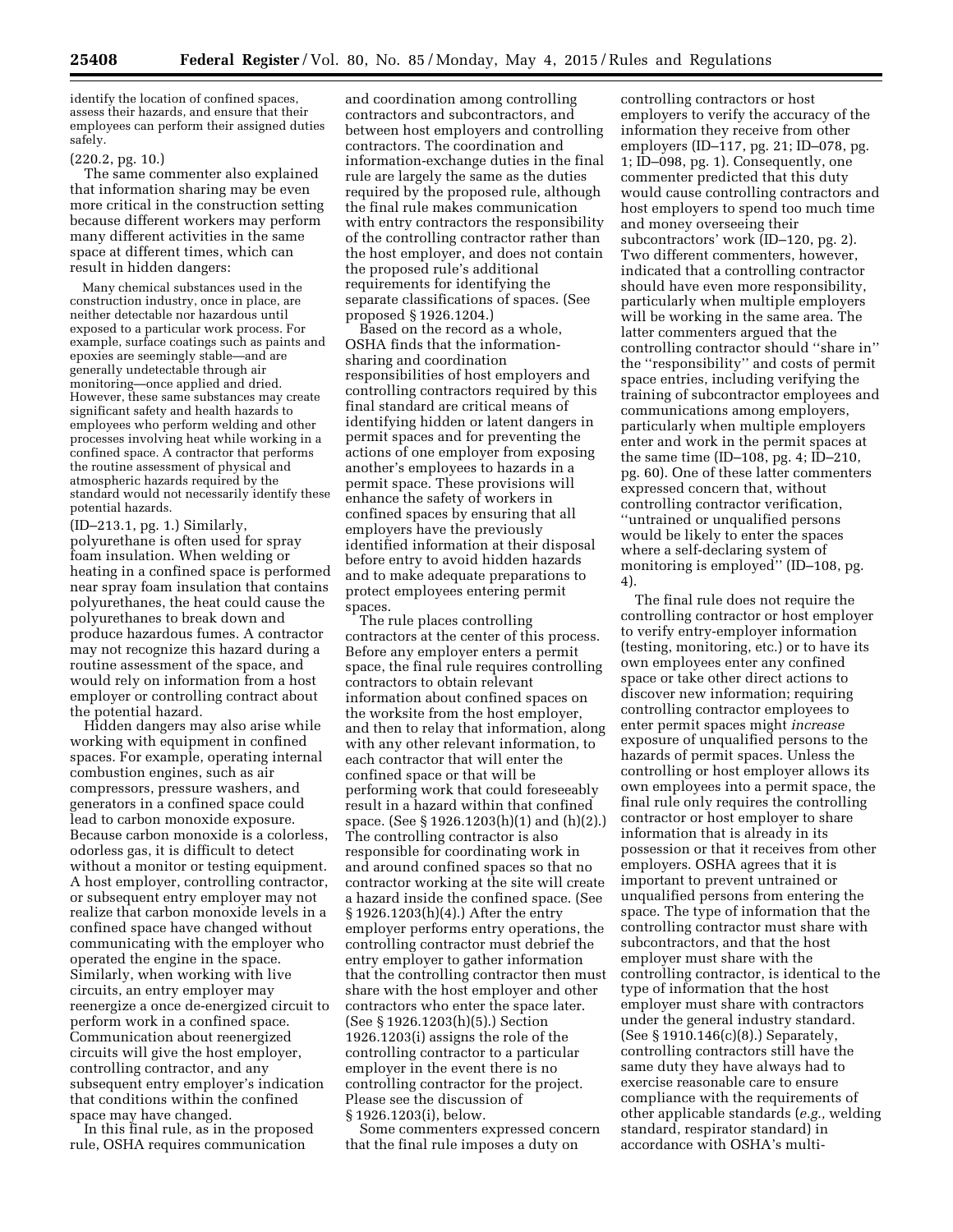identify the location of confined spaces, assess their hazards, and ensure that their employees can perform their assigned duties safely.

(220.2, pg. 10.)

The same commenter also explained that information sharing may be even more critical in the construction setting because different workers may perform many different activities in the same space at different times, which can result in hidden dangers:

> Many chemical substances used in the construction industry, once in place, are neither detectable nor hazardous until exposed to a particular work process. For example, surface coatings such as paints and epoxies are seemingly stable—and are generally undetectable through air monitoring—once applied and dried. However, these same substances may create significant safety and health hazards to employees who perform welding and other processes involving heat while working in a confined space. A contractor that performs the routine assessment of physical and atmospheric hazards required by the standard would not necessarily identify these potential hazards.

(ID–213.1, pg. 1.) Similarly, polyurethane is often used for spray foam insulation. When welding or heating in a confined space is performed near spray foam insulation that contains polyurethanes, the heat could cause the polyurethanes to break down and produce hazardous fumes. A contractor may not recognize this hazard during a routine assessment of the space, and would rely on information from a host employer or controlling contract about the potential hazard.

Hidden dangers may also arise while working with equipment in confined spaces. For example, operating internal combustion engines, such as air compressors, pressure washers, and generators in a confined space could lead to carbon monoxide exposure. Because carbon monoxide is a colorless, odorless gas, it is difficult to detect without a monitor or testing equipment. A host employer, controlling contractor, or subsequent entry employer may not realize that carbon monoxide levels in a confined space have changed without communicating with the employer who operated the engine in the space. Similarly, when working with live circuits, an entry employer may reenergize a once de-energized circuit to perform work in a confined space. Communication about reenergized circuits will give the host employer, controlling contractor, and any subsequent entry employer's indication that conditions within the confined space may have changed.

In this final rule, as in the proposed rule, OSHA requires communication and coordination among controlling contractors and subcontractors, and between host employers and controlling contractors. The coordination and information-exchange duties in the final rule are largely the same as the duties required by the proposed rule, although the final rule makes communication with entry contractors the responsibility of the controlling contractor rather than the host employer, and does not contain the proposed rule's additional requirements for identifying the separate classifications of spaces. (See proposed § 1926.1204.)

Based on the record as a whole, OSHA finds that the information-sharing and coordination responsibilities of host employers and controlling contractors required by this final standard are critical means of identifying hidden or latent dangers in permit spaces and for preventing the actions of one employer from exposing another's employees to hazards in a permit space. These provisions will enhance the safety of workers in confined spaces by ensuring that all employers have the previously identified information at their disposal before entry to avoid hidden hazards and to make adequate preparations to protect employees entering permit spaces.

The rule places controlling contractors at the center of this process. Before any employer enters a permit space, the final rule requires controlling contractors to obtain relevant information about confined spaces on the worksite from the host employer, and then to relay that information, along with any other relevant information, to each contractor that will enter the confined space or that will be performing work that could foreseeably result in a hazard within that confined space. (See § 1926.1203(h)(1) and (h)(2).) The controlling contractor is also responsible for coordinating work in and around confined spaces so that no contractor working at the site will create a hazard inside the confined space. (See § 1926.1203(h)(4).) After the entry employer performs entry operations, the controlling contractor must debrief the entry employer to gather information that the controlling contractor then must share with the host employer and other contractors who enter the space later. (See § 1926.1203(h)(5).) Section 1926.1203(i) assigns the role of the controlling contractor to a particular employer in the event there is no controlling contractor for the project. Please see the discussion of § 1926.1203(i), below.

Some commenters expressed concern that the final rule imposes a duty on controlling contractors or host employers to verify the accuracy of the information they receive from other employers (ID–117, pg. 21; ID–078, pg. 1; ID–098, pg. 1). Consequently, one commenter predicted that this duty would cause controlling contractors and host employers to spend too much time and money overseeing their subcontractors' work (ID–120, pg. 2). Two different commenters, however, indicated that a controlling contractor should have even more responsibility, particularly when multiple employers will be working in the same area. The latter commenters argued that the controlling contractor should "share in" the "responsibility" and costs of permit space entries, including verifying the training of subcontractor employees and communications among employers, particularly when multiple employers enter and work in the permit spaces at the same time (ID–108, pg. 4; ID–210, pg. 60). One of these latter commenters expressed concern that, without controlling contractor verification, "untrained or unqualified persons would be likely to enter the spaces where a self-declaring system of monitoring is employed" (ID–108, pg. 4).

The final rule does not require the controlling contractor or host employer to verify entry-employer information (testing, monitoring, etc.) or to have its own employees enter any confined space or take other direct actions to discover new information; requiring controlling contractor employees to enter permit spaces might *increase* exposure of unqualified persons to the hazards of permit spaces. Unless the controlling or host employer allows its own employees into a permit space, the final rule only requires the controlling contractor or host employer to share information that is already in its possession or that it receives from other employers. OSHA agrees that it is important to prevent untrained or unqualified persons from entering the space. The type of information that the controlling contractor must share with subcontractors, and that the host employer must share with the controlling contractor, is identical to the type of information that the host employer must share with contractors under the general industry standard. (See § 1910.146(c)(8).) Separately, controlling contractors still have the same duty they have always had to exercise reasonable care to ensure compliance with the requirements of other applicable standards (*e.g.,* welding standard, respirator standard) in accordance with OSHA's multi-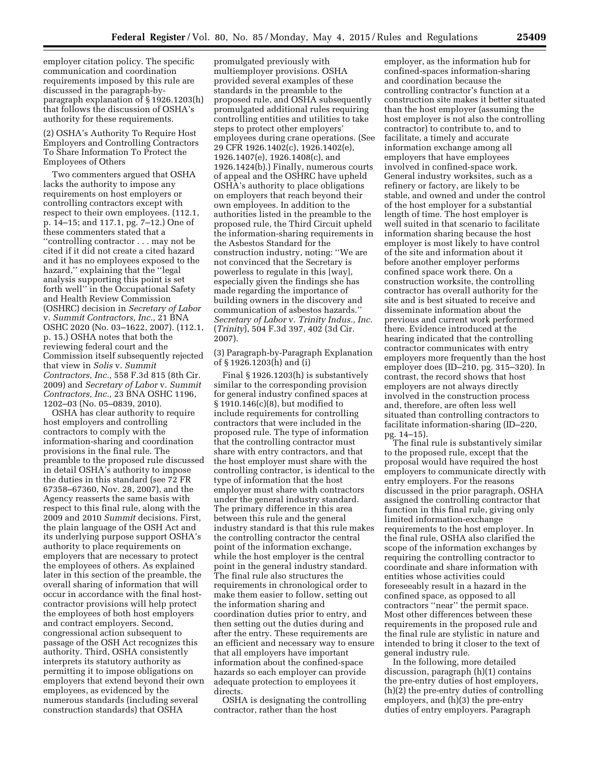employer citation policy. The specific communication and coordination requirements imposed by this rule are discussed in the paragraph-by-paragraph explanation of § 1926.1203(h) that follows the discussion of OSHA's authority for these requirements.

(2) OSHA's Authority To Require Host Employers and Controlling Contractors To Share Information To Protect the Employees of Others

Two commenters argued that OSHA lacks the authority to impose any requirements on host employers or controlling contractors except with respect to their own employees. (112.1, p. 14–15; and 117.1, pg. 7–12.) One of these commenters stated that a ''controlling contractor . . . may not be cited if it did not create a cited hazard and it has no employees exposed to the hazard,'' explaining that the ''legal analysis supporting this point is set forth well'' in the Occupational Safety and Health Review Commission (OSHRC) decision in *Secretary of Labor* v. *Summit Contractors, Inc.,* 21 BNA OSHC 2020 (No. 03–1622, 2007). (112.1, p. 15.) OSHA notes that both the reviewing federal court and the Commission itself subsequently rejected that view in *Solis* v. *Summit Contractors, Inc.,* 558 F.3d 815 (8th Cir. 2009) and *Secretary of Labor* v. *Summit Contractors, Inc.,* 23 BNA OSHC 1196, 1202–03 (No. 05–0839, 2010).

OSHA has clear authority to require host employers and controlling contractors to comply with the information-sharing and coordination provisions in the final rule. The preamble to the proposed rule discussed in detail OSHA's authority to impose the duties in this standard (see 72 FR 67358–67360, Nov. 28, 2007), and the Agency reasserts the same basis with respect to this final rule, along with the 2009 and 2010 *Summit* decisions. First, the plain language of the OSH Act and its underlying purpose support OSHA's authority to place requirements on employers that are necessary to protect the employees of others. As explained later in this section of the preamble, the overall sharing of information that will occur in accordance with the final host-contractor provisions will help protect the employees of both host employers and contract employers. Second, congressional action subsequent to passage of the OSH Act recognizes this authority. Third, OSHA consistently interprets its statutory authority as permitting it to impose obligations on employers that extend beyond their own employees, as evidenced by the numerous standards (including several construction standards) that OSHA promulgated previously with multiemployer provisions. OSHA provided several examples of these standards in the preamble to the proposed rule, and OSHA subsequently promulgated additional rules requiring controlling entities and utilities to take steps to protect other employers' employees during crane operations. (See 29 CFR 1926.1402(c), 1926.1402(e), 1926.1407(e), 1926.1408(c), and 1926.1424(b).) Finally, numerous courts of appeal and the OSHRC have upheld OSHA's authority to place obligations on employers that reach beyond their own employees. In addition to the authorities listed in the preamble to the proposed rule, the Third Circuit upheld the information-sharing requirements in the Asbestos Standard for the construction industry, noting: ''We are not convinced that the Secretary is powerless to regulate in this [way], especially given the findings she has made regarding the importance of building owners in the discovery and communication of asbestos hazards.'' *Secretary of Labor* v. *Trinity Indus., Inc.* (*Trinity*), 504 F.3d 397, 402 (3d Cir. 2007).

(3) Paragraph-by-Paragraph Explanation of § 1926.1203(h) and (i)

Final § 1926.1203(h) is substantively similar to the corresponding provision for general industry confined spaces at § 1910.146(c)(8), but modified to include requirements for controlling contractors that were included in the proposed rule. The type of information that the controlling contractor must share with entry contractors, and that the host employer must share with the controlling contractor, is identical to the type of information that the host employer must share with contractors under the general industry standard. The primary difference in this area between this rule and the general industry standard is that this rule makes the controlling contractor the central point of the information exchange, while the host employer is the central point in the general industry standard. The final rule also structures the requirements in chronological order to make them easier to follow, setting out the information sharing and coordination duties prior to entry, and then setting out the duties during and after the entry. These requirements are an efficient and necessary way to ensure that all employers have important information about the confined-space hazards so each employer can provide adequate protection to employees it directs.

OSHA is designating the controlling contractor, rather than the host employer, as the information hub for confined-spaces information-sharing and coordination because the controlling contractor's function at a construction site makes it better situated than the host employer (assuming the host employer is not also the controlling contractor) to contribute to, and to facilitate, a timely and accurate information exchange among all employers that have employees involved in confined-space work. General industry worksites, such as a refinery or factory, are likely to be stable, and owned and under the control of the host employer for a substantial length of time. The host employer is well suited in that scenario to facilitate information sharing because the host employer is most likely to have control of the site and information about it before another employer performs confined space work there. On a construction worksite, the controlling contractor has overall authority for the site and is best situated to receive and disseminate information about the previous and current work performed there. Evidence introduced at the hearing indicated that the controlling contractor communicates with entry employers more frequently than the host employer does (ID–210, pg. 315–320). In contrast, the record shows that host employers are not always directly involved in the construction process and, therefore, are often less well situated than controlling contractors to facilitate information-sharing (ID–220, pg. 14–15).

The final rule is substantively similar to the proposed rule, except that the proposal would have required the host employers to communicate directly with entry employers. For the reasons discussed in the prior paragraph, OSHA assigned the controlling contractor that function in this final rule, giving only limited information-exchange requirements to the host employer. In the final rule, OSHA also clarified the scope of the information exchanges by requiring the controlling contractor to coordinate and share information with entities whose activities could foreseeably result in a hazard in the confined space, as opposed to all contractors ''near'' the permit space. Most other differences between these requirements in the proposed rule and the final rule are stylistic in nature and intended to bring it closer to the text of general industry rule.

In the following, more detailed discussion, paragraph (h)(1) contains the pre-entry duties of host employers, (h)(2) the pre-entry duties of controlling employers, and (h)(3) the pre-entry duties of entry employers. Paragraph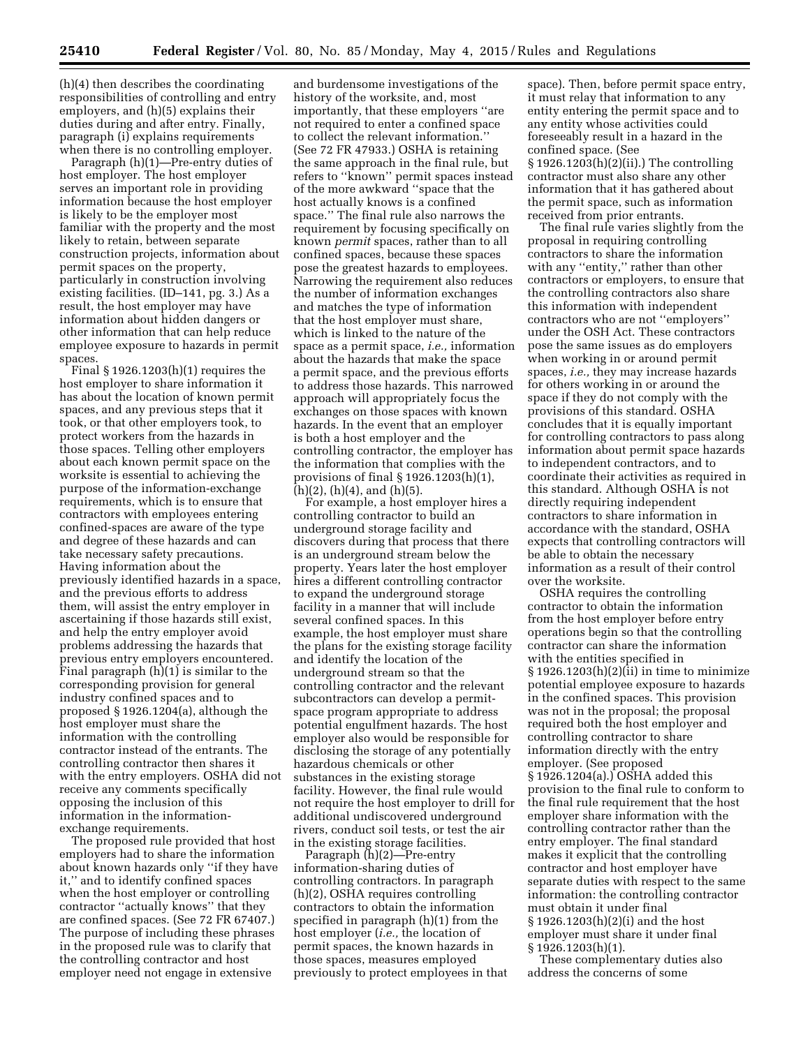(h)(4) then describes the coordinating responsibilities of controlling and entry employers, and (h)(5) explains their duties during and after entry. Finally, paragraph (i) explains requirements when there is no controlling employer.

Paragraph (h)(1)—Pre-entry duties of host employer. The host employer serves an important role in providing information because the host employer is likely to be the employer most familiar with the property and the most likely to retain, between separate construction projects, information about permit spaces on the property, particularly in construction involving existing facilities. (ID–141, pg. 3.) As a result, the host employer may have information about hidden dangers or other information that can help reduce employee exposure to hazards in permit spaces.

Final § 1926.1203(h)(1) requires the host employer to share information it has about the location of known permit spaces, and any previous steps that it took, or that other employers took, to protect workers from the hazards in those spaces. Telling other employers about each known permit space on the worksite is essential to achieving the purpose of the information-exchange requirements, which is to ensure that contractors with employees entering confined-spaces are aware of the type and degree of these hazards and can take necessary safety precautions. Having information about the previously identified hazards in a space, and the previous efforts to address them, will assist the entry employer in ascertaining if those hazards still exist, and help the entry employer avoid problems addressing the hazards that previous entry employers encountered. Final paragraph (h)(1) is similar to the corresponding provision for general industry confined spaces and to proposed § 1926.1204(a), although the host employer must share the information with the controlling contractor instead of the entrants. The controlling contractor then shares it with the entry employers. OSHA did not receive any comments specifically opposing the inclusion of this information in the information-exchange requirements.

The proposed rule provided that host employers had to share the information about known hazards only ''if they have it,'' and to identify confined spaces when the host employer or controlling contractor ''actually knows'' that they are confined spaces. (See 72 FR 67407.) The purpose of including these phrases in the proposed rule was to clarify that the controlling contractor and host employer need not engage in extensive and burdensome investigations of the history of the worksite, and, most importantly, that these employers ''are not required to enter a confined space to collect the relevant information.'' (See 72 FR 47933.) OSHA is retaining the same approach in the final rule, but refers to ''known'' permit spaces instead of the more awkward ''space that the host actually knows is a confined space.'' The final rule also narrows the requirement by focusing specifically on known *permit* spaces, rather than to all confined spaces, because these spaces pose the greatest hazards to employees. Narrowing the requirement also reduces the number of information exchanges and matches the type of information that the host employer must share, which is linked to the nature of the space as a permit space, *i.e.,* information about the hazards that make the space a permit space, and the previous efforts to address those hazards. This narrowed approach will appropriately focus the exchanges on those spaces with known hazards. In the event that an employer is both a host employer and the controlling contractor, the employer has the information that complies with the provisions of final § 1926.1203(h)(1), (h)(2), (h)(4), and (h)(5).

For example, a host employer hires a controlling contractor to build an underground storage facility and discovers during that process that there is an underground stream below the property. Years later the host employer hires a different controlling contractor to expand the underground storage facility in a manner that will include several confined spaces. In this example, the host employer must share the plans for the existing storage facility and identify the location of the underground stream so that the controlling contractor and the relevant subcontractors can develop a permit-space program appropriate to address potential engulfment hazards. The host employer also would be responsible for disclosing the storage of any potentially hazardous chemicals or other substances in the existing storage facility. However, the final rule would not require the host employer to drill for additional undiscovered underground rivers, conduct soil tests, or test the air in the existing storage facilities.

Paragraph (h)(2)—Pre-entry information-sharing duties of controlling contractors. In paragraph (h)(2), OSHA requires controlling contractors to obtain the information specified in paragraph (h)(1) from the host employer (*i.e.,* the location of permit spaces, the known hazards in those spaces, measures employed previously to protect employees in that space). Then, before permit space entry, it must relay that information to any entity entering the permit space and to any entity whose activities could foreseeably result in a hazard in the confined space. (See § 1926.1203(h)(2)(ii).) The controlling contractor must also share any other information that it has gathered about the permit space, such as information received from prior entrants.

The final rule varies slightly from the proposal in requiring controlling contractors to share the information with any ''entity,'' rather than other contractors or employers, to ensure that the controlling contractors also share this information with independent contractors who are not ''employers'' under the OSH Act. These contractors pose the same issues as do employers when working in or around permit spaces, *i.e.,* they may increase hazards for others working in or around the space if they do not comply with the provisions of this standard. OSHA concludes that it is equally important for controlling contractors to pass along information about permit space hazards to independent contractors, and to coordinate their activities as required in this standard. Although OSHA is not directly requiring independent contractors to share information in accordance with the standard, OSHA expects that controlling contractors will be able to obtain the necessary information as a result of their control over the worksite.

OSHA requires the controlling contractor to obtain the information from the host employer before entry operations begin so that the controlling contractor can share the information with the entities specified in § 1926.1203(h)(2)(ii) in time to minimize potential employee exposure to hazards in the confined spaces. This provision was not in the proposal; the proposal required both the host employer and controlling contractor to share information directly with the entry employer. (See proposed § 1926.1204(a).) OSHA added this provision to the final rule to conform to the final rule requirement that the host employer share information with the controlling contractor rather than the entry employer. The final standard makes it explicit that the controlling contractor and host employer have separate duties with respect to the same information: the controlling contractor must obtain it under final § 1926.1203(h)(2)(i) and the host employer must share it under final § 1926.1203(h)(1).

These complementary duties also address the concerns of some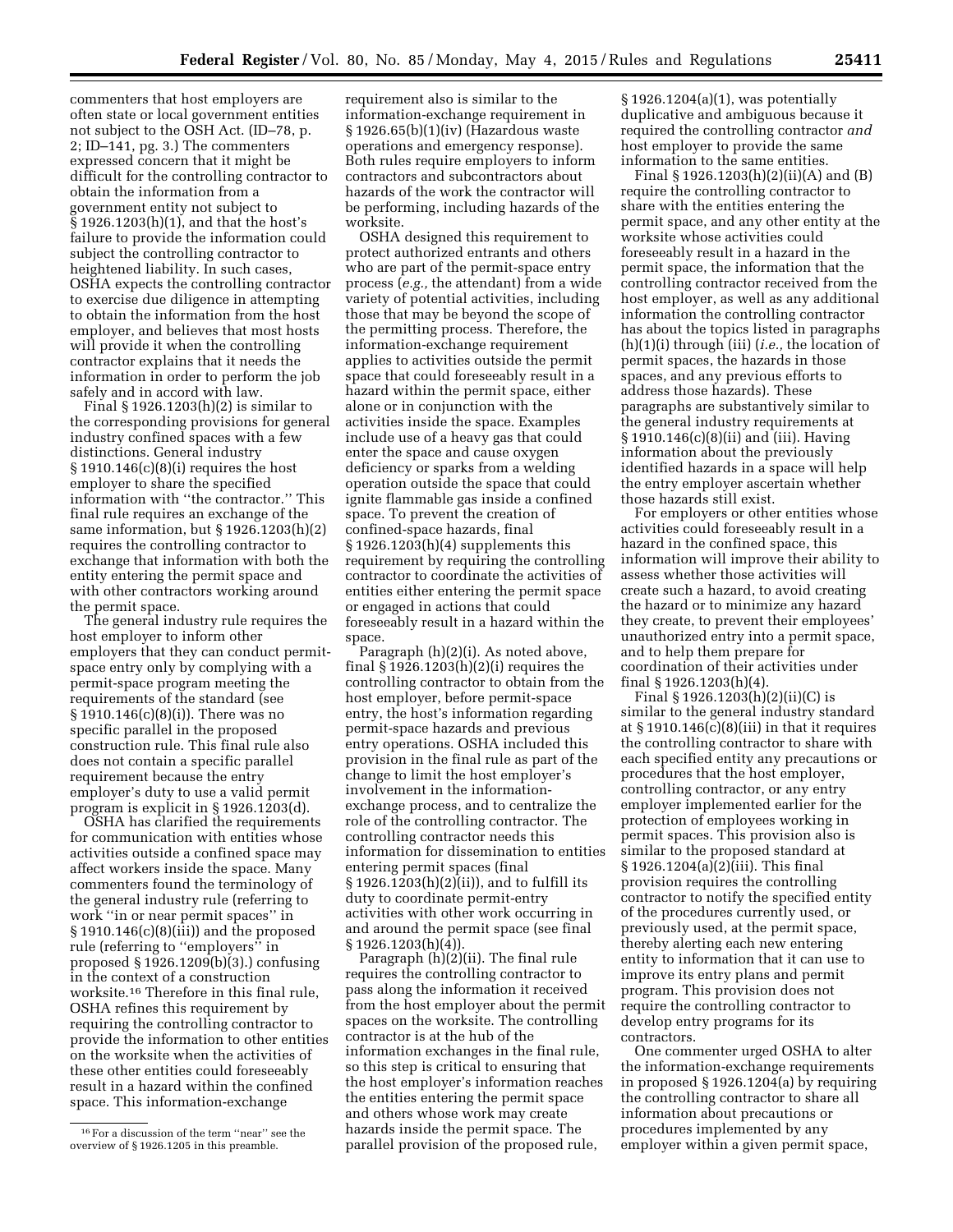commenters that host employers are often state or local government entities not subject to the OSH Act. (ID–78, p. 2; ID–141, pg. 3.) The commenters expressed concern that it might be difficult for the controlling contractor to obtain the information from a government entity not subject to § 1926.1203(h)(1), and that the host's failure to provide the information could subject the controlling contractor to heightened liability. In such cases, OSHA expects the controlling contractor to exercise due diligence in attempting to obtain the information from the host employer, and believes that most hosts will provide it when the controlling contractor explains that it needs the information in order to perform the job safely and in accord with law.

Final § 1926.1203(h)(2) is similar to the corresponding provisions for general industry confined spaces with a few distinctions. General industry § 1910.146(c)(8)(i) requires the host employer to share the specified information with "the contractor." This final rule requires an exchange of the same information, but § 1926.1203(h)(2) requires the controlling contractor to exchange that information with both the entity entering the permit space and with other contractors working around the permit space.

The general industry rule requires the host employer to inform other employers that they can conduct permit-space entry only by complying with a permit-space program meeting the requirements of the standard (see § 1910.146(c)(8)(i)). There was no specific parallel in the proposed construction rule. This final rule also does not contain a specific parallel requirement because the entry employer's duty to use a valid permit program is explicit in § 1926.1203(d).

OSHA has clarified the requirements for communication with entities whose activities outside a confined space may affect workers inside the space. Many commenters found the terminology of the general industry rule (referring to work "in or near permit spaces" in § 1910.146(c)(8)(iii)) and the proposed rule (referring to "employers" in proposed § 1926.1209(b)(3).) confusing in the context of a construction worksite.[16] Therefore in this final rule, OSHA refines this requirement by requiring the controlling contractor to provide the information to other entities on the worksite when the activities of these other entities could foreseeably result in a hazard within the confined space. This information-exchange requirement also is similar to the information-exchange requirement in § 1926.65(b)(1)(iv) (Hazardous waste operations and emergency response). Both rules require employers to inform contractors and subcontractors about hazards of the work the contractor will be performing, including hazards of the worksite.

OSHA designed this requirement to protect authorized entrants and others who are part of the permit-space entry process (*e.g.,* the attendant) from a wide variety of potential activities, including those that may be beyond the scope of the permitting process. Therefore, the information-exchange requirement applies to activities outside the permit space that could foreseeably result in a hazard within the permit space, either alone or in conjunction with the activities inside the space. Examples include use of a heavy gas that could enter the space and cause oxygen deficiency or sparks from a welding operation outside the space that could ignite flammable gas inside a confined space. To prevent the creation of confined-space hazards, final § 1926.1203(h)(4) supplements this requirement by requiring the controlling contractor to coordinate the activities of entities either entering the permit space or engaged in actions that could foreseeably result in a hazard within the space.

*Paragraph (h)(2)(i).* As noted above, final § 1926.1203(h)(2)(i) requires the controlling contractor to obtain from the host employer, before permit-space entry, the host's information regarding permit-space hazards and previous entry operations. OSHA included this provision in the final rule as part of the change to limit the host employer's involvement in the information-exchange process, and to centralize the role of the controlling contractor. The controlling contractor needs this information for dissemination to entities entering permit spaces (final § 1926.1203(h)(2)(ii)), and to fulfill its duty to coordinate permit-entry activities with other work occurring in and around the permit space (see final § 1926.1203(h)(4)).

*Paragraph (h)(2)(ii).* The final rule requires the controlling contractor to pass along the information it received from the host employer about the permit spaces on the worksite. The controlling contractor is at the hub of the information exchanges in the final rule, so this step is critical to ensuring that the host employer's information reaches the entities entering the permit space and others whose work may create hazards inside the permit space. The parallel provision of the proposed rule, § 1926.1204(a)(1), was potentially duplicative and ambiguous because it required the controlling contractor *and* host employer to provide the same information to the same entities.

Final § 1926.1203(h)(2)(ii)(A) and (B) require the controlling contractor to share with the entities entering the permit space, and any other entity at the worksite whose activities could foreseeably result in a hazard in the permit space, the information that the controlling contractor received from the host employer, as well as any additional information the controlling contractor has about the topics listed in paragraphs (h)(1)(i) through (iii) (*i.e.,* the location of permit spaces, the hazards in those spaces, and any previous efforts to address those hazards). These paragraphs are substantively similar to the general industry requirements at § 1910.146(c)(8)(ii) and (iii). Having information about the previously identified hazards in a space will help the entry employer ascertain whether those hazards still exist.

For employers or other entities whose activities could foreseeably result in a hazard in the confined space, this information will improve their ability to assess whether those activities will create such a hazard, to avoid creating the hazard or to minimize any hazard they create, to prevent their employees' unauthorized entry into a permit space, and to help them prepare for coordination of their activities under final § 1926.1203(h)(4).

Final § 1926.1203(h)(2)(ii)(C) is similar to the general industry standard at § 1910.146(c)(8)(iii) in that it requires the controlling contractor to share with each specified entity any precautions or procedures that the host employer, controlling contractor, or any entry employer implemented earlier for the protection of employees working in permit spaces. This provision also is similar to the proposed standard at § 1926.1204(a)(2)(iii). This final provision requires the controlling contractor to notify the specified entity of the procedures currently used, or previously used, at the permit space, thereby alerting each new entering entity to information that it can use to improve its entry plans and permit program. This provision does not require the controlling contractor to develop entry programs for its contractors.

One commenter urged OSHA to alter the information-exchange requirements in proposed § 1926.1204(a) by requiring the controlling contractor to share all information about precautions or procedures implemented by any employer within a given permit space,

[16] For a discussion of the term "near" see the overview of § 1926.1205 in this preamble.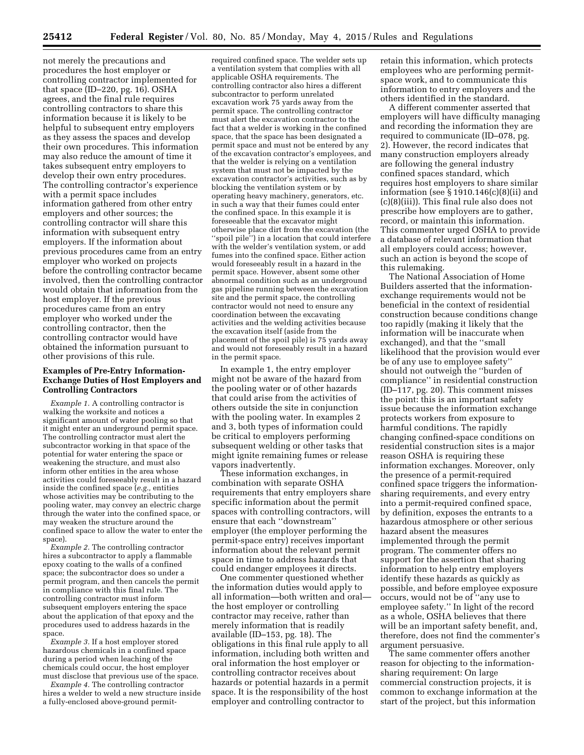not merely the precautions and procedures the host employer or controlling contractor implemented for that space (ID–220, pg. 16). OSHA agrees, and the final rule requires controlling contractors to share this information because it is likely to be helpful to subsequent entry employers as they assess the spaces and develop their own procedures. This information may also reduce the amount of time it takes subsequent entry employers to develop their own entry procedures. The controlling contractor's experience with a permit space includes information gathered from other entry employers and other sources; the controlling contractor will share this information with subsequent entry employers. If the information about previous procedures came from an entry employer who worked on projects before the controlling contractor became involved, then the controlling contractor would obtain that information from the host employer. If the previous procedures came from an entry employer who worked under the controlling contractor, then the controlling contractor would have obtained the information pursuant to other provisions of this rule.

### Examples of Pre-Entry Information-Exchange Duties of Host Employers and Controlling Contractors

*Example 1.* A controlling contractor is walking the worksite and notices a significant amount of water pooling so that it might enter an underground permit space. The controlling contractor must alert the subcontractor working in that space of the potential for water entering the space or weakening the structure, and must also inform other entities in the area whose activities could foreseeably result in a hazard inside the confined space (*e.g.,* entities whose activities may be contributing to the pooling water, may convey an electric charge through the water into the confined space, or may weaken the structure around the confined space to allow the water to enter the space).

*Example 2.* The controlling contractor hires a subcontractor to apply a flammable epoxy coating to the walls of a confined space; the subcontractor does so under a permit program, and then cancels the permit in compliance with this final rule. The controlling contractor must inform subsequent employers entering the space about the application of that epoxy and the procedures used to address hazards in the space.

*Example 3.* If a host employer stored hazardous chemicals in a confined space during a period when leaching of the chemicals could occur, the host employer must disclose that previous use of the space.

*Example 4.* The controlling contractor hires a welder to weld a new structure inside a fully-enclosed above-ground permit-required confined space. The welder sets up a ventilation system that complies with all applicable OSHA requirements. The controlling contractor also hires a different subcontractor to perform unrelated excavation work 75 yards away from the permit space. The controlling contractor must alert the excavation contractor to the fact that a welder is working in the confined space, that the space has been designated a permit space and must not be entered by any of the excavation contractor's employees, and that the welder is relying on a ventilation system that must not be impacted by the excavation contractor's activities, such as by blocking the ventilation system or by operating heavy machinery, generators, etc. in such a way that their fumes could enter the confined space. In this example it is foreseeable that the excavator might otherwise place dirt from the excavation (the "spoil pile") in a location that could interfere with the welder's ventilation system, or add fumes into the confined space. Either action would foreseeably result in a hazard in the permit space. However, absent some other abnormal condition such as an underground gas pipeline running between the excavation site and the permit space, the controlling contractor would not need to ensure any coordination between the excavating activities and the welding activities because the excavation itself (aside from the placement of the spoil pile) is 75 yards away and would not foreseeably result in a hazard in the permit space.

In example 1, the entry employer might not be aware of the hazard from the pooling water or of other hazards that could arise from the activities of others outside the site in conjunction with the pooling water. In examples 2 and 3, both types of information could be critical to employers performing subsequent welding or other tasks that might ignite remaining fumes or release vapors inadvertently.

These information exchanges, in combination with separate OSHA requirements that entry employers share specific information about the permit spaces with controlling contractors, will ensure that each "downstream" employer (the employer performing the permit-space entry) receives important information about the relevant permit space in time to address hazards that could endanger employees it directs.

One commenter questioned whether the information duties would apply to all information—both written and oral—the host employer or controlling contractor may receive, rather than merely information that is readily available (ID–153, pg. 18). The obligations in this final rule apply to all information, including both written and oral information the host employer or controlling contractor receives about hazards or potential hazards in a permit space. It is the responsibility of the host employer and controlling contractor to retain this information, which protects employees who are performing permit-space work, and to communicate this information to entry employers and the others identified in the standard.

A different commenter asserted that employers will have difficulty managing and recording the information they are required to communicate (ID–078, pg. 2). However, the record indicates that many construction employers already are following the general industry confined spaces standard, which requires host employers to share similar information (see § 1910.146(c)(8)(ii) and (c)(8)(iii)). This final rule also does not prescribe how employers are to gather, record, or maintain this information. This commenter urged OSHA to provide a database of relevant information that all employers could access; however, such an action is beyond the scope of this rulemaking.

The National Association of Home Builders asserted that the information-exchange requirements would not be beneficial in the context of residential construction because conditions change too rapidly (making it likely that the information will be inaccurate when exchanged), and that the "small likelihood that the provision would ever be of any use to employee safety" should not outweigh the "burden of compliance" in residential construction (ID–117, pg. 20). This comment misses the point: this is an important safety issue because the information exchange protects workers from exposure to harmful conditions. The rapidly changing confined-space conditions on residential construction sites is a major reason OSHA is requiring these information exchanges. Moreover, only the presence of a permit-required confined space triggers the information-sharing requirements, and every entry into a permit-required confined space, by definition, exposes the entrants to a hazardous atmosphere or other serious hazard absent the measures implemented through the permit program. The commenter offers no support for the assertion that sharing information to help entry employers identify these hazards as quickly as possible, and before employee exposure occurs, would not be of "any use to employee safety." In light of the record as a whole, OSHA believes that there will be an important safety benefit, and, therefore, does not find the commenter's argument persuasive.

The same commenter offers another reason for objecting to the information-sharing requirement: On large commercial construction projects, it is common to exchange information at the start of the project, but this information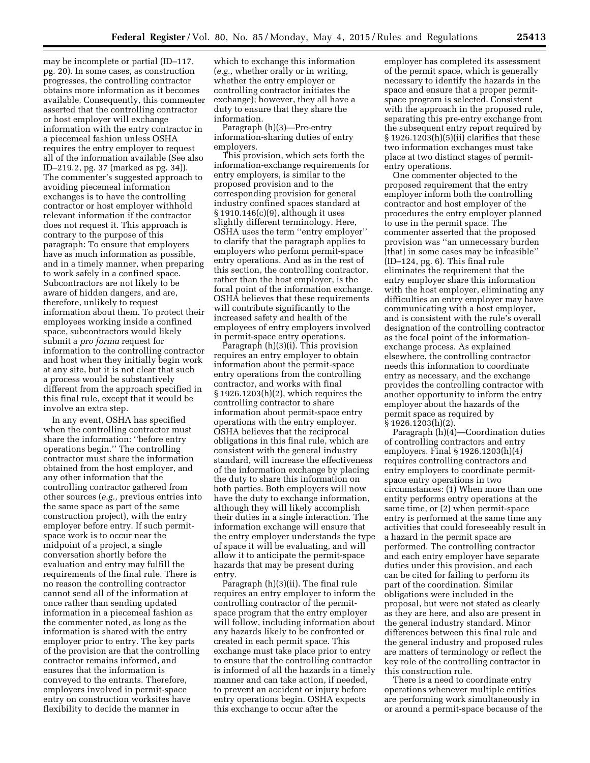may be incomplete or partial (ID–117, pg. 20). In some cases, as construction progresses, the controlling contractor obtains more information as it becomes available. Consequently, this commenter asserted that the controlling contractor or host employer will exchange information with the entry contractor in a piecemeal fashion unless OSHA requires the entry employer to request all of the information available (See also ID–219.2, pg. 37 (marked as pg. 34)). The commenter's suggested approach to avoiding piecemeal information exchanges is to have the controlling contractor or host employer withhold relevant information if the contractor does not request it. This approach is contrary to the purpose of this paragraph: To ensure that employers have as much information as possible, and in a timely manner, when preparing to work safely in a confined space. Subcontractors are not likely to be aware of hidden dangers, and are, therefore, unlikely to request information about them. To protect their employees working inside a confined space, subcontractors would likely submit a *pro forma* request for information to the controlling contractor and host when they initially begin work at any site, but it is not clear that such a process would be substantively different from the approach specified in this final rule, except that it would be involve an extra step.

In any event, OSHA has specified when the controlling contractor must share the information: ''before entry operations begin.'' The controlling contractor must share the information obtained from the host employer, and any other information that the controlling contractor gathered from other sources (*e.g.,* previous entries into the same space as part of the same construction project), with the entry employer before entry. If such permit-space work is to occur near the midpoint of a project, a single conversation shortly before the evaluation and entry may fulfill the requirements of the final rule. There is no reason the controlling contractor cannot send all of the information at once rather than sending updated information in a piecemeal fashion as the commenter noted, as long as the information is shared with the entry employer prior to entry. The key parts of the provision are that the controlling contractor remains informed, and ensures that the information is conveyed to the entrants. Therefore, employers involved in permit-space entry on construction worksites have flexibility to decide the manner in which to exchange this information (*e.g.,* whether orally or in writing, whether the entry employer or controlling contractor initiates the exchange); however, they all have a duty to ensure that they share the information.

Paragraph (h)(3)—Pre-entry information-sharing duties of entry employers.

This provision, which sets forth the information-exchange requirements for entry employers, is similar to the proposed provision and to the corresponding provision for general industry confined spaces standard at § 1910.146(c)(9), although it uses slightly different terminology. Here, OSHA uses the term ''entry employer'' to clarify that the paragraph applies to employers who perform permit-space entry operations. And as in the rest of this section, the controlling contractor, rather than the host employer, is the focal point of the information exchange. OSHA believes that these requirements will contribute significantly to the increased safety and health of the employees of entry employers involved in permit-space entry operations.

Paragraph (h)(3)(i). This provision requires an entry employer to obtain information about the permit-space entry operations from the controlling contractor, and works with final § 1926.1203(h)(2), which requires the controlling contractor to share information about permit-space entry operations with the entry employer. OSHA believes that the reciprocal obligations in this final rule, which are consistent with the general industry standard, will increase the effectiveness of the information exchange by placing the duty to share this information on both parties. Both employers will now have the duty to exchange information, although they will likely accomplish their duties in a single interaction. The information exchange will ensure that the entry employer understands the type of space it will be evaluating, and will allow it to anticipate the permit-space hazards that may be present during entry.

Paragraph (h)(3)(ii). The final rule requires an entry employer to inform the controlling contractor of the permit-space program that the entry employer will follow, including information about any hazards likely to be confronted or created in each permit space. This exchange must take place prior to entry to ensure that the controlling contractor is informed of all the hazards in a timely manner and can take action, if needed, to prevent an accident or injury before entry operations begin. OSHA expects this exchange to occur after the employer has completed its assessment of the permit space, which is generally necessary to identify the hazards in the space and ensure that a proper permit-space program is selected. Consistent with the approach in the proposed rule, separating this pre-entry exchange from the subsequent entry report required by § 1926.1203(h)(5)(ii) clarifies that these two information exchanges must take place at two distinct stages of permit-entry operations.

One commenter objected to the proposed requirement that the entry employer inform both the controlling contractor and host employer of the procedures the entry employer planned to use in the permit space. The commenter asserted that the proposed provision was ''an unnecessary burden [that] in some cases may be infeasible'' (ID–124, pg. 6). This final rule eliminates the requirement that the entry employer share this information with the host employer, eliminating any difficulties an entry employer may have communicating with a host employer, and is consistent with the rule's overall designation of the controlling contractor as the focal point of the information-exchange process. As explained elsewhere, the controlling contractor needs this information to coordinate entry as necessary, and the exchange provides the controlling contractor with another opportunity to inform the entry employer about the hazards of the permit space as required by § 1926.1203(h)(2).

Paragraph (h)(4)—Coordination duties of controlling contractors and entry employers. Final § 1926.1203(h)(4) requires controlling contractors and entry employers to coordinate permit-space entry operations in two circumstances: (1) When more than one entity performs entry operations at the same time, or (2) when permit-space entry is performed at the same time any activities that could foreseeably result in a hazard in the permit space are performed. The controlling contractor and each entry employer have separate duties under this provision, and each can be cited for failing to perform its part of the coordination. Similar obligations were included in the proposal, but were not stated as clearly as they are here, and also are present in the general industry standard. Minor differences between this final rule and the general industry and proposed rules are matters of terminology or reflect the key role of the controlling contractor in this construction rule.

There is a need to coordinate entry operations whenever multiple entities are performing work simultaneously in or around a permit-space because of the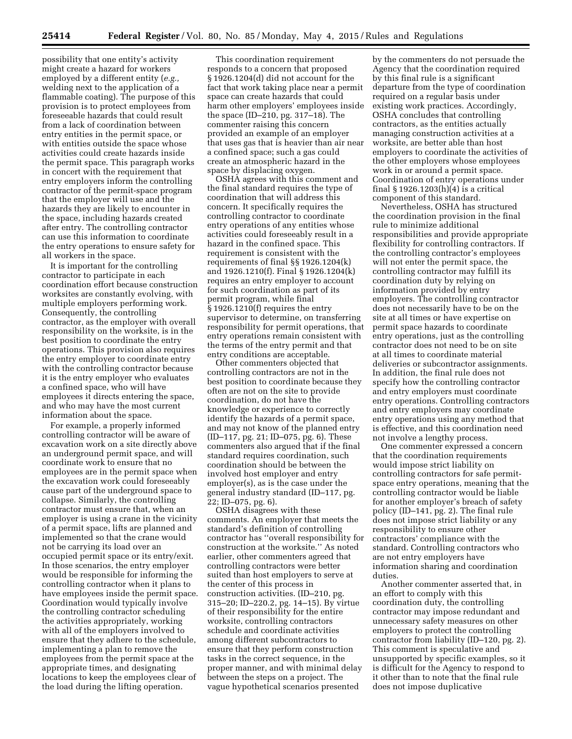possibility that one entity's activity might create a hazard for workers employed by a different entity (*e.g.,* welding next to the application of a flammable coating). The purpose of this provision is to protect employees from foreseeable hazards that could result from a lack of coordination between entry entities in the permit space, or with entities outside the space whose activities could create hazards inside the permit space. This paragraph works in concert with the requirement that entry employers inform the controlling contractor of the permit-space program that the employer will use and the hazards they are likely to encounter in the space, including hazards created after entry. The controlling contractor can use this information to coordinate the entry operations to ensure safety for all workers in the space.

It is important for the controlling contractor to participate in each coordination effort because construction worksites are constantly evolving, with multiple employers performing work. Consequently, the controlling contractor, as the employer with overall responsibility on the worksite, is in the best position to coordinate the entry operations. This provision also requires the entry employer to coordinate entry with the controlling contractor because it is the entry employer who evaluates a confined space, who will have employees it directs entering the space, and who may have the most current information about the space.

For example, a properly informed controlling contractor will be aware of excavation work on a site directly above an underground permit space, and will coordinate work to ensure that no employees are in the permit space when the excavation work could foreseeably cause part of the underground space to collapse. Similarly, the controlling contractor must ensure that, when an employer is using a crane in the vicinity of a permit space, lifts are planned and implemented so that the crane would not be carrying its load over an occupied permit space or its entry/exit. In those scenarios, the entry employer would be responsible for informing the controlling contractor when it plans to have employees inside the permit space. Coordination would typically involve the controlling contractor scheduling the activities appropriately, working with all of the employers involved to ensure that they adhere to the schedule, implementing a plan to remove the employees from the permit space at the appropriate times, and designating locations to keep the employees clear of the load during the lifting operation.

This coordination requirement responds to a concern that proposed § 1926.1204(d) did not account for the fact that work taking place near a permit space can create hazards that could harm other employers' employees inside the space (ID–210, pg. 317–18). The commenter raising this concern provided an example of an employer that uses gas that is heavier than air near a confined space; such a gas could create an atmospheric hazard in the space by displacing oxygen.

OSHA agrees with this comment and the final standard requires the type of coordination that will address this concern. It specifically requires the controlling contractor to coordinate entry operations of any entities whose activities could foreseeably result in a hazard in the confined space. This requirement is consistent with the requirements of final §§ 1926.1204(k) and 1926.1210(f). Final § 1926.1204(k) requires an entry employer to account for such coordination as part of its permit program, while final § 1926.1210(f) requires the entry supervisor to determine, on transferring responsibility for permit operations, that entry operations remain consistent with the terms of the entry permit and that entry conditions are acceptable.

Other commenters objected that controlling contractors are not in the best position to coordinate because they often are not on the site to provide coordination, do not have the knowledge or experience to correctly identify the hazards of a permit space, and may not know of the planned entry (ID–117, pg. 21; ID–075, pg. 6). These commenters also argued that if the final standard requires coordination, such coordination should be between the involved host employer and entry employer(s), as is the case under the general industry standard (ID–117, pg. 22; ID–075, pg. 6).

OSHA disagrees with these comments. An employer that meets the standard's definition of controlling contractor has ''overall responsibility for construction at the worksite.'' As noted earlier, other commenters agreed that controlling contractors were better suited than host employers to serve at the center of this process in construction activities. (ID–210, pg. 315–20; ID–220.2, pg. 14–15). By virtue of their responsibility for the entire worksite, controlling contractors schedule and coordinate activities among different subcontractors to ensure that they perform construction tasks in the correct sequence, in the proper manner, and with minimal delay between the steps on a project. The vague hypothetical scenarios presented by the commenters do not persuade the Agency that the coordination required by this final rule is a significant departure from the type of coordination required on a regular basis under existing work practices. Accordingly, OSHA concludes that controlling contractors, as the entities actually managing construction activities at a worksite, are better able than host employers to coordinate the activities of the other employers whose employees work in or around a permit space. Coordination of entry operations under final § 1926.1203(h)(4) is a critical component of this standard.

Nevertheless, OSHA has structured the coordination provision in the final rule to minimize additional responsibilities and provide appropriate flexibility for controlling contractors. If the controlling contractor's employees will not enter the permit space, the controlling contractor may fulfill its coordination duty by relying on information provided by entry employers. The controlling contractor does not necessarily have to be on the site at all times or have expertise on permit space hazards to coordinate entry operations, just as the controlling contractor does not need to be on site at all times to coordinate material deliveries or subcontractor assignments. In addition, the final rule does not specify how the controlling contractor and entry employers must coordinate entry operations. Controlling contractors and entry employers may coordinate entry operations using any method that is effective, and this coordination need not involve a lengthy process.

One commenter expressed a concern that the coordination requirements would impose strict liability on controlling contractors for safe permit-space entry operations, meaning that the controlling contractor would be liable for another employer's breach of safety policy (ID–141, pg. 2). The final rule does not impose strict liability or any responsibility to ensure other contractors' compliance with the standard. Controlling contractors who are not entry employers have information sharing and coordination duties.

Another commenter asserted that, in an effort to comply with this coordination duty, the controlling contractor may impose redundant and unnecessary safety measures on other employers to protect the controlling contractor from liability (ID–120, pg. 2). This comment is speculative and unsupported by specific examples, so it is difficult for the Agency to respond to it other than to note that the final rule does not impose duplicative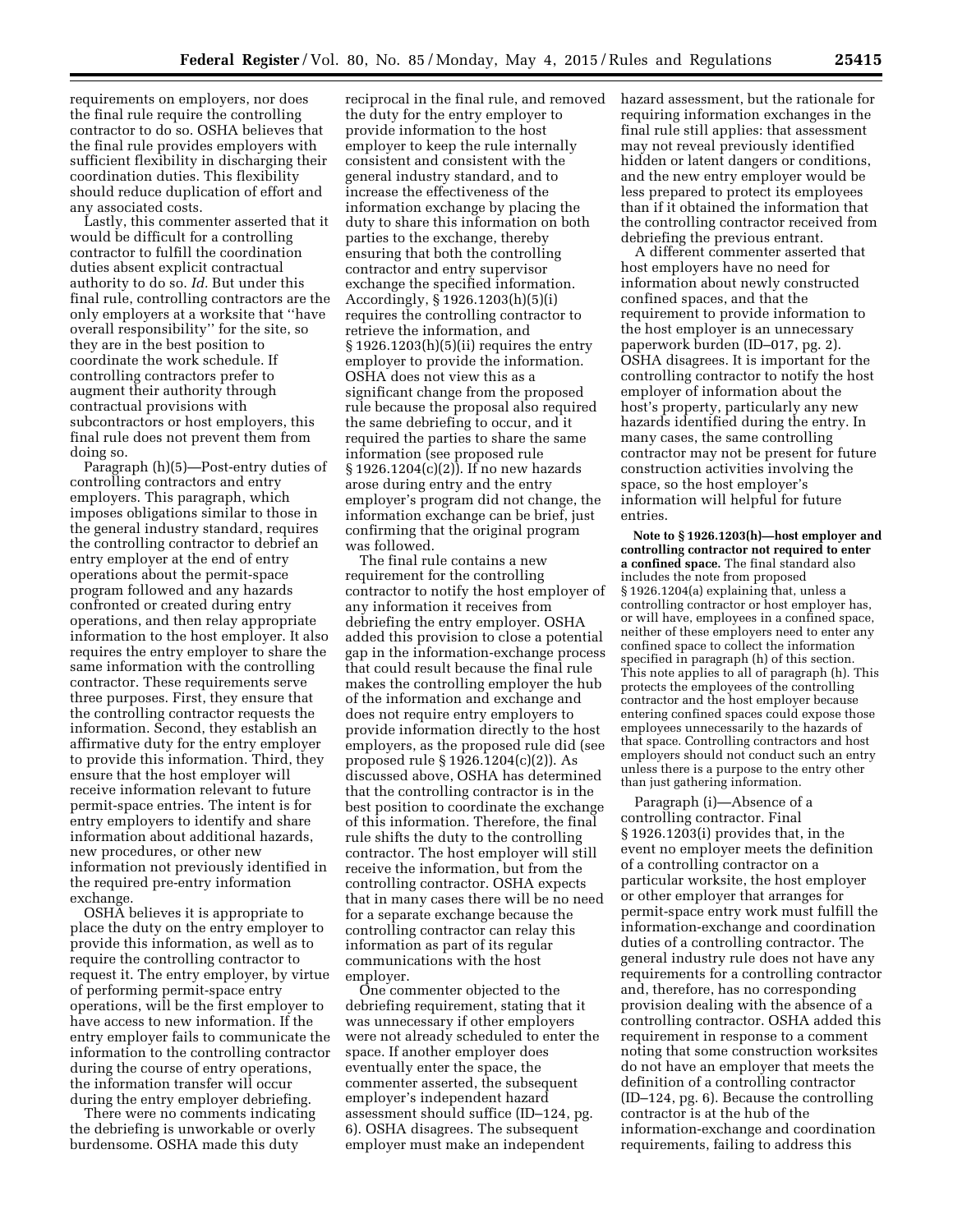requirements on employers, nor does the final rule require the controlling contractor to do so. OSHA believes that the final rule provides employers with sufficient flexibility in discharging their coordination duties. This flexibility should reduce duplication of effort and any associated costs.

Lastly, this commenter asserted that it would be difficult for a controlling contractor to fulfill the coordination duties absent explicit contractual authority to do so. *Id.* But under this final rule, controlling contractors are the only employers at a worksite that ''have overall responsibility'' for the site, so they are in the best position to coordinate the work schedule. If controlling contractors prefer to augment their authority through contractual provisions with subcontractors or host employers, this final rule does not prevent them from doing so.

Paragraph (h)(5)—Post-entry duties of controlling contractors and entry employers. This paragraph, which imposes obligations similar to those in the general industry standard, requires the controlling contractor to debrief an entry employer at the end of entry operations about the permit-space program followed and any hazards confronted or created during entry operations, and then relay appropriate information to the host employer. It also requires the entry employer to share the same information with the controlling contractor. These requirements serve three purposes. First, they ensure that the controlling contractor requests the information. Second, they establish an affirmative duty for the entry employer to provide this information. Third, they ensure that the host employer will receive information relevant to future permit-space entries. The intent is for entry employers to identify and share information about additional hazards, new procedures, or other new information not previously identified in the required pre-entry information exchange.

OSHA believes it is appropriate to place the duty on the entry employer to provide this information, as well as to require the controlling contractor to request it. The entry employer, by virtue of performing permit-space entry operations, will be the first employer to have access to new information. If the entry employer fails to communicate the information to the controlling contractor during the course of entry operations, the information transfer will occur during the entry employer debriefing.

There were no comments indicating the debriefing is unworkable or overly burdensome. OSHA made this duty reciprocal in the final rule, and removed the duty for the entry employer to provide information to the host employer to keep the rule internally consistent and consistent with the general industry standard, and to increase the effectiveness of the information exchange by placing the duty to share this information on both parties to the exchange, thereby ensuring that both the controlling contractor and entry supervisor exchange the specified information. Accordingly, § 1926.1203(h)(5)(i) requires the controlling contractor to retrieve the information, and § 1926.1203(h)(5)(ii) requires the entry employer to provide the information. OSHA does not view this as a significant change from the proposed rule because the proposal also required the same debriefing to occur, and it required the parties to share the same information (see proposed rule § 1926.1204(c)(2)). If no new hazards arose during entry and the entry employer's program did not change, the information exchange can be brief, just confirming that the original program was followed.

The final rule contains a new requirement for the controlling contractor to notify the host employer of any information it receives from debriefing the entry employer. OSHA added this provision to close a potential gap in the information-exchange process that could result because the final rule makes the controlling employer the hub of the information and exchange and does not require entry employers to provide information directly to the host employers, as the proposed rule did (see proposed rule § 1926.1204(c)(2)). As discussed above, OSHA has determined that the controlling contractor is in the best position to coordinate the exchange of this information. Therefore, the final rule shifts the duty to the controlling contractor. The host employer will still receive the information, but from the controlling contractor. OSHA expects that in many cases there will be no need for a separate exchange because the controlling contractor can relay this information as part of its regular communications with the host employer.

One commenter objected to the debriefing requirement, stating that it was unnecessary if other employers were not already scheduled to enter the space. If another employer does eventually enter the space, the commenter asserted, the subsequent employer's independent hazard assessment should suffice (ID–124, pg. 6). OSHA disagrees. The subsequent employer must make an independent hazard assessment, but the rationale for requiring information exchanges in the final rule still applies: that assessment may not reveal previously identified hidden or latent dangers or conditions, and the new entry employer would be less prepared to protect its employees than if it obtained the information that the controlling contractor received from debriefing the previous entrant.

A different commenter asserted that host employers have no need for information about newly constructed confined spaces, and that the requirement to provide information to the host employer is an unnecessary paperwork burden (ID–017, pg. 2). OSHA disagrees. It is important for the controlling contractor to notify the host employer of information about the host's property, particularly any new hazards identified during the entry. In many cases, the same controlling contractor may not be present for future construction activities involving the space, so the host employer's information will helpful for future entries.

**Note to § 1926.1203(h)—host employer and controlling contractor not required to enter a confined space.** The final standard also includes the note from proposed § 1926.1204(a) explaining that, unless a controlling contractor or host employer has, or will have, employees in a confined space, neither of these employers need to enter any confined space to collect the information specified in paragraph (h) of this section. This note applies to all of paragraph (h). This protects the employees of the controlling contractor and the host employer because entering confined spaces could expose those employees unnecessarily to the hazards of that space. Controlling contractors and host employers should not conduct such an entry unless there is a purpose to the entry other than just gathering information.

Paragraph (i)—Absence of a controlling contractor. Final § 1926.1203(i) provides that, in the event no employer meets the definition of a controlling contractor on a particular worksite, the host employer or other employer that arranges for permit-space entry work must fulfill the information-exchange and coordination duties of a controlling contractor. The general industry rule does not have any requirements for a controlling contractor and, therefore, has no corresponding provision dealing with the absence of a controlling contractor. OSHA added this requirement in response to a comment noting that some construction worksites do not have an employer that meets the definition of a controlling contractor (ID–124, pg. 6). Because the controlling contractor is at the hub of the information-exchange and coordination requirements, failing to address this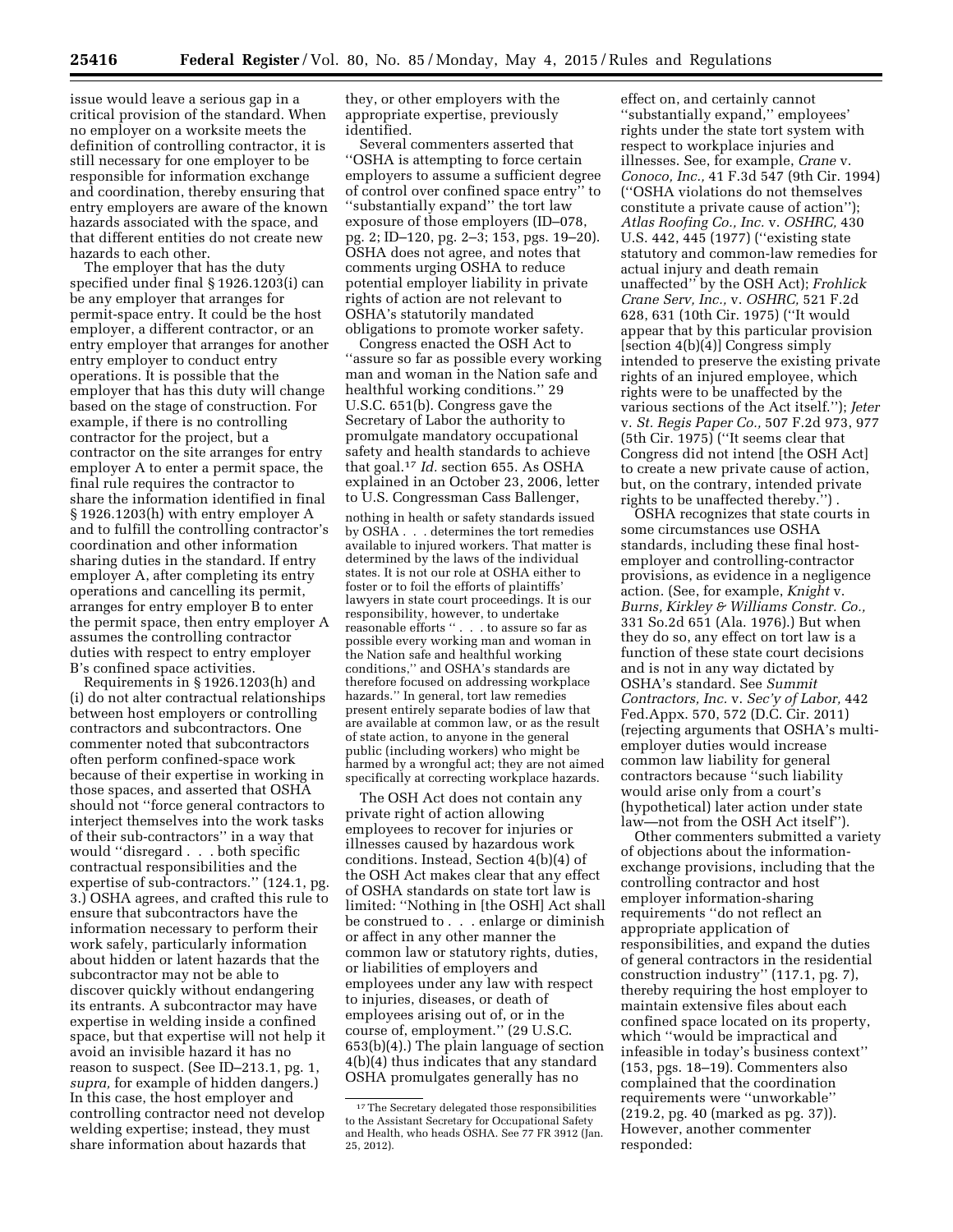issue would leave a serious gap in a critical provision of the standard. When no employer on a worksite meets the definition of controlling contractor, it is still necessary for one employer to be responsible for information exchange and coordination, thereby ensuring that entry employers are aware of the known hazards associated with the space, and that different entities do not create new hazards to each other.

The employer that has the duty specified under final § 1926.1203(i) can be any employer that arranges for permit-space entry. It could be the host employer, a different contractor, or an entry employer that arranges for another entry employer to conduct entry operations. It is possible that the employer that has this duty will change based on the stage of construction. For example, if there is no controlling contractor for the project, but a contractor on the site arranges for entry employer A to enter a permit space, the final rule requires the contractor to share the information identified in final § 1926.1203(h) with entry employer A and to fulfill the controlling contractor's coordination and other information sharing duties in the standard. If entry employer A, after completing its entry operations and cancelling its permit, arranges for entry employer B to enter the permit space, then entry employer A assumes the controlling contractor duties with respect to entry employer B's confined space activities.

Requirements in § 1926.1203(h) and (i) do not alter contractual relationships between host employers or controlling contractors and subcontractors. One commenter noted that subcontractors often perform confined-space work because of their expertise in working in those spaces, and asserted that OSHA should not "force general contractors to interject themselves into the work tasks of their sub-contractors" in a way that would "disregard . . . both specific contractual responsibilities and the expertise of sub-contractors." (124.1, pg. 3.) OSHA agrees, and crafted this rule to ensure that subcontractors have the information necessary to perform their work safely, particularly information about hidden or latent hazards that the subcontractor may not be able to discover quickly without endangering its entrants. A subcontractor may have expertise in welding inside a confined space, but that expertise will not help it avoid an invisible hazard it has no reason to suspect. (See ID–213.1, pg. 1, *supra,* for example of hidden dangers.) In this case, the host employer and controlling contractor need not develop welding expertise; instead, they must share information about hazards that they, or other employers with the appropriate expertise, previously identified.

Several commenters asserted that "OSHA is attempting to force certain employers to assume a sufficient degree of control over confined space entry" to "substantially expand" the tort law exposure of those employers (ID–078, pg. 2; ID–120, pg. 2–3; 153, pgs. 19–20). OSHA does not agree, and notes that comments urging OSHA to reduce potential employer liability in private rights of action are not relevant to OSHA's statutorily mandated obligations to promote worker safety.

Congress enacted the OSH Act to "assure so far as possible every working man and woman in the Nation safe and healthful working conditions." 29 U.S.C. 651(b). Congress gave the Secretary of Labor the authority to promulgate mandatory occupational safety and health standards to achieve that goal.[17] *Id.* section 655. As OSHA explained in an October 23, 2006, letter to U.S. Congressman Cass Ballenger,

> nothing in health or safety standards issued by OSHA . . . determines the tort remedies available to injured workers. That matter is determined by the laws of the individual states. It is not our role at OSHA either to foster or to foil the efforts of plaintiffs' lawyers in state court proceedings. It is our responsibility, however, to undertake reasonable efforts " . . . to assure so far as possible every working man and woman in the Nation safe and healthful working conditions," and OSHA's standards are therefore focused on addressing workplace hazards." In general, tort law remedies present entirely separate bodies of law that are available at common law, or as the result of state action, to anyone in the general public (including workers) who might be harmed by a wrongful act; they are not aimed specifically at correcting workplace hazards.

The OSH Act does not contain any private right of action allowing employees to recover for injuries or illnesses caused by hazardous work conditions. Instead, Section 4(b)(4) of the OSH Act makes clear that any effect of OSHA standards on state tort law is limited: "Nothing in [the OSH] Act shall be construed to . . . enlarge or diminish or affect in any other manner the common law or statutory rights, duties, or liabilities of employers and employees under any law with respect to injuries, diseases, or death of employees arising out of, or in the course of, employment." (29 U.S.C. 653(b)(4).) The plain language of section 4(b)(4) thus indicates that any standard OSHA promulgates generally has no effect on, and certainly cannot "substantially expand," employees' rights under the state tort system with respect to workplace injuries and illnesses. See, for example, *Crane* v. *Conoco, Inc.,* 41 F.3d 547 (9th Cir. 1994) ("OSHA violations do not themselves constitute a private cause of action"); *Atlas Roofing Co., Inc.* v. *OSHRC,* 430 U.S. 442, 445 (1977) ("existing state statutory and common-law remedies for actual injury and death remain unaffected" by the OSH Act); *Frohlick Crane Serv, Inc.,* v. *OSHRC,* 521 F.2d 628, 631 (10th Cir. 1975) ("It would appear that by this particular provision [section 4(b)(4)] Congress simply intended to preserve the existing private rights of an injured employee, which rights were to be unaffected by the various sections of the Act itself."); *Jeter* v. *St. Regis Paper Co.,* 507 F.2d 973, 977 (5th Cir. 1975) ("It seems clear that Congress did not intend [the OSH Act] to create a new private cause of action, but, on the contrary, intended private rights to be unaffected thereby.") .

OSHA recognizes that state courts in some circumstances use OSHA standards, including these final host-employer and controlling-contractor provisions, as evidence in a negligence action. (See, for example, *Knight* v. *Burns, Kirkley & Williams Constr. Co.,* 331 So.2d 651 (Ala. 1976).) But when they do so, any effect on tort law is a function of these state court decisions and is not in any way dictated by OSHA's standard. See *Summit Contractors, Inc.* v. *Sec'y of Labor,* 442 Fed.Appx. 570, 572 (D.C. Cir. 2011) (rejecting arguments that OSHA's multi-employer duties would increase common law liability for general contractors because "such liability would arise only from a court's (hypothetical) later action under state law—not from the OSH Act itself").

Other commenters submitted a variety of objections about the information-exchange provisions, including that the controlling contractor and host employer information-sharing requirements "do not reflect an appropriate application of responsibilities, and expand the duties of general contractors in the residential construction industry" (117.1, pg. 7), thereby requiring the host employer to maintain extensive files about each confined space located on its property, which "would be impractical and infeasible in today's business context" (153, pgs. 18–19). Commenters also complained that the coordination requirements were "unworkable" (219.2, pg. 40 (marked as pg. 37)). However, another commenter responded:

[17] The Secretary delegated those responsibilities to the Assistant Secretary for Occupational Safety and Health, who heads OSHA. See 77 FR 3912 (Jan. 25, 2012).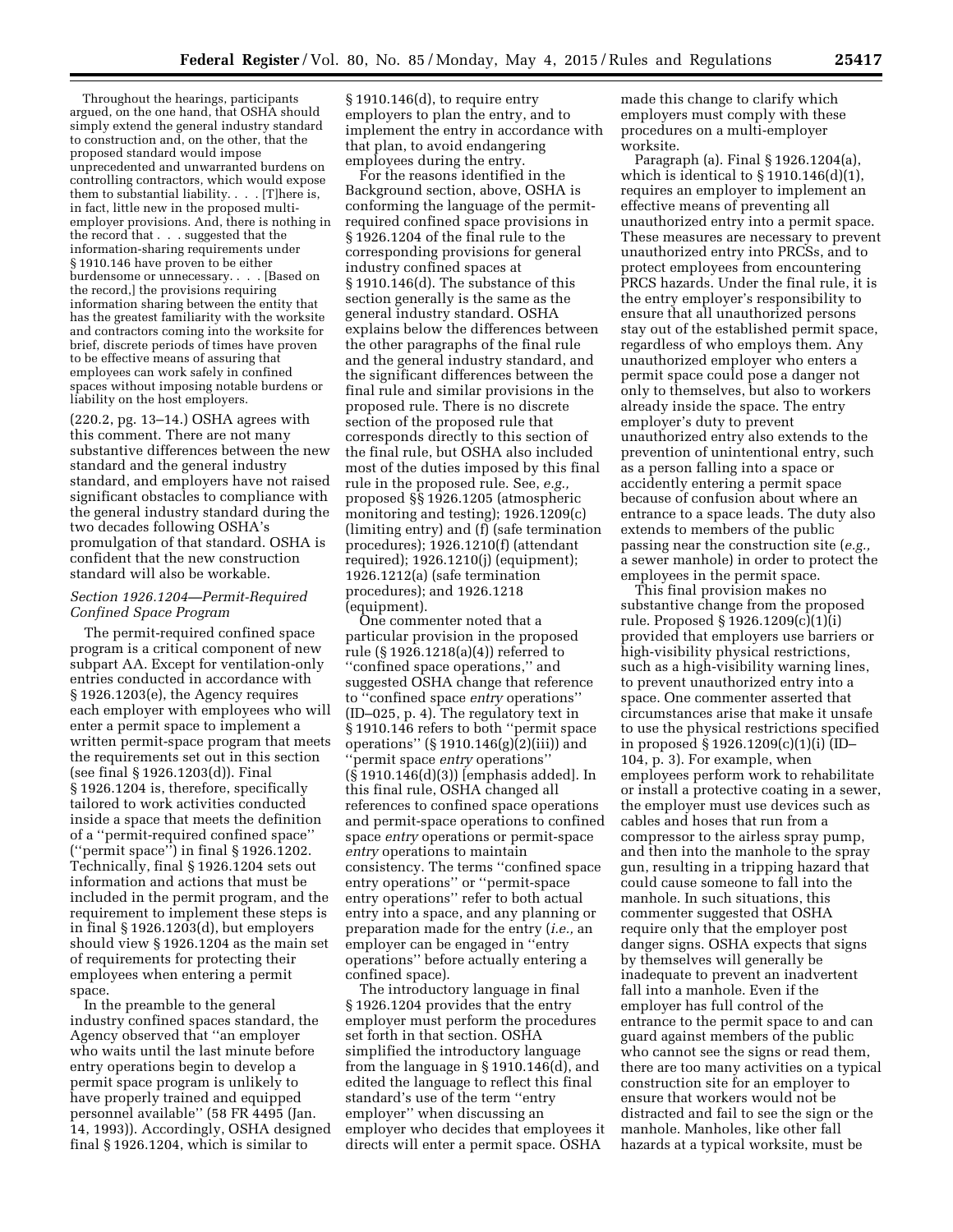Throughout the hearings, participants argued, on the one hand, that OSHA should simply extend the general industry standard to construction and, on the other, that the proposed standard would impose unprecedented and unwarranted burdens on controlling contractors, which would expose them to substantial liability. . . . [T]here is, in fact, little new in the proposed multi-employer provisions. And, there is nothing in the record that . . . suggested that the information-sharing requirements under § 1910.146 have proven to be either burdensome or unnecessary. . . . [Based on the record,] the provisions requiring information sharing between the entity that has the greatest familiarity with the worksite and contractors coming into the worksite for brief, discrete periods of times have proven to be effective means of assuring that employees can work safely in confined spaces without imposing notable burdens or liability on the host employers.

(220.2, pg. 13–14.) OSHA agrees with this comment. There are not many substantive differences between the new standard and the general industry standard, and employers have not raised significant obstacles to compliance with the general industry standard during the two decades following OSHA's promulgation of that standard. OSHA is confident that the new construction standard will also be workable.

### *Section 1926.1204—Permit-Required Confined Space Program*

The permit-required confined space program is a critical component of new subpart AA. Except for ventilation-only entries conducted in accordance with § 1926.1203(e), the Agency requires each employer with employees who will enter a permit space to implement a written permit-space program that meets the requirements set out in this section (see final § 1926.1203(d)). Final § 1926.1204 is, therefore, specifically tailored to work activities conducted inside a space that meets the definition of a ''permit-required confined space'' (''permit space'') in final § 1926.1202. Technically, final § 1926.1204 sets out information and actions that must be included in the permit program, and the requirement to implement these steps is in final § 1926.1203(d), but employers should view § 1926.1204 as the main set of requirements for protecting their employees when entering a permit space.

In the preamble to the general industry confined spaces standard, the Agency observed that ''an employer who waits until the last minute before entry operations begin to develop a permit space program is unlikely to have properly trained and equipped personnel available'' (58 FR 4495 (Jan. 14, 1993)). Accordingly, OSHA designed final § 1926.1204, which is similar to § 1910.146(d), to require entry employers to plan the entry, and to implement the entry in accordance with that plan, to avoid endangering employees during the entry.

For the reasons identified in the Background section, above, OSHA is conforming the language of the permit-required confined space provisions in § 1926.1204 of the final rule to the corresponding provisions for general industry confined spaces at § 1910.146(d). The substance of this section generally is the same as the general industry standard. OSHA explains below the differences between the other paragraphs of the final rule and the general industry standard, and the significant differences between the final rule and similar provisions in the proposed rule. There is no discrete section of the proposed rule that corresponds directly to this section of the final rule, but OSHA also included most of the duties imposed by this final rule in the proposed rule. See, *e.g.,* proposed §§ 1926.1205 (atmospheric monitoring and testing); 1926.1209(c) (limiting entry) and (f) (safe termination procedures); 1926.1210(f) (attendant required); 1926.1210(j) (equipment); 1926.1212(a) (safe termination procedures); and 1926.1218 (equipment).

One commenter noted that a particular provision in the proposed rule (§ 1926.1218(a)(4)) referred to ''confined space operations,'' and suggested OSHA change that reference to ''confined space *entry* operations'' (ID–025, p. 4). The regulatory text in § 1910.146 refers to both ''permit space operations'' (§ 1910.146(g)(2)(iii)) and ''permit space *entry* operations'' (§ 1910.146(d)(3)) [emphasis added]. In this final rule, OSHA changed all references to confined space operations and permit-space operations to confined space *entry* operations or permit-space *entry* operations to maintain consistency. The terms ''confined space entry operations'' or ''permit-space entry operations'' refer to both actual entry into a space, and any planning or preparation made for the entry (*i.e.,* an employer can be engaged in ''entry operations'' before actually entering a confined space).

The introductory language in final § 1926.1204 provides that the entry employer must perform the procedures set forth in that section. OSHA simplified the introductory language from the language in § 1910.146(d), and edited the language to reflect this final standard's use of the term ''entry employer'' when discussing an employer who decides that employees it directs will enter a permit space. OSHA made this change to clarify which employers must comply with these procedures on a multi-employer worksite.

*Paragraph (a).* Final § 1926.1204(a), which is identical to § 1910.146(d)(1), requires an employer to implement an effective means of preventing all unauthorized entry into a permit space. These measures are necessary to prevent unauthorized entry into PRCSs, and to protect employees from encountering PRCS hazards. Under the final rule, it is the entry employer's responsibility to ensure that all unauthorized persons stay out of the established permit space, regardless of who employs them. Any unauthorized employer who enters a permit space could pose a danger not only to themselves, but also to workers already inside the space. The entry employer's duty to prevent unauthorized entry also extends to the prevention of unintentional entry, such as a person falling into a space or accidently entering a permit space because of confusion about where an entrance to a space leads. The duty also extends to members of the public passing near the construction site (*e.g.,* a sewer manhole) in order to protect the employees in the permit space.

This final provision makes no substantive change from the proposed rule. Proposed § 1926.1209(c)(1)(i) provided that employers use barriers or high-visibility physical restrictions, such as a high-visibility warning lines, to prevent unauthorized entry into a space. One commenter asserted that circumstances arise that make it unsafe to use the physical restrictions specified in proposed § 1926.1209(c)(1)(i) (ID–104, p. 3). For example, when employees perform work to rehabilitate or install a protective coating in a sewer, the employer must use devices such as cables and hoses that run from a compressor to the airless spray pump, and then into the manhole to the spray gun, resulting in a tripping hazard that could cause someone to fall into the manhole. In such situations, this commenter suggested that OSHA require only that the employer post danger signs. OSHA expects that signs by themselves will generally be inadequate to prevent an inadvertent fall into a manhole. Even if the employer has full control of the entrance to the permit space to and can guard against members of the public who cannot see the signs or read them, there are too many activities on a typical construction site for an employer to ensure that workers would not be distracted and fail to see the sign or the manhole. Manholes, like other fall hazards at a typical worksite, must be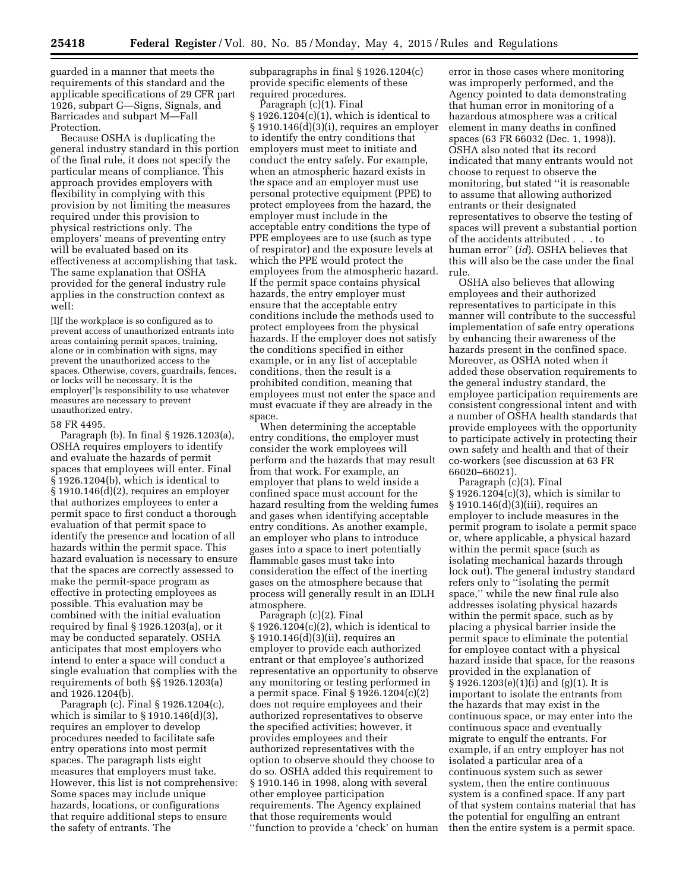guarded in a manner that meets the requirements of this standard and the applicable specifications of 29 CFR part 1926, subpart G—Signs, Signals, and Barricades and subpart M—Fall Protection.

Because OSHA is duplicating the general industry standard in this portion of the final rule, it does not specify the particular means of compliance. This approach provides employers with flexibility in complying with this provision by not limiting the measures required under this provision to physical restrictions only. The employers' means of preventing entry will be evaluated based on its effectiveness at accomplishing that task. The same explanation that OSHA provided for the general industry rule applies in the construction context as well:

> [I]f the workplace is so configured as to prevent access of unauthorized entrants into areas containing permit spaces, training, alone or in combination with signs, may prevent the unauthorized access to the spaces. Otherwise, covers, guardrails, fences, or locks will be necessary. It is the employer[']s responsibility to use whatever measures are necessary to prevent unauthorized entry.

58 FR 4495.

*Paragraph (b).* In final § 1926.1203(a), OSHA requires employers to identify and evaluate the hazards of permit spaces that employees will enter. Final § 1926.1204(b), which is identical to § 1910.146(d)(2), requires an employer that authorizes employees to enter a permit space to first conduct a thorough evaluation of that permit space to identify the presence and location of all hazards within the permit space. This hazard evaluation is necessary to ensure that the spaces are correctly assessed to make the permit-space program as effective in protecting employees as possible. This evaluation may be combined with the initial evaluation required by final § 1926.1203(a), or it may be conducted separately. OSHA anticipates that most employers who intend to enter a space will conduct a single evaluation that complies with the requirements of both §§ 1926.1203(a) and 1926.1204(b).

*Paragraph (c).* Final § 1926.1204(c), which is similar to § 1910.146(d)(3), requires an employer to develop procedures needed to facilitate safe entry operations into most permit spaces. The paragraph lists eight measures that employers must take. However, this list is not comprehensive: Some spaces may include unique hazards, locations, or configurations that require additional steps to ensure the safety of entrants. The subparagraphs in final § 1926.1204(c) provide specific elements of these required procedures.

*Paragraph (c)(1).* Final § 1926.1204(c)(1), which is identical to § 1910.146(d)(3)(i), requires an employer to identify the entry conditions that employers must meet to initiate and conduct the entry safely. For example, when an atmospheric hazard exists in the space and an employer must use personal protective equipment (PPE) to protect employees from the hazard, the employer must include in the acceptable entry conditions the type of PPE employees are to use (such as type of respirator) and the exposure levels at which the PPE would protect the employees from the atmospheric hazard. If the permit space contains physical hazards, the entry employer must ensure that the acceptable entry conditions include the methods used to protect employees from the physical hazards. If the employer does not satisfy the conditions specified in either example, or in any list of acceptable conditions, then the result is a prohibited condition, meaning that employees must not enter the space and must evacuate if they are already in the space.

When determining the acceptable entry conditions, the employer must consider the work employees will perform and the hazards that may result from that work. For example, an employer that plans to weld inside a confined space must account for the hazard resulting from the welding fumes and gases when identifying acceptable entry conditions. As another example, an employer who plans to introduce gases into a space to inert potentially flammable gases must take into consideration the effect of the inerting gases on the atmosphere because that process will generally result in an IDLH atmosphere.

*Paragraph (c)(2).* Final § 1926.1204(c)(2), which is identical to § 1910.146(d)(3)(ii), requires an employer to provide each authorized entrant or that employee's authorized representative an opportunity to observe any monitoring or testing performed in a permit space. Final § 1926.1204(c)(2) does not require employees and their authorized representatives to observe the specified activities; however, it provides employees and their authorized representatives with the option to observe should they choose to do so. OSHA added this requirement to § 1910.146 in 1998, along with several other employee participation requirements. The Agency explained that those requirements would "function to provide a 'check' on human error in those cases where monitoring was improperly performed, and the Agency pointed to data demonstrating that human error in monitoring of a hazardous atmosphere was a critical element in many deaths in confined spaces (63 FR 66032 (Dec. 1, 1998)). OSHA also noted that its record indicated that many entrants would not choose to request to observe the monitoring, but stated "it is reasonable to assume that allowing authorized entrants or their designated representatives to observe the testing of spaces will prevent a substantial portion of the accidents attributed . . . to human error" (*id*). OSHA believes that this will also be the case under the final rule.

OSHA also believes that allowing employees and their authorized representatives to participate in this manner will contribute to the successful implementation of safe entry operations by enhancing their awareness of the hazards present in the confined space. Moreover, as OSHA noted when it added these observation requirements to the general industry standard, the employee participation requirements are consistent congressional intent and with a number of OSHA health standards that provide employees with the opportunity to participate actively in protecting their own safety and health and that of their co-workers (see discussion at 63 FR 66020–66021).

*Paragraph (c)(3).* Final § 1926.1204(c)(3), which is similar to § 1910.146(d)(3)(iii), requires an employer to include measures in the permit program to isolate a permit space or, where applicable, a physical hazard within the permit space (such as isolating mechanical hazards through lock out). The general industry standard refers only to "isolating the permit space," while the new final rule also addresses isolating physical hazards within the permit space, such as by placing a physical barrier inside the permit space to eliminate the potential for employee contact with a physical hazard inside that space, for the reasons provided in the explanation of § 1926.1203(e)(1)(i) and (g)(1). It is important to isolate the entrants from the hazards that may exist in the continuous space, or may enter into the continuous space and eventually migrate to engulf the entrants. For example, if an entry employer has not isolated a particular area of a continuous system such as sewer system, then the entire continuous system is a confined space. If any part of that system contains material that has the potential for engulfing an entrant then the entire system is a permit space.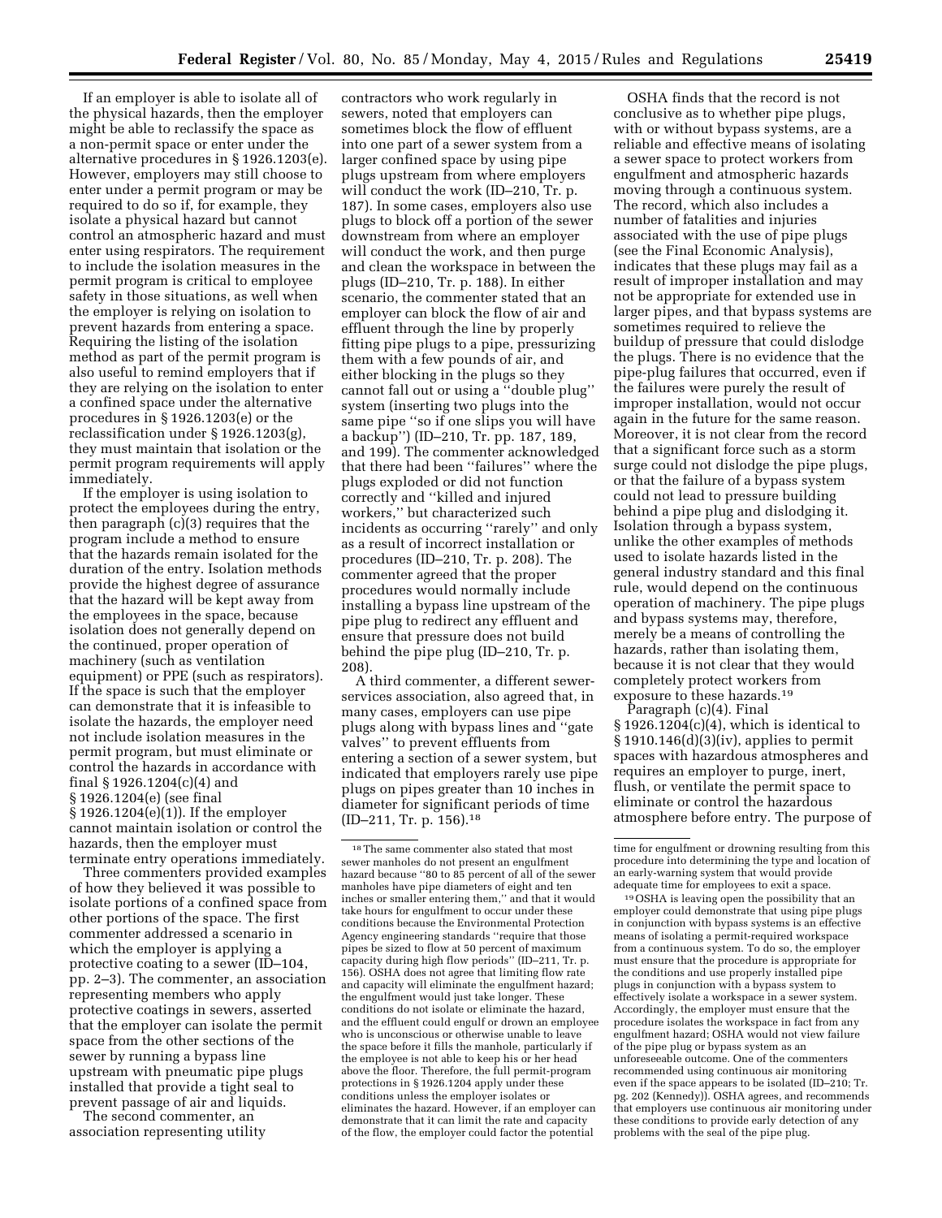If an employer is able to isolate all of the physical hazards, then the employer might be able to reclassify the space as a non-permit space or enter under the alternative procedures in § 1926.1203(e). However, employers may still choose to enter under a permit program or may be required to do so if, for example, they isolate a physical hazard but cannot control an atmospheric hazard and must enter using respirators. The requirement to include the isolation measures in the permit program is critical to employee safety in those situations, as well when the employer is relying on isolation to prevent hazards from entering a space. Requiring the listing of the isolation method as part of the permit program is also useful to remind employers that if they are relying on the isolation to enter a confined space under the alternative procedures in § 1926.1203(e) or the reclassification under § 1926.1203(g), they must maintain that isolation or the permit program requirements will apply immediately.

If the employer is using isolation to protect the employees during the entry, then paragraph (c)(3) requires that the program include a method to ensure that the hazards remain isolated for the duration of the entry. Isolation methods provide the highest degree of assurance that the hazard will be kept away from the employees in the space, because isolation does not generally depend on the continued, proper operation of machinery (such as ventilation equipment) or PPE (such as respirators). If the space is such that the employer can demonstrate that it is infeasible to isolate the hazards, the employer need not include isolation measures in the permit program, but must eliminate or control the hazards in accordance with final § 1926.1204(c)(4) and § 1926.1204(e) (see final § 1926.1204(e)(1)). If the employer cannot maintain isolation or control the hazards, then the employer must terminate entry operations immediately.

Three commenters provided examples of how they believed it was possible to isolate portions of a confined space from other portions of the space. The first commenter addressed a scenario in which the employer is applying a protective coating to a sewer (ID–104, pp. 2–3). The commenter, an association representing members who apply protective coatings in sewers, asserted that the employer can isolate the permit space from the other sections of the sewer by running a bypass line upstream with pneumatic pipe plugs installed that provide a tight seal to prevent passage of air and liquids.

The second commenter, an association representing utility contractors who work regularly in sewers, noted that employers can sometimes block the flow of effluent into one part of a sewer system from a larger confined space by using pipe plugs upstream from where employers will conduct the work (ID–210, Tr. p. 187). In some cases, employers also use plugs to block off a portion of the sewer downstream from where an employer will conduct the work, and then purge and clean the workspace in between the plugs (ID–210, Tr. p. 188). In either scenario, the commenter stated that an employer can block the flow of air and effluent through the line by properly fitting pipe plugs to a pipe, pressurizing them with a few pounds of air, and either blocking in the plugs so they cannot fall out or using a ''double plug'' system (inserting two plugs into the same pipe ''so if one slips you will have a backup'') (ID–210, Tr. pp. 187, 189, and 199). The commenter acknowledged that there had been ''failures'' where the plugs exploded or did not function correctly and ''killed and injured workers,'' but characterized such incidents as occurring ''rarely'' and only as a result of incorrect installation or procedures (ID–210, Tr. p. 208). The commenter agreed that the proper procedures would normally include installing a bypass line upstream of the pipe plug to redirect any effluent and ensure that pressure does not build behind the pipe plug (ID–210, Tr. p. 208).

A third commenter, a different sewer-services association, also agreed that, in many cases, employers can use pipe plugs along with bypass lines and ''gate valves'' to prevent effluents from entering a section of a sewer system, but indicated that employers rarely use pipe plugs on pipes greater than 10 inches in diameter for significant periods of time (ID–211, Tr. p. 156).[18]

OSHA finds that the record is not conclusive as to whether pipe plugs, with or without bypass systems, are a reliable and effective means of isolating a sewer space to protect workers from engulfment and atmospheric hazards moving through a continuous system. The record, which also includes a number of fatalities and injuries associated with the use of pipe plugs (see the Final Economic Analysis), indicates that these plugs may fail as a result of improper installation and may not be appropriate for extended use in larger pipes, and that bypass systems are sometimes required to relieve the buildup of pressure that could dislodge the plugs. There is no evidence that the pipe-plug failures that occurred, even if the failures were purely the result of improper installation, would not occur again in the future for the same reason. Moreover, it is not clear from the record that a significant force such as a storm surge could not dislodge the pipe plugs, or that the failure of a bypass system could not lead to pressure building behind a pipe plug and dislodging it. Isolation through a bypass system, unlike the other examples of methods used to isolate hazards listed in the general industry standard and this final rule, would depend on the continuous operation of machinery. The pipe plugs and bypass systems may, therefore, merely be a means of controlling the hazards, rather than isolating them, because it is not clear that they would completely protect workers from exposure to these hazards.[19]

*Paragraph (c)(4).* Final § 1926.1204(c)(4), which is identical to § 1910.146(d)(3)(iv), applies to permit spaces with hazardous atmospheres and requires an employer to purge, inert, flush, or ventilate the permit space to eliminate or control the hazardous atmosphere before entry. The purpose of

---

[18] The same commenter also stated that most sewer manholes do not present an engulfment hazard because ''80 to 85 percent of all of the sewer manholes have pipe diameters of eight and ten inches or smaller entering them,'' and that it would take hours for engulfment to occur under these conditions because the Environmental Protection Agency engineering standards ''require that those pipes be sized to flow at 50 percent of maximum capacity during high flow periods'' (ID–211, Tr. p. 156). OSHA does not agree that limiting flow rate and capacity will eliminate the engulfment hazard; the engulfment would just take longer. These conditions do not isolate or eliminate the hazard, and the effluent could engulf or drown an employee who is unconscious or otherwise unable to leave the space before it fills the manhole, particularly if the employee is not able to keep his or her head above the floor. Therefore, the full permit-program protections in § 1926.1204 apply under these conditions unless the employer isolates or eliminates the hazard. However, if an employer can demonstrate that it can limit the rate and capacity of the flow, the employer could factor the potential time for engulfment or drowning resulting from this procedure into determining the type and location of an early-warning system that would provide adequate time for employees to exit a space.

[19] OSHA is leaving open the possibility that an employer could demonstrate that using pipe plugs in conjunction with bypass systems is an effective means of isolating a permit-required workspace from a continuous system. To do so, the employer must ensure that the procedure is appropriate for the conditions and use properly installed pipe plugs in conjunction with a bypass system to effectively isolate a workspace in a sewer system. Accordingly, the employer must ensure that the procedure isolates the workspace in fact from any engulfment hazard; OSHA would not view failure of the pipe plug or bypass system as an unforeseeable outcome. One of the commenters recommended using continuous air monitoring even if the space appears to be isolated (ID–210; Tr. pg. 202 (Kennedy)). OSHA agrees, and recommends that employers use continuous air monitoring under these conditions to provide early detection of any problems with the seal of the pipe plug.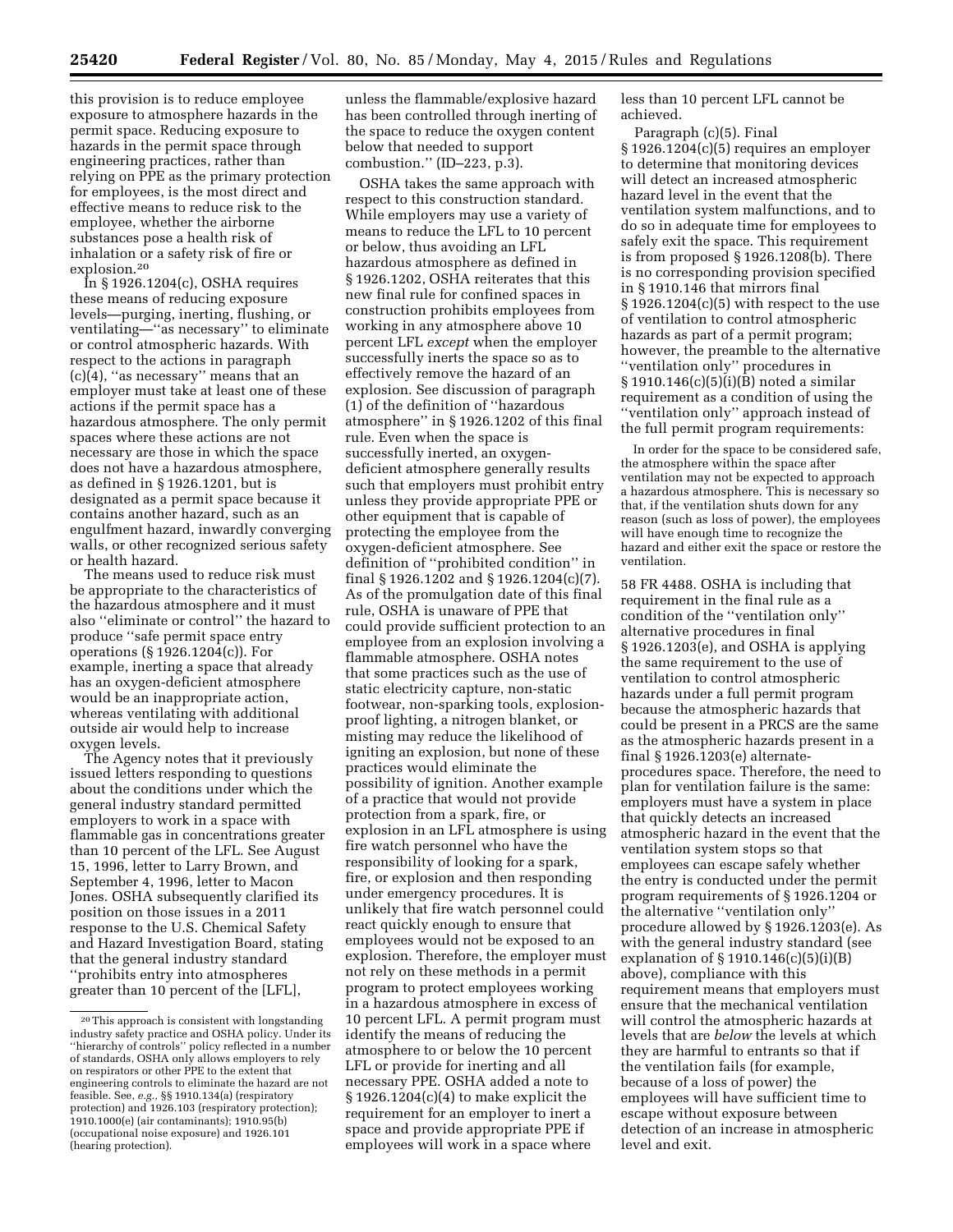this provision is to reduce employee exposure to atmosphere hazards in the permit space. Reducing exposure to hazards in the permit space through engineering practices, rather than relying on PPE as the primary protection for employees, is the most direct and effective means to reduce risk to the employee, whether the airborne substances pose a health risk of inhalation or a safety risk of fire or explosion.[20]

In § 1926.1204(c), OSHA requires these means of reducing exposure levels—purging, inerting, flushing, or ventilating—"as necessary" to eliminate or control atmospheric hazards. With respect to the actions in paragraph (c)(4), "as necessary" means that an employer must take at least one of these actions if the permit space has a hazardous atmosphere. The only permit spaces where these actions are not necessary are those in which the space does not have a hazardous atmosphere, as defined in § 1926.1201, but is designated as a permit space because it contains another hazard, such as an engulfment hazard, inwardly converging walls, or other recognized serious safety or health hazard.

The means used to reduce risk must be appropriate to the characteristics of the hazardous atmosphere and it must also "eliminate or control" the hazard to produce "safe permit space entry operations (§ 1926.1204(c)). For example, inerting a space that already has an oxygen-deficient atmosphere would be an inappropriate action, whereas ventilating with additional outside air would help to increase oxygen levels.

The Agency notes that it previously issued letters responding to questions about the conditions under which the general industry standard permitted employers to work in a space with flammable gas in concentrations greater than 10 percent of the LFL. See August 15, 1996, letter to Larry Brown, and September 4, 1996, letter to Macon Jones. OSHA subsequently clarified its position on those issues in a 2011 response to the U.S. Chemical Safety and Hazard Investigation Board, stating that the general industry standard "prohibits entry into atmospheres greater than 10 percent of the [LFL], unless the flammable/explosive hazard has been controlled through inerting of the space to reduce the oxygen content below that needed to support combustion." (ID–223, p.3).

OSHA takes the same approach with respect to this construction standard. While employers may use a variety of means to reduce the LFL to 10 percent or below, thus avoiding an LFL hazardous atmosphere as defined in § 1926.1202, OSHA reiterates that this new final rule for confined spaces in construction prohibits employees from working in any atmosphere above 10 percent LFL *except* when the employer successfully inerts the space so as to effectively remove the hazard of an explosion. See discussion of paragraph (1) of the definition of "hazardous atmosphere" in § 1926.1202 of this final rule. Even when the space is successfully inerted, an oxygen-deficient atmosphere generally results such that employers must prohibit entry unless they provide appropriate PPE or other equipment that is capable of protecting the employee from the oxygen-deficient atmosphere. See definition of "prohibited condition" in final § 1926.1202 and § 1926.1204(c)(7). As of the promulgation date of this final rule, OSHA is unaware of PPE that could provide sufficient protection to an employee from an explosion involving a flammable atmosphere. OSHA notes that some practices such as the use of static electricity capture, non-static footwear, non-sparking tools, explosion-proof lighting, a nitrogen blanket, or misting may reduce the likelihood of igniting an explosion, but none of these practices would eliminate the possibility of ignition. Another example of a practice that would not provide protection from a spark, fire, or explosion in an LFL atmosphere is using fire watch personnel who have the responsibility of looking for a spark, fire, or explosion and then responding under emergency procedures. It is unlikely that fire watch personnel could react quickly enough to ensure that employees would not be exposed to an explosion. Therefore, the employer must not rely on these methods in a permit program to protect employees working in a hazardous atmosphere in excess of 10 percent LFL. A permit program must identify the means of reducing the atmosphere to or below the 10 percent LFL or provide for inerting and all necessary PPE. OSHA added a note to § 1926.1204(c)(4) to make explicit the requirement for an employer to inert a space and provide appropriate PPE if employees will work in a space where less than 10 percent LFL cannot be achieved.

Paragraph (c)(5). Final § 1926.1204(c)(5) requires an employer to determine that monitoring devices will detect an increased atmospheric hazard level in the event that the ventilation system malfunctions, and to do so in adequate time for employees to safely exit the space. This requirement is from proposed § 1926.1208(b). There is no corresponding provision specified in § 1910.146 that mirrors final § 1926.1204(c)(5) with respect to the use of ventilation to control atmospheric hazards as part of a permit program; however, the preamble to the alternative "ventilation only" procedures in § 1910.146(c)(5)(i)(B) noted a similar requirement as a condition of using the "ventilation only" approach instead of the full permit program requirements:

> In order for the space to be considered safe, the atmosphere within the space after ventilation may not be expected to approach a hazardous atmosphere. This is necessary so that, if the ventilation shuts down for any reason (such as loss of power), the employees will have enough time to recognize the hazard and either exit the space or restore the ventilation.

58 FR 4488. OSHA is including that requirement in the final rule as a condition of the "ventilation only" alternative procedures in final § 1926.1203(e), and OSHA is applying the same requirement to the use of ventilation to control atmospheric hazards under a full permit program because the atmospheric hazards that could be present in a PRCS are the same as the atmospheric hazards present in a final § 1926.1203(e) alternate-procedures space. Therefore, the need to plan for ventilation failure is the same: employers must have a system in place that quickly detects an increased atmospheric hazard in the event that the ventilation system stops so that employees can escape safely whether the entry is conducted under the permit program requirements of § 1926.1204 or the alternative "ventilation only" procedure allowed by § 1926.1203(e). As with the general industry standard (see explanation of § 1910.146(c)(5)(i)(B) above), compliance with this requirement means that employers must ensure that the mechanical ventilation will control the atmospheric hazards at levels that are *below* the levels at which they are harmful to entrants so that if the ventilation fails (for example, because of a loss of power) the employees will have sufficient time to escape without exposure between detection of an increase in atmospheric level and exit.

---

[20] This approach is consistent with longstanding industry safety practice and OSHA policy. Under its "hierarchy of controls" policy reflected in a number of standards, OSHA only allows employers to rely on respirators or other PPE to the extent that engineering controls to eliminate the hazard are not feasible. See, *e.g.*, §§ 1910.134(a) (respiratory protection) and 1926.103 (respiratory protection); 1910.1000(e) (air contaminants); 1910.95(b) (occupational noise exposure) and 1926.101 (hearing protection).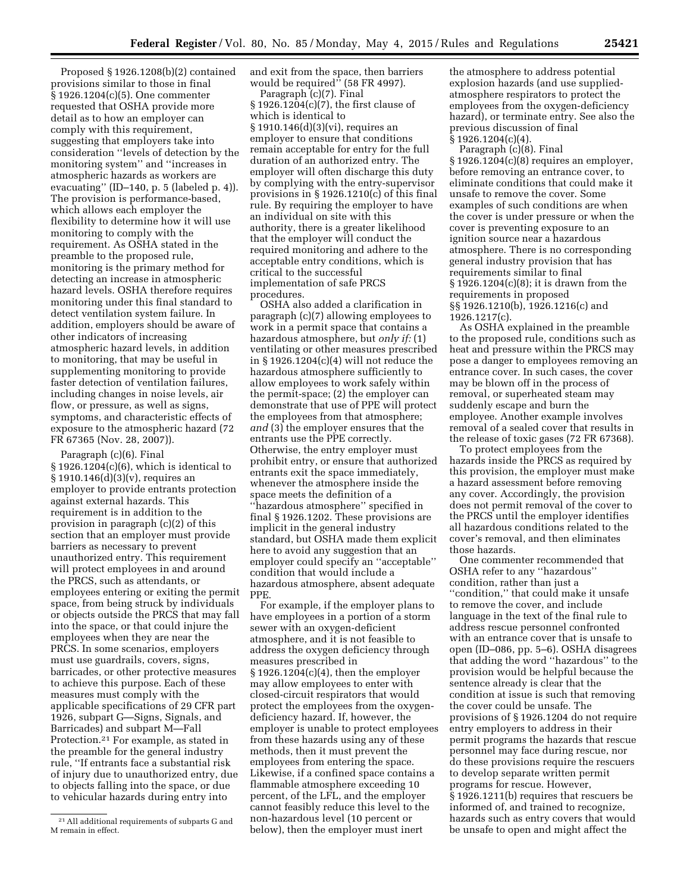Proposed § 1926.1208(b)(2) contained provisions similar to those in final § 1926.1204(c)(5). One commenter requested that OSHA provide more detail as to how an employer can comply with this requirement, suggesting that employers take into consideration ''levels of detection by the monitoring system'' and ''increases in atmospheric hazards as workers are evacuating'' (ID–140, p. 5 (labeled p. 4)). The provision is performance-based, which allows each employer the flexibility to determine how it will use monitoring to comply with the requirement. As OSHA stated in the preamble to the proposed rule, monitoring is the primary method for detecting an increase in atmospheric hazard levels. OSHA therefore requires monitoring under this final standard to detect ventilation system failure. In addition, employers should be aware of other indicators of increasing atmospheric hazard levels, in addition to monitoring, that may be useful in supplementing monitoring to provide faster detection of ventilation failures, including changes in noise levels, air flow, or pressure, as well as signs, symptoms, and characteristic effects of exposure to the atmospheric hazard (72 FR 67365 (Nov. 28, 2007)).

Paragraph (c)(6). Final § 1926.1204(c)(6), which is identical to § 1910.146(d)(3)(v), requires an employer to provide entrants protection against external hazards. This requirement is in addition to the provision in paragraph (c)(2) of this section that an employer must provide barriers as necessary to prevent unauthorized entry. This requirement will protect employees in and around the PRCS, such as attendants, or employees entering or exiting the permit space, from being struck by individuals or objects outside the PRCS that may fall into the space, or that could injure the employees when they are near the PRCS. In some scenarios, employers must use guardrails, covers, signs, barricades, or other protective measures to achieve this purpose. Each of these measures must comply with the applicable specifications of 29 CFR part 1926, subpart G—Signs, Signals, and Barricades) and subpart M—Fall Protection.[21] For example, as stated in the preamble for the general industry rule, ''If entrants face a substantial risk of injury due to unauthorized entry, due to objects falling into the space, or due to vehicular hazards during entry into and exit from the space, then barriers would be required'' (58 FR 4997).

Paragraph (c)(7). Final § 1926.1204(c)(7), the first clause of which is identical to § 1910.146(d)(3)(vi), requires an employer to ensure that conditions remain acceptable for entry for the full duration of an authorized entry. The employer will often discharge this duty by complying with the entry-supervisor provisions in § 1926.1210(c) of this final rule. By requiring the employer to have an individual on site with this authority, there is a greater likelihood that the employer will conduct the required monitoring and adhere to the acceptable entry conditions, which is critical to the successful implementation of safe PRCS procedures.

OSHA also added a clarification in paragraph (c)(7) allowing employees to work in a permit space that contains a hazardous atmosphere, but *only if:* (1) ventilating or other measures prescribed in § 1926.1204(c)(4) will not reduce the hazardous atmosphere sufficiently to allow employees to work safely within the permit-space; (2) the employer can demonstrate that use of PPE will protect the employees from that atmosphere; *and* (3) the employer ensures that the entrants use the PPE correctly. Otherwise, the entry employer must prohibit entry, or ensure that authorized entrants exit the space immediately, whenever the atmosphere inside the space meets the definition of a ''hazardous atmosphere'' specified in final § 1926.1202. These provisions are implicit in the general industry standard, but OSHA made them explicit here to avoid any suggestion that an employer could specify an ''acceptable'' condition that would include a hazardous atmosphere, absent adequate PPE.

For example, if the employer plans to have employees in a portion of a storm sewer with an oxygen-deficient atmosphere, and it is not feasible to address the oxygen deficiency through measures prescribed in § 1926.1204(c)(4), then the employer may allow employees to enter with closed-circuit respirators that would protect the employees from the oxygen-deficiency hazard. If, however, the employer is unable to protect employees from these hazards using any of these methods, then it must prevent the employees from entering the space. Likewise, if a confined space contains a flammable atmosphere exceeding 10 percent, of the LFL, and the employer cannot feasibly reduce this level to the non-hazardous level (10 percent or below), then the employer must inert the atmosphere to address potential explosion hazards (and use supplied-atmosphere respirators to protect the employees from the oxygen-deficiency hazard), or terminate entry. See also the previous discussion of final § 1926.1204(c)(4).

Paragraph (c)(8). Final § 1926.1204(c)(8) requires an employer, before removing an entrance cover, to eliminate conditions that could make it unsafe to remove the cover. Some examples of such conditions are when the cover is under pressure or when the cover is preventing exposure to an ignition source near a hazardous atmosphere. There is no corresponding general industry provision that has requirements similar to final § 1926.1204(c)(8); it is drawn from the requirements in proposed §§ 1926.1210(b), 1926.1216(c) and 1926.1217(c).

As OSHA explained in the preamble to the proposed rule, conditions such as heat and pressure within the PRCS may pose a danger to employees removing an entrance cover. In such cases, the cover may be blown off in the process of removal, or superheated steam may suddenly escape and burn the employee. Another example involves removal of a sealed cover that results in the release of toxic gases (72 FR 67368).

To protect employees from the hazards inside the PRCS as required by this provision, the employer must make a hazard assessment before removing any cover. Accordingly, the provision does not permit removal of the cover to the PRCS until the employer identifies all hazardous conditions related to the cover's removal, and then eliminates those hazards.

One commenter recommended that OSHA refer to any ''hazardous'' condition, rather than just a ''condition,'' that could make it unsafe to remove the cover, and include language in the text of the final rule to address rescue personnel confronted with an entrance cover that is unsafe to open (ID–086, pp. 5–6). OSHA disagrees that adding the word ''hazardous'' to the provision would be helpful because the sentence already is clear that the condition at issue is such that removing the cover could be unsafe. The provisions of § 1926.1204 do not require entry employers to address in their permit programs the hazards that rescue personnel may face during rescue, nor do these provisions require the rescuers to develop separate written permit programs for rescue. However, § 1926.1211(b) requires that rescuers be informed of, and trained to recognize, hazards such as entry covers that would be unsafe to open and might affect the

[21] All additional requirements of subparts G and M remain in effect.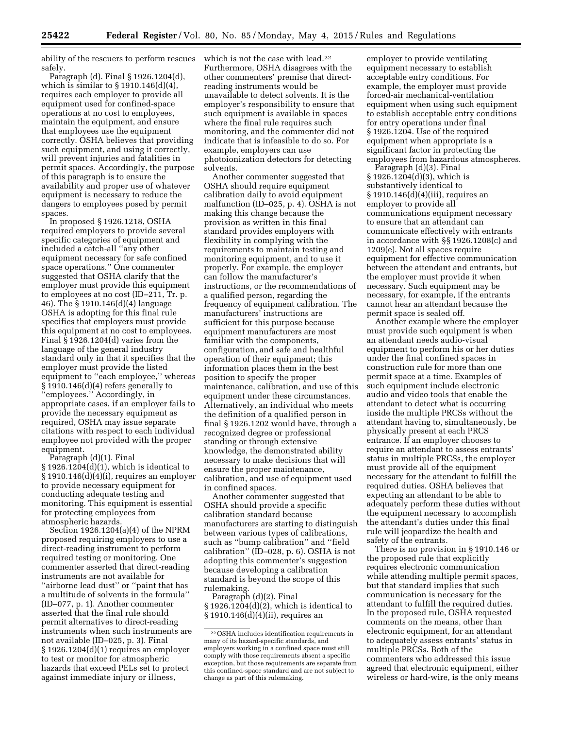ability of the rescuers to perform rescues safely.

Paragraph (d). Final § 1926.1204(d), which is similar to § 1910.146(d)(4), requires each employer to provide all equipment used for confined-space operations at no cost to employees, maintain the equipment, and ensure that employees use the equipment correctly. OSHA believes that providing such equipment, and using it correctly, will prevent injuries and fatalities in permit spaces. Accordingly, the purpose of this paragraph is to ensure the availability and proper use of whatever equipment is necessary to reduce the dangers to employees posed by permit spaces.

In proposed § 1926.1218, OSHA required employers to provide several specific categories of equipment and included a catch-all ''any other equipment necessary for safe confined space operations.'' One commenter suggested that OSHA clarify that the employer must provide this equipment to employees at no cost (ID–211, Tr. p. 46). The § 1910.146(d)(4) language OSHA is adopting for this final rule specifies that employers must provide this equipment at no cost to employees. Final § 1926.1204(d) varies from the language of the general industry standard only in that it specifies that the employer must provide the listed equipment to ''each employee,'' whereas § 1910.146(d)(4) refers generally to ''employees.'' Accordingly, in appropriate cases, if an employer fails to provide the necessary equipment as required, OSHA may issue separate citations with respect to each individual employee not provided with the proper equipment.

Paragraph (d)(1). Final § 1926.1204(d)(1), which is identical to § 1910.146(d)(4)(i), requires an employer to provide necessary equipment for conducting adequate testing and monitoring. This equipment is essential for protecting employees from atmospheric hazards.

Section 1926.1204(a)(4) of the NPRM proposed requiring employers to use a direct-reading instrument to perform required testing or monitoring. One commenter asserted that direct-reading instruments are not available for ''airborne lead dust'' or ''paint that has a multitude of solvents in the formula'' (ID–077, p. 1). Another commenter asserted that the final rule should permit alternatives to direct-reading instruments when such instruments are not available (ID–025, p. 3). Final § 1926.1204(d)(1) requires an employer to test or monitor for atmospheric hazards that exceed PELs set to protect against immediate injury or illness, which is not the case with lead.[22] Furthermore, OSHA disagrees with the other commenters' premise that direct-reading instruments would be unavailable to detect solvents. It is the employer's responsibility to ensure that such equipment is available in spaces where the final rule requires such monitoring, and the commenter did not indicate that is infeasible to do so. For example, employers can use photoionization detectors for detecting solvents.

Another commenter suggested that OSHA should require equipment calibration daily to avoid equipment malfunction (ID–025, p. 4). OSHA is not making this change because the provision as written in this final standard provides employers with flexibility in complying with the requirements to maintain testing and monitoring equipment, and to use it properly. For example, the employer can follow the manufacturer's instructions, or the recommendations of a qualified person, regarding the frequency of equipment calibration. The manufacturers' instructions are sufficient for this purpose because equipment manufacturers are most familiar with the components, configuration, and safe and healthful operation of their equipment; this information places them in the best position to specify the proper maintenance, calibration, and use of this equipment under these circumstances. Alternatively, an individual who meets the definition of a qualified person in final § 1926.1202 would have, through a recognized degree or professional standing or through extensive knowledge, the demonstrated ability necessary to make decisions that will ensure the proper maintenance, calibration, and use of equipment used in confined spaces.

Another commenter suggested that OSHA should provide a specific calibration standard because manufacturers are starting to distinguish between various types of calibrations, such as ''bump calibration'' and ''field calibration'' (ID–028, p. 6). OSHA is not adopting this commenter's suggestion because developing a calibration standard is beyond the scope of this rulemaking.

Paragraph (d)(2). Final § 1926.1204(d)(2), which is identical to § 1910.146(d)(4)(ii), requires an employer to provide ventilating equipment necessary to establish acceptable entry conditions. For example, the employer must provide forced-air mechanical-ventilation equipment when using such equipment to establish acceptable entry conditions for entry operations under final § 1926.1204. Use of the required equipment when appropriate is a significant factor in protecting the employees from hazardous atmospheres.

Paragraph (d)(3). Final § 1926.1204(d)(3), which is substantively identical to § 1910.146(d)(4)(iii), requires an employer to provide all communications equipment necessary to ensure that an attendant can communicate effectively with entrants in accordance with §§ 1926.1208(c) and 1209(e). Not all spaces require equipment for effective communication between the attendant and entrants, but the employer must provide it when necessary. Such equipment may be necessary, for example, if the entrants cannot hear an attendant because the permit space is sealed off.

Another example where the employer must provide such equipment is when an attendant needs audio-visual equipment to perform his or her duties under the final confined spaces in construction rule for more than one permit space at a time. Examples of such equipment include electronic audio and video tools that enable the attendant to detect what is occurring inside the multiple PRCSs without the attendant having to, simultaneously, be physically present at each PRCS entrance. If an employer chooses to require an attendant to assess entrants' status in multiple PRCSs, the employer must provide all of the equipment necessary for the attendant to fulfill the required duties. OSHA believes that expecting an attendant to be able to adequately perform these duties without the equipment necessary to accomplish the attendant's duties under this final rule will jeopardize the health and safety of the entrants.

There is no provision in § 1910.146 or the proposed rule that explicitly requires electronic communication while attending multiple permit spaces, but that standard implies that such communication is necessary for the attendant to fulfill the required duties. In the proposed rule, OSHA requested comments on the means, other than electronic equipment, for an attendant to adequately assess entrants' status in multiple PRCSs. Both of the commenters who addressed this issue agreed that electronic equipment, either wireless or hard-wire, is the only means

[22] OSHA includes identification requirements in many of its hazard-specific standards, and employers working in a confined space must still comply with those requirements absent a specific exception, but those requirements are separate from this confined-space standard and are not subject to change as part of this rulemaking.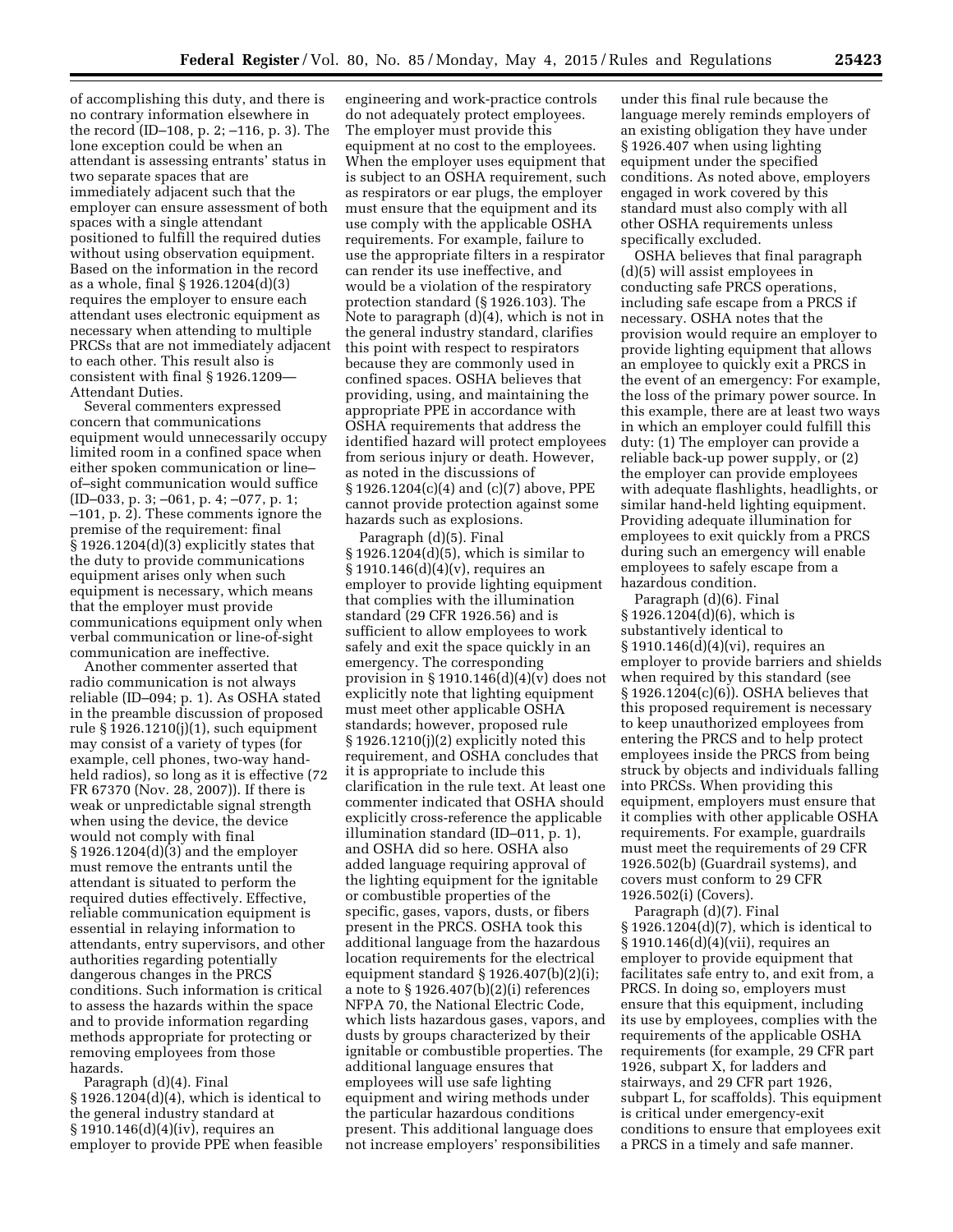of accomplishing this duty, and there is no contrary information elsewhere in the record (ID–108, p. 2; –116, p. 3). The lone exception could be when an attendant is assessing entrants' status in two separate spaces that are immediately adjacent such that the employer can ensure assessment of both spaces with a single attendant positioned to fulfill the required duties without using observation equipment. Based on the information in the record as a whole, final § 1926.1204(d)(3) requires the employer to ensure each attendant uses electronic equipment as necessary when attending to multiple PRCSs that are not immediately adjacent to each other. This result also is consistent with final § 1926.1209—Attendant Duties.

Several commenters expressed concern that communications equipment would unnecessarily occupy limited room in a confined space when either spoken communication or line–of–sight communication would suffice (ID–033, p. 3; –061, p. 4; –077, p. 1; –101, p. 2). These comments ignore the premise of the requirement: final § 1926.1204(d)(3) explicitly states that the duty to provide communications equipment arises only when such equipment is necessary, which means that the employer must provide communications equipment only when verbal communication or line-of-sight communication are ineffective.

Another commenter asserted that radio communication is not always reliable (ID–094; p. 1). As OSHA stated in the preamble discussion of proposed rule § 1926.1210(j)(1), such equipment may consist of a variety of types (for example, cell phones, two-way hand-held radios), so long as it is effective (72 FR 67370 (Nov. 28, 2007)). If there is weak or unpredictable signal strength when using the device, the device would not comply with final § 1926.1204(d)(3) and the employer must remove the entrants until the attendant is situated to perform the required duties effectively. Effective, reliable communication equipment is essential in relaying information to attendants, entry supervisors, and other authorities regarding potentially dangerous changes in the PRCS conditions. Such information is critical to assess the hazards within the space and to provide information regarding methods appropriate for protecting or removing employees from those hazards.

Paragraph (d)(4). Final § 1926.1204(d)(4), which is identical to the general industry standard at § 1910.146(d)(4)(iv), requires an employer to provide PPE when feasible engineering and work-practice controls do not adequately protect employees. The employer must provide this equipment at no cost to the employees. When the employer uses equipment that is subject to an OSHA requirement, such as respirators or ear plugs, the employer must ensure that the equipment and its use comply with the applicable OSHA requirements. For example, failure to use the appropriate filters in a respirator can render its use ineffective, and would be a violation of the respiratory protection standard (§ 1926.103). The Note to paragraph (d)(4), which is not in the general industry standard, clarifies this point with respect to respirators because they are commonly used in confined spaces. OSHA believes that providing, using, and maintaining the appropriate PPE in accordance with OSHA requirements that address the identified hazard will protect employees from serious injury or death. However, as noted in the discussions of § 1926.1204(c)(4) and (c)(7) above, PPE cannot provide protection against some hazards such as explosions.

Paragraph (d)(5). Final § 1926.1204(d)(5), which is similar to § 1910.146(d)(4)(v), requires an employer to provide lighting equipment that complies with the illumination standard (29 CFR 1926.56) and is sufficient to allow employees to work safely and exit the space quickly in an emergency. The corresponding provision in § 1910.146(d)(4)(v) does not explicitly note that lighting equipment must meet other applicable OSHA standards; however, proposed rule § 1926.1210(j)(2) explicitly noted this requirement, and OSHA concludes that it is appropriate to include this clarification in the rule text. At least one commenter indicated that OSHA should explicitly cross-reference the applicable illumination standard (ID–011, p. 1), and OSHA did so here. OSHA also added language requiring approval of the lighting equipment for the ignitable or combustible properties of the specific, gases, vapors, dusts, or fibers present in the PRCS. OSHA took this additional language from the hazardous location requirements for the electrical equipment standard § 1926.407(b)(2)(i); a note to § 1926.407(b)(2)(i) references NFPA 70, the National Electric Code, which lists hazardous gases, vapors, and dusts by groups characterized by their ignitable or combustible properties. The additional language ensures that employees will use safe lighting equipment and wiring methods under the particular hazardous conditions present. This additional language does not increase employers' responsibilities under this final rule because the language merely reminds employers of an existing obligation they have under § 1926.407 when using lighting equipment under the specified conditions. As noted above, employers engaged in work covered by this standard must also comply with all other OSHA requirements unless specifically excluded.

OSHA believes that final paragraph (d)(5) will assist employees in conducting safe PRCS operations, including safe escape from a PRCS if necessary. OSHA notes that the provision would require an employer to provide lighting equipment that allows an employee to quickly exit a PRCS in the event of an emergency: For example, the loss of the primary power source. In this example, there are at least two ways in which an employer could fulfill this duty: (1) The employer can provide a reliable back-up power supply, or (2) the employer can provide employees with adequate flashlights, headlights, or similar hand-held lighting equipment. Providing adequate illumination for employees to exit quickly from a PRCS during such an emergency will enable employees to safely escape from a hazardous condition.

Paragraph (d)(6). Final § 1926.1204(d)(6), which is substantively identical to § 1910.146(d)(4)(vi), requires an employer to provide barriers and shields when required by this standard (see § 1926.1204(c)(6)). OSHA believes that this proposed requirement is necessary to keep unauthorized employees from entering the PRCS and to help protect employees inside the PRCS from being struck by objects and individuals falling into PRCSs. When providing this equipment, employers must ensure that it complies with other applicable OSHA requirements. For example, guardrails must meet the requirements of 29 CFR 1926.502(b) (Guardrail systems), and covers must conform to 29 CFR 1926.502(i) (Covers).

Paragraph (d)(7). Final § 1926.1204(d)(7), which is identical to § 1910.146(d)(4)(vii), requires an employer to provide equipment that facilitates safe entry to, and exit from, a PRCS. In doing so, employers must ensure that this equipment, including its use by employees, complies with the requirements of the applicable OSHA requirements (for example, 29 CFR part 1926, subpart X, for ladders and stairways, and 29 CFR part 1926, subpart L, for scaffolds). This equipment is critical under emergency-exit conditions to ensure that employees exit a PRCS in a timely and safe manner.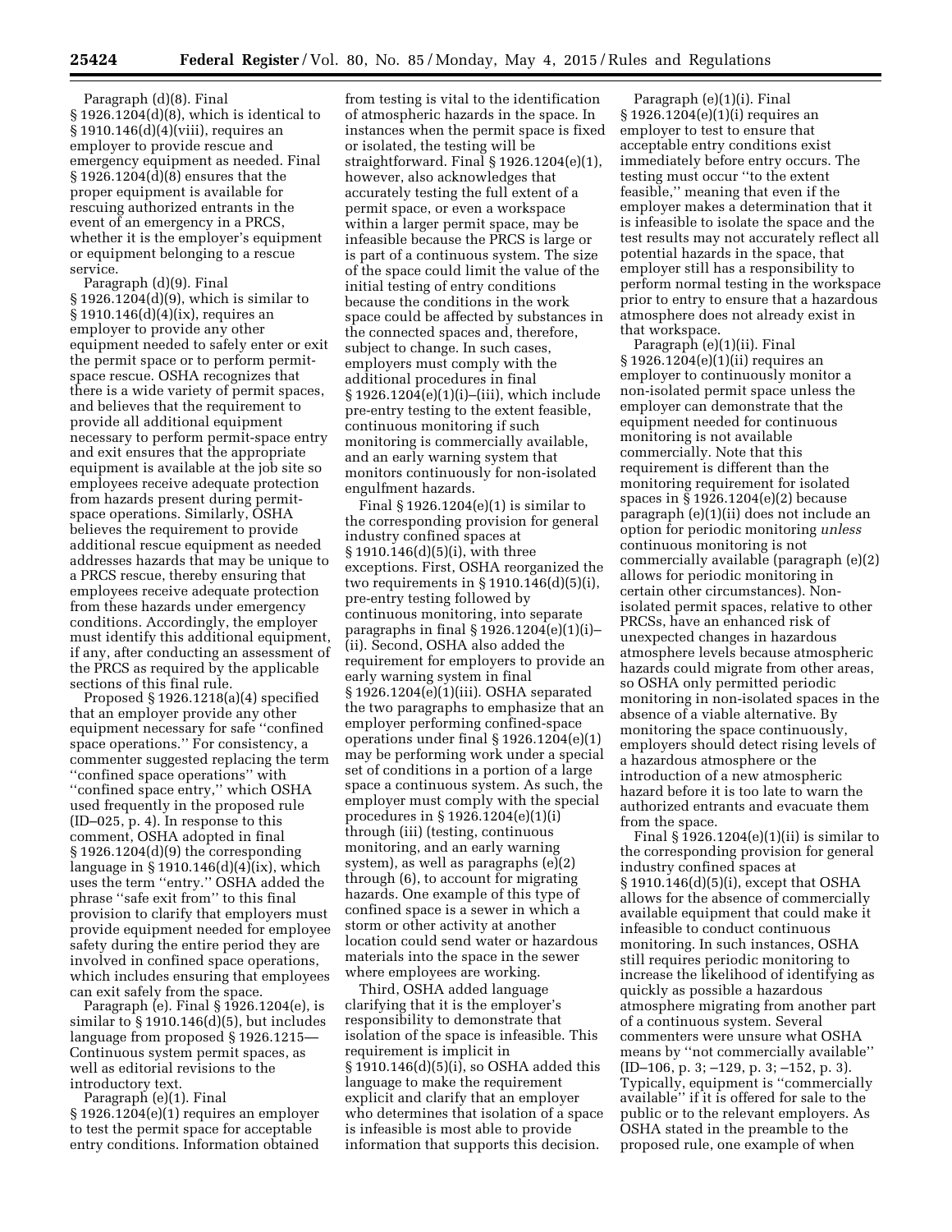Paragraph (d)(8). Final § 1926.1204(d)(8), which is identical to § 1910.146(d)(4)(viii), requires an employer to provide rescue and emergency equipment as needed. Final § 1926.1204(d)(8) ensures that the proper equipment is available for rescuing authorized entrants in the event of an emergency in a PRCS, whether it is the employer's equipment or equipment belonging to a rescue service.

Paragraph (d)(9). Final § 1926.1204(d)(9), which is similar to § 1910.146(d)(4)(ix), requires an employer to provide any other equipment needed to safely enter or exit the permit space or to perform permit-space rescue. OSHA recognizes that there is a wide variety of permit spaces, and believes that the requirement to provide all additional equipment necessary to perform permit-space entry and exit ensures that the appropriate equipment is available at the job site so employees receive adequate protection from hazards present during permit-space operations. Similarly, OSHA believes the requirement to provide additional rescue equipment as needed addresses hazards that may be unique to a PRCS rescue, thereby ensuring that employees receive adequate protection from these hazards under emergency conditions. Accordingly, the employer must identify this additional equipment, if any, after conducting an assessment of the PRCS as required by the applicable sections of this final rule.

Proposed § 1926.1218(a)(4) specified that an employer provide any other equipment necessary for safe ''confined space operations.'' For consistency, a commenter suggested replacing the term ''confined space operations'' with ''confined space entry,'' which OSHA used frequently in the proposed rule (ID–025, p. 4). In response to this comment, OSHA adopted in final § 1926.1204(d)(9) the corresponding language in § 1910.146(d)(4)(ix), which uses the term ''entry.'' OSHA added the phrase ''safe exit from'' to this final provision to clarify that employers must provide equipment needed for employee safety during the entire period they are involved in confined space operations, which includes ensuring that employees can exit safely from the space.

Paragraph (e). Final § 1926.1204(e), is similar to § 1910.146(d)(5), but includes language from proposed § 1926.1215—Continuous system permit spaces, as well as editorial revisions to the introductory text.

Paragraph (e)(1). Final § 1926.1204(e)(1) requires an employer to test the permit space for acceptable entry conditions. Information obtained from testing is vital to the identification of atmospheric hazards in the space. In instances when the permit space is fixed or isolated, the testing will be straightforward. Final § 1926.1204(e)(1), however, also acknowledges that accurately testing the full extent of a permit space, or even a workspace within a larger permit space, may be infeasible because the PRCS is large or is part of a continuous system. The size of the space could limit the value of the initial testing of entry conditions because the conditions in the work space could be affected by substances in the connected spaces and, therefore, subject to change. In such cases, employers must comply with the additional procedures in final § 1926.1204(e)(1)(i)–(iii), which include pre-entry testing to the extent feasible, continuous monitoring if such monitoring is commercially available, and an early warning system that monitors continuously for non-isolated engulfment hazards.

Final § 1926.1204(e)(1) is similar to the corresponding provision for general industry confined spaces at § 1910.146(d)(5)(i), with three exceptions. First, OSHA reorganized the two requirements in § 1910.146(d)(5)(i), pre-entry testing followed by continuous monitoring, into separate paragraphs in final § 1926.1204(e)(1)(i)–(ii). Second, OSHA also added the requirement for employers to provide an early warning system in final § 1926.1204(e)(1)(iii). OSHA separated the two paragraphs to emphasize that an employer performing confined-space operations under final § 1926.1204(e)(1) may be performing work under a special set of conditions in a portion of a large space a continuous system. As such, the employer must comply with the special procedures in § 1926.1204(e)(1)(i) through (iii) (testing, continuous monitoring, and an early warning system), as well as paragraphs (e)(2) through (6), to account for migrating hazards. One example of this type of confined space is a sewer in which a storm or other activity at another location could send water or hazardous materials into the space in the sewer where employees are working.

Third, OSHA added language clarifying that it is the employer's responsibility to demonstrate that isolation of the space is infeasible. This requirement is implicit in § 1910.146(d)(5)(i), so OSHA added this language to make the requirement explicit and clarify that an employer who determines that isolation of a space is infeasible is most able to provide information that supports this decision.

Paragraph (e)(1)(i). Final § 1926.1204(e)(1)(i) requires an employer to test to ensure that acceptable entry conditions exist immediately before entry occurs. The testing must occur ''to the extent feasible,'' meaning that even if the employer makes a determination that it is infeasible to isolate the space and the test results may not accurately reflect all potential hazards in the space, that employer still has a responsibility to perform normal testing in the workspace prior to entry to ensure that a hazardous atmosphere does not already exist in that workspace.

Paragraph (e)(1)(ii). Final § 1926.1204(e)(1)(ii) requires an employer to continuously monitor a non-isolated permit space unless the employer can demonstrate that the equipment needed for continuous monitoring is not available commercially. Note that this requirement is different than the monitoring requirement for isolated spaces in § 1926.1204(e)(2) because paragraph (e)(1)(ii) does not include an option for periodic monitoring *unless* continuous monitoring is not commercially available (paragraph (e)(2) allows for periodic monitoring in certain other circumstances). Non-isolated permit spaces, relative to other PRCSs, have an enhanced risk of unexpected changes in hazardous atmosphere levels because atmospheric hazards could migrate from other areas, so OSHA only permitted periodic monitoring in non-isolated spaces in the absence of a viable alternative. By monitoring the space continuously, employers should detect rising levels of a hazardous atmosphere or the introduction of a new atmospheric hazard before it is too late to warn the authorized entrants and evacuate them from the space.

Final § 1926.1204(e)(1)(ii) is similar to the corresponding provision for general industry confined spaces at § 1910.146(d)(5)(i), except that OSHA allows for the absence of commercially available equipment that could make it infeasible to conduct continuous monitoring. In such instances, OSHA still requires periodic monitoring to increase the likelihood of identifying as quickly as possible a hazardous atmosphere migrating from another part of a continuous system. Several commenters were unsure what OSHA means by ''not commercially available'' (ID–106, p. 3; –129, p. 3; –152, p. 3). Typically, equipment is ''commercially available'' if it is offered for sale to the public or to the relevant employers. As OSHA stated in the preamble to the proposed rule, one example of when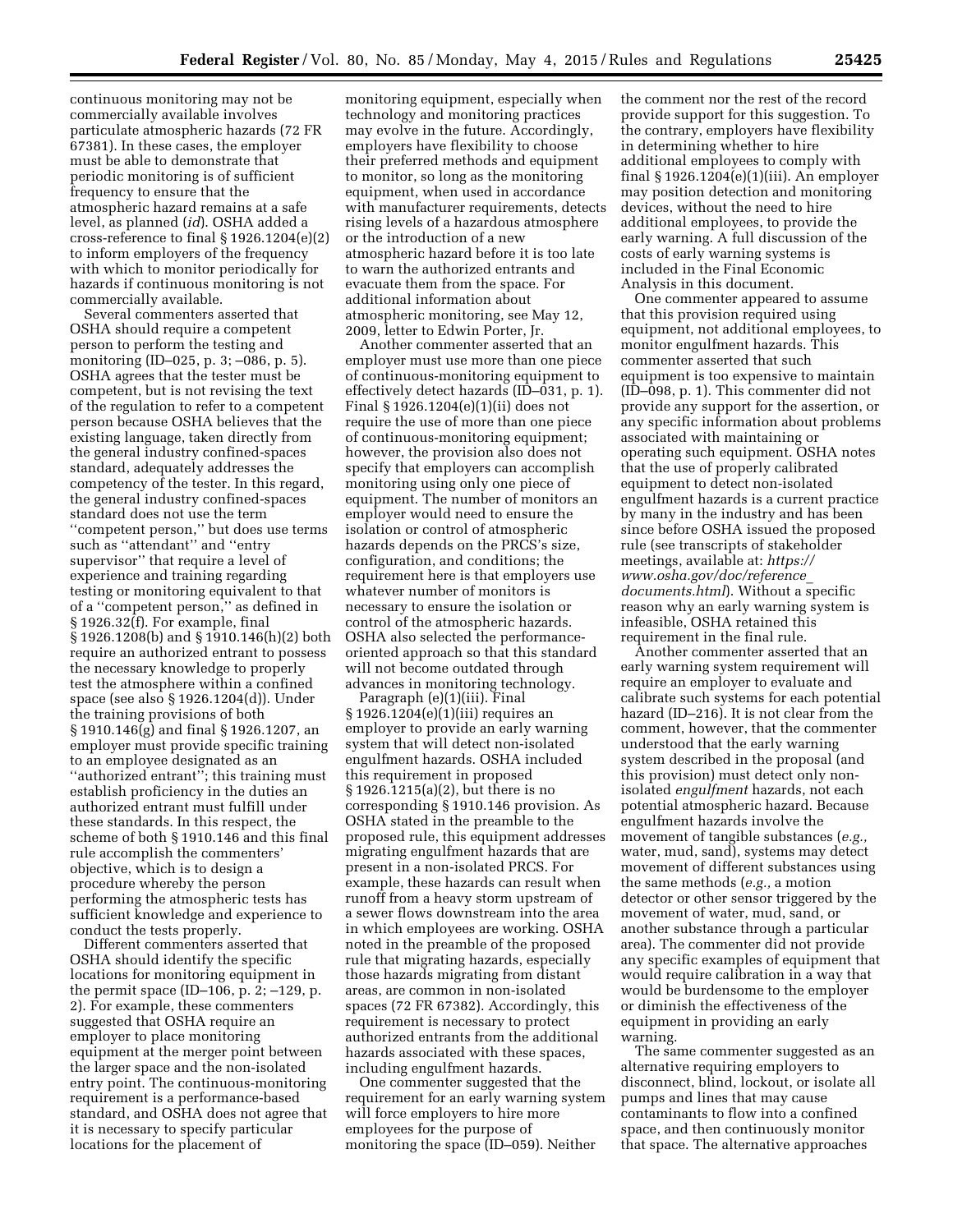continuous monitoring may not be commercially available involves particulate atmospheric hazards (72 FR 67381). In these cases, the employer must be able to demonstrate that periodic monitoring is of sufficient frequency to ensure that the atmospheric hazard remains at a safe level, as planned (*id*). OSHA added a cross-reference to final § 1926.1204(e)(2) to inform employers of the frequency with which to monitor periodically for hazards if continuous monitoring is not commercially available.

Several commenters asserted that OSHA should require a competent person to perform the testing and monitoring (ID–025, p. 3; –086, p. 5). OSHA agrees that the tester must be competent, but is not revising the text of the regulation to refer to a competent person because OSHA believes that the existing language, taken directly from the general industry confined-spaces standard, adequately addresses the competency of the tester. In this regard, the general industry confined-spaces standard does not use the term ''competent person,'' but does use terms such as ''attendant'' and ''entry supervisor'' that require a level of experience and training regarding testing or monitoring equivalent to that of a ''competent person,'' as defined in § 1926.32(f). For example, final § 1926.1208(b) and § 1910.146(h)(2) both require an authorized entrant to possess the necessary knowledge to properly test the atmosphere within a confined space (see also § 1926.1204(d)). Under the training provisions of both § 1910.146(g) and final § 1926.1207, an employer must provide specific training to an employee designated as an ''authorized entrant''; this training must establish proficiency in the duties an authorized entrant must fulfill under these standards. In this respect, the scheme of both § 1910.146 and this final rule accomplish the commenters' objective, which is to design a procedure whereby the person performing the atmospheric tests has sufficient knowledge and experience to conduct the tests properly.

Different commenters asserted that OSHA should identify the specific locations for monitoring equipment in the permit space (ID–106, p. 2; –129, p. 2). For example, these commenters suggested that OSHA require an employer to place monitoring equipment at the merger point between the larger space and the non-isolated entry point. The continuous-monitoring requirement is a performance-based standard, and OSHA does not agree that it is necessary to specify particular locations for the placement of monitoring equipment, especially when technology and monitoring practices may evolve in the future. Accordingly, employers have flexibility to choose their preferred methods and equipment to monitor, so long as the monitoring equipment, when used in accordance with manufacturer requirements, detects rising levels of a hazardous atmosphere or the introduction of a new atmospheric hazard before it is too late to warn the authorized entrants and evacuate them from the space. For additional information about atmospheric monitoring, see May 12, 2009, letter to Edwin Porter, Jr.

Another commenter asserted that an employer must use more than one piece of continuous-monitoring equipment to effectively detect hazards (ID–031, p. 1). Final § 1926.1204(e)(1)(ii) does not require the use of more than one piece of continuous-monitoring equipment; however, the provision also does not specify that employers can accomplish monitoring using only one piece of equipment. The number of monitors an employer would need to ensure the isolation or control of atmospheric hazards depends on the PRCS's size, configuration, and conditions; the requirement here is that employers use whatever number of monitors is necessary to ensure the isolation or control of the atmospheric hazards. OSHA also selected the performance-oriented approach so that this standard will not become outdated through advances in monitoring technology.

Paragraph (e)(1)(iii). Final § 1926.1204(e)(1)(iii) requires an employer to provide an early warning system that will detect non-isolated engulfment hazards. OSHA included this requirement in proposed § 1926.1215(a)(2), but there is no corresponding § 1910.146 provision. As OSHA stated in the preamble to the proposed rule, this equipment addresses migrating engulfment hazards that are present in a non-isolated PRCS. For example, these hazards can result when runoff from a heavy storm upstream of a sewer flows downstream into the area in which employees are working. OSHA noted in the preamble of the proposed rule that migrating hazards, especially those hazards migrating from distant areas, are common in non-isolated spaces (72 FR 67382). Accordingly, this requirement is necessary to protect authorized entrants from the additional hazards associated with these spaces, including engulfment hazards.

One commenter suggested that the requirement for an early warning system will force employers to hire more employees for the purpose of monitoring the space (ID–059). Neither the comment nor the rest of the record provide support for this suggestion. To the contrary, employers have flexibility in determining whether to hire additional employees to comply with final § 1926.1204(e)(1)(iii). An employer may position detection and monitoring devices, without the need to hire additional employees, to provide the early warning. A full discussion of the costs of early warning systems is included in the Final Economic Analysis in this document.

One commenter appeared to assume that this provision required using equipment, not additional employees, to monitor engulfment hazards. This commenter asserted that such equipment is too expensive to maintain (ID–098, p. 1). This commenter did not provide any support for the assertion, or any specific information about problems associated with maintaining or operating such equipment. OSHA notes that the use of properly calibrated equipment to detect non-isolated engulfment hazards is a current practice by many in the industry and has been since before OSHA issued the proposed rule (see transcripts of stakeholder meetings, available at: *https://www.osha.gov/doc/reference_documents.html*). Without a specific reason why an early warning system is infeasible, OSHA retained this requirement in the final rule.

Another commenter asserted that an early warning system requirement will require an employer to evaluate and calibrate such systems for each potential hazard (ID–216). It is not clear from the comment, however, that the commenter understood that the early warning system described in the proposal (and this provision) must detect only non-isolated *engulfment* hazards, not each potential atmospheric hazard. Because engulfment hazards involve the movement of tangible substances (*e.g.,* water, mud, sand), systems may detect movement of different substances using the same methods (*e.g.,* a motion detector or other sensor triggered by the movement of water, mud, sand, or another substance through a particular area). The commenter did not provide any specific examples of equipment that would require calibration in a way that would be burdensome to the employer or diminish the effectiveness of the equipment in providing an early warning.

The same commenter suggested as an alternative requiring employers to disconnect, blind, lockout, or isolate all pumps and lines that may cause contaminants to flow into a confined space, and then continuously monitor that space. The alternative approaches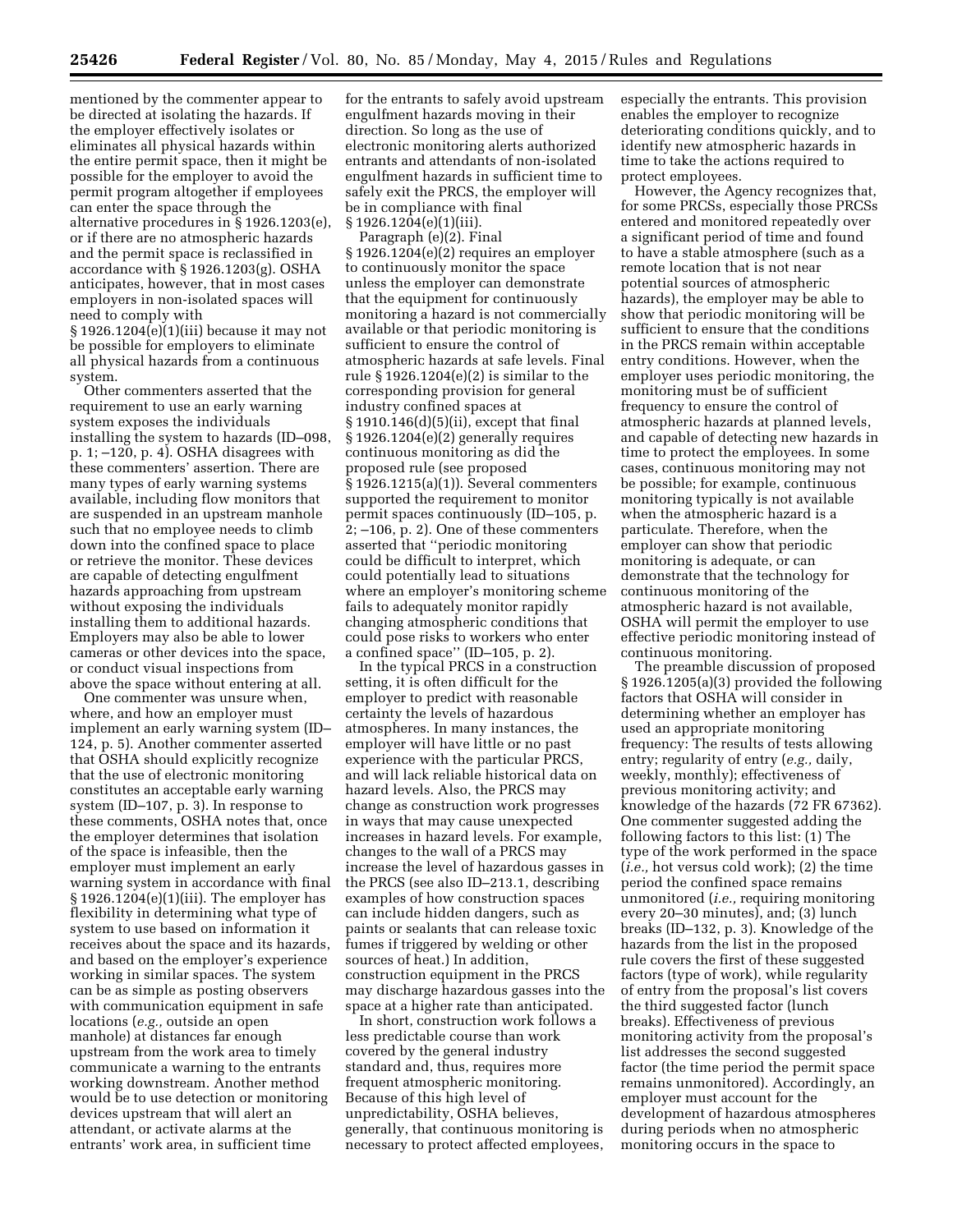mentioned by the commenter appear to be directed at isolating the hazards. If the employer effectively isolates or eliminates all physical hazards within the entire permit space, then it might be possible for the employer to avoid the permit program altogether if employees can enter the space through the alternative procedures in § 1926.1203(e), or if there are no atmospheric hazards and the permit space is reclassified in accordance with § 1926.1203(g). OSHA anticipates, however, that in most cases employers in non-isolated spaces will need to comply with § 1926.1204(e)(1)(iii) because it may not be possible for employers to eliminate all physical hazards from a continuous system.

Other commenters asserted that the requirement to use an early warning system exposes the individuals installing the system to hazards (ID–098, p. 1; –120, p. 4). OSHA disagrees with these commenters' assertion. There are many types of early warning systems available, including flow monitors that are suspended in an upstream manhole such that no employee needs to climb down into the confined space to place or retrieve the monitor. These devices are capable of detecting engulfment hazards approaching from upstream without exposing the individuals installing them to additional hazards. Employers may also be able to lower cameras or other devices into the space, or conduct visual inspections from above the space without entering at all.

One commenter was unsure when, where, and how an employer must implement an early warning system (ID–124, p. 5). Another commenter asserted that OSHA should explicitly recognize that the use of electronic monitoring constitutes an acceptable early warning system (ID–107, p. 3). In response to these comments, OSHA notes that, once the employer determines that isolation of the space is infeasible, then the employer must implement an early warning system in accordance with final § 1926.1204(e)(1)(iii). The employer has flexibility in determining what type of system to use based on information it receives about the space and its hazards, and based on the employer's experience working in similar spaces. The system can be as simple as posting observers with communication equipment in safe locations (*e.g.,* outside an open manhole) at distances far enough upstream from the work area to timely communicate a warning to the entrants working downstream. Another method would be to use detection or monitoring devices upstream that will alert an attendant, or activate alarms at the entrants' work area, in sufficient time for the entrants to safely avoid upstream engulfment hazards moving in their direction. So long as the use of electronic monitoring alerts authorized entrants and attendants of non-isolated engulfment hazards in sufficient time to safely exit the PRCS, the employer will be in compliance with final § 1926.1204(e)(1)(iii).

Paragraph (e)(2). Final § 1926.1204(e)(2) requires an employer to continuously monitor the space unless the employer can demonstrate that the equipment for continuously monitoring a hazard is not commercially available or that periodic monitoring is sufficient to ensure the control of atmospheric hazards at safe levels. Final rule § 1926.1204(e)(2) is similar to the corresponding provision for general industry confined spaces at § 1910.146(d)(5)(ii), except that final § 1926.1204(e)(2) generally requires continuous monitoring as did the proposed rule (see proposed § 1926.1215(a)(1)). Several commenters supported the requirement to monitor permit spaces continuously (ID–105, p. 2; –106, p. 2). One of these commenters asserted that ''periodic monitoring could be difficult to interpret, which could potentially lead to situations where an employer's monitoring scheme fails to adequately monitor rapidly changing atmospheric conditions that could pose risks to workers who enter a confined space'' (ID–105, p. 2).

In the typical PRCS in a construction setting, it is often difficult for the employer to predict with reasonable certainty the levels of hazardous atmospheres. In many instances, the employer will have little or no past experience with the particular PRCS, and will lack reliable historical data on hazard levels. Also, the PRCS may change as construction work progresses in ways that may cause unexpected increases in hazard levels. For example, changes to the wall of a PRCS may increase the level of hazardous gasses in the PRCS (see also ID–213.1, describing examples of how construction spaces can include hidden dangers, such as paints or sealants that can release toxic fumes if triggered by welding or other sources of heat.) In addition, construction equipment in the PRCS may discharge hazardous gasses into the space at a higher rate than anticipated.

In short, construction work follows a less predictable course than work covered by the general industry standard and, thus, requires more frequent atmospheric monitoring. Because of this high level of unpredictability, OSHA believes, generally, that continuous monitoring is necessary to protect affected employees, especially the entrants. This provision enables the employer to recognize deteriorating conditions quickly, and to identify new atmospheric hazards in time to take the actions required to protect employees.

However, the Agency recognizes that, for some PRCSs, especially those PRCSs entered and monitored repeatedly over a significant period of time and found to have a stable atmosphere (such as a remote location that is not near potential sources of atmospheric hazards), the employer may be able to show that periodic monitoring will be sufficient to ensure that the conditions in the PRCS remain within acceptable entry conditions. However, when the employer uses periodic monitoring, the monitoring must be of sufficient frequency to ensure the control of atmospheric hazards at planned levels, and capable of detecting new hazards in time to protect the employees. In some cases, continuous monitoring may not be possible; for example, continuous monitoring typically is not available when the atmospheric hazard is a particulate. Therefore, when the employer can show that periodic monitoring is adequate, or can demonstrate that the technology for continuous monitoring of the atmospheric hazard is not available, OSHA will permit the employer to use effective periodic monitoring instead of continuous monitoring.

The preamble discussion of proposed § 1926.1205(a)(3) provided the following factors that OSHA will consider in determining whether an employer has used an appropriate monitoring frequency: The results of tests allowing entry; regularity of entry (*e.g.,* daily, weekly, monthly); effectiveness of previous monitoring activity; and knowledge of the hazards (72 FR 67362). One commenter suggested adding the following factors to this list: (1) The type of the work performed in the space (*i.e.,* hot versus cold work); (2) the time period the confined space remains unmonitored (*i.e.,* requiring monitoring every 20–30 minutes), and; (3) lunch breaks (ID–132, p. 3). Knowledge of the hazards from the list in the proposed rule covers the first of these suggested factors (type of work), while regularity of entry from the proposal's list covers the third suggested factor (lunch breaks). Effectiveness of previous monitoring activity from the proposal's list addresses the second suggested factor (the time period the permit space remains unmonitored). Accordingly, an employer must account for the development of hazardous atmospheres during periods when no atmospheric monitoring occurs in the space to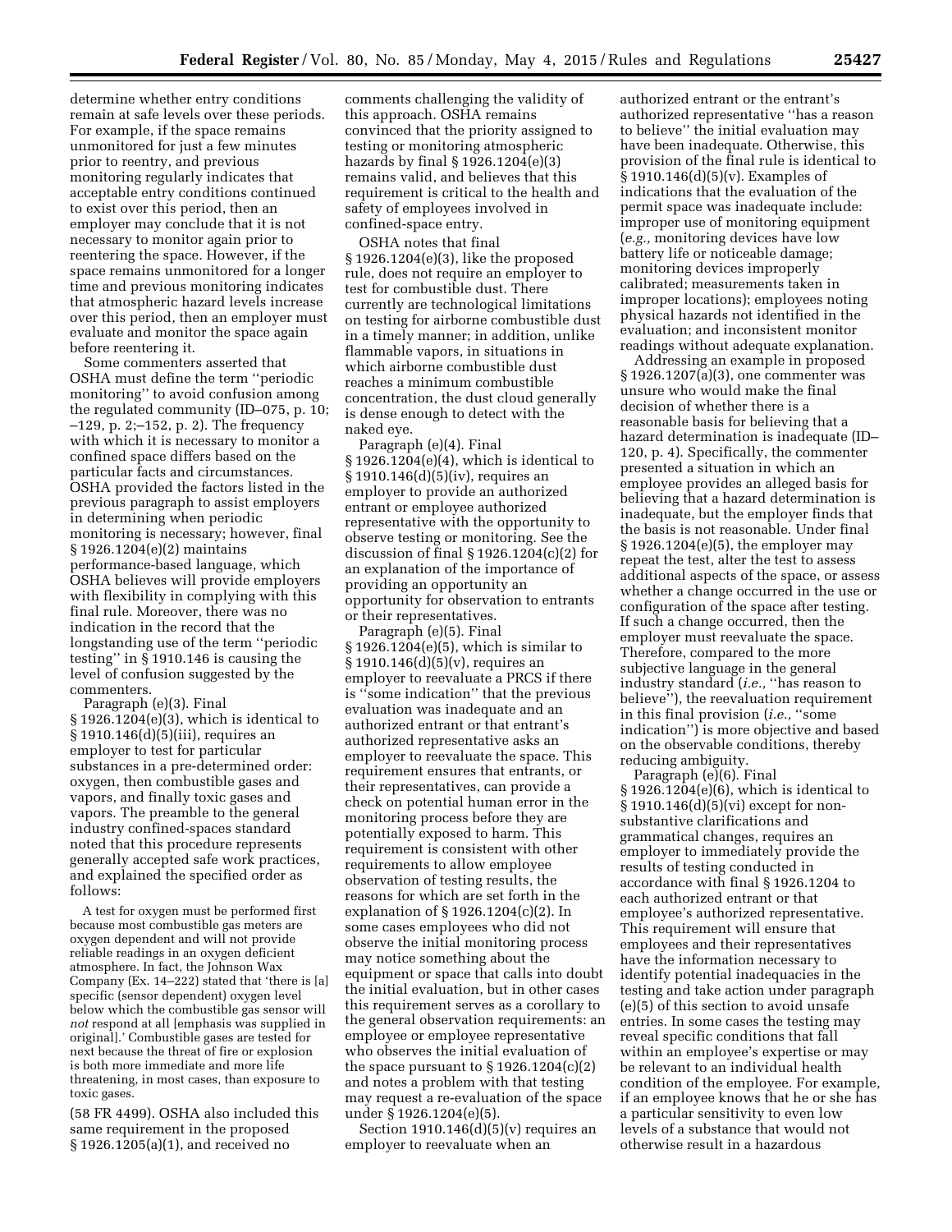determine whether entry conditions remain at safe levels over these periods. For example, if the space remains unmonitored for just a few minutes prior to reentry, and previous monitoring regularly indicates that acceptable entry conditions continued to exist over this period, then an employer may conclude that it is not necessary to monitor again prior to reentering the space. However, if the space remains unmonitored for a longer time and previous monitoring indicates that atmospheric hazard levels increase over this period, then an employer must evaluate and monitor the space again before reentering it.

Some commenters asserted that OSHA must define the term ''periodic monitoring'' to avoid confusion among the regulated community (ID–075, p. 10; –129, p. 2;–152, p. 2). The frequency with which it is necessary to monitor a confined space differs based on the particular facts and circumstances. OSHA provided the factors listed in the previous paragraph to assist employers in determining when periodic monitoring is necessary; however, final § 1926.1204(e)(2) maintains performance-based language, which OSHA believes will provide employers with flexibility in complying with this final rule. Moreover, there was no indication in the record that the longstanding use of the term ''periodic testing'' in § 1910.146 is causing the level of confusion suggested by the commenters.

Paragraph (e)(3). Final § 1926.1204(e)(3), which is identical to § 1910.146(d)(5)(iii), requires an employer to test for particular substances in a pre-determined order: oxygen, then combustible gases and vapors, and finally toxic gases and vapors. The preamble to the general industry confined-spaces standard noted that this procedure represents generally accepted safe work practices, and explained the specified order as follows:

> A test for oxygen must be performed first because most combustible gas meters are oxygen dependent and will not provide reliable readings in an oxygen deficient atmosphere. In fact, the Johnson Wax Company (Ex. 14–222) stated that 'there is [a] specific (sensor dependent) oxygen level below which the combustible gas sensor will *not* respond at all [emphasis was supplied in original].' Combustible gases are tested for next because the threat of fire or explosion is both more immediate and more life threatening, in most cases, than exposure to toxic gases.

(58 FR 4499). OSHA also included this same requirement in the proposed § 1926.1205(a)(1), and received no comments challenging the validity of this approach. OSHA remains convinced that the priority assigned to testing or monitoring atmospheric hazards by final § 1926.1204(e)(3) remains valid, and believes that this requirement is critical to the health and safety of employees involved in confined-space entry.

OSHA notes that final § 1926.1204(e)(3), like the proposed rule, does not require an employer to test for combustible dust. There currently are technological limitations on testing for airborne combustible dust in a timely manner; in addition, unlike flammable vapors, in situations in which airborne combustible dust reaches a minimum combustible concentration, the dust cloud generally is dense enough to detect with the naked eye.

Paragraph (e)(4). Final § 1926.1204(e)(4), which is identical to § 1910.146(d)(5)(iv), requires an employer to provide an authorized entrant or employee authorized representative with the opportunity to observe testing or monitoring. See the discussion of final § 1926.1204(c)(2) for an explanation of the importance of providing an opportunity an opportunity for observation to entrants or their representatives.

Paragraph (e)(5). Final § 1926.1204(e)(5), which is similar to § 1910.146(d)(5)(v), requires an employer to reevaluate a PRCS if there is ''some indication'' that the previous evaluation was inadequate and an authorized entrant or that entrant's authorized representative asks an employer to reevaluate the space. This requirement ensures that entrants, or their representatives, can provide a check on potential human error in the monitoring process before they are potentially exposed to harm. This requirement is consistent with other requirements to allow employee observation of testing results, the reasons for which are set forth in the explanation of § 1926.1204(c)(2). In some cases employees who did not observe the initial monitoring process may notice something about the equipment or space that calls into doubt the initial evaluation, but in other cases this requirement serves as a corollary to the general observation requirements: an employee or employee representative who observes the initial evaluation of the space pursuant to § 1926.1204(c)(2) and notes a problem with that testing may request a re-evaluation of the space under § 1926.1204(e)(5).

Section 1910.146(d)(5)(v) requires an employer to reevaluate when an authorized entrant or the entrant's authorized representative ''has a reason to believe'' the initial evaluation may have been inadequate. Otherwise, this provision of the final rule is identical to § 1910.146(d)(5)(v). Examples of indications that the evaluation of the permit space was inadequate include: improper use of monitoring equipment (*e.g.,* monitoring devices have low battery life or noticeable damage; monitoring devices improperly calibrated; measurements taken in improper locations); employees noting physical hazards not identified in the evaluation; and inconsistent monitor readings without adequate explanation.

Addressing an example in proposed § 1926.1207(a)(3), one commenter was unsure who would make the final decision of whether there is a reasonable basis for believing that a hazard determination is inadequate (ID–120, p. 4). Specifically, the commenter presented a situation in which an employee provides an alleged basis for believing that a hazard determination is inadequate, but the employer finds that the basis is not reasonable. Under final § 1926.1204(e)(5), the employer may repeat the test, alter the test to assess additional aspects of the space, or assess whether a change occurred in the use or configuration of the space after testing. If such a change occurred, then the employer must reevaluate the space. Therefore, compared to the more subjective language in the general industry standard (*i.e.,* ''has reason to believe''), the reevaluation requirement in this final provision (*i.e.,* ''some indication'') is more objective and based on the observable conditions, thereby reducing ambiguity.

Paragraph (e)(6). Final § 1926.1204(e)(6), which is identical to § 1910.146(d)(5)(vi) except for non-substantive clarifications and grammatical changes, requires an employer to immediately provide the results of testing conducted in accordance with final § 1926.1204 to each authorized entrant or that employee's authorized representative. This requirement will ensure that employees and their representatives have the information necessary to identify potential inadequacies in the testing and take action under paragraph (e)(5) of this section to avoid unsafe entries. In some cases the testing may reveal specific conditions that fall within an employee's expertise or may be relevant to an individual health condition of the employee. For example, if an employee knows that he or she has a particular sensitivity to even low levels of a substance that would not otherwise result in a hazardous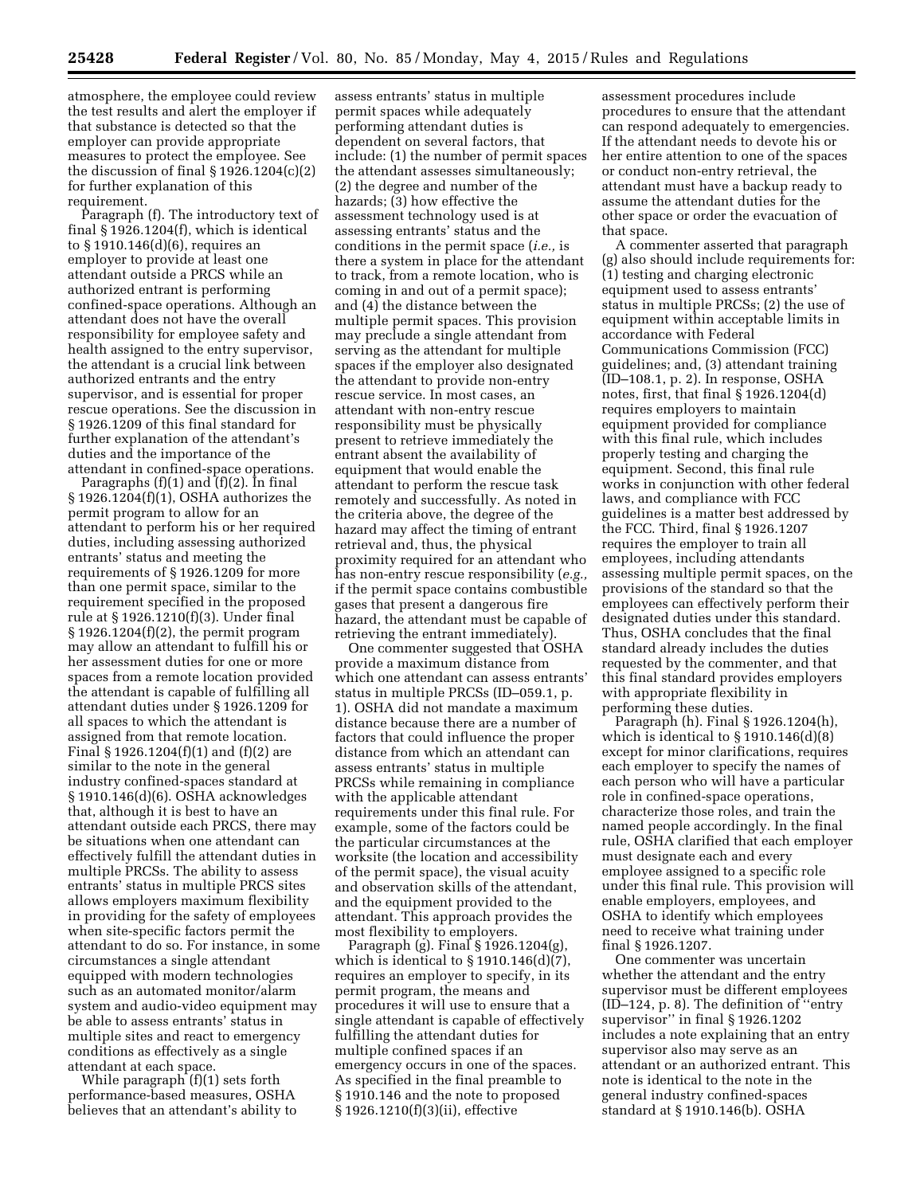atmosphere, the employee could review the test results and alert the employer if that substance is detected so that the employer can provide appropriate measures to protect the employee. See the discussion of final § 1926.1204(c)(2) for further explanation of this requirement.

Paragraph (f). The introductory text of final § 1926.1204(f), which is identical to § 1910.146(d)(6), requires an employer to provide at least one attendant outside a PRCS while an authorized entrant is performing confined-space operations. Although an attendant does not have the overall responsibility for employee safety and health assigned to the entry supervisor, the attendant is a crucial link between authorized entrants and the entry supervisor, and is essential for proper rescue operations. See the discussion in § 1926.1209 of this final standard for further explanation of the attendant's duties and the importance of the attendant in confined-space operations.

Paragraphs (f)(1) and (f)(2). In final § 1926.1204(f)(1), OSHA authorizes the permit program to allow for an attendant to perform his or her required duties, including assessing authorized entrants' status and meeting the requirements of § 1926.1209 for more than one permit space, similar to the requirement specified in the proposed rule at § 1926.1210(f)(3). Under final § 1926.1204(f)(2), the permit program may allow an attendant to fulfill his or her assessment duties for one or more spaces from a remote location provided the attendant is capable of fulfilling all attendant duties under § 1926.1209 for all spaces to which the attendant is assigned from that remote location. Final § 1926.1204(f)(1) and (f)(2) are similar to the note in the general industry confined-spaces standard at § 1910.146(d)(6). OSHA acknowledges that, although it is best to have an attendant outside each PRCS, there may be situations when one attendant can effectively fulfill the attendant duties in multiple PRCSs. The ability to assess entrants' status in multiple PRCS sites allows employers maximum flexibility in providing for the safety of employees when site-specific factors permit the attendant to do so. For instance, in some circumstances a single attendant equipped with modern technologies such as an automated monitor/alarm system and audio-video equipment may be able to assess entrants' status in multiple sites and react to emergency conditions as effectively as a single attendant at each space.

While paragraph (f)(1) sets forth performance-based measures, OSHA believes that an attendant's ability to assess entrants' status in multiple permit spaces while adequately performing attendant duties is dependent on several factors, that include: (1) the number of permit spaces the attendant assesses simultaneously; (2) the degree and number of the hazards; (3) how effective the assessment technology used is at assessing entrants' status and the conditions in the permit space (*i.e.,* is there a system in place for the attendant to track, from a remote location, who is coming in and out of a permit space); and (4) the distance between the multiple permit spaces. This provision may preclude a single attendant from serving as the attendant for multiple spaces if the employer also designated the attendant to provide non-entry rescue service. In most cases, an attendant with non-entry rescue responsibility must be physically present to retrieve immediately the entrant absent the availability of equipment that would enable the attendant to perform the rescue task remotely and successfully. As noted in the criteria above, the degree of the hazard may affect the timing of entrant retrieval and, thus, the physical proximity required for an attendant who has non-entry rescue responsibility (*e.g.,* if the permit space contains combustible gases that present a dangerous fire hazard, the attendant must be capable of retrieving the entrant immediately).

One commenter suggested that OSHA provide a maximum distance from which one attendant can assess entrants' status in multiple PRCSs (ID–059.1, p. 1). OSHA did not mandate a maximum distance because there are a number of factors that could influence the proper distance from which an attendant can assess entrants' status in multiple PRCSs while remaining in compliance with the applicable attendant requirements under this final rule. For example, some of the factors could be the particular circumstances at the worksite (the location and accessibility of the permit space), the visual acuity and observation skills of the attendant, and the equipment provided to the attendant. This approach provides the most flexibility to employers.

Paragraph (g). Final § 1926.1204(g), which is identical to § 1910.146(d)(7), requires an employer to specify, in its permit program, the means and procedures it will use to ensure that a single attendant is capable of effectively fulfilling the attendant duties for multiple confined spaces if an emergency occurs in one of the spaces. As specified in the final preamble to § 1910.146 and the note to proposed § 1926.1210(f)(3)(ii), effective assessment procedures include procedures to ensure that the attendant can respond adequately to emergencies. If the attendant needs to devote his or her entire attention to one of the spaces or conduct non-entry retrieval, the attendant must have a backup ready to assume the attendant duties for the other space or order the evacuation of that space.

A commenter asserted that paragraph (g) also should include requirements for: (1) testing and charging electronic equipment used to assess entrants' status in multiple PRCSs; (2) the use of equipment within acceptable limits in accordance with Federal Communications Commission (FCC) guidelines; and, (3) attendant training (ID–108.1, p. 2). In response, OSHA notes, first, that final § 1926.1204(d) requires employers to maintain equipment provided for compliance with this final rule, which includes properly testing and charging the equipment. Second, this final rule works in conjunction with other federal laws, and compliance with FCC guidelines is a matter best addressed by the FCC. Third, final § 1926.1207 requires the employer to train all employees, including attendants assessing multiple permit spaces, on the provisions of the standard so that the employees can effectively perform their designated duties under this standard. Thus, OSHA concludes that the final standard already includes the duties requested by the commenter, and that this final standard provides employers with appropriate flexibility in performing these duties.

Paragraph (h). Final § 1926.1204(h), which is identical to § 1910.146(d)(8) except for minor clarifications, requires each employer to specify the names of each person who will have a particular role in confined-space operations, characterize those roles, and train the named people accordingly. In the final rule, OSHA clarified that each employer must designate each and every employee assigned to a specific role under this final rule. This provision will enable employers, employees, and OSHA to identify which employees need to receive what training under final § 1926.1207.

One commenter was uncertain whether the attendant and the entry supervisor must be different employees (ID–124, p. 8). The definition of ''entry supervisor'' in final § 1926.1202 includes a note explaining that an entry supervisor also may serve as an attendant or an authorized entrant. This note is identical to the note in the general industry confined-spaces standard at § 1910.146(b). OSHA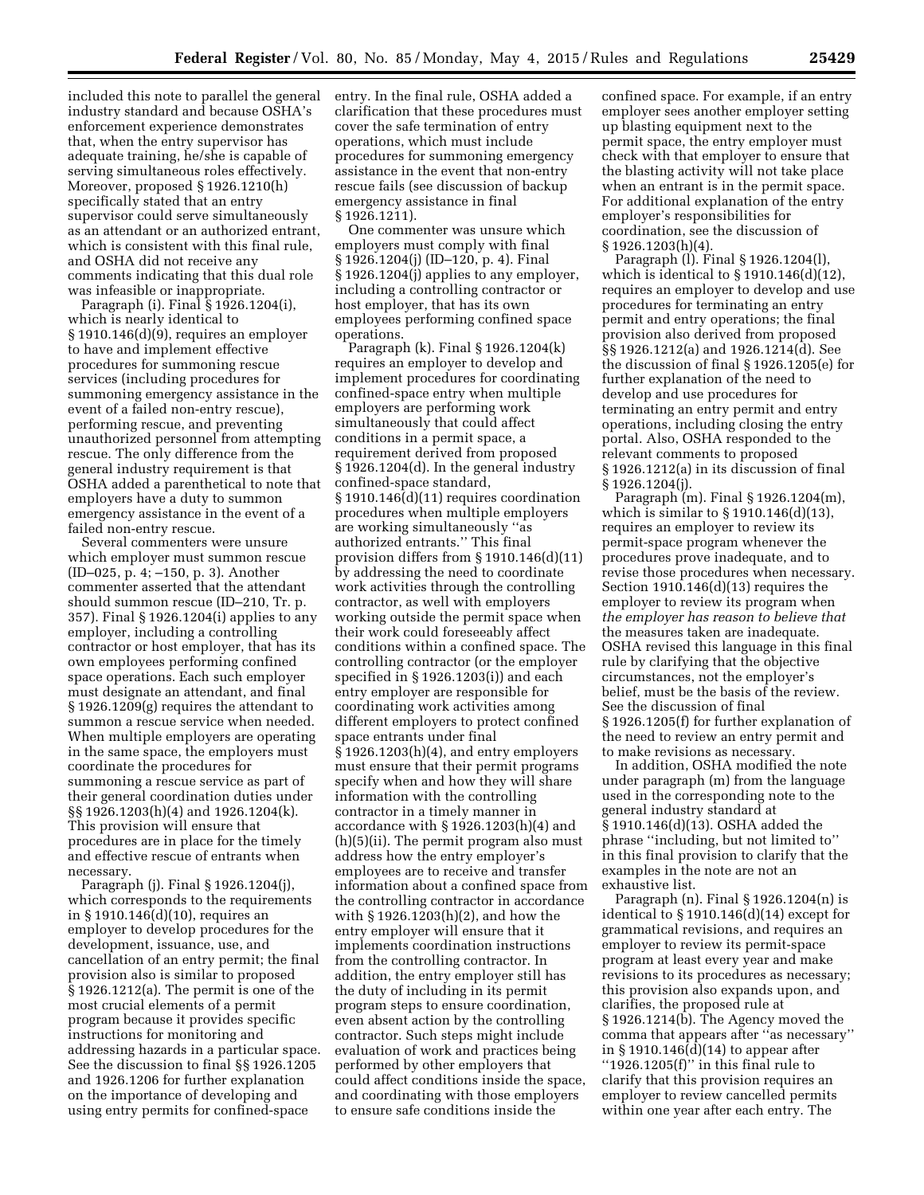included this note to parallel the general industry standard and because OSHA's enforcement experience demonstrates that, when the entry supervisor has adequate training, he/she is capable of serving simultaneous roles effectively. Moreover, proposed § 1926.1210(h) specifically stated that an entry supervisor could serve simultaneously as an attendant or an authorized entrant, which is consistent with this final rule, and OSHA did not receive any comments indicating that this dual role was infeasible or inappropriate.

Paragraph (i). Final § 1926.1204(i), which is nearly identical to § 1910.146(d)(9), requires an employer to have and implement effective procedures for summoning rescue services (including procedures for summoning emergency assistance in the event of a failed non-entry rescue), performing rescue, and preventing unauthorized personnel from attempting rescue. The only difference from the general industry requirement is that OSHA added a parenthetical to note that employers have a duty to summon emergency assistance in the event of a failed non-entry rescue.

Several commenters were unsure which employer must summon rescue (ID–025, p. 4; –150, p. 3). Another commenter asserted that the attendant should summon rescue (ID–210, Tr. p. 357). Final § 1926.1204(i) applies to any employer, including a controlling contractor or host employer, that has its own employees performing confined space operations. Each such employer must designate an attendant, and final § 1926.1209(g) requires the attendant to summon a rescue service when needed. When multiple employers are operating in the same space, the employers must coordinate the procedures for summoning a rescue service as part of their general coordination duties under §§ 1926.1203(h)(4) and 1926.1204(k). This provision will ensure that procedures are in place for the timely and effective rescue of entrants when necessary.

Paragraph (j). Final § 1926.1204(j), which corresponds to the requirements in § 1910.146(d)(10), requires an employer to develop procedures for the development, issuance, use, and cancellation of an entry permit; the final provision also is similar to proposed § 1926.1212(a). The permit is one of the most crucial elements of a permit program because it provides specific instructions for monitoring and addressing hazards in a particular space. See the discussion to final §§ 1926.1205 and 1926.1206 for further explanation on the importance of developing and using entry permits for confined-space entry. In the final rule, OSHA added a clarification that these procedures must cover the safe termination of entry operations, which must include procedures for summoning emergency assistance in the event that non-entry rescue fails (see discussion of backup emergency assistance in final § 1926.1211).

One commenter was unsure which employers must comply with final § 1926.1204(j) (ID–120, p. 4). Final § 1926.1204(j) applies to any employer, including a controlling contractor or host employer, that has its own employees performing confined space operations.

Paragraph (k). Final § 1926.1204(k) requires an employer to develop and implement procedures for coordinating confined-space entry when multiple employers are performing work simultaneously that could affect conditions in a permit space, a requirement derived from proposed § 1926.1204(d). In the general industry confined-space standard, § 1910.146(d)(11) requires coordination procedures when multiple employers are working simultaneously "as authorized entrants." This final provision differs from § 1910.146(d)(11) by addressing the need to coordinate work activities through the controlling contractor, as well with employers working outside the permit space when their work could foreseeably affect conditions within a confined space. The controlling contractor (or the employer specified in § 1926.1203(i)) and each entry employer are responsible for coordinating work activities among different employers to protect confined space entrants under final § 1926.1203(h)(4), and entry employers must ensure that their permit programs specify when and how they will share information with the controlling contractor in a timely manner in accordance with § 1926.1203(h)(4) and (h)(5)(ii). The permit program also must address how the entry employer's employees are to receive and transfer information about a confined space from the controlling contractor in accordance with § 1926.1203(h)(2), and how the entry employer will ensure that it implements coordination instructions from the controlling contractor. In addition, the entry employer still has the duty of including in its permit program steps to ensure coordination, even absent action by the controlling contractor. Such steps might include evaluation of work and practices being performed by other employers that could affect conditions inside the space, and coordinating with those employers to ensure safe conditions inside the confined space. For example, if an entry employer sees another employer setting up blasting equipment next to the permit space, the entry employer must check with that employer to ensure that the blasting activity will not take place when an entrant is in the permit space. For additional explanation of the entry employer's responsibilities for coordination, see the discussion of § 1926.1203(h)(4).

Paragraph (l). Final § 1926.1204(l), which is identical to § 1910.146(d)(12), requires an employer to develop and use procedures for terminating an entry permit and entry operations; the final provision also derived from proposed §§ 1926.1212(a) and 1926.1214(d). See the discussion of final § 1926.1205(e) for further explanation of the need to develop and use procedures for terminating an entry permit and entry operations, including closing the entry portal. Also, OSHA responded to the relevant comments to proposed § 1926.1212(a) in its discussion of final § 1926.1204(j).

Paragraph (m). Final § 1926.1204(m), which is similar to § 1910.146(d)(13), requires an employer to review its permit-space program whenever the procedures prove inadequate, and to revise those procedures when necessary. Section 1910.146(d)(13) requires the employer to review its program when *the employer has reason to believe that* the measures taken are inadequate. OSHA revised this language in this final rule by clarifying that the objective circumstances, not the employer's belief, must be the basis of the review. See the discussion of final § 1926.1205(f) for further explanation of the need to review an entry permit and to make revisions as necessary.

In addition, OSHA modified the note under paragraph (m) from the language used in the corresponding note to the general industry standard at § 1910.146(d)(13). OSHA added the phrase "including, but not limited to" in this final provision to clarify that the examples in the note are not an exhaustive list.

Paragraph (n). Final § 1926.1204(n) is identical to § 1910.146(d)(14) except for grammatical revisions, and requires an employer to review its permit-space program at least every year and make revisions to its procedures as necessary; this provision also expands upon, and clarifies, the proposed rule at § 1926.1214(b). The Agency moved the comma that appears after "as necessary" in § 1910.146(d)(14) to appear after "1926.1205(f)" in this final rule to clarify that this provision requires an employer to review cancelled permits within one year after each entry. The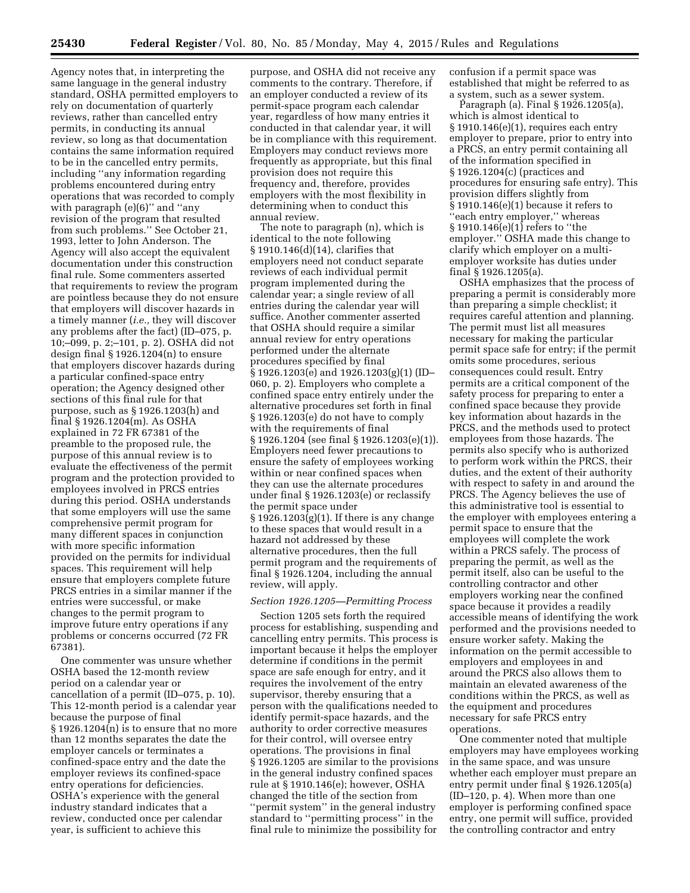Agency notes that, in interpreting the same language in the general industry standard, OSHA permitted employers to rely on documentation of quarterly reviews, rather than cancelled entry permits, in conducting its annual review, so long as that documentation contains the same information required to be in the cancelled entry permits, including ''any information regarding problems encountered during entry operations that was recorded to comply with paragraph (e)(6)'' and ''any revision of the program that resulted from such problems.'' See October 21, 1993, letter to John Anderson. The Agency will also accept the equivalent documentation under this construction final rule. Some commenters asserted that requirements to review the program are pointless because they do not ensure that employers will discover hazards in a timely manner (*i.e.,* they will discover any problems after the fact) (ID–075, p. 10;–099, p. 2;–101, p. 2). OSHA did not design final § 1926.1204(n) to ensure that employers discover hazards during a particular confined-space entry operation; the Agency designed other sections of this final rule for that purpose, such as § 1926.1203(h) and final § 1926.1204(m). As OSHA explained in 72 FR 67381 of the preamble to the proposed rule, the purpose of this annual review is to evaluate the effectiveness of the permit program and the protection provided to employees involved in PRCS entries during this period. OSHA understands that some employers will use the same comprehensive permit program for many different spaces in conjunction with more specific information provided on the permits for individual spaces. This requirement will help ensure that employers complete future PRCS entries in a similar manner if the entries were successful, or make changes to the permit program to improve future entry operations if any problems or concerns occurred (72 FR 67381).

One commenter was unsure whether OSHA based the 12-month review period on a calendar year or cancellation of a permit (ID–075, p. 10). This 12-month period is a calendar year because the purpose of final § 1926.1204(n) is to ensure that no more than 12 months separates the date the employer cancels or terminates a confined-space entry and the date the employer reviews its confined-space entry operations for deficiencies. OSHA's experience with the general industry standard indicates that a review, conducted once per calendar year, is sufficient to achieve this purpose, and OSHA did not receive any comments to the contrary. Therefore, if an employer conducted a review of its permit-space program each calendar year, regardless of how many entries it conducted in that calendar year, it will be in compliance with this requirement. Employers may conduct reviews more frequently as appropriate, but this final provision does not require this frequency and, therefore, provides employers with the most flexibility in determining when to conduct this annual review.

The note to paragraph (n), which is identical to the note following § 1910.146(d)(14), clarifies that employers need not conduct separate reviews of each individual permit program implemented during the calendar year; a single review of all entries during the calendar year will suffice. Another commenter asserted that OSHA should require a similar annual review for entry operations performed under the alternate procedures specified by final § 1926.1203(e) and 1926.1203(g)(1) (ID–060, p. 2). Employers who complete a confined space entry entirely under the alternative procedures set forth in final § 1926.1203(e) do not have to comply with the requirements of final § 1926.1204 (see final § 1926.1203(e)(1)). Employers need fewer precautions to ensure the safety of employees working within or near confined spaces when they can use the alternate procedures under final § 1926.1203(e) or reclassify the permit space under § 1926.1203(g)(1). If there is any change to these spaces that would result in a hazard not addressed by these alternative procedures, then the full permit program and the requirements of final § 1926.1204, including the annual review, will apply.

### *Section 1926.1205—Permitting Process*

Section 1205 sets forth the required process for establishing, suspending and cancelling entry permits. This process is important because it helps the employer determine if conditions in the permit space are safe enough for entry, and it requires the involvement of the entry supervisor, thereby ensuring that a person with the qualifications needed to identify permit-space hazards, and the authority to order corrective measures for their control, will oversee entry operations. The provisions in final § 1926.1205 are similar to the provisions in the general industry confined spaces rule at § 1910.146(e); however, OSHA changed the title of the section from ''permit system'' in the general industry standard to ''permitting process'' in the final rule to minimize the possibility for confusion if a permit space was established that might be referred to as a system, such as a sewer system.

Paragraph (a). Final § 1926.1205(a), which is almost identical to § 1910.146(e)(1), requires each entry employer to prepare, prior to entry into a PRCS, an entry permit containing all of the information specified in § 1926.1204(c) (practices and procedures for ensuring safe entry). This provision differs slightly from § 1910.146(e)(1) because it refers to ''each entry employer,'' whereas § 1910.146(e)(1) refers to ''the employer.'' OSHA made this change to clarify which employer on a multi-employer worksite has duties under final § 1926.1205(a).

OSHA emphasizes that the process of preparing a permit is considerably more than preparing a simple checklist; it requires careful attention and planning. The permit must list all measures necessary for making the particular permit space safe for entry; if the permit omits some procedures, serious consequences could result. Entry permits are a critical component of the safety process for preparing to enter a confined space because they provide key information about hazards in the PRCS, and the methods used to protect employees from those hazards. The permits also specify who is authorized to perform work within the PRCS, their duties, and the extent of their authority with respect to safety in and around the PRCS. The Agency believes the use of this administrative tool is essential to the employer with employees entering a permit space to ensure that the employees will complete the work within a PRCS safely. The process of preparing the permit, as well as the permit itself, also can be useful to the controlling contractor and other employers working near the confined space because it provides a readily accessible means of identifying the work performed and the provisions needed to ensure worker safety. Making the information on the permit accessible to employers and employees in and around the PRCS also allows them to maintain an elevated awareness of the conditions within the PRCS, as well as the equipment and procedures necessary for safe PRCS entry operations.

One commenter noted that multiple employers may have employees working in the same space, and was unsure whether each employer must prepare an entry permit under final § 1926.1205(a) (ID–120, p. 4). When more than one employer is performing confined space entry, one permit will suffice, provided the controlling contractor and entry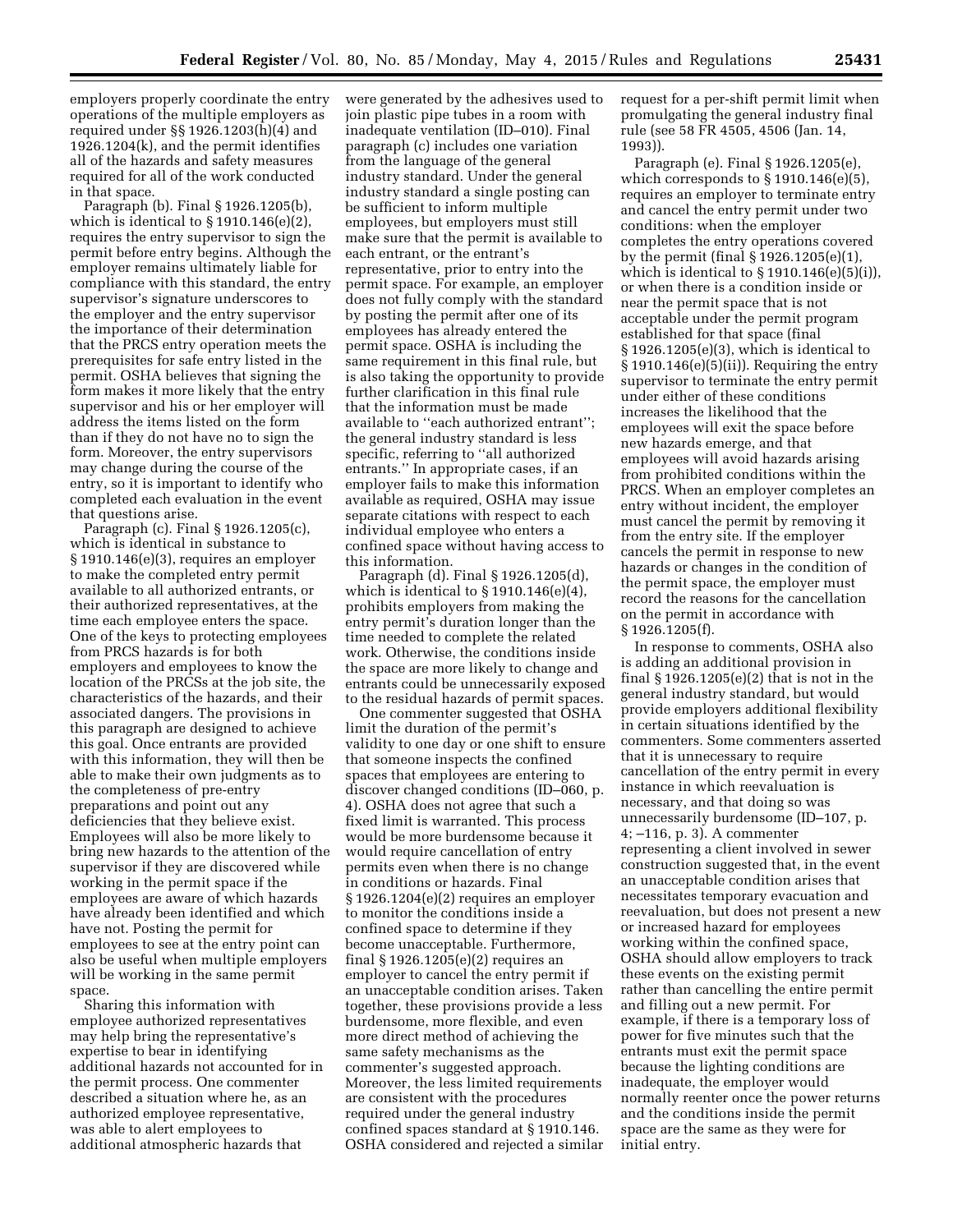employers properly coordinate the entry operations of the multiple employers as required under §§ 1926.1203(h)(4) and 1926.1204(k), and the permit identifies all of the hazards and safety measures required for all of the work conducted in that space.

Paragraph (b). Final § 1926.1205(b), which is identical to § 1910.146(e)(2), requires the entry supervisor to sign the permit before entry begins. Although the employer remains ultimately liable for compliance with this standard, the entry supervisor's signature underscores to the employer and the entry supervisor the importance of their determination that the PRCS entry operation meets the prerequisites for safe entry listed in the permit. OSHA believes that signing the form makes it more likely that the entry supervisor and his or her employer will address the items listed on the form than if they do not have no to sign the form. Moreover, the entry supervisors may change during the course of the entry, so it is important to identify who completed each evaluation in the event that questions arise.

Paragraph (c). Final § 1926.1205(c), which is identical in substance to § 1910.146(e)(3), requires an employer to make the completed entry permit available to all authorized entrants, or their authorized representatives, at the time each employee enters the space. One of the keys to protecting employees from PRCS hazards is for both employers and employees to know the location of the PRCSs at the job site, the characteristics of the hazards, and their associated dangers. The provisions in this paragraph are designed to achieve this goal. Once entrants are provided with this information, they will then be able to make their own judgments as to the completeness of pre-entry preparations and point out any deficiencies that they believe exist. Employees will also be more likely to bring new hazards to the attention of the supervisor if they are discovered while working in the permit space if the employees are aware of which hazards have already been identified and which have not. Posting the permit for employees to see at the entry point can also be useful when multiple employers will be working in the same permit space.

Sharing this information with employee authorized representatives may help bring the representative's expertise to bear in identifying additional hazards not accounted for in the permit process. One commenter described a situation where he, as an authorized employee representative, was able to alert employees to additional atmospheric hazards that were generated by the adhesives used to join plastic pipe tubes in a room with inadequate ventilation (ID–010). Final paragraph (c) includes one variation from the language of the general industry standard. Under the general industry standard a single posting can be sufficient to inform multiple employees, but employers must still make sure that the permit is available to each entrant, or the entrant's representative, prior to entry into the permit space. For example, an employer does not fully comply with the standard by posting the permit after one of its employees has already entered the permit space. OSHA is including the same requirement in this final rule, but is also taking the opportunity to provide further clarification in this final rule that the information must be made available to ''each authorized entrant''; the general industry standard is less specific, referring to ''all authorized entrants.'' In appropriate cases, if an employer fails to make this information available as required, OSHA may issue separate citations with respect to each individual employee who enters a confined space without having access to this information.

Paragraph (d). Final § 1926.1205(d), which is identical to § 1910.146(e)(4), prohibits employers from making the entry permit's duration longer than the time needed to complete the related work. Otherwise, the conditions inside the space are more likely to change and entrants could be unnecessarily exposed to the residual hazards of permit spaces.

One commenter suggested that OSHA limit the duration of the permit's validity to one day or one shift to ensure that someone inspects the confined spaces that employees are entering to discover changed conditions (ID–060, p. 4). OSHA does not agree that such a fixed limit is warranted. This process would be more burdensome because it would require cancellation of entry permits even when there is no change in conditions or hazards. Final § 1926.1204(e)(2) requires an employer to monitor the conditions inside a confined space to determine if they become unacceptable. Furthermore, final § 1926.1205(e)(2) requires an employer to cancel the entry permit if an unacceptable condition arises. Taken together, these provisions provide a less burdensome, more flexible, and even more direct method of achieving the same safety mechanisms as the commenter's suggested approach. Moreover, the less limited requirements are consistent with the procedures required under the general industry confined spaces standard at § 1910.146. OSHA considered and rejected a similar request for a per-shift permit limit when promulgating the general industry final rule (see 58 FR 4505, 4506 (Jan. 14, 1993)).

Paragraph (e). Final § 1926.1205(e), which corresponds to § 1910.146(e)(5), requires an employer to terminate entry and cancel the entry permit under two conditions: when the employer completes the entry operations covered by the permit (final § 1926.1205(e)(1), which is identical to § 1910.146(e)(5)(i)), or when there is a condition inside or near the permit space that is not acceptable under the permit program established for that space (final § 1926.1205(e)(3), which is identical to § 1910.146(e)(5)(ii)). Requiring the entry supervisor to terminate the entry permit under either of these conditions increases the likelihood that the employees will exit the space before new hazards emerge, and that employees will avoid hazards arising from prohibited conditions within the PRCS. When an employer completes an entry without incident, the employer must cancel the permit by removing it from the entry site. If the employer cancels the permit in response to new hazards or changes in the condition of the permit space, the employer must record the reasons for the cancellation on the permit in accordance with § 1926.1205(f).

In response to comments, OSHA also is adding an additional provision in final § 1926.1205(e)(2) that is not in the general industry standard, but would provide employers additional flexibility in certain situations identified by the commenters. Some commenters asserted that it is unnecessary to require cancellation of the entry permit in every instance in which reevaluation is necessary, and that doing so was unnecessarily burdensome (ID–107, p. 4; –116, p. 3). A commenter representing a client involved in sewer construction suggested that, in the event an unacceptable condition arises that necessitates temporary evacuation and reevaluation, but does not present a new or increased hazard for employees working within the confined space, OSHA should allow employers to track these events on the existing permit rather than cancelling the entire permit and filling out a new permit. For example, if there is a temporary loss of power for five minutes such that the entrants must exit the permit space because the lighting conditions are inadequate, the employer would normally reenter once the power returns and the conditions inside the permit space are the same as they were for initial entry.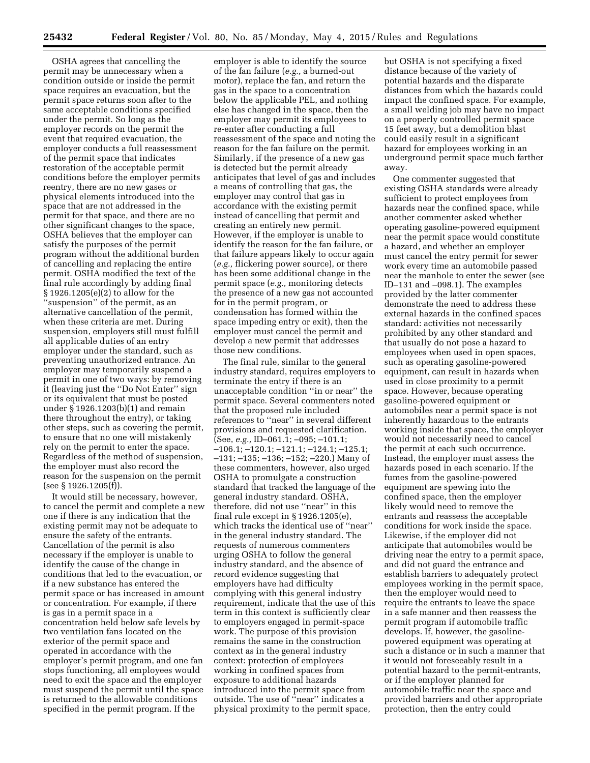OSHA agrees that cancelling the permit may be unnecessary when a condition outside or inside the permit space requires an evacuation, but the permit space returns soon after to the same acceptable conditions specified under the permit. So long as the employer records on the permit the event that required evacuation, the employer conducts a full reassessment of the permit space that indicates restoration of the acceptable permit conditions before the employer permits reentry, there are no new gases or physical elements introduced into the space that are not addressed in the permit for that space, and there are no other significant changes to the space, OSHA believes that the employer can satisfy the purposes of the permit program without the additional burden of cancelling and replacing the entire permit. OSHA modified the text of the final rule accordingly by adding final § 1926.1205(e)(2) to allow for the ''suspension'' of the permit, as an alternative cancellation of the permit, when these criteria are met. During suspension, employers still must fulfill all applicable duties of an entry employer under the standard, such as preventing unauthorized entrance. An employer may temporarily suspend a permit in one of two ways: by removing it (leaving just the ''Do Not Enter'' sign or its equivalent that must be posted under § 1926.1203(b)(1) and remain there throughout the entry), or taking other steps, such as covering the permit, to ensure that no one will mistakenly rely on the permit to enter the space. Regardless of the method of suspension, the employer must also record the reason for the suspension on the permit (see § 1926.1205(f)).

It would still be necessary, however, to cancel the permit and complete a new one if there is any indication that the existing permit may not be adequate to ensure the safety of the entrants. Cancellation of the permit is also necessary if the employer is unable to identify the cause of the change in conditions that led to the evacuation, or if a new substance has entered the permit space or has increased in amount or concentration. For example, if there is gas in a permit space in a concentration held below safe levels by two ventilation fans located on the exterior of the permit space and operated in accordance with the employer's permit program, and one fan stops functioning, all employees would need to exit the space and the employer must suspend the permit until the space is returned to the allowable conditions specified in the permit program. If the employer is able to identify the source of the fan failure (*e.g.,* a burned-out motor), replace the fan, and return the gas in the space to a concentration below the applicable PEL, and nothing else has changed in the space, then the employer may permit its employees to re-enter after conducting a full reassessment of the space and noting the reason for the fan failure on the permit. Similarly, if the presence of a new gas is detected but the permit already anticipates that level of gas and includes a means of controlling that gas, the employer may control that gas in accordance with the existing permit instead of cancelling that permit and creating an entirely new permit. However, if the employer is unable to identify the reason for the fan failure, or that failure appears likely to occur again (*e.g.,* flickering power source), or there has been some additional change in the permit space (*e.g.,* monitoring detects the presence of a new gas not accounted for in the permit program, or condensation has formed within the space impeding entry or exit), then the employer must cancel the permit and develop a new permit that addresses those new conditions.

The final rule, similar to the general industry standard, requires employers to terminate the entry if there is an unacceptable condition ''in or near'' the permit space. Several commenters noted that the proposed rule included references to ''near'' in several different provisions and requested clarification. (See, *e.g.,* ID–061.1; –095; –101.1; –106.1; –120.1; –121.1; –124.1; –125.1; –131; –135; –136; –152; –220.) Many of these commenters, however, also urged OSHA to promulgate a construction standard that tracked the language of the general industry standard. OSHA, therefore, did not use ''near'' in this final rule except in § 1926.1205(e), which tracks the identical use of ''near'' in the general industry standard. The requests of numerous commenters urging OSHA to follow the general industry standard, and the absence of record evidence suggesting that employers have had difficulty complying with this general industry requirement, indicate that the use of this term in this context is sufficiently clear to employers engaged in permit-space work. The purpose of this provision remains the same in the construction context as in the general industry context: protection of employees working in confined spaces from exposure to additional hazards introduced into the permit space from outside. The use of ''near'' indicates a physical proximity to the permit space, but OSHA is not specifying a fixed distance because of the variety of potential hazards and the disparate distances from which the hazards could impact the confined space. For example, a small welding job may have no impact on a properly controlled permit space 15 feet away, but a demolition blast could easily result in a significant hazard for employees working in an underground permit space much farther away.

One commenter suggested that existing OSHA standards were already sufficient to protect employees from hazards near the confined space, while another commenter asked whether operating gasoline-powered equipment near the permit space would constitute a hazard, and whether an employer must cancel the entry permit for sewer work every time an automobile passed near the manhole to enter the sewer (see ID–131 and –098.1). The examples provided by the latter commenter demonstrate the need to address these external hazards in the confined spaces standard: activities not necessarily prohibited by any other standard and that usually do not pose a hazard to employees when used in open spaces, such as operating gasoline-powered equipment, can result in hazards when used in close proximity to a permit space. However, because operating gasoline-powered equipment or automobiles near a permit space is not inherently hazardous to the entrants working inside that space, the employer would not necessarily need to cancel the permit at each such occurrence. Instead, the employer must assess the hazards posed in each scenario. If the fumes from the gasoline-powered equipment are spewing into the confined space, then the employer likely would need to remove the entrants and reassess the acceptable conditions for work inside the space. Likewise, if the employer did not anticipate that automobiles would be driving near the entry to a permit space, and did not guard the entrance and establish barriers to adequately protect employees working in the permit space, then the employer would need to require the entrants to leave the space in a safe manner and then reassess the permit program if automobile traffic develops. If, however, the gasoline-powered equipment was operating at such a distance or in such a manner that it would not foreseeably result in a potential hazard to the permit-entrants, or if the employer planned for automobile traffic near the space and provided barriers and other appropriate protection, then the entry could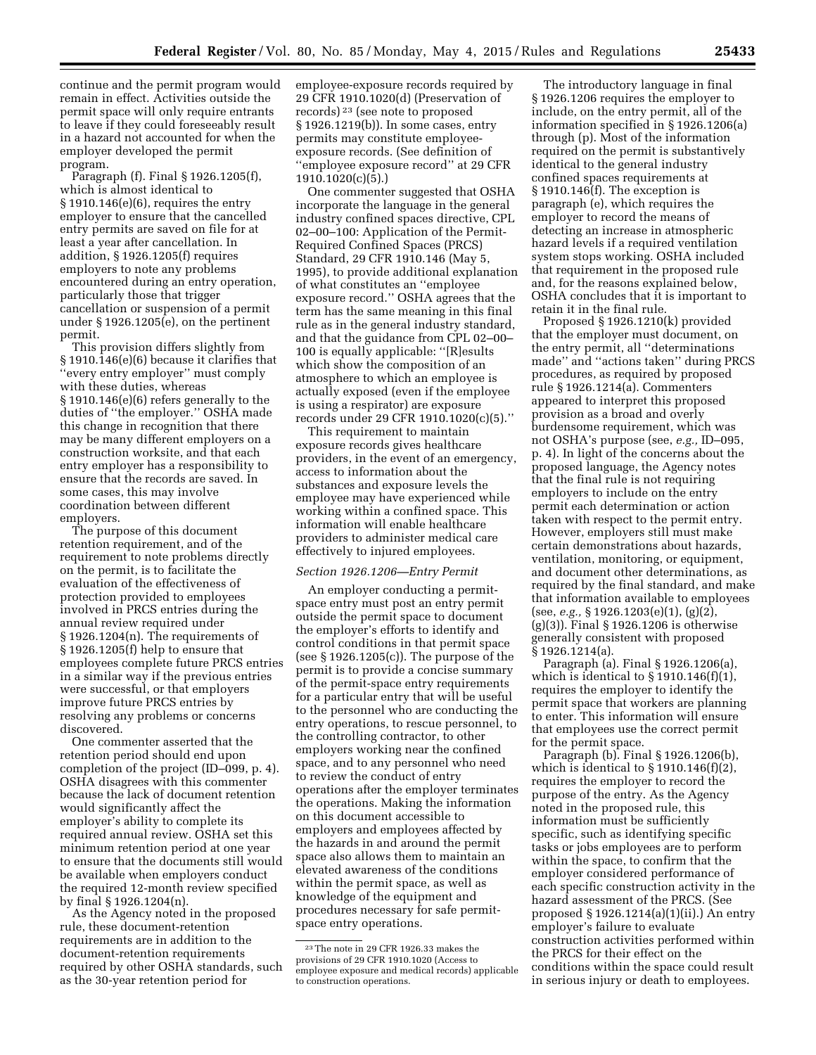continue and the permit program would remain in effect. Activities outside the permit space will only require entrants to leave if they could foreseeably result in a hazard not accounted for when the employer developed the permit program.

Paragraph (f). Final § 1926.1205(f), which is almost identical to § 1910.146(e)(6), requires the entry employer to ensure that the cancelled entry permits are saved on file for at least a year after cancellation. In addition, § 1926.1205(f) requires employers to note any problems encountered during an entry operation, particularly those that trigger cancellation or suspension of a permit under § 1926.1205(e), on the pertinent permit.

This provision differs slightly from § 1910.146(e)(6) because it clarifies that ''every entry employer'' must comply with these duties, whereas § 1910.146(e)(6) refers generally to the duties of ''the employer.'' OSHA made this change in recognition that there may be many different employers on a construction worksite, and that each entry employer has a responsibility to ensure that the records are saved. In some cases, this may involve coordination between different employers.

The purpose of this document retention requirement, and of the requirement to note problems directly on the permit, is to facilitate the evaluation of the effectiveness of protection provided to employees involved in PRCS entries during the annual review required under § 1926.1204(n). The requirements of § 1926.1205(f) help to ensure that employees complete future PRCS entries in a similar way if the previous entries were successful, or that employers improve future PRCS entries by resolving any problems or concerns discovered.

One commenter asserted that the retention period should end upon completion of the project (ID–099, p. 4). OSHA disagrees with this commenter because the lack of document retention would significantly affect the employer's ability to complete its required annual review. OSHA set this minimum retention period at one year to ensure that the documents still would be available when employers conduct the required 12-month review specified by final § 1926.1204(n).

As the Agency noted in the proposed rule, these document-retention requirements are in addition to the document-retention requirements required by other OSHA standards, such as the 30-year retention period for employee-exposure records required by 29 CFR 1910.1020(d) (Preservation of records) [23] (see note to proposed § 1926.1219(b)). In some cases, entry permits may constitute employee-exposure records. (See definition of ''employee exposure record'' at 29 CFR 1910.1020(c)(5).)

One commenter suggested that OSHA incorporate the language in the general industry confined spaces directive, CPL 02–00–100: Application of the Permit-Required Confined Spaces (PRCS) Standard, 29 CFR 1910.146 (May 5, 1995), to provide additional explanation of what constitutes an ''employee exposure record.'' OSHA agrees that the term has the same meaning in this final rule as in the general industry standard, and that the guidance from CPL 02–00–100 is equally applicable: ''[R]esults which show the composition of an atmosphere to which an employee is actually exposed (even if the employee is using a respirator) are exposure records under 29 CFR 1910.1020(c)(5).''

This requirement to maintain exposure records gives healthcare providers, in the event of an emergency, access to information about the substances and exposure levels the employee may have experienced while working within a confined space. This information will enable healthcare providers to administer medical care effectively to injured employees.

### *Section 1926.1206—Entry Permit*

An employer conducting a permit-space entry must post an entry permit outside the permit space to document the employer's efforts to identify and control conditions in that permit space (see § 1926.1205(c)). The purpose of the permit is to provide a concise summary of the permit-space entry requirements for a particular entry that will be useful to the personnel who are conducting the entry operations, to rescue personnel, to the controlling contractor, to other employers working near the confined space, and to any personnel who need to review the conduct of entry operations after the employer terminates the operations. Making the information on this document accessible to employers and employees affected by the hazards in and around the permit space also allows them to maintain an elevated awareness of the conditions within the permit space, as well as knowledge of the equipment and procedures necessary for safe permit-space entry operations.

The introductory language in final § 1926.1206 requires the employer to include, on the entry permit, all of the information specified in § 1926.1206(a) through (p). Most of the information required on the permit is substantively identical to the general industry confined spaces requirements at § 1910.146(f). The exception is paragraph (e), which requires the employer to record the means of detecting an increase in atmospheric hazard levels if a required ventilation system stops working. OSHA included that requirement in the proposed rule and, for the reasons explained below, OSHA concludes that it is important to retain it in the final rule.

Proposed § 1926.1210(k) provided that the employer must document, on the entry permit, all ''determinations made'' and ''actions taken'' during PRCS procedures, as required by proposed rule § 1926.1214(a). Commenters appeared to interpret this proposed provision as a broad and overly burdensome requirement, which was not OSHA's purpose (see, *e.g.,* ID–095, p. 4). In light of the concerns about the proposed language, the Agency notes that the final rule is not requiring employers to include on the entry permit each determination or action taken with respect to the permit entry. However, employers still must make certain demonstrations about hazards, ventilation, monitoring, or equipment, and document other determinations, as required by the final standard, and make that information available to employees (see, *e.g.,* § 1926.1203(e)(1), (g)(2), (g)(3)). Final § 1926.1206 is otherwise generally consistent with proposed § 1926.1214(a).

Paragraph (a). Final § 1926.1206(a), which is identical to § 1910.146(f)(1), requires the employer to identify the permit space that workers are planning to enter. This information will ensure that employees use the correct permit for the permit space.

Paragraph (b). Final § 1926.1206(b), which is identical to § 1910.146(f)(2), requires the employer to record the purpose of the entry. As the Agency noted in the proposed rule, this information must be sufficiently specific, such as identifying specific tasks or jobs employees are to perform within the space, to confirm that the employer considered performance of each specific construction activity in the hazard assessment of the PRCS. (See proposed § 1926.1214(a)(1)(ii).) An entry employer's failure to evaluate construction activities performed within the PRCS for their effect on the conditions within the space could result in serious injury or death to employees.

---

[23] The note in 29 CFR 1926.33 makes the provisions of 29 CFR 1910.1020 (Access to employee exposure and medical records) applicable to construction operations.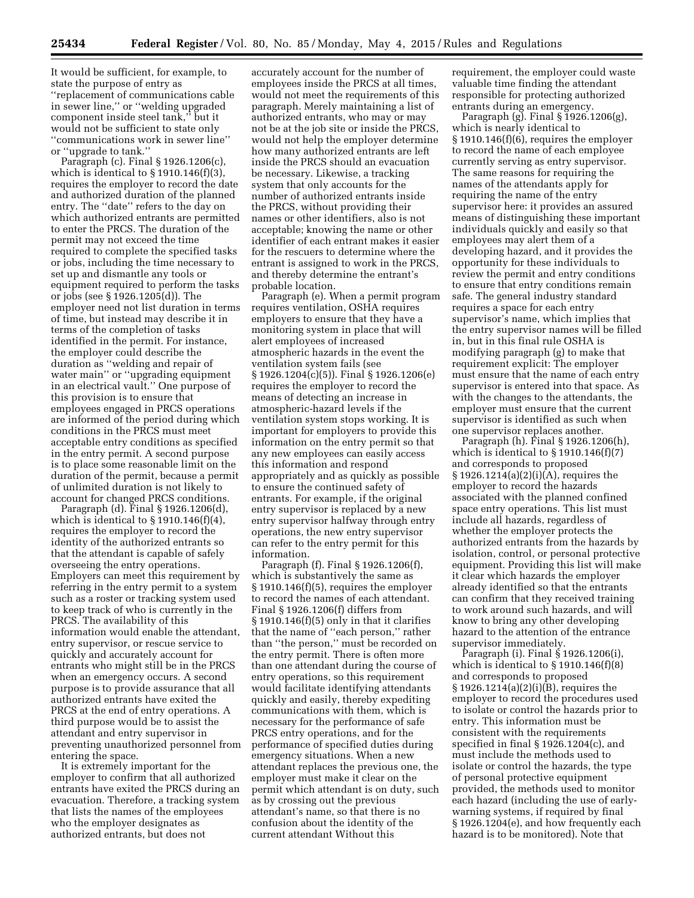It would be sufficient, for example, to state the purpose of entry as ''replacement of communications cable in sewer line,'' or ''welding upgraded component inside steel tank,'' but it would not be sufficient to state only ''communications work in sewer line'' or ''upgrade to tank.''

Paragraph (c). Final § 1926.1206(c), which is identical to § 1910.146(f)(3), requires the employer to record the date and authorized duration of the planned entry. The ''date'' refers to the day on which authorized entrants are permitted to enter the PRCS. The duration of the permit may not exceed the time required to complete the specified tasks or jobs, including the time necessary to set up and dismantle any tools or equipment required to perform the tasks or jobs (see § 1926.1205(d)). The employer need not list duration in terms of time, but instead may describe it in terms of the completion of tasks identified in the permit. For instance, the employer could describe the duration as ''welding and repair of water main'' or ''upgrading equipment in an electrical vault.'' One purpose of this provision is to ensure that employees engaged in PRCS operations are informed of the period during which conditions in the PRCS must meet acceptable entry conditions as specified in the entry permit. A second purpose is to place some reasonable limit on the duration of the permit, because a permit of unlimited duration is not likely to account for changed PRCS conditions.

Paragraph (d). Final § 1926.1206(d), which is identical to § 1910.146(f)(4), requires the employer to record the identity of the authorized entrants so that the attendant is capable of safely overseeing the entry operations. Employers can meet this requirement by referring in the entry permit to a system such as a roster or tracking system used to keep track of who is currently in the PRCS. The availability of this information would enable the attendant, entry supervisor, or rescue service to quickly and accurately account for entrants who might still be in the PRCS when an emergency occurs. A second purpose is to provide assurance that all authorized entrants have exited the PRCS at the end of entry operations. A third purpose would be to assist the attendant and entry supervisor in preventing unauthorized personnel from entering the space.

It is extremely important for the employer to confirm that all authorized entrants have exited the PRCS during an evacuation. Therefore, a tracking system that lists the names of the employees who the employer designates as authorized entrants, but does not accurately account for the number of employees inside the PRCS at all times, would not meet the requirements of this paragraph. Merely maintaining a list of authorized entrants, who may or may not be at the job site or inside the PRCS, would not help the employer determine how many authorized entrants are left inside the PRCS should an evacuation be necessary. Likewise, a tracking system that only accounts for the number of authorized entrants inside the PRCS, without providing their names or other identifiers, also is not acceptable; knowing the name or other identifier of each entrant makes it easier for the rescuers to determine where the entrant is assigned to work in the PRCS, and thereby determine the entrant's probable location.

Paragraph (e). When a permit program requires ventilation, OSHA requires employers to ensure that they have a monitoring system in place that will alert employees of increased atmospheric hazards in the event the ventilation system fails (see § 1926.1204(c)(5)). Final § 1926.1206(e) requires the employer to record the means of detecting an increase in atmospheric-hazard levels if the ventilation system stops working. It is important for employers to provide this information on the entry permit so that any new employees can easily access this information and respond appropriately and as quickly as possible to ensure the continued safety of entrants. For example, if the original entry supervisor is replaced by a new entry supervisor halfway through entry operations, the new entry supervisor can refer to the entry permit for this information.

Paragraph (f). Final § 1926.1206(f), which is substantively the same as § 1910.146(f)(5), requires the employer to record the names of each attendant. Final § 1926.1206(f) differs from § 1910.146(f)(5) only in that it clarifies that the name of ''each person,'' rather than ''the person,'' must be recorded on the entry permit. There is often more than one attendant during the course of entry operations, so this requirement would facilitate identifying attendants quickly and easily, thereby expediting communications with them, which is necessary for the performance of safe PRCS entry operations, and for the performance of specified duties during emergency situations. When a new attendant replaces the previous one, the employer must make it clear on the permit which attendant is on duty, such as by crossing out the previous attendant's name, so that there is no confusion about the identity of the current attendant Without this requirement, the employer could waste valuable time finding the attendant responsible for protecting authorized entrants during an emergency.

Paragraph (g). Final § 1926.1206(g), which is nearly identical to § 1910.146(f)(6), requires the employer to record the name of each employee currently serving as entry supervisor. The same reasons for requiring the names of the attendants apply for requiring the name of the entry supervisor here: it provides an assured means of distinguishing these important individuals quickly and easily so that employees may alert them of a developing hazard, and it provides the opportunity for these individuals to review the permit and entry conditions to ensure that entry conditions remain safe. The general industry standard requires a space for each entry supervisor's name, which implies that the entry supervisor names will be filled in, but in this final rule OSHA is modifying paragraph (g) to make that requirement explicit: The employer must ensure that the name of each entry supervisor is entered into that space. As with the changes to the attendants, the employer must ensure that the current supervisor is identified as such when one supervisor replaces another.

Paragraph (h). Final § 1926.1206(h), which is identical to § 1910.146(f)(7) and corresponds to proposed § 1926.1214(a)(2)(i)(A), requires the employer to record the hazards associated with the planned confined space entry operations. This list must include all hazards, regardless of whether the employer protects the authorized entrants from the hazards by isolation, control, or personal protective equipment. Providing this list will make it clear which hazards the employer already identified so that the entrants can confirm that they received training to work around such hazards, and will know to bring any other developing hazard to the attention of the entrance supervisor immediately.

Paragraph (i). Final § 1926.1206(i), which is identical to § 1910.146(f)(8) and corresponds to proposed § 1926.1214(a)(2)(i)(B), requires the employer to record the procedures used to isolate or control the hazards prior to entry. This information must be consistent with the requirements specified in final § 1926.1204(c), and must include the methods used to isolate or control the hazards, the type of personal protective equipment provided, the methods used to monitor each hazard (including the use of early-warning systems, if required by final § 1926.1204(e), and how frequently each hazard is to be monitored). Note that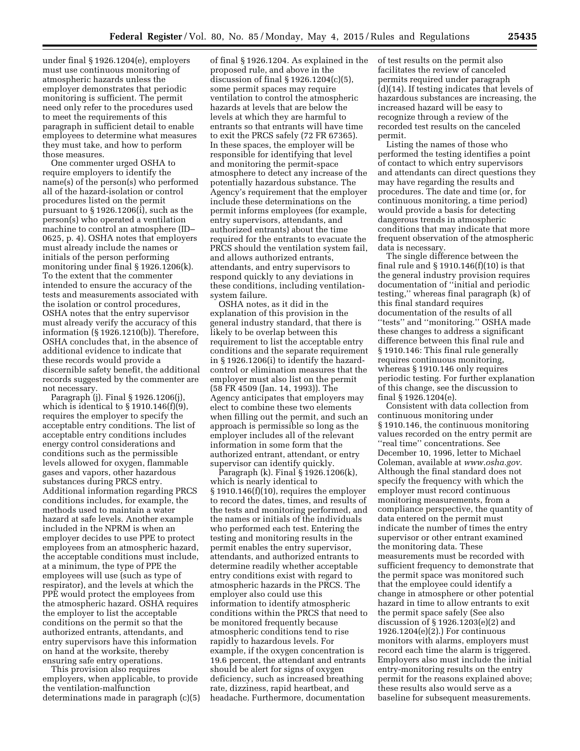under final § 1926.1204(e), employers must use continuous monitoring of atmospheric hazards unless the employer demonstrates that periodic monitoring is sufficient. The permit need only refer to the procedures used to meet the requirements of this paragraph in sufficient detail to enable employees to determine what measures they must take, and how to perform those measures.

One commenter urged OSHA to require employers to identify the name(s) of the person(s) who performed all of the hazard-isolation or control procedures listed on the permit pursuant to § 1926.1206(i), such as the person(s) who operated a ventilation machine to control an atmosphere (ID–0625, p. 4). OSHA notes that employers must already include the names or initials of the person performing monitoring under final § 1926.1206(k). To the extent that the commenter intended to ensure the accuracy of the tests and measurements associated with the isolation or control procedures, OSHA notes that the entry supervisor must already verify the accuracy of this information (§ 1926.1210(b)). Therefore, OSHA concludes that, in the absence of additional evidence to indicate that these records would provide a discernible safety benefit, the additional records suggested by the commenter are not necessary.

Paragraph (j). Final § 1926.1206(j), which is identical to § 1910.146(f)(9), requires the employer to specify the acceptable entry conditions. The list of acceptable entry conditions includes energy control considerations and conditions such as the permissible levels allowed for oxygen, flammable gases and vapors, other hazardous substances during PRCS entry. Additional information regarding PRCS conditions includes, for example, the methods used to maintain a water hazard at safe levels. Another example included in the NPRM is when an employer decides to use PPE to protect employees from an atmospheric hazard, the acceptable conditions must include, at a minimum, the type of PPE the employees will use (such as type of respirator), and the levels at which the PPE would protect the employees from the atmospheric hazard. OSHA requires the employer to list the acceptable conditions on the permit so that the authorized entrants, attendants, and entry supervisors have this information on hand at the worksite, thereby ensuring safe entry operations.

This provision also requires employers, when applicable, to provide the ventilation-malfunction determinations made in paragraph (c)(5) of final § 1926.1204. As explained in the proposed rule, and above in the discussion of final § 1926.1204(c)(5), some permit spaces may require ventilation to control the atmospheric hazards at levels that are below the levels at which they are harmful to entrants so that entrants will have time to exit the PRCS safely (72 FR 67365). In these spaces, the employer will be responsible for identifying that level and monitoring the permit-space atmosphere to detect any increase of the potentially hazardous substance. The Agency's requirement that the employer include these determinations on the permit informs employees (for example, entry supervisors, attendants, and authorized entrants) about the time required for the entrants to evacuate the PRCS should the ventilation system fail, and allows authorized entrants, attendants, and entry supervisors to respond quickly to any deviations in these conditions, including ventilation-system failure.

OSHA notes, as it did in the explanation of this provision in the general industry standard, that there is likely to be overlap between this requirement to list the acceptable entry conditions and the separate requirement in § 1926.1206(i) to identify the hazard-control or elimination measures that the employer must also list on the permit (58 FR 4509 (Jan. 14, 1993)). The Agency anticipates that employers may elect to combine these two elements when filling out the permit, and such an approach is permissible so long as the employer includes all of the relevant information in some form that the authorized entrant, attendant, or entry supervisor can identify quickly.

Paragraph (k). Final § 1926.1206(k), which is nearly identical to § 1910.146(f)(10), requires the employer to record the dates, times, and results of the tests and monitoring performed, and the names or initials of the individuals who performed each test. Entering the testing and monitoring results in the permit enables the entry supervisor, attendants, and authorized entrants to determine readily whether acceptable entry conditions exist with regard to atmospheric hazards in the PRCS. The employer also could use this information to identify atmospheric conditions within the PRCS that need to be monitored frequently because atmospheric conditions tend to rise rapidly to hazardous levels. For example, if the oxygen concentration is 19.6 percent, the attendant and entrants should be alert for signs of oxygen deficiency, such as increased breathing rate, dizziness, rapid heartbeat, and headache. Furthermore, documentation of test results on the permit also facilitates the review of canceled permits required under paragraph (d)(14). If testing indicates that levels of hazardous substances are increasing, the increased hazard will be easy to recognize through a review of the recorded test results on the canceled permit.

Listing the names of those who performed the testing identifies a point of contact to which entry supervisors and attendants can direct questions they may have regarding the results and procedures. The date and time (or, for continuous monitoring, a time period) would provide a basis for detecting dangerous trends in atmospheric conditions that may indicate that more frequent observation of the atmospheric data is necessary.

The single difference between the final rule and § 1910.146(f)(10) is that the general industry provision requires documentation of ''initial and periodic testing,'' whereas final paragraph (k) of this final standard requires documentation of the results of all ''tests'' and ''monitoring.'' OSHA made these changes to address a significant difference between this final rule and § 1910.146: This final rule generally requires continuous monitoring, whereas § 1910.146 only requires periodic testing. For further explanation of this change, see the discussion to final § 1926.1204(e).

Consistent with data collection from continuous monitoring under § 1910.146, the continuous monitoring values recorded on the entry permit are ''real time'' concentrations. See December 10, 1996, letter to Michael Coleman, available at *www.osha.gov*. Although the final standard does not specify the frequency with which the employer must record continuous monitoring measurements, from a compliance perspective, the quantity of data entered on the permit must indicate the number of times the entry supervisor or other entrant examined the monitoring data. These measurements must be recorded with sufficient frequency to demonstrate that the permit space was monitored such that the employee could identify a change in atmosphere or other potential hazard in time to allow entrants to exit the permit space safely (See also discussion of § 1926.1203(e)(2) and 1926.1204(e)(2).) For continuous monitors with alarms, employers must record each time the alarm is triggered. Employers also must include the initial entry-monitoring results on the entry permit for the reasons explained above; these results also would serve as a baseline for subsequent measurements.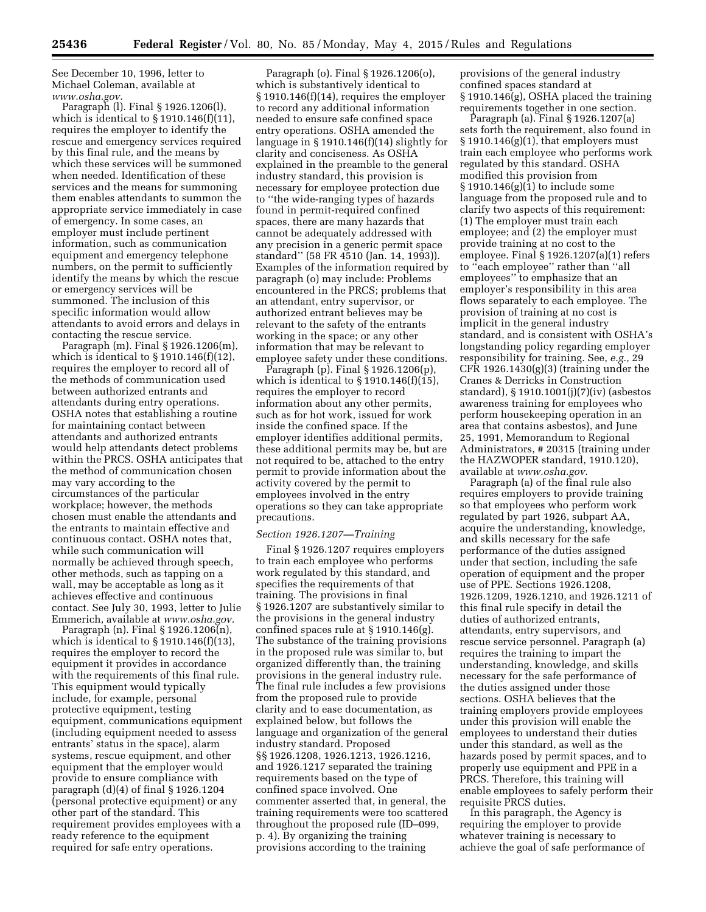See December 10, 1996, letter to Michael Coleman, available at *www.osha.gov*.

Paragraph (l). Final § 1926.1206(l), which is identical to § 1910.146(f)(11), requires the employer to identify the rescue and emergency services required by this final rule, and the means by which these services will be summoned when needed. Identification of these services and the means for summoning them enables attendants to summon the appropriate service immediately in case of emergency. In some cases, an employer must include pertinent information, such as communication equipment and emergency telephone numbers, on the permit to sufficiently identify the means by which the rescue or emergency services will be summoned. The inclusion of this specific information would allow attendants to avoid errors and delays in contacting the rescue service.

Paragraph (m). Final § 1926.1206(m), which is identical to § 1910.146(f)(12), requires the employer to record all of the methods of communication used between authorized entrants and attendants during entry operations. OSHA notes that establishing a routine for maintaining contact between attendants and authorized entrants would help attendants detect problems within the PRCS. OSHA anticipates that the method of communication chosen may vary according to the circumstances of the particular workplace; however, the methods chosen must enable the attendants and the entrants to maintain effective and continuous contact. OSHA notes that, while such communication will normally be achieved through speech, other methods, such as tapping on a wall, may be acceptable as long as it achieves effective and continuous contact. See July 30, 1993, letter to Julie Emmerich, available at *www.osha.gov*.

Paragraph (n). Final § 1926.1206(n), which is identical to § 1910.146(f)(13), requires the employer to record the equipment it provides in accordance with the requirements of this final rule. This equipment would typically include, for example, personal protective equipment, testing equipment, communications equipment (including equipment needed to assess entrants' status in the space), alarm systems, rescue equipment, and other equipment that the employer would provide to ensure compliance with paragraph (d)(4) of final § 1926.1204 (personal protective equipment) or any other part of the standard. This requirement provides employees with a ready reference to the equipment required for safe entry operations.

Paragraph (o). Final § 1926.1206(o), which is substantively identical to § 1910.146(f)(14), requires the employer to record any additional information needed to ensure safe confined space entry operations. OSHA amended the language in § 1910.146(f)(14) slightly for clarity and conciseness. As OSHA explained in the preamble to the general industry standard, this provision is necessary for employee protection due to "the wide-ranging types of hazards found in permit-required confined spaces, there are many hazards that cannot be adequately addressed with any precision in a generic permit space standard" (58 FR 4510 (Jan. 14, 1993)). Examples of the information required by paragraph (o) may include: Problems encountered in the PRCS; problems that an attendant, entry supervisor, or authorized entrant believes may be relevant to the safety of the entrants working in the space; or any other information that may be relevant to employee safety under these conditions.

Paragraph (p). Final § 1926.1206(p), which is identical to § 1910.146(f)(15), requires the employer to record information about any other permits, such as for hot work, issued for work inside the confined space. If the employer identifies additional permits, these additional permits may be, but are not required to be, attached to the entry permit to provide information about the activity covered by the permit to employees involved in the entry operations so they can take appropriate precautions.

### *Section 1926.1207—Training*

Final § 1926.1207 requires employers to train each employee who performs work regulated by this standard, and specifies the requirements of that training. The provisions in final § 1926.1207 are substantively similar to the provisions in the general industry confined spaces rule at § 1910.146(g). The substance of the training provisions in the proposed rule was similar to, but organized differently than, the training provisions in the general industry rule. The final rule includes a few provisions from the proposed rule to provide clarity and to ease documentation, as explained below, but follows the language and organization of the general industry standard. Proposed §§ 1926.1208, 1926.1213, 1926.1216, and 1926.1217 separated the training requirements based on the type of confined space involved. One commenter asserted that, in general, the training requirements were too scattered throughout the proposed rule (ID–099, p. 4). By organizing the training provisions according to the training provisions of the general industry confined spaces standard at § 1910.146(g), OSHA placed the training requirements together in one section.

Paragraph (a). Final § 1926.1207(a) sets forth the requirement, also found in § 1910.146(g)(1), that employers must train each employee who performs work regulated by this standard. OSHA modified this provision from § 1910.146(g)(1) to include some language from the proposed rule and to clarify two aspects of this requirement: (1) The employer must train each employee; and (2) the employer must provide training at no cost to the employee. Final § 1926.1207(a)(1) refers to "each employee" rather than "all employees" to emphasize that an employer's responsibility in this area flows separately to each employee. The provision of training at no cost is implicit in the general industry standard, and is consistent with OSHA's longstanding policy regarding employer responsibility for training. See, *e.g.,* 29 CFR 1926.1430(g)(3) (training under the Cranes & Derricks in Construction standard), § 1910.1001(j)(7)(iv) (asbestos awareness training for employees who perform housekeeping operation in an area that contains asbestos), and June 25, 1991, Memorandum to Regional Administrators, # 20315 (training under the HAZWOPER standard, 1910.120), available at *www.osha.gov*.

Paragraph (a) of the final rule also requires employers to provide training so that employees who perform work regulated by part 1926, subpart AA, acquire the understanding, knowledge, and skills necessary for the safe performance of the duties assigned under that section, including the safe operation of equipment and the proper use of PPE. Sections 1926.1208, 1926.1209, 1926.1210, and 1926.1211 of this final rule specify in detail the duties of authorized entrants, attendants, entry supervisors, and rescue service personnel. Paragraph (a) requires the training to impart the understanding, knowledge, and skills necessary for the safe performance of the duties assigned under those sections. OSHA believes that the training employers provide employees under this provision will enable the employees to understand their duties under this standard, as well as the hazards posed by permit spaces, and to properly use equipment and PPE in a PRCS. Therefore, this training will enable employees to safely perform their requisite PRCS duties.

In this paragraph, the Agency is requiring the employer to provide whatever training is necessary to achieve the goal of safe performance of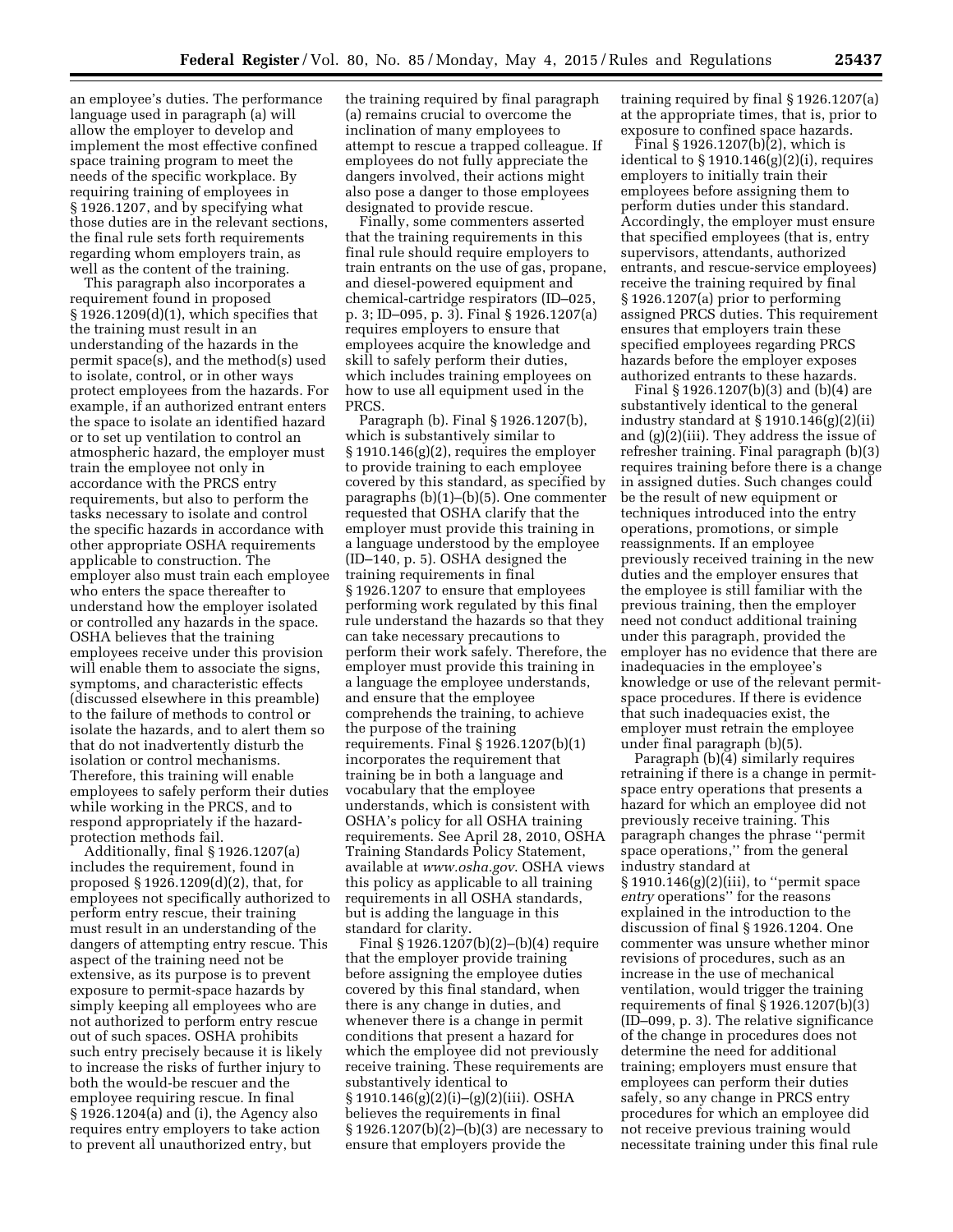an employee's duties. The performance language used in paragraph (a) will allow the employer to develop and implement the most effective confined space training program to meet the needs of the specific workplace. By requiring training of employees in § 1926.1207, and by specifying what those duties are in the relevant sections, the final rule sets forth requirements regarding whom employers train, as well as the content of the training.

This paragraph also incorporates a requirement found in proposed § 1926.1209(d)(1), which specifies that the training must result in an understanding of the hazards in the permit space(s), and the method(s) used to isolate, control, or in other ways protect employees from the hazards. For example, if an authorized entrant enters the space to isolate an identified hazard or to set up ventilation to control an atmospheric hazard, the employer must train the employee not only in accordance with the PRCS entry requirements, but also to perform the tasks necessary to isolate and control the specific hazards in accordance with other appropriate OSHA requirements applicable to construction. The employer also must train each employee who enters the space thereafter to understand how the employer isolated or controlled any hazards in the space. OSHA believes that the training employees receive under this provision will enable them to associate the signs, symptoms, and characteristic effects (discussed elsewhere in this preamble) to the failure of methods to control or isolate the hazards, and to alert them so that do not inadvertently disturb the isolation or control mechanisms. Therefore, this training will enable employees to safely perform their duties while working in the PRCS, and to respond appropriately if the hazard-protection methods fail.

Additionally, final § 1926.1207(a) includes the requirement, found in proposed § 1926.1209(d)(2), that, for employees not specifically authorized to perform entry rescue, their training must result in an understanding of the dangers of attempting entry rescue. This aspect of the training need not be extensive, as its purpose is to prevent exposure to permit-space hazards by simply keeping all employees who are not authorized to perform entry rescue out of such spaces. OSHA prohibits such entry precisely because it is likely to increase the risks of further injury to both the would-be rescuer and the employee requiring rescue. In final § 1926.1204(a) and (i), the Agency also requires entry employers to take action to prevent all unauthorized entry, but the training required by final paragraph (a) remains crucial to overcome the inclination of many employees to attempt to rescue a trapped colleague. If employees do not fully appreciate the dangers involved, their actions might also pose a danger to those employees designated to provide rescue.

Finally, some commenters asserted that the training requirements in this final rule should require employers to train entrants on the use of gas, propane, and diesel-powered equipment and chemical-cartridge respirators (ID–025, p. 3; ID–095, p. 3). Final § 1926.1207(a) requires employers to ensure that employees acquire the knowledge and skill to safely perform their duties, which includes training employees on how to use all equipment used in the PRCS.

*Paragraph (b).* Final § 1926.1207(b), which is substantively similar to § 1910.146(g)(2), requires the employer to provide training to each employee covered by this standard, as specified by paragraphs (b)(1)–(b)(5). One commenter requested that OSHA clarify that the employer must provide this training in a language understood by the employee (ID–140, p. 5). OSHA designed the training requirements in final § 1926.1207 to ensure that employees performing work regulated by this final rule understand the hazards so that they can take necessary precautions to perform their work safely. Therefore, the employer must provide this training in a language the employee understands, and ensure that the employee comprehends the training, to achieve the purpose of the training requirements. Final § 1926.1207(b)(1) incorporates the requirement that training be in both a language and vocabulary that the employee understands, which is consistent with OSHA's policy for all OSHA training requirements. See April 28, 2010, OSHA Training Standards Policy Statement, available at *www.osha.gov*. OSHA views this policy as applicable to all training requirements in all OSHA standards, but is adding the language in this standard for clarity.

Final § 1926.1207(b)(2)–(b)(4) require that the employer provide training before assigning the employee duties covered by this final standard, when there is any change in duties, and whenever there is a change in permit conditions that present a hazard for which the employee did not previously receive training. These requirements are substantively identical to § 1910.146(g)(2)(i)–(g)(2)(iii). OSHA believes the requirements in final § 1926.1207(b)(2)–(b)(3) are necessary to ensure that employers provide the training required by final § 1926.1207(a) at the appropriate times, that is, prior to exposure to confined space hazards.

Final § 1926.1207(b)(2), which is identical to § 1910.146(g)(2)(i), requires employers to initially train their employees before assigning them to perform duties under this standard. Accordingly, the employer must ensure that specified employees (that is, entry supervisors, attendants, authorized entrants, and rescue-service employees) receive the training required by final § 1926.1207(a) prior to performing assigned PRCS duties. This requirement ensures that employers train these specified employees regarding PRCS hazards before the employer exposes authorized entrants to these hazards.

Final § 1926.1207(b)(3) and (b)(4) are substantively identical to the general industry standard at § 1910.146(g)(2)(ii) and (g)(2)(iii). They address the issue of refresher training. Final paragraph (b)(3) requires training before there is a change in assigned duties. Such changes could be the result of new equipment or techniques introduced into the entry operations, promotions, or simple reassignments. If an employee previously received training in the new duties and the employer ensures that the employee is still familiar with the previous training, then the employer need not conduct additional training under this paragraph, provided the employer has no evidence that there are inadequacies in the employee's knowledge or use of the relevant permit-space procedures. If there is evidence that such inadequacies exist, the employer must retrain the employee under final paragraph (b)(5).

Paragraph (b)(4) similarly requires retraining if there is a change in permit-space entry operations that presents a hazard for which an employee did not previously receive training. This paragraph changes the phrase "permit space operations," from the general industry standard at § 1910.146(g)(2)(iii), to "permit space *entry* operations" for the reasons explained in the introduction to the discussion of final § 1926.1204. One commenter was unsure whether minor revisions of procedures, such as an increase in the use of mechanical ventilation, would trigger the training requirements of final § 1926.1207(b)(3) (ID–099, p. 3). The relative significance of the change in procedures does not determine the need for additional training; employers must ensure that employees can perform their duties safely, so any change in PRCS entry procedures for which an employee did not receive previous training would necessitate training under this final rule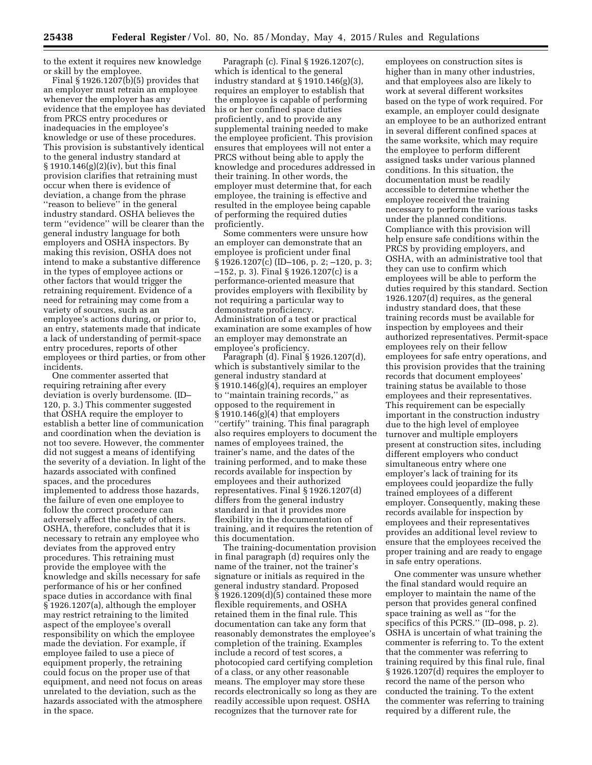to the extent it requires new knowledge or skill by the employee.

Final § 1926.1207(b)(5) provides that an employer must retrain an employee whenever the employer has any evidence that the employee has deviated from PRCS entry procedures or inadequacies in the employee's knowledge or use of these procedures. This provision is substantively identical to the general industry standard at § 1910.146(g)(2)(iv), but this final provision clarifies that retraining must occur when there is evidence of deviation, a change from the phrase "reason to believe" in the general industry standard. OSHA believes the term "evidence" will be clearer than the general industry language for both employers and OSHA inspectors. By making this revision, OSHA does not intend to make a substantive difference in the types of employee actions or other factors that would trigger the retraining requirement. Evidence of a need for retraining may come from a variety of sources, such as an employee's actions during, or prior to, an entry, statements made that indicate a lack of understanding of permit-space entry procedures, reports of other employees or third parties, or from other incidents.

One commenter asserted that requiring retraining after every deviation is overly burdensome. (ID–120, p. 3.) This commenter suggested that OSHA require the employer to establish a better line of communication and coordination when the deviation is not too severe. However, the commenter did not suggest a means of identifying the severity of a deviation. In light of the hazards associated with confined spaces, and the procedures implemented to address those hazards, the failure of even one employee to follow the correct procedure can adversely affect the safety of others. OSHA, therefore, concludes that it is necessary to retrain any employee who deviates from the approved entry procedures. This retraining must provide the employee with the knowledge and skills necessary for safe performance of his or her confined space duties in accordance with final § 1926.1207(a), although the employer may restrict retraining to the limited aspect of the employee's overall responsibility on which the employee made the deviation. For example, if employee failed to use a piece of equipment properly, the retraining could focus on the proper use of that equipment, and need not focus on areas unrelated to the deviation, such as the hazards associated with the atmosphere in the space.

Paragraph (c). Final § 1926.1207(c), which is identical to the general industry standard at § 1910.146(g)(3), requires an employer to establish that the employee is capable of performing his or her confined space duties proficiently, and to provide any supplemental training needed to make the employee proficient. This provision ensures that employees will not enter a PRCS without being able to apply the knowledge and procedures addressed in their training. In other words, the employer must determine that, for each employee, the training is effective and resulted in the employee being capable of performing the required duties proficiently.

Some commenters were unsure how an employer can demonstrate that an employee is proficient under final § 1926.1207(c) (ID–106, p. 2; –120, p. 3; –152, p. 3). Final § 1926.1207(c) is a performance-oriented measure that provides employers with flexibility by not requiring a particular way to demonstrate proficiency. Administration of a test or practical examination are some examples of how an employer may demonstrate an employee's proficiency.

Paragraph (d). Final § 1926.1207(d), which is substantively similar to the general industry standard at § 1910.146(g)(4), requires an employer to "maintain training records," as opposed to the requirement in § 1910.146(g)(4) that employers "certify" training. This final paragraph also requires employers to document the names of employees trained, the trainer's name, and the dates of the training performed, and to make these records available for inspection by employees and their authorized representatives. Final § 1926.1207(d) differs from the general industry standard in that it provides more flexibility in the documentation of training, and it requires the retention of this documentation.

The training-documentation provision in final paragraph (d) requires only the name of the trainer, not the trainer's signature or initials as required in the general industry standard. Proposed § 1926.1209(d)(5) contained these more flexible requirements, and OSHA retained them in the final rule. This documentation can take any form that reasonably demonstrates the employee's completion of the training. Examples include a record of test scores, a photocopied card certifying completion of a class, or any other reasonable means. The employer may store these records electronically so long as they are readily accessible upon request. OSHA recognizes that the turnover rate for employees on construction sites is higher than in many other industries, and that employees also are likely to work at several different worksites based on the type of work required. For example, an employer could designate an employee to be an authorized entrant in several different confined spaces at the same worksite, which may require the employee to perform different assigned tasks under various planned conditions. In this situation, the documentation must be readily accessible to determine whether the employee received the training necessary to perform the various tasks under the planned conditions. Compliance with this provision will help ensure safe conditions within the PRCS by providing employers, and OSHA, with an administrative tool that they can use to confirm which employees will be able to perform the duties required by this standard. Section 1926.1207(d) requires, as the general industry standard does, that these training records must be available for inspection by employees and their authorized representatives. Permit-space employees rely on their fellow employees for safe entry operations, and this provision provides that the training records that document employees' training status be available to those employees and their representatives. This requirement can be especially important in the construction industry due to the high level of employee turnover and multiple employers present at construction sites, including different employers who conduct simultaneous entry where one employer's lack of training for its employees could jeopardize the fully trained employees of a different employer. Consequently, making these records available for inspection by employees and their representatives provides an additional level review to ensure that the employees received the proper training and are ready to engage in safe entry operations.

One commenter was unsure whether the final standard would require an employer to maintain the name of the person that provides general confined space training as well as "for the specifics of this PCRS." (ID–098, p. 2). OSHA is uncertain of what training the commenter is referring to. To the extent that the commenter was referring to training required by this final rule, final § 1926.1207(d) requires the employer to record the name of the person who conducted the training. To the extent the commenter was referring to training required by a different rule, the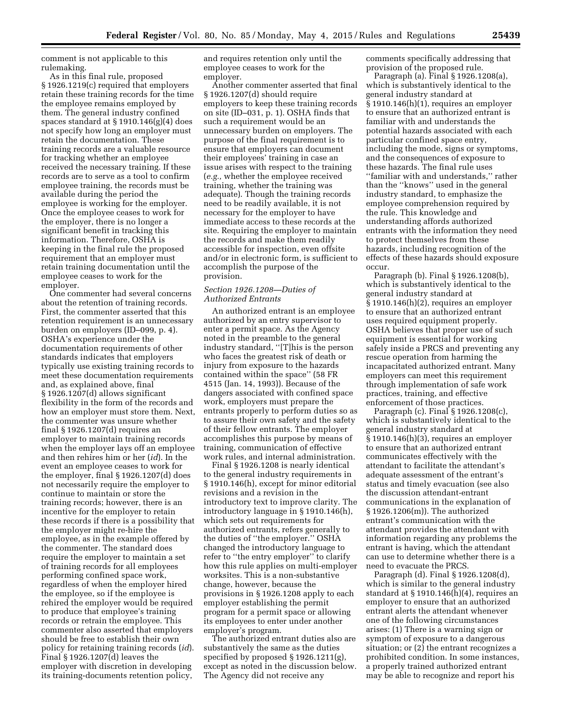comment is not applicable to this rulemaking.

As in this final rule, proposed § 1926.1219(c) required that employers retain these training records for the time the employee remains employed by them. The general industry confined spaces standard at § 1910.146(g)(4) does not specify how long an employer must retain the documentation. These training records are a valuable resource for tracking whether an employee received the necessary training. If these records are to serve as a tool to confirm employee training, the records must be available during the period the employee is working for the employer. Once the employee ceases to work for the employer, there is no longer a significant benefit in tracking this information. Therefore, OSHA is keeping in the final rule the proposed requirement that an employer must retain training documentation until the employee ceases to work for the employer.

One commenter had several concerns about the retention of training records. First, the commenter asserted that this retention requirement is an unnecessary burden on employers (ID–099, p. 4). OSHA's experience under the documentation requirements of other standards indicates that employers typically use existing training records to meet these documentation requirements and, as explained above, final § 1926.1207(d) allows significant flexibility in the form of the records and how an employer must store them. Next, the commenter was unsure whether final § 1926.1207(d) requires an employer to maintain training records when the employer lays off an employee and then rehires him or her (*id*). In the event an employee ceases to work for the employer, final § 1926.1207(d) does not necessarily require the employer to continue to maintain or store the training records; however, there is an incentive for the employer to retain these records if there is a possibility that the employer might re-hire the employee, as in the example offered by the commenter. The standard does require the employer to maintain a set of training records for all employees performing confined space work, regardless of when the employer hired the employee, so if the employee is rehired the employer would be required to produce that employee's training records or retrain the employee. This commenter also asserted that employers should be free to establish their own policy for retaining training records (*id*). Final § 1926.1207(d) leaves the employer with discretion in developing its training-documents retention policy, and requires retention only until the employee ceases to work for the employer.

Another commenter asserted that final § 1926.1207(d) should require employers to keep these training records on site (ID–031, p. 1). OSHA finds that such a requirement would be an unnecessary burden on employers. The purpose of the final requirement is to ensure that employers can document their employees' training in case an issue arises with respect to the training (*e.g.,* whether the employee received training, whether the training was adequate). Though the training records need to be readily available, it is not necessary for the employer to have immediate access to these records at the site. Requiring the employer to maintain the records and make them readily accessible for inspection, even offsite and/or in electronic form, is sufficient to accomplish the purpose of the provision.

### *Section 1926.1208—Duties of Authorized Entrants*

An authorized entrant is an employee authorized by an entry supervisor to enter a permit space. As the Agency noted in the preamble to the general industry standard, ''[T]his is the person who faces the greatest risk of death or injury from exposure to the hazards contained within the space'' (58 FR 4515 (Jan. 14, 1993)). Because of the dangers associated with confined space work, employers must prepare the entrants properly to perform duties so as to assure their own safety and the safety of their fellow entrants. The employer accomplishes this purpose by means of training, communication of effective work rules, and internal administration.

Final § 1926.1208 is nearly identical to the general industry requirements in § 1910.146(h), except for minor editorial revisions and a revision in the introductory text to improve clarity. The introductory language in § 1910.146(h), which sets out requirements for authorized entrants, refers generally to the duties of ''the employer.'' OSHA changed the introductory language to refer to ''the entry employer'' to clarify how this rule applies on multi-employer worksites. This is a non-substantive change, however, because the provisions in § 1926.1208 apply to each employer establishing the permit program for a permit space or allowing its employees to enter under another employer's program.

The authorized entrant duties also are substantively the same as the duties specified by proposed § 1926.1211(g), except as noted in the discussion below. The Agency did not receive any comments specifically addressing that provision of the proposed rule.

Paragraph (a). Final § 1926.1208(a), which is substantively identical to the general industry standard at § 1910.146(h)(1), requires an employer to ensure that an authorized entrant is familiar with and understands the potential hazards associated with each particular confined space entry, including the mode, signs or symptoms, and the consequences of exposure to these hazards. The final rule uses ''familiar with and understands,'' rather than the ''knows'' used in the general industry standard, to emphasize the employee comprehension required by the rule. This knowledge and understanding affords authorized entrants with the information they need to protect themselves from these hazards, including recognition of the effects of these hazards should exposure occur.

Paragraph (b). Final § 1926.1208(b), which is substantively identical to the general industry standard at § 1910.146(h)(2), requires an employer to ensure that an authorized entrant uses required equipment properly. OSHA believes that proper use of such equipment is essential for working safely inside a PRCS and preventing any rescue operation from harming the incapacitated authorized entrant. Many employers can meet this requirement through implementation of safe work practices, training, and effective enforcement of those practices.

Paragraph (c). Final § 1926.1208(c), which is substantively identical to the general industry standard at § 1910.146(h)(3), requires an employer to ensure that an authorized entrant communicates effectively with the attendant to facilitate the attendant's adequate assessment of the entrant's status and timely evacuation (see also the discussion attendant-entrant communications in the explanation of § 1926.1206(m)). The authorized entrant's communication with the attendant provides the attendant with information regarding any problems the entrant is having, which the attendant can use to determine whether there is a need to evacuate the PRCS.

Paragraph (d). Final § 1926.1208(d), which is similar to the general industry standard at § 1910.146(h)(4), requires an employer to ensure that an authorized entrant alerts the attendant whenever one of the following circumstances arises: (1) There is a warning sign or symptom of exposure to a dangerous situation; or (2) the entrant recognizes a prohibited condition. In some instances, a properly trained authorized entrant may be able to recognize and report his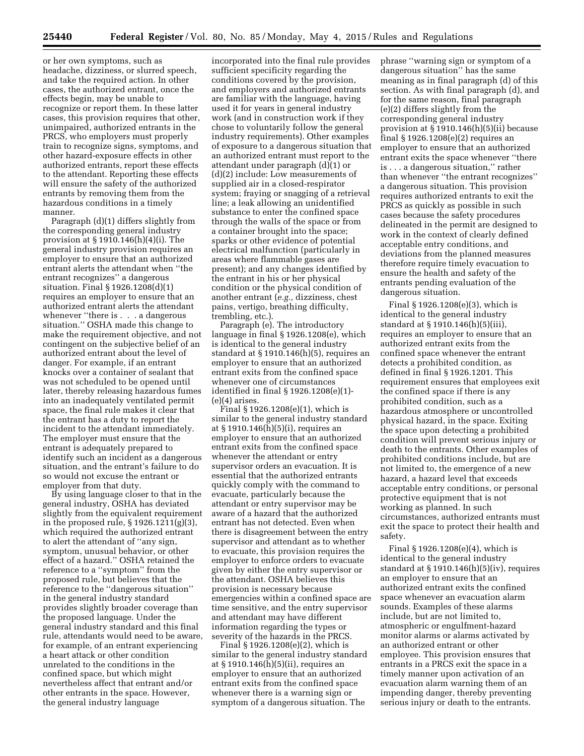or her own symptoms, such as headache, dizziness, or slurred speech, and take the required action. In other cases, the authorized entrant, once the effects begin, may be unable to recognize or report them. In these latter cases, this provision requires that other, unimpaired, authorized entrants in the PRCS, who employers must properly train to recognize signs, symptoms, and other hazard-exposure effects in other authorized entrants, report these effects to the attendant. Reporting these effects will ensure the safety of the authorized entrants by removing them from the hazardous conditions in a timely manner.

Paragraph (d)(1) differs slightly from the corresponding general industry provision at § 1910.146(h)(4)(i). The general industry provision requires an employer to ensure that an authorized entrant alerts the attendant when ''the entrant recognizes'' a dangerous situation. Final § 1926.1208(d)(1) requires an employer to ensure that an authorized entrant alerts the attendant whenever ''there is . . . a dangerous situation.'' OSHA made this change to make the requirement objective, and not contingent on the subjective belief of an authorized entrant about the level of danger. For example, if an entrant knocks over a container of sealant that was not scheduled to be opened until later, thereby releasing hazardous fumes into an inadequately ventilated permit space, the final rule makes it clear that the entrant has a duty to report the incident to the attendant immediately. The employer must ensure that the entrant is adequately prepared to identify such an incident as a dangerous situation, and the entrant's failure to do so would not excuse the entrant or employer from that duty.

By using language closer to that in the general industry, OSHA has deviated slightly from the equivalent requirement in the proposed rule, § 1926.1211(g)(3), which required the authorized entrant to alert the attendant of ''any sign, symptom, unusual behavior, or other effect of a hazard.'' OSHA retained the reference to a ''symptom'' from the proposed rule, but believes that the reference to the ''dangerous situation'' in the general industry standard provides slightly broader coverage than the proposed language. Under the general industry standard and this final rule, attendants would need to be aware, for example, of an entrant experiencing a heart attack or other condition unrelated to the conditions in the confined space, but which might nevertheless affect that entrant and/or other entrants in the space. However, the general industry language incorporated into the final rule provides sufficient specificity regarding the conditions covered by the provision, and employers and authorized entrants are familiar with the language, having used it for years in general industry work (and in construction work if they chose to voluntarily follow the general industry requirements). Other examples of exposure to a dangerous situation that an authorized entrant must report to the attendant under paragraph (d)(1) or (d)(2) include: Low measurements of supplied air in a closed-respirator system; fraying or snagging of a retrieval line; a leak allowing an unidentified substance to enter the confined space through the walls of the space or from a container brought into the space; sparks or other evidence of potential electrical malfunction (particularly in areas where flammable gases are present); and any changes identified by the entrant in his or her physical condition or the physical condition of another entrant (*e.g.,* dizziness, chest pains, vertigo, breathing difficulty, trembling, etc.).

Paragraph (e). The introductory language in final § 1926.1208(e), which is identical to the general industry standard at § 1910.146(h)(5), requires an employer to ensure that an authorized entrant exits from the confined space whenever one of circumstances identified in final § 1926.1208(e)(1)-(e)(4) arises.

Final § 1926.1208(e)(1), which is similar to the general industry standard at § 1910.146(h)(5)(i), requires an employer to ensure that an authorized entrant exits from the confined space whenever the attendant or entry supervisor orders an evacuation. It is essential that the authorized entrants quickly comply with the command to evacuate, particularly because the attendant or entry supervisor may be aware of a hazard that the authorized entrant has not detected. Even when there is disagreement between the entry supervisor and attendant as to whether to evacuate, this provision requires the employer to enforce orders to evacuate given by either the entry supervisor or the attendant. OSHA believes this provision is necessary because emergencies within a confined space are time sensitive, and the entry supervisor and attendant may have different information regarding the types or severity of the hazards in the PRCS.

Final § 1926.1208(e)(2), which is similar to the general industry standard at § 1910.146(h)(5)(ii), requires an employer to ensure that an authorized entrant exits from the confined space whenever there is a warning sign or symptom of a dangerous situation. The phrase ''warning sign or symptom of a dangerous situation'' has the same meaning as in final paragraph (d) of this section. As with final paragraph (d), and for the same reason, final paragraph (e)(2) differs slightly from the corresponding general industry provision at § 1910.146(h)(5)(ii) because final § 1926.1208(e)(2) requires an employer to ensure that an authorized entrant exits the space whenever ''there is . . . a dangerous situation,'' rather than whenever ''the entrant recognizes'' a dangerous situation. This provision requires authorized entrants to exit the PRCS as quickly as possible in such cases because the safety procedures delineated in the permit are designed to work in the context of clearly defined acceptable entry conditions, and deviations from the planned measures therefore require timely evacuation to ensure the health and safety of the entrants pending evaluation of the dangerous situation.

Final § 1926.1208(e)(3), which is identical to the general industry standard at § 1910.146(h)(5)(iii), requires an employer to ensure that an authorized entrant exits from the confined space whenever the entrant detects a prohibited condition, as defined in final § 1926.1201. This requirement ensures that employees exit the confined space if there is any prohibited condition, such as a hazardous atmosphere or uncontrolled physical hazard, in the space. Exiting the space upon detecting a prohibited condition will prevent serious injury or death to the entrants. Other examples of prohibited conditions include, but are not limited to, the emergence of a new hazard, a hazard level that exceeds acceptable entry conditions, or personal protective equipment that is not working as planned. In such circumstances, authorized entrants must exit the space to protect their health and safety.

Final § 1926.1208(e)(4), which is identical to the general industry standard at § 1910.146(h)(5)(iv), requires an employer to ensure that an authorized entrant exits the confined space whenever an evacuation alarm sounds. Examples of these alarms include, but are not limited to, atmospheric or engulfment-hazard monitor alarms or alarms activated by an authorized entrant or other employee. This provision ensures that entrants in a PRCS exit the space in a timely manner upon activation of an evacuation alarm warning them of an impending danger, thereby preventing serious injury or death to the entrants.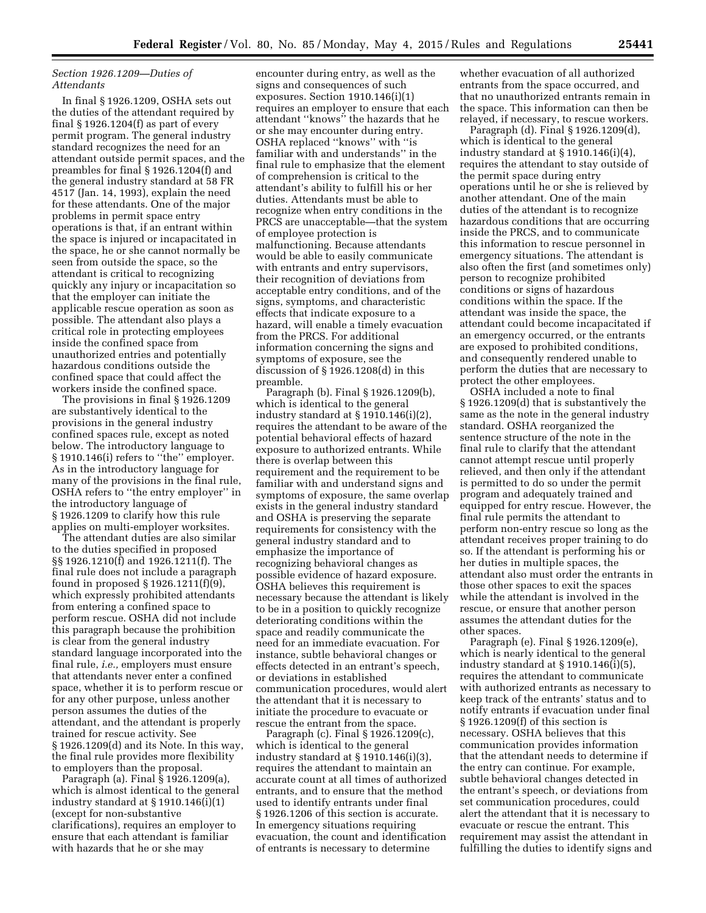*Section 1926.1209—Duties of Attendants*

In final § 1926.1209, OSHA sets out the duties of the attendant required by final § 1926.1204(f) as part of every permit program. The general industry standard recognizes the need for an attendant outside permit spaces, and the preambles for final § 1926.1204(f) and the general industry standard at 58 FR 4517 (Jan. 14, 1993), explain the need for these attendants. One of the major problems in permit space entry operations is that, if an entrant within the space is injured or incapacitated in the space, he or she cannot normally be seen from outside the space, so the attendant is critical to recognizing quickly any injury or incapacitation so that the employer can initiate the applicable rescue operation as soon as possible. The attendant also plays a critical role in protecting employees inside the confined space from unauthorized entries and potentially hazardous conditions outside the confined space that could affect the workers inside the confined space.

The provisions in final § 1926.1209 are substantively identical to the provisions in the general industry confined spaces rule, except as noted below. The introductory language to § 1910.146(i) refers to ''the'' employer. As in the introductory language for many of the provisions in the final rule, OSHA refers to ''the entry employer'' in the introductory language of § 1926.1209 to clarify how this rule applies on multi-employer worksites.

The attendant duties are also similar to the duties specified in proposed §§ 1926.1210(f) and 1926.1211(f). The final rule does not include a paragraph found in proposed § 1926.1211(f)(9), which expressly prohibited attendants from entering a confined space to perform rescue. OSHA did not include this paragraph because the prohibition is clear from the general industry standard language incorporated into the final rule, *i.e.,* employers must ensure that attendants never enter a confined space, whether it is to perform rescue or for any other purpose, unless another person assumes the duties of the attendant, and the attendant is properly trained for rescue activity. See § 1926.1209(d) and its Note. In this way, the final rule provides more flexibility to employers than the proposal.

Paragraph (a). Final § 1926.1209(a), which is almost identical to the general industry standard at § 1910.146(i)(1) (except for non-substantive clarifications), requires an employer to ensure that each attendant is familiar with hazards that he or she may encounter during entry, as well as the signs and consequences of such exposures. Section 1910.146(i)(1) requires an employer to ensure that each attendant ''knows'' the hazards that he or she may encounter during entry. OSHA replaced ''knows'' with ''is familiar with and understands'' in the final rule to emphasize that the element of comprehension is critical to the attendant's ability to fulfill his or her duties. Attendants must be able to recognize when entry conditions in the PRCS are unacceptable—that the system of employee protection is malfunctioning. Because attendants would be able to easily communicate with entrants and entry supervisors, their recognition of deviations from acceptable entry conditions, and of the signs, symptoms, and characteristic effects that indicate exposure to a hazard, will enable a timely evacuation from the PRCS. For additional information concerning the signs and symptoms of exposure, see the discussion of § 1926.1208(d) in this preamble.

Paragraph (b). Final § 1926.1209(b), which is identical to the general industry standard at § 1910.146(i)(2), requires the attendant to be aware of the potential behavioral effects of hazard exposure to authorized entrants. While there is overlap between this requirement and the requirement to be familiar with and understand signs and symptoms of exposure, the same overlap exists in the general industry standard and OSHA is preserving the separate requirements for consistency with the general industry standard and to emphasize the importance of recognizing behavioral changes as possible evidence of hazard exposure. OSHA believes this requirement is necessary because the attendant is likely to be in a position to quickly recognize deteriorating conditions within the space and readily communicate the need for an immediate evacuation. For instance, subtle behavioral changes or effects detected in an entrant's speech, or deviations in established communication procedures, would alert the attendant that it is necessary to initiate the procedure to evacuate or rescue the entrant from the space.

Paragraph (c). Final § 1926.1209(c), which is identical to the general industry standard at § 1910.146(i)(3), requires the attendant to maintain an accurate count at all times of authorized entrants, and to ensure that the method used to identify entrants under final § 1926.1206 of this section is accurate. In emergency situations requiring evacuation, the count and identification of entrants is necessary to determine whether evacuation of all authorized entrants from the space occurred, and that no unauthorized entrants remain in the space. This information can then be relayed, if necessary, to rescue workers.

Paragraph (d). Final § 1926.1209(d), which is identical to the general industry standard at § 1910.146(i)(4), requires the attendant to stay outside of the permit space during entry operations until he or she is relieved by another attendant. One of the main duties of the attendant is to recognize hazardous conditions that are occurring inside the PRCS, and to communicate this information to rescue personnel in emergency situations. The attendant is also often the first (and sometimes only) person to recognize prohibited conditions or signs of hazardous conditions within the space. If the attendant was inside the space, the attendant could become incapacitated if an emergency occurred, or the entrants are exposed to prohibited conditions, and consequently rendered unable to perform the duties that are necessary to protect the other employees.

OSHA included a note to final § 1926.1209(d) that is substantively the same as the note in the general industry standard. OSHA reorganized the sentence structure of the note in the final rule to clarify that the attendant cannot attempt rescue until properly relieved, and then only if the attendant is permitted to do so under the permit program and adequately trained and equipped for entry rescue. However, the final rule permits the attendant to perform non-entry rescue so long as the attendant receives proper training to do so. If the attendant is performing his or her duties in multiple spaces, the attendant also must order the entrants in those other spaces to exit the spaces while the attendant is involved in the rescue, or ensure that another person assumes the attendant duties for the other spaces.

Paragraph (e). Final § 1926.1209(e), which is nearly identical to the general industry standard at § 1910.146(i)(5), requires the attendant to communicate with authorized entrants as necessary to keep track of the entrants' status and to notify entrants if evacuation under final § 1926.1209(f) of this section is necessary. OSHA believes that this communication provides information that the attendant needs to determine if the entry can continue. For example, subtle behavioral changes detected in the entrant's speech, or deviations from set communication procedures, could alert the attendant that it is necessary to evacuate or rescue the entrant. This requirement may assist the attendant in fulfilling the duties to identify signs and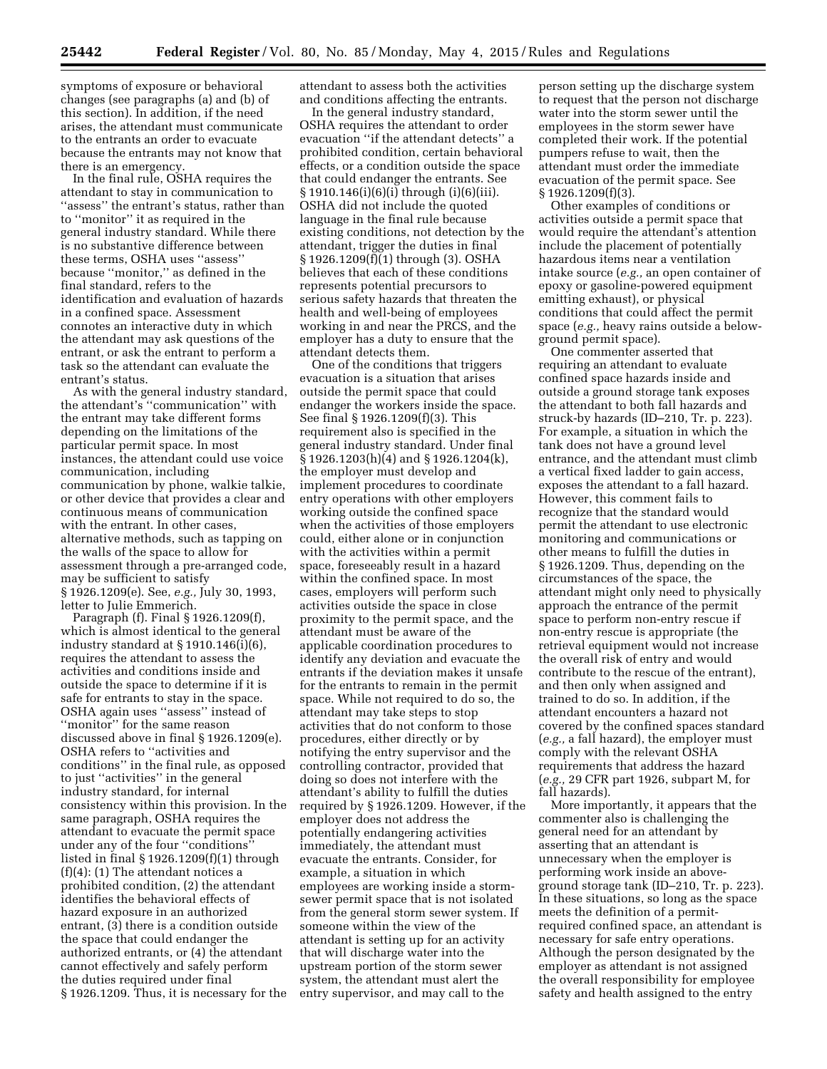symptoms of exposure or behavioral changes (see paragraphs (a) and (b) of this section). In addition, if the need arises, the attendant must communicate to the entrants an order to evacuate because the entrants may not know that there is an emergency.

In the final rule, OSHA requires the attendant to stay in communication to ''assess'' the entrant's status, rather than to ''monitor'' it as required in the general industry standard. While there is no substantive difference between these terms, OSHA uses ''assess'' because ''monitor,'' as defined in the final standard, refers to the identification and evaluation of hazards in a confined space. Assessment connotes an interactive duty in which the attendant may ask questions of the entrant, or ask the entrant to perform a task so the attendant can evaluate the entrant's status.

As with the general industry standard, the attendant's ''communication'' with the entrant may take different forms depending on the limitations of the particular permit space. In most instances, the attendant could use voice communication, including communication by phone, walkie talkie, or other device that provides a clear and continuous means of communication with the entrant. In other cases, alternative methods, such as tapping on the walls of the space to allow for assessment through a pre-arranged code, may be sufficient to satisfy § 1926.1209(e). See, *e.g.,* July 30, 1993, letter to Julie Emmerich.

Paragraph (f). Final § 1926.1209(f), which is almost identical to the general industry standard at § 1910.146(i)(6), requires the attendant to assess the activities and conditions inside and outside the space to determine if it is safe for entrants to stay in the space. OSHA again uses ''assess'' instead of ''monitor'' for the same reason discussed above in final § 1926.1209(e). OSHA refers to ''activities and conditions'' in the final rule, as opposed to just ''activities'' in the general industry standard, for internal consistency within this provision. In the same paragraph, OSHA requires the attendant to evacuate the permit space under any of the four ''conditions'' listed in final § 1926.1209(f)(1) through (f)(4): (1) The attendant notices a prohibited condition, (2) the attendant identifies the behavioral effects of hazard exposure in an authorized entrant, (3) there is a condition outside the space that could endanger the authorized entrants, or (4) the attendant cannot effectively and safely perform the duties required under final § 1926.1209. Thus, it is necessary for the attendant to assess both the activities and conditions affecting the entrants.

In the general industry standard, OSHA requires the attendant to order evacuation ''if the attendant detects'' a prohibited condition, certain behavioral effects, or a condition outside the space that could endanger the entrants. See § 1910.146(i)(6)(i) through (i)(6)(iii). OSHA did not include the quoted language in the final rule because existing conditions, not detection by the attendant, trigger the duties in final § 1926.1209(f)(1) through (3). OSHA believes that each of these conditions represents potential precursors to serious safety hazards that threaten the health and well-being of employees working in and near the PRCS, and the employer has a duty to ensure that the attendant detects them.

One of the conditions that triggers evacuation is a situation that arises outside the permit space that could endanger the workers inside the space. See final § 1926.1209(f)(3). This requirement also is specified in the general industry standard. Under final § 1926.1203(h)(4) and § 1926.1204(k), the employer must develop and implement procedures to coordinate entry operations with other employers working outside the confined space when the activities of those employers could, either alone or in conjunction with the activities within a permit space, foreseeably result in a hazard within the confined space. In most cases, employers will perform such activities outside the space in close proximity to the permit space, and the attendant must be aware of the applicable coordination procedures to identify any deviation and evacuate the entrants if the deviation makes it unsafe for the entrants to remain in the permit space. While not required to do so, the attendant may take steps to stop activities that do not conform to those procedures, either directly or by notifying the entry supervisor and the controlling contractor, provided that doing so does not interfere with the attendant's ability to fulfill the duties required by § 1926.1209. However, if the employer does not address the potentially endangering activities immediately, the attendant must evacuate the entrants. Consider, for example, a situation in which employees are working inside a storm-sewer permit space that is not isolated from the general storm sewer system. If someone within the view of the attendant is setting up for an activity that will discharge water into the upstream portion of the storm sewer system, the attendant must alert the entry supervisor, and may call to the person setting up the discharge system to request that the person not discharge water into the storm sewer until the employees in the storm sewer have completed their work. If the potential pumpers refuse to wait, then the attendant must order the immediate evacuation of the permit space. See § 1926.1209(f)(3).

Other examples of conditions or activities outside a permit space that would require the attendant's attention include the placement of potentially hazardous items near a ventilation intake source (*e.g.,* an open container of epoxy or gasoline-powered equipment emitting exhaust), or physical conditions that could affect the permit space (*e.g.,* heavy rains outside a below-ground permit space).

One commenter asserted that requiring an attendant to evaluate confined space hazards inside and outside a ground storage tank exposes the attendant to both fall hazards and struck-by hazards (ID–210, Tr. p. 223). For example, a situation in which the tank does not have a ground level entrance, and the attendant must climb a vertical fixed ladder to gain access, exposes the attendant to a fall hazard. However, this comment fails to recognize that the standard would permit the attendant to use electronic monitoring and communications or other means to fulfill the duties in § 1926.1209. Thus, depending on the circumstances of the space, the attendant might only need to physically approach the entrance of the permit space to perform non-entry rescue if non-entry rescue is appropriate (the retrieval equipment would not increase the overall risk of entry and would contribute to the rescue of the entrant), and then only when assigned and trained to do so. In addition, if the attendant encounters a hazard not covered by the confined spaces standard (*e.g.,* a fall hazard), the employer must comply with the relevant OSHA requirements that address the hazard (*e.g.,* 29 CFR part 1926, subpart M, for fall hazards).

More importantly, it appears that the commenter also is challenging the general need for an attendant by asserting that an attendant is unnecessary when the employer is performing work inside an above-ground storage tank (ID–210, Tr. p. 223). In these situations, so long as the space meets the definition of a permit-required confined space, an attendant is necessary for safe entry operations. Although the person designated by the employer as attendant is not assigned the overall responsibility for employee safety and health assigned to the entry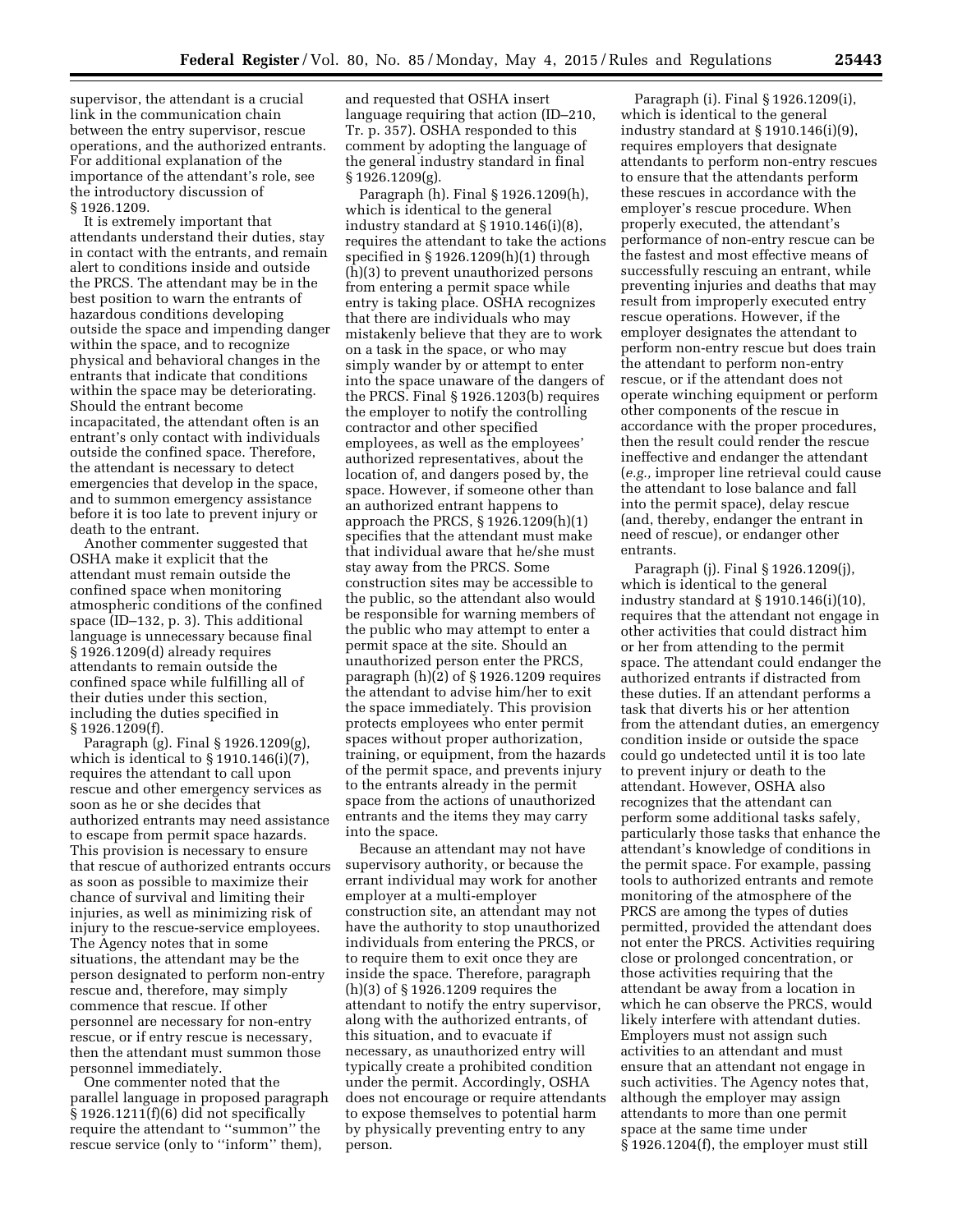supervisor, the attendant is a crucial link in the communication chain between the entry supervisor, rescue operations, and the authorized entrants. For additional explanation of the importance of the attendant's role, see the introductory discussion of § 1926.1209.

It is extremely important that attendants understand their duties, stay in contact with the entrants, and remain alert to conditions inside and outside the PRCS. The attendant may be in the best position to warn the entrants of hazardous conditions developing outside the space and impending danger within the space, and to recognize physical and behavioral changes in the entrants that indicate that conditions within the space may be deteriorating. Should the entrant become incapacitated, the attendant often is an entrant's only contact with individuals outside the confined space. Therefore, the attendant is necessary to detect emergencies that develop in the space, and to summon emergency assistance before it is too late to prevent injury or death to the entrant.

Another commenter suggested that OSHA make it explicit that the attendant must remain outside the confined space when monitoring atmospheric conditions of the confined space (ID–132, p. 3). This additional language is unnecessary because final § 1926.1209(d) already requires attendants to remain outside the confined space while fulfilling all of their duties under this section, including the duties specified in § 1926.1209(f).

Paragraph (g). Final § 1926.1209(g), which is identical to § 1910.146(i)(7), requires the attendant to call upon rescue and other emergency services as soon as he or she decides that authorized entrants may need assistance to escape from permit space hazards. This provision is necessary to ensure that rescue of authorized entrants occurs as soon as possible to maximize their chance of survival and limiting their injuries, as well as minimizing risk of injury to the rescue-service employees. The Agency notes that in some situations, the attendant may be the person designated to perform non-entry rescue and, therefore, may simply commence that rescue. If other personnel are necessary for non-entry rescue, or if entry rescue is necessary, then the attendant must summon those personnel immediately.

One commenter noted that the parallel language in proposed paragraph § 1926.1211(f)(6) did not specifically require the attendant to "summon" the rescue service (only to "inform" them), and requested that OSHA insert language requiring that action (ID–210, Tr. p. 357). OSHA responded to this comment by adopting the language of the general industry standard in final § 1926.1209(g).

Paragraph (h). Final § 1926.1209(h), which is identical to the general industry standard at § 1910.146(i)(8), requires the attendant to take the actions specified in § 1926.1209(h)(1) through (h)(3) to prevent unauthorized persons from entering a permit space while entry is taking place. OSHA recognizes that there are individuals who may mistakenly believe that they are to work on a task in the space, or who may simply wander by or attempt to enter into the space unaware of the dangers of the PRCS. Final § 1926.1203(b) requires the employer to notify the controlling contractor and other specified employees, as well as the employees' authorized representatives, about the location of, and dangers posed by, the space. However, if someone other than an authorized entrant happens to approach the PRCS, § 1926.1209(h)(1) specifies that the attendant must make that individual aware that he/she must stay away from the PRCS. Some construction sites may be accessible to the public, so the attendant also would be responsible for warning members of the public who may attempt to enter a permit space at the site. Should an unauthorized person enter the PRCS, paragraph (h)(2) of § 1926.1209 requires the attendant to advise him/her to exit the space immediately. This provision protects employees who enter permit spaces without proper authorization, training, or equipment, from the hazards of the permit space, and prevents injury to the entrants already in the permit space from the actions of unauthorized entrants and the items they may carry into the space.

Because an attendant may not have supervisory authority, or because the errant individual may work for another employer at a multi-employer construction site, an attendant may not have the authority to stop unauthorized individuals from entering the PRCS, or to require them to exit once they are inside the space. Therefore, paragraph (h)(3) of § 1926.1209 requires the attendant to notify the entry supervisor, along with the authorized entrants, of this situation, and to evacuate if necessary, as unauthorized entry will typically create a prohibited condition under the permit. Accordingly, OSHA does not encourage or require attendants to expose themselves to potential harm by physically preventing entry to any person.

Paragraph (i). Final § 1926.1209(i), which is identical to the general industry standard at § 1910.146(i)(9), requires employers that designate attendants to perform non-entry rescues to ensure that the attendants perform these rescues in accordance with the employer's rescue procedure. When properly executed, the attendant's performance of non-entry rescue can be the fastest and most effective means of successfully rescuing an entrant, while preventing injuries and deaths that may result from improperly executed entry rescue operations. However, if the employer designates the attendant to perform non-entry rescue but does train the attendant to perform non-entry rescue, or if the attendant does not operate winching equipment or perform other components of the rescue in accordance with the proper procedures, then the result could render the rescue ineffective and endanger the attendant (*e.g.,* improper line retrieval could cause the attendant to lose balance and fall into the permit space), delay rescue (and, thereby, endanger the entrant in need of rescue), or endanger other entrants.

Paragraph (j). Final § 1926.1209(j), which is identical to the general industry standard at § 1910.146(i)(10), requires that the attendant not engage in other activities that could distract him or her from attending to the permit space. The attendant could endanger the authorized entrants if distracted from these duties. If an attendant performs a task that diverts his or her attention from the attendant duties, an emergency condition inside or outside the space could go undetected until it is too late to prevent injury or death to the attendant. However, OSHA also recognizes that the attendant can perform some additional tasks safely, particularly those tasks that enhance the attendant's knowledge of conditions in the permit space. For example, passing tools to authorized entrants and remote monitoring of the atmosphere of the PRCS are among the types of duties permitted, provided the attendant does not enter the PRCS. Activities requiring close or prolonged concentration, or those activities requiring that the attendant be away from a location in which he can observe the PRCS, would likely interfere with attendant duties. Employers must not assign such activities to an attendant and must ensure that an attendant not engage in such activities. The Agency notes that, although the employer may assign attendants to more than one permit space at the same time under § 1926.1204(f), the employer must still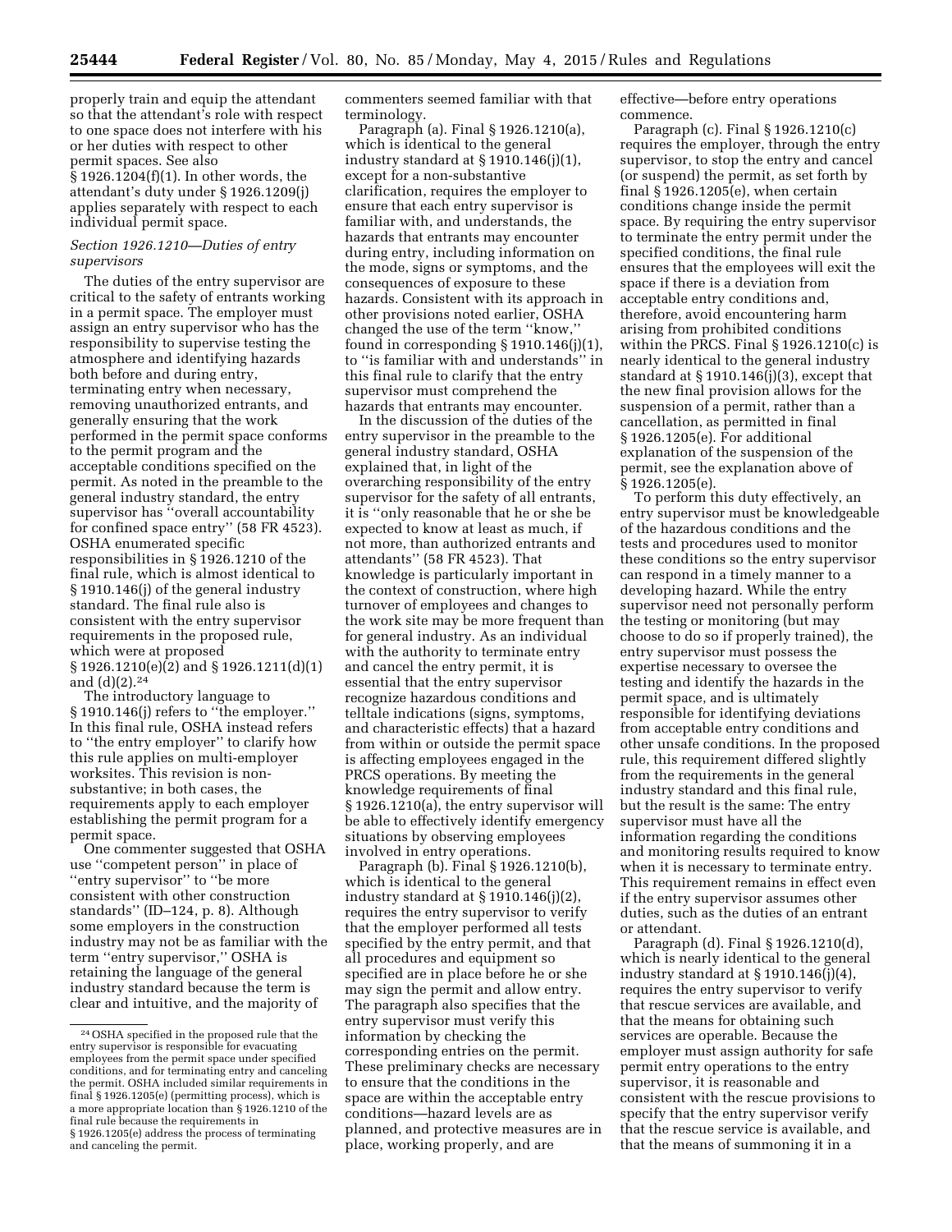properly train and equip the attendant so that the attendant's role with respect to one space does not interfere with his or her duties with respect to other permit spaces. See also § 1926.1204(f)(1). In other words, the attendant's duty under § 1926.1209(j) applies separately with respect to each individual permit space.

### *Section 1926.1210—Duties of entry supervisors*

The duties of the entry supervisor are critical to the safety of entrants working in a permit space. The employer must assign an entry supervisor who has the responsibility to supervise testing the atmosphere and identifying hazards both before and during entry, terminating entry when necessary, removing unauthorized entrants, and generally ensuring that the work performed in the permit space conforms to the permit program and the acceptable conditions specified on the permit. As noted in the preamble to the general industry standard, the entry supervisor has ''overall accountability for confined space entry'' (58 FR 4523). OSHA enumerated specific responsibilities in § 1926.1210 of the final rule, which is almost identical to § 1910.146(j) of the general industry standard. The final rule also is consistent with the entry supervisor requirements in the proposed rule, which were at proposed § 1926.1210(e)(2) and § 1926.1211(d)(1) and (d)(2).[24]

The introductory language to § 1910.146(j) refers to ''the employer.'' In this final rule, OSHA instead refers to ''the entry employer'' to clarify how this rule applies on multi-employer worksites. This revision is non-substantive; in both cases, the requirements apply to each employer establishing the permit program for a permit space.

One commenter suggested that OSHA use ''competent person'' in place of ''entry supervisor'' to ''be more consistent with other construction standards'' (ID–124, p. 8). Although some employers in the construction industry may not be as familiar with the term ''entry supervisor,'' OSHA is retaining the language of the general industry standard because the term is clear and intuitive, and the majority of commenters seemed familiar with that terminology.

Paragraph (a). Final § 1926.1210(a), which is identical to the general industry standard at § 1910.146(j)(1), except for a non-substantive clarification, requires the employer to ensure that each entry supervisor is familiar with, and understands, the hazards that entrants may encounter during entry, including information on the mode, signs or symptoms, and the consequences of exposure to these hazards. Consistent with its approach in other provisions noted earlier, OSHA changed the use of the term ''know,'' found in corresponding § 1910.146(j)(1), to ''is familiar with and understands'' in this final rule to clarify that the entry supervisor must comprehend the hazards that entrants may encounter.

In the discussion of the duties of the entry supervisor in the preamble to the general industry standard, OSHA explained that, in light of the overarching responsibility of the entry supervisor for the safety of all entrants, it is ''only reasonable that he or she be expected to know at least as much, if not more, than authorized entrants and attendants'' (58 FR 4523). That knowledge is particularly important in the context of construction, where high turnover of employees and changes to the work site may be more frequent than for general industry. As an individual with the authority to terminate entry and cancel the entry permit, it is essential that the entry supervisor recognize hazardous conditions and telltale indications (signs, symptoms, and characteristic effects) that a hazard from within or outside the permit space is affecting employees engaged in the PRCS operations. By meeting the knowledge requirements of final § 1926.1210(a), the entry supervisor will be able to effectively identify emergency situations by observing employees involved in entry operations.

Paragraph (b). Final § 1926.1210(b), which is identical to the general industry standard at § 1910.146(j)(2), requires the entry supervisor to verify that the employer performed all tests specified by the entry permit, and that all procedures and equipment so specified are in place before he or she may sign the permit and allow entry. The paragraph also specifies that the entry supervisor must verify this information by checking the corresponding entries on the permit. These preliminary checks are necessary to ensure that the conditions in the space are within the acceptable entry conditions—hazard levels are as planned, and protective measures are in place, working properly, and are effective—before entry operations commence.

Paragraph (c). Final § 1926.1210(c) requires the employer, through the entry supervisor, to stop the entry and cancel (or suspend) the permit, as set forth by final § 1926.1205(e), when certain conditions change inside the permit space. By requiring the entry supervisor to terminate the entry permit under the specified conditions, the final rule ensures that the employees will exit the space if there is a deviation from acceptable entry conditions and, therefore, avoid encountering harm arising from prohibited conditions within the PRCS. Final § 1926.1210(c) is nearly identical to the general industry standard at § 1910.146(j)(3), except that the new final provision allows for the suspension of a permit, rather than a cancellation, as permitted in final § 1926.1205(e). For additional explanation of the suspension of the permit, see the explanation above of § 1926.1205(e).

To perform this duty effectively, an entry supervisor must be knowledgeable of the hazardous conditions and the tests and procedures used to monitor these conditions so the entry supervisor can respond in a timely manner to a developing hazard. While the entry supervisor need not personally perform the testing or monitoring (but may choose to do so if properly trained), the entry supervisor must possess the expertise necessary to oversee the testing and identify the hazards in the permit space, and is ultimately responsible for identifying deviations from acceptable entry conditions and other unsafe conditions. In the proposed rule, this requirement differed slightly from the requirements in the general industry standard and this final rule, but the result is the same: The entry supervisor must have all the information regarding the conditions and monitoring results required to know when it is necessary to terminate entry. This requirement remains in effect even if the entry supervisor assumes other duties, such as the duties of an entrant or attendant.

Paragraph (d). Final § 1926.1210(d), which is nearly identical to the general industry standard at § 1910.146(j)(4), requires the entry supervisor to verify that rescue services are available, and that the means for obtaining such services are operable. Because the employer must assign authority for safe permit entry operations to the entry supervisor, it is reasonable and consistent with the rescue provisions to specify that the entry supervisor verify that the rescue service is available, and that the means of summoning it in a

---

[24] OSHA specified in the proposed rule that the entry supervisor is responsible for evacuating employees from the permit space under specified conditions, and for terminating entry and canceling the permit. OSHA included similar requirements in final § 1926.1205(e) (permitting process), which is a more appropriate location than § 1926.1210 of the final rule because the requirements in § 1926.1205(e) address the process of terminating and canceling the permit.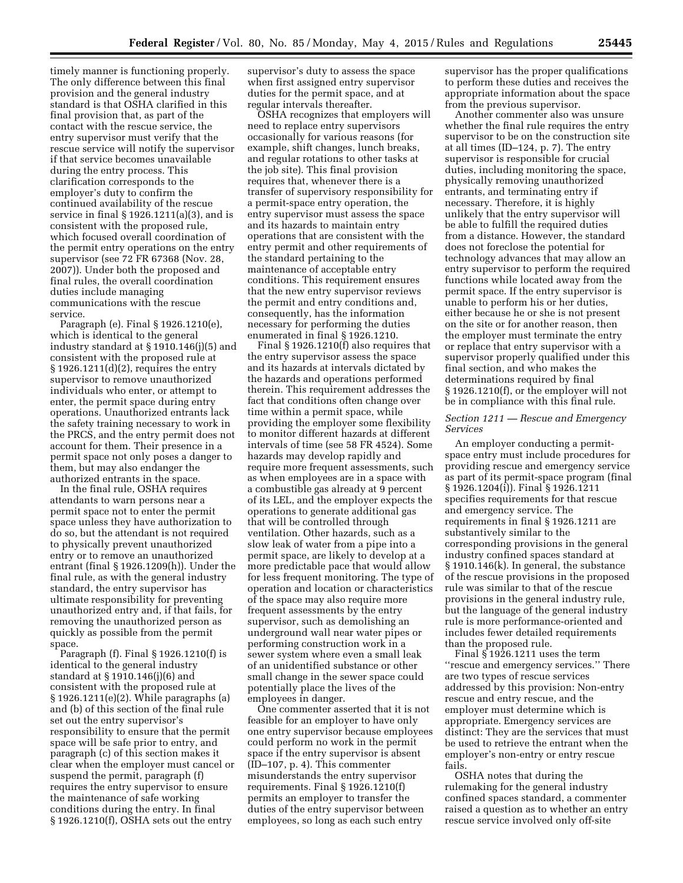timely manner is functioning properly. The only difference between this final provision and the general industry standard is that OSHA clarified in this final provision that, as part of the contact with the rescue service, the entry supervisor must verify that the rescue service will notify the supervisor if that service becomes unavailable during the entry process. This clarification corresponds to the employer's duty to confirm the continued availability of the rescue service in final § 1926.1211(a)(3), and is consistent with the proposed rule, which focused overall coordination of the permit entry operations on the entry supervisor (see 72 FR 67368 (Nov. 28, 2007)). Under both the proposed and final rules, the overall coordination duties include managing communications with the rescue service.

Paragraph (e). Final § 1926.1210(e), which is identical to the general industry standard at § 1910.146(j)(5) and consistent with the proposed rule at § 1926.1211(d)(2), requires the entry supervisor to remove unauthorized individuals who enter, or attempt to enter, the permit space during entry operations. Unauthorized entrants lack the safety training necessary to work in the PRCS, and the entry permit does not account for them. Their presence in a permit space not only poses a danger to them, but may also endanger the authorized entrants in the space.

In the final rule, OSHA requires attendants to warn persons near a permit space not to enter the permit space unless they have authorization to do so, but the attendant is not required to physically prevent unauthorized entry or to remove an unauthorized entrant (final § 1926.1209(h)). Under the final rule, as with the general industry standard, the entry supervisor has ultimate responsibility for preventing unauthorized entry and, if that fails, for removing the unauthorized person as quickly as possible from the permit space.

Paragraph (f). Final § 1926.1210(f) is identical to the general industry standard at § 1910.146(j)(6) and consistent with the proposed rule at § 1926.1211(e)(2). While paragraphs (a) and (b) of this section of the final rule set out the entry supervisor's responsibility to ensure that the permit space will be safe prior to entry, and paragraph (c) of this section makes it clear when the employer must cancel or suspend the permit, paragraph (f) requires the entry supervisor to ensure the maintenance of safe working conditions during the entry. In final § 1926.1210(f), OSHA sets out the entry supervisor's duty to assess the space when first assigned entry supervisor duties for the permit space, and at regular intervals thereafter.

OSHA recognizes that employers will need to replace entry supervisors occasionally for various reasons (for example, shift changes, lunch breaks, and regular rotations to other tasks at the job site). This final provision requires that, whenever there is a transfer of supervisory responsibility for a permit-space entry operation, the entry supervisor must assess the space and its hazards to maintain entry operations that are consistent with the entry permit and other requirements of the standard pertaining to the maintenance of acceptable entry conditions. This requirement ensures that the new entry supervisor reviews the permit and entry conditions and, consequently, has the information necessary for performing the duties enumerated in final § 1926.1210.

Final § 1926.1210(f) also requires that the entry supervisor assess the space and its hazards at intervals dictated by the hazards and operations performed therein. This requirement addresses the fact that conditions often change over time within a permit space, while providing the employer some flexibility to monitor different hazards at different intervals of time (see 58 FR 4524). Some hazards may develop rapidly and require more frequent assessments, such as when employees are in a space with a combustible gas already at 9 percent of its LEL, and the employer expects the operations to generate additional gas that will be controlled through ventilation. Other hazards, such as a slow leak of water from a pipe into a permit space, are likely to develop at a more predictable pace that would allow for less frequent monitoring. The type of operation and location or characteristics of the space may also require more frequent assessments by the entry supervisor, such as demolishing an underground wall near water pipes or performing construction work in a sewer system where even a small leak of an unidentified substance or other small change in the sewer space could potentially place the lives of the employees in danger.

One commenter asserted that it is not feasible for an employer to have only one entry supervisor because employees could perform no work in the permit space if the entry supervisor is absent (ID–107, p. 4). This commenter misunderstands the entry supervisor requirements. Final § 1926.1210(f) permits an employer to transfer the duties of the entry supervisor between employees, so long as each such entry supervisor has the proper qualifications to perform these duties and receives the appropriate information about the space from the previous supervisor.

Another commenter also was unsure whether the final rule requires the entry supervisor to be on the construction site at all times (ID–124, p. 7). The entry supervisor is responsible for crucial duties, including monitoring the space, physically removing unauthorized entrants, and terminating entry if necessary. Therefore, it is highly unlikely that the entry supervisor will be able to fulfill the required duties from a distance. However, the standard does not foreclose the potential for technology advances that may allow an entry supervisor to perform the required functions while located away from the permit space. If the entry supervisor is unable to perform his or her duties, either because he or she is not present on the site or for another reason, then the employer must terminate the entry or replace that entry supervisor with a supervisor properly qualified under this final section, and who makes the determinations required by final § 1926.1210(f), or the employer will not be in compliance with this final rule.

*Section 1211 — Rescue and Emergency Services*

An employer conducting a permit-space entry must include procedures for providing rescue and emergency service as part of its permit-space program (final § 1926.1204(i)). Final § 1926.1211 specifies requirements for that rescue and emergency service. The requirements in final § 1926.1211 are substantively similar to the corresponding provisions in the general industry confined spaces standard at § 1910.146(k). In general, the substance of the rescue provisions in the proposed rule was similar to that of the rescue provisions in the general industry rule, but the language of the general industry rule is more performance-oriented and includes fewer detailed requirements than the proposed rule.

Final § 1926.1211 uses the term ''rescue and emergency services.'' There are two types of rescue services addressed by this provision: Non-entry rescue and entry rescue, and the employer must determine which is appropriate. Emergency services are distinct: They are the services that must be used to retrieve the entrant when the employer's non-entry or entry rescue fails.

OSHA notes that during the rulemaking for the general industry confined spaces standard, a commenter raised a question as to whether an entry rescue service involved only off-site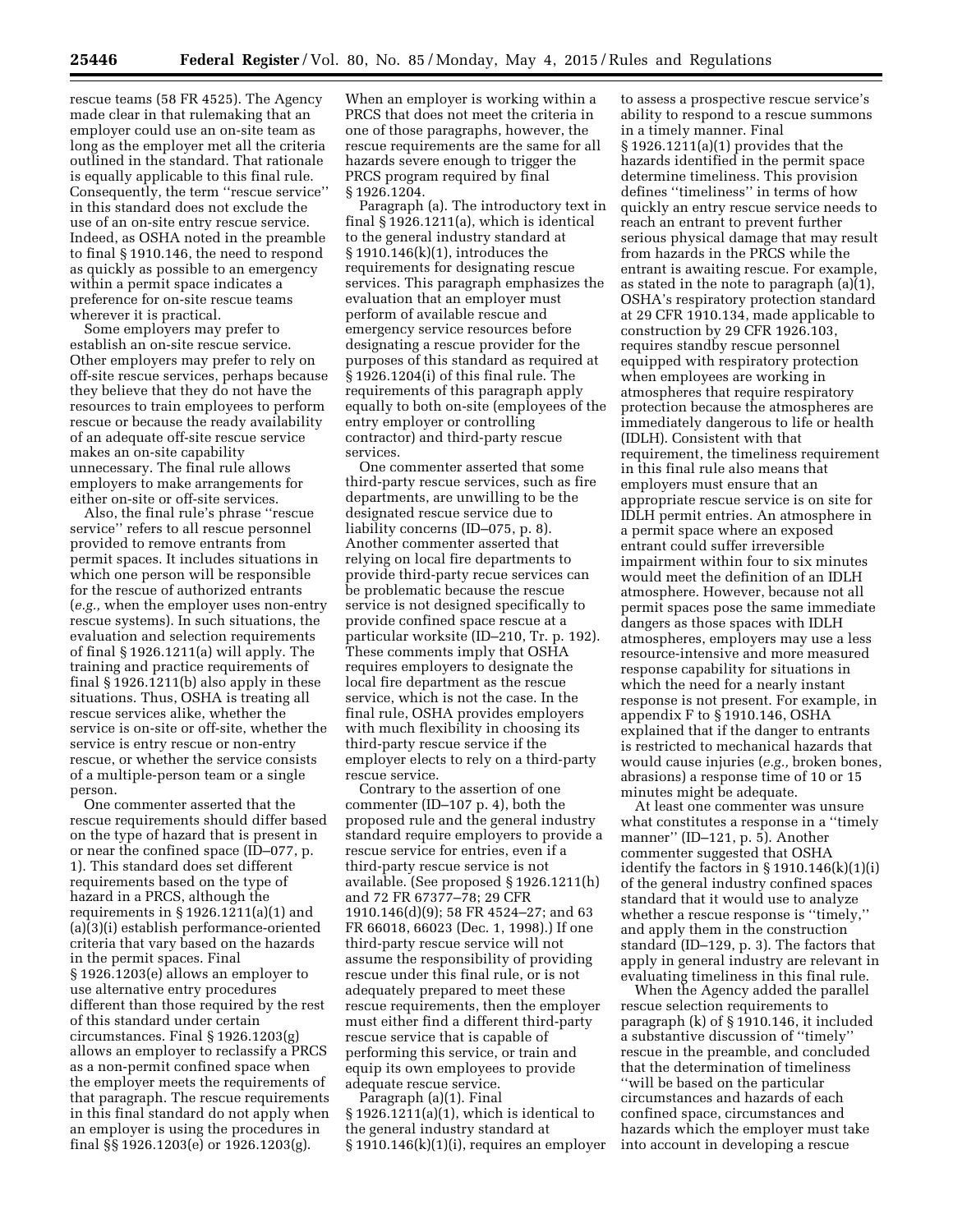rescue teams (58 FR 4525). The Agency made clear in that rulemaking that an employer could use an on-site team as long as the employer met all the criteria outlined in the standard. That rationale is equally applicable to this final rule. Consequently, the term ''rescue service'' in this standard does not exclude the use of an on-site entry rescue service. Indeed, as OSHA noted in the preamble to final § 1910.146, the need to respond as quickly as possible to an emergency within a permit space indicates a preference for on-site rescue teams wherever it is practical.

Some employers may prefer to establish an on-site rescue service. Other employers may prefer to rely on off-site rescue services, perhaps because they believe that they do not have the resources to train employees to perform rescue or because the ready availability of an adequate off-site rescue service makes an on-site capability unnecessary. The final rule allows employers to make arrangements for either on-site or off-site services.

Also, the final rule's phrase ''rescue service'' refers to all rescue personnel provided to remove entrants from permit spaces. It includes situations in which one person will be responsible for the rescue of authorized entrants (*e.g.,* when the employer uses non-entry rescue systems). In such situations, the evaluation and selection requirements of final § 1926.1211(a) will apply. The training and practice requirements of final § 1926.1211(b) also apply in these situations. Thus, OSHA is treating all rescue services alike, whether the service is on-site or off-site, whether the service is entry rescue or non-entry rescue, or whether the service consists of a multiple-person team or a single person.

One commenter asserted that the rescue requirements should differ based on the type of hazard that is present in or near the confined space (ID–077, p. 1). This standard does set different requirements based on the type of hazard in a PRCS, although the requirements in § 1926.1211(a)(1) and (a)(3)(i) establish performance-oriented criteria that vary based on the hazards in the permit spaces. Final § 1926.1203(e) allows an employer to use alternative entry procedures different than those required by the rest of this standard under certain circumstances. Final § 1926.1203(g) allows an employer to reclassify a PRCS as a non-permit confined space when the employer meets the requirements of that paragraph. The rescue requirements in this final standard do not apply when an employer is using the procedures in final §§ 1926.1203(e) or 1926.1203(g). When an employer is working within a PRCS that does not meet the criteria in one of those paragraphs, however, the rescue requirements are the same for all hazards severe enough to trigger the PRCS program required by final § 1926.1204.

Paragraph (a). The introductory text in final § 1926.1211(a), which is identical to the general industry standard at § 1910.146(k)(1), introduces the requirements for designating rescue services. This paragraph emphasizes the evaluation that an employer must perform of available rescue and emergency service resources before designating a rescue provider for the purposes of this standard as required at § 1926.1204(i) of this final rule. The requirements of this paragraph apply equally to both on-site (employees of the entry employer or controlling contractor) and third-party rescue services.

One commenter asserted that some third-party rescue services, such as fire departments, are unwilling to be the designated rescue service due to liability concerns (ID–075, p. 8). Another commenter asserted that relying on local fire departments to provide third-party recue services can be problematic because the rescue service is not designed specifically to provide confined space rescue at a particular worksite (ID–210, Tr. p. 192). These comments imply that OSHA requires employers to designate the local fire department as the rescue service, which is not the case. In the final rule, OSHA provides employers with much flexibility in choosing its third-party rescue service if the employer elects to rely on a third-party rescue service.

Contrary to the assertion of one commenter (ID–107 p. 4), both the proposed rule and the general industry standard require employers to provide a rescue service for entries, even if a third-party rescue service is not available. (See proposed § 1926.1211(h) and 72 FR 67377–78; 29 CFR 1910.146(d)(9); 58 FR 4524–27; and 63 FR 66018, 66023 (Dec. 1, 1998).) If one third-party rescue service will not assume the responsibility of providing rescue under this final rule, or is not adequately prepared to meet these rescue requirements, then the employer must either find a different third-party rescue service that is capable of performing this service, or train and equip its own employees to provide adequate rescue service.

Paragraph (a)(1). Final § 1926.1211(a)(1), which is identical to the general industry standard at § 1910.146(k)(1)(i), requires an employer to assess a prospective rescue service's ability to respond to a rescue summons in a timely manner. Final § 1926.1211(a)(1) provides that the hazards identified in the permit space determine timeliness. This provision defines ''timeliness'' in terms of how quickly an entry rescue service needs to reach an entrant to prevent further serious physical damage that may result from hazards in the PRCS while the entrant is awaiting rescue. For example, as stated in the note to paragraph (a)(1), OSHA's respiratory protection standard at 29 CFR 1910.134, made applicable to construction by 29 CFR 1926.103, requires standby rescue personnel equipped with respiratory protection when employees are working in atmospheres that require respiratory protection because the atmospheres are immediately dangerous to life or health (IDLH). Consistent with that requirement, the timeliness requirement in this final rule also means that employers must ensure that an appropriate rescue service is on site for IDLH permit entries. An atmosphere in a permit space where an exposed entrant could suffer irreversible impairment within four to six minutes would meet the definition of an IDLH atmosphere. However, because not all permit spaces pose the same immediate dangers as those spaces with IDLH atmospheres, employers may use a less resource-intensive and more measured response capability for situations in which the need for a nearly instant response is not present. For example, in appendix F to § 1910.146, OSHA explained that if the danger to entrants is restricted to mechanical hazards that would cause injuries (*e.g.,* broken bones, abrasions) a response time of 10 or 15 minutes might be adequate.

At least one commenter was unsure what constitutes a response in a ''timely manner'' (ID–121, p. 5). Another commenter suggested that OSHA identify the factors in § 1910.146(k)(1)(i) of the general industry confined spaces standard that it would use to analyze whether a rescue response is ''timely,'' and apply them in the construction standard (ID–129, p. 3). The factors that apply in general industry are relevant in evaluating timeliness in this final rule.

When the Agency added the parallel rescue selection requirements to paragraph (k) of § 1910.146, it included a substantive discussion of ''timely'' rescue in the preamble, and concluded that the determination of timeliness ''will be based on the particular circumstances and hazards of each confined space, circumstances and hazards which the employer must take into account in developing a rescue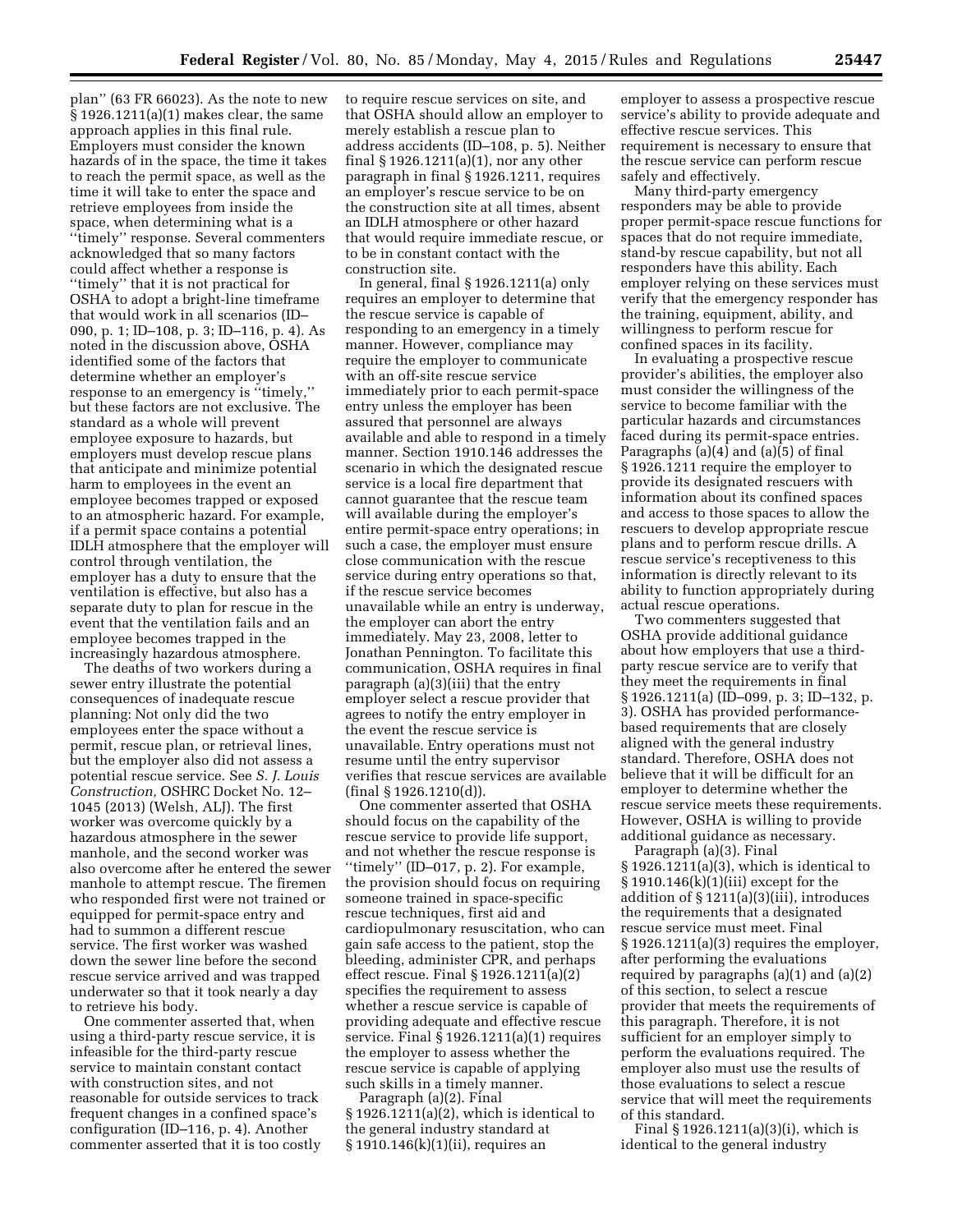plan'' (63 FR 66023). As the note to new § 1926.1211(a)(1) makes clear, the same approach applies in this final rule. Employers must consider the known hazards of in the space, the time it takes to reach the permit space, as well as the time it will take to enter the space and retrieve employees from inside the space, when determining what is a ''timely'' response. Several commenters acknowledged that so many factors could affect whether a response is ''timely'' that it is not practical for OSHA to adopt a bright-line timeframe that would work in all scenarios (ID–090, p. 1; ID–108, p. 3; ID–116, p. 4). As noted in the discussion above, OSHA identified some of the factors that determine whether an employer's response to an emergency is ''timely,'' but these factors are not exclusive. The standard as a whole will prevent employee exposure to hazards, but employers must develop rescue plans that anticipate and minimize potential harm to employees in the event an employee becomes trapped or exposed to an atmospheric hazard. For example, if a permit space contains a potential IDLH atmosphere that the employer will control through ventilation, the employer has a duty to ensure that the ventilation is effective, but also has a separate duty to plan for rescue in the event that the ventilation fails and an employee becomes trapped in the increasingly hazardous atmosphere.

The deaths of two workers during a sewer entry illustrate the potential consequences of inadequate rescue planning: Not only did the two employees enter the space without a permit, rescue plan, or retrieval lines, but the employer also did not assess a potential rescue service. See *S. J. Louis Construction,* OSHRC Docket No. 12–1045 (2013) (Welsh, ALJ). The first worker was overcome quickly by a hazardous atmosphere in the sewer manhole, and the second worker was also overcome after he entered the sewer manhole to attempt rescue. The firemen who responded first were not trained or equipped for permit-space entry and had to summon a different rescue service. The first worker was washed down the sewer line before the second rescue service arrived and was trapped underwater so that it took nearly a day to retrieve his body.

One commenter asserted that, when using a third-party rescue service, it is infeasible for the third-party rescue service to maintain constant contact with construction sites, and not reasonable for outside services to track frequent changes in a confined space's configuration (ID–116, p. 4). Another commenter asserted that it is too costly to require rescue services on site, and that OSHA should allow an employer to merely establish a rescue plan to address accidents (ID–108, p. 5). Neither final § 1926.1211(a)(1), nor any other paragraph in final § 1926.1211, requires an employer's rescue service to be on the construction site at all times, absent an IDLH atmosphere or other hazard that would require immediate rescue, or to be in constant contact with the construction site.

In general, final § 1926.1211(a) only requires an employer to determine that the rescue service is capable of responding to an emergency in a timely manner. However, compliance may require the employer to communicate with an off-site rescue service immediately prior to each permit-space entry unless the employer has been assured that personnel are always available and able to respond in a timely manner. Section 1910.146 addresses the scenario in which the designated rescue service is a local fire department that cannot guarantee that the rescue team will available during the employer's entire permit-space entry operations; in such a case, the employer must ensure close communication with the rescue service during entry operations so that, if the rescue service becomes unavailable while an entry is underway, the employer can abort the entry immediately. May 23, 2008, letter to Jonathan Pennington. To facilitate this communication, OSHA requires in final paragraph (a)(3)(iii) that the entry employer select a rescue provider that agrees to notify the entry employer in the event the rescue service is unavailable. Entry operations must not resume until the entry supervisor verifies that rescue services are available (final § 1926.1210(d)).

One commenter asserted that OSHA should focus on the capability of the rescue service to provide life support, and not whether the rescue response is ''timely'' (ID–017, p. 2). For example, the provision should focus on requiring someone trained in space-specific rescue techniques, first aid and cardiopulmonary resuscitation, who can gain safe access to the patient, stop the bleeding, administer CPR, and perhaps effect rescue. Final § 1926.1211(a)(2) specifies the requirement to assess whether a rescue service is capable of providing adequate and effective rescue service. Final § 1926.1211(a)(1) requires the employer to assess whether the rescue service is capable of applying such skills in a timely manner.

Paragraph (a)(2). Final § 1926.1211(a)(2), which is identical to the general industry standard at § 1910.146(k)(1)(ii), requires an employer to assess a prospective rescue service's ability to provide adequate and effective rescue services. This requirement is necessary to ensure that the rescue service can perform rescue safely and effectively.

Many third-party emergency responders may be able to provide proper permit-space rescue functions for spaces that do not require immediate, stand-by rescue capability, but not all responders have this ability. Each employer relying on these services must verify that the emergency responder has the training, equipment, ability, and willingness to perform rescue for confined spaces in its facility.

In evaluating a prospective rescue provider's abilities, the employer also must consider the willingness of the service to become familiar with the particular hazards and circumstances faced during its permit-space entries. Paragraphs (a)(4) and (a)(5) of final § 1926.1211 require the employer to provide its designated rescuers with information about its confined spaces and access to those spaces to allow the rescuers to develop appropriate rescue plans and to perform rescue drills. A rescue service's receptiveness to this information is directly relevant to its ability to function appropriately during actual rescue operations.

Two commenters suggested that OSHA provide additional guidance about how employers that use a third-party rescue service are to verify that they meet the requirements in final § 1926.1211(a) (ID–099, p. 3; ID–132, p. 3). OSHA has provided performance-based requirements that are closely aligned with the general industry standard. Therefore, OSHA does not believe that it will be difficult for an employer to determine whether the rescue service meets these requirements. However, OSHA is willing to provide additional guidance as necessary.

Paragraph (a)(3). Final § 1926.1211(a)(3), which is identical to § 1910.146(k)(1)(iii) except for the addition of § 1211(a)(3)(iii), introduces the requirements that a designated rescue service must meet. Final § 1926.1211(a)(3) requires the employer, after performing the evaluations required by paragraphs (a)(1) and (a)(2) of this section, to select a rescue provider that meets the requirements of this paragraph. Therefore, it is not sufficient for an employer simply to perform the evaluations required. The employer also must use the results of those evaluations to select a rescue service that will meet the requirements of this standard.

Final § 1926.1211(a)(3)(i), which is identical to the general industry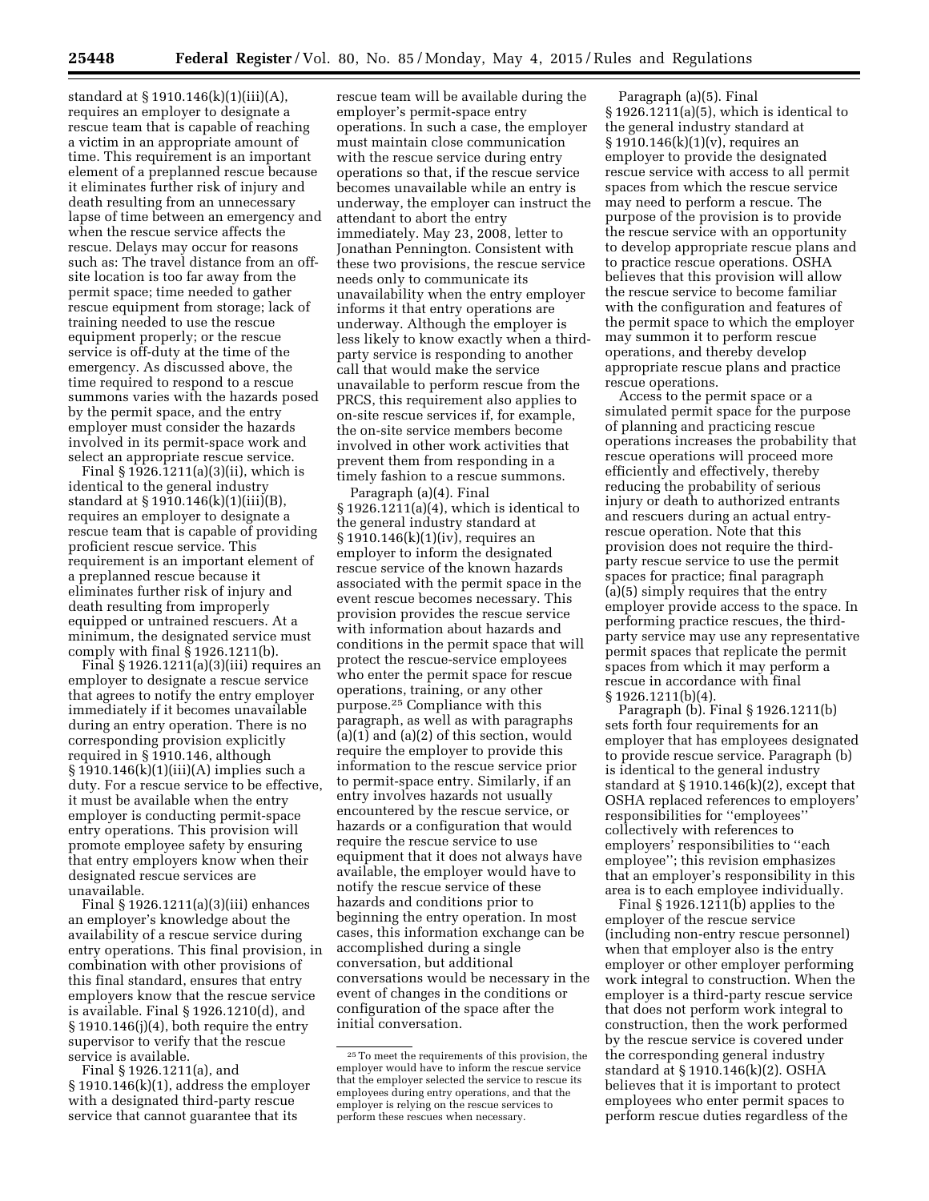standard at § 1910.146(k)(1)(iii)(A), requires an employer to designate a rescue team that is capable of reaching a victim in an appropriate amount of time. This requirement is an important element of a preplanned rescue because it eliminates further risk of injury and death resulting from an unnecessary lapse of time between an emergency and when the rescue service affects the rescue. Delays may occur for reasons such as: The travel distance from an off-site location is too far away from the permit space; time needed to gather rescue equipment from storage; lack of training needed to use the rescue equipment properly; or the rescue service is off-duty at the time of the emergency. As discussed above, the time required to respond to a rescue summons varies with the hazards posed by the permit space, and the entry employer must consider the hazards involved in its permit-space work and select an appropriate rescue service.

Final § 1926.1211(a)(3)(ii), which is identical to the general industry standard at § 1910.146(k)(1)(iii)(B), requires an employer to designate a rescue team that is capable of providing proficient rescue service. This requirement is an important element of a preplanned rescue because it eliminates further risk of injury and death resulting from improperly equipped or untrained rescuers. At a minimum, the designated service must comply with final § 1926.1211(b).

Final § 1926.1211(a)(3)(iii) requires an employer to designate a rescue service that agrees to notify the entry employer immediately if it becomes unavailable during an entry operation. There is no corresponding provision explicitly required in § 1910.146, although § 1910.146(k)(1)(iii)(A) implies such a duty. For a rescue service to be effective, it must be available when the entry employer is conducting permit-space entry operations. This provision will promote employee safety by ensuring that entry employers know when their designated rescue services are unavailable.

Final § 1926.1211(a)(3)(iii) enhances an employer's knowledge about the availability of a rescue service during entry operations. This final provision, in combination with other provisions of this final standard, ensures that entry employers know that the rescue service is available. Final § 1926.1210(d), and § 1910.146(j)(4), both require the entry supervisor to verify that the rescue service is available.

Final § 1926.1211(a), and § 1910.146(k)(1), address the employer with a designated third-party rescue service that cannot guarantee that its rescue team will be available during the employer's permit-space entry operations. In such a case, the employer must maintain close communication with the rescue service during entry operations so that, if the rescue service becomes unavailable while an entry is underway, the employer can instruct the attendant to abort the entry immediately. May 23, 2008, letter to Jonathan Pennington. Consistent with these two provisions, the rescue service needs only to communicate its unavailability when the entry employer informs it that entry operations are underway. Although the employer is less likely to know exactly when a third-party service is responding to another call that would make the service unavailable to perform rescue from the PRCS, this requirement also applies to on-site rescue services if, for example, the on-site service members become involved in other work activities that prevent them from responding in a timely fashion to a rescue summons.

*Paragraph (a)(4).* Final § 1926.1211(a)(4), which is identical to the general industry standard at § 1910.146(k)(1)(iv), requires an employer to inform the designated rescue service of the known hazards associated with the permit space in the event rescue becomes necessary. This provision provides the rescue service with information about hazards and conditions in the permit space that will protect the rescue-service employees who enter the permit space for rescue operations, training, or any other purpose.[25] Compliance with this paragraph, as well as with paragraphs (a)(1) and (a)(2) of this section, would require the employer to provide this information to the rescue service prior to permit-space entry. Similarly, if an entry involves hazards not usually encountered by the rescue service, or hazards or a configuration that would require the rescue service to use equipment that it does not always have available, the employer would have to notify the rescue service of these hazards and conditions prior to beginning the entry operation. In most cases, this information exchange can be accomplished during a single conversation, but additional conversations would be necessary in the event of changes in the conditions or configuration of the space after the initial conversation.

*Paragraph (a)(5).* Final § 1926.1211(a)(5), which is identical to the general industry standard at § 1910.146(k)(1)(v), requires an employer to provide the designated rescue service with access to all permit spaces from which the rescue service may need to perform a rescue. The purpose of the provision is to provide the rescue service with an opportunity to develop appropriate rescue plans and to practice rescue operations. OSHA believes that this provision will allow the rescue service to become familiar with the configuration and features of the permit space to which the employer may summon it to perform rescue operations, and thereby develop appropriate rescue plans and practice rescue operations.

Access to the permit space or a simulated permit space for the purpose of planning and practicing rescue operations increases the probability that rescue operations will proceed more efficiently and effectively, thereby reducing the probability of serious injury or death to authorized entrants and rescuers during an actual entry-rescue operation. Note that this provision does not require the third-party rescue service to use the permit spaces for practice; final paragraph (a)(5) simply requires that the entry employer provide access to the space. In performing practice rescues, the third-party service may use any representative permit spaces that replicate the permit spaces from which it may perform a rescue in accordance with final § 1926.1211(b)(4).

*Paragraph (b).* Final § 1926.1211(b) sets forth four requirements for an employer that has employees designated to provide rescue service. Paragraph (b) is identical to the general industry standard at § 1910.146(k)(2), except that OSHA replaced references to employers' responsibilities for "employees" collectively with references to employers' responsibilities to "each employee"; this revision emphasizes that an employer's responsibility in this area is to each employee individually.

Final § 1926.1211(b) applies to the employer of the rescue service (including non-entry rescue personnel) when that employer also is the entry employer or other employer performing work integral to construction. When the employer is a third-party rescue service that does not perform work integral to construction, then the work performed by the rescue service is covered under the corresponding general industry standard at § 1910.146(k)(2). OSHA believes that it is important to protect employees who enter permit spaces to perform rescue duties regardless of the

[25] To meet the requirements of this provision, the employer would have to inform the rescue service that the employer selected the service to rescue its employees during entry operations, and that the employer is relying on the rescue services to perform these rescues when necessary.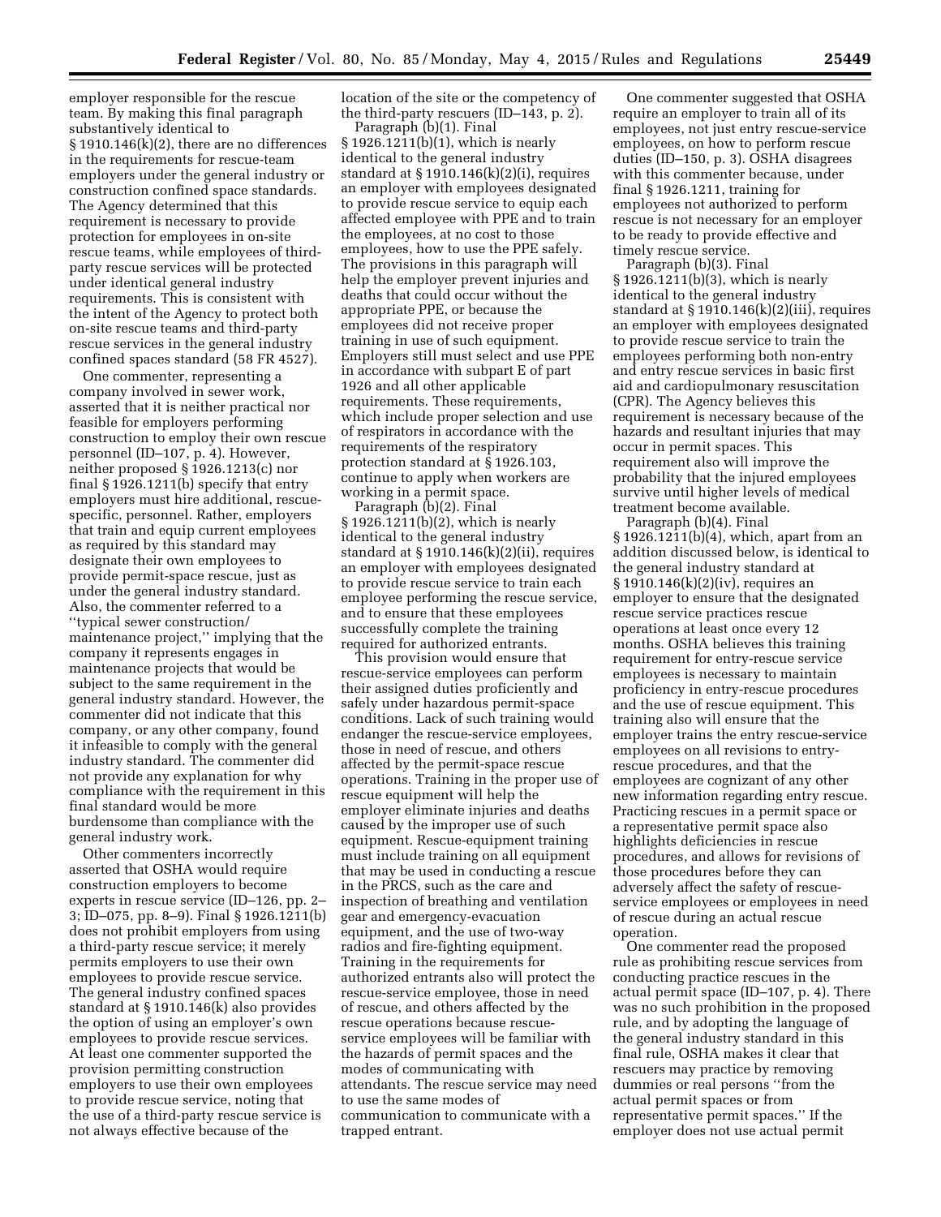employer responsible for the rescue team. By making this final paragraph substantively identical to § 1910.146(k)(2), there are no differences in the requirements for rescue-team employers under the general industry or construction confined space standards. The Agency determined that this requirement is necessary to provide protection for employees in on-site rescue teams, while employees of third-party rescue services will be protected under identical general industry requirements. This is consistent with the intent of the Agency to protect both on-site rescue teams and third-party rescue services in the general industry confined spaces standard (58 FR 4527).

One commenter, representing a company involved in sewer work, asserted that it is neither practical nor feasible for employers performing construction to employ their own rescue personnel (ID–107, p. 4). However, neither proposed § 1926.1213(c) nor final § 1926.1211(b) specify that entry employers must hire additional, rescue-specific, personnel. Rather, employers that train and equip current employees as required by this standard may designate their own employees to provide permit-space rescue, just as under the general industry standard. Also, the commenter referred to a ''typical sewer construction/maintenance project,'' implying that the company it represents engages in maintenance projects that would be subject to the same requirement in the general industry standard. However, the commenter did not indicate that this company, or any other company, found it infeasible to comply with the general industry standard. The commenter did not provide any explanation for why compliance with the requirement in this final standard would be more burdensome than compliance with the general industry work.

Other commenters incorrectly asserted that OSHA would require construction employers to become experts in rescue service (ID–126, pp. 2–3; ID–075, pp. 8–9). Final § 1926.1211(b) does not prohibit employers from using a third-party rescue service; it merely permits employers to use their own employees to provide rescue service. The general industry confined spaces standard at § 1910.146(k) also provides the option of using an employer's own employees to provide rescue services. At least one commenter supported the provision permitting construction employers to use their own employees to provide rescue service, noting that the use of a third-party rescue service is not always effective because of the location of the site or the competency of the third-party rescuers (ID–143, p. 2).

Paragraph (b)(1). Final § 1926.1211(b)(1), which is nearly identical to the general industry standard at § 1910.146(k)(2)(i), requires an employer with employees designated to provide rescue service to equip each affected employee with PPE and to train the employees, at no cost to those employees, how to use the PPE safely. The provisions in this paragraph will help the employer prevent injuries and deaths that could occur without the appropriate PPE, or because the employees did not receive proper training in use of such equipment. Employers still must select and use PPE in accordance with subpart E of part 1926 and all other applicable requirements. These requirements, which include proper selection and use of respirators in accordance with the requirements of the respiratory protection standard at § 1926.103, continue to apply when workers are working in a permit space.

Paragraph (b)(2). Final § 1926.1211(b)(2), which is nearly identical to the general industry standard at § 1910.146(k)(2)(ii), requires an employer with employees designated to provide rescue service to train each employee performing the rescue service, and to ensure that these employees successfully complete the training required for authorized entrants.

This provision would ensure that rescue-service employees can perform their assigned duties proficiently and safely under hazardous permit-space conditions. Lack of such training would endanger the rescue-service employees, those in need of rescue, and others affected by the permit-space rescue operations. Training in the proper use of rescue equipment will help the employer eliminate injuries and deaths caused by the improper use of such equipment. Rescue-equipment training must include training on all equipment that may be used in conducting a rescue in the PRCS, such as the care and inspection of breathing and ventilation gear and emergency-evacuation equipment, and the use of two-way radios and fire-fighting equipment. Training in the requirements for authorized entrants also will protect the rescue-service employee, those in need of rescue, and others affected by the rescue operations because rescue-service employees will be familiar with the hazards of permit spaces and the modes of communicating with attendants. The rescue service may need to use the same modes of communication to communicate with a trapped entrant.

One commenter suggested that OSHA require an employer to train all of its employees, not just entry rescue-service employees, on how to perform rescue duties (ID–150, p. 3). OSHA disagrees with this commenter because, under final § 1926.1211, training for employees not authorized to perform rescue is not necessary for an employer to be ready to provide effective and timely rescue service.

Paragraph (b)(3). Final § 1926.1211(b)(3), which is nearly identical to the general industry standard at § 1910.146(k)(2)(iii), requires an employer with employees designated to provide rescue service to train the employees performing both non-entry and entry rescue services in basic first aid and cardiopulmonary resuscitation (CPR). The Agency believes this requirement is necessary because of the hazards and resultant injuries that may occur in permit spaces. This requirement also will improve the probability that the injured employees survive until higher levels of medical treatment become available.

Paragraph (b)(4). Final § 1926.1211(b)(4), which, apart from an addition discussed below, is identical to the general industry standard at § 1910.146(k)(2)(iv), requires an employer to ensure that the designated rescue service practices rescue operations at least once every 12 months. OSHA believes this training requirement for entry-rescue service employees is necessary to maintain proficiency in entry-rescue procedures and the use of rescue equipment. This training also will ensure that the employer trains the entry rescue-service employees on all revisions to entry-rescue procedures, and that the employees are cognizant of any other new information regarding entry rescue. Practicing rescues in a permit space or a representative permit space also highlights deficiencies in rescue procedures, and allows for revisions of those procedures before they can adversely affect the safety of rescue-service employees or employees in need of rescue during an actual rescue operation.

One commenter read the proposed rule as prohibiting rescue services from conducting practice rescues in the actual permit space (ID–107, p. 4). There was no such prohibition in the proposed rule, and by adopting the language of the general industry standard in this final rule, OSHA makes it clear that rescuers may practice by removing dummies or real persons ''from the actual permit spaces or from representative permit spaces.'' If the employer does not use actual permit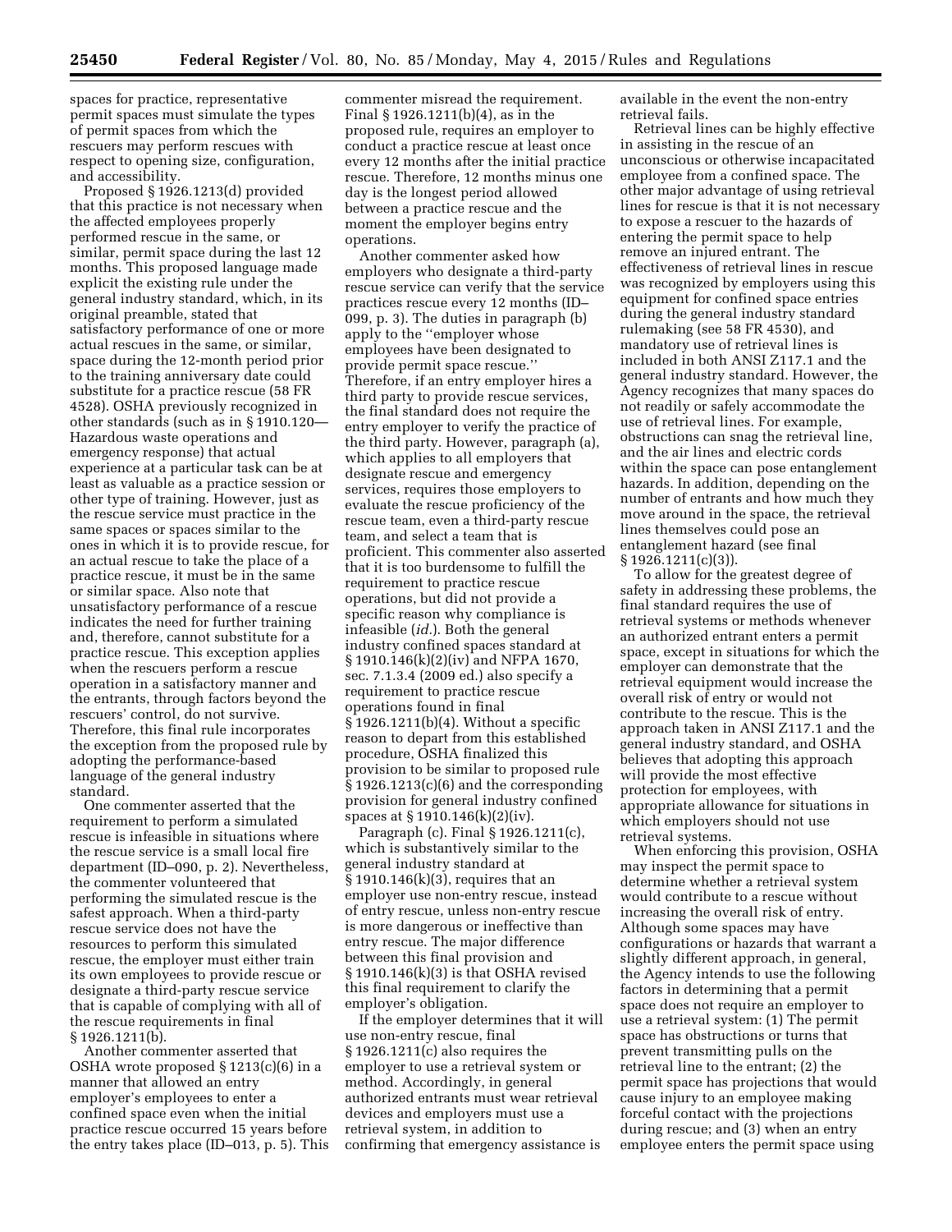spaces for practice, representative permit spaces must simulate the types of permit spaces from which the rescuers may perform rescues with respect to opening size, configuration, and accessibility.

Proposed § 1926.1213(d) provided that this practice is not necessary when the affected employees properly performed rescue in the same, or similar, permit space during the last 12 months. This proposed language made explicit the existing rule under the general industry standard, which, in its original preamble, stated that satisfactory performance of one or more actual rescues in the same, or similar, space during the 12-month period prior to the training anniversary date could substitute for a practice rescue (58 FR 4528). OSHA previously recognized in other standards (such as in § 1910.120—Hazardous waste operations and emergency response) that actual experience at a particular task can be at least as valuable as a practice session or other type of training. However, just as the rescue service must practice in the same spaces or spaces similar to the ones in which it is to provide rescue, for an actual rescue to take the place of a practice rescue, it must be in the same or similar space. Also note that unsatisfactory performance of a rescue indicates the need for further training and, therefore, cannot substitute for a practice rescue. This exception applies when the rescuers perform a rescue operation in a satisfactory manner and the entrants, through factors beyond the rescuers' control, do not survive. Therefore, this final rule incorporates the exception from the proposed rule by adopting the performance-based language of the general industry standard.

One commenter asserted that the requirement to perform a simulated rescue is infeasible in situations where the rescue service is a small local fire department (ID–090, p. 2). Nevertheless, the commenter volunteered that performing the simulated rescue is the safest approach. When a third-party rescue service does not have the resources to perform this simulated rescue, the employer must either train its own employees to provide rescue or designate a third-party rescue service that is capable of complying with all of the rescue requirements in final § 1926.1211(b).

Another commenter asserted that OSHA wrote proposed § 1213(c)(6) in a manner that allowed an entry employer's employees to enter a confined space even when the initial practice rescue occurred 15 years before the entry takes place (ID–013, p. 5). This commenter misread the requirement. Final § 1926.1211(b)(4), as in the proposed rule, requires an employer to conduct a practice rescue at least once every 12 months after the initial practice rescue. Therefore, 12 months minus one day is the longest period allowed between a practice rescue and the moment the employer begins entry operations.

Another commenter asked how employers who designate a third-party rescue service can verify that the service practices rescue every 12 months (ID–099, p. 3). The duties in paragraph (b) apply to the "employer whose employees have been designated to provide permit space rescue." Therefore, if an entry employer hires a third party to provide rescue services, the final standard does not require the entry employer to verify the practice of the third party. However, paragraph (a), which applies to all employers that designate rescue and emergency services, requires those employers to evaluate the rescue proficiency of the rescue team, even a third-party rescue team, and select a team that is proficient. This commenter also asserted that it is too burdensome to fulfill the requirement to practice rescue operations, but did not provide a specific reason why compliance is infeasible (*id.*). Both the general industry confined spaces standard at § 1910.146(k)(2)(iv) and NFPA 1670, sec. 7.1.3.4 (2009 ed.) also specify a requirement to practice rescue operations found in final § 1926.1211(b)(4). Without a specific reason to depart from this established procedure, OSHA finalized this provision to be similar to proposed rule § 1926.1213(c)(6) and the corresponding provision for general industry confined spaces at § 1910.146(k)(2)(iv).

Paragraph (c). Final § 1926.1211(c), which is substantively similar to the general industry standard at § 1910.146(k)(3), requires that an employer use non-entry rescue, instead of entry rescue, unless non-entry rescue is more dangerous or ineffective than entry rescue. The major difference between this final provision and § 1910.146(k)(3) is that OSHA revised this final requirement to clarify the employer's obligation.

If the employer determines that it will use non-entry rescue, final § 1926.1211(c) also requires the employer to use a retrieval system or method. Accordingly, in general authorized entrants must wear retrieval devices and employers must use a retrieval system, in addition to confirming that emergency assistance is available in the event the non-entry retrieval fails.

Retrieval lines can be highly effective in assisting in the rescue of an unconscious or otherwise incapacitated employee from a confined space. The other major advantage of using retrieval lines for rescue is that it is not necessary to expose a rescuer to the hazards of entering the permit space to help remove an injured entrant. The effectiveness of retrieval lines in rescue was recognized by employers using this equipment for confined space entries during the general industry standard rulemaking (see 58 FR 4530), and mandatory use of retrieval lines is included in both ANSI Z117.1 and the general industry standard. However, the Agency recognizes that many spaces do not readily or safely accommodate the use of retrieval lines. For example, obstructions can snag the retrieval line, and the air lines and electric cords within the space can pose entanglement hazards. In addition, depending on the number of entrants and how much they move around in the space, the retrieval lines themselves could pose an entanglement hazard (see final § 1926.1211(c)(3)).

To allow for the greatest degree of safety in addressing these problems, the final standard requires the use of retrieval systems or methods whenever an authorized entrant enters a permit space, except in situations for which the employer can demonstrate that the retrieval equipment would increase the overall risk of entry or would not contribute to the rescue. This is the approach taken in ANSI Z117.1 and the general industry standard, and OSHA believes that adopting this approach will provide the most effective protection for employees, with appropriate allowance for situations in which employers should not use retrieval systems.

When enforcing this provision, OSHA may inspect the permit space to determine whether a retrieval system would contribute to a rescue without increasing the overall risk of entry. Although some spaces may have configurations or hazards that warrant a slightly different approach, in general, the Agency intends to use the following factors in determining that a permit space does not require an employer to use a retrieval system: (1) The permit space has obstructions or turns that prevent transmitting pulls on the retrieval line to the entrant; (2) the permit space has projections that would cause injury to an employee making forceful contact with the projections during rescue; and (3) when an entry employee enters the permit space using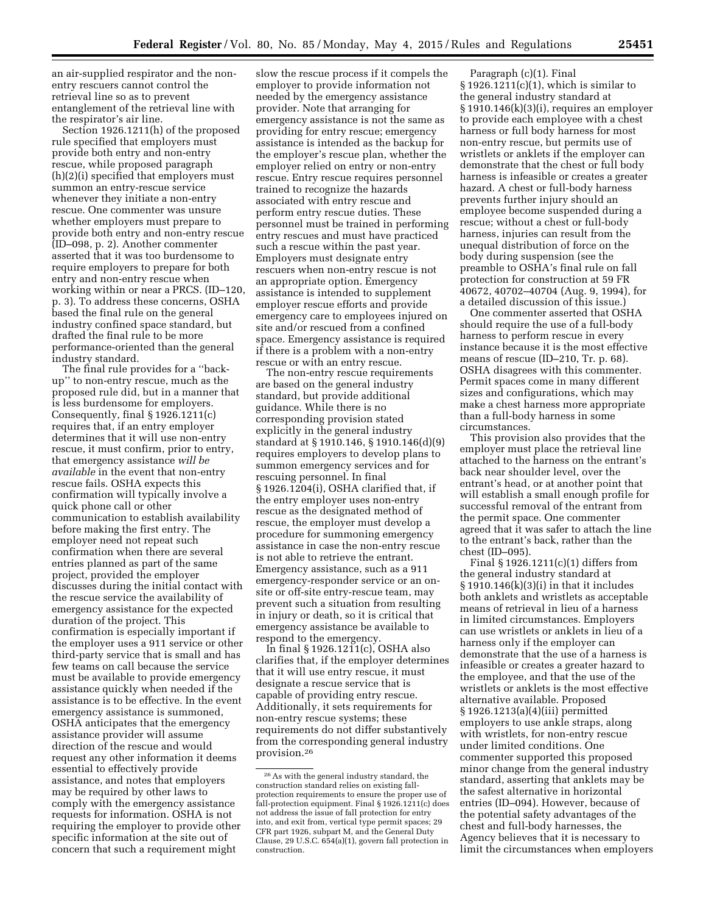an air-supplied respirator and the non-entry rescuers cannot control the retrieval line so as to prevent entanglement of the retrieval line with the respirator's air line.

Section 1926.1211(h) of the proposed rule specified that employers must provide both entry and non-entry rescue, while proposed paragraph (h)(2)(i) specified that employers must summon an entry-rescue service whenever they initiate a non-entry rescue. One commenter was unsure whether employers must prepare to provide both entry and non-entry rescue (ID–098, p. 2). Another commenter asserted that it was too burdensome to require employers to prepare for both entry and non-entry rescue when working within or near a PRCS. (ID–120, p. 3). To address these concerns, OSHA based the final rule on the general industry confined space standard, but drafted the final rule to be more performance-oriented than the general industry standard.

The final rule provides for a ''back-up'' to non-entry rescue, much as the proposed rule did, but in a manner that is less burdensome for employers. Consequently, final § 1926.1211(c) requires that, if an entry employer determines that it will use non-entry rescue, it must confirm, prior to entry, that emergency assistance *will be available* in the event that non-entry rescue fails. OSHA expects this confirmation will typically involve a quick phone call or other communication to establish availability before making the first entry. The employer need not repeat such confirmation when there are several entries planned as part of the same project, provided the employer discusses during the initial contact with the rescue service the availability of emergency assistance for the expected duration of the project. This confirmation is especially important if the employer uses a 911 service or other third-party service that is small and has few teams on call because the service must be available to provide emergency assistance quickly when needed if the assistance is to be effective. In the event emergency assistance is summoned, OSHA anticipates that the emergency assistance provider will assume direction of the rescue and would request any other information it deems essential to effectively provide assistance, and notes that employers may be required by other laws to comply with the emergency assistance requests for information. OSHA is not requiring the employer to provide other specific information at the site out of concern that such a requirement might slow the rescue process if it compels the employer to provide information not needed by the emergency assistance provider. Note that arranging for emergency assistance is not the same as providing for entry rescue; emergency assistance is intended as the backup for the employer's rescue plan, whether the employer relied on entry or non-entry rescue. Entry rescue requires personnel trained to recognize the hazards associated with entry rescue and perform entry rescue duties. These personnel must be trained in performing entry rescues and must have practiced such a rescue within the past year. Employers must designate entry rescuers when non-entry rescue is not an appropriate option. Emergency assistance is intended to supplement employer rescue efforts and provide emergency care to employees injured on site and/or rescued from a confined space. Emergency assistance is required if there is a problem with a non-entry rescue or with an entry rescue.

The non-entry rescue requirements are based on the general industry standard, but provide additional guidance. While there is no corresponding provision stated explicitly in the general industry standard at § 1910.146, § 1910.146(d)(9) requires employers to develop plans to summon emergency services and for rescuing personnel. In final § 1926.1204(i), OSHA clarified that, if the entry employer uses non-entry rescue as the designated method of rescue, the employer must develop a procedure for summoning emergency assistance in case the non-entry rescue is not able to retrieve the entrant. Emergency assistance, such as a 911 emergency-responder service or an on-site or off-site entry-rescue team, may prevent such a situation from resulting in injury or death, so it is critical that emergency assistance be available to respond to the emergency.

In final § 1926.1211(c), OSHA also clarifies that, if the employer determines that it will use entry rescue, it must designate a rescue service that is capable of providing entry rescue. Additionally, it sets requirements for non-entry rescue systems; these requirements do not differ substantively from the corresponding general industry provision.[26]

[26] As with the general industry standard, the construction standard relies on existing fall-protection requirements to ensure the proper use of fall-protection equipment. Final § 1926.1211(c) does not address the issue of fall protection for entry into, and exit from, vertical type permit spaces; 29 CFR part 1926, subpart M, and the General Duty Clause, 29 U.S.C. 654(a)(1), govern fall protection in construction.

Paragraph (c)(1). Final § 1926.1211(c)(1), which is similar to the general industry standard at § 1910.146(k)(3)(i), requires an employer to provide each employee with a chest harness or full body harness for most non-entry rescue, but permits use of wristlets or anklets if the employer can demonstrate that the chest or full body harness is infeasible or creates a greater hazard. A chest or full-body harness prevents further injury should an employee become suspended during a rescue; without a chest or full-body harness, injuries can result from the unequal distribution of force on the body during suspension (see the preamble to OSHA's final rule on fall protection for construction at 59 FR 40672, 40702–40704 (Aug. 9, 1994), for a detailed discussion of this issue.)

One commenter asserted that OSHA should require the use of a full-body harness to perform rescue in every instance because it is the most effective means of rescue (ID–210, Tr. p. 68). OSHA disagrees with this commenter. Permit spaces come in many different sizes and configurations, which may make a chest harness more appropriate than a full-body harness in some circumstances.

This provision also provides that the employer must place the retrieval line attached to the harness on the entrant's back near shoulder level, over the entrant's head, or at another point that will establish a small enough profile for successful removal of the entrant from the permit space. One commenter agreed that it was safer to attach the line to the entrant's back, rather than the chest (ID–095).

Final § 1926.1211(c)(1) differs from the general industry standard at § 1910.146(k)(3)(i) in that it includes both anklets and wristlets as acceptable means of retrieval in lieu of a harness in limited circumstances. Employers can use wristlets or anklets in lieu of a harness only if the employer can demonstrate that the use of a harness is infeasible or creates a greater hazard to the employee, and that the use of the wristlets or anklets is the most effective alternative available. Proposed § 1926.1213(a)(4)(iii) permitted employers to use ankle straps, along with wristlets, for non-entry rescue under limited conditions. One commenter supported this proposed minor change from the general industry standard, asserting that anklets may be the safest alternative in horizontal entries (ID–094). However, because of the potential safety advantages of the chest and full-body harnesses, the Agency believes that it is necessary to limit the circumstances when employers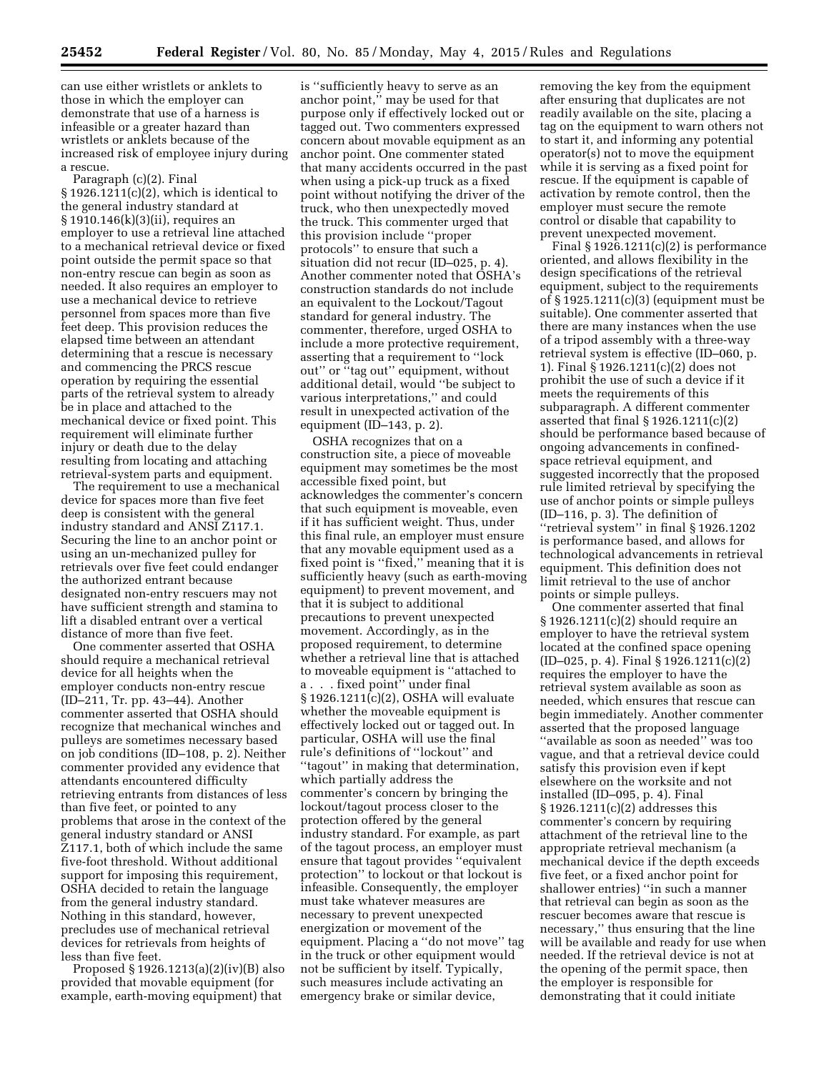can use either wristlets or anklets to those in which the employer can demonstrate that use of a harness is infeasible or a greater hazard than wristlets or anklets because of the increased risk of employee injury during a rescue.

Paragraph (c)(2). Final § 1926.1211(c)(2), which is identical to the general industry standard at § 1910.146(k)(3)(ii), requires an employer to use a retrieval line attached to a mechanical retrieval device or fixed point outside the permit space so that non-entry rescue can begin as soon as needed. It also requires an employer to use a mechanical device to retrieve personnel from spaces more than five feet deep. This provision reduces the elapsed time between an attendant determining that a rescue is necessary and commencing the PRCS rescue operation by requiring the essential parts of the retrieval system to already be in place and attached to the mechanical device or fixed point. This requirement will eliminate further injury or death due to the delay resulting from locating and attaching retrieval-system parts and equipment.

The requirement to use a mechanical device for spaces more than five feet deep is consistent with the general industry standard and ANSI Z117.1. Securing the line to an anchor point or using an un-mechanized pulley for retrievals over five feet could endanger the authorized entrant because designated non-entry rescuers may not have sufficient strength and stamina to lift a disabled entrant over a vertical distance of more than five feet.

One commenter asserted that OSHA should require a mechanical retrieval device for all heights when the employer conducts non-entry rescue (ID–211, Tr. pp. 43–44). Another commenter asserted that OSHA should recognize that mechanical winches and pulleys are sometimes necessary based on job conditions (ID–108, p. 2). Neither commenter provided any evidence that attendants encountered difficulty retrieving entrants from distances of less than five feet, or pointed to any problems that arose in the context of the general industry standard or ANSI Z117.1, both of which include the same five-foot threshold. Without additional support for imposing this requirement, OSHA decided to retain the language from the general industry standard. Nothing in this standard, however, precludes use of mechanical retrieval devices for retrievals from heights of less than five feet.

Proposed § 1926.1213(a)(2)(iv)(B) also provided that movable equipment (for example, earth-moving equipment) that is ''sufficiently heavy to serve as an anchor point,'' may be used for that purpose only if effectively locked out or tagged out. Two commenters expressed concern about movable equipment as an anchor point. One commenter stated that many accidents occurred in the past when using a pick-up truck as a fixed point without notifying the driver of the truck, who then unexpectedly moved the truck. This commenter urged that this provision include ''proper protocols'' to ensure that such a situation did not recur (ID–025, p. 4). Another commenter noted that OSHA's construction standards do not include an equivalent to the Lockout/Tagout standard for general industry. The commenter, therefore, urged OSHA to include a more protective requirement, asserting that a requirement to ''lock out'' or ''tag out'' equipment, without additional detail, would ''be subject to various interpretations,'' and could result in unexpected activation of the equipment (ID–143, p. 2).

OSHA recognizes that on a construction site, a piece of moveable equipment may sometimes be the most accessible fixed point, but acknowledges the commenter's concern that such equipment is moveable, even if it has sufficient weight. Thus, under this final rule, an employer must ensure that any movable equipment used as a fixed point is ''fixed,'' meaning that it is sufficiently heavy (such as earth-moving equipment) to prevent movement, and that it is subject to additional precautions to prevent unexpected movement. Accordingly, as in the proposed requirement, to determine whether a retrieval line that is attached to moveable equipment is ''attached to a . . . fixed point'' under final § 1926.1211(c)(2), OSHA will evaluate whether the moveable equipment is effectively locked out or tagged out. In particular, OSHA will use the final rule's definitions of ''lockout'' and ''tagout'' in making that determination, which partially address the commenter's concern by bringing the lockout/tagout process closer to the protection offered by the general industry standard. For example, as part of the tagout process, an employer must ensure that tagout provides ''equivalent protection'' to lockout or that lockout is infeasible. Consequently, the employer must take whatever measures are necessary to prevent unexpected energization or movement of the equipment. Placing a ''do not move'' tag in the truck or other equipment would not be sufficient by itself. Typically, such measures include activating an emergency brake or similar device, removing the key from the equipment after ensuring that duplicates are not readily available on the site, placing a tag on the equipment to warn others not to start it, and informing any potential operator(s) not to move the equipment while it is serving as a fixed point for rescue. If the equipment is capable of activation by remote control, then the employer must secure the remote control or disable that capability to prevent unexpected movement.

Final § 1926.1211(c)(2) is performance oriented, and allows flexibility in the design specifications of the retrieval equipment, subject to the requirements of § 1925.1211(c)(3) (equipment must be suitable). One commenter asserted that there are many instances when the use of a tripod assembly with a three-way retrieval system is effective (ID–060, p. 1). Final § 1926.1211(c)(2) does not prohibit the use of such a device if it meets the requirements of this subparagraph. A different commenter asserted that final § 1926.1211(c)(2) should be performance based because of ongoing advancements in confined-space retrieval equipment, and suggested incorrectly that the proposed rule limited retrieval by specifying the use of anchor points or simple pulleys (ID–116, p. 3). The definition of ''retrieval system'' in final § 1926.1202 is performance based, and allows for technological advancements in retrieval equipment. This definition does not limit retrieval to the use of anchor points or simple pulleys.

One commenter asserted that final § 1926.1211(c)(2) should require an employer to have the retrieval system located at the confined space opening (ID–025, p. 4). Final § 1926.1211(c)(2) requires the employer to have the retrieval system available as soon as needed, which ensures that rescue can begin immediately. Another commenter asserted that the proposed language ''available as soon as needed'' was too vague, and that a retrieval device could satisfy this provision even if kept elsewhere on the worksite and not installed (ID–095, p. 4). Final § 1926.1211(c)(2) addresses this commenter's concern by requiring attachment of the retrieval line to the appropriate retrieval mechanism (a mechanical device if the depth exceeds five feet, or a fixed anchor point for shallower entries) ''in such a manner that retrieval can begin as soon as the rescuer becomes aware that rescue is necessary,'' thus ensuring that the line will be available and ready for use when needed. If the retrieval device is not at the opening of the permit space, then the employer is responsible for demonstrating that it could initiate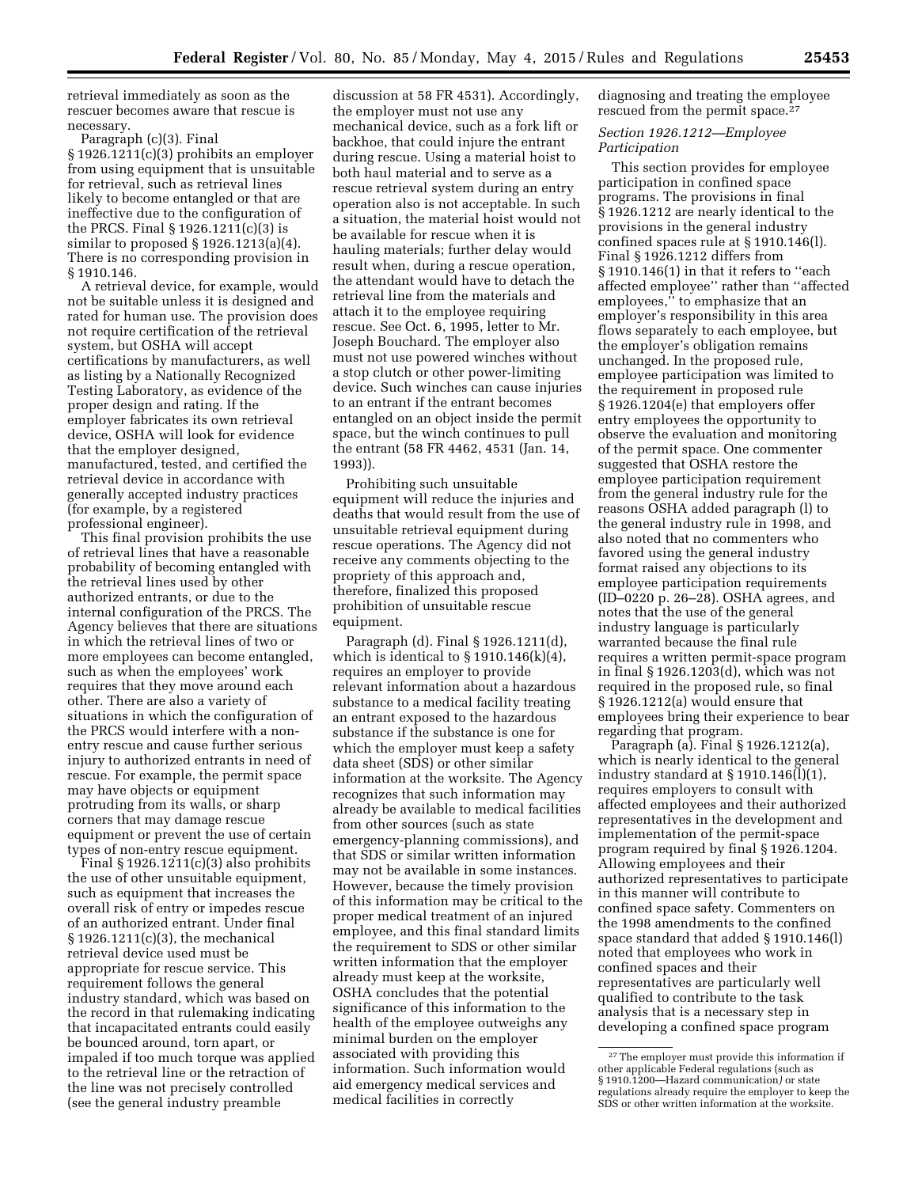retrieval immediately as soon as the rescuer becomes aware that rescue is necessary.

Paragraph (c)(3). Final § 1926.1211(c)(3) prohibits an employer from using equipment that is unsuitable for retrieval, such as retrieval lines likely to become entangled or that are ineffective due to the configuration of the PRCS. Final § 1926.1211(c)(3) is similar to proposed § 1926.1213(a)(4). There is no corresponding provision in § 1910.146.

A retrieval device, for example, would not be suitable unless it is designed and rated for human use. The provision does not require certification of the retrieval system, but OSHA will accept certifications by manufacturers, as well as listing by a Nationally Recognized Testing Laboratory, as evidence of the proper design and rating. If the employer fabricates its own retrieval device, OSHA will look for evidence that the employer designed, manufactured, tested, and certified the retrieval device in accordance with generally accepted industry practices (for example, by a registered professional engineer).

This final provision prohibits the use of retrieval lines that have a reasonable probability of becoming entangled with the retrieval lines used by other authorized entrants, or due to the internal configuration of the PRCS. The Agency believes that there are situations in which the retrieval lines of two or more employees can become entangled, such as when the employees' work requires that they move around each other. There are also a variety of situations in which the configuration of the PRCS would interfere with a non-entry rescue and cause further serious injury to authorized entrants in need of rescue. For example, the permit space may have objects or equipment protruding from its walls, or sharp corners that may damage rescue equipment or prevent the use of certain types of non-entry rescue equipment.

Final § 1926.1211(c)(3) also prohibits the use of other unsuitable equipment, such as equipment that increases the overall risk of entry or impedes rescue of an authorized entrant. Under final § 1926.1211(c)(3), the mechanical retrieval device used must be appropriate for rescue service. This requirement follows the general industry standard, which was based on the record in that rulemaking indicating that incapacitated entrants could easily be bounced around, torn apart, or impaled if too much torque was applied to the retrieval line or the retraction of the line was not precisely controlled (see the general industry preamble discussion at 58 FR 4531). Accordingly, the employer must not use any mechanical device, such as a fork lift or backhoe, that could injure the entrant during rescue. Using a material hoist to both haul material and to serve as a rescue retrieval system during an entry operation also is not acceptable. In such a situation, the material hoist would not be available for rescue when it is hauling materials; further delay would result when, during a rescue operation, the attendant would have to detach the retrieval line from the materials and attach it to the employee requiring rescue. See Oct. 6, 1995, letter to Mr. Joseph Bouchard. The employer also must not use powered winches without a stop clutch or other power-limiting device. Such winches can cause injuries to an entrant if the entrant becomes entangled on an object inside the permit space, but the winch continues to pull the entrant (58 FR 4462, 4531 (Jan. 14, 1993)).

Prohibiting such unsuitable equipment will reduce the injuries and deaths that would result from the use of unsuitable retrieval equipment during rescue operations. The Agency did not receive any comments objecting to the propriety of this approach and, therefore, finalized this proposed prohibition of unsuitable rescue equipment.

Paragraph (d). Final § 1926.1211(d), which is identical to § 1910.146(k)(4), requires an employer to provide relevant information about a hazardous substance to a medical facility treating an entrant exposed to the hazardous substance if the substance is one for which the employer must keep a safety data sheet (SDS) or other similar information at the worksite. The Agency recognizes that such information may already be available to medical facilities from other sources (such as state emergency-planning commissions), and that SDS or similar written information may not be available in some instances. However, because the timely provision of this information may be critical to the proper medical treatment of an injured employee, and this final standard limits the requirement to SDS or other similar written information that the employer already must keep at the worksite, OSHA concludes that the potential significance of this information to the health of the employee outweighs any minimal burden on the employer associated with providing this information. Such information would aid emergency medical services and medical facilities in correctly diagnosing and treating the employee rescued from the permit space.[27]

### *Section 1926.1212—Employee Participation*

This section provides for employee participation in confined space programs. The provisions in final § 1926.1212 are nearly identical to the provisions in the general industry confined spaces rule at § 1910.146(l). Final § 1926.1212 differs from § 1910.146(1) in that it refers to "each affected employee" rather than "affected employees," to emphasize that an employer's responsibility in this area flows separately to each employee, but the employer's obligation remains unchanged. In the proposed rule, employee participation was limited to the requirement in proposed rule § 1926.1204(e) that employers offer entry employees the opportunity to observe the evaluation and monitoring of the permit space. One commenter suggested that OSHA restore the employee participation requirement from the general industry rule for the reasons OSHA added paragraph (l) to the general industry rule in 1998, and also noted that no commenters who favored using the general industry format raised any objections to its employee participation requirements (ID–0220 p. 26–28). OSHA agrees, and notes that the use of the general industry language is particularly warranted because the final rule requires a written permit-space program in final § 1926.1203(d), which was not required in the proposed rule, so final § 1926.1212(a) would ensure that employees bring their experience to bear regarding that program.

Paragraph (a). Final § 1926.1212(a), which is nearly identical to the general industry standard at § 1910.146(l)(1), requires employers to consult with affected employees and their authorized representatives in the development and implementation of the permit-space program required by final § 1926.1204. Allowing employees and their authorized representatives to participate in this manner will contribute to confined space safety. Commenters on the 1998 amendments to the confined space standard that added § 1910.146(l) noted that employees who work in confined spaces and their representatives are particularly well qualified to contribute to the task analysis that is a necessary step in developing a confined space program

---

[27] The employer must provide this information if other applicable Federal regulations (such as § 1910.1200—Hazard communication) or state regulations already require the employer to keep the SDS or other written information at the worksite.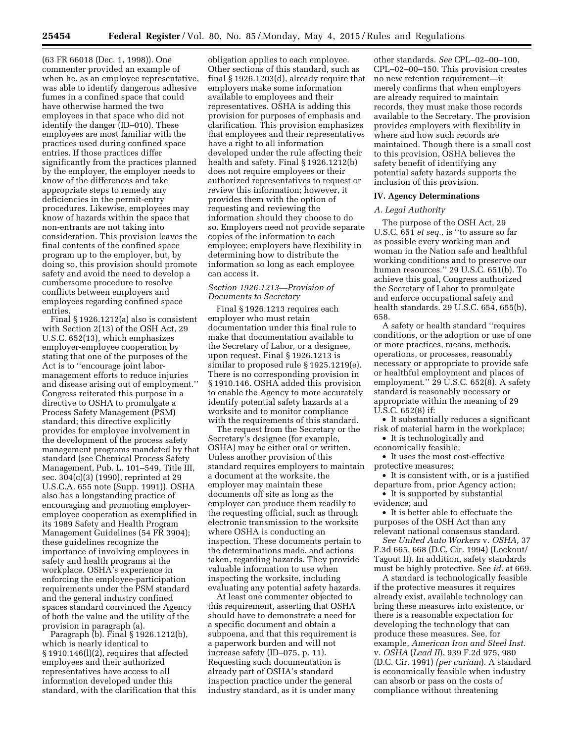(63 FR 66018 (Dec. 1, 1998)). One commenter provided an example of when he, as an employee representative, was able to identify dangerous adhesive fumes in a confined space that could have otherwise harmed the two employees in that space who did not identify the danger (ID–010). These employees are most familiar with the practices used during confined space entries. If those practices differ significantly from the practices planned by the employer, the employer needs to know of the differences and take appropriate steps to remedy any deficiencies in the permit-entry procedures. Likewise, employees may know of hazards within the space that non-entrants are not taking into consideration. This provision leaves the final contents of the confined space program up to the employer, but, by doing so, this provision should promote safety and avoid the need to develop a cumbersome procedure to resolve conflicts between employers and employees regarding confined space entries.

Final § 1926.1212(a) also is consistent with Section 2(13) of the OSH Act, 29 U.S.C. 652(13), which emphasizes employer-employee cooperation by stating that one of the purposes of the Act is to ''encourage joint labor-management efforts to reduce injuries and disease arising out of employment.'' Congress reiterated this purpose in a directive to OSHA to promulgate a Process Safety Management (PSM) standard; this directive explicitly provides for employee involvement in the development of the process safety management programs mandated by that standard (see Chemical Process Safety Management, Pub. L. 101–549, Title III, sec. 304(c)(3) (1990), reprinted at 29 U.S.C.A. 655 note (Supp. 1991)). OSHA also has a longstanding practice of encouraging and promoting employer-employee cooperation as exemplified in its 1989 Safety and Health Program Management Guidelines (54 FR 3904); these guidelines recognize the importance of involving employees in safety and health programs at the workplace. OSHA's experience in enforcing the employee-participation requirements under the PSM standard and the general industry confined spaces standard convinced the Agency of both the value and the utility of the provision in paragraph (a).

Paragraph (b). Final § 1926.1212(b), which is nearly identical to § 1910.146(l)(2), requires that affected employees and their authorized representatives have access to all information developed under this standard, with the clarification that this obligation applies to each employee. Other sections of this standard, such as final § 1926.1203(d), already require that employers make some information available to employees and their representatives. OSHA is adding this provision for purposes of emphasis and clarification. This provision emphasizes that employees and their representatives have a right to all information developed under the rule affecting their health and safety. Final § 1926.1212(b) does not require employees or their authorized representatives to request or review this information; however, it provides them with the option of requesting and reviewing the information should they choose to do so. Employers need not provide separate copies of the information to each employee; employers have flexibility in determining how to distribute the information so long as each employee can access it.

*Section 1926.1213—Provision of Documents to Secretary*

Final § 1926.1213 requires each employer who must retain documentation under this final rule to make that documentation available to the Secretary of Labor, or a designee, upon request. Final § 1926.1213 is similar to proposed rule § 1925.1219(e). There is no corresponding provision in § 1910.146. OSHA added this provision to enable the Agency to more accurately identify potential safety hazards at a worksite and to monitor compliance with the requirements of this standard.

The request from the Secretary or the Secretary's designee (for example, OSHA) may be either oral or written. Unless another provision of this standard requires employers to maintain a document at the worksite, the employer may maintain these documents off site as long as the employer can produce them readily to the requesting official, such as through electronic transmission to the worksite where OSHA is conducting an inspection. These documents pertain to the determinations made, and actions taken, regarding hazards. They provide valuable information to use when inspecting the worksite, including evaluating any potential safety hazards.

At least one commenter objected to this requirement, asserting that OSHA should have to demonstrate a need for a specific document and obtain a subpoena, and that this requirement is a paperwork burden and will not increase safety (ID–075, p. 11). Requesting such documentation is already part of OSHA's standard inspection practice under the general industry standard, as it is under many other standards. *See* CPL–02–00–100, CPL–02–00–150. This provision creates no new retention requirement—it merely confirms that when employers are already required to maintain records, they must make those records available to the Secretary. The provision provides employers with flexibility in where and how such records are maintained. Though there is a small cost to this provision, OSHA believes the safety benefit of identifying any potential safety hazards supports the inclusion of this provision.

## IV. Agency Determinations

### *A. Legal Authority*

The purpose of the OSH Act, 29 U.S.C. 651 *et seq.,* is ''to assure so far as possible every working man and woman in the Nation safe and healthful working conditions and to preserve our human resources.'' 29 U.S.C. 651(b). To achieve this goal, Congress authorized the Secretary of Labor to promulgate and enforce occupational safety and health standards. 29 U.S.C. 654, 655(b), 658.

A safety or health standard ''requires conditions, or the adoption or use of one or more practices, means, methods, operations, or processes, reasonably necessary or appropriate to provide safe or healthful employment and places of employment.'' 29 U.S.C. 652(8). A safety standard is reasonably necessary or appropriate within the meaning of 29 U.S.C. 652(8) if:

- It substantially reduces a significant risk of material harm in the workplace;
- It is technologically and economically feasible;
- It uses the most cost-effective protective measures;
- It is consistent with, or is a justified departure from, prior Agency action;
- It is supported by substantial evidence; and
- It is better able to effectuate the purposes of the OSH Act than any relevant national consensus standard.

*See United Auto Workers* v. *OSHA,* 37 F.3d 665, 668 (D.C. Cir. 1994) (Lockout/Tagout II). In addition, safety standards must be highly protective. See *id.* at 669.

A standard is technologically feasible if the protective measures it requires already exist, available technology can bring these measures into existence, or there is a reasonable expectation for developing the technology that can produce these measures. See, for example, *American Iron and Steel Inst.* v. *OSHA* (*Lead II*), 939 F.2d 975, 980 (D.C. Cir. 1991) *(per curiam*). A standard is economically feasible when industry can absorb or pass on the costs of compliance without threatening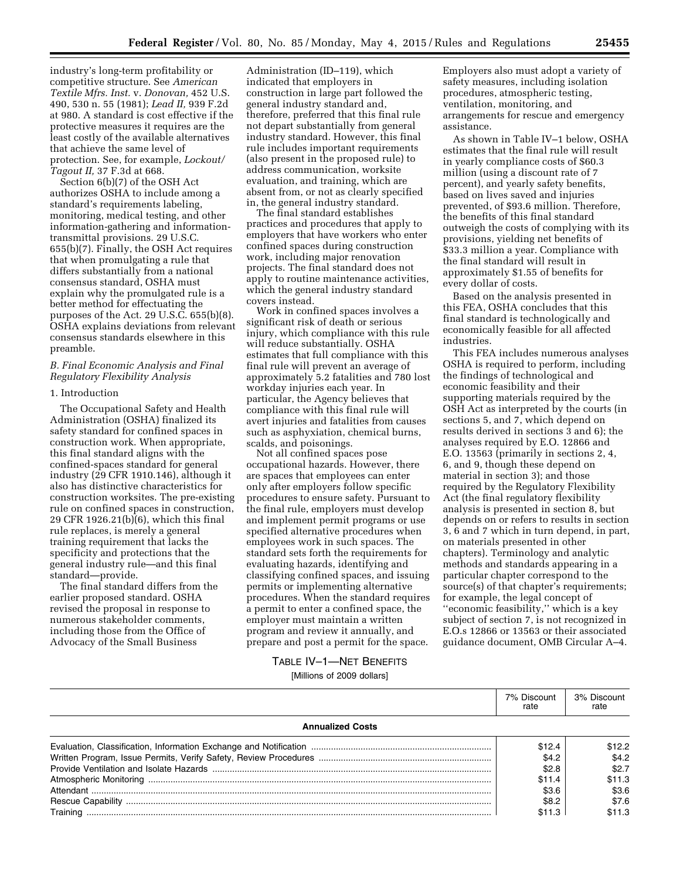industry's long-term profitability or competitive structure. See *American Textile Mfrs. Inst.* v. *Donovan,* 452 U.S. 490, 530 n. 55 (1981); *Lead II,* 939 F.2d at 980. A standard is cost effective if the protective measures it requires are the least costly of the available alternatives that achieve the same level of protection. See, for example, *Lockout/Tagout II,* 37 F.3d at 668.

Section 6(b)(7) of the OSH Act authorizes OSHA to include among a standard's requirements labeling, monitoring, medical testing, and other information-gathering and information-transmittal provisions. 29 U.S.C. 655(b)(7). Finally, the OSH Act requires that when promulgating a rule that differs substantially from a national consensus standard, OSHA must explain why the promulgated rule is a better method for effectuating the purposes of the Act. 29 U.S.C. 655(b)(8). OSHA explains deviations from relevant consensus standards elsewhere in this preamble.

### *B. Final Economic Analysis and Final Regulatory Flexibility Analysis*

#### 1. Introduction

The Occupational Safety and Health Administration (OSHA) finalized its safety standard for confined spaces in construction work. When appropriate, this final standard aligns with the confined-spaces standard for general industry (29 CFR 1910.146), although it also has distinctive characteristics for construction worksites. The pre-existing rule on confined spaces in construction, 29 CFR 1926.21(b)(6), which this final rule replaces, is merely a general training requirement that lacks the specificity and protections that the general industry rule—and this final standard—provide.

The final standard differs from the earlier proposed standard. OSHA revised the proposal in response to numerous stakeholder comments, including those from the Office of Advocacy of the Small Business Administration (ID–119), which indicated that employers in construction in large part followed the general industry standard and, therefore, preferred that this final rule not depart substantially from general industry standard. However, this final rule includes important requirements (also present in the proposed rule) to address communication, worksite evaluation, and training, which are absent from, or not as clearly specified in, the general industry standard.

The final standard establishes practices and procedures that apply to employers that have workers who enter confined spaces during construction work, including major renovation projects. The final standard does not apply to routine maintenance activities, which the general industry standard covers instead.

Work in confined spaces involves a significant risk of death or serious injury, which compliance with this rule will reduce substantially. OSHA estimates that full compliance with this final rule will prevent an average of approximately 5.2 fatalities and 780 lost workday injuries each year. In particular, the Agency believes that compliance with this final rule will avert injuries and fatalities from causes such as asphyxiation, chemical burns, scalds, and poisonings.

Not all confined spaces pose occupational hazards. However, there are spaces that employees can enter only after employers follow specific procedures to ensure safety. Pursuant to the final rule, employers must develop and implement permit programs or use specified alternative procedures when employees work in such spaces. The standard sets forth the requirements for evaluating hazards, identifying and classifying confined spaces, and issuing permits or implementing alternative procedures. When the standard requires a permit to enter a confined space, the employer must maintain a written program and review it annually, and prepare and post a permit for the space. Employers also must adopt a variety of safety measures, including isolation procedures, atmospheric testing, ventilation, monitoring, and arrangements for rescue and emergency assistance.

As shown in Table IV–1 below, OSHA estimates that the final rule will result in yearly compliance costs of $60.3 million (using a discount rate of 7 percent), and yearly safety benefits, based on lives saved and injuries prevented, of $93.6 million. Therefore, the benefits of this final standard outweigh the costs of complying with its provisions, yielding net benefits of $33.3 million a year. Compliance with the final standard will result in approximately $1.55 of benefits for every dollar of costs.

Based on the analysis presented in this FEA, OSHA concludes that this final standard is technologically and economically feasible for all affected industries.

This FEA includes numerous analyses OSHA is required to perform, including the findings of technological and economic feasibility and their supporting materials required by the OSH Act as interpreted by the courts (in sections 5, and 7, which depend on results derived in sections 3 and 6); the analyses required by E.O. 12866 and E.O. 13563 (primarily in sections 2, 4, 6, and 9, though these depend on material in section 3); and those required by the Regulatory Flexibility Act (the final regulatory flexibility analysis is presented in section 8, but depends on or refers to results in section 3, 6 and 7 which in turn depend, in part, on materials presented in other chapters). Terminology and analytic methods and standards appearing in a particular chapter correspond to the source(s) of that chapter's requirements; for example, the legal concept of ''economic feasibility,'' which is a key subject of section 7, is not recognized in E.O.s 12866 or 13563 or their associated guidance document, OMB Circular A–4.

TABLE IV–1—NET BENEFITS

[Millions of 2009 dollars]

| | 7% Discount rate | 3% Discount rate |
|---|---|---|
| **Annualized Costs** | | |
| Evaluation, Classification, Information Exchange and Notification | $12.4 | $12.2 |
| Written Program, Issue Permits, Verify Safety, Review Procedures | $4.2 | $4.2 |
| Provide Ventilation and Isolate Hazards | $2.8 | $2.7 |
| Atmospheric Monitoring | $11.4 | $11.3 |
| Attendant | $3.6 | $3.6 |
| Rescue Capability | $8.2 | $7.6 |
| Training | $11.3 | $11.3 |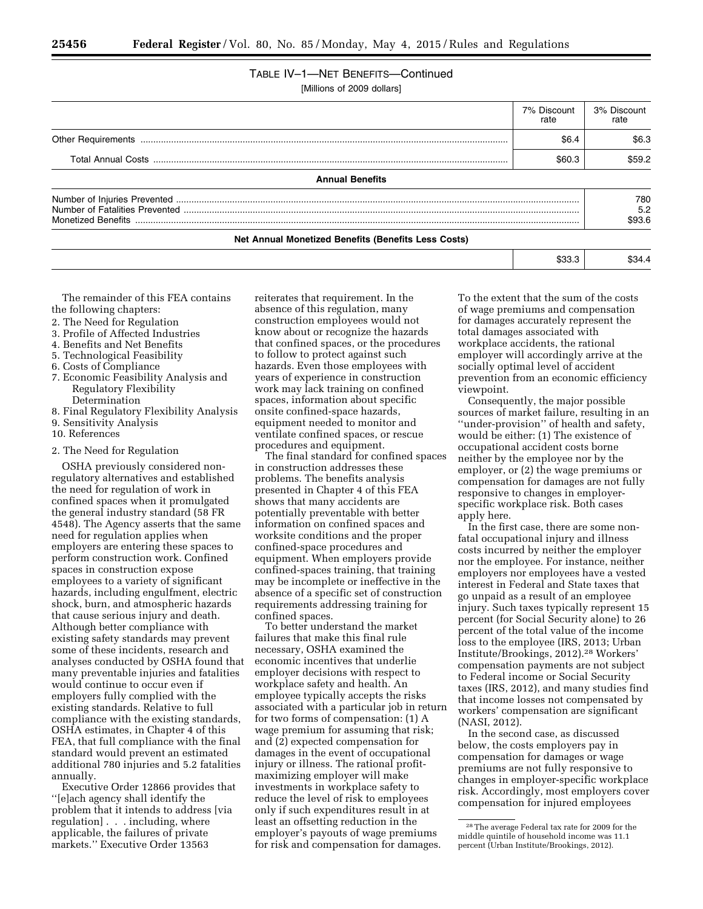TABLE IV–1—NET BENEFITS—Continued

[Millions of 2009 dollars]

| | 7% Discount rate | 3% Discount rate |
|---|---|---|
| Other Requirements | $6.4 | $6.3 |
| Total Annual Costs | $60.3 | $59.2 |
| **Annual Benefits** | | |
| Number of Injuries Prevented | | 780 |
| Number of Fatalities Prevented | | 5.2 |
| Monetized Benefits | | $93.6 |
| **Net Annual Monetized Benefits (Benefits Less Costs)** | | |
| | $33.3 | $34.4 |

The remainder of this FEA contains the following chapters:

2. The Need for Regulation
3. Profile of Affected Industries
4. Benefits and Net Benefits
5. Technological Feasibility
6. Costs of Compliance
7. Economic Feasibility Analysis and Regulatory Flexibility Determination
8. Final Regulatory Flexibility Analysis
9. Sensitivity Analysis
10. References

2. The Need for Regulation

OSHA previously considered non-regulatory alternatives and established the need for regulation of work in confined spaces when it promulgated the general industry standard (58 FR 4548). The Agency asserts that the same need for regulation applies when employers are entering these spaces to perform construction work. Confined spaces in construction expose employees to a variety of significant hazards, including engulfment, electric shock, burn, and atmospheric hazards that cause serious injury and death. Although better compliance with existing safety standards may prevent some of these incidents, research and analyses conducted by OSHA found that many preventable injuries and fatalities would continue to occur even if employers fully complied with the existing standards. Relative to full compliance with the existing standards, OSHA estimates, in Chapter 4 of this FEA, that full compliance with the final standard would prevent an estimated additional 780 injuries and 5.2 fatalities annually.

Executive Order 12866 provides that ''[e]ach agency shall identify the problem that it intends to address [via regulation] . . . including, where applicable, the failures of private markets.'' Executive Order 13563 reiterates that requirement. In the absence of this regulation, many construction employees would not know about or recognize the hazards that confined spaces, or the procedures to follow to protect against such hazards. Even those employees with years of experience in construction work may lack training on confined spaces, information about specific onsite confined-space hazards, equipment needed to monitor and ventilate confined spaces, or rescue procedures and equipment.

The final standard for confined spaces in construction addresses these problems. The benefits analysis presented in Chapter 4 of this FEA shows that many accidents are potentially preventable with better information on confined spaces and worksite conditions and the proper confined-space procedures and equipment. When employers provide confined-spaces training, that training may be incomplete or ineffective in the absence of a specific set of construction requirements addressing training for confined spaces.

To better understand the market failures that make this final rule necessary, OSHA examined the economic incentives that underlie employer decisions with respect to workplace safety and health. An employee typically accepts the risks associated with a particular job in return for two forms of compensation: (1) A wage premium for assuming that risk; and (2) expected compensation for damages in the event of occupational injury or illness. The rational profit-maximizing employer will make investments in workplace safety to reduce the level of risk to employees only if such expenditures result in at least an offsetting reduction in the employer's payouts of wage premiums for risk and compensation for damages. To the extent that the sum of the costs of wage premiums and compensation for damages accurately represent the total damages associated with workplace accidents, the rational employer will accordingly arrive at the socially optimal level of accident prevention from an economic efficiency viewpoint.

Consequently, the major possible sources of market failure, resulting in an ''under-provision'' of health and safety, would be either: (1) The existence of occupational accident costs borne neither by the employee nor by the employer, or (2) the wage premiums or compensation for damages are not fully responsive to changes in employer-specific workplace risk. Both cases apply here.

In the first case, there are some non-fatal occupational injury and illness costs incurred by neither the employer nor the employee. For instance, neither employers nor employees have a vested interest in Federal and State taxes that go unpaid as a result of an employee injury. Such taxes typically represent 15 percent (for Social Security alone) to 26 percent of the total value of the income loss to the employee (IRS, 2013; Urban Institute/Brookings, 2012).[28] Workers' compensation payments are not subject to Federal income or Social Security taxes (IRS, 2012), and many studies find that income losses not compensated by workers' compensation are significant (NASI, 2012).

In the second case, as discussed below, the costs employers pay in compensation for damages or wage premiums are not fully responsive to changes in employer-specific workplace risk. Accordingly, most employers cover compensation for injured employees

[28] The average Federal tax rate for 2009 for the middle quintile of household income was 11.1 percent (Urban Institute/Brookings, 2012).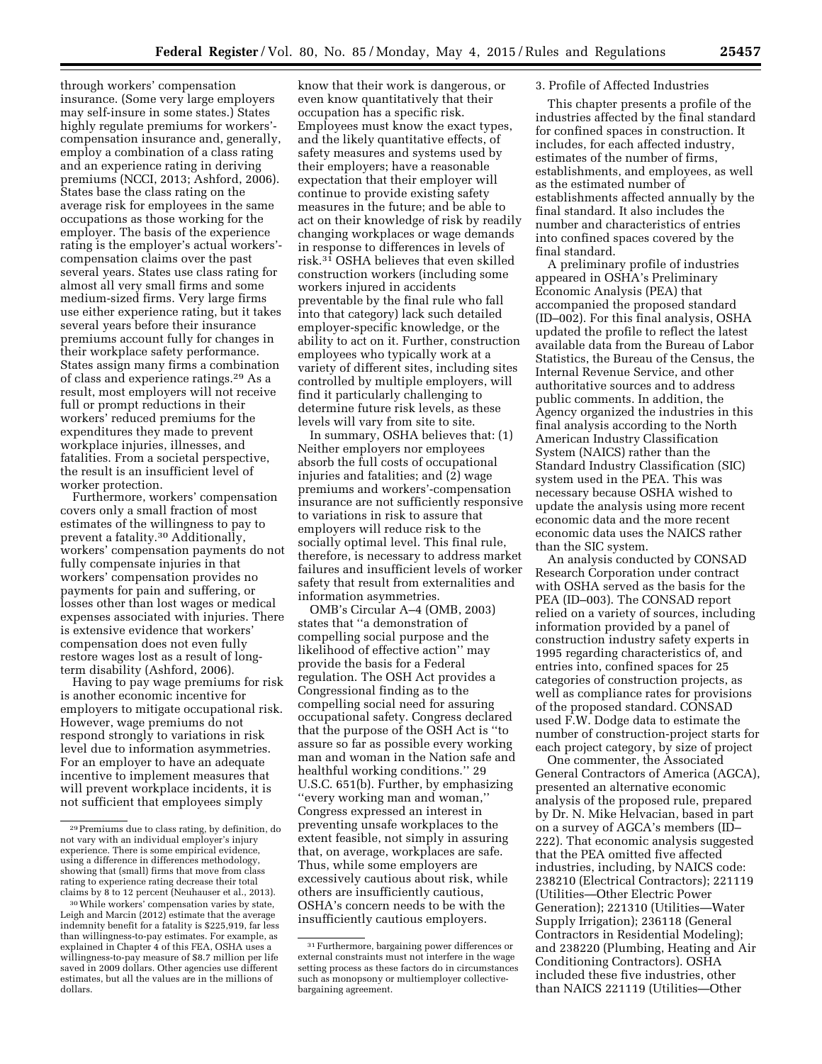through workers' compensation insurance. (Some very large employers may self-insure in some states.) States highly regulate premiums for workers'-compensation insurance and, generally, employ a combination of a class rating and an experience rating in deriving premiums (NCCI, 2013; Ashford, 2006). States base the class rating on the average risk for employees in the same occupations as those working for the employer. The basis of the experience rating is the employer's actual workers'-compensation claims over the past several years. States use class rating for almost all very small firms and some medium-sized firms. Very large firms use either experience rating, but it takes several years before their insurance premiums account fully for changes in their workplace safety performance. States assign many firms a combination of class and experience ratings.[29] As a result, most employers will not receive full or prompt reductions in their workers' reduced premiums for the expenditures they made to prevent workplace injuries, illnesses, and fatalities. From a societal perspective, the result is an insufficient level of worker protection.

Furthermore, workers' compensation covers only a small fraction of most estimates of the willingness to pay to prevent a fatality.[30] Additionally, workers' compensation payments do not fully compensate injuries in that workers' compensation provides no payments for pain and suffering, or losses other than lost wages or medical expenses associated with injuries. There is extensive evidence that workers' compensation does not even fully restore wages lost as a result of long-term disability (Ashford, 2006).

Having to pay wage premiums for risk is another economic incentive for employers to mitigate occupational risk. However, wage premiums do not respond strongly to variations in risk level due to information asymmetries. For an employer to have an adequate incentive to implement measures that will prevent workplace incidents, it is not sufficient that employees simply know that their work is dangerous, or even know quantitatively that their occupation has a specific risk. Employees must know the exact types, and the likely quantitative effects, of safety measures and systems used by their employers; have a reasonable expectation that their employer will continue to provide existing safety measures in the future; and be able to act on their knowledge of risk by readily changing workplaces or wage demands in response to differences in levels of risk.[31] OSHA believes that even skilled construction workers (including some workers injured in accidents preventable by the final rule who fall into that category) lack such detailed employer-specific knowledge, or the ability to act on it. Further, construction employees who typically work at a variety of different sites, including sites controlled by multiple employers, will find it particularly challenging to determine future risk levels, as these levels will vary from site to site.

In summary, OSHA believes that: (1) Neither employers nor employees absorb the full costs of occupational injuries and fatalities; and (2) wage premiums and workers'-compensation insurance are not sufficiently responsive to variations in risk to assure that employers will reduce risk to the socially optimal level. This final rule, therefore, is necessary to address market failures and insufficient levels of worker safety that result from externalities and information asymmetries.

OMB's Circular A–4 (OMB, 2003) states that ''a demonstration of compelling social purpose and the likelihood of effective action'' may provide the basis for a Federal regulation. The OSH Act provides a Congressional finding as to the compelling social need for assuring occupational safety. Congress declared that the purpose of the OSH Act is ''to assure so far as possible every working man and woman in the Nation safe and healthful working conditions.'' 29 U.S.C. 651(b). Further, by emphasizing ''every working man and woman,'' Congress expressed an interest in preventing unsafe workplaces to the extent feasible, not simply in assuring that, on average, workplaces are safe. Thus, while some employers are excessively cautious about risk, while others are insufficiently cautious, OSHA's concern needs to be with the insufficiently cautious employers.

3. Profile of Affected Industries

This chapter presents a profile of the industries affected by the final standard for confined spaces in construction. It includes, for each affected industry, estimates of the number of firms, establishments, and employees, as well as the estimated number of establishments affected annually by the final standard. It also includes the number and characteristics of entries into confined spaces covered by the final standard.

A preliminary profile of industries appeared in OSHA's Preliminary Economic Analysis (PEA) that accompanied the proposed standard (ID–002). For this final analysis, OSHA updated the profile to reflect the latest available data from the Bureau of Labor Statistics, the Bureau of the Census, the Internal Revenue Service, and other authoritative sources and to address public comments. In addition, the Agency organized the industries in this final analysis according to the North American Industry Classification System (NAICS) rather than the Standard Industry Classification (SIC) system used in the PEA. This was necessary because OSHA wished to update the analysis using more recent economic data and the more recent economic data uses the NAICS rather than the SIC system.

An analysis conducted by CONSAD Research Corporation under contract with OSHA served as the basis for the PEA (ID–003). The CONSAD report relied on a variety of sources, including information provided by a panel of construction industry safety experts in 1995 regarding characteristics of, and entries into, confined spaces for 25 categories of construction projects, as well as compliance rates for provisions of the proposed standard. CONSAD used F.W. Dodge data to estimate the number of construction-project starts for each project category, by size of project

One commenter, the Associated General Contractors of America (AGCA), presented an alternative economic analysis of the proposed rule, prepared by Dr. N. Mike Helvacian, based in part on a survey of AGCA's members (ID–222). That economic analysis suggested that the PEA omitted five affected industries, including, by NAICS code: 238210 (Electrical Contractors); 221119 (Utilities—Other Electric Power Generation); 221310 (Utilities—Water Supply Irrigation); 236118 (General Contractors in Residential Modeling); and 238220 (Plumbing, Heating and Air Conditioning Contractors). OSHA included these five industries, other than NAICS 221119 (Utilities—Other

---

[29] Premiums due to class rating, by definition, do not vary with an individual employer's injury experience. There is some empirical evidence, using a difference in differences methodology, showing that (small) firms that move from class rating to experience rating decrease their total claims by 8 to 12 percent (Neuhauser et al., 2013).

[30] While workers' compensation varies by state, Leigh and Marcin (2012) estimate that the average indemnity benefit for a fatality is $225,919, far less than willingness-to-pay estimates. For example, as explained in Chapter 4 of this FEA, OSHA uses a willingness-to-pay measure of $8.7 million per life saved in 2009 dollars. Other agencies use different estimates, but all the values are in the millions of dollars.

[31] Furthermore, bargaining power differences or external constraints must not interfere in the wage setting process as these factors do in circumstances such as monopsony or multiemployer collective-bargaining agreement.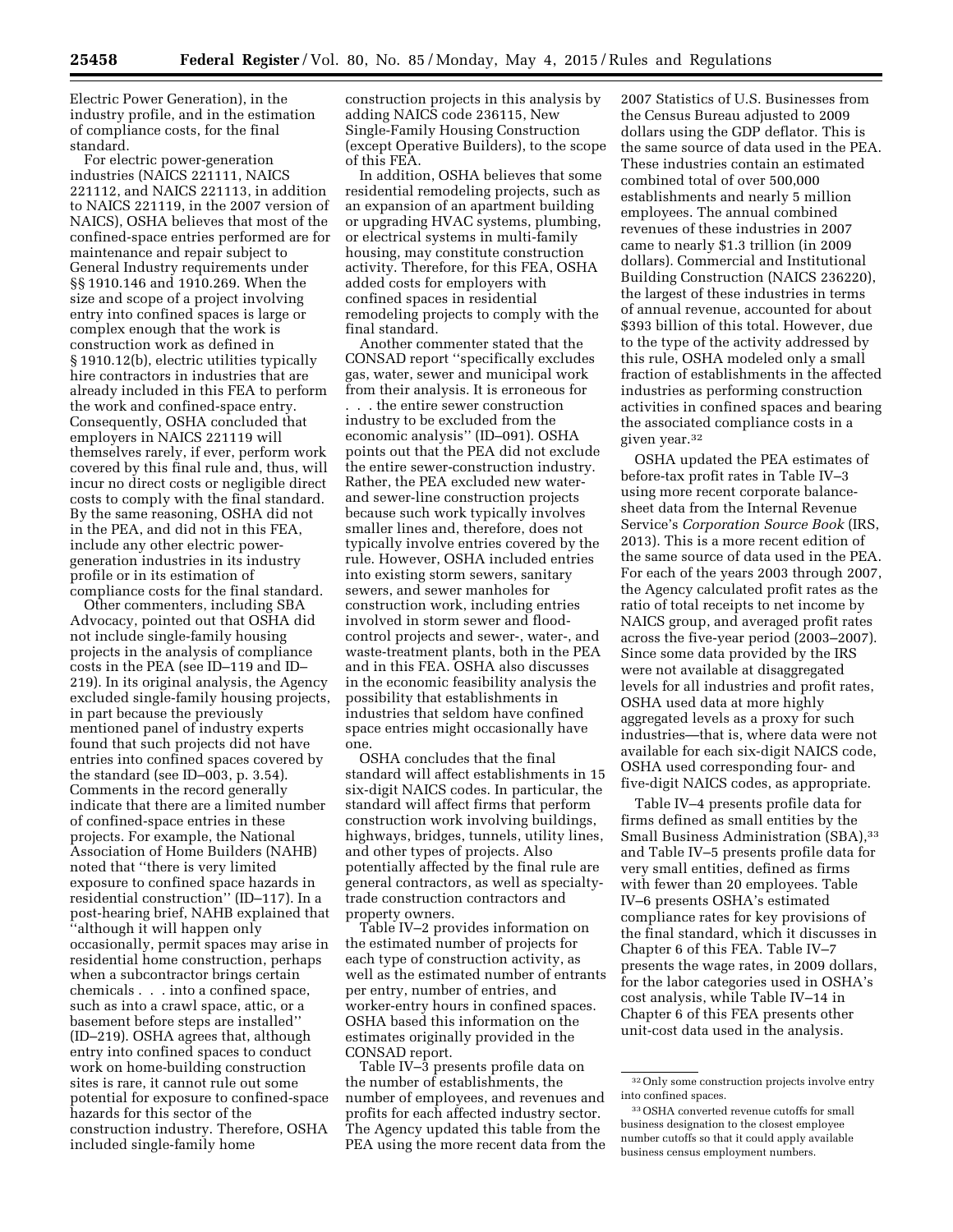Electric Power Generation), in the industry profile, and in the estimation of compliance costs, for the final standard.

For electric power-generation industries (NAICS 221111, NAICS 221112, and NAICS 221113, in addition to NAICS 221119, in the 2007 version of NAICS), OSHA believes that most of the confined-space entries performed are for maintenance and repair subject to General Industry requirements under §§ 1910.146 and 1910.269. When the size and scope of a project involving entry into confined spaces is large or complex enough that the work is construction work as defined in § 1910.12(b), electric utilities typically hire contractors in industries that are already included in this FEA to perform the work and confined-space entry. Consequently, OSHA concluded that employers in NAICS 221119 will themselves rarely, if ever, perform work covered by this final rule and, thus, will incur no direct costs or negligible direct costs to comply with the final standard. By the same reasoning, OSHA did not in the PEA, and did not in this FEA, include any other electric power-generation industries in its industry profile or in its estimation of compliance costs for the final standard.

Other commenters, including SBA Advocacy, pointed out that OSHA did not include single-family housing projects in the analysis of compliance costs in the PEA (see ID–119 and ID–219). In its original analysis, the Agency excluded single-family housing projects, in part because the previously mentioned panel of industry experts found that such projects did not have entries into confined spaces covered by the standard (see ID–003, p. 3.54). Comments in the record generally indicate that there are a limited number of confined-space entries in these projects. For example, the National Association of Home Builders (NAHB) noted that ''there is very limited exposure to confined space hazards in residential construction'' (ID–117). In a post-hearing brief, NAHB explained that ''although it will happen only occasionally, permit spaces may arise in residential home construction, perhaps when a subcontractor brings certain chemicals . . . into a confined space, such as into a crawl space, attic, or a basement before steps are installed'' (ID–219). OSHA agrees that, although entry into confined spaces to conduct work on home-building construction sites is rare, it cannot rule out some potential for exposure to confined-space hazards for this sector of the construction industry. Therefore, OSHA included single-family home construction projects in this analysis by adding NAICS code 236115, New Single-Family Housing Construction (except Operative Builders), to the scope of this FEA.

In addition, OSHA believes that some residential remodeling projects, such as an expansion of an apartment building or upgrading HVAC systems, plumbing, or electrical systems in multi-family housing, may constitute construction activity. Therefore, for this FEA, OSHA added costs for employers with confined spaces in residential remodeling projects to comply with the final standard.

Another commenter stated that the CONSAD report ''specifically excludes gas, water, sewer and municipal work from their analysis. It is erroneous for . . . the entire sewer construction industry to be excluded from the economic analysis'' (ID–091). OSHA points out that the PEA did not exclude the entire sewer-construction industry. Rather, the PEA excluded new water- and sewer-line construction projects because such work typically involves smaller lines and, therefore, does not typically involve entries covered by the rule. However, OSHA included entries into existing storm sewers, sanitary sewers, and sewer manholes for construction work, including entries involved in storm sewer and flood-control projects and sewer-, water-, and waste-treatment plants, both in the PEA and in this FEA. OSHA also discusses in the economic feasibility analysis the possibility that establishments in industries that seldom have confined space entries might occasionally have one.

OSHA concludes that the final standard will affect establishments in 15 six-digit NAICS codes. In particular, the standard will affect firms that perform construction work involving buildings, highways, bridges, tunnels, utility lines, and other types of projects. Also potentially affected by the final rule are general contractors, as well as specialty-trade construction contractors and property owners.

Table IV–2 provides information on the estimated number of projects for each type of construction activity, as well as the estimated number of entrants per entry, number of entries, and worker-entry hours in confined spaces. OSHA based this information on the estimates originally provided in the CONSAD report.

Table IV–3 presents profile data on the number of establishments, the number of employees, and revenues and profits for each affected industry sector. The Agency updated this table from the PEA using the more recent data from the 2007 Statistics of U.S. Businesses from the Census Bureau adjusted to 2009 dollars using the GDP deflator. This is the same source of data used in the PEA. These industries contain an estimated combined total of over 500,000 establishments and nearly 5 million employees. The annual combined revenues of these industries in 2007 came to nearly $1.3 trillion (in 2009 dollars). Commercial and Institutional Building Construction (NAICS 236220), the largest of these industries in terms of annual revenue, accounted for about $393 billion of this total. However, due to the type of the activity addressed by this rule, OSHA modeled only a small fraction of establishments in the affected industries as performing construction activities in confined spaces and bearing the associated compliance costs in a given year.[32]

OSHA updated the PEA estimates of before-tax profit rates in Table IV–3 using more recent corporate balance-sheet data from the Internal Revenue Service's *Corporation Source Book* (IRS, 2013). This is a more recent edition of the same source of data used in the PEA. For each of the years 2003 through 2007, the Agency calculated profit rates as the ratio of total receipts to net income by NAICS group, and averaged profit rates across the five-year period (2003–2007). Since some data provided by the IRS were not available at disaggregated levels for all industries and profit rates, OSHA used data at more highly aggregated levels as a proxy for such industries—that is, where data were not available for each six-digit NAICS code, OSHA used corresponding four- and five-digit NAICS codes, as appropriate.

Table IV–4 presents profile data for firms defined as small entities by the Small Business Administration (SBA),[33] and Table IV–5 presents profile data for very small entities, defined as firms with fewer than 20 employees. Table IV–6 presents OSHA's estimated compliance rates for key provisions of the final standard, which it discusses in Chapter 6 of this FEA. Table IV–7 presents the wage rates, in 2009 dollars, for the labor categories used in OSHA's cost analysis, while Table IV–14 in Chapter 6 of this FEA presents other unit-cost data used in the analysis.

[32] Only some construction projects involve entry into confined spaces.

[33] OSHA converted revenue cutoffs for small business designation to the closest employee number cutoffs so that it could apply available business census employment numbers.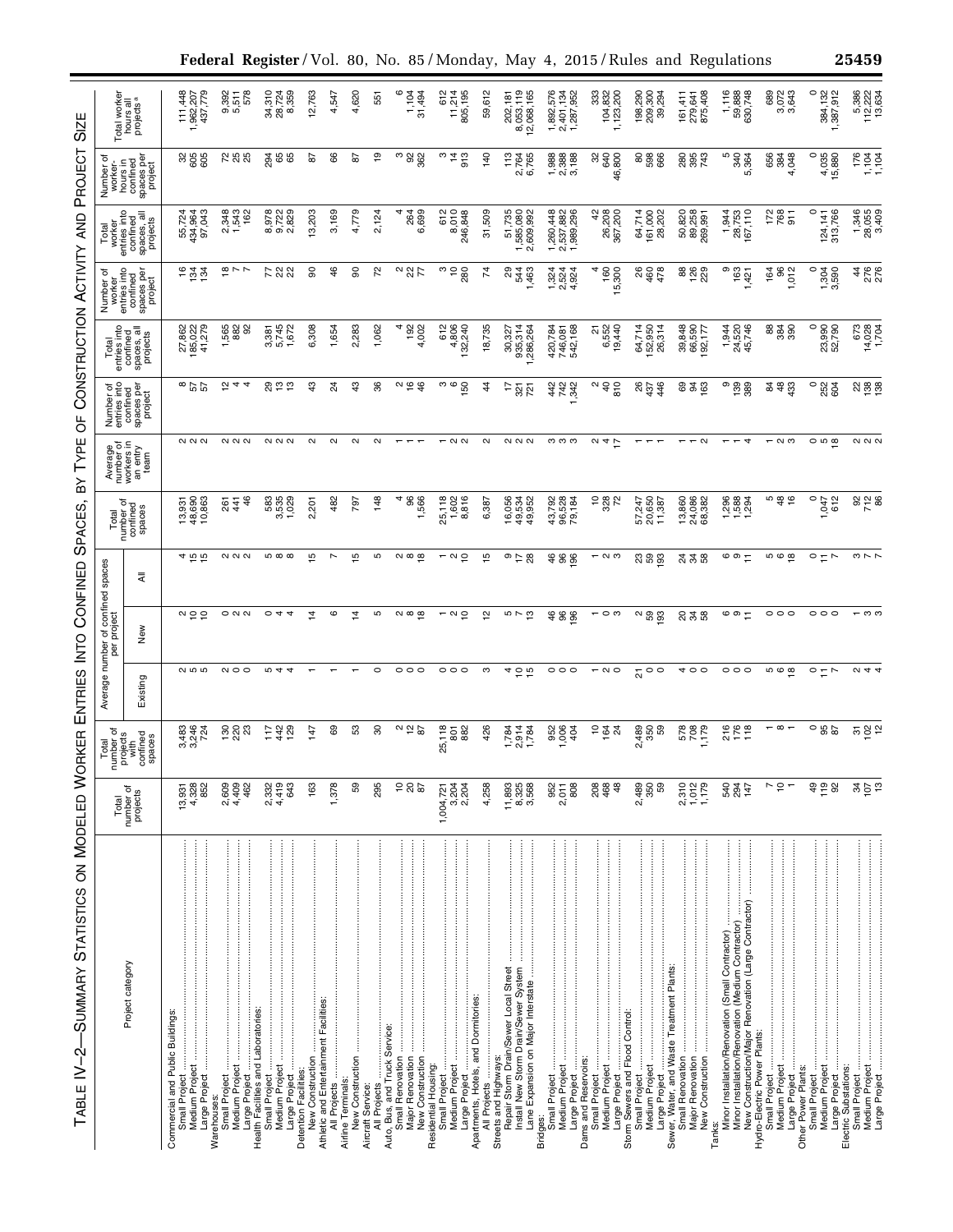TABLE IV-2—SUMMARY STATISTICS ON MODELED WORKER ENTRIES INTO CONFINED SPACES, BY TYPE OF CONSTRUCTION ACTIVITY AND PROJECT SIZE

| Project category | Total number of projects | Total number of projects with confined spaces | Average number of confined spaces per project | | | Total number of confined spaces | Average number of workers in an entry team | Number of entries into confined spaces per project | Total entries into confined spaces, all projects | Number of worker entries into confined spaces per project | Total worker entries into confined spaces, all projects | Number of worker-hours in confined spaces per project | Total worker hours all projects [a] |
|---|---|---|---|---|---|---|---|---|---|---|---|---|---|
| | | | Existing | New | All | | | | | | | | |
| Commercial and Public Buildings: | | | | | | | | | | | | | |
| Small Project | 13,931 | 3,483 | 2 | 2 | 4 | 13,931 | 2 | 8 | 27,862 | 16 | 55,724 | 32 | 111,448 |
| Medium Project | 4,328 | 3,246 | 5 | 10 | 15 | 48,690 | 2 | 57 | 185,022 | 134 | 434,964 | 605 | 1,962,207 |
| Large Project | 852 | 724 | 5 | 10 | 15 | 10,863 | 2 | 57 | 41,279 | 134 | 97,043 | 605 | 437,779 |
| Warehouses: | | | | | | | | | | | | | |
| Small Project | 2,609 | 130 | 2 | 0 | 2 | 261 | 2 | 12 | 1,565 | 18 | 2,348 | 72 | 9,392 |
| Medium Project | 4,409 | 220 | 0 | 2 | 2 | 441 | 2 | 4 | 882 | 7 | 1,543 | 25 | 5,511 |
| Large Project | 462 | 23 | 0 | 2 | 2 | 46 | 2 | 4 | 92 | 7 | 162 | 25 | 578 |
| Health Facilities and Laboratories: | | | | | | | | | | | | | |
| Small Project | 2,332 | 117 | 5 | 0 | 5 | 583 | 2 | 29 | 3,381 | 77 | 8,978 | 294 | 34,310 |
| Medium Project | 4,419 | 442 | 4 | 4 | 8 | 3,535 | 2 | 13 | 5,745 | 22 | 9,722 | 65 | 28,724 |
| Large Project | 643 | 129 | 4 | 4 | 8 | 1,029 | 2 | 13 | 1,672 | 22 | 2,829 | 65 | 8,359 |
| Detention Facilities: | | | | | | | | | | | | | |
| New Construction | 163 | 147 | 1 | 14 | 15 | 2,201 | 2 | 43 | 6,308 | 90 | 13,203 | 87 | 12,763 |
| Athletic and Entertainment Facilities: | | | | | | | | | | | | | |
| All Projects | 1,378 | 69 | 1 | 6 | 7 | 482 | 2 | 24 | 1,654 | 46 | 3,169 | 66 | 4,547 |
| Airline Terminals: | | | | | | | | | | | | | |
| New Construction | 59 | 53 | 1 | 14 | 15 | 797 | 2 | 43 | 2,283 | 90 | 4,779 | 87 | 4,620 |
| Aircraft Service: | | | | | | | | | | | | | |
| All Projects | 295 | 30 | 0 | 5 | 5 | 148 | 2 | 36 | 1,062 | 72 | 2,124 | 19 | 551 |
| Auto, Bus, and Truck Service: | | | | | | | | | | | | | |
| Small Renovation | 10 | 2 | 0 | 2 | 2 | 4 | 1 | 2 | 4 | 2 | 4 | 3 | 6 |
| Major Renovation | 20 | 12 | 0 | 8 | 8 | 96 | 1 | 16 | 192 | 22 | 264 | 92 | 1,104 |
| New Construction | 87 | 87 | 0 | 18 | 18 | 1,566 | 1 | 46 | 4,002 | 77 | 6,699 | 362 | 31,494 |
| Residential Housing: | | | | | | | | | | | | | |
| Small Project | 1,004,721 | 25,118 | 0 | 1 | 1 | 25,118 | 1 | 3 | 612 | 3 | 612 | 3 | 612 |
| Medium Project | 3,204 | 801 | 0 | 2 | 2 | 1,602 | 2 | 6 | 4,806 | 10 | 8,010 | 14 | 11,214 |
| Large Project | 2,204 | 882 | 0 | 10 | 10 | 8,816 | 2 | 150 | 132,240 | 280 | 246,848 | 913 | 805,195 |
| Apartments, Hotels, and Dormitories: | | | | | | | | | | | | | |
| All Projects | 4,258 | 426 | 3 | 12 | 15 | 6,387 | 2 | 44 | 18,735 | 74 | 31,509 | 140 | 59,612 |
| Streets and Highways: | | | | | | | | | | | | | |
| Repair Storm Drain/Sewer Local Street | 11,893 | 1,784 | 4 | 5 | 9 | 16,056 | 2 | 17 | 30,327 | 29 | 51,735 | 113 | 202,181 |
| Install New Storm Drain/Sewer System | 8,325 | 2,914 | 10 | 7 | 17 | 49,534 | 2 | 321 | 935,314 | 544 | 1,585,080 | 2,764 | 8,053,119 |
| Lane Expansion on Major Interstate | 3,568 | 1,784 | 15 | 13 | 28 | 49,952 | 2 | 721 | 1,286,264 | 1,463 | 2,609,992 | 6,765 | 12,068,165 |
| Bridges: | | | | | | | | | | | | | |
| Small Project | 952 | 952 | 0 | 46 | 46 | 43,792 | 3 | 442 | 420,784 | 1,324 | 1,260,448 | 1,988 | 1,892,576 |
| Medium Project | 2,011 | 1,006 | 0 | 96 | 96 | 96,528 | 3 | 742 | 746,081 | 2,524 | 2,537,882 | 2,388 | 2,401,134 |
| Large Project | 808 | 404 | 0 | 196 | 196 | 79,184 | 3 | 1,342 | 542,168 | 4,924 | 1,989,296 | 3,188 | 1,287,952 |
| Dams and Reservoirs: | | | | | | | | | | | | | |
| Small Project | 208 | 10 | 1 | 1 | 1 | 10 | 2 | 2 | 21 | 4 | 42 | 32 | 333 |
| Medium Project | 468 | 164 | 2 | 0 | 2 | 328 | 4 | 40 | 6,552 | 160 | 26,208 | 640 | 104,832 |
| Large Project | 48 | 24 | 0 | 3 | 3 | 72 | 17 | 810 | 19,440 | 15,300 | 367,200 | 46,800 | 1,123,200 |
| Storm Sewers and Flood Control: | | | | | | | | | | | | | |
| Small Project | 2,489 | 2,489 | 21 | 2 | 23 | 57,247 | 1 | 26 | 64,714 | 26 | 64,714 | 80 | 198,290 |
| Medium Project | 350 | 350 | 0 | 59 | 59 | 20,650 | 1 | 437 | 152,950 | 460 | 161,000 | 598 | 209,300 |
| Large Project | 59 | 59 | 0 | 193 | 193 | 11,387 | 1 | 446 | 26,314 | 478 | 28,202 | 666 | 39,294 |
| Sewer, Water, and Waste Treatment Plants: | | | | | | | | | | | | | |
| Small Renovation | 2,310 | 578 | 4 | 20 | 24 | 13,860 | 1 | 69 | 39,848 | 88 | 50,820 | 280 | 161,411 |
| Major Renovation | 1,012 | 708 | 0 | 34 | 34 | 24,086 | 1 | 94 | 66,590 | 126 | 89,258 | 395 | 279,641 |
| New Construction | 1,179 | 1,179 | 0 | 58 | 58 | 68,382 | 2 | 163 | 192,177 | 229 | 269,991 | 743 | 875,408 |
| Tanks: | | | | | | | | | | | | | |
| Minor Installation/Renovation (Small Contractor) | 540 | 216 | 0 | 6 | 6 | 1,296 | 1 | 9 | 1,944 | 9 | 1,944 | 5 | 1,116 |
| Minor Installation/Renovation (Medium Contractor) | 294 | 176 | 0 | 9 | 9 | 1,588 | 1 | 139 | 24,520 | 163 | 28,753 | 340 | 59,888 |
| New Construction/Major Renovation (Large Contractor) | 147 | 118 | 0 | 11 | 11 | 1,294 | 4 | 389 | 45,746 | 1,421 | 167,110 | 5,364 | 630,748 |
| Hydro-Electric Power Plants: | | | | | | | | | | | | | |
| Small Project | 7 | 1 | 5 | 0 | 5 | 5 | 1 | 84 | 88 | 164 | 172 | 656 | 689 |
| Medium Project | 10 | 8 | 6 | 0 | 6 | 48 | 2 | 48 | 384 | 96 | 768 | 384 | 3,072 |
| Large Project | 1 | 1 | 18 | 0 | 18 | 16 | 3 | 433 | 390 | 1,012 | 911 | 4,048 | 3,643 |
| Other Power Plants: | | | | | | | | | | | | | |
| Small Project | 49 | 0 | 0 | 0 | 0 | 0 | 0 | 0 | 0 | 0 | 0 | 0 | 0 |
| Medium Project | 119 | 95 | 11 | 0 | 11 | 1,047 | 5 | 252 | 23,990 | 1,304 | 124,141 | 4,035 | 384,132 |
| Large Project | 92 | 87 | 7 | 0 | 7 | 612 | 18 | 604 | 52,790 | 3,590 | 313,766 | 15,880 | 1,387,912 |
| Electric Substations: | | | | | | | | | | | | | |
| Small Project | 34 | 31 | 2 | 1 | 3 | 92 | 2 | 22 | 673 | 44 | 1,346 | 176 | 5,386 |
| Medium Project | 107 | 102 | 4 | 3 | 7 | 712 | 2 | 138 | 14,028 | 276 | 28,055 | 1,104 | 112,222 |
| Large Project | 13 | 12 | 4 | 3 | 7 | 86 | 2 | 138 | 1,704 | 276 | 3,409 | 1,104 | 13,634 |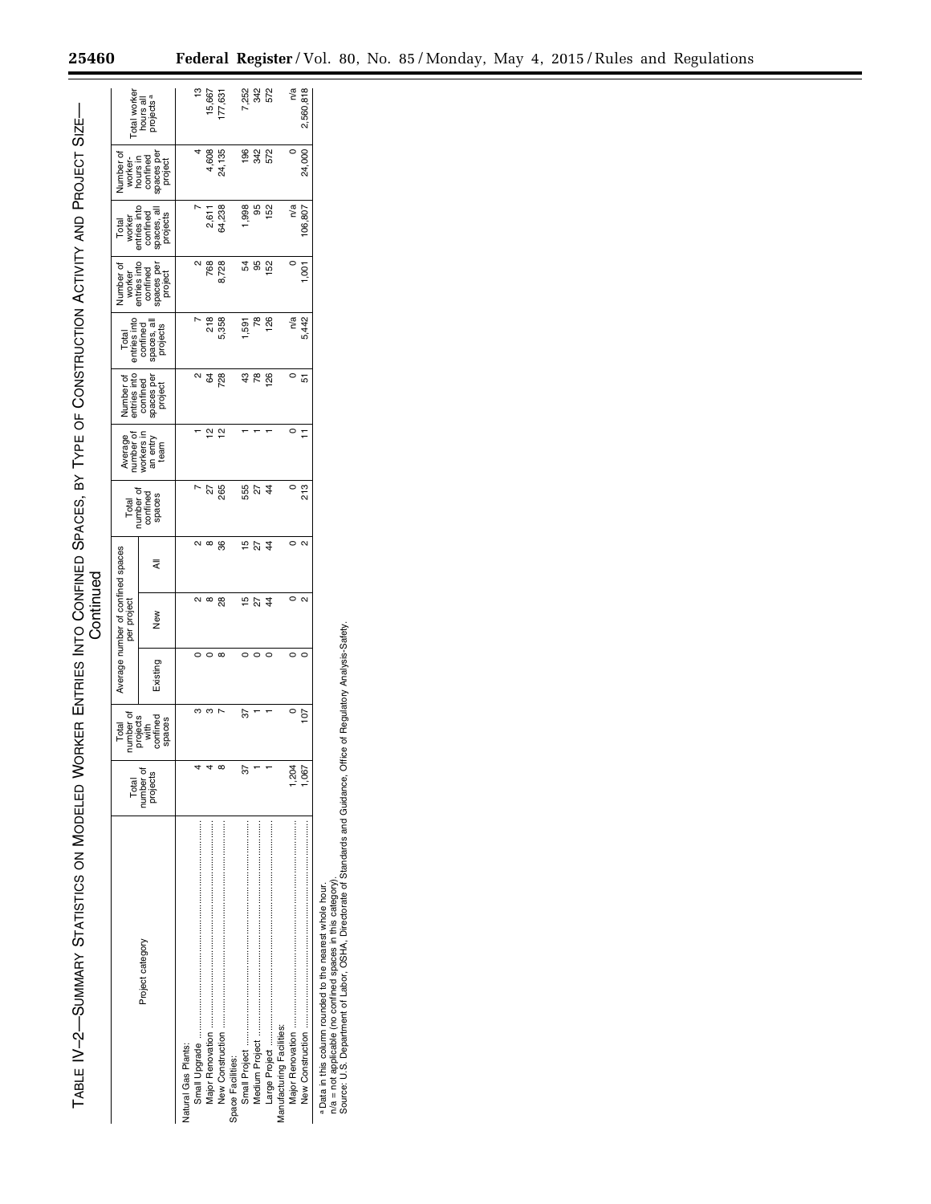TABLE IV-2—SUMMARY STATISTICS ON MODELED WORKER ENTRIES INTO CONFINED SPACES, BY TYPE OF CONSTRUCTION ACTIVITY AND PROJECT SIZE—Continued

| Project category | Total number of projects | Total number of projects with confined spaces | Average number of confined spaces per project | | | Total number of confined spaces | Average number of workers in an entry team | Number of entries into confined spaces per project | Total entries into confined spaces, all projects | Number of worker entries into confined spaces per project | Total worker entries into confined spaces, all projects | Number of worker-hours in confined spaces per project | Total worker hours all projects [a] |
|---|---|---|---|---|---|---|---|---|---|---|---|---|---|
| | | | Existing | New | All | | | | | | | | |
| Natural Gas Plants: | | | | | | | | | | | | | |
| Small Upgrade | 4 | 3 | 0 | 2 | 2 | 7 | 1 | 2 | 7 | 2 | 7 | 4 | 13 |
| Major Renovation | 4 | 3 | 0 | 8 | 8 | 27 | 12 | 64 | 218 | 768 | 2,611 | 4,608 | 15,667 |
| New Construction | 8 | 7 | 8 | 28 | 36 | 265 | 12 | 728 | 5,358 | 8,728 | 64,238 | 24,135 | 177,631 |
| Space Facilities: | | | | | | | | | | | | | |
| Small Project | 37 | 37 | 0 | 15 | 15 | 555 | 1 | 43 | 1,591 | 54 | 1,998 | 196 | 7,252 |
| Medium Project | 1 | 1 | 0 | 27 | 27 | 27 | 1 | 78 | 78 | 95 | 95 | 342 | 342 |
| Large Project | 1 | 1 | 0 | 44 | 44 | 44 | 1 | 126 | 126 | 152 | 152 | 572 | 572 |
| Manufacturing Facilities: | | | | | | | | | | | | | |
| Major Renovation | 1,204 | 0 | 0 | 0 | 0 | 0 | 0 | 0 | n/a | 0 | n/a | 0 | n/a |
| New Construction | 1,067 | 107 | 0 | 2 | 2 | 213 | 11 | 51 | 5,442 | 1,001 | 106,807 | 24,000 | 2,560,818 |

[a] Data in this column rounded to the nearest whole hour.
n/a = not applicable (no confined spaces in this category).
Source: U.S. Department of Labor, OSHA, Directorate of Standards and Guidance, Office of Regulatory Analysis-Safety.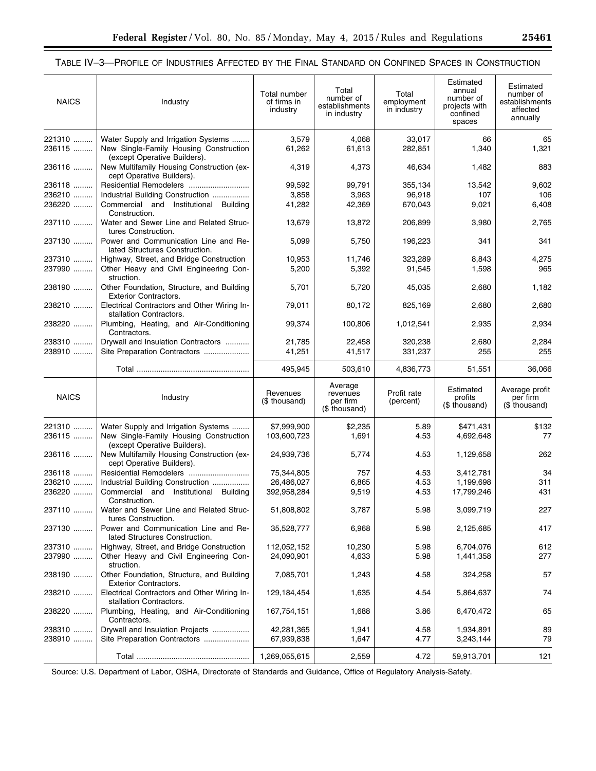TABLE IV–3—PROFILE OF INDUSTRIES AFFECTED BY THE FINAL STANDARD ON CONFINED SPACES IN CONSTRUCTION

| NAICS | Industry | Total number of firms in industry | Total number of establishments in industry | Total employment in industry | Estimated annual number of projects with confined spaces | Estimated number of establishments affected annually |
|---|---|---|---|---|---|---|
| 221310 | Water Supply and Irrigation Systems | 3,579 | 4,068 | 33,017 | 66 | 65 |
| 236115 | New Single-Family Housing Construction (except Operative Builders). | 61,262 | 61,613 | 282,851 | 1,340 | 1,321 |
| 236116 | New Multifamily Housing Construction (except Operative Builders). | 4,319 | 4,373 | 46,634 | 1,482 | 883 |
| 236118 | Residential Remodelers | 99,592 | 99,791 | 355,134 | 13,542 | 9,602 |
| 236210 | Industrial Building Construction | 3,858 | 3,963 | 96,918 | 107 | 106 |
| 236220 | Commercial and Institutional Building Construction. | 41,282 | 42,369 | 670,043 | 9,021 | 6,408 |
| 237110 | Water and Sewer Line and Related Structures Construction. | 13,679 | 13,872 | 206,899 | 3,980 | 2,765 |
| 237130 | Power and Communication Line and Related Structures Construction. | 5,099 | 5,750 | 196,223 | 341 | 341 |
| 237310 | Highway, Street, and Bridge Construction | 10,953 | 11,746 | 323,289 | 8,843 | 4,275 |
| 237990 | Other Heavy and Civil Engineering Construction. | 5,200 | 5,392 | 91,545 | 1,598 | 965 |
| 238190 | Other Foundation, Structure, and Building Exterior Contractors. | 5,701 | 5,720 | 45,035 | 2,680 | 1,182 |
| 238210 | Electrical Contractors and Other Wiring Installation Contractors. | 79,011 | 80,172 | 825,169 | 2,680 | 2,680 |
| 238220 | Plumbing, Heating, and Air-Conditioning Contractors. | 99,374 | 100,806 | 1,012,541 | 2,935 | 2,934 |
| 238310 | Drywall and Insulation Contractors | 21,785 | 22,458 | 320,238 | 2,680 | 2,284 |
| 238910 | Site Preparation Contractors | 41,251 | 41,517 | 331,237 | 255 | 255 |
| | Total | 495,945 | 503,610 | 4,836,773 | 51,551 | 36,066 |

| NAICS | Industry | Revenues ($ thousand) | Average revenues per firm ($ thousand) | Profit rate (percent) | Estimated profits ($ thousand) | Average profit per firm ($ thousand) |
|---|---|---|---|---|---|---|
| 221310 | Water Supply and Irrigation Systems | $7,999,900 | $2,235 | 5.89 | $471,431 | $132 |
| 236115 | New Single-Family Housing Construction (except Operative Builders). | 103,600,723 | 1,691 | 4.53 | 4,692,648 | 77 |
| 236116 | New Multifamily Housing Construction (except Operative Builders). | 24,939,736 | 5,774 | 4.53 | 1,129,658 | 262 |
| 236118 | Residential Remodelers | 75,344,805 | 757 | 4.53 | 3,412,781 | 34 |
| 236210 | Industrial Building Construction | 26,486,027 | 6,865 | 4.53 | 1,199,698 | 311 |
| 236220 | Commercial and Institutional Building Construction. | 392,958,284 | 9,519 | 4.53 | 17,799,246 | 431 |
| 237110 | Water and Sewer Line and Related Structures Construction. | 51,808,802 | 3,787 | 5.98 | 3,099,719 | 227 |
| 237130 | Power and Communication Line and Related Structures Construction. | 35,528,777 | 6,968 | 5.98 | 2,125,685 | 417 |
| 237310 | Highway, Street, and Bridge Construction | 112,052,152 | 10,230 | 5.98 | 6,704,076 | 612 |
| 237990 | Other Heavy and Civil Engineering Construction. | 24,090,901 | 4,633 | 5.98 | 1,441,358 | 277 |
| 238190 | Other Foundation, Structure, and Building Exterior Contractors. | 7,085,701 | 1,243 | 4.58 | 324,258 | 57 |
| 238210 | Electrical Contractors and Other Wiring Installation Contractors. | 129,184,454 | 1,635 | 4.54 | 5,864,637 | 74 |
| 238220 | Plumbing, Heating, and Air-Conditioning Contractors. | 167,754,151 | 1,688 | 3.86 | 6,470,472 | 65 |
| 238310 | Drywall and Insulation Projects | 42,281,365 | 1,941 | 4.58 | 1,934,891 | 89 |
| 238910 | Site Preparation Contractors | 67,939,838 | 1,647 | 4.77 | 3,243,144 | 79 |
| | Total | 1,269,055,615 | 2,559 | 4.72 | 59,913,701 | 121 |

Source: U.S. Department of Labor, OSHA, Directorate of Standards and Guidance, Office of Regulatory Analysis-Safety.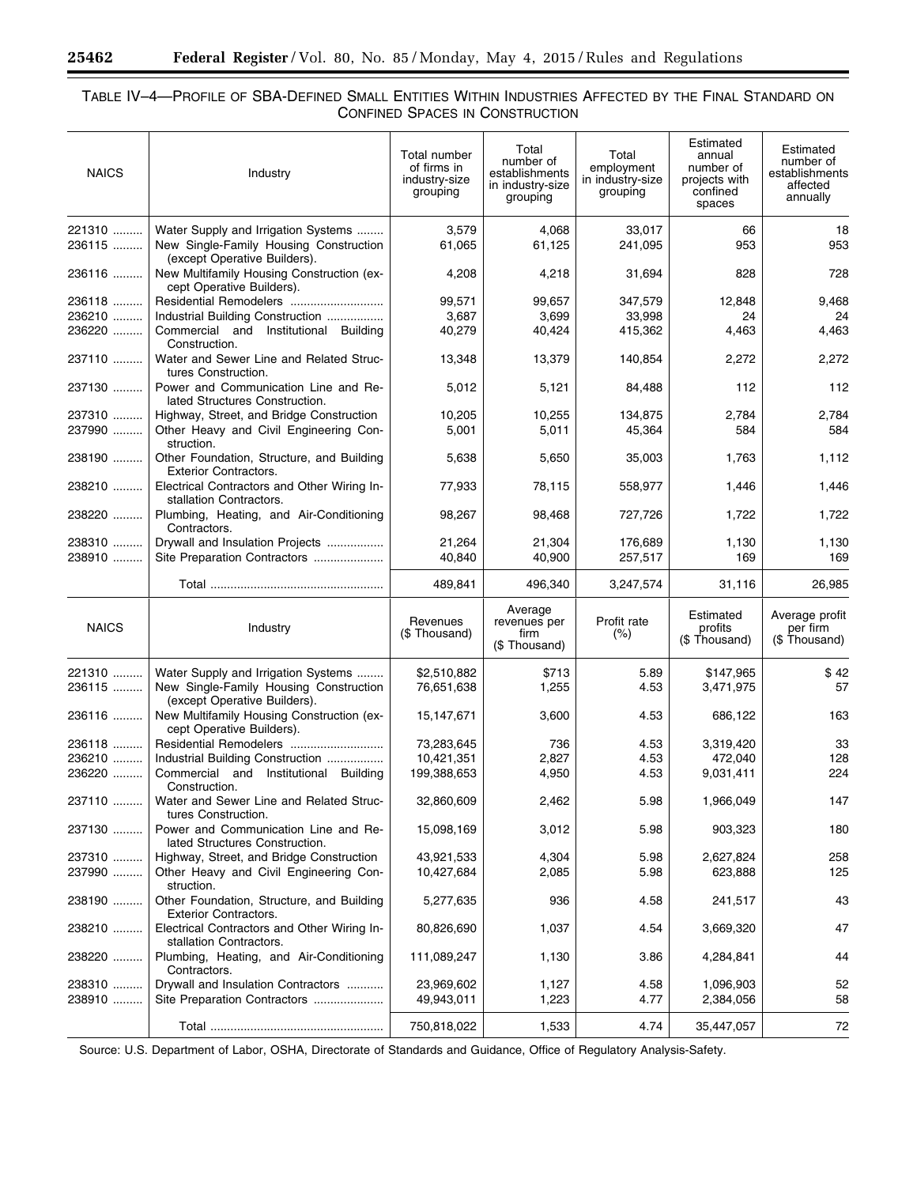TABLE IV–4—PROFILE OF SBA-DEFINED SMALL ENTITIES WITHIN INDUSTRIES AFFECTED BY THE FINAL STANDARD ON CONFINED SPACES IN CONSTRUCTION

| NAICS | Industry | Total number of firms in industry-size grouping | Total number of establishments in industry-size grouping | Total employment in industry-size grouping | Estimated annual number of projects with confined spaces | Estimated number of establishments affected annually |
|---|---|---|---|---|---|---|
| 221310 | Water Supply and Irrigation Systems | 3,579 | 4,068 | 33,017 | 66 | 18 |
| 236115 | New Single-Family Housing Construction (except Operative Builders). | 61,065 | 61,125 | 241,095 | 953 | 953 |
| 236116 | New Multifamily Housing Construction (except Operative Builders). | 4,208 | 4,218 | 31,694 | 828 | 728 |
| 236118 | Residential Remodelers | 99,571 | 99,657 | 347,579 | 12,848 | 9,468 |
| 236210 | Industrial Building Construction | 3,687 | 3,699 | 33,998 | 24 | 24 |
| 236220 | Commercial and Institutional Building Construction. | 40,279 | 40,424 | 415,362 | 4,463 | 4,463 |
| 237110 | Water and Sewer Line and Related Structures Construction. | 13,348 | 13,379 | 140,854 | 2,272 | 2,272 |
| 237130 | Power and Communication Line and Related Structures Construction. | 5,012 | 5,121 | 84,488 | 112 | 112 |
| 237310 | Highway, Street, and Bridge Construction | 10,205 | 10,255 | 134,875 | 2,784 | 2,784 |
| 237990 | Other Heavy and Civil Engineering Construction. | 5,001 | 5,011 | 45,364 | 584 | 584 |
| 238190 | Other Foundation, Structure, and Building Exterior Contractors. | 5,638 | 5,650 | 35,003 | 1,763 | 1,112 |
| 238210 | Electrical Contractors and Other Wiring Installation Contractors. | 77,933 | 78,115 | 558,977 | 1,446 | 1,446 |
| 238220 | Plumbing, Heating, and Air-Conditioning Contractors. | 98,267 | 98,468 | 727,726 | 1,722 | 1,722 |
| 238310 | Drywall and Insulation Projects | 21,264 | 21,304 | 176,689 | 1,130 | 1,130 |
| 238910 | Site Preparation Contractors | 40,840 | 40,900 | 257,517 | 169 | 169 |
| | Total | 489,841 | 496,340 | 3,247,574 | 31,116 | 26,985 |

| NAICS | Industry | Revenues ($ Thousand) | Average revenues per firm ($ Thousand) | Profit rate (%) | Estimated profits ($ Thousand) | Average profit per firm ($ Thousand) |
|---|---|---|---|---|---|---|
| 221310 | Water Supply and Irrigation Systems | $2,510,882 | $713 | 5.89 | $147,965 | $ 42 |
| 236115 | New Single-Family Housing Construction (except Operative Builders). | 76,651,638 | 1,255 | 4.53 | 3,471,975 | 57 |
| 236116 | New Multifamily Housing Construction (except Operative Builders). | 15,147,671 | 3,600 | 4.53 | 686,122 | 163 |
| 236118 | Residential Remodelers | 73,283,645 | 736 | 4.53 | 3,319,420 | 33 |
| 236210 | Industrial Building Construction | 10,421,351 | 2,827 | 4.53 | 472,040 | 128 |
| 236220 | Commercial and Institutional Building Construction. | 199,388,653 | 4,950 | 4.53 | 9,031,411 | 224 |
| 237110 | Water and Sewer Line and Related Structures Construction. | 32,860,609 | 2,462 | 5.98 | 1,966,049 | 147 |
| 237130 | Power and Communication Line and Related Structures Construction. | 15,098,169 | 3,012 | 5.98 | 903,323 | 180 |
| 237310 | Highway, Street, and Bridge Construction | 43,921,533 | 4,304 | 5.98 | 2,627,824 | 258 |
| 237990 | Other Heavy and Civil Engineering Construction. | 10,427,684 | 2,085 | 5.98 | 623,888 | 125 |
| 238190 | Other Foundation, Structure, and Building Exterior Contractors. | 5,277,635 | 936 | 4.58 | 241,517 | 43 |
| 238210 | Electrical Contractors and Other Wiring Installation Contractors. | 80,826,690 | 1,037 | 4.54 | 3,669,320 | 47 |
| 238220 | Plumbing, Heating, and Air-Conditioning Contractors. | 111,089,247 | 1,130 | 3.86 | 4,284,841 | 44 |
| 238310 | Drywall and Insulation Contractors | 23,969,602 | 1,127 | 4.58 | 1,096,903 | 52 |
| 238910 | Site Preparation Contractors | 49,943,011 | 1,223 | 4.77 | 2,384,056 | 58 |
| | Total | 750,818,022 | 1,533 | 4.74 | 35,447,057 | 72 |

Source: U.S. Department of Labor, OSHA, Directorate of Standards and Guidance, Office of Regulatory Analysis-Safety.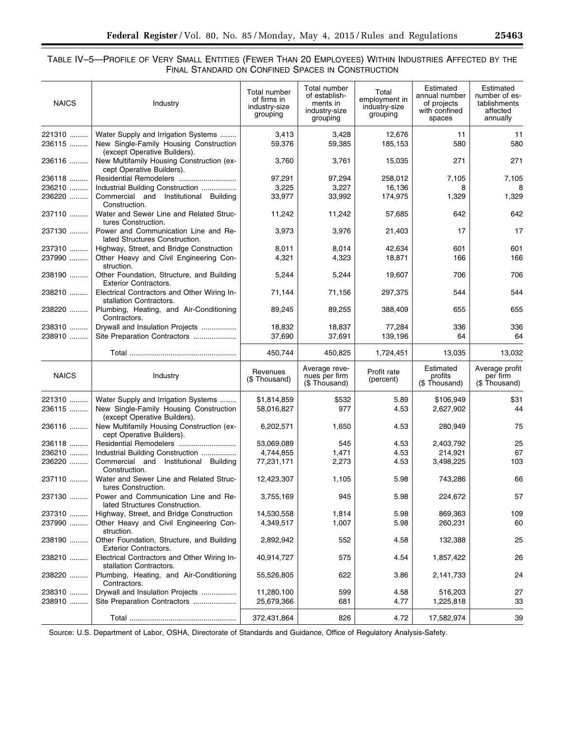TABLE IV–5—PROFILE OF VERY SMALL ENTITIES (FEWER THAN 20 EMPLOYEES) WITHIN INDUSTRIES AFFECTED BY THE FINAL STANDARD ON CONFINED SPACES IN CONSTRUCTION

| NAICS | Industry | Total number of firms in industry-size grouping | Total number of establishments in industry-size grouping | Total employment in industry-size grouping | Estimated annual number of projects with confined spaces | Estimated number of establishments affected annually |
|---|---|---|---|---|---|---|
| 221310 | Water Supply and Irrigation Systems | 3,413 | 3,428 | 12,676 | 11 | 11 |
| 236115 | New Single-Family Housing Construction (except Operative Builders). | 59,376 | 59,385 | 185,153 | 580 | 580 |
| 236116 | New Multifamily Housing Construction (except Operative Builders). | 3,760 | 3,761 | 15,035 | 271 | 271 |
| 236118 | Residential Remodelers | 97,291 | 97,294 | 258,012 | 7,105 | 7,105 |
| 236210 | Industrial Building Construction | 3,225 | 3,227 | 16,136 | 8 | 8 |
| 236220 | Commercial and Institutional Building Construction. | 33,977 | 33,992 | 174,975 | 1,329 | 1,329 |
| 237110 | Water and Sewer Line and Related Structures Construction. | 11,242 | 11,242 | 57,685 | 642 | 642 |
| 237130 | Power and Communication Line and Related Structures Construction. | 3,973 | 3,976 | 21,403 | 17 | 17 |
| 237310 | Highway, Street, and Bridge Construction | 8,011 | 8,014 | 42,634 | 601 | 601 |
| 237990 | Other Heavy and Civil Engineering Construction. | 4,321 | 4,323 | 18,871 | 166 | 166 |
| 238190 | Other Foundation, Structure, and Building Exterior Contractors. | 5,244 | 5,244 | 19,607 | 706 | 706 |
| 238210 | Electrical Contractors and Other Wiring Installation Contractors. | 71,144 | 71,156 | 297,375 | 544 | 544 |
| 238220 | Plumbing, Heating, and Air-Conditioning Contractors. | 89,245 | 89,255 | 388,409 | 655 | 655 |
| 238310 | Drywall and Insulation Projects | 18,832 | 18,837 | 77,284 | 336 | 336 |
| 238910 | Site Preparation Contractors | 37,690 | 37,691 | 139,196 | 64 | 64 |
| | Total | 450,744 | 450,825 | 1,724,451 | 13,035 | 13,032 |
| **NAICS** | **Industry** | **Revenues ($ Thousand)** | **Average revenues per firm ($ Thousand)** | **Profit rate (percent)** | **Estimated profits ($ Thousand)** | **Average profit per firm ($ Thousand)** |
| 221310 | Water Supply and Irrigation Systems | $1,814,859 | $532 | 5.89 | $106,949 | $31 |
| 236115 | New Single-Family Housing Construction (except Operative Builders). | 58,016,827 | 977 | 4.53 | 2,627,902 | 44 |
| 236116 | New Multifamily Housing Construction (except Operative Builders). | 6,202,571 | 1,650 | 4.53 | 280,949 | 75 |
| 236118 | Residential Remodelers | 53,069,089 | 545 | 4.53 | 2,403,792 | 25 |
| 236210 | Industrial Building Construction | 4,744,855 | 1,471 | 4.53 | 214,921 | 67 |
| 236220 | Commercial and Institutional Building Construction. | 77,231,171 | 2,273 | 4.53 | 3,498,225 | 103 |
| 237110 | Water and Sewer Line and Related Structures Construction. | 12,423,307 | 1,105 | 5.98 | 743,286 | 66 |
| 237130 | Power and Communication Line and Related Structures Construction. | 3,755,169 | 945 | 5.98 | 224,672 | 57 |
| 237310 | Highway, Street, and Bridge Construction | 14,530,558 | 1,814 | 5.98 | 869,363 | 109 |
| 237990 | Other Heavy and Civil Engineering Construction. | 4,349,517 | 1,007 | 5.98 | 260,231 | 60 |
| 238190 | Other Foundation, Structure, and Building Exterior Contractors. | 2,892,942 | 552 | 4.58 | 132,388 | 25 |
| 238210 | Electrical Contractors and Other Wiring Installation Contractors. | 40,914,727 | 575 | 4.54 | 1,857,422 | 26 |
| 238220 | Plumbing, Heating, and Air-Conditioning Contractors. | 55,526,805 | 622 | 3.86 | 2,141,733 | 24 |
| 238310 | Drywall and Insulation Projects | 11,280,100 | 599 | 4.58 | 516,203 | 27 |
| 238910 | Site Preparation Contractors | 25,679,366 | 681 | 4.77 | 1,225,818 | 33 |
| | Total | 372,431,864 | 826 | 4.72 | 17,582,974 | 39 |

Source: U.S. Department of Labor, OSHA, Directorate of Standards and Guidance, Office of Regulatory Analysis-Safety.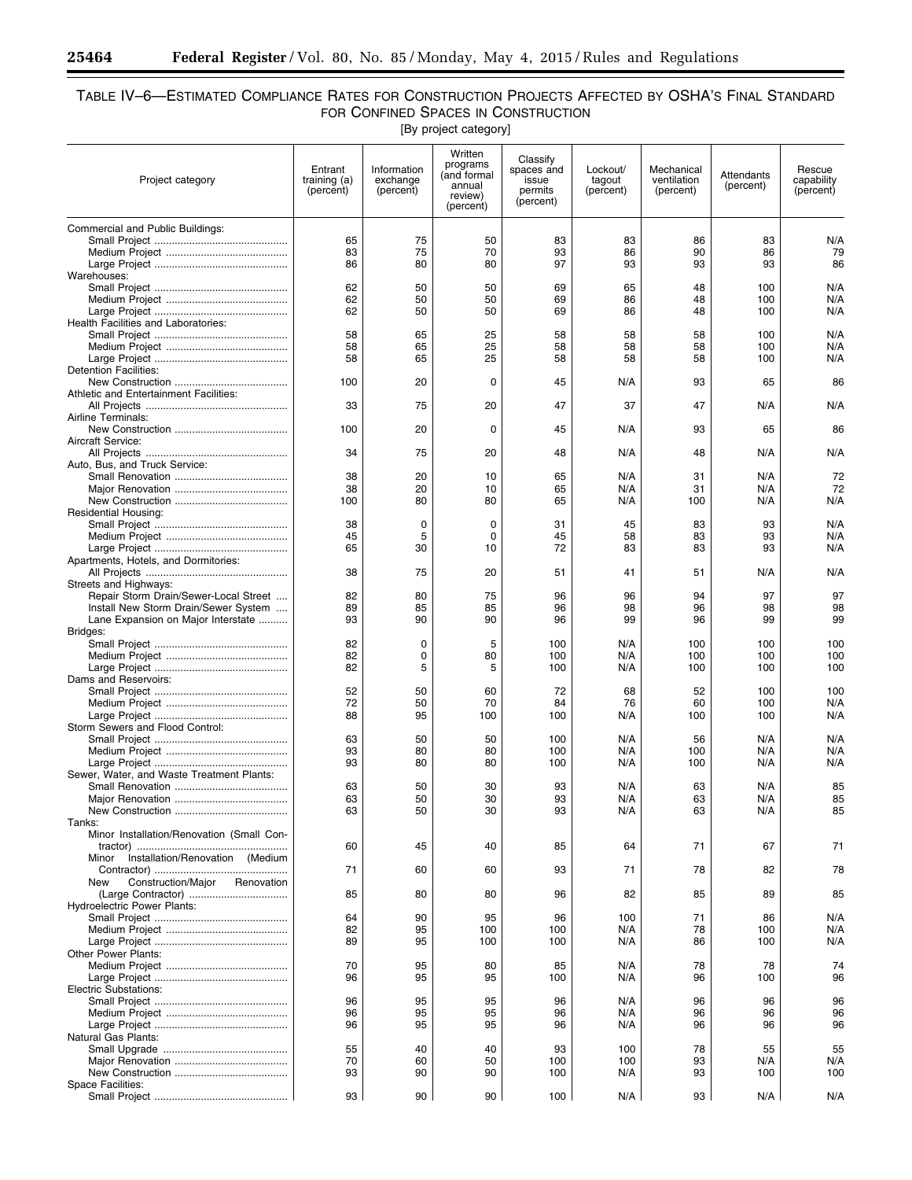## TABLE IV–6—ESTIMATED COMPLIANCE RATES FOR CONSTRUCTION PROJECTS AFFECTED BY OSHA'S FINAL STANDARD FOR CONFINED SPACES IN CONSTRUCTION

[By project category]

| Project category | Entrant training (a) (percent) | Information exchange (percent) | Written programs (and formal annual review) (percent) | Classify spaces and issue permits (percent) | Lockout/ tagout (percent) | Mechanical ventilation (percent) | Attendants (percent) | Rescue capability (percent) |
|---|---|---|---|---|---|---|---|---|
| Commercial and Public Buildings: | | | | | | | | |
| Small Project | 65 | 75 | 50 | 83 | 83 | 86 | 83 | N/A |
| Medium Project | 83 | 75 | 70 | 93 | 86 | 90 | 86 | 79 |
| Large Project | 86 | 80 | 80 | 97 | 93 | 93 | 93 | 86 |
| Warehouses: | | | | | | | | |
| Small Project | 62 | 50 | 50 | 69 | 65 | 48 | 100 | N/A |
| Medium Project | 62 | 50 | 50 | 69 | 86 | 48 | 100 | N/A |
| Large Project | 62 | 50 | 50 | 69 | 86 | 48 | 100 | N/A |
| Health Facilities and Laboratories: | | | | | | | | |
| Small Project | 58 | 65 | 25 | 58 | 58 | 58 | 100 | N/A |
| Medium Project | 58 | 65 | 25 | 58 | 58 | 58 | 100 | N/A |
| Large Project | 58 | 65 | 25 | 58 | 58 | 58 | 100 | N/A |
| Detention Facilities: | | | | | | | | |
| New Construction | 100 | 20 | 0 | 45 | N/A | 93 | 65 | 86 |
| Athletic and Entertainment Facilities: | | | | | | | | |
| All Projects | 33 | 75 | 20 | 47 | 37 | 47 | N/A | N/A |
| Airline Terminals: | | | | | | | | |
| New Construction | 100 | 20 | 0 | 45 | N/A | 93 | 65 | 86 |
| Aircraft Service: | | | | | | | | |
| All Projects | 34 | 75 | 20 | 48 | N/A | 48 | N/A | N/A |
| Auto, Bus, and Truck Service: | | | | | | | | |
| Small Renovation | 38 | 20 | 10 | 65 | N/A | 31 | N/A | 72 |
| Major Renovation | 38 | 20 | 10 | 65 | N/A | 31 | N/A | 72 |
| New Construction | 100 | 80 | 80 | 65 | N/A | 100 | N/A | N/A |
| Residential Housing: | | | | | | | | |
| Small Project | 38 | 0 | 0 | 31 | 45 | 83 | 93 | N/A |
| Medium Project | 45 | 5 | 0 | 45 | 58 | 83 | 93 | N/A |
| Large Project | 65 | 30 | 10 | 72 | 83 | 83 | 93 | N/A |
| Apartments, Hotels, and Dormitories: | | | | | | | | |
| All Projects | 38 | 75 | 20 | 51 | 41 | 51 | N/A | N/A |
| Streets and Highways: | | | | | | | | |
| Repair Storm Drain/Sewer-Local Street | 82 | 80 | 75 | 96 | 96 | 94 | 97 | 97 |
| Install New Storm Drain/Sewer System | 89 | 85 | 85 | 96 | 98 | 96 | 98 | 98 |
| Lane Expansion on Major Interstate | 93 | 90 | 90 | 96 | 99 | 96 | 99 | 99 |
| Bridges: | | | | | | | | |
| Small Project | 82 | 0 | 5 | 100 | N/A | 100 | 100 | 100 |
| Medium Project | 82 | 0 | 80 | 100 | N/A | 100 | 100 | 100 |
| Large Project | 82 | 5 | 5 | 100 | N/A | 100 | 100 | 100 |
| Dams and Reservoirs: | | | | | | | | |
| Small Project | 52 | 50 | 60 | 72 | 68 | 52 | 100 | 100 |
| Medium Project | 72 | 50 | 70 | 84 | 76 | 60 | 100 | N/A |
| Large Project | 88 | 95 | 100 | 100 | N/A | 100 | 100 | N/A |
| Storm Sewers and Flood Control: | | | | | | | | |
| Small Project | 63 | 50 | 50 | 100 | N/A | 56 | N/A | N/A |
| Medium Project | 93 | 80 | 80 | 100 | N/A | 100 | N/A | N/A |
| Large Project | 93 | 80 | 80 | 100 | N/A | 100 | N/A | N/A |
| Sewer, Water, and Waste Treatment Plants: | | | | | | | | |
| Small Renovation | 63 | 50 | 30 | 93 | N/A | 63 | N/A | 85 |
| Major Renovation | 63 | 50 | 30 | 93 | N/A | 63 | N/A | 85 |
| New Construction | 63 | 50 | 30 | 93 | N/A | 63 | N/A | 85 |
| Tanks: | | | | | | | | |
| Minor Installation/Renovation (Small Contractor) | 60 | 45 | 40 | 85 | 64 | 71 | 67 | 71 |
| Minor Installation/Renovation (Medium Contractor) | 71 | 60 | 60 | 93 | 71 | 78 | 82 | 78 |
| New Construction/Major Renovation (Large Contractor) | 85 | 80 | 80 | 96 | 82 | 85 | 89 | 85 |
| Hydroelectric Power Plants: | | | | | | | | |
| Small Project | 64 | 90 | 95 | 96 | 100 | 71 | 86 | N/A |
| Medium Project | 82 | 95 | 100 | 100 | N/A | 78 | 100 | N/A |
| Large Project | 89 | 95 | 100 | 100 | N/A | 86 | 100 | N/A |
| Other Power Plants: | | | | | | | | |
| Medium Project | 70 | 95 | 80 | 85 | N/A | 78 | 78 | 74 |
| Large Project | 96 | 95 | 95 | 100 | N/A | 96 | 100 | 96 |
| Electric Substations: | | | | | | | | |
| Small Project | 96 | 95 | 95 | 96 | N/A | 96 | 96 | 96 |
| Medium Project | 96 | 95 | 95 | 96 | N/A | 96 | 96 | 96 |
| Large Project | 96 | 95 | 95 | 96 | N/A | 96 | 96 | 96 |
| Natural Gas Plants: | | | | | | | | |
| Small Upgrade | 55 | 40 | 40 | 93 | 100 | 78 | 55 | 55 |
| Major Renovation | 70 | 60 | 50 | 100 | 100 | 93 | N/A | N/A |
| New Construction | 93 | 90 | 90 | 100 | N/A | 93 | 100 | 100 |
| Space Facilities: | | | | | | | | |
| Small Project | 93 | 90 | 90 | 100 | N/A | 93 | N/A | N/A |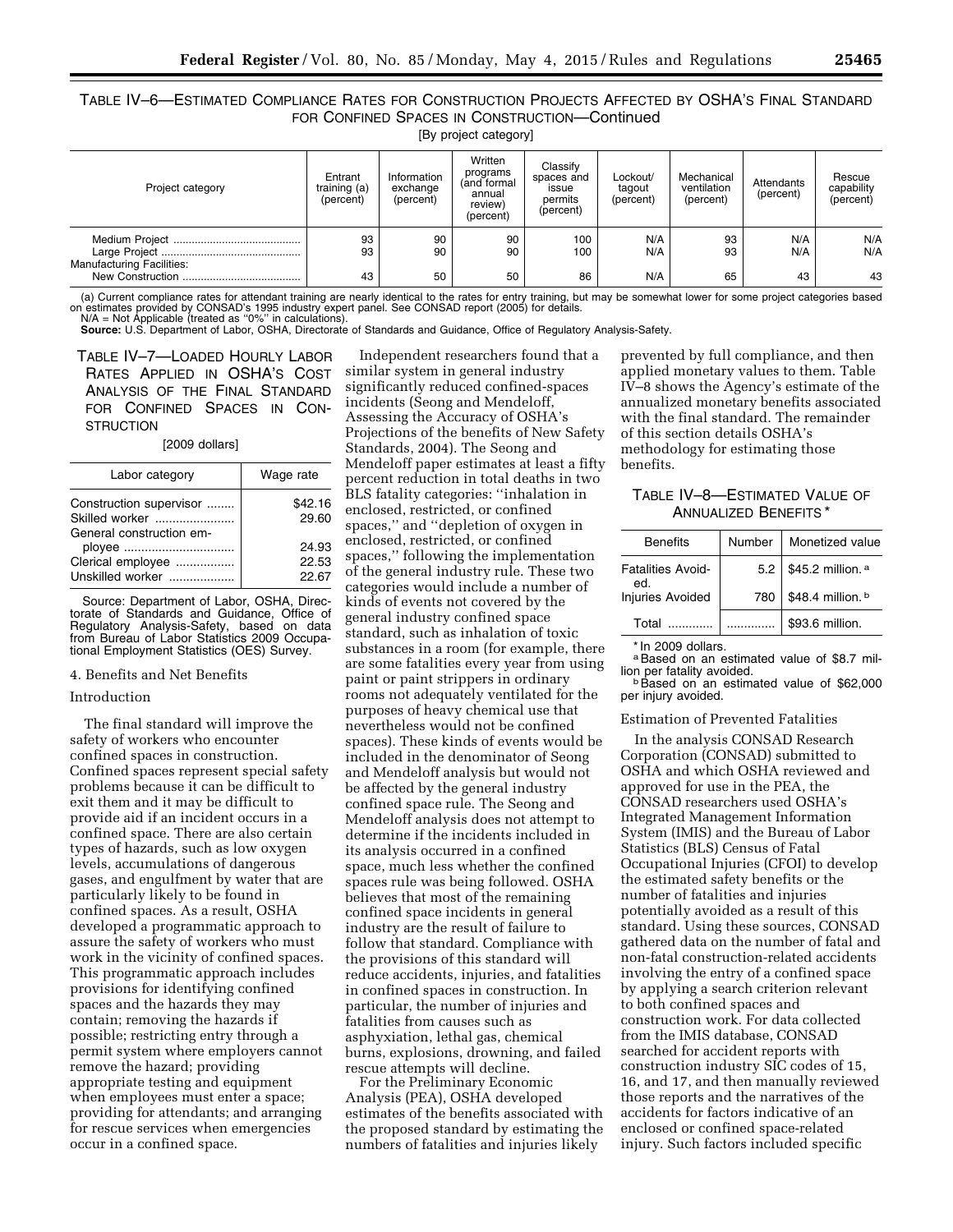TABLE IV–6—ESTIMATED COMPLIANCE RATES FOR CONSTRUCTION PROJECTS AFFECTED BY OSHA'S FINAL STANDARD FOR CONFINED SPACES IN CONSTRUCTION—Continued

[By project category]

| Project category | Entrant training (a) (percent) | Information exchange (percent) | Written programs (and formal annual review) (percent) | Classify spaces and issue permits (percent) | Lockout/tagout (percent) | Mechanical ventilation (percent) | Attendants (percent) | Rescue capability (percent) |
|---|---|---|---|---|---|---|---|---|
| Medium Project | 93 | 90 | 90 | 100 | N/A | 93 | N/A | N/A |
| Large Project | 93 | 90 | 90 | 100 | N/A | 93 | N/A | N/A |
| Manufacturing Facilities: | | | | | | | | |
| New Construction | 43 | 50 | 50 | 86 | N/A | 65 | 43 | 43 |

(a) Current compliance rates for attendant training are nearly identical to the rates for entry training, but may be somewhat lower for some project categories based on estimates provided by CONSAD's 1995 industry expert panel. See CONSAD report (2005) for details.
N/A = Not Applicable (treated as "0%" in calculations).
**Source:** U.S. Department of Labor, OSHA, Directorate of Standards and Guidance, Office of Regulatory Analysis-Safety.

TABLE IV–7—LOADED HOURLY LABOR RATES APPLIED IN OSHA'S COST ANALYSIS OF THE FINAL STANDARD FOR CONFINED SPACES IN CONSTRUCTION

[2009 dollars]

| Labor category | Wage rate |
|---|---|
| Construction supervisor | $42.16 |
| Skilled worker | 29.60 |
| General construction employee | 24.93 |
| Clerical employee | 22.53 |
| Unskilled worker | 22.67 |

Source: Department of Labor, OSHA, Directorate of Standards and Guidance, Office of Regulatory Analysis-Safety, based on data from Bureau of Labor Statistics 2009 Occupational Employment Statistics (OES) Survey.

4. Benefits and Net Benefits

Introduction

The final standard will improve the safety of workers who encounter confined spaces in construction. Confined spaces represent special safety problems because it can be difficult to exit them and it may be difficult to provide aid if an incident occurs in a confined space. There are also certain types of hazards, such as low oxygen levels, accumulations of dangerous gases, and engulfment by water that are particularly likely to be found in confined spaces. As a result, OSHA developed a programmatic approach to assure the safety of workers who must work in the vicinity of confined spaces. This programmatic approach includes provisions for identifying confined spaces and the hazards they may contain; removing the hazards if possible; restricting entry through a permit system where employers cannot remove the hazard; providing appropriate testing and equipment when employees must enter a space; providing for attendants; and arranging for rescue services when emergencies occur in a confined space.

Independent researchers found that a similar system in general industry significantly reduced confined-spaces incidents (Seong and Mendeloff, Assessing the Accuracy of OSHA's Projections of the benefits of New Safety Standards, 2004). The Seong and Mendeloff paper estimates at least a fifty percent reduction in total deaths in two BLS fatality categories: ''inhalation in enclosed, restricted, or confined spaces,'' and ''depletion of oxygen in enclosed, restricted, or confined spaces,'' following the implementation of the general industry rule. These two categories would include a number of kinds of events not covered by the general industry confined space standard, such as inhalation of toxic substances in a room (for example, there are some fatalities every year from using paint or paint strippers in ordinary rooms not adequately ventilated for the purposes of heavy chemical use that nevertheless would not be confined spaces). These kinds of events would be included in the denominator of Seong and Mendeloff analysis but would not be affected by the general industry confined space rule. The Seong and Mendeloff analysis does not attempt to determine if the incidents included in its analysis occurred in a confined space, much less whether the confined spaces rule was being followed. OSHA believes that most of the remaining confined space incidents in general industry are the result of failure to follow that standard. Compliance with the provisions of this standard will reduce accidents, injuries, and fatalities in confined spaces in construction. In particular, the number of injuries and fatalities from causes such as asphyxiation, lethal gas, chemical burns, explosions, drowning, and failed rescue attempts will decline.

For the Preliminary Economic Analysis (PEA), OSHA developed estimates of the benefits associated with the proposed standard by estimating the numbers of fatalities and injuries likely prevented by full compliance, and then applied monetary values to them. Table IV–8 shows the Agency's estimate of the annualized monetary benefits associated with the final standard. The remainder of this section details OSHA's methodology for estimating those benefits.

TABLE IV–8—ESTIMATED VALUE OF ANNUALIZED BENEFITS *

| Benefits | Number | Monetized value |
|---|---|---|
| Fatalities Avoided. | 5.2 | $45.2 million. [a] |
| Injuries Avoided | 780 | $48.4 million. [b] |
| Total | ............. | $93.6 million. |

\* In 2009 dollars.
[a] Based on an estimated value of $8.7 million per fatality avoided.
[b] Based on an estimated value of $62,000 per injury avoided.

Estimation of Prevented Fatalities

In the analysis CONSAD Research Corporation (CONSAD) submitted to OSHA and which OSHA reviewed and approved for use in the PEA, the CONSAD researchers used OSHA's Integrated Management Information System (IMIS) and the Bureau of Labor Statistics (BLS) Census of Fatal Occupational Injuries (CFOI) to develop the estimated safety benefits or the number of fatalities and injuries potentially avoided as a result of this standard. Using these sources, CONSAD gathered data on the number of fatal and non-fatal construction-related accidents involving the entry of a confined space by applying a search criterion relevant to both confined spaces and construction work. For data collected from the IMIS database, CONSAD searched for accident reports with construction industry SIC codes of 15, 16, and 17, and then manually reviewed those reports and the narratives of the accidents for factors indicative of an enclosed or confined space-related injury. Such factors included specific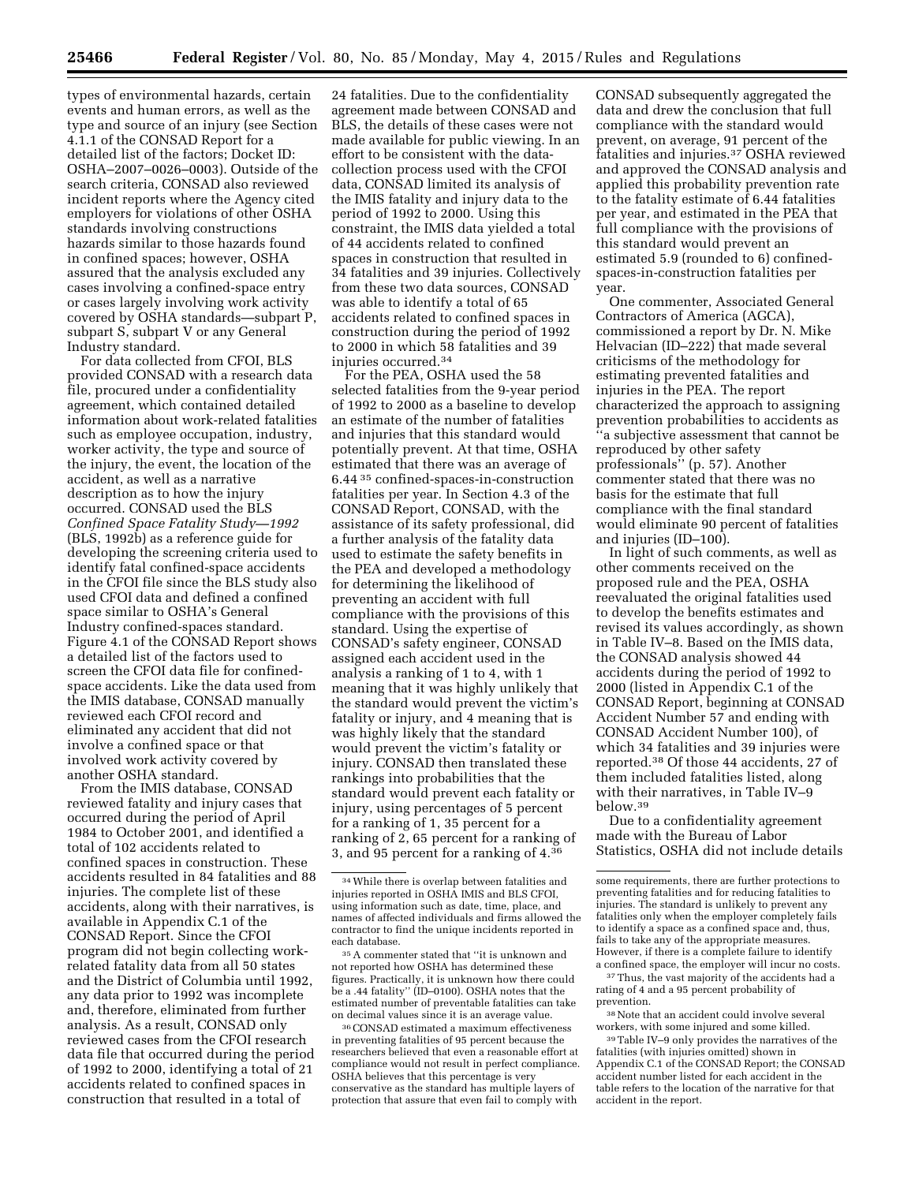types of environmental hazards, certain events and human errors, as well as the type and source of an injury (see Section 4.1.1 of the CONSAD Report for a detailed list of the factors; Docket ID: OSHA–2007–0026–0003). Outside of the search criteria, CONSAD also reviewed incident reports where the Agency cited employers for violations of other OSHA standards involving constructions hazards similar to those hazards found in confined spaces; however, OSHA assured that the analysis excluded any cases involving a confined-space entry or cases largely involving work activity covered by OSHA standards—subpart P, subpart S, subpart V or any General Industry standard.

For data collected from CFOI, BLS provided CONSAD with a research data file, procured under a confidentiality agreement, which contained detailed information about work-related fatalities such as employee occupation, industry, worker activity, the type and source of the injury, the event, the location of the accident, as well as a narrative description as to how the injury occurred. CONSAD used the BLS *Confined Space Fatality Study—1992* (BLS, 1992b) as a reference guide for developing the screening criteria used to identify fatal confined-space accidents in the CFOI file since the BLS study also used CFOI data and defined a confined space similar to OSHA's General Industry confined-spaces standard. Figure 4.1 of the CONSAD Report shows a detailed list of the factors used to screen the CFOI data file for confined-space accidents. Like the data used from the IMIS database, CONSAD manually reviewed each CFOI record and eliminated any accident that did not involve a confined space or that involved work activity covered by another OSHA standard.

From the IMIS database, CONSAD reviewed fatality and injury cases that occurred during the period of April 1984 to October 2001, and identified a total of 102 accidents related to confined spaces in construction. These accidents resulted in 84 fatalities and 88 injuries. The complete list of these accidents, along with their narratives, is available in Appendix C.1 of the CONSAD Report. Since the CFOI program did not begin collecting work-related fatality data from all 50 states and the District of Columbia until 1992, any data prior to 1992 was incomplete and, therefore, eliminated from further analysis. As a result, CONSAD only reviewed cases from the CFOI research data file that occurred during the period of 1992 to 2000, identifying a total of 21 accidents related to confined spaces in construction that resulted in a total of 24 fatalities. Due to the confidentiality agreement made between CONSAD and BLS, the details of these cases were not made available for public viewing. In an effort to be consistent with the data-collection process used with the CFOI data, CONSAD limited its analysis of the IMIS fatality and injury data to the period of 1992 to 2000. Using this constraint, the IMIS data yielded a total of 44 accidents related to confined spaces in construction that resulted in 34 fatalities and 39 injuries. Collectively from these two data sources, CONSAD was able to identify a total of 65 accidents related to confined spaces in construction during the period of 1992 to 2000 in which 58 fatalities and 39 injuries occurred.[34]

For the PEA, OSHA used the 58 selected fatalities from the 9-year period of 1992 to 2000 as a baseline to develop an estimate of the number of fatalities and injuries that this standard would potentially prevent. At that time, OSHA estimated that there was an average of 6.44[35] confined-spaces-in-construction fatalities per year. In Section 4.3 of the CONSAD Report, CONSAD, with the assistance of its safety professional, did a further analysis of the fatality data used to estimate the safety benefits in the PEA and developed a methodology for determining the likelihood of preventing an accident with full compliance with the provisions of this standard. Using the expertise of CONSAD's safety engineer, CONSAD assigned each accident used in the analysis a ranking of 1 to 4, with 1 meaning that it was highly unlikely that the standard would prevent the victim's fatality or injury, and 4 meaning that is was highly likely that the standard would prevent the victim's fatality or injury. CONSAD then translated these rankings into probabilities that the standard would prevent each fatality or injury, using percentages of 5 percent for a ranking of 1, 35 percent for a ranking of 2, 65 percent for a ranking of 3, and 95 percent for a ranking of 4.[36] CONSAD subsequently aggregated the data and drew the conclusion that full compliance with the standard would prevent, on average, 91 percent of the fatalities and injuries.[37] OSHA reviewed and approved the CONSAD analysis and applied this probability prevention rate to the fatality estimate of 6.44 fatalities per year, and estimated in the PEA that full compliance with the provisions of this standard would prevent an estimated 5.9 (rounded to 6) confined-spaces-in-construction fatalities per year.

One commenter, Associated General Contractors of America (AGCA), commissioned a report by Dr. N. Mike Helvacian (ID–222) that made several criticisms of the methodology for estimating prevented fatalities and injuries in the PEA. The report characterized the approach to assigning prevention probabilities to accidents as "a subjective assessment that cannot be reproduced by other safety professionals" (p. 57). Another commenter stated that there was no basis for the estimate that full compliance with the final standard would eliminate 90 percent of fatalities and injuries (ID–100).

In light of such comments, as well as other comments received on the proposed rule and the PEA, OSHA reevaluated the original fatalities used to develop the benefits estimates and revised its values accordingly, as shown in Table IV–8. Based on the IMIS data, the CONSAD analysis showed 44 accidents during the period of 1992 to 2000 (listed in Appendix C.1 of the CONSAD Report, beginning at CONSAD Accident Number 57 and ending with CONSAD Accident Number 100), of which 34 fatalities and 39 injuries were reported.[38] Of those 44 accidents, 27 of them included fatalities listed, along with their narratives, in Table IV–9 below.[39]

Due to a confidentiality agreement made with the Bureau of Labor Statistics, OSHA did not include details

---

[34] While there is overlap between fatalities and injuries reported in OSHA IMIS and BLS CFOI, using information such as date, time, place, and names of affected individuals and firms allowed the contractor to find the unique incidents reported in each database.

[35] A commenter stated that "it is unknown and not reported how OSHA has determined these figures. Practically, it is unknown how there could be a .44 fatality" (ID–0100). OSHA notes that the estimated number of preventable fatalities can take on decimal values since it is an average value.

[36] CONSAD estimated a maximum effectiveness in preventing fatalities of 95 percent because the researchers believed that even a reasonable effort at compliance would not result in perfect compliance. OSHA believes that this percentage is very conservative as the standard has multiple layers of protection that assure that even fail to comply with some requirements, there are further protections to preventing fatalities and for reducing fatalities to injuries. The standard is unlikely to prevent any fatalities only when the employer completely fails to identify a space as a confined space and, thus, fails to take any of the appropriate measures. However, if there is a complete failure to identify a confined space, the employer will incur no costs.

[37] Thus, the vast majority of the accidents had a rating of 4 and a 95 percent probability of prevention.

[38] Note that an accident could involve several workers, with some injured and some killed.

[39] Table IV–9 only provides the narratives of the fatalities (with injuries omitted) shown in Appendix C.1 of the CONSAD Report; the CONSAD accident number listed for each accident in the table refers to the location of the narrative for that accident in the report.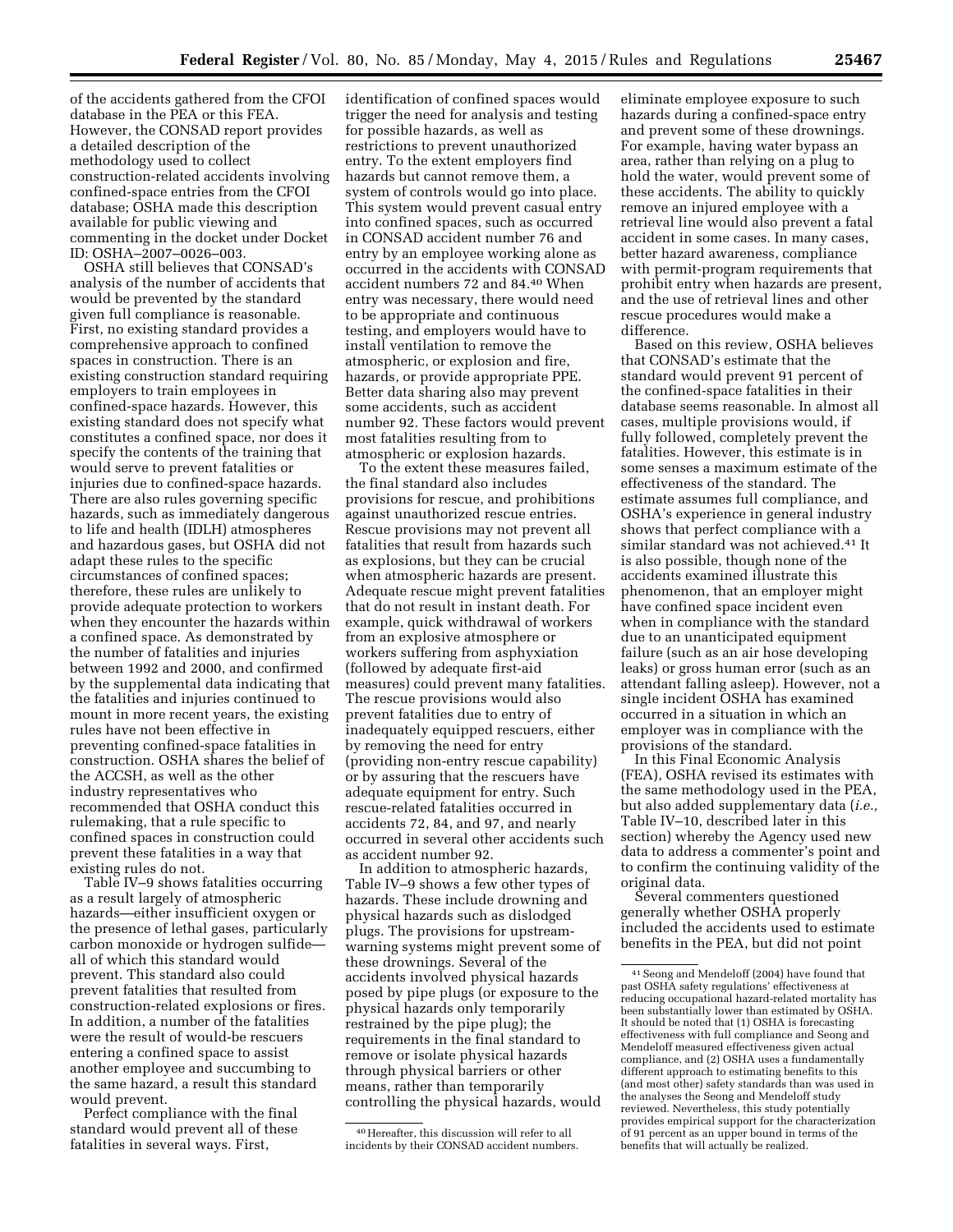of the accidents gathered from the CFOI database in the PEA or this FEA. However, the CONSAD report provides a detailed description of the methodology used to collect construction-related accidents involving confined-space entries from the CFOI database; OSHA made this description available for public viewing and commenting in the docket under Docket ID: OSHA–2007–0026–003.

OSHA still believes that CONSAD's analysis of the number of accidents that would be prevented by the standard given full compliance is reasonable. First, no existing standard provides a comprehensive approach to confined spaces in construction. There is an existing construction standard requiring employers to train employees in confined-space hazards. However, this existing standard does not specify what constitutes a confined space, nor does it specify the contents of the training that would serve to prevent fatalities or injuries due to confined-space hazards. There are also rules governing specific hazards, such as immediately dangerous to life and health (IDLH) atmospheres and hazardous gases, but OSHA did not adapt these rules to the specific circumstances of confined spaces; therefore, these rules are unlikely to provide adequate protection to workers when they encounter the hazards within a confined space. As demonstrated by the number of fatalities and injuries between 1992 and 2000, and confirmed by the supplemental data indicating that the fatalities and injuries continued to mount in more recent years, the existing rules have not been effective in preventing confined-space fatalities in construction. OSHA shares the belief of the ACCSH, as well as the other industry representatives who recommended that OSHA conduct this rulemaking, that a rule specific to confined spaces in construction could prevent these fatalities in a way that existing rules do not.

Table IV–9 shows fatalities occurring as a result largely of atmospheric hazards—either insufficient oxygen or the presence of lethal gases, particularly carbon monoxide or hydrogen sulfide—all of which this standard would prevent. This standard also could prevent fatalities that resulted from construction-related explosions or fires. In addition, a number of the fatalities were the result of would-be rescuers entering a confined space to assist another employee and succumbing to the same hazard, a result this standard would prevent.

Perfect compliance with the final standard would prevent all of these fatalities in several ways. First, identification of confined spaces would trigger the need for analysis and testing for possible hazards, as well as restrictions to prevent unauthorized entry. To the extent employers find hazards but cannot remove them, a system of controls would go into place. This system would prevent casual entry into confined spaces, such as occurred in CONSAD accident number 76 and entry by an employee working alone as occurred in the accidents with CONSAD accident numbers 72 and 84.[40] When entry was necessary, there would need to be appropriate and continuous testing, and employers would have to install ventilation to remove the atmospheric, or explosion and fire, hazards, or provide appropriate PPE. Better data sharing also may prevent some accidents, such as accident number 92. These factors would prevent most fatalities resulting from to atmospheric or explosion hazards.

To the extent these measures failed, the final standard also includes provisions for rescue, and prohibitions against unauthorized rescue entries. Rescue provisions may not prevent all fatalities that result from hazards such as explosions, but they can be crucial when atmospheric hazards are present. Adequate rescue might prevent fatalities that do not result in instant death. For example, quick withdrawal of workers from an explosive atmosphere or workers suffering from asphyxiation (followed by adequate first-aid measures) could prevent many fatalities. The rescue provisions would also prevent fatalities due to entry of inadequately equipped rescuers, either by removing the need for entry (providing non-entry rescue capability) or by assuring that the rescuers have adequate equipment for entry. Such rescue-related fatalities occurred in accidents 72, 84, and 97, and nearly occurred in several other accidents such as accident number 92.

In addition to atmospheric hazards, Table IV–9 shows a few other types of hazards. These include drowning and physical hazards such as dislodged plugs. The provisions for upstream-warning systems might prevent some of these drownings. Several of the accidents involved physical hazards posed by pipe plugs (or exposure to the physical hazards only temporarily restrained by the pipe plug); the requirements in the final standard to remove or isolate physical hazards through physical barriers or other means, rather than temporarily controlling the physical hazards, would eliminate employee exposure to such hazards during a confined-space entry and prevent some of these drownings. For example, having water bypass an area, rather than relying on a plug to hold the water, would prevent some of these accidents. The ability to quickly remove an injured employee with a retrieval line would also prevent a fatal accident in some cases. In many cases, better hazard awareness, compliance with permit-program requirements that prohibit entry when hazards are present, and the use of retrieval lines and other rescue procedures would make a difference.

Based on this review, OSHA believes that CONSAD's estimate that the standard would prevent 91 percent of the confined-space fatalities in their database seems reasonable. In almost all cases, multiple provisions would, if fully followed, completely prevent the fatalities. However, this estimate is in some senses a maximum estimate of the effectiveness of the standard. The estimate assumes full compliance, and OSHA's experience in general industry shows that perfect compliance with a similar standard was not achieved.[41] It is also possible, though none of the accidents examined illustrate this phenomenon, that an employer might have confined space incident even when in compliance with the standard due to an unanticipated equipment failure (such as an air hose developing leaks) or gross human error (such as an attendant falling asleep). However, not a single incident OSHA has examined occurred in a situation in which an employer was in compliance with the provisions of the standard.

In this Final Economic Analysis (FEA), OSHA revised its estimates with the same methodology used in the PEA, but also added supplementary data (*i.e.,* Table IV–10, described later in this section) whereby the Agency used new data to address a commenter's point and to confirm the continuing validity of the original data.

Several commenters questioned generally whether OSHA properly included the accidents used to estimate benefits in the PEA, but did not point

---

[40] Hereafter, this discussion will refer to all incidents by their CONSAD accident numbers.

[41] Seong and Mendeloff (2004) have found that past OSHA safety regulations' effectiveness at reducing occupational hazard-related mortality has been substantially lower than estimated by OSHA. It should be noted that (1) OSHA is forecasting effectiveness with full compliance and Seong and Mendeloff measured effectiveness given actual compliance, and (2) OSHA uses a fundamentally different approach to estimating benefits to this (and most other) safety standards than was used in the analyses the Seong and Mendeloff study reviewed. Nevertheless, this study potentially provides empirical support for the characterization of 91 percent as an upper bound in terms of the benefits that will actually be realized.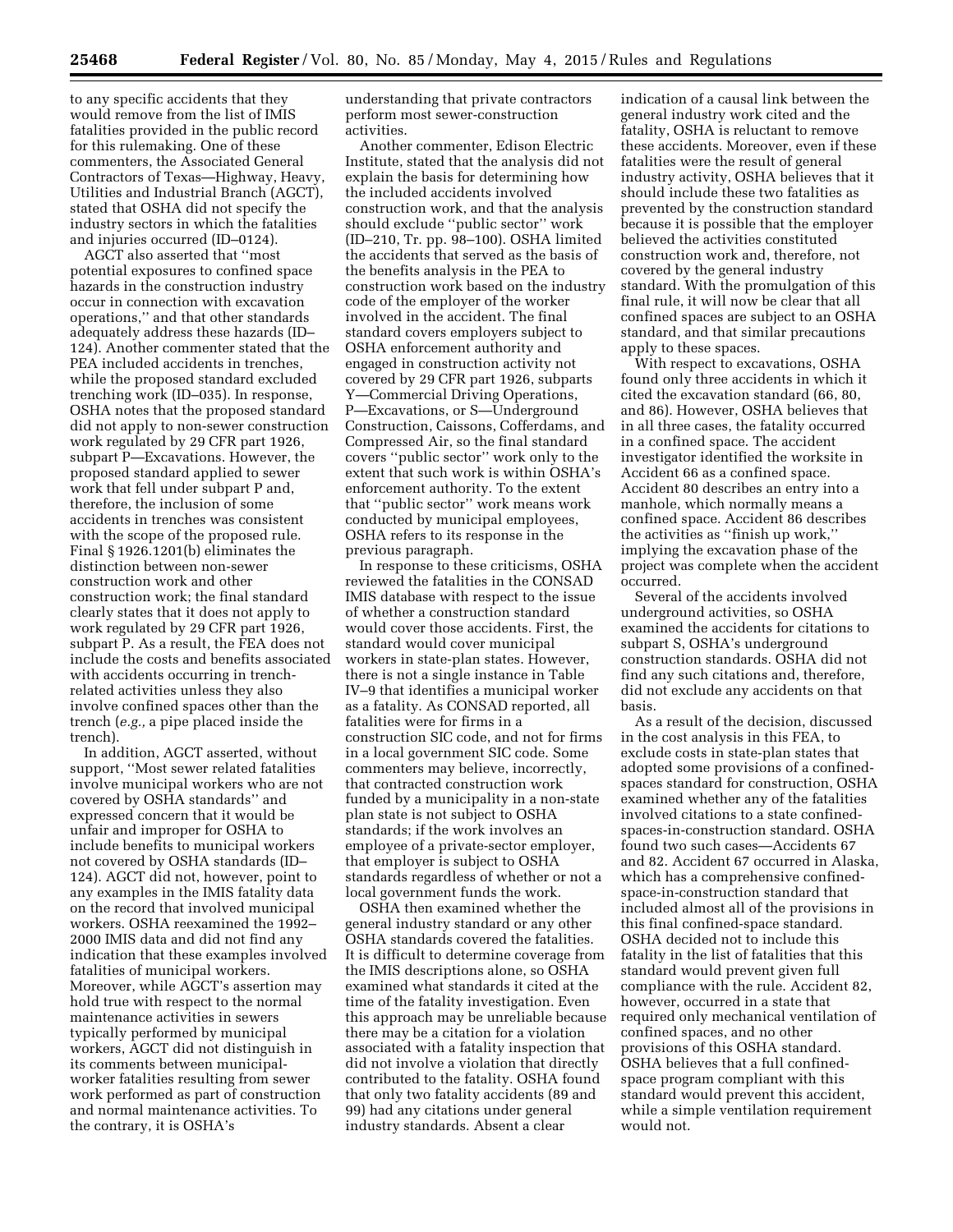to any specific accidents that they would remove from the list of IMIS fatalities provided in the public record for this rulemaking. One of these commenters, the Associated General Contractors of Texas—Highway, Heavy, Utilities and Industrial Branch (AGCT), stated that OSHA did not specify the industry sectors in which the fatalities and injuries occurred (ID–0124).

AGCT also asserted that ''most potential exposures to confined space hazards in the construction industry occur in connection with excavation operations,'' and that other standards adequately address these hazards (ID–124). Another commenter stated that the PEA included accidents in trenches, while the proposed standard excluded trenching work (ID–035). In response, OSHA notes that the proposed standard did not apply to non-sewer construction work regulated by 29 CFR part 1926, subpart P—Excavations. However, the proposed standard applied to sewer work that fell under subpart P and, therefore, the inclusion of some accidents in trenches was consistent with the scope of the proposed rule. Final § 1926.1201(b) eliminates the distinction between non-sewer construction work and other construction work; the final standard clearly states that it does not apply to work regulated by 29 CFR part 1926, subpart P. As a result, the FEA does not include the costs and benefits associated with accidents occurring in trench-related activities unless they also involve confined spaces other than the trench (*e.g.,* a pipe placed inside the trench).

In addition, AGCT asserted, without support, ''Most sewer related fatalities involve municipal workers who are not covered by OSHA standards'' and expressed concern that it would be unfair and improper for OSHA to include benefits to municipal workers not covered by OSHA standards (ID–124). AGCT did not, however, point to any examples in the IMIS fatality data on the record that involved municipal workers. OSHA reexamined the 1992–2000 IMIS data and did not find any indication that these examples involved fatalities of municipal workers. Moreover, while AGCT's assertion may hold true with respect to the normal maintenance activities in sewers typically performed by municipal workers, AGCT did not distinguish in its comments between municipal-worker fatalities resulting from sewer work performed as part of construction and normal maintenance activities. To the contrary, it is OSHA's understanding that private contractors perform most sewer-construction activities.

Another commenter, Edison Electric Institute, stated that the analysis did not explain the basis for determining how the included accidents involved construction work, and that the analysis should exclude ''public sector'' work (ID–210, Tr. pp. 98–100). OSHA limited the accidents that served as the basis of the benefits analysis in the PEA to construction work based on the industry code of the employer of the worker involved in the accident. The final standard covers employers subject to OSHA enforcement authority and engaged in construction activity not covered by 29 CFR part 1926, subparts Y—Commercial Driving Operations, P—Excavations, or S—Underground Construction, Caissons, Cofferdams, and Compressed Air, so the final standard covers ''public sector'' work only to the extent that such work is within OSHA's enforcement authority. To the extent that ''public sector'' work means work conducted by municipal employees, OSHA refers to its response in the previous paragraph.

In response to these criticisms, OSHA reviewed the fatalities in the CONSAD IMIS database with respect to the issue of whether a construction standard would cover those accidents. First, the standard would cover municipal workers in state-plan states. However, there is not a single instance in Table IV–9 that identifies a municipal worker as a fatality. As CONSAD reported, all fatalities were for firms in a construction SIC code, and not for firms in a local government SIC code. Some commenters may believe, incorrectly, that contracted construction work funded by a municipality in a non-state plan state is not subject to OSHA standards; if the work involves an employee of a private-sector employer, that employer is subject to OSHA standards regardless of whether or not a local government funds the work.

OSHA then examined whether the general industry standard or any other OSHA standards covered the fatalities. It is difficult to determine coverage from the IMIS descriptions alone, so OSHA examined what standards it cited at the time of the fatality investigation. Even this approach may be unreliable because there may be a citation for a violation associated with a fatality inspection that did not involve a violation that directly contributed to the fatality. OSHA found that only two fatality accidents (89 and 99) had any citations under general industry standards. Absent a clear indication of a causal link between the general industry work cited and the fatality, OSHA is reluctant to remove these accidents. Moreover, even if these fatalities were the result of general industry activity, OSHA believes that it should include these two fatalities as prevented by the construction standard because it is possible that the employer believed the activities constituted construction work and, therefore, not covered by the general industry standard. With the promulgation of this final rule, it will now be clear that all confined spaces are subject to an OSHA standard, and that similar precautions apply to these spaces.

With respect to excavations, OSHA found only three accidents in which it cited the excavation standard (66, 80, and 86). However, OSHA believes that in all three cases, the fatality occurred in a confined space. The accident investigator identified the worksite in Accident 66 as a confined space. Accident 80 describes an entry into a manhole, which normally means a confined space. Accident 86 describes the activities as ''finish up work,'' implying the excavation phase of the project was complete when the accident occurred.

Several of the accidents involved underground activities, so OSHA examined the accidents for citations to subpart S, OSHA's underground construction standards. OSHA did not find any such citations and, therefore, did not exclude any accidents on that basis.

As a result of the decision, discussed in the cost analysis in this FEA, to exclude costs in state-plan states that adopted some provisions of a confined-spaces standard for construction, OSHA examined whether any of the fatalities involved citations to a state confined-spaces-in-construction standard. OSHA found two such cases—Accidents 67 and 82. Accident 67 occurred in Alaska, which has a comprehensive confined-space-in-construction standard that included almost all of the provisions in this final confined-space standard. OSHA decided not to include this fatality in the list of fatalities that this standard would prevent given full compliance with the rule. Accident 82, however, occurred in a state that required only mechanical ventilation of confined spaces, and no other provisions of this OSHA standard. OSHA believes that a full confined-space program compliant with this standard would prevent this accident, while a simple ventilation requirement would not.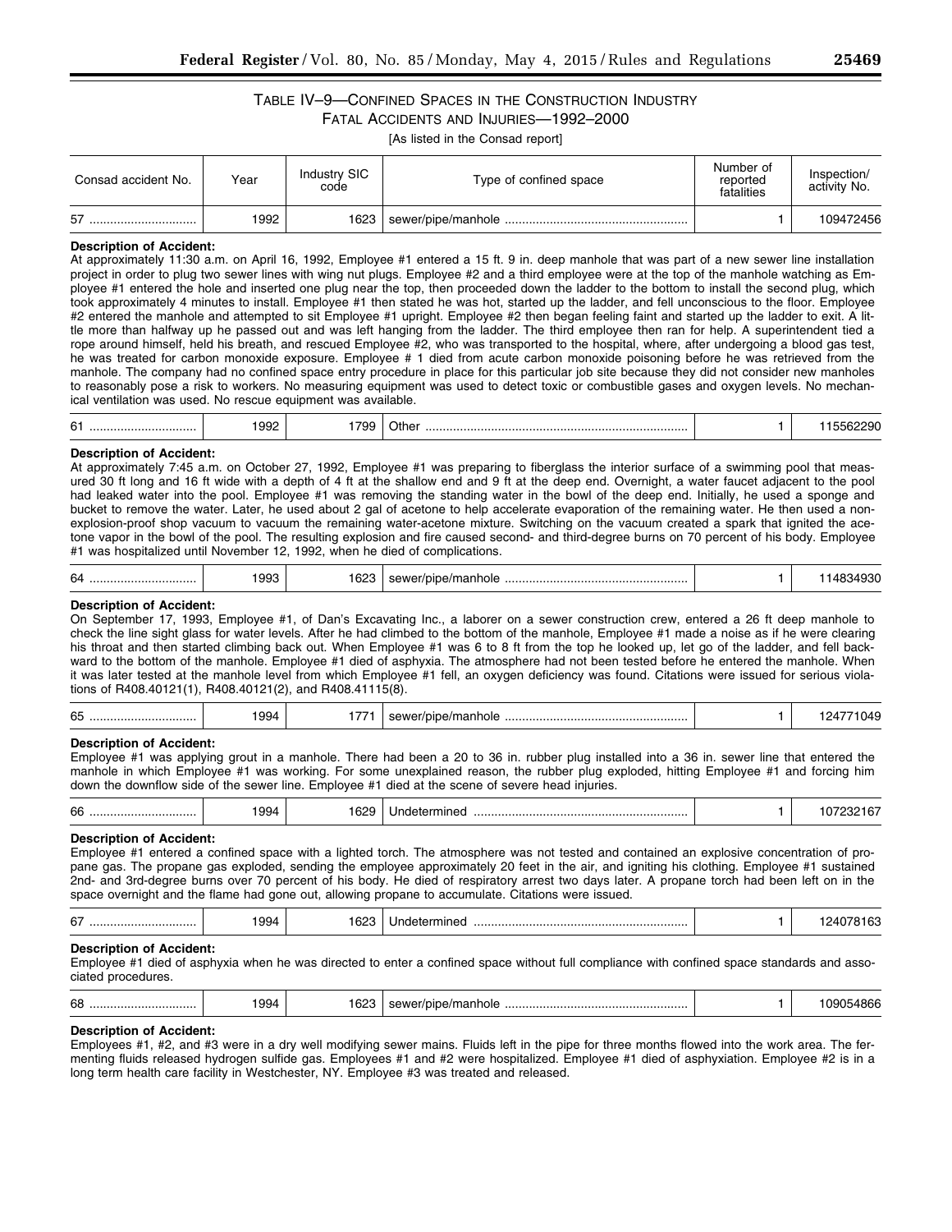TABLE IV–9—CONFINED SPACES IN THE CONSTRUCTION INDUSTRY FATAL ACCIDENTS AND INJURIES—1992–2000

[As listed in the Consad report]

| Consad accident No. | Year | Industry SIC code | Type of confined space | Number of reported fatalities | Inspection/ activity No. |
|---|---|---|---|---|---|
| 57 | 1992 | 1623 | sewer/pipe/manhole | 1 | 109472456 |

**Description of Accident:**
At approximately 11:30 a.m. on April 16, 1992, Employee #1 entered a 15 ft. 9 in. deep manhole that was part of a new sewer line installation project in order to plug two sewer lines with wing nut plugs. Employee #2 and a third employee were at the top of the manhole watching as Employee #1 entered the hole and inserted one plug near the top, then proceeded down the ladder to the bottom to install the second plug, which took approximately 4 minutes to install. Employee #1 then stated he was hot, started up the ladder, and fell unconscious to the floor. Employee #2 entered the manhole and attempted to sit Employee #1 upright. Employee #2 then began feeling faint and started up the ladder to exit. A little more than halfway up he passed out and was left hanging from the ladder. The third employee then ran for help. A superintendent tied a rope around himself, held his breath, and rescued Employee #2, who was transported to the hospital, where, after undergoing a blood gas test, he was treated for carbon monoxide exposure. Employee # 1 died from acute carbon monoxide poisoning before he was retrieved from the manhole. The company had no confined space entry procedure in place for this particular job site because they did not consider new manholes to reasonably pose a risk to workers. No measuring equipment was used to detect toxic or combustible gases and oxygen levels. No mechanical ventilation was used. No rescue equipment was available.

| Consad accident No. | Year | Industry SIC code | Type of confined space | Number of reported fatalities | Inspection/ activity No. |
|---|---|---|---|---|---|
| 61 | 1992 | 1799 | Other | 1 | 115562290 |

**Description of Accident:**
At approximately 7:45 a.m. on October 27, 1992, Employee #1 was preparing to fiberglass the interior surface of a swimming pool that measured 30 ft long and 16 ft wide with a depth of 4 ft at the shallow end and 9 ft at the deep end. Overnight, a water faucet adjacent to the pool had leaked water into the pool. Employee #1 was removing the standing water in the bowl of the deep end. Initially, he used a sponge and bucket to remove the water. Later, he used about 2 gal of acetone to help accelerate evaporation of the remaining water. He then used a nonexplosion-proof shop vacuum to vacuum the remaining water-acetone mixture. Switching on the vacuum created a spark that ignited the acetone vapor in the bowl of the pool. The resulting explosion and fire caused second- and third-degree burns on 70 percent of his body. Employee #1 was hospitalized until November 12, 1992, when he died of complications.

| Consad accident No. | Year | Industry SIC code | Type of confined space | Number of reported fatalities | Inspection/ activity No. |
|---|---|---|---|---|---|
| 64 | 1993 | 1623 | sewer/pipe/manhole | 1 | 114834930 |

**Description of Accident:**
On September 17, 1993, Employee #1, of Dan's Excavating Inc., a laborer on a sewer construction crew, entered a 26 ft deep manhole to check the line sight glass for water levels. After he had climbed to the bottom of the manhole, Employee #1 made a noise as if he were clearing his throat and then started climbing back out. When Employee #1 was 6 to 8 ft from the top he looked up, let go of the ladder, and fell backward to the bottom of the manhole. Employee #1 died of asphyxia. The atmosphere had not been tested before he entered the manhole. When it was later tested at the manhole level from which Employee #1 fell, an oxygen deficiency was found. Citations were issued for serious violations of R408.40121(1), R408.40121(2), and R408.41115(8).

| Consad accident No. | Year | Industry SIC code | Type of confined space | Number of reported fatalities | Inspection/ activity No. |
|---|---|---|---|---|---|
| 65 | 1994 | 1771 | sewer/pipe/manhole | 1 | 124771049 |

**Description of Accident:**
Employee #1 was applying grout in a manhole. There had been a 20 to 36 in. rubber plug installed into a 36 in. sewer line that entered the manhole in which Employee #1 was working. For some unexplained reason, the rubber plug exploded, hitting Employee #1 and forcing him down the downflow side of the sewer line. Employee #1 died at the scene of severe head injuries.

| Consad accident No. | Year | Industry SIC code | Type of confined space | Number of reported fatalities | Inspection/ activity No. |
|---|---|---|---|---|---|
| 66 | 1994 | 1629 | Undetermined | 1 | 107232167 |

**Description of Accident:**
Employee #1 entered a confined space with a lighted torch. The atmosphere was not tested and contained an explosive concentration of propane gas. The propane gas exploded, sending the employee approximately 20 feet in the air, and igniting his clothing. Employee #1 sustained 2nd- and 3rd-degree burns over 70 percent of his body. He died of respiratory arrest two days later. A propane torch had been left on in the space overnight and the flame had gone out, allowing propane to accumulate. Citations were issued.

| Consad accident No. | Year | Industry SIC code | Type of confined space | Number of reported fatalities | Inspection/ activity No. |
|---|---|---|---|---|---|
| 67 | 1994 | 1623 | Undetermined | 1 | 124078163 |

**Description of Accident:**
Employee #1 died of asphyxia when he was directed to enter a confined space without full compliance with confined space standards and associated procedures.

| Consad accident No. | Year | Industry SIC code | Type of confined space | Number of reported fatalities | Inspection/ activity No. |
|---|---|---|---|---|---|
| 68 | 1994 | 1623 | sewer/pipe/manhole | 1 | 109054866 |

**Description of Accident:**
Employees #1, #2, and #3 were in a dry well modifying sewer mains. Fluids left in the pipe for three months flowed into the work area. The fermenting fluids released hydrogen sulfide gas. Employees #1 and #2 were hospitalized. Employee #1 died of asphyxiation. Employee #2 is in a long term health care facility in Westchester, NY. Employee #3 was treated and released.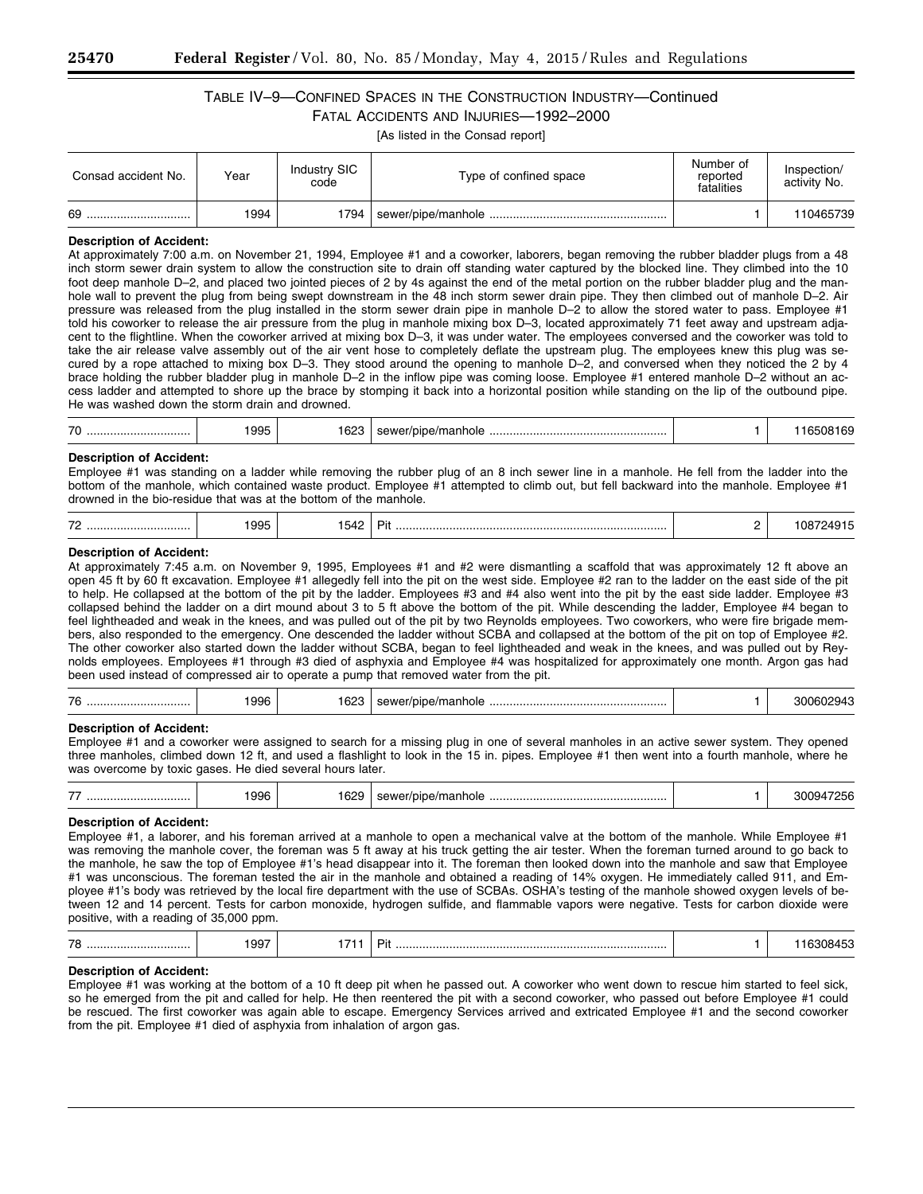## Table IV–9—Confined Spaces in the Construction Industry—Continued

### Fatal Accidents and Injuries—1992–2000

[As listed in the Consad report]

| Consad accident No. | Year | Industry SIC code | Type of confined space | Number of reported fatalities | Inspection/activity No. |
|---|---|---|---|---|---|
| 69 | 1994 | 1794 | sewer/pipe/manhole | 1 | 110465739 |

**Description of Accident:**

At approximately 7:00 a.m. on November 21, 1994, Employee #1 and a coworker, laborers, began removing the rubber bladder plugs from a 48 inch storm sewer drain system to allow the construction site to drain off standing water captured by the blocked line. They climbed into the 10 foot deep manhole D–2, and placed two jointed pieces of 2 by 4s against the end of the metal portion on the rubber bladder plug and the manhole wall to prevent the plug from being swept downstream in the 48 inch storm sewer drain pipe. They then climbed out of manhole D–2. Air pressure was released from the plug installed in the storm sewer drain pipe in manhole D–2 to allow the stored water to pass. Employee #1 told his coworker to release the air pressure from the plug in manhole mixing box D–3, located approximately 71 feet away and upstream adjacent to the flightline. When the coworker arrived at mixing box D–3, it was under water. The employees conversed and the coworker was told to take the air release valve assembly out of the air vent hose to completely deflate the upstream plug. The employees knew this plug was secured by a rope attached to mixing box D–3. They stood around the opening to manhole D–2, and conversed when they noticed the 2 by 4 brace holding the rubber bladder plug in manhole D–2 in the inflow pipe was coming loose. Employee #1 entered manhole D–2 without an access ladder and attempted to shore up the brace by stomping it back into a horizontal position while standing on the lip of the outbound pipe. He was washed down the storm drain and drowned.

| Consad accident No. | Year | Industry SIC code | Type of confined space | Number of reported fatalities | Inspection/activity No. |
|---|---|---|---|---|---|
| 70 | 1995 | 1623 | sewer/pipe/manhole | 1 | 116508169 |

**Description of Accident:**

Employee #1 was standing on a ladder while removing the rubber plug of an 8 inch sewer line in a manhole. He fell from the ladder into the bottom of the manhole, which contained waste product. Employee #1 attempted to climb out, but fell backward into the manhole. Employee #1 drowned in the bio-residue that was at the bottom of the manhole.

| Consad accident No. | Year | Industry SIC code | Type of confined space | Number of reported fatalities | Inspection/activity No. |
|---|---|---|---|---|---|
| 72 | 1995 | 1542 | Pit | 2 | 108724915 |

**Description of Accident:**

At approximately 7:45 a.m. on November 9, 1995, Employees #1 and #2 were dismantling a scaffold that was approximately 12 ft above an open 45 ft by 60 ft excavation. Employee #1 allegedly fell into the pit on the west side. Employee #2 ran to the ladder on the east side of the pit to help. He collapsed at the bottom of the pit by the ladder. Employees #3 and #4 also went into the pit by the east side ladder. Employee #3 collapsed behind the ladder on a dirt mound about 3 to 5 ft above the bottom of the pit. While descending the ladder, Employee #4 began to feel lightheaded and weak in the knees, and was pulled out of the pit by two Reynolds employees. Two coworkers, who were fire brigade members, also responded to the emergency. One descended the ladder without SCBA and collapsed at the bottom of the pit on top of Employee #2. The other coworker also started down the ladder without SCBA, began to feel lightheaded and weak in the knees, and was pulled out by Reynolds employees. Employees #1 through #3 died of asphyxia and Employee #4 was hospitalized for approximately one month. Argon gas had been used instead of compressed air to operate a pump that removed water from the pit.

| Consad accident No. | Year | Industry SIC code | Type of confined space | Number of reported fatalities | Inspection/activity No. |
|---|---|---|---|---|---|
| 76 | 1996 | 1623 | sewer/pipe/manhole | 1 | 300602943 |

**Description of Accident:**

Employee #1 and a coworker were assigned to search for a missing plug in one of several manholes in an active sewer system. They opened three manholes, climbed down 12 ft, and used a flashlight to look in the 15 in. pipes. Employee #1 then went into a fourth manhole, where he was overcome by toxic gases. He died several hours later.

| Consad accident No. | Year | Industry SIC code | Type of confined space | Number of reported fatalities | Inspection/activity No. |
|---|---|---|---|---|---|
| 77 | 1996 | 1629 | sewer/pipe/manhole | 1 | 300947256 |

**Description of Accident:**

Employee #1, a laborer, and his foreman arrived at a manhole to open a mechanical valve at the bottom of the manhole. While Employee #1 was removing the manhole cover, the foreman was 5 ft away at his truck getting the air tester. When the foreman turned around to go back to the manhole, he saw the top of Employee #1's head disappear into it. The foreman then looked down into the manhole and saw that Employee #1 was unconscious. The foreman tested the air in the manhole and obtained a reading of 14% oxygen. He immediately called 911, and Employee #1's body was retrieved by the local fire department with the use of SCBAs. OSHA's testing of the manhole showed oxygen levels of between 12 and 14 percent. Tests for carbon monoxide, hydrogen sulfide, and flammable vapors were negative. Tests for carbon dioxide were positive, with a reading of 35,000 ppm.

| Consad accident No. | Year | Industry SIC code | Type of confined space | Number of reported fatalities | Inspection/activity No. |
|---|---|---|---|---|---|
| 78 | 1997 | 1711 | Pit | 1 | 116308453 |

**Description of Accident:**

Employee #1 was working at the bottom of a 10 ft deep pit when he passed out. A coworker who went down to rescue him started to feel sick, so he emerged from the pit and called for help. He then reentered the pit with a second coworker, who passed out before Employee #1 could be rescued. The first coworker was again able to escape. Emergency Services arrived and extricated Employee #1 and the second coworker from the pit. Employee #1 died of asphyxia from inhalation of argon gas.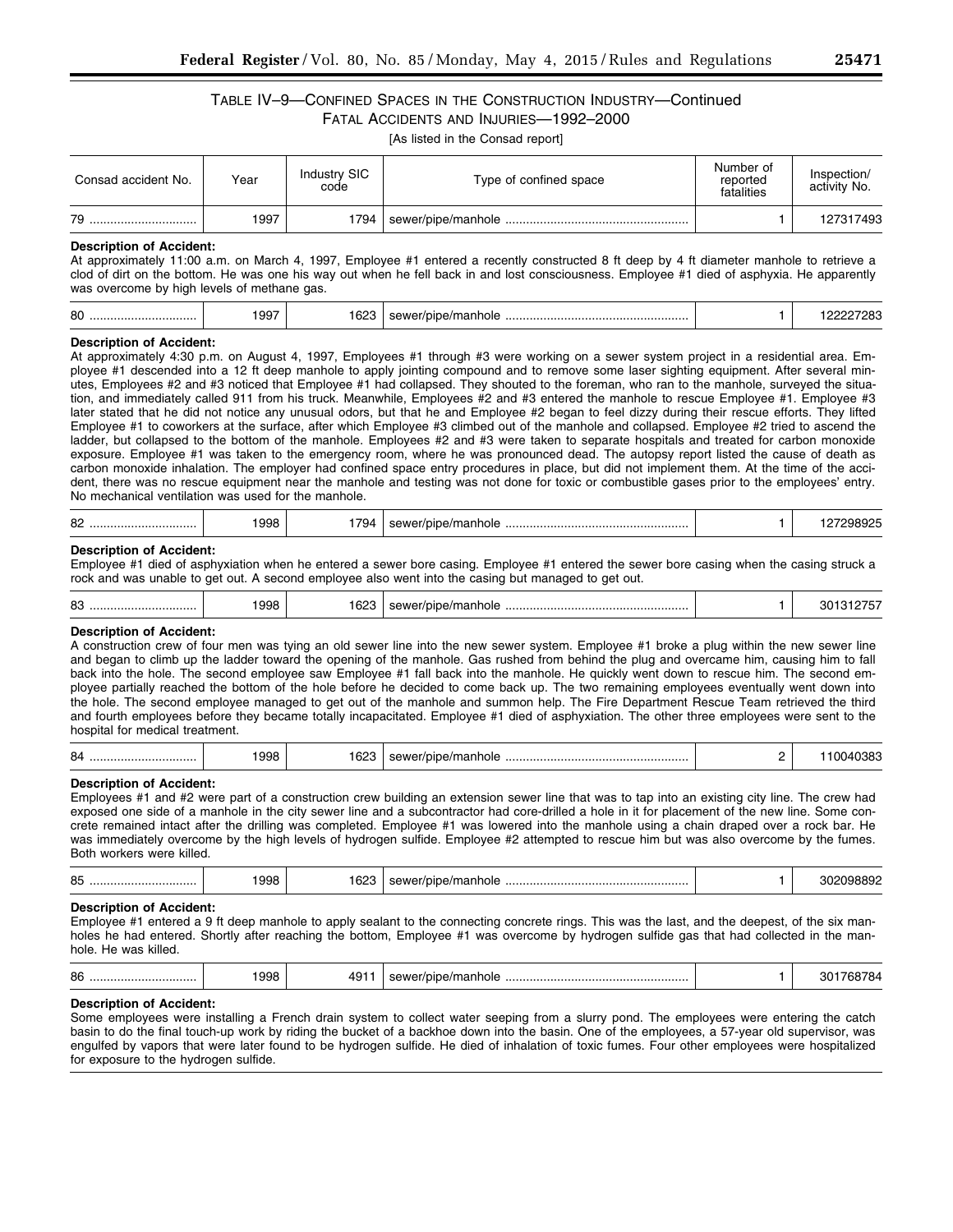## Table IV–9—Confined Spaces in the Construction Industry—Continued Fatal Accidents and Injuries—1992–2000

[As listed in the Consad report]

| Consad accident No. | Year | Industry SIC code | Type of confined space | Number of reported fatalities | Inspection/ activity No. |
| --- | --- | --- | --- | --- | --- |
| 79 | 1997 | 1794 | sewer/pipe/manhole | 1 | 127317493 |

**Description of Accident:**
At approximately 11:00 a.m. on March 4, 1997, Employee #1 entered a recently constructed 8 ft deep by 4 ft diameter manhole to retrieve a clod of dirt on the bottom. He was one his way out when he fell back in and lost consciousness. Employee #1 died of asphyxia. He apparently was overcome by high levels of methane gas.

| Consad accident No. | Year | Industry SIC code | Type of confined space | Number of reported fatalities | Inspection/ activity No. |
| --- | --- | --- | --- | --- | --- |
| 80 | 1997 | 1623 | sewer/pipe/manhole | 1 | 122227283 |

**Description of Accident:**
At approximately 4:30 p.m. on August 4, 1997, Employees #1 through #3 were working on a sewer system project in a residential area. Employee #1 descended into a 12 ft deep manhole to apply jointing compound and to remove some laser sighting equipment. After several minutes, Employees #2 and #3 noticed that Employee #1 had collapsed. They shouted to the foreman, who ran to the manhole, surveyed the situation, and immediately called 911 from his truck. Meanwhile, Employees #2 and #3 entered the manhole to rescue Employee #1. Employee #3 later stated that he did not notice any unusual odors, but that he and Employee #2 began to feel dizzy during their rescue efforts. They lifted Employee #1 to coworkers at the surface, after which Employee #3 climbed out of the manhole and collapsed. Employee #2 tried to ascend the ladder, but collapsed to the bottom of the manhole. Employees #2 and #3 were taken to separate hospitals and treated for carbon monoxide exposure. Employee #1 was taken to the emergency room, where he was pronounced dead. The autopsy report listed the cause of death as carbon monoxide inhalation. The employer had confined space entry procedures in place, but did not implement them. At the time of the accident, there was no rescue equipment near the manhole and testing was not done for toxic or combustible gases prior to the employees' entry. No mechanical ventilation was used for the manhole.

| Consad accident No. | Year | Industry SIC code | Type of confined space | Number of reported fatalities | Inspection/ activity No. |
| --- | --- | --- | --- | --- | --- |
| 82 | 1998 | 1794 | sewer/pipe/manhole | 1 | 127298925 |

**Description of Accident:**
Employee #1 died of asphyxiation when he entered a sewer bore casing. Employee #1 entered the sewer bore casing when the casing struck a rock and was unable to get out. A second employee also went into the casing but managed to get out.

| Consad accident No. | Year | Industry SIC code | Type of confined space | Number of reported fatalities | Inspection/ activity No. |
| --- | --- | --- | --- | --- | --- |
| 83 | 1998 | 1623 | sewer/pipe/manhole | 1 | 301312757 |

**Description of Accident:**
A construction crew of four men was tying an old sewer line into the new sewer system. Employee #1 broke a plug within the new sewer line and began to climb up the ladder toward the opening of the manhole. Gas rushed from behind the plug and overcame him, causing him to fall back into the hole. The second employee saw Employee #1 fall back into the manhole. He quickly went down to rescue him. The second employee partially reached the bottom of the hole before he decided to come back up. The two remaining employees eventually went down into the hole. The second employee managed to get out of the manhole and summon help. The Fire Department Rescue Team retrieved the third and fourth employees before they became totally incapacitated. Employee #1 died of asphyxiation. The other three employees were sent to the hospital for medical treatment.

| Consad accident No. | Year | Industry SIC code | Type of confined space | Number of reported fatalities | Inspection/ activity No. |
| --- | --- | --- | --- | --- | --- |
| 84 | 1998 | 1623 | sewer/pipe/manhole | 2 | 110040383 |

**Description of Accident:**
Employees #1 and #2 were part of a construction crew building an extension sewer line that was to tap into an existing city line. The crew had exposed one side of a manhole in the city sewer line and a subcontractor had core-drilled a hole in it for placement of the new line. Some concrete remained intact after the drilling was completed. Employee #1 was lowered into the manhole using a chain draped over a rock bar. He was immediately overcome by the high levels of hydrogen sulfide. Employee #2 attempted to rescue him but was also overcome by the fumes. Both workers were killed.

| Consad accident No. | Year | Industry SIC code | Type of confined space | Number of reported fatalities | Inspection/ activity No. |
| --- | --- | --- | --- | --- | --- |
| 85 | 1998 | 1623 | sewer/pipe/manhole | 1 | 302098892 |

**Description of Accident:**
Employee #1 entered a 9 ft deep manhole to apply sealant to the connecting concrete rings. This was the last, and the deepest, of the six manholes he had entered. Shortly after reaching the bottom, Employee #1 was overcome by hydrogen sulfide gas that had collected in the manhole. He was killed.

| Consad accident No. | Year | Industry SIC code | Type of confined space | Number of reported fatalities | Inspection/ activity No. |
| --- | --- | --- | --- | --- | --- |
| 86 | 1998 | 4911 | sewer/pipe/manhole | 1 | 301768784 |

**Description of Accident:**
Some employees were installing a French drain system to collect water seeping from a slurry pond. The employees were entering the catch basin to do the final touch-up work by riding the bucket of a backhoe down into the basin. One of the employees, a 57-year old supervisor, was engulfed by vapors that were later found to be hydrogen sulfide. He died of inhalation of toxic fumes. Four other employees were hospitalized for exposure to the hydrogen sulfide.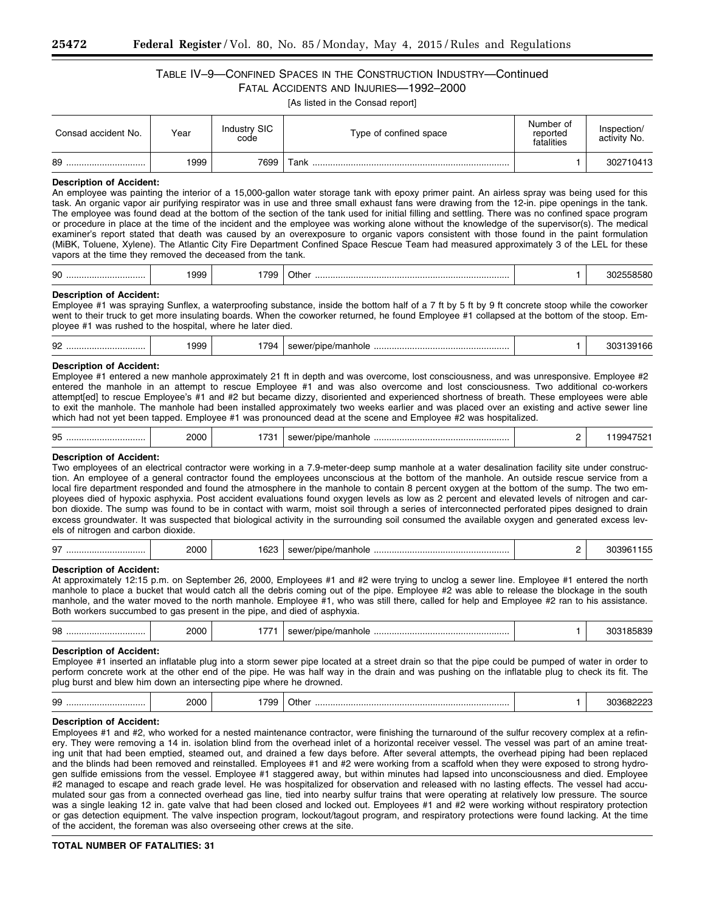## TABLE IV–9—CONFINED SPACES IN THE CONSTRUCTION INDUSTRY—Continued FATAL ACCIDENTS AND INJURIES—1992–2000

[As listed in the Consad report]

| Consad accident No. | Year | Industry SIC code | Type of confined space | Number of reported fatalities | Inspection/ activity No. |
|---|---|---|---|---|---|
| 89 | 1999 | 7699 | Tank | 1 | 302710413 |

**Description of Accident:**
An employee was painting the interior of a 15,000-gallon water storage tank with epoxy primer paint. An airless spray was being used for this task. An organic vapor air purifying respirator was in use and three small exhaust fans were drawing from the 12-in. pipe openings in the tank. The employee was found dead at the bottom of the section of the tank used for initial filling and settling. There was no confined space program or procedure in place at the time of the incident and the employee was working alone without the knowledge of the supervisor(s). The medical examiner's report stated that death was caused by an overexposure to organic vapors consistent with those found in the paint formulation (MiBK, Toluene, Xylene). The Atlantic City Fire Department Confined Space Rescue Team had measured approximately 3 of the LEL for these vapors at the time they removed the deceased from the tank.

| Consad accident No. | Year | Industry SIC code | Type of confined space | Number of reported fatalities | Inspection/ activity No. |
|---|---|---|---|---|---|
| 90 | 1999 | 1799 | Other | 1 | 302558580 |

**Description of Accident:**
Employee #1 was spraying Sunflex, a waterproofing substance, inside the bottom half of a 7 ft by 5 ft by 9 ft concrete stoop while the coworker went to their truck to get more insulating boards. When the coworker returned, he found Employee #1 collapsed at the bottom of the stoop. Employee #1 was rushed to the hospital, where he later died.

| Consad accident No. | Year | Industry SIC code | Type of confined space | Number of reported fatalities | Inspection/ activity No. |
|---|---|---|---|---|---|
| 92 | 1999 | 1794 | sewer/pipe/manhole | 1 | 303139166 |

**Description of Accident:**
Employee #1 entered a new manhole approximately 21 ft in depth and was overcome, lost consciousness, and was unresponsive. Employee #2 entered the manhole in an attempt to rescue Employee #1 and was also overcome and lost consciousness. Two additional co-workers attempt[ed] to rescue Employee's #1 and #2 but became dizzy, disoriented and experienced shortness of breath. These employees were able to exit the manhole. The manhole had been installed approximately two weeks earlier and was placed over an existing and active sewer line which had not yet been tapped. Employee #1 was pronounced dead at the scene and Employee #2 was hospitalized.

| Consad accident No. | Year | Industry SIC code | Type of confined space | Number of reported fatalities | Inspection/ activity No. |
|---|---|---|---|---|---|
| 95 | 2000 | 1731 | sewer/pipe/manhole | 2 | 119947521 |

**Description of Accident:**
Two employees of an electrical contractor were working in a 7.9-meter-deep sump manhole at a water desalination facility site under construction. An employee of a general contractor found the employees unconscious at the bottom of the manhole. An outside rescue service from a local fire department responded and found the atmosphere in the manhole to contain 8 percent oxygen at the bottom of the sump. The two employees died of hypoxic asphyxia. Post accident evaluations found oxygen levels as low as 2 percent and elevated levels of nitrogen and carbon dioxide. The sump was found to be in contact with warm, moist soil through a series of interconnected perforated pipes designed to drain excess groundwater. It was suspected that biological activity in the surrounding soil consumed the available oxygen and generated excess levels of nitrogen and carbon dioxide.

| Consad accident No. | Year | Industry SIC code | Type of confined space | Number of reported fatalities | Inspection/ activity No. |
|---|---|---|---|---|---|
| 97 | 2000 | 1623 | sewer/pipe/manhole | 2 | 303961155 |

**Description of Accident:**
At approximately 12:15 p.m. on September 26, 2000, Employees #1 and #2 were trying to unclog a sewer line. Employee #1 entered the north manhole to place a bucket that would catch all the debris coming out of the pipe. Employee #2 was able to release the blockage in the south manhole, and the water moved to the north manhole. Employee #1, who was still there, called for help and Employee #2 ran to his assistance. Both workers succumbed to gas present in the pipe, and died of asphyxia.

| Consad accident No. | Year | Industry SIC code | Type of confined space | Number of reported fatalities | Inspection/ activity No. |
|---|---|---|---|---|---|
| 98 | 2000 | 1771 | sewer/pipe/manhole | 1 | 303185839 |

**Description of Accident:**
Employee #1 inserted an inflatable plug into a storm sewer pipe located at a street drain so that the pipe could be pumped of water in order to perform concrete work at the other end of the pipe. He was half way in the drain and was pushing on the inflatable plug to check its fit. The plug burst and blew him down an intersecting pipe where he drowned.

| Consad accident No. | Year | Industry SIC code | Type of confined space | Number of reported fatalities | Inspection/ activity No. |
|---|---|---|---|---|---|
| 99 | 2000 | 1799 | Other | 1 | 303682223 |

**Description of Accident:**
Employees #1 and #2, who worked for a nested maintenance contractor, were finishing the turnaround of the sulfur recovery complex at a refinery. They were removing a 14 in. isolation blind from the overhead inlet of a horizontal receiver vessel. The vessel was part of an amine treating unit that had been emptied, steamed out, and drained a few days before. After several attempts, the overhead piping had been replaced and the blinds had been removed and reinstalled. Employees #1 and #2 were working from a scaffold when they were exposed to strong hydrogen sulfide emissions from the vessel. Employee #1 staggered away, but within minutes had lapsed into unconsciousness and died. Employee #2 managed to escape and reach grade level. He was hospitalized for observation and released with no lasting effects. The vessel had accumulated sour gas from a connected overhead gas line, tied into nearby sulfur trains that were operating at relatively low pressure. The source was a single leaking 12 in. gate valve that had been closed and locked out. Employees #1 and #2 were working without respiratory protection or gas detection equipment. The valve inspection program, lockout/tagout program, and respiratory protections were found lacking. At the time of the accident, the foreman was also overseeing other crews at the site.

**TOTAL NUMBER OF FATALITIES: 31**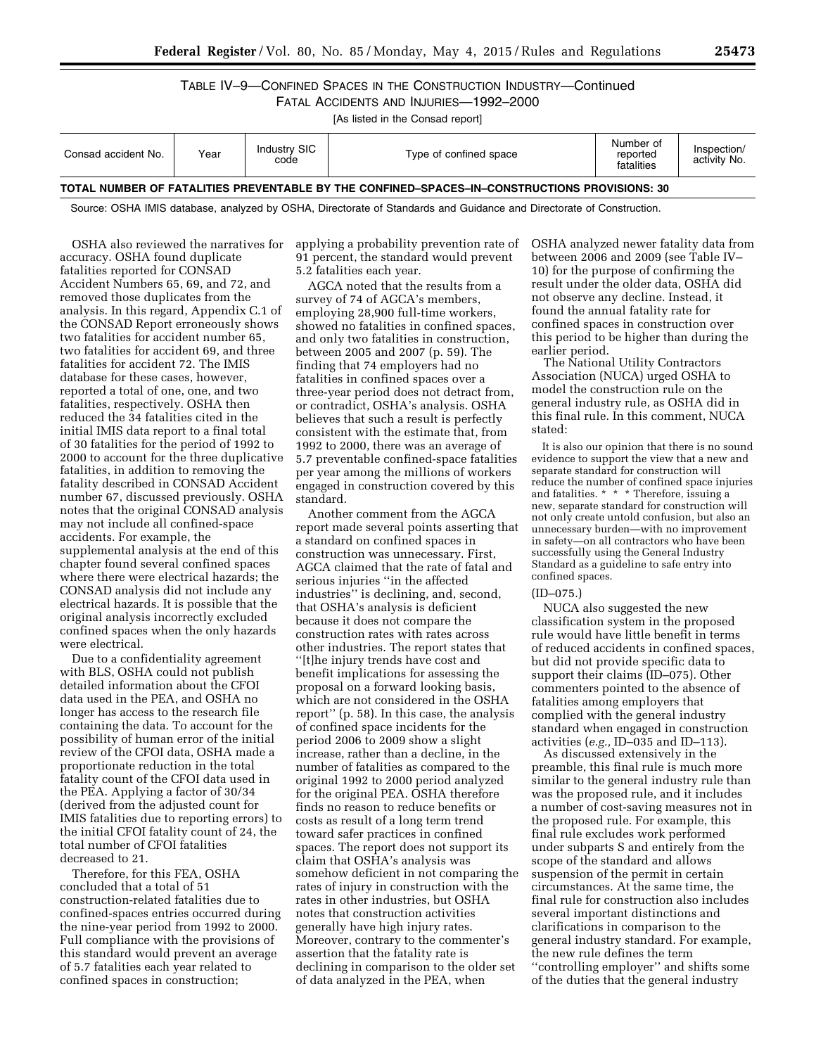TABLE IV–9—CONFINED SPACES IN THE CONSTRUCTION INDUSTRY—Continued FATAL ACCIDENTS AND INJURIES—1992–2000

[As listed in the Consad report]

| Consad accident No. | Year | Industry SIC code | Type of confined space | Number of reported fatalities | Inspection/ activity No. |
|---|---|---|---|---|---|
| **TOTAL NUMBER OF FATALITIES PREVENTABLE BY THE CONFINED–SPACES–IN–CONSTRUCTIONS PROVISIONS: 30** | | | | | |

Source: OSHA IMIS database, analyzed by OSHA, Directorate of Standards and Guidance and Directorate of Construction.

OSHA also reviewed the narratives for accuracy. OSHA found duplicate fatalities reported for CONSAD Accident Numbers 65, 69, and 72, and removed those duplicates from the analysis. In this regard, Appendix C.1 of the CONSAD Report erroneously shows two fatalities for accident number 65, two fatalities for accident 69, and three fatalities for accident 72. The IMIS database for these cases, however, reported a total of one, one, and two fatalities, respectively. OSHA then reduced the 34 fatalities cited in the initial IMIS data report to a final total of 30 fatalities for the period of 1992 to 2000 to account for the three duplicative fatalities, in addition to removing the fatality described in CONSAD Accident number 67, discussed previously. OSHA notes that the original CONSAD analysis may not include all confined-space accidents. For example, the supplemental analysis at the end of this chapter found several confined spaces where there were electrical hazards; the CONSAD analysis did not include any electrical hazards. It is possible that the original analysis incorrectly excluded confined spaces when the only hazards were electrical.

Due to a confidentiality agreement with BLS, OSHA could not publish detailed information about the CFOI data used in the PEA, and OSHA no longer has access to the research file containing the data. To account for the possibility of human error of the initial review of the CFOI data, OSHA made a proportionate reduction in the total fatality count of the CFOI data used in the PEA. Applying a factor of 30/34 (derived from the adjusted count for IMIS fatalities due to reporting errors) to the initial CFOI fatality count of 24, the total number of CFOI fatalities decreased to 21.

Therefore, for this FEA, OSHA concluded that a total of 51 construction-related fatalities due to confined-spaces entries occurred during the nine-year period from 1992 to 2000. Full compliance with the provisions of this standard would prevent an average of 5.7 fatalities each year related to confined spaces in construction; applying a probability prevention rate of 91 percent, the standard would prevent 5.2 fatalities each year.

AGCA noted that the results from a survey of 74 of AGCA's members, employing 28,900 full-time workers, showed no fatalities in confined spaces, and only two fatalities in construction, between 2005 and 2007 (p. 59). The finding that 74 employers had no fatalities in confined spaces over a three-year period does not detract from, or contradict, OSHA's analysis. OSHA believes that such a result is perfectly consistent with the estimate that, from 1992 to 2000, there was an average of 5.7 preventable confined-space fatalities per year among the millions of workers engaged in construction covered by this standard.

Another comment from the AGCA report made several points asserting that a standard on confined spaces in construction was unnecessary. First, AGCA claimed that the rate of fatal and serious injuries "in the affected industries" is declining, and, second, that OSHA's analysis is deficient because it does not compare the construction rates with rates across other industries. The report states that "[t]he injury trends have cost and benefit implications for assessing the proposal on a forward looking basis, which are not considered in the OSHA report" (p. 58). In this case, the analysis of confined space incidents for the period 2006 to 2009 show a slight increase, rather than a decline, in the number of fatalities as compared to the original 1992 to 2000 period analyzed for the original PEA. OSHA therefore finds no reason to reduce benefits or costs as result of a long term trend toward safer practices in confined spaces. The report does not support its claim that OSHA's analysis was somehow deficient in not comparing the rates of injury in construction with the rates in other industries, but OSHA notes that construction activities generally have high injury rates. Moreover, contrary to the commenter's assertion that the fatality rate is declining in comparison to the older set of data analyzed in the PEA, when OSHA analyzed newer fatality data from between 2006 and 2009 (see Table IV–10) for the purpose of confirming the result under the older data, OSHA did not observe any decline. Instead, it found the annual fatality rate for confined spaces in construction over this period to be higher than during the earlier period.

The National Utility Contractors Association (NUCA) urged OSHA to model the construction rule on the general industry rule, as OSHA did in this final rule. In this comment, NUCA stated:

> It is also our opinion that there is no sound evidence to support the view that a new and separate standard for construction will reduce the number of confined space injuries and fatalities. * * * Therefore, issuing a new, separate standard for construction will not only create untold confusion, but also an unnecessary burden—with no improvement in safety—on all contractors who have been successfully using the General Industry Standard as a guideline to safe entry into confined spaces.

(ID–075.)

NUCA also suggested the new classification system in the proposed rule would have little benefit in terms of reduced accidents in confined spaces, but did not provide specific data to support their claims (ID–075). Other commenters pointed to the absence of fatalities among employers that complied with the general industry standard when engaged in construction activities (*e.g.,* ID–035 and ID–113).

As discussed extensively in the preamble, this final rule is much more similar to the general industry rule than was the proposed rule, and it includes a number of cost-saving measures not in the proposed rule. For example, this final rule excludes work performed under subparts S and entirely from the scope of the standard and allows suspension of the permit in certain circumstances. At the same time, the final rule for construction also includes several important distinctions and clarifications in comparison to the general industry standard. For example, the new rule defines the term "controlling employer" and shifts some of the duties that the general industry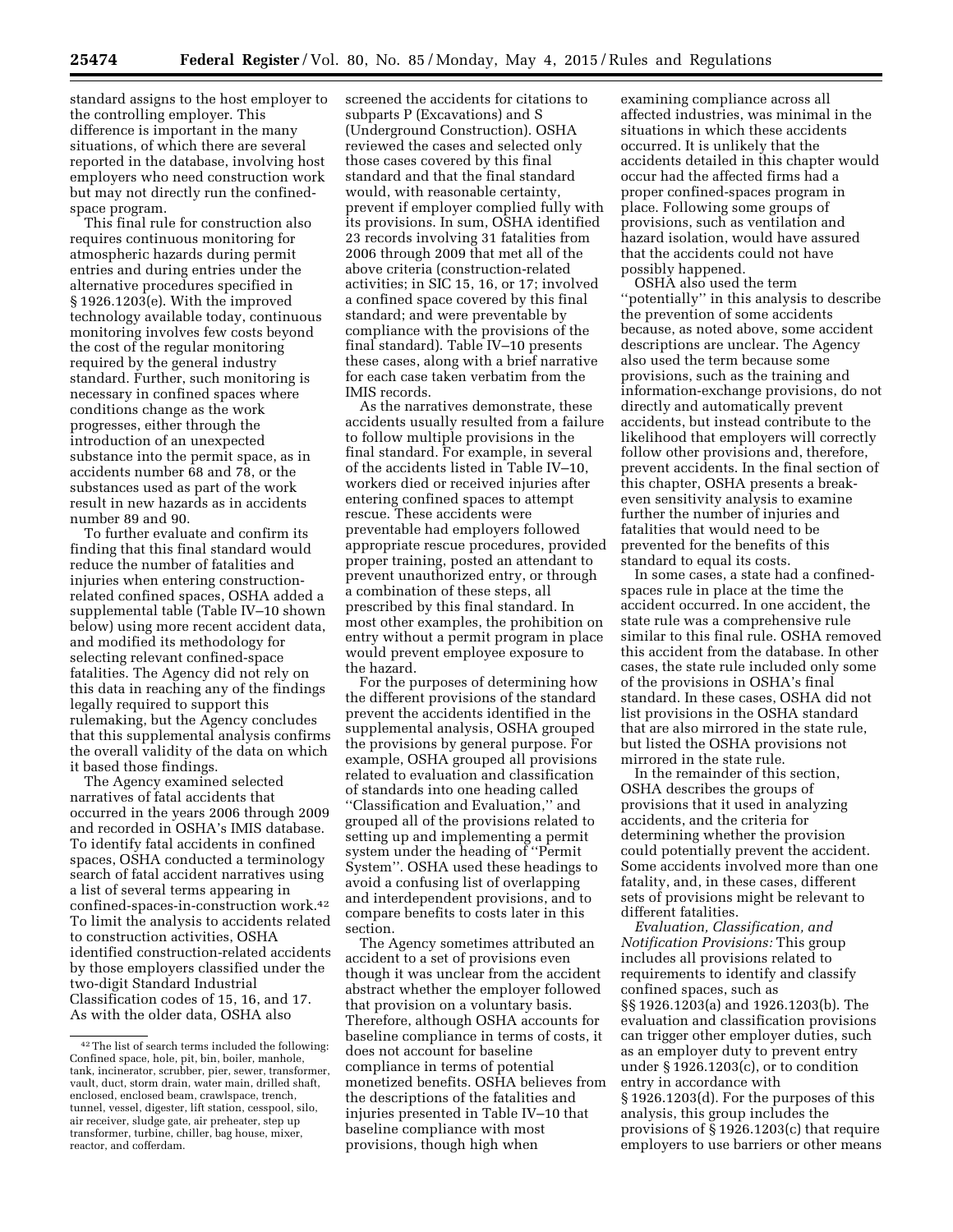standard assigns to the host employer to the controlling employer. This difference is important in the many situations, of which there are several reported in the database, involving host employers who need construction work but may not directly run the confined-space program.

This final rule for construction also requires continuous monitoring for atmospheric hazards during permit entries and during entries under the alternative procedures specified in § 1926.1203(e). With the improved technology available today, continuous monitoring involves few costs beyond the cost of the regular monitoring required by the general industry standard. Further, such monitoring is necessary in confined spaces where conditions change as the work progresses, either through the introduction of an unexpected substance into the permit space, as in accidents number 68 and 78, or the substances used as part of the work result in new hazards as in accidents number 89 and 90.

To further evaluate and confirm its finding that this final standard would reduce the number of fatalities and injuries when entering construction-related confined spaces, OSHA added a supplemental table (Table IV–10 shown below) using more recent accident data, and modified its methodology for selecting relevant confined-space fatalities. The Agency did not rely on this data in reaching any of the findings legally required to support this rulemaking, but the Agency concludes that this supplemental analysis confirms the overall validity of the data on which it based those findings.

The Agency examined selected narratives of fatal accidents that occurred in the years 2006 through 2009 and recorded in OSHA's IMIS database. To identify fatal accidents in confined spaces, OSHA conducted a terminology search of fatal accident narratives using a list of several terms appearing in confined-spaces-in-construction work.[42] To limit the analysis to accidents related to construction activities, OSHA identified construction-related accidents by those employers classified under the two-digit Standard Industrial Classification codes of 15, 16, and 17. As with the older data, OSHA also screened the accidents for citations to subparts P (Excavations) and S (Underground Construction). OSHA reviewed the cases and selected only those cases covered by this final standard and that the final standard would, with reasonable certainty, prevent if employer complied fully with its provisions. In sum, OSHA identified 23 records involving 31 fatalities from 2006 through 2009 that met all of the above criteria (construction-related activities; in SIC 15, 16, or 17; involved a confined space covered by this final standard; and were preventable by compliance with the provisions of the final standard). Table IV–10 presents these cases, along with a brief narrative for each case taken verbatim from the IMIS records.

As the narratives demonstrate, these accidents usually resulted from a failure to follow multiple provisions in the final standard. For example, in several of the accidents listed in Table IV–10, workers died or received injuries after entering confined spaces to attempt rescue. These accidents were preventable had employers followed appropriate rescue procedures, provided proper training, posted an attendant to prevent unauthorized entry, or through a combination of these steps, all prescribed by this final standard. In most other examples, the prohibition on entry without a permit program in place would prevent employee exposure to the hazard.

For the purposes of determining how the different provisions of the standard prevent the accidents identified in the supplemental analysis, OSHA grouped the provisions by general purpose. For example, OSHA grouped all provisions related to evaluation and classification of standards into one heading called "Classification and Evaluation," and grouped all of the provisions related to setting up and implementing a permit system under the heading of "Permit System". OSHA used these headings to avoid a confusing list of overlapping and interdependent provisions, and to compare benefits to costs later in this section.

The Agency sometimes attributed an accident to a set of provisions even though it was unclear from the accident abstract whether the employer followed that provision on a voluntary basis. Therefore, although OSHA accounts for baseline compliance in terms of costs, it does not account for baseline compliance in terms of potential monetized benefits. OSHA believes from the descriptions of the fatalities and injuries presented in Table IV–10 that baseline compliance with most provisions, though high when examining compliance across all affected industries, was minimal in the situations in which these accidents occurred. It is unlikely that the accidents detailed in this chapter would occur had the affected firms had a proper confined-spaces program in place. Following some groups of provisions, such as ventilation and hazard isolation, would have assured that the accidents could not have possibly happened.

OSHA also used the term "potentially" in this analysis to describe the prevention of some accidents because, as noted above, some accident descriptions are unclear. The Agency also used the term because some provisions, such as the training and information-exchange provisions, do not directly and automatically prevent accidents, but instead contribute to the likelihood that employers will correctly follow other provisions and, therefore, prevent accidents. In the final section of this chapter, OSHA presents a break-even sensitivity analysis to examine further the number of injuries and fatalities that would need to be prevented for the benefits of this standard to equal its costs.

In some cases, a state had a confined-spaces rule in place at the time the accident occurred. In one accident, the state rule was a comprehensive rule similar to this final rule. OSHA removed this accident from the database. In other cases, the state rule included only some of the provisions in OSHA's final standard. In these cases, OSHA did not list provisions in the OSHA standard that are also mirrored in the state rule, but listed the OSHA provisions not mirrored in the state rule.

In the remainder of this section, OSHA describes the groups of provisions that it used in analyzing accidents, and the criteria for determining whether the provision could potentially prevent the accident. Some accidents involved more than one fatality, and, in these cases, different sets of provisions might be relevant to different fatalities.

*Evaluation, Classification, and Notification Provisions:* This group includes all provisions related to requirements to identify and classify confined spaces, such as §§ 1926.1203(a) and 1926.1203(b). The evaluation and classification provisions can trigger other employer duties, such as an employer duty to prevent entry under § 1926.1203(c), or to condition entry in accordance with § 1926.1203(d). For the purposes of this analysis, this group includes the provisions of § 1926.1203(c) that require employers to use barriers or other means

[42] The list of search terms included the following: Confined space, hole, pit, bin, boiler, manhole, tank, incinerator, scrubber, pier, sewer, transformer, vault, duct, storm drain, water main, drilled shaft, enclosed, enclosed beam, crawlspace, trench, tunnel, vessel, digester, lift station, cesspool, silo, air receiver, sludge gate, air preheater, step up transformer, turbine, chiller, bag house, mixer, reactor, and cofferdam.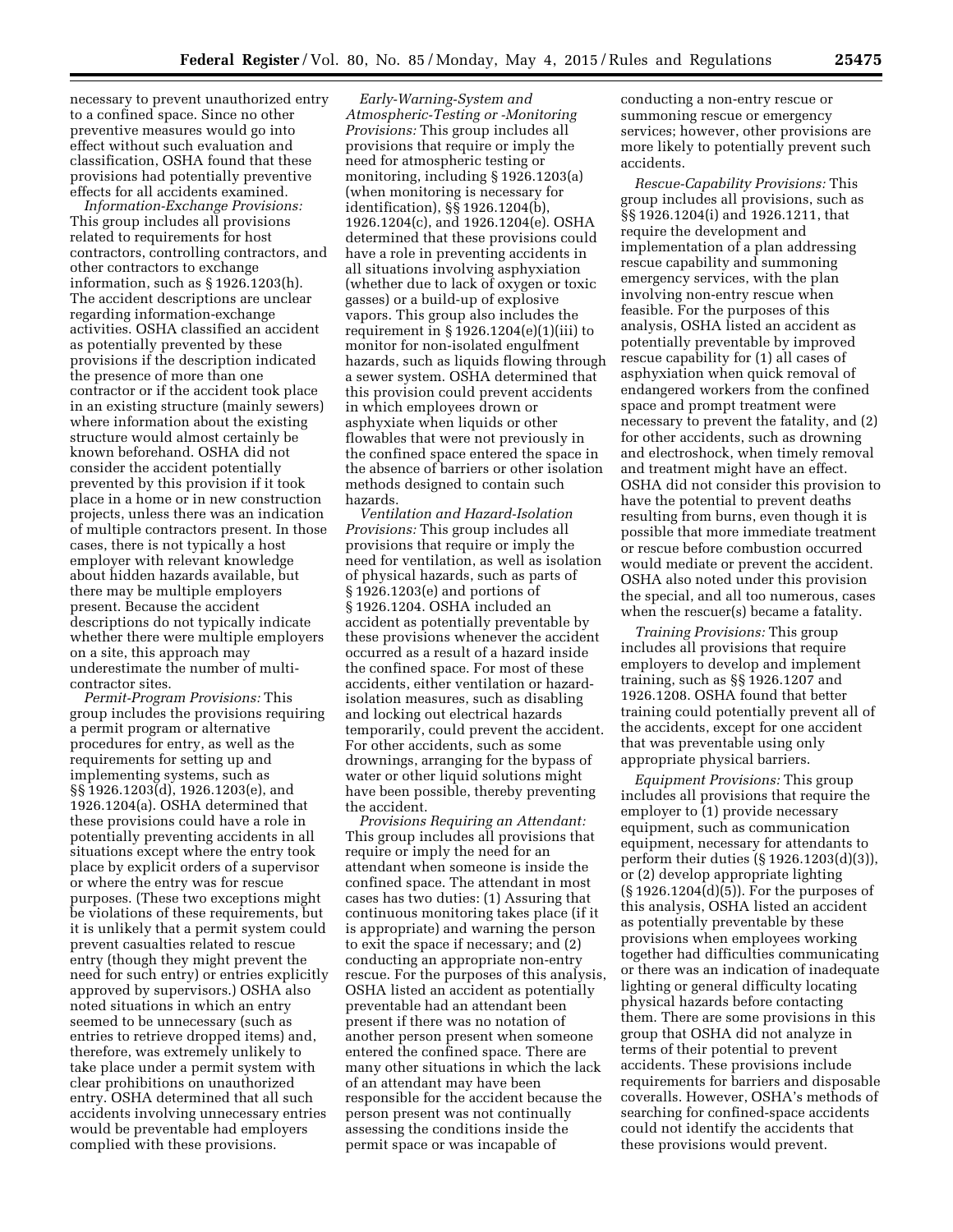necessary to prevent unauthorized entry to a confined space. Since no other preventive measures would go into effect without such evaluation and classification, OSHA found that these provisions had potentially preventive effects for all accidents examined.

*Information-Exchange Provisions:* This group includes all provisions related to requirements for host contractors, controlling contractors, and other contractors to exchange information, such as § 1926.1203(h). The accident descriptions are unclear regarding information-exchange activities. OSHA classified an accident as potentially prevented by these provisions if the description indicated the presence of more than one contractor or if the accident took place in an existing structure (mainly sewers) where information about the existing structure would almost certainly be known beforehand. OSHA did not consider the accident potentially prevented by this provision if it took place in a home or in new construction projects, unless there was an indication of multiple contractors present. In those cases, there is not typically a host employer with relevant knowledge about hidden hazards available, but there may be multiple employers present. Because the accident descriptions do not typically indicate whether there were multiple employers on a site, this approach may underestimate the number of multi-contractor sites.

*Permit-Program Provisions:* This group includes the provisions requiring a permit program or alternative procedures for entry, as well as the requirements for setting up and implementing systems, such as §§ 1926.1203(d), 1926.1203(e), and 1926.1204(a). OSHA determined that these provisions could have a role in potentially preventing accidents in all situations except where the entry took place by explicit orders of a supervisor or where the entry was for rescue purposes. (These two exceptions might be violations of these requirements, but it is unlikely that a permit system could prevent casualties related to rescue entry (though they might prevent the need for such entry) or entries explicitly approved by supervisors.) OSHA also noted situations in which an entry seemed to be unnecessary (such as entries to retrieve dropped items) and, therefore, was extremely unlikely to take place under a permit system with clear prohibitions on unauthorized entry. OSHA determined that all such accidents involving unnecessary entries would be preventable had employers complied with these provisions.

*Early-Warning-System and Atmospheric-Testing or -Monitoring Provisions:* This group includes all provisions that require or imply the need for atmospheric testing or monitoring, including § 1926.1203(a) (when monitoring is necessary for identification), §§ 1926.1204(b), 1926.1204(c), and 1926.1204(e). OSHA determined that these provisions could have a role in preventing accidents in all situations involving asphyxiation (whether due to lack of oxygen or toxic gasses) or a build-up of explosive vapors. This group also includes the requirement in § 1926.1204(e)(1)(iii) to monitor for non-isolated engulfment hazards, such as liquids flowing through a sewer system. OSHA determined that this provision could prevent accidents in which employees drown or asphyxiate when liquids or other flowables that were not previously in the confined space entered the space in the absence of barriers or other isolation methods designed to contain such hazards.

*Ventilation and Hazard-Isolation Provisions:* This group includes all provisions that require or imply the need for ventilation, as well as isolation of physical hazards, such as parts of § 1926.1203(e) and portions of § 1926.1204. OSHA included an accident as potentially preventable by these provisions whenever the accident occurred as a result of a hazard inside the confined space. For most of these accidents, either ventilation or hazard-isolation measures, such as disabling and locking out electrical hazards temporarily, could prevent the accident. For other accidents, such as some drownings, arranging for the bypass of water or other liquid solutions might have been possible, thereby preventing the accident.

*Provisions Requiring an Attendant:* This group includes all provisions that require or imply the need for an attendant when someone is inside the confined space. The attendant in most cases has two duties: (1) Assuring that continuous monitoring takes place (if it is appropriate) and warning the person to exit the space if necessary; and (2) conducting an appropriate non-entry rescue. For the purposes of this analysis, OSHA listed an accident as potentially preventable had an attendant been present if there was no notation of another person present when someone entered the confined space. There are many other situations in which the lack of an attendant may have been responsible for the accident because the person present was not continually assessing the conditions inside the permit space or was incapable of conducting a non-entry rescue or summoning rescue or emergency services; however, other provisions are more likely to potentially prevent such accidents.

*Rescue-Capability Provisions:* This group includes all provisions, such as §§ 1926.1204(i) and 1926.1211, that require the development and implementation of a plan addressing rescue capability and summoning emergency services, with the plan involving non-entry rescue when feasible. For the purposes of this analysis, OSHA listed an accident as potentially preventable by improved rescue capability for (1) all cases of asphyxiation when quick removal of endangered workers from the confined space and prompt treatment were necessary to prevent the fatality, and (2) for other accidents, such as drowning and electroshock, when timely removal and treatment might have an effect. OSHA did not consider this provision to have the potential to prevent deaths resulting from burns, even though it is possible that more immediate treatment or rescue before combustion occurred would mediate or prevent the accident. OSHA also noted under this provision the special, and all too numerous, cases when the rescuer(s) became a fatality.

*Training Provisions:* This group includes all provisions that require employers to develop and implement training, such as §§ 1926.1207 and 1926.1208. OSHA found that better training could potentially prevent all of the accidents, except for one accident that was preventable using only appropriate physical barriers.

*Equipment Provisions:* This group includes all provisions that require the employer to (1) provide necessary equipment, such as communication equipment, necessary for attendants to perform their duties (§ 1926.1203(d)(3)), or (2) develop appropriate lighting (§ 1926.1204(d)(5)). For the purposes of this analysis, OSHA listed an accident as potentially preventable by these provisions when employees working together had difficulties communicating or there was an indication of inadequate lighting or general difficulty locating physical hazards before contacting them. There are some provisions in this group that OSHA did not analyze in terms of their potential to prevent accidents. These provisions include requirements for barriers and disposable coveralls. However, OSHA's methods of searching for confined-space accidents could not identify the accidents that these provisions would prevent.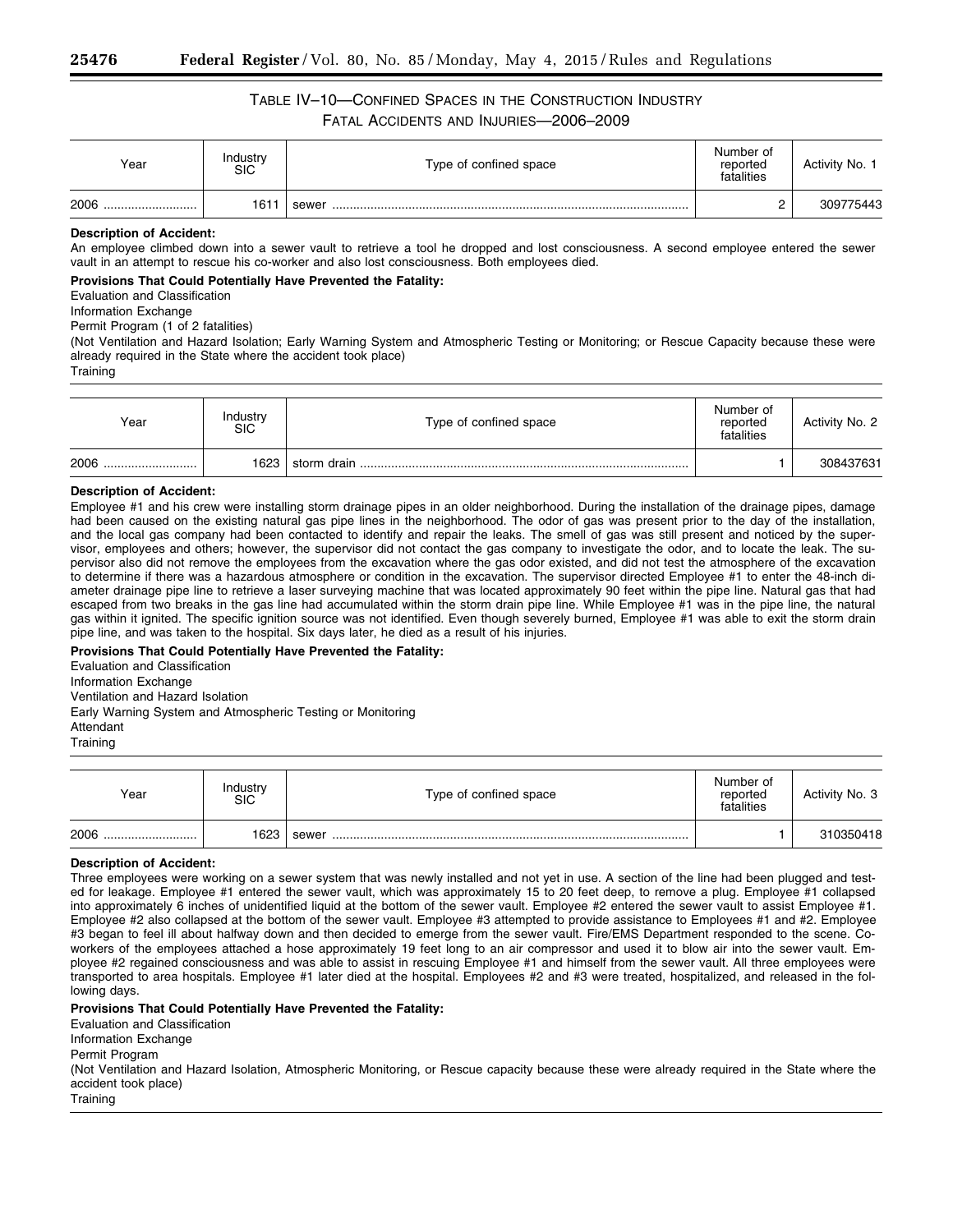## TABLE IV–10—CONFINED SPACES IN THE CONSTRUCTION INDUSTRY FATAL ACCIDENTS AND INJURIES—2006–2009

| Year | Industry SIC | Type of confined space | Number of reported fatalities | Activity No. 1 |
|---|---|---|---|---|
| 2006 | 1611 | sewer | 2 | 309775443 |

**Description of Accident:**

An employee climbed down into a sewer vault to retrieve a tool he dropped and lost consciousness. A second employee entered the sewer vault in an attempt to rescue his co-worker and also lost consciousness. Both employees died.

**Provisions That Could Potentially Have Prevented the Fatality:**

Evaluation and Classification

Information Exchange

Permit Program (1 of 2 fatalities)

(Not Ventilation and Hazard Isolation; Early Warning System and Atmospheric Testing or Monitoring; or Rescue Capacity because these were already required in the State where the accident took place)

Training

| Year | Industry SIC | Type of confined space | Number of reported fatalities | Activity No. 2 |
|---|---|---|---|---|
| 2006 | 1623 | storm drain | 1 | 308437631 |

**Description of Accident:**

Employee #1 and his crew were installing storm drainage pipes in an older neighborhood. During the installation of the drainage pipes, damage had been caused on the existing natural gas pipe lines in the neighborhood. The odor of gas was present prior to the day of the installation, and the local gas company had been contacted to identify and repair the leaks. The smell of gas was still present and noticed by the supervisor, employees and others; however, the supervisor did not contact the gas company to investigate the odor, and to locate the leak. The supervisor also did not remove the employees from the excavation where the gas odor existed, and did not test the atmosphere of the excavation to determine if there was a hazardous atmosphere or condition in the excavation. The supervisor directed Employee #1 to enter the 48-inch diameter drainage pipe line to retrieve a laser surveying machine that was located approximately 90 feet within the pipe line. Natural gas that had escaped from two breaks in the gas line had accumulated within the storm drain pipe line. While Employee #1 was in the pipe line, the natural gas within it ignited. The specific ignition source was not identified. Even though severely burned, Employee #1 was able to exit the storm drain pipe line, and was taken to the hospital. Six days later, he died as a result of his injuries.

**Provisions That Could Potentially Have Prevented the Fatality:**

Evaluation and Classification

Information Exchange

Ventilation and Hazard Isolation

Early Warning System and Atmospheric Testing or Monitoring

Attendant

Training

| Year | Industry SIC | Type of confined space | Number of reported fatalities | Activity No. 3 |
|---|---|---|---|---|
| 2006 | 1623 | sewer | 1 | 310350418 |

**Description of Accident:**

Three employees were working on a sewer system that was newly installed and not yet in use. A section of the line had been plugged and tested for leakage. Employee #1 entered the sewer vault, which was approximately 15 to 20 feet deep, to remove a plug. Employee #1 collapsed into approximately 6 inches of unidentified liquid at the bottom of the sewer vault. Employee #2 entered the sewer vault to assist Employee #1. Employee #2 also collapsed at the bottom of the sewer vault. Employee #3 attempted to provide assistance to Employees #1 and #2. Employee #3 began to feel ill about halfway down and then decided to emerge from the sewer vault. Fire/EMS Department responded to the scene. Coworkers of the employees attached a hose approximately 19 feet long to an air compressor and used it to blow air into the sewer vault. Employee #2 regained consciousness and was able to assist in rescuing Employee #1 and himself from the sewer vault. All three employees were transported to area hospitals. Employee #1 later died at the hospital. Employees #2 and #3 were treated, hospitalized, and released in the following days.

**Provisions That Could Potentially Have Prevented the Fatality:**

Evaluation and Classification

Information Exchange

Permit Program

(Not Ventilation and Hazard Isolation, Atmospheric Monitoring, or Rescue capacity because these were already required in the State where the accident took place)

Training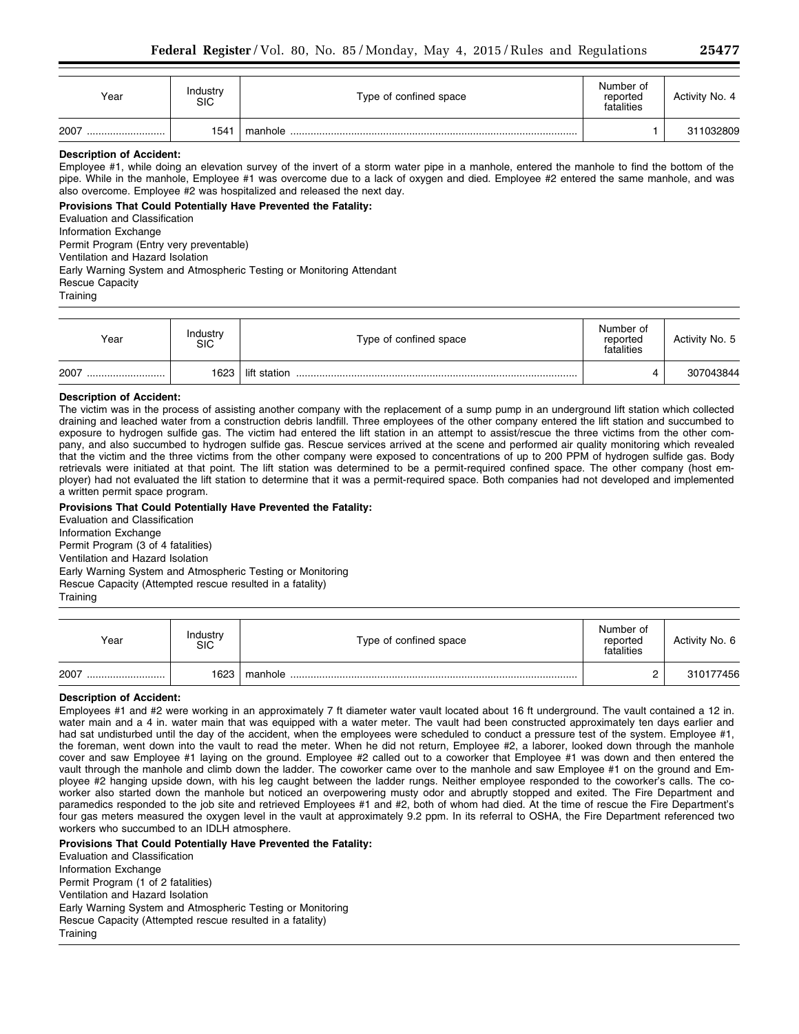| Year | Industry SIC | Type of confined space | Number of reported fatalities | Activity No. 4 |
|---|---|---|---|---|
| 2007 | 1541 | manhole | 1 | 311032809 |

**Description of Accident:**

Employee #1, while doing an elevation survey of the invert of a storm water pipe in a manhole, entered the manhole to find the bottom of the pipe. While in the manhole, Employee #1 was overcome due to a lack of oxygen and died. Employee #2 entered the same manhole, and was also overcome. Employee #2 was hospitalized and released the next day.

**Provisions That Could Potentially Have Prevented the Fatality:**

Evaluation and Classification
Information Exchange
Permit Program (Entry very preventable)
Ventilation and Hazard Isolation
Early Warning System and Atmospheric Testing or Monitoring Attendant
Rescue Capacity
Training

| Year | Industry SIC | Type of confined space | Number of reported fatalities | Activity No. 5 |
|---|---|---|---|---|
| 2007 | 1623 | lift station | 4 | 307043844 |

**Description of Accident:**

The victim was in the process of assisting another company with the replacement of a sump pump in an underground lift station which collected draining and leached water from a construction debris landfill. Three employees of the other company entered the lift station and succumbed to exposure to hydrogen sulfide gas. The victim had entered the lift station in an attempt to assist/rescue the three victims from the other company, and also succumbed to hydrogen sulfide gas. Rescue services arrived at the scene and performed air quality monitoring which revealed that the victim and the three victims from the other company were exposed to concentrations of up to 200 PPM of hydrogen sulfide gas. Body retrievals were initiated at that point. The lift station was determined to be a permit-required confined space. The other company (host employer) had not evaluated the lift station to determine that it was a permit-required space. Both companies had not developed and implemented a written permit space program.

**Provisions That Could Potentially Have Prevented the Fatality:**

Evaluation and Classification
Information Exchange
Permit Program (3 of 4 fatalities)
Ventilation and Hazard Isolation
Early Warning System and Atmospheric Testing or Monitoring
Rescue Capacity (Attempted rescue resulted in a fatality)
Training

| Year | Industry SIC | Type of confined space | Number of reported fatalities | Activity No. 6 |
|---|---|---|---|---|
| 2007 | 1623 | manhole | 2 | 310177456 |

**Description of Accident:**

Employees #1 and #2 were working in an approximately 7 ft diameter water vault located about 16 ft underground. The vault contained a 12 in. water main and a 4 in. water main that was equipped with a water meter. The vault had been constructed approximately ten days earlier and had sat undisturbed until the day of the accident, when the employees were scheduled to conduct a pressure test of the system. Employee #1, the foreman, went down into the vault to read the meter. When he did not return, Employee #2, a laborer, looked down through the manhole cover and saw Employee #1 laying on the ground. Employee #2 called out to a coworker that Employee #1 was down and then entered the vault through the manhole and climb down the ladder. The coworker came over to the manhole and saw Employee #1 on the ground and Employee #2 hanging upside down, with his leg caught between the ladder rungs. Neither employee responded to the coworker's calls. The coworker also started down the manhole but noticed an overpowering musty odor and abruptly stopped and exited. The Fire Department and paramedics responded to the job site and retrieved Employees #1 and #2, both of whom had died. At the time of rescue the Fire Department's four gas meters measured the oxygen level in the vault at approximately 9.2 ppm. In its referral to OSHA, the Fire Department referenced two workers who succumbed to an IDLH atmosphere.

**Provisions That Could Potentially Have Prevented the Fatality:**

Evaluation and Classification
Information Exchange
Permit Program (1 of 2 fatalities)
Ventilation and Hazard Isolation
Early Warning System and Atmospheric Testing or Monitoring
Rescue Capacity (Attempted rescue resulted in a fatality)
Training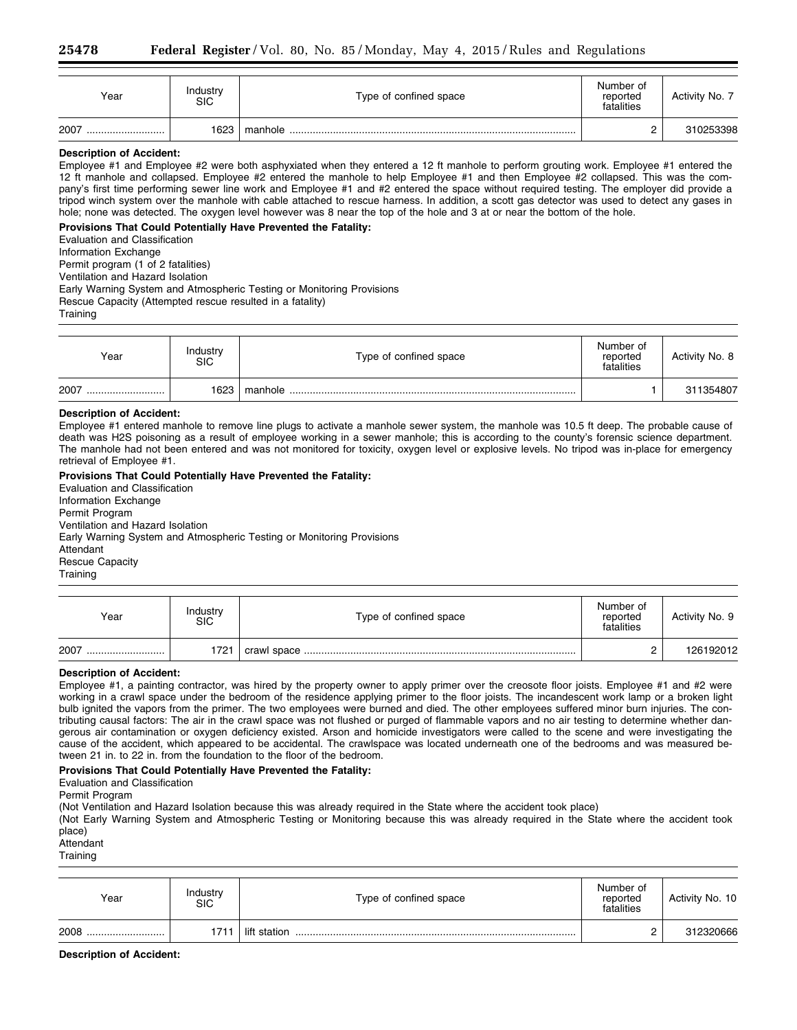| Year | Industry SIC | Type of confined space | Number of reported fatalities | Activity No. 7 |
|---|---|---|---|---|
| 2007 | 1623 | manhole | 2 | 310253398 |

**Description of Accident:**

Employee #1 and Employee #2 were both asphyxiated when they entered a 12 ft manhole to perform grouting work. Employee #1 entered the 12 ft manhole and collapsed. Employee #2 entered the manhole to help Employee #1 and then Employee #2 collapsed. This was the company's first time performing sewer line work and Employee #1 and #2 entered the space without required testing. The employer did provide a tripod winch system over the manhole with cable attached to rescue harness. In addition, a scott gas detector was used to detect any gases in hole; none was detected. The oxygen level however was 8 near the top of the hole and 3 at or near the bottom of the hole.

**Provisions That Could Potentially Have Prevented the Fatality:**

Evaluation and Classification
Information Exchange
Permit program (1 of 2 fatalities)
Ventilation and Hazard Isolation
Early Warning System and Atmospheric Testing or Monitoring Provisions
Rescue Capacity (Attempted rescue resulted in a fatality)
Training

| Year | Industry SIC | Type of confined space | Number of reported fatalities | Activity No. 8 |
|---|---|---|---|---|
| 2007 | 1623 | manhole | 1 | 311354807 |

**Description of Accident:**

Employee #1 entered manhole to remove line plugs to activate a manhole sewer system, the manhole was 10.5 ft deep. The probable cause of death was H2S poisoning as a result of employee working in a sewer manhole; this is according to the county's forensic science department. The manhole had not been entered and was not monitored for toxicity, oxygen level or explosive levels. No tripod was in-place for emergency retrieval of Employee #1.

**Provisions That Could Potentially Have Prevented the Fatality:**

Evaluation and Classification
Information Exchange
Permit Program
Ventilation and Hazard Isolation
Early Warning System and Atmospheric Testing or Monitoring Provisions
Attendant
Rescue Capacity
Training

| Year | Industry SIC | Type of confined space | Number of reported fatalities | Activity No. 9 |
|---|---|---|---|---|
| 2007 | 1721 | crawl space | 2 | 126192012 |

**Description of Accident:**

Employee #1, a painting contractor, was hired by the property owner to apply primer over the creosote floor joists. Employee #1 and #2 were working in a crawl space under the bedroom of the residence applying primer to the floor joists. The incandescent work lamp or a broken light bulb ignited the vapors from the primer. The two employees were burned and died. The other employees suffered minor burn injuries. The contributing causal factors: The air in the crawl space was not flushed or purged of flammable vapors and no air testing to determine whether dangerous air contamination or oxygen deficiency existed. Arson and homicide investigators were called to the scene and were investigating the cause of the accident, which appeared to be accidental. The crawlspace was located underneath one of the bedrooms and was measured between 21 in. to 22 in. from the foundation to the floor of the bedroom.

**Provisions That Could Potentially Have Prevented the Fatality:**

Evaluation and Classification
Permit Program
(Not Ventilation and Hazard Isolation because this was already required in the State where the accident took place)
(Not Early Warning System and Atmospheric Testing or Monitoring because this was already required in the State where the accident took place)
Attendant
Training

| Year | Industry SIC | Type of confined space | Number of reported fatalities | Activity No. 10 |
|---|---|---|---|---|
| 2008 | 1711 | lift station | 2 | 312320666 |

**Description of Accident:**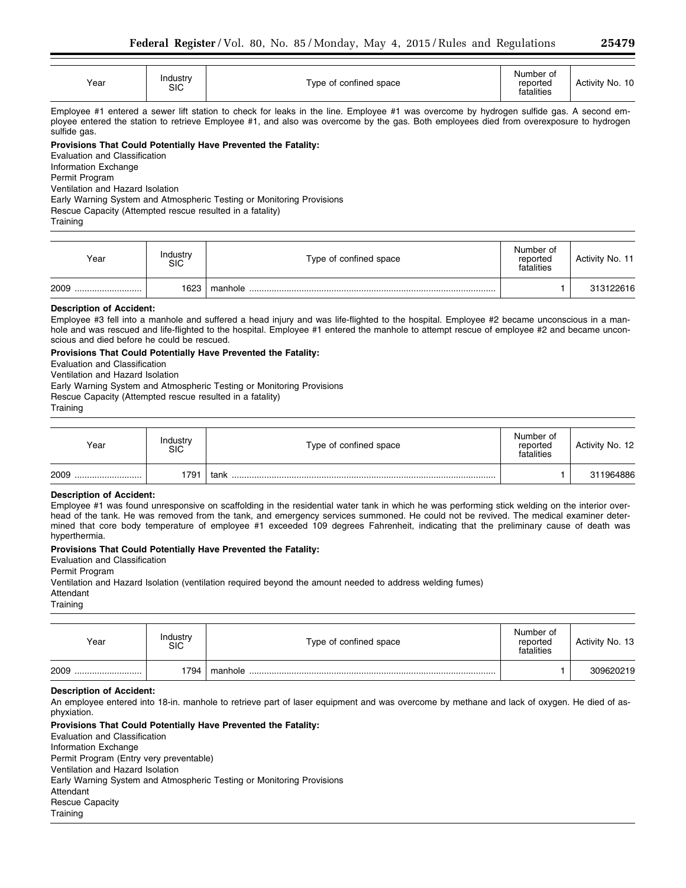| Year | Industry SIC | Type of confined space | Number of reported fatalities | Activity No. 10 |
|---|---|---|---|---|

Employee #1 entered a sewer lift station to check for leaks in the line. Employee #1 was overcome by hydrogen sulfide gas. A second employee entered the station to retrieve Employee #1, and also was overcome by the gas. Both employees died from overexposure to hydrogen sulfide gas.

**Provisions That Could Potentially Have Prevented the Fatality:**

Evaluation and Classification
Information Exchange
Permit Program
Ventilation and Hazard Isolation
Early Warning System and Atmospheric Testing or Monitoring Provisions
Rescue Capacity (Attempted rescue resulted in a fatality)
Training

| Year | Industry SIC | Type of confined space | Number of reported fatalities | Activity No. 11 |
|---|---|---|---|---|
| 2009 | 1623 | manhole | 1 | 313122616 |

**Description of Accident:**

Employee #3 fell into a manhole and suffered a head injury and was life-flighted to the hospital. Employee #2 became unconscious in a manhole and was rescued and life-flighted to the hospital. Employee #1 entered the manhole to attempt rescue of employee #2 and became unconscious and died before he could be rescued.

**Provisions That Could Potentially Have Prevented the Fatality:**

Evaluation and Classification
Ventilation and Hazard Isolation
Early Warning System and Atmospheric Testing or Monitoring Provisions
Rescue Capacity (Attempted rescue resulted in a fatality)
Training

| Year | Industry SIC | Type of confined space | Number of reported fatalities | Activity No. 12 |
|---|---|---|---|---|
| 2009 | 1791 | tank | 1 | 311964886 |

**Description of Accident:**

Employee #1 was found unresponsive on scaffolding in the residential water tank in which he was performing stick welding on the interior overhead of the tank. He was removed from the tank, and emergency services summoned. He could not be revived. The medical examiner determined that core body temperature of employee #1 exceeded 109 degrees Fahrenheit, indicating that the preliminary cause of death was hyperthermia.

**Provisions That Could Potentially Have Prevented the Fatality:**

Evaluation and Classification
Permit Program
Ventilation and Hazard Isolation (ventilation required beyond the amount needed to address welding fumes)
Attendant
Training

| Year | Industry SIC | Type of confined space | Number of reported fatalities | Activity No. 13 |
|---|---|---|---|---|
| 2009 | 1794 | manhole | 1 | 309620219 |

**Description of Accident:**

An employee entered into 18-in. manhole to retrieve part of laser equipment and was overcome by methane and lack of oxygen. He died of asphyxiation.

**Provisions That Could Potentially Have Prevented the Fatality:**

Evaluation and Classification
Information Exchange
Permit Program (Entry very preventable)
Ventilation and Hazard Isolation
Early Warning System and Atmospheric Testing or Monitoring Provisions
Attendant
Rescue Capacity
Training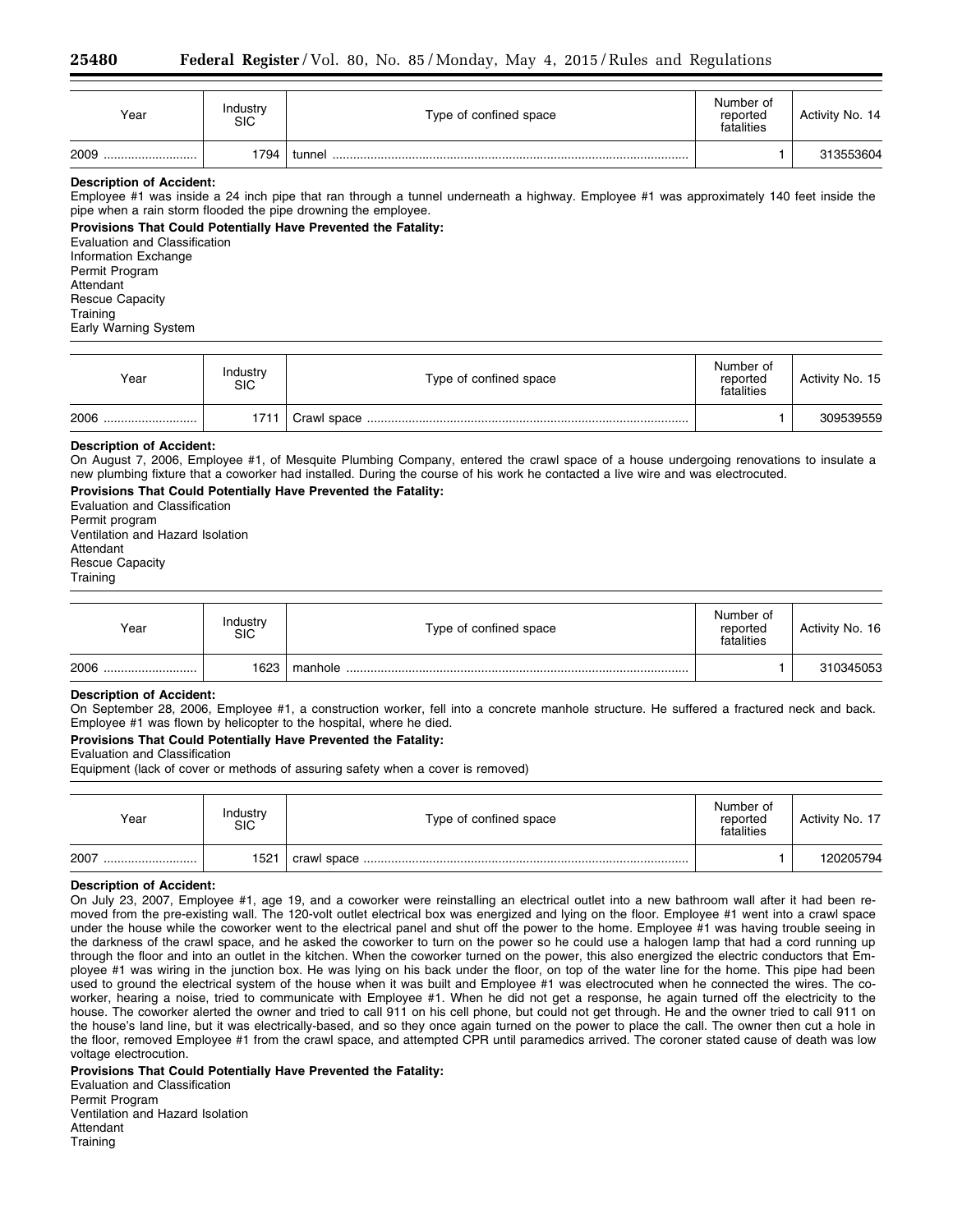| Year | Industry SIC | Type of confined space | Number of reported fatalities | Activity No. 14 |
|---|---|---|---|---|
| 2009 | 1794 | tunnel | 1 | 313553604 |

**Description of Accident:**

Employee #1 was inside a 24 inch pipe that ran through a tunnel underneath a highway. Employee #1 was approximately 140 feet inside the pipe when a rain storm flooded the pipe drowning the employee.

**Provisions That Could Potentially Have Prevented the Fatality:**

Evaluation and Classification
Information Exchange
Permit Program
Attendant
Rescue Capacity
Training
Early Warning System

| Year | Industry SIC | Type of confined space | Number of reported fatalities | Activity No. 15 |
|---|---|---|---|---|
| 2006 | 1711 | Crawl space | 1 | 309539559 |

**Description of Accident:**

On August 7, 2006, Employee #1, of Mesquite Plumbing Company, entered the crawl space of a house undergoing renovations to insulate a new plumbing fixture that a coworker had installed. During the course of his work he contacted a live wire and was electrocuted.

**Provisions That Could Potentially Have Prevented the Fatality:**

Evaluation and Classification
Permit program
Ventilation and Hazard Isolation
Attendant
Rescue Capacity
Training

| Year | Industry SIC | Type of confined space | Number of reported fatalities | Activity No. 16 |
|---|---|---|---|---|
| 2006 | 1623 | manhole | 1 | 310345053 |

**Description of Accident:**

On September 28, 2006, Employee #1, a construction worker, fell into a concrete manhole structure. He suffered a fractured neck and back. Employee #1 was flown by helicopter to the hospital, where he died.

**Provisions That Could Potentially Have Prevented the Fatality:**

Evaluation and Classification
Equipment (lack of cover or methods of assuring safety when a cover is removed)

| Year | Industry SIC | Type of confined space | Number of reported fatalities | Activity No. 17 |
|---|---|---|---|---|
| 2007 | 1521 | crawl space | 1 | 120205794 |

**Description of Accident:**

On July 23, 2007, Employee #1, age 19, and a coworker were reinstalling an electrical outlet into a new bathroom wall after it had been removed from the pre-existing wall. The 120-volt outlet electrical box was energized and lying on the floor. Employee #1 went into a crawl space under the house while the coworker went to the electrical panel and shut off the power to the home. Employee #1 was having trouble seeing in the darkness of the crawl space, and he asked the coworker to turn on the power so he could use a halogen lamp that had a cord running up through the floor and into an outlet in the kitchen. When the coworker turned on the power, this also energized the electric conductors that Employee #1 was wiring in the junction box. He was lying on his back under the floor, on top of the water line for the home. This pipe had been used to ground the electrical system of the house when it was built and Employee #1 was electrocuted when he connected the wires. The coworker, hearing a noise, tried to communicate with Employee #1. When he did not get a response, he again turned off the electricity to the house. The coworker alerted the owner and tried to call 911 on his cell phone, but could not get through. He and the owner tried to call 911 on the house's land line, but it was electrically-based, and so they once again turned on the power to place the call. The owner then cut a hole in the floor, removed Employee #1 from the crawl space, and attempted CPR until paramedics arrived. The coroner stated cause of death was low voltage electrocution.

**Provisions That Could Potentially Have Prevented the Fatality:**

Evaluation and Classification
Permit Program
Ventilation and Hazard Isolation
Attendant
Training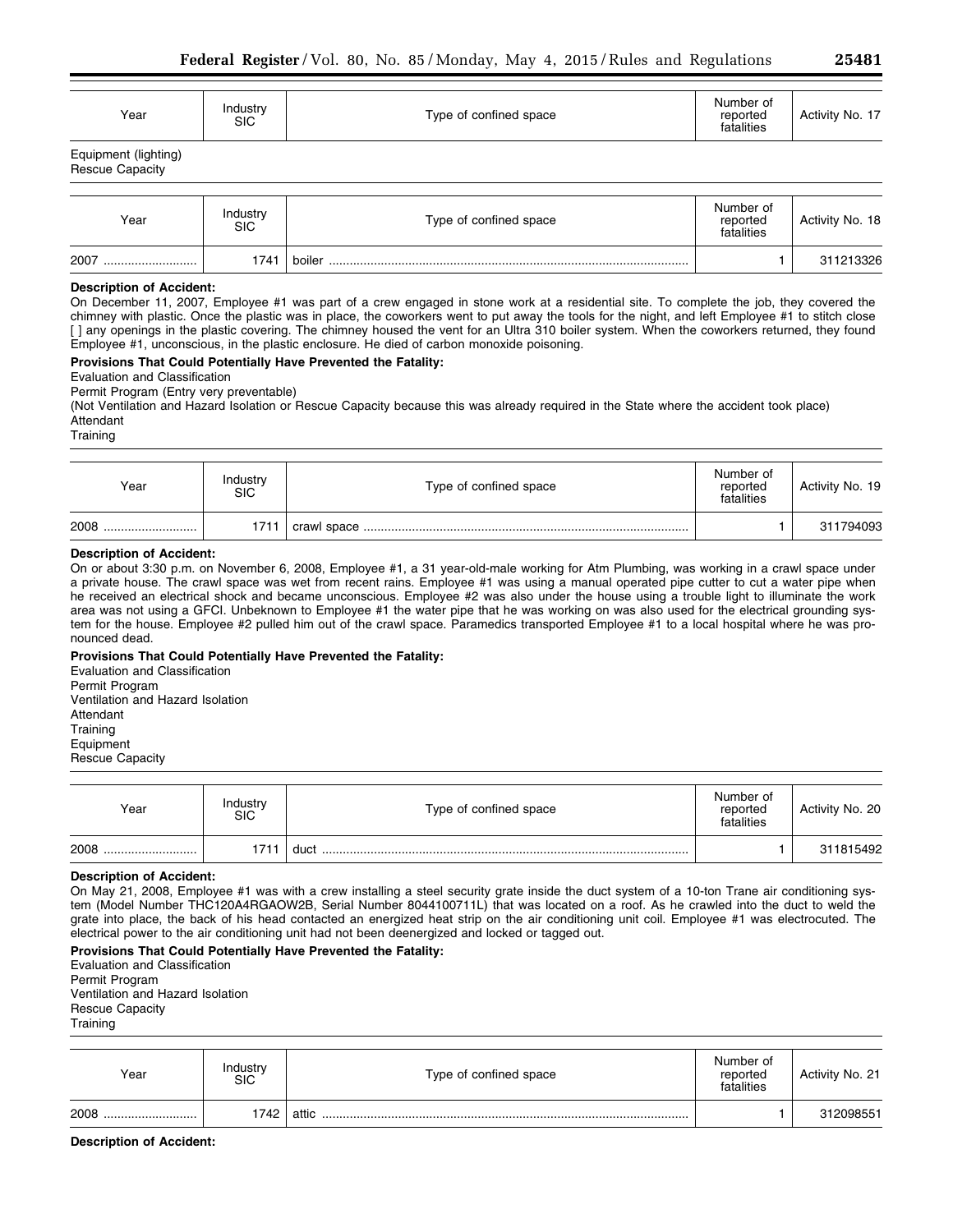| Year | Industry SIC | Type of confined space | Number of reported fatalities | Activity No. 17 |
| --- | --- | --- | --- | --- |

Equipment (lighting)
Rescue Capacity

| Year | Industry SIC | Type of confined space | Number of reported fatalities | Activity No. 18 |
| --- | --- | --- | --- | --- |
| 2007 | 1741 | boiler | 1 | 311213326 |

**Description of Accident:**

On December 11, 2007, Employee #1 was part of a crew engaged in stone work at a residential site. To complete the job, they covered the chimney with plastic. Once the plastic was in place, the coworkers went to put away the tools for the night, and left Employee #1 to stitch close [ ] any openings in the plastic covering. The chimney housed the vent for an Ultra 310 boiler system. When the coworkers returned, they found Employee #1, unconscious, in the plastic enclosure. He died of carbon monoxide poisoning.

**Provisions That Could Potentially Have Prevented the Fatality:**

Evaluation and Classification
Permit Program (Entry very preventable)
(Not Ventilation and Hazard Isolation or Rescue Capacity because this was already required in the State where the accident took place)
Attendant
Training

| Year | Industry SIC | Type of confined space | Number of reported fatalities | Activity No. 19 |
| --- | --- | --- | --- | --- |
| 2008 | 1711 | crawl space | 1 | 311794093 |

**Description of Accident:**

On or about 3:30 p.m. on November 6, 2008, Employee #1, a 31 year-old-male working for Atm Plumbing, was working in a crawl space under a private house. The crawl space was wet from recent rains. Employee #1 was using a manual operated pipe cutter to cut a water pipe when he received an electrical shock and became unconscious. Employee #2 was also under the house using a trouble light to illuminate the work area was not using a GFCI. Unbeknown to Employee #1 the water pipe that he was working on was also used for the electrical grounding system for the house. Employee #2 pulled him out of the crawl space. Paramedics transported Employee #1 to a local hospital where he was pronounced dead.

**Provisions That Could Potentially Have Prevented the Fatality:**

Evaluation and Classification
Permit Program
Ventilation and Hazard Isolation
Attendant
Training
Equipment
Rescue Capacity

| Year | Industry SIC | Type of confined space | Number of reported fatalities | Activity No. 20 |
| --- | --- | --- | --- | --- |
| 2008 | 1711 | duct | 1 | 311815492 |

**Description of Accident:**

On May 21, 2008, Employee #1 was with a crew installing a steel security grate inside the duct system of a 10-ton Trane air conditioning system (Model Number THC120A4RGAOW2B, Serial Number 8044100711L) that was located on a roof. As he crawled into the duct to weld the grate into place, the back of his head contacted an energized heat strip on the air conditioning unit coil. Employee #1 was electrocuted. The electrical power to the air conditioning unit had not been deenergized and locked or tagged out.

**Provisions That Could Potentially Have Prevented the Fatality:**

Evaluation and Classification
Permit Program
Ventilation and Hazard Isolation
Rescue Capacity
Training

| Year | Industry SIC | Type of confined space | Number of reported fatalities | Activity No. 21 |
| --- | --- | --- | --- | --- |
| 2008 | 1742 | attic | 1 | 312098551 |

**Description of Accident:**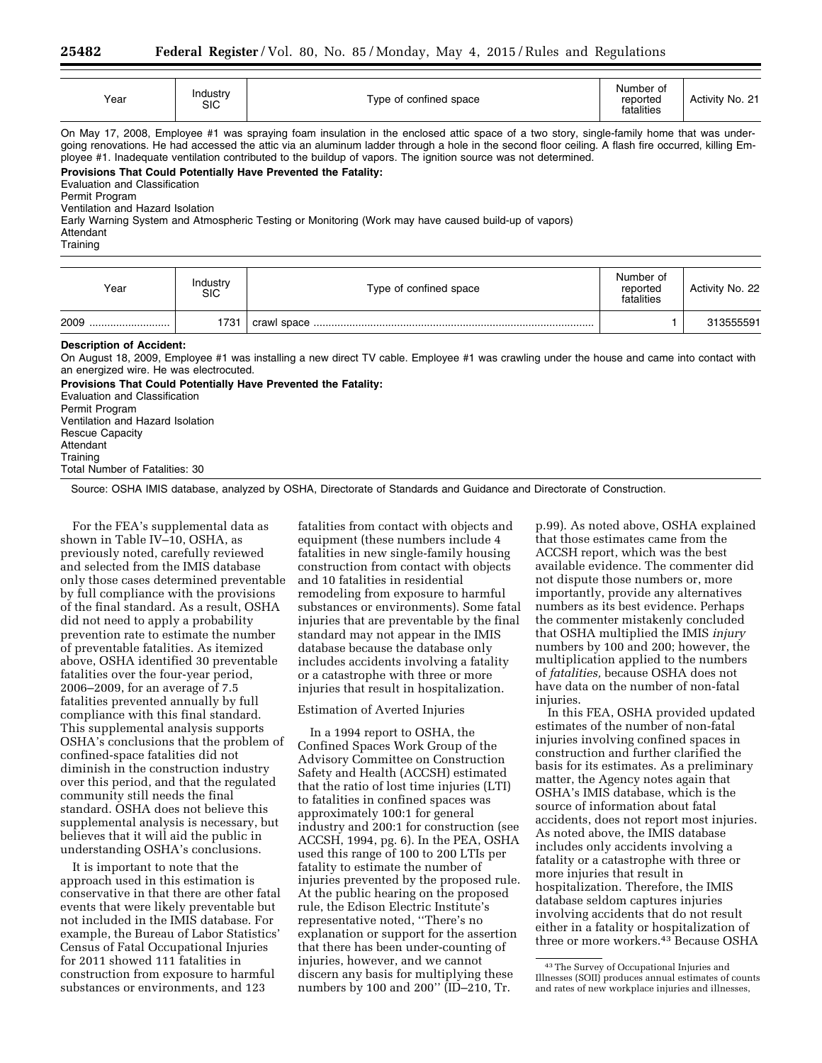| Year | Industry SIC | Type of confined space | Number of reported fatalities | Activity No. 21 |
|---|---|---|---|---|

On May 17, 2008, Employee #1 was spraying foam insulation in the enclosed attic space of a two story, single-family home that was undergoing renovations. He had accessed the attic via an aluminum ladder through a hole in the second floor ceiling. A flash fire occurred, killing Employee #1. Inadequate ventilation contributed to the buildup of vapors. The ignition source was not determined.

**Provisions That Could Potentially Have Prevented the Fatality:**

Evaluation and Classification
Permit Program
Ventilation and Hazard Isolation
Early Warning System and Atmospheric Testing or Monitoring (Work may have caused build-up of vapors)
Attendant
Training

| Year | Industry SIC | Type of confined space | Number of reported fatalities | Activity No. 22 |
|---|---|---|---|---|
| 2009 | 1731 | crawl space | 1 | 313555591 |

**Description of Accident:**

On August 18, 2009, Employee #1 was installing a new direct TV cable. Employee #1 was crawling under the house and came into contact with an energized wire. He was electrocuted.

**Provisions That Could Potentially Have Prevented the Fatality:**

Evaluation and Classification
Permit Program
Ventilation and Hazard Isolation
Rescue Capacity
Attendant
Training
Total Number of Fatalities: 30

Source: OSHA IMIS database, analyzed by OSHA, Directorate of Standards and Guidance and Directorate of Construction.

For the FEA's supplemental data as shown in Table IV–10, OSHA, as previously noted, carefully reviewed and selected from the IMIS database only those cases determined preventable by full compliance with the provisions of the final standard. As a result, OSHA did not need to apply a probability prevention rate to estimate the number of preventable fatalities. As itemized above, OSHA identified 30 preventable fatalities over the four-year period, 2006–2009, for an average of 7.5 fatalities prevented annually by full compliance with this final standard. This supplemental analysis supports OSHA's conclusions that the problem of confined-space fatalities did not diminish in the construction industry over this period, and that the regulated community still needs the final standard. OSHA does not believe this supplemental analysis is necessary, but believes that it will aid the public in understanding OSHA's conclusions.

It is important to note that the approach used in this estimation is conservative in that there are other fatal events that were likely preventable but not included in the IMIS database. For example, the Bureau of Labor Statistics' Census of Fatal Occupational Injuries for 2011 showed 111 fatalities in construction from exposure to harmful substances or environments, and 123 fatalities from contact with objects and equipment (these numbers include 4 fatalities in new single-family housing construction from contact with objects and 10 fatalities in residential remodeling from exposure to harmful substances or environments). Some fatal injuries that are preventable by the final standard may not appear in the IMIS database because the database only includes accidents involving a fatality or a catastrophe with three or more injuries that result in hospitalization.

Estimation of Averted Injuries

In a 1994 report to OSHA, the Confined Spaces Work Group of the Advisory Committee on Construction Safety and Health (ACCSH) estimated that the ratio of lost time injuries (LTI) to fatalities in confined spaces was approximately 100:1 for general industry and 200:1 for construction (see ACCSH, 1994, pg. 6). In the PEA, OSHA used this range of 100 to 200 LTIs per fatality to estimate the number of injuries prevented by the proposed rule. At the public hearing on the proposed rule, the Edison Electric Institute's representative noted, ''There's no explanation or support for the assertion that there has been under-counting of injuries, however, and we cannot discern any basis for multiplying these numbers by 100 and 200'' (ID–210, Tr. p.99). As noted above, OSHA explained that those estimates came from the ACCSH report, which was the best available evidence. The commenter did not dispute those numbers or, more importantly, provide any alternatives numbers as its best evidence. Perhaps the commenter mistakenly concluded that OSHA multiplied the IMIS *injury* numbers by 100 and 200; however, the multiplication applied to the numbers of *fatalities,* because OSHA does not have data on the number of non-fatal injuries.

In this FEA, OSHA provided updated estimates of the number of non-fatal injuries involving confined spaces in construction and further clarified the basis for its estimates. As a preliminary matter, the Agency notes again that OSHA's IMIS database, which is the source of information about fatal accidents, does not report most injuries. As noted above, the IMIS database includes only accidents involving a fatality or a catastrophe with three or more injuries that result in hospitalization. Therefore, the IMIS database seldom captures injuries involving accidents that do not result either in a fatality or hospitalization of three or more workers.[43] Because OSHA

[43] The Survey of Occupational Injuries and Illnesses (SOII) produces annual estimates of counts and rates of new workplace injuries and illnesses,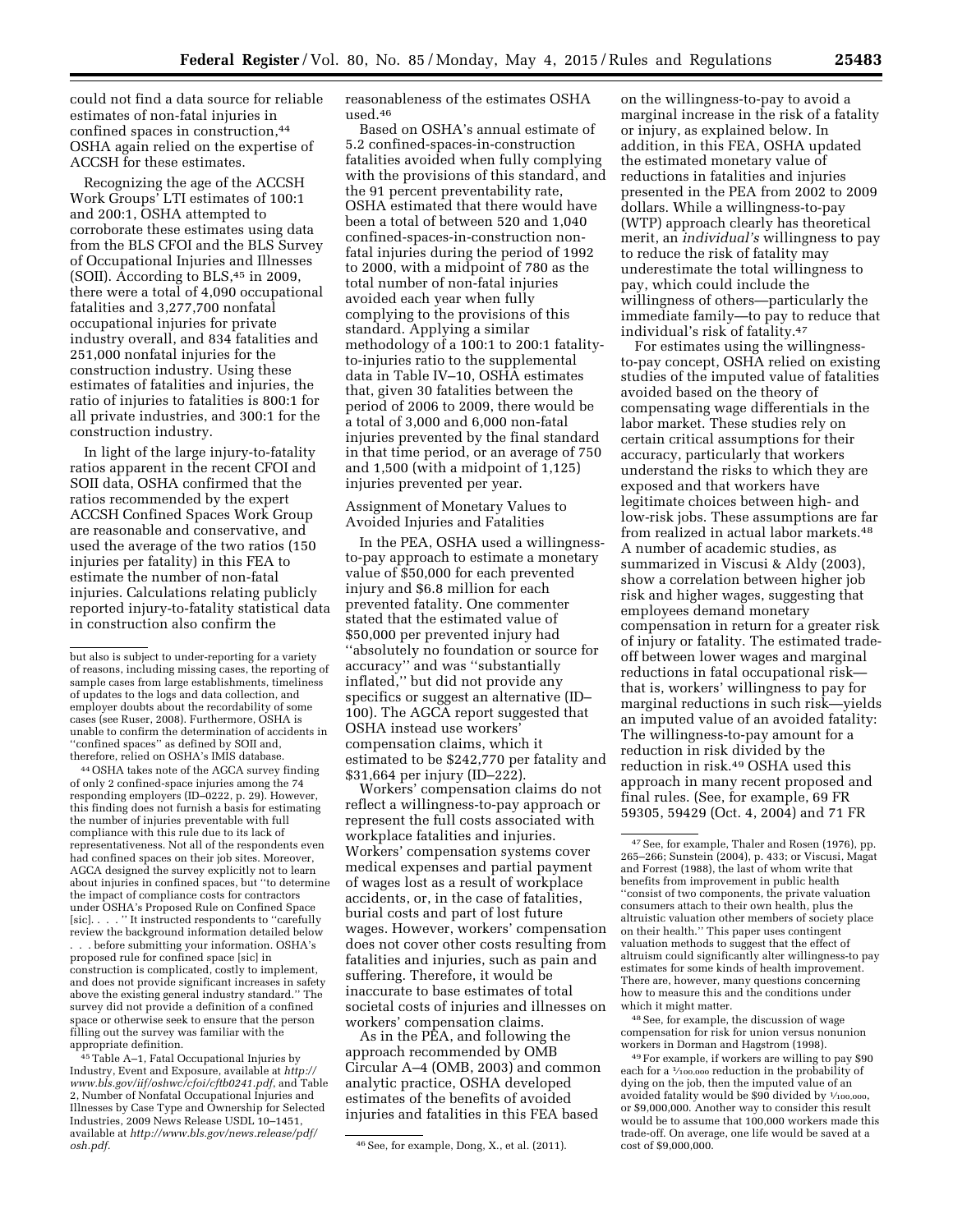could not find a data source for reliable estimates of non-fatal injuries in confined spaces in construction,[44] OSHA again relied on the expertise of ACCSH for these estimates.

Recognizing the age of the ACCSH Work Groups' LTI estimates of 100:1 and 200:1, OSHA attempted to corroborate these estimates using data from the BLS CFOI and the BLS Survey of Occupational Injuries and Illnesses (SOII). According to BLS,[45] in 2009, there were a total of 4,090 occupational fatalities and 3,277,700 nonfatal occupational injuries for private industry overall, and 834 fatalities and 251,000 nonfatal injuries for the construction industry. Using these estimates of fatalities and injuries, the ratio of injuries to fatalities is 800:1 for all private industries, and 300:1 for the construction industry.

In light of the large injury-to-fatality ratios apparent in the recent CFOI and SOII data, OSHA confirmed that the ratios recommended by the expert ACCSH Confined Spaces Work Group are reasonable and conservative, and used the average of the two ratios (150 injuries per fatality) in this FEA to estimate the number of non-fatal injuries. Calculations relating publicly reported injury-to-fatality statistical data in construction also confirm the reasonableness of the estimates OSHA used.[46]

Based on OSHA's annual estimate of 5.2 confined-spaces-in-construction fatalities avoided when fully complying with the provisions of this standard, and the 91 percent preventability rate, OSHA estimated that there would have been a total of between 520 and 1,040 confined-spaces-in-construction non-fatal injuries during the period of 1992 to 2000, with a midpoint of 780 as the total number of non-fatal injuries avoided each year when fully complying to the provisions of this standard. Applying a similar methodology of a 100:1 to 200:1 fatality-to-injuries ratio to the supplemental data in Table IV–10, OSHA estimates that, given 30 fatalities between the period of 2006 to 2009, there would be a total of 3,000 and 6,000 non-fatal injuries prevented by the final standard in that time period, or an average of 750 and 1,500 (with a midpoint of 1,125) injuries prevented per year.

Assignment of Monetary Values to Avoided Injuries and Fatalities

In the PEA, OSHA used a willingness-to-pay approach to estimate a monetary value of $50,000 for each prevented injury and $6.8 million for each prevented fatality. One commenter stated that the estimated value of $50,000 per prevented injury had ''absolutely no foundation or source for accuracy'' and was ''substantially inflated,'' but did not provide any specifics or suggest an alternative (ID–100). The AGCA report suggested that OSHA instead use workers' compensation claims, which it estimated to be $242,770 per fatality and $31,664 per injury (ID–222).

Workers' compensation claims do not reflect a willingness-to-pay approach or represent the full costs associated with workplace fatalities and injuries. Workers' compensation systems cover medical expenses and partial payment of wages lost as a result of workplace accidents, or, in the case of fatalities, burial costs and part of lost future wages. However, workers' compensation does not cover other costs resulting from fatalities and injuries, such as pain and suffering. Therefore, it would be inaccurate to base estimates of total societal costs of injuries and illnesses on workers' compensation claims.

As in the PEA, and following the approach recommended by OMB Circular A–4 (OMB, 2003) and common analytic practice, OSHA developed estimates of the benefits of avoided injuries and fatalities in this FEA based on the willingness-to-pay to avoid a marginal increase in the risk of a fatality or injury, as explained below. In addition, in this FEA, OSHA updated the estimated monetary value of reductions in fatalities and injuries presented in the PEA from 2002 to 2009 dollars. While a willingness-to-pay (WTP) approach clearly has theoretical merit, an *individual's* willingness to pay to reduce the risk of fatality may underestimate the total willingness to pay, which could include the willingness of others—particularly the immediate family—to pay to reduce that individual's risk of fatality.[47]

For estimates using the willingness-to-pay concept, OSHA relied on existing studies of the imputed value of fatalities avoided based on the theory of compensating wage differentials in the labor market. These studies rely on certain critical assumptions for their accuracy, particularly that workers understand the risks to which they are exposed and that workers have legitimate choices between high- and low-risk jobs. These assumptions are far from realized in actual labor markets.[48] A number of academic studies, as summarized in Viscusi & Aldy (2003), show a correlation between higher job risk and higher wages, suggesting that employees demand monetary compensation in return for a greater risk of injury or fatality. The estimated trade-off between lower wages and marginal reductions in fatal occupational risk—that is, workers' willingness to pay for marginal reductions in such risk—yields an imputed value of an avoided fatality: The willingness-to-pay amount for a reduction in risk divided by the reduction in risk.[49] OSHA used this approach in many recent proposed and final rules. (See, for example, 69 FR 59305, 59429 (Oct. 4, 2004) and 71 FR

---

but also is subject to under-reporting for a variety of reasons, including missing cases, the reporting of sample cases from large establishments, timeliness of updates to the logs and data collection, and employer doubts about the recordability of some cases (see Ruser, 2008). Furthermore, OSHA is unable to confirm the determination of accidents in ''confined spaces'' as defined by SOII and, therefore, relied on OSHA's IMIS database.

[44] OSHA takes note of the AGCA survey finding of only 2 confined-space injuries among the 74 responding employers (ID–0222, p. 29). However, this finding does not furnish a basis for estimating the number of injuries preventable with full compliance with this rule due to its lack of representativeness. Not all of the respondents even had confined spaces on their job sites. Moreover, AGCA designed the survey explicitly not to learn about injuries in confined spaces, but ''to determine the impact of compliance costs for contractors under OSHA's Proposed Rule on Confined Space [sic]. . . . '' It instructed respondents to ''carefully review the background information detailed below . . . before submitting your information. OSHA's proposed rule for confined space [sic] in construction is complicated, costly to implement, and does not provide significant increases in safety above the existing general industry standard.'' The survey did not provide a definition of a confined space or otherwise seek to ensure that the person filling out the survey was familiar with the appropriate definition.

[45] Table A–1, Fatal Occupational Injuries by Industry, Event and Exposure, available at *http://www.bls.gov/iif/oshwc/cfoi/cftb0241.pdf*, and Table 2, Number of Nonfatal Occupational Injuries and Illnesses by Case Type and Ownership for Selected Industries, 2009 News Release USDL 10–1451, available at *http://www.bls.gov/news.release/pdf/osh.pdf*.

[46] See, for example, Dong, X., et al. (2011).

[47] See, for example, Thaler and Rosen (1976), pp. 265–266; Sunstein (2004), p. 433; or Viscusi, Magat and Forrest (1988), the last of whom write that benefits from improvement in public health ''consist of two components, the private valuation consumers attach to their own health, plus the altruistic valuation other members of society place on their health.'' This paper uses contingent valuation methods to suggest that the effect of altruism could significantly alter willingness-to pay estimates for some kinds of health improvement. There are, however, many questions concerning how to measure this and the conditions under which it might matter.

[48] See, for example, the discussion of wage compensation for risk for union versus nonunion workers in Dorman and Hagstrom (1998).

[49] For example, if workers are willing to pay $90 each for a 1/100,000 reduction in the probability of dying on the job, then the imputed value of an avoided fatality would be $90 divided by 1/100,000, or $9,000,000. Another way to consider this result would be to assume that 100,000 workers made this trade-off. On average, one life would be saved at a cost of $9,000,000.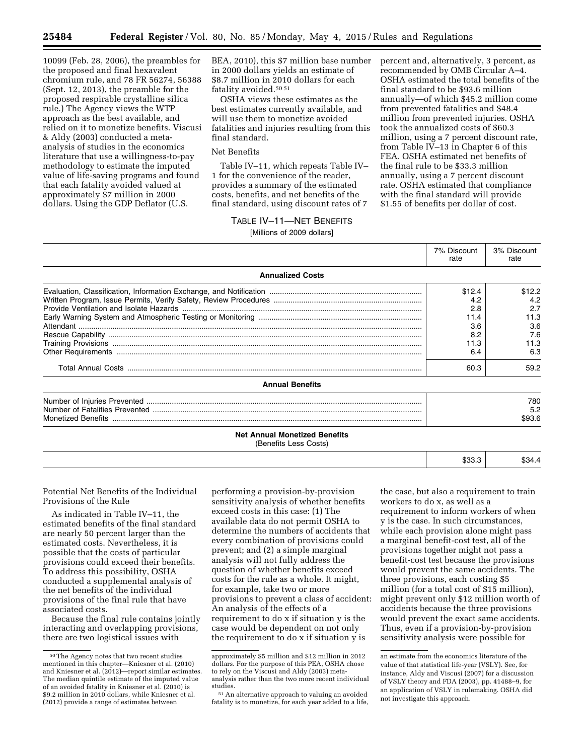10099 (Feb. 28, 2006), the preambles for the proposed and final hexavalent chromium rule, and 78 FR 56274, 56388 (Sept. 12, 2013), the preamble for the proposed respirable crystalline silica rule.) The Agency views the WTP approach as the best available, and relied on it to monetize benefits. Viscusi & Aldy (2003) conducted a meta-analysis of studies in the economics literature that use a willingness-to-pay methodology to estimate the imputed value of life-saving programs and found that each fatality avoided valued at approximately $7 million in 2000 dollars. Using the GDP Deflator (U.S. BEA, 2010), this $7 million base number in 2000 dollars yields an estimate of $8.7 million in 2010 dollars for each fatality avoided.[50] [51]

OSHA views these estimates as the best estimates currently available, and will use them to monetize avoided fatalities and injuries resulting from this final standard.

Net Benefits

Table IV–11, which repeats Table IV–1 for the convenience of the reader, provides a summary of the estimated costs, benefits, and net benefits of the final standard, using discount rates of 7 percent and, alternatively, 3 percent, as recommended by OMB Circular A–4. OSHA estimated the total benefits of the final standard to be $93.6 million annually—of which $45.2 million come from prevented fatalities and $48.4 million from prevented injuries. OSHA took the annualized costs of $60.3 million, using a 7 percent discount rate, from Table IV–13 in Chapter 6 of this FEA. OSHA estimated net benefits of the final rule to be $33.3 million annually, using a 7 percent discount rate. OSHA estimated that compliance with the final standard will provide $1.55 of benefits per dollar of cost.

TABLE IV–11—NET BENEFITS

[Millions of 2009 dollars]

| | 7% Discount rate | 3% Discount rate |
|---|---|---|
| **Annualized Costs** | | |
| Evaluation, Classification, Information Exchange, and Notification | $12.4 | $12.2 |
| Written Program, Issue Permits, Verify Safety, Review Procedures | 4.2 | 4.2 |
| Provide Ventilation and Isolate Hazards | 2.8 | 2.7 |
| Early Warning System and Atmospheric Testing or Monitoring | 11.4 | 11.3 |
| Attendant | 3.6 | 3.6 |
| Rescue Capability | 8.2 | 7.6 |
| Training Provisions | 11.3 | 11.3 |
| Other Requirements | 6.4 | 6.3 |
| Total Annual Costs | 60.3 | 59.2 |
| **Annual Benefits** | | |
| Number of Injuries Prevented | | 780 |
| Number of Fatalities Prevented | | 5.2 |
| Monetized Benefits | | $93.6 |
| **Net Annual Monetized Benefits** (Benefits Less Costs) | | |
| | $33.3 | $34.4 |

Potential Net Benefits of the Individual Provisions of the Rule

As indicated in Table IV–11, the estimated benefits of the final standard are nearly 50 percent larger than the estimated costs. Nevertheless, it is possible that the costs of particular provisions could exceed their benefits. To address this possibility, OSHA conducted a supplemental analysis of the net benefits of the individual provisions of the final rule that have associated costs.

Because the final rule contains jointly interacting and overlapping provisions, there are two logistical issues with performing a provision-by-provision sensitivity analysis of whether benefits exceed costs in this case: (1) The available data do not permit OSHA to determine the numbers of accidents that every combination of provisions could prevent; and (2) a simple marginal analysis will not fully address the question of whether benefits exceed costs for the rule as a whole. It might, for example, take two or more provisions to prevent a class of accident: An analysis of the effects of a requirement to do x if situation y is the case would be dependent on not only the requirement to do x if situation y is the case, but also a requirement to train workers to do x, as well as a requirement to inform workers of when y is the case. In such circumstances, while each provision alone might pass a marginal benefit-cost test, all of the provisions together might not pass a benefit-cost test because the provisions would prevent the same accidents. The three provisions, each costing $5 million (for a total cost of $15 million), might prevent only $12 million worth of accidents because the three provisions would prevent the exact same accidents. Thus, even if a provision-by-provision sensitivity analysis were possible for

[50] The Agency notes that two recent studies mentioned in this chapter—Kniesner et al. (2010) and Kniesner et al. (2012)—report similar estimates. The median quintile estimate of the imputed value of an avoided fatality in Kniesner et al. (2010) is $9.2 million in 2010 dollars, while Kniesner et al. (2012) provide a range of estimates between approximately $5 million and $12 million in 2012 dollars. For the purpose of this PEA, OSHA chose to rely on the Viscusi and Aldy (2003) meta-analysis rather than the two more recent individual studies.

[51] An alternative approach to valuing an avoided fatality is to monetize, for each year added to a life, an estimate from the economics literature of the value of that statistical life-year (VSLY). See, for instance, Aldy and Viscusi (2007) for a discussion of VSLY theory and FDA (2003), pp. 41488–9, for an application of VSLY in rulemaking. OSHA did not investigate this approach.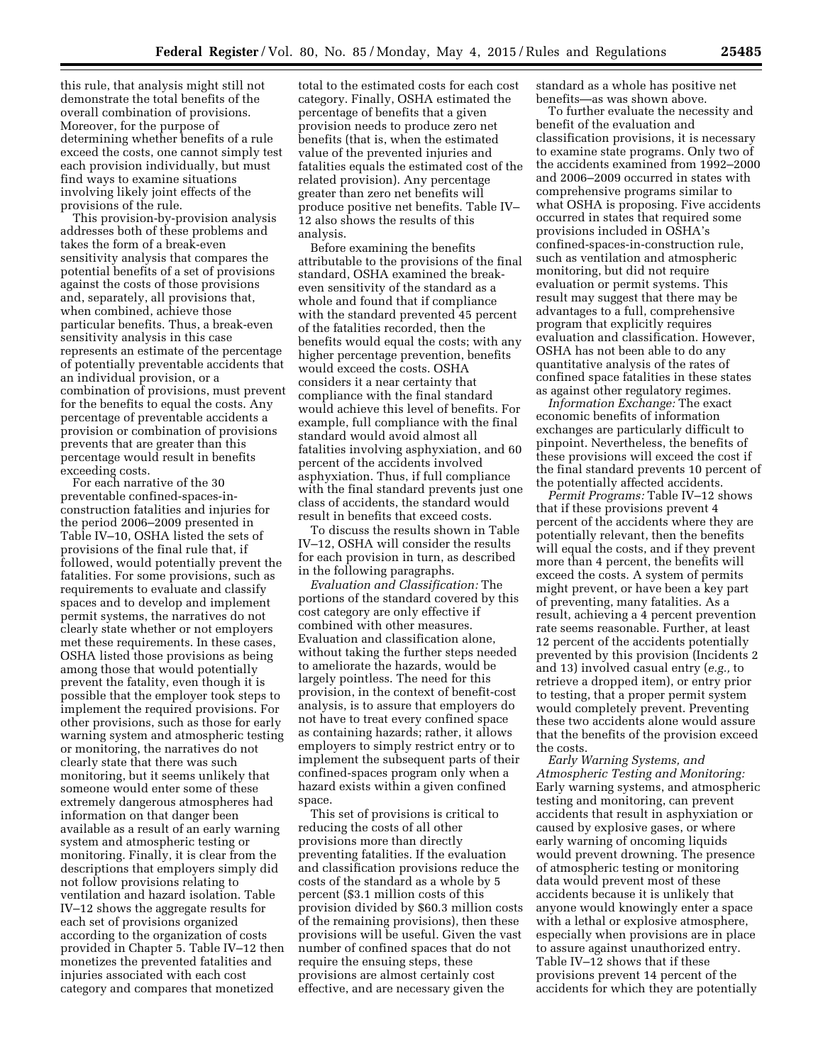this rule, that analysis might still not demonstrate the total benefits of the overall combination of provisions. Moreover, for the purpose of determining whether benefits of a rule exceed the costs, one cannot simply test each provision individually, but must find ways to examine situations involving likely joint effects of the provisions of the rule.

This provision-by-provision analysis addresses both of these problems and takes the form of a break-even sensitivity analysis that compares the potential benefits of a set of provisions against the costs of those provisions and, separately, all provisions that, when combined, achieve those particular benefits. Thus, a break-even sensitivity analysis in this case represents an estimate of the percentage of potentially preventable accidents that an individual provision, or a combination of provisions, must prevent for the benefits to equal the costs. Any percentage of preventable accidents a provision or combination of provisions prevents that are greater than this percentage would result in benefits exceeding costs.

For each narrative of the 30 preventable confined-spaces-in-construction fatalities and injuries for the period 2006–2009 presented in Table IV–10, OSHA listed the sets of provisions of the final rule that, if followed, would potentially prevent the fatalities. For some provisions, such as requirements to evaluate and classify spaces and to develop and implement permit systems, the narratives do not clearly state whether or not employers met these requirements. In these cases, OSHA listed those provisions as being among those that would potentially prevent the fatality, even though it is possible that the employer took steps to implement the required provisions. For other provisions, such as those for early warning system and atmospheric testing or monitoring, the narratives do not clearly state that there was such monitoring, but it seems unlikely that someone would enter some of these extremely dangerous atmospheres had information on that danger been available as a result of an early warning system and atmospheric testing or monitoring. Finally, it is clear from the descriptions that employers simply did not follow provisions relating to ventilation and hazard isolation. Table IV–12 shows the aggregate results for each set of provisions organized according to the organization of costs provided in Chapter 5. Table IV–12 then monetizes the prevented fatalities and injuries associated with each cost category and compares that monetized total to the estimated costs for each cost category. Finally, OSHA estimated the percentage of benefits that a given provision needs to produce zero net benefits (that is, when the estimated value of the prevented injuries and fatalities equals the estimated cost of the related provision). Any percentage greater than zero net benefits will produce positive net benefits. Table IV–12 also shows the results of this analysis.

Before examining the benefits attributable to the provisions of the final standard, OSHA examined the break-even sensitivity of the standard as a whole and found that if compliance with the standard prevented 45 percent of the fatalities recorded, then the benefits would equal the costs; with any higher percentage prevention, benefits would exceed the costs. OSHA considers it a near certainty that compliance with the final standard would achieve this level of benefits. For example, full compliance with the final standard would avoid almost all fatalities involving asphyxiation, and 60 percent of the accidents involved asphyxiation. Thus, if full compliance with the final standard prevents just one class of accidents, the standard would result in benefits that exceed costs.

To discuss the results shown in Table IV–12, OSHA will consider the results for each provision in turn, as described in the following paragraphs.

*Evaluation and Classification:* The portions of the standard covered by this cost category are only effective if combined with other measures. Evaluation and classification alone, without taking the further steps needed to ameliorate the hazards, would be largely pointless. The need for this provision, in the context of benefit-cost analysis, is to assure that employers do not have to treat every confined space as containing hazards; rather, it allows employers to simply restrict entry or to implement the subsequent parts of their confined-spaces program only when a hazard exists within a given confined space.

This set of provisions is critical to reducing the costs of all other provisions more than directly preventing fatalities. If the evaluation and classification provisions reduce the costs of the standard as a whole by 5 percent ($3.1 million costs of this provision divided by $60.3 million costs of the remaining provisions), then these provisions will be useful. Given the vast number of confined spaces that do not require the ensuing steps, these provisions are almost certainly cost effective, and are necessary given the standard as a whole has positive net benefits—as was shown above.

To further evaluate the necessity and benefit of the evaluation and classification provisions, it is necessary to examine state programs. Only two of the accidents examined from 1992–2000 and 2006–2009 occurred in states with comprehensive programs similar to what OSHA is proposing. Five accidents occurred in states that required some provisions included in OSHA's confined-spaces-in-construction rule, such as ventilation and atmospheric monitoring, but did not require evaluation or permit systems. This result may suggest that there may be advantages to a full, comprehensive program that explicitly requires evaluation and classification. However, OSHA has not been able to do any quantitative analysis of the rates of confined space fatalities in these states as against other regulatory regimes.

*Information Exchange:* The exact economic benefits of information exchanges are particularly difficult to pinpoint. Nevertheless, the benefits of these provisions will exceed the cost if the final standard prevents 10 percent of the potentially affected accidents.

*Permit Programs:* Table IV–12 shows that if these provisions prevent 4 percent of the accidents where they are potentially relevant, then the benefits will equal the costs, and if they prevent more than 4 percent, the benefits will exceed the costs. A system of permits might prevent, or have been a key part of preventing, many fatalities. As a result, achieving a 4 percent prevention rate seems reasonable. Further, at least 12 percent of the accidents potentially prevented by this provision (Incidents 2 and 13) involved casual entry (*e.g.,* to retrieve a dropped item), or entry prior to testing, that a proper permit system would completely prevent. Preventing these two accidents alone would assure that the benefits of the provision exceed the costs.

*Early Warning Systems, and Atmospheric Testing and Monitoring:* Early warning systems, and atmospheric testing and monitoring, can prevent accidents that result in asphyxiation or caused by explosive gases, or where early warning of oncoming liquids would prevent drowning. The presence of atmospheric testing or monitoring data would prevent most of these accidents because it is unlikely that anyone would knowingly enter a space with a lethal or explosive atmosphere, especially when provisions are in place to assure against unauthorized entry. Table IV–12 shows that if these provisions prevent 14 percent of the accidents for which they are potentially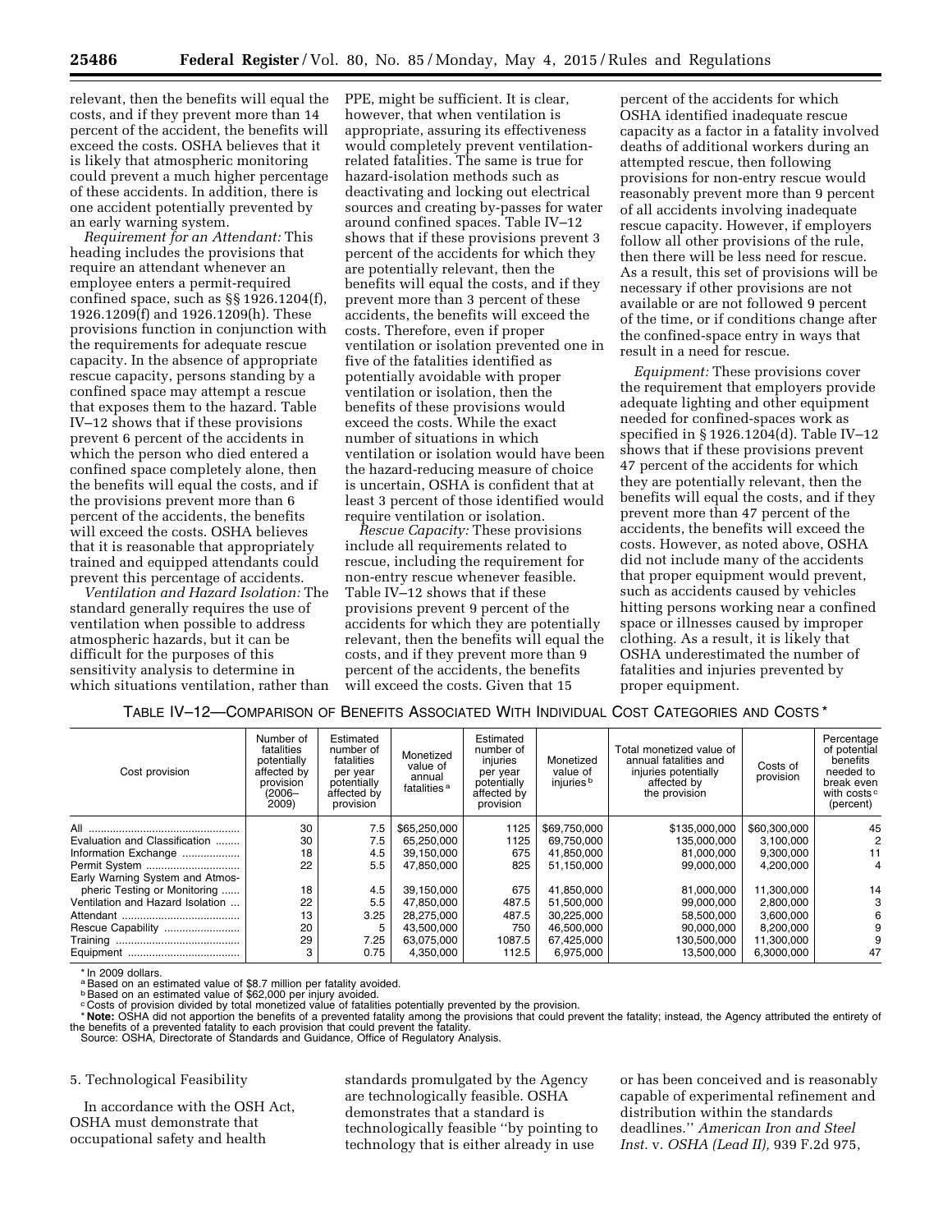relevant, then the benefits will equal the costs, and if they prevent more than 14 percent of the accident, the benefits will exceed the costs. OSHA believes that it is likely that atmospheric monitoring could prevent a much higher percentage of these accidents. In addition, there is one accident potentially prevented by an early warning system.

*Requirement for an Attendant:* This heading includes the provisions that require an attendant whenever an employee enters a permit-required confined space, such as §§ 1926.1204(f), 1926.1209(f) and 1926.1209(h). These provisions function in conjunction with the requirements for adequate rescue capacity. In the absence of appropriate rescue capacity, persons standing by a confined space may attempt a rescue that exposes them to the hazard. Table IV–12 shows that if these provisions prevent 6 percent of the accidents in which the person who died entered a confined space completely alone, then the benefits will equal the costs, and if the provisions prevent more than 6 percent of the accidents, the benefits will exceed the costs. OSHA believes that it is reasonable that appropriately trained and equipped attendants could prevent this percentage of accidents.

*Ventilation and Hazard Isolation:* The standard generally requires the use of ventilation when possible to address atmospheric hazards, but it can be difficult for the purposes of this sensitivity analysis to determine in which situations ventilation, rather than PPE, might be sufficient. It is clear, however, that when ventilation is appropriate, assuring its effectiveness would completely prevent ventilation-related fatalities. The same is true for hazard-isolation methods such as deactivating and locking out electrical sources and creating by-passes for water around confined spaces. Table IV–12 shows that if these provisions prevent 3 percent of the accidents for which they are potentially relevant, then the benefits will equal the costs, and if they prevent more than 3 percent of these accidents, the benefits will exceed the costs. Therefore, even if proper ventilation or isolation prevented one in five of the fatalities identified as potentially avoidable with proper ventilation or isolation, then the benefits of these provisions would exceed the costs. While the exact number of situations in which ventilation or isolation would have been the hazard-reducing measure of choice is uncertain, OSHA is confident that at least 3 percent of those identified would require ventilation or isolation.

*Rescue Capacity:* These provisions include all requirements related to rescue, including the requirement for non-entry rescue whenever feasible. Table IV–12 shows that if these provisions prevent 9 percent of the accidents for which they are potentially relevant, then the benefits will equal the costs, and if they prevent more than 9 percent of the accidents, the benefits will exceed the costs. Given that 15 percent of the accidents for which OSHA identified inadequate rescue capacity as a factor in a fatality involved deaths of additional workers during an attempted rescue, then following provisions for non-entry rescue would reasonably prevent more than 9 percent of all accidents involving inadequate rescue capacity. However, if employers follow all other provisions of the rule, then there will be less need for rescue. As a result, this set of provisions will be necessary if other provisions are not available or are not followed 9 percent of the time, or if conditions change after the confined-space entry in ways that result in a need for rescue.

*Equipment:* These provisions cover the requirement that employers provide adequate lighting and other equipment needed for confined-spaces work as specified in § 1926.1204(d). Table IV–12 shows that if these provisions prevent 47 percent of the accidents for which they are potentially relevant, then the benefits will equal the costs, and if they prevent more than 47 percent of the accidents, the benefits will exceed the costs. However, as noted above, OSHA did not include many of the accidents that proper equipment would prevent, such as accidents caused by vehicles hitting persons working near a confined space or illnesses caused by improper clothing. As a result, it is likely that OSHA underestimated the number of fatalities and injuries prevented by proper equipment.

TABLE IV–12—COMPARISON OF BENEFITS ASSOCIATED WITH INDIVIDUAL COST CATEGORIES AND COSTS *

| Cost provision | Number of fatalities potentially affected by provision (2006–2009) | Estimated number of fatalities per year potentially affected by provision | Monetized value of annual fatalities [a] | Estimated number of injuries per year potentially affected by provision | Monetized value of injuries [b] | Total monetized value of annual fatalities and injuries potentially affected by the provision | Costs of provision | Percentage of potential benefits needed to break even with costs [c] (percent) |
|---|---|---|---|---|---|---|---|---|
| All | 30 | 7.5 | $65,250,000 | 1125 | $69,750,000 | $135,000,000 | $60,300,000 | 45 |
| Evaluation and Classification | 30 | 7.5 | 65,250,000 | 1125 | 69,750,000 | 135,000,000 | 3,100,000 | 2 |
| Information Exchange | 18 | 4.5 | 39,150,000 | 675 | 41,850,000 | 81,000,000 | 9,300,000 | 11 |
| Permit System | 22 | 5.5 | 47,850,000 | 825 | 51,150,000 | 99,000,000 | 4,200,000 | 4 |
| Early Warning System and Atmospheric Testing or Monitoring | 18 | 4.5 | 39,150,000 | 675 | 41,850,000 | 81,000,000 | 11,300,000 | 14 |
| Ventilation and Hazard Isolation | 22 | 5.5 | 47,850,000 | 487.5 | 51,500,000 | 99,000,000 | 2,800,000 | 3 |
| Attendant | 13 | 3.25 | 28,275,000 | 487.5 | 30,225,000 | 58,500,000 | 3,600,000 | 6 |
| Rescue Capability | 20 | 5 | 43,500,000 | 750 | 46,500,000 | 90,000,000 | 8,200,000 | 9 |
| Training | 29 | 7.25 | 63,075,000 | 1087.5 | 67,425,000 | 130,500,000 | 11,300,000 | 9 |
| Equipment | 3 | 0.75 | 4,350,000 | 112.5 | 6,975,000 | 13,500,000 | 6,3000,000 | 47 |

* In 2009 dollars.
[a] Based on an estimated value of $8.7 million per fatality avoided.
[b] Based on an estimated value of $62,000 per injury avoided.
[c] Costs of provision divided by total monetized value of fatalities potentially prevented by the provision.
* **Note:** OSHA did not apportion the benefits of a prevented fatality among the provisions that could prevent the fatality; instead, the Agency attributed the entirety of the benefits of a prevented fatality to each provision that could prevent the fatality.
Source: OSHA, Directorate of Standards and Guidance, Office of Regulatory Analysis.

5. Technological Feasibility

In accordance with the OSH Act, OSHA must demonstrate that occupational safety and health standards promulgated by the Agency are technologically feasible. OSHA demonstrates that a standard is technologically feasible "by pointing to technology that is either already in use or has been conceived and is reasonably capable of experimental refinement and distribution within the standards deadlines." *American Iron and Steel Inst.* v. *OSHA (Lead II),* 939 F.2d 975,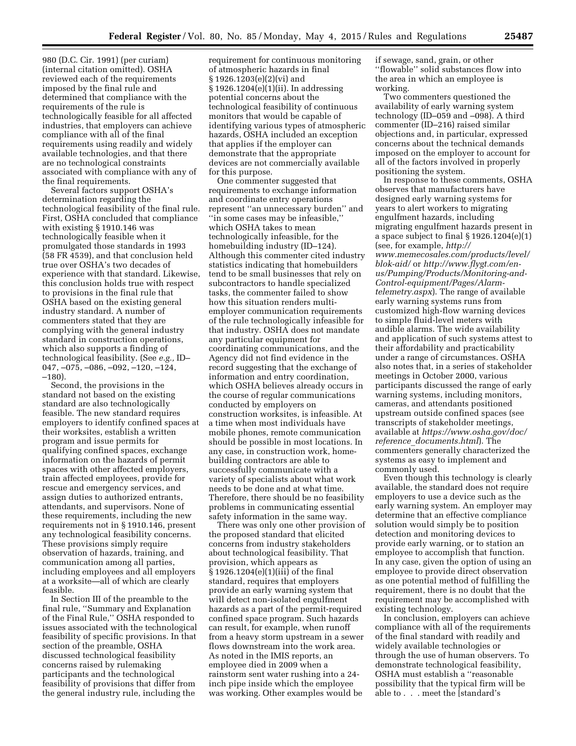980 (D.C. Cir. 1991) (per curiam) (internal citation omitted). OSHA reviewed each of the requirements imposed by the final rule and determined that compliance with the requirements of the rule is technologically feasible for all affected industries, that employers can achieve compliance with all of the final requirements using readily and widely available technologies, and that there are no technological constraints associated with compliance with any of the final requirements.

Several factors support OSHA's determination regarding the technological feasibility of the final rule. First, OSHA concluded that compliance with existing § 1910.146 was technologically feasible when it promulgated those standards in 1993 (58 FR 4539), and that conclusion held true over OSHA's two decades of experience with that standard. Likewise, this conclusion holds true with respect to provisions in the final rule that OSHA based on the existing general industry standard. A number of commenters stated that they are complying with the general industry standard in construction operations, which also supports a finding of technological feasibility. (See *e.g.,* ID–047, –075, –086, –092, –120, –124, –180).

Second, the provisions in the standard not based on the existing standard are also technologically feasible. The new standard requires employers to identify confined spaces at their worksites, establish a written program and issue permits for qualifying confined spaces, exchange information on the hazards of permit spaces with other affected employers, train affected employees, provide for rescue and emergency services, and assign duties to authorized entrants, attendants, and supervisors. None of these requirements, including the new requirements not in § 1910.146, present any technological feasibility concerns. These provisions simply require observation of hazards, training, and communication among all parties, including employees and all employers at a worksite—all of which are clearly feasible.

In Section III of the preamble to the final rule, "Summary and Explanation of the Final Rule," OSHA responded to issues associated with the technological feasibility of specific provisions. In that section of the preamble, OSHA discussed technological feasibility concerns raised by rulemaking participants and the technological feasibility of provisions that differ from the general industry rule, including the requirement for continuous monitoring of atmospheric hazards in final § 1926.1203(e)(2)(vi) and § 1926.1204(e)(1)(ii). In addressing potential concerns about the technological feasibility of continuous monitors that would be capable of identifying various types of atmospheric hazards, OSHA included an exception that applies if the employer can demonstrate that the appropriate devices are not commercially available for this purpose.

One commenter suggested that requirements to exchange information and coordinate entry operations represent "an unnecessary burden" and "in some cases may be infeasible," which OSHA takes to mean technologically infeasible, for the homebuilding industry (ID–124). Although this commenter cited industry statistics indicating that homebuilders tend to be small businesses that rely on subcontractors to handle specialized tasks, the commenter failed to show how this situation renders multi-employer communication requirements of the rule technologically infeasible for that industry. OSHA does not mandate any particular equipment for coordinating communications, and the Agency did not find evidence in the record suggesting that the exchange of information and entry coordination, which OSHA believes already occurs in the course of regular communications conducted by employers on construction worksites, is infeasible. At a time when most individuals have mobile phones, remote communication should be possible in most locations. In any case, in construction work, home-building contractors are able to successfully communicate with a variety of specialists about what work needs to be done and at what time. Therefore, there should be no feasibility problems in communicating essential safety information in the same way.

There was only one other provision of the proposed standard that elicited concerns from industry stakeholders about technological feasibility. That provision, which appears as § 1926.1204(e)(1)(iii) of the final standard, requires that employers provide an early warning system that will detect non-isolated engulfment hazards as a part of the permit-required confined space program. Such hazards can result, for example, when runoff from a heavy storm upstream in a sewer flows downstream into the work area. As noted in the IMIS reports, an employee died in 2009 when a rainstorm sent water rushing into a 24-inch pipe inside which the employee was working. Other examples would be if sewage, sand, grain, or other "flowable" solid substances flow into the area in which an employee is working.

Two commenters questioned the availability of early warning system technology (ID–059 and –098). A third commenter (ID–216) raised similar objections and, in particular, expressed concerns about the technical demands imposed on the employer to account for all of the factors involved in properly positioning the system.

In response to these comments, OSHA observes that manufacturers have designed early warning systems for years to alert workers to migrating engulfment hazards, including migrating engulfment hazards present in a space subject to final § 1926.1204(e)(1) (see, for example, *http://www.memecosales.com/products/level/blok-aid/* or *http://www.flygt.com/en-us/Pumping/Products/Monitoring-and-Control-equipment/Pages/Alarm-telemetry.aspx*). The range of available early warning systems runs from customized high-flow warning devices to simple fluid-level meters with audible alarms. The wide availability and application of such systems attest to their affordability and practicability under a range of circumstances. OSHA also notes that, in a series of stakeholder meetings in October 2000, various participants discussed the range of early warning systems, including monitors, cameras, and attendants positioned upstream outside confined spaces (see transcripts of stakeholder meetings, available at *https://www.osha.gov/doc/reference_documents.html*). The commenters generally characterized the systems as easy to implement and commonly used.

Even though this technology is clearly available, the standard does not require employers to use a device such as the early warning system. An employer may determine that an effective compliance solution would simply be to position detection and monitoring devices to provide early warning, or to station an employee to accomplish that function. In any case, given the option of using an employee to provide direct observation as one potential method of fulfilling the requirement, there is no doubt that the requirement may be accomplished with existing technology.

In conclusion, employers can achieve compliance with all of the requirements of the final standard with readily and widely available technologies or through the use of human observers. To demonstrate technological feasibility, OSHA must establish a "reasonable possibility that the typical firm will be able to . . . meet the [standard's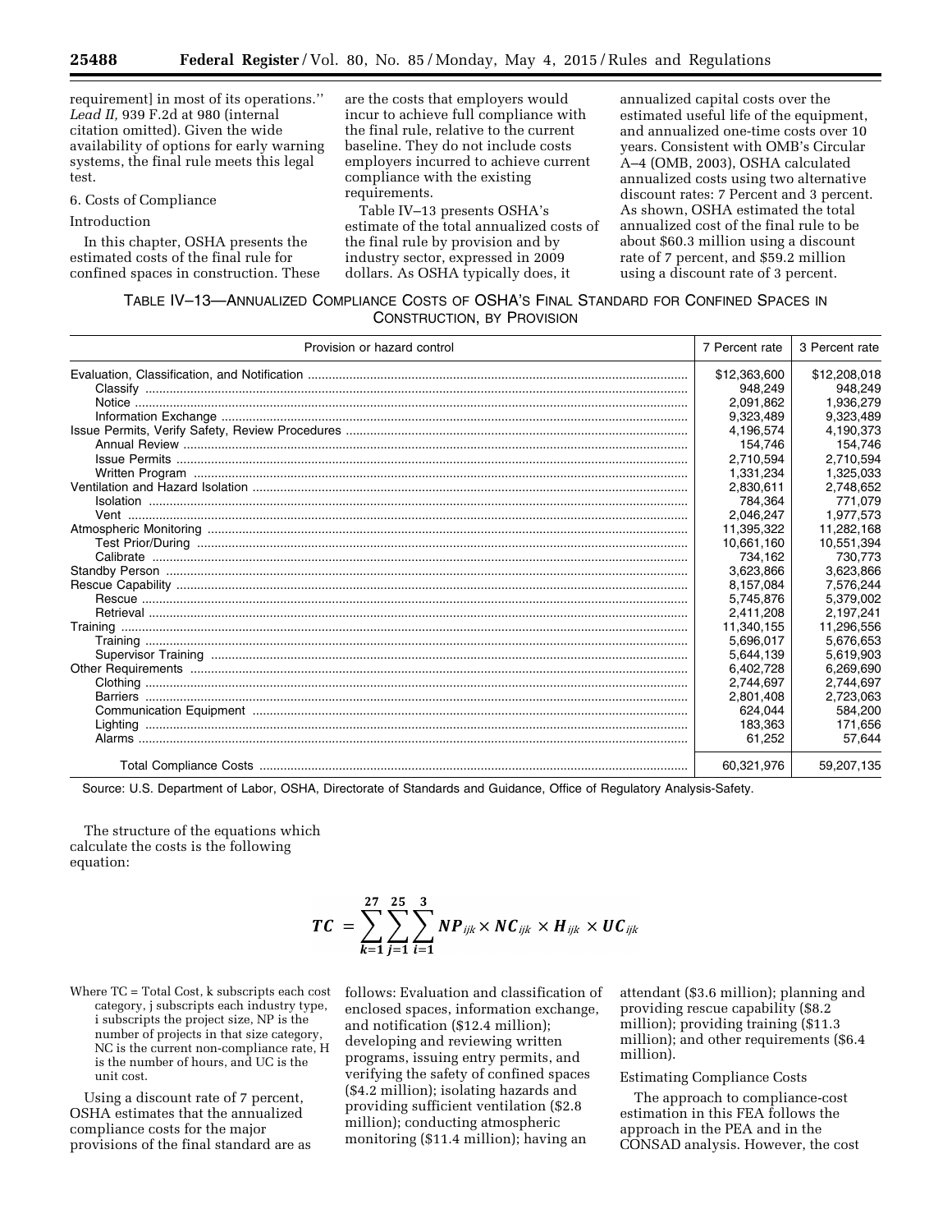requirement] in most of its operations.'' *Lead II,* 939 F.2d at 980 (internal citation omitted). Given the wide availability of options for early warning systems, the final rule meets this legal test.

6. Costs of Compliance

Introduction

In this chapter, OSHA presents the estimated costs of the final rule for confined spaces in construction. These are the costs that employers would incur to achieve full compliance with the final rule, relative to the current baseline. They do not include costs employers incurred to achieve current compliance with the existing requirements.

Table IV–13 presents OSHA's estimate of the total annualized costs of the final rule by provision and by industry sector, expressed in 2009 dollars. As OSHA typically does, it annualized capital costs over the estimated useful life of the equipment, and annualized one-time costs over 10 years. Consistent with OMB's Circular A–4 (OMB, 2003), OSHA calculated annualized costs using two alternative discount rates: 7 Percent and 3 percent. As shown, OSHA estimated the total annualized cost of the final rule to be about \$60.3 million using a discount rate of 7 percent, and \$59.2 million using a discount rate of 3 percent.

TABLE IV–13—ANNUALIZED COMPLIANCE COSTS OF OSHA'S FINAL STANDARD FOR CONFINED SPACES IN CONSTRUCTION, BY PROVISION

| Provision or hazard control | 7 Percent rate | 3 Percent rate |
|---|---|---|
| Evaluation, Classification, and Notification | $12,363,600 | $12,208,018 |
| Classify | 948,249 | 948,249 |
| Notice | 2,091,862 | 1,936,279 |
| Information Exchange | 9,323,489 | 9,323,489 |
| Issue Permits, Verify Safety, Review Procedures | 4,196,574 | 4,190,373 |
| Annual Review | 154,746 | 154,746 |
| Issue Permits | 2,710,594 | 2,710,594 |
| Written Program | 1,331,234 | 1,325,033 |
| Ventilation and Hazard Isolation | 2,830,611 | 2,748,652 |
| Isolation | 784,364 | 771,079 |
| Vent | 2,046,247 | 1,977,573 |
| Atmospheric Monitoring | 11,395,322 | 11,282,168 |
| Test Prior/During | 10,661,160 | 10,551,394 |
| Calibrate | 734,162 | 730,773 |
| Standby Person | 3,623,866 | 3,623,866 |
| Rescue Capability | 8,157,084 | 7,576,244 |
| Rescue | 5,745,876 | 5,379,002 |
| Retrieval | 2,411,208 | 2,197,241 |
| Training | 11,340,155 | 11,296,556 |
| Training | 5,696,017 | 5,676,653 |
| Supervisor Training | 5,644,139 | 5,619,903 |
| Other Requirements | 6,402,728 | 6,269,690 |
| Clothing | 2,744,697 | 2,744,697 |
| Barriers | 2,801,408 | 2,723,063 |
| Communication Equipment | 624,044 | 584,200 |
| Lighting | 183,363 | 171,656 |
| Alarms | 61,252 | 57,644 |
| Total Compliance Costs | 60,321,976 | 59,207,135 |

Source: U.S. Department of Labor, OSHA, Directorate of Standards and Guidance, Office of Regulatory Analysis-Safety.

The structure of the equations which calculate the costs is the following equation:

$$TC = \sum_{k=1}^{27} \sum_{j=1}^{25} \sum_{i=1}^{3} NP_{ijk} \times NC_{ijk} \times H_{ijk} \times UC_{ijk}$$

Where TC = Total Cost, k subscripts each cost category, j subscripts each industry type, i subscripts the project size, NP is the number of projects in that size category, NC is the current non-compliance rate, H is the number of hours, and UC is the unit cost.

Using a discount rate of 7 percent, OSHA estimates that the annualized compliance costs for the major provisions of the final standard are as follows: Evaluation and classification of enclosed spaces, information exchange, and notification (\$12.4 million); developing and reviewing written programs, issuing entry permits, and verifying the safety of confined spaces (\$4.2 million); isolating hazards and providing sufficient ventilation (\$2.8 million); conducting atmospheric monitoring (\$11.4 million); having an attendant (\$3.6 million); planning and providing rescue capability (\$8.2 million); providing training (\$11.3 million); and other requirements (\$6.4 million).

Estimating Compliance Costs

The approach to compliance-cost estimation in this FEA follows the approach in the PEA and in the CONSAD analysis. However, the cost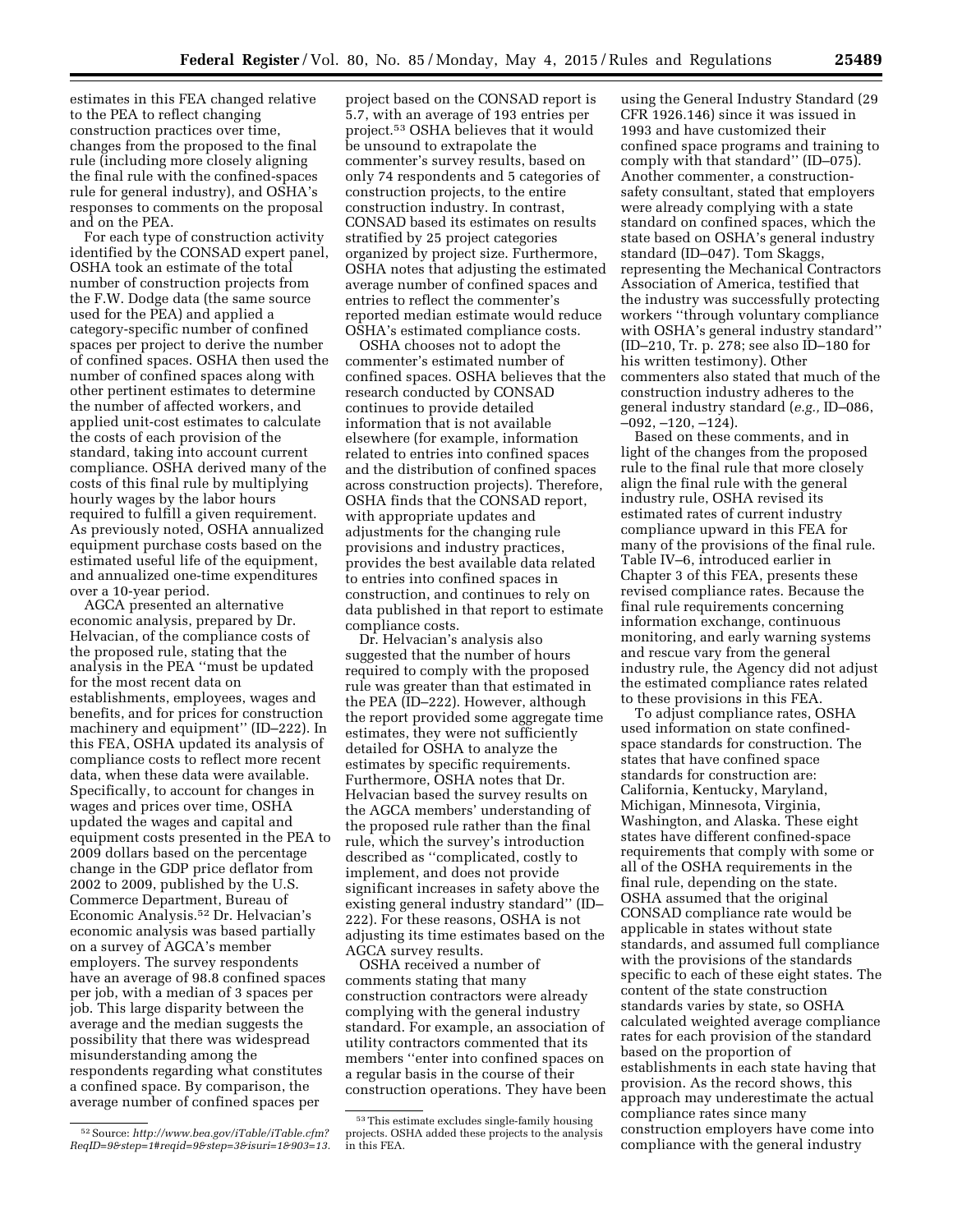estimates in this FEA changed relative to the PEA to reflect changing construction practices over time, changes from the proposed to the final rule (including more closely aligning the final rule with the confined-spaces rule for general industry), and OSHA's responses to comments on the proposal and on the PEA.

For each type of construction activity identified by the CONSAD expert panel, OSHA took an estimate of the total number of construction projects from the F.W. Dodge data (the same source used for the PEA) and applied a category-specific number of confined spaces per project to derive the number of confined spaces. OSHA then used the number of confined spaces along with other pertinent estimates to determine the number of affected workers, and applied unit-cost estimates to calculate the costs of each provision of the standard, taking into account current compliance. OSHA derived many of the costs of this final rule by multiplying hourly wages by the labor hours required to fulfill a given requirement. As previously noted, OSHA annualized equipment purchase costs based on the estimated useful life of the equipment, and annualized one-time expenditures over a 10-year period.

AGCA presented an alternative economic analysis, prepared by Dr. Helvacian, of the compliance costs of the proposed rule, stating that the analysis in the PEA ''must be updated for the most recent data on establishments, employees, wages and benefits, and for prices for construction machinery and equipment'' (ID–222). In this FEA, OSHA updated its analysis of compliance costs to reflect more recent data, when these data were available. Specifically, to account for changes in wages and prices over time, OSHA updated the wages and capital and equipment costs presented in the PEA to 2009 dollars based on the percentage change in the GDP price deflator from 2002 to 2009, published by the U.S. Commerce Department, Bureau of Economic Analysis.[52] Dr. Helvacian's economic analysis was based partially on a survey of AGCA's member employers. The survey respondents have an average of 98.8 confined spaces per job, with a median of 3 spaces per job. This large disparity between the average and the median suggests the possibility that there was widespread misunderstanding among the respondents regarding what constitutes a confined space. By comparison, the average number of confined spaces per project based on the CONSAD report is 5.7, with an average of 193 entries per project.[53] OSHA believes that it would be unsound to extrapolate the commenter's survey results, based on only 74 respondents and 5 categories of construction projects, to the entire construction industry. In contrast, CONSAD based its estimates on results stratified by 25 project categories organized by project size. Furthermore, OSHA notes that adjusting the estimated average number of confined spaces and entries to reflect the commenter's reported median estimate would reduce OSHA's estimated compliance costs.

OSHA chooses not to adopt the commenter's estimated number of confined spaces. OSHA believes that the research conducted by CONSAD continues to provide detailed information that is not available elsewhere (for example, information related to entries into confined spaces and the distribution of confined spaces across construction projects). Therefore, OSHA finds that the CONSAD report, with appropriate updates and adjustments for the changing rule provisions and industry practices, provides the best available data related to entries into confined spaces in construction, and continues to rely on data published in that report to estimate compliance costs.

Dr. Helvacian's analysis also suggested that the number of hours required to comply with the proposed rule was greater than that estimated in the PEA (ID–222). However, although the report provided some aggregate time estimates, they were not sufficiently detailed for OSHA to analyze the estimates by specific requirements. Furthermore, OSHA notes that Dr. Helvacian based the survey results on the AGCA members' understanding of the proposed rule rather than the final rule, which the survey's introduction described as ''complicated, costly to implement, and does not provide significant increases in safety above the existing general industry standard'' (ID–222). For these reasons, OSHA is not adjusting its time estimates based on the AGCA survey results.

OSHA received a number of comments stating that many construction contractors were already complying with the general industry standard. For example, an association of utility contractors commented that its members ''enter into confined spaces on a regular basis in the course of their construction operations. They have been using the General Industry Standard (29 CFR 1926.146) since it was issued in 1993 and have customized their confined space programs and training to comply with that standard'' (ID–075). Another commenter, a construction-safety consultant, stated that employers were already complying with a state standard on confined spaces, which the state based on OSHA's general industry standard (ID–047). Tom Skaggs, representing the Mechanical Contractors Association of America, testified that the industry was successfully protecting workers ''through voluntary compliance with OSHA's general industry standard'' (ID–210, Tr. p. 278; see also ID–180 for his written testimony). Other commenters also stated that much of the construction industry adheres to the general industry standard (*e.g.,* ID–086, –092, –120, –124).

Based on these comments, and in light of the changes from the proposed rule to the final rule that more closely align the final rule with the general industry rule, OSHA revised its estimated rates of current industry compliance upward in this FEA for many of the provisions of the final rule. Table IV–6, introduced earlier in Chapter 3 of this FEA, presents these revised compliance rates. Because the final rule requirements concerning information exchange, continuous monitoring, and early warning systems and rescue vary from the general industry rule, the Agency did not adjust the estimated compliance rates related to these provisions in this FEA.

To adjust compliance rates, OSHA used information on state confined-space standards for construction. The states that have confined space standards for construction are: California, Kentucky, Maryland, Michigan, Minnesota, Virginia, Washington, and Alaska. These eight states have different confined-space requirements that comply with some or all of the OSHA requirements in the final rule, depending on the state. OSHA assumed that the original CONSAD compliance rate would be applicable in states without state standards, and assumed full compliance with the provisions of the standards specific to each of these eight states. The content of the state construction standards varies by state, so OSHA calculated weighted average compliance rates for each provision of the standard based on the proportion of establishments in each state having that provision. As the record shows, this approach may underestimate the actual compliance rates since many construction employers have come into compliance with the general industry

[52] Source: *http://www.bea.gov/iTable/iTable.cfm?ReqID=9&step=1#reqid=9&step=3&isuri=1&903=13.*

[53] This estimate excludes single-family housing projects. OSHA added these projects to the analysis in this FEA.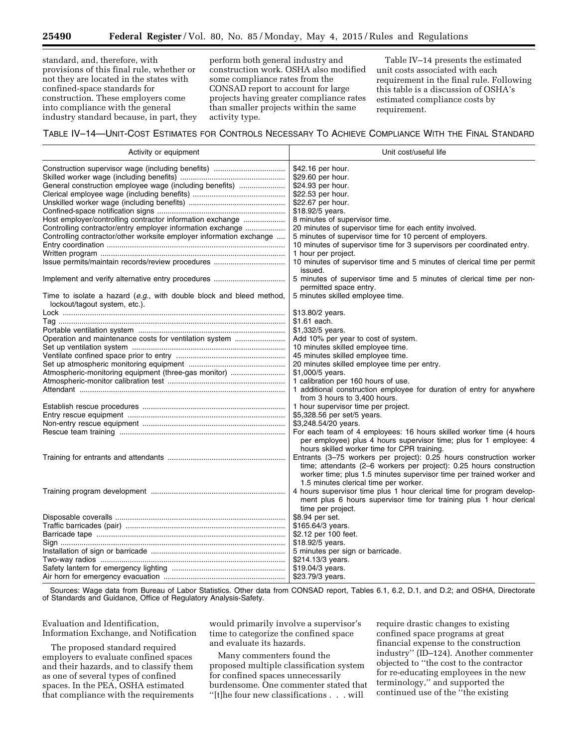standard, and, therefore, with provisions of this final rule, whether or not they are located in the states with confined-space standards for construction. These employers come into compliance with the general industry standard because, in part, they perform both general industry and construction work. OSHA also modified some compliance rates from the CONSAD report to account for large projects having greater compliance rates than smaller projects within the same activity type.

Table IV–14 presents the estimated unit costs associated with each requirement in the final rule. Following this table is a discussion of OSHA's estimated compliance costs by requirement.

TABLE IV–14—UNIT-COST ESTIMATES FOR CONTROLS NECESSARY TO ACHIEVE COMPLIANCE WITH THE FINAL STANDARD

| Activity or equipment | Unit cost/useful life |
|---|---|
| Construction supervisor wage (including benefits) | $42.16 per hour. |
| Skilled worker wage (including benefits) | $29.60 per hour. |
| General construction employee wage (including benefits) | $24.93 per hour. |
| Clerical employee wage (including benefits) | $22.53 per hour. |
| Unskilled worker wage (including benefits) | $22.67 per hour. |
| Confined-space notification signs | $18.92/5 years. |
| Host employer/controlling contractor information exchange | 8 minutes of supervisor time. |
| Controlling contractor/entry employer information exchange | 20 minutes of supervisor time for each entity involved. |
| Controlling contractor/other worksite employer information exchange | 5 minutes of supervisor time for 10 percent of employers. |
| Entry coordination | 10 minutes of supervisor time for 3 supervisors per coordinated entry. |
| Written program | 1 hour per project. |
| Issue permits/maintain records/review procedures | 10 minutes of supervisor time and 5 minutes of clerical time per permit issued. |
| Implement and verify alternative entry procedures | 5 minutes of supervisor time and 5 minutes of clerical time per non-permitted space entry. |
| Time to isolate a hazard (*e.g.,* with double block and bleed method, lockout/tagout system, etc.). | 5 minutes skilled employee time. |
| Lock | $13.80/2 years. |
| Tag | $1.61 each. |
| Portable ventilation system | $1,332/5 years. |
| Operation and maintenance costs for ventilation system | Add 10% per year to cost of system. |
| Set up ventilation system | 10 minutes skilled employee time. |
| Ventilate confined space prior to entry | 45 minutes skilled employee time. |
| Set up atmospheric monitoring equipment | 20 minutes skilled employee time per entry. |
| Atmospheric-monitoring equipment (three-gas monitor) | $1,000/5 years. |
| Atmospheric-monitor calibration test | 1 calibration per 160 hours of use. |
| Attendant | 1 additional construction employee for duration of entry for anywhere from 3 hours to 3,400 hours. |
| Establish rescue procedures | 1 hour supervisor time per project. |
| Entry rescue equipment | $5,328.56 per set/5 years. |
| Non-entry rescue equipment | $3,248.54/20 years. |
| Rescue team training | For each team of 4 employees: 16 hours skilled worker time (4 hours per employee) plus 4 hours supervisor time; plus for 1 employee: 4 hours skilled worker time for CPR training. |
| Training for entrants and attendants | Entrants (3–75 workers per project): 0.25 hours construction worker time; attendants (2–6 workers per project): 0.25 hours construction worker time; plus 1.5 minutes supervisor time per trained worker and 1.5 minutes clerical time per worker. |
| Training program development | 4 hours supervisor time plus 1 hour clerical time for program development plus 6 hours supervisor time for training plus 1 hour clerical time per project. |
| Disposable coveralls | $8.94 per set. |
| Traffic barricades (pair) | $165.64/3 years. |
| Barricade tape | $2.12 per 100 feet. |
| Sign | $18.92/5 years. |
| Installation of sign or barricade | 5 minutes per sign or barricade. |
| Two-way radios | $214.13/3 years. |
| Safety lantern for emergency lighting | $19.04/3 years. |
| Air horn for emergency evacuation | $23.79/3 years. |

Sources: Wage data from Bureau of Labor Statistics. Other data from CONSAD report, Tables 6.1, 6.2, D.1, and D.2; and OSHA, Directorate of Standards and Guidance, Office of Regulatory Analysis-Safety.

Evaluation and Identification, Information Exchange, and Notification

The proposed standard required employers to evaluate confined spaces and their hazards, and to classify them as one of several types of confined spaces. In the PEA, OSHA estimated that compliance with the requirements would primarily involve a supervisor's time to categorize the confined space and evaluate its hazards.

Many commenters found the proposed multiple classification system for confined spaces unnecessarily burdensome. One commenter stated that "[t]he four new classifications . . . will require drastic changes to existing confined space programs at great financial expense to the construction industry" (ID–124). Another commenter objected to "the cost to the contractor for re-educating employees in the new terminology," and supported the continued use of the "the existing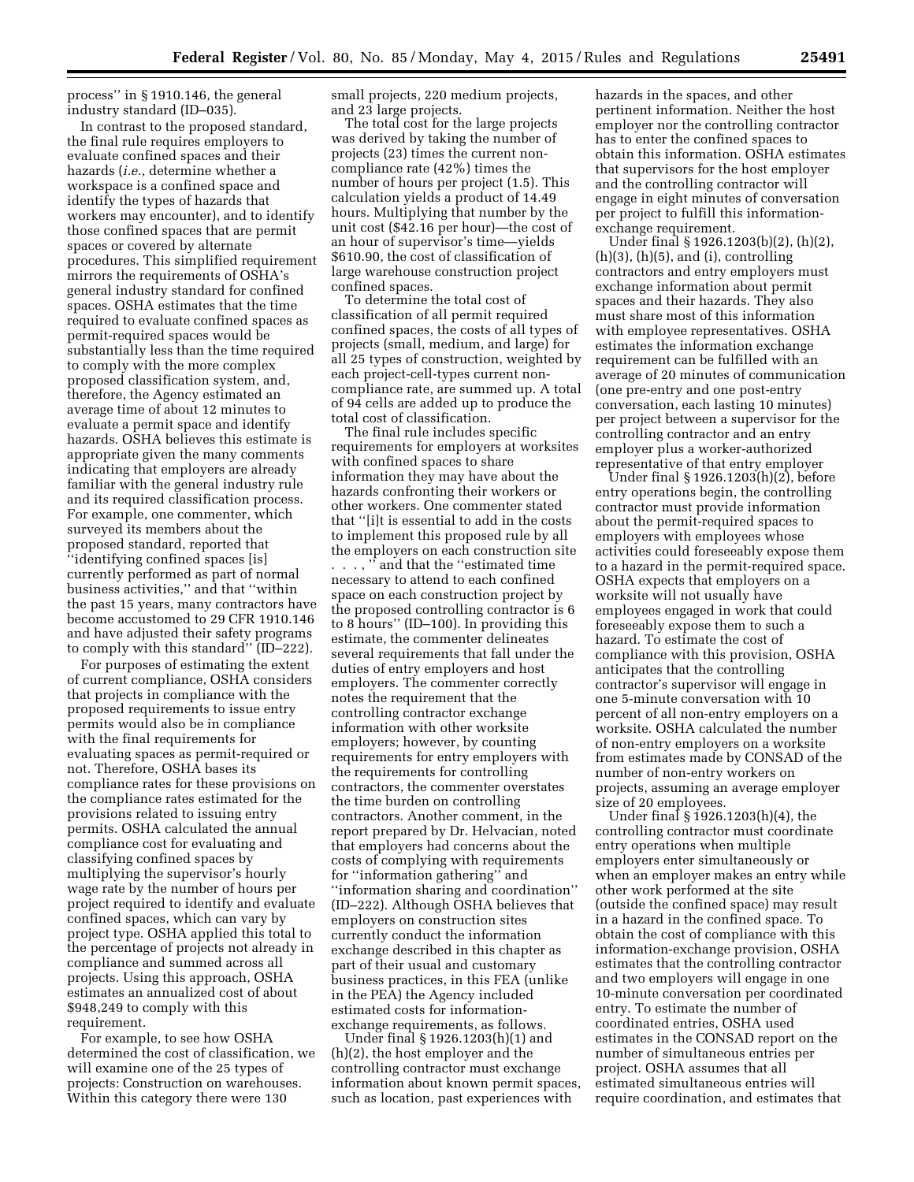process'' in § 1910.146, the general industry standard (ID–035).

In contrast to the proposed standard, the final rule requires employers to evaluate confined spaces and their hazards (*i.e.,* determine whether a workspace is a confined space and identify the types of hazards that workers may encounter), and to identify those confined spaces that are permit spaces or covered by alternate procedures. This simplified requirement mirrors the requirements of OSHA's general industry standard for confined spaces. OSHA estimates that the time required to evaluate confined spaces as permit-required spaces would be substantially less than the time required to comply with the more complex proposed classification system, and, therefore, the Agency estimated an average time of about 12 minutes to evaluate a permit space and identify hazards. OSHA believes this estimate is appropriate given the many comments indicating that employers are already familiar with the general industry rule and its required classification process. For example, one commenter, which surveyed its members about the proposed standard, reported that ''identifying confined spaces [is] currently performed as part of normal business activities,'' and that ''within the past 15 years, many contractors have become accustomed to 29 CFR 1910.146 and have adjusted their safety programs to comply with this standard'' (ID–222).

For purposes of estimating the extent of current compliance, OSHA considers that projects in compliance with the proposed requirements to issue entry permits would also be in compliance with the final requirements for evaluating spaces as permit-required or not. Therefore, OSHA bases its compliance rates for these provisions on the compliance rates estimated for the provisions related to issuing entry permits. OSHA calculated the annual compliance cost for evaluating and classifying confined spaces by multiplying the supervisor's hourly wage rate by the number of hours per project required to identify and evaluate confined spaces, which can vary by project type. OSHA applied this total to the percentage of projects not already in compliance and summed across all projects. Using this approach, OSHA estimates an annualized cost of about $948,249 to comply with this requirement.

For example, to see how OSHA determined the cost of classification, we will examine one of the 25 types of projects: Construction on warehouses. Within this category there were 130 small projects, 220 medium projects, and 23 large projects.

The total cost for the large projects was derived by taking the number of projects (23) times the current non-compliance rate (42%) times the number of hours per project (1.5). This calculation yields a product of 14.49 hours. Multiplying that number by the unit cost ($42.16 per hour)—the cost of an hour of supervisor's time—yields $610.90, the cost of classification of large warehouse construction project confined spaces.

To determine the total cost of classification of all permit required confined spaces, the costs of all types of projects (small, medium, and large) for all 25 types of construction, weighted by each project-cell-types current non-compliance rate, are summed up. A total of 94 cells are added up to produce the total cost of classification.

The final rule includes specific requirements for employers at worksites with confined spaces to share information they may have about the hazards confronting their workers or other workers. One commenter stated that ''[i]t is essential to add in the costs to implement this proposed rule by all the employers on each construction site . . . ,'' and that the ''estimated time necessary to attend to each confined space on each construction project by the proposed controlling contractor is 6 to 8 hours'' (ID–100). In providing this estimate, the commenter delineates several requirements that fall under the duties of entry employers and host employers. The commenter correctly notes the requirement that the controlling contractor exchange information with other worksite employers; however, by counting requirements for entry employers with the requirements for controlling contractors, the commenter overstates the time burden on controlling contractors. Another comment, in the report prepared by Dr. Helvacian, noted that employers had concerns about the costs of complying with requirements for ''information gathering'' and ''information sharing and coordination'' (ID–222). Although OSHA believes that employers on construction sites currently conduct the information exchange described in this chapter as part of their usual and customary business practices, in this FEA (unlike in the PEA) the Agency included estimated costs for information-exchange requirements, as follows.

Under final § 1926.1203(h)(1) and (h)(2), the host employer and the controlling contractor must exchange information about known permit spaces, such as location, past experiences with hazards in the spaces, and other pertinent information. Neither the host employer nor the controlling contractor has to enter the confined spaces to obtain this information. OSHA estimates that supervisors for the host employer and the controlling contractor will engage in eight minutes of conversation per project to fulfill this information-exchange requirement.

Under final § 1926.1203(b)(2), (h)(2), (h)(3), (h)(5), and (i), controlling contractors and entry employers must exchange information about permit spaces and their hazards. They also must share most of this information with employee representatives. OSHA estimates the information exchange requirement can be fulfilled with an average of 20 minutes of communication (one pre-entry and one post-entry conversation, each lasting 10 minutes) per project between a supervisor for the controlling contractor and an entry employer plus a worker-authorized representative of that entry employer

Under final § 1926.1203(h)(2), before entry operations begin, the controlling contractor must provide information about the permit-required spaces to employers with employees whose activities could foreseeably expose them to a hazard in the permit-required space. OSHA expects that employers on a worksite will not usually have employees engaged in work that could foreseeably expose them to such a hazard. To estimate the cost of compliance with this provision, OSHA anticipates that the controlling contractor's supervisor will engage in one 5-minute conversation with 10 percent of all non-entry employers on a worksite. OSHA calculated the number of non-entry employers on a worksite from estimates made by CONSAD of the number of non-entry workers on projects, assuming an average employer size of 20 employees.

Under final § 1926.1203(h)(4), the controlling contractor must coordinate entry operations when multiple employers enter simultaneously or when an employer makes an entry while other work performed at the site (outside the confined space) may result in a hazard in the confined space. To obtain the cost of compliance with this information-exchange provision, OSHA estimates that the controlling contractor and two employers will engage in one 10-minute conversation per coordinated entry. To estimate the number of coordinated entries, OSHA used estimates in the CONSAD report on the number of simultaneous entries per project. OSHA assumes that all estimated simultaneous entries will require coordination, and estimates that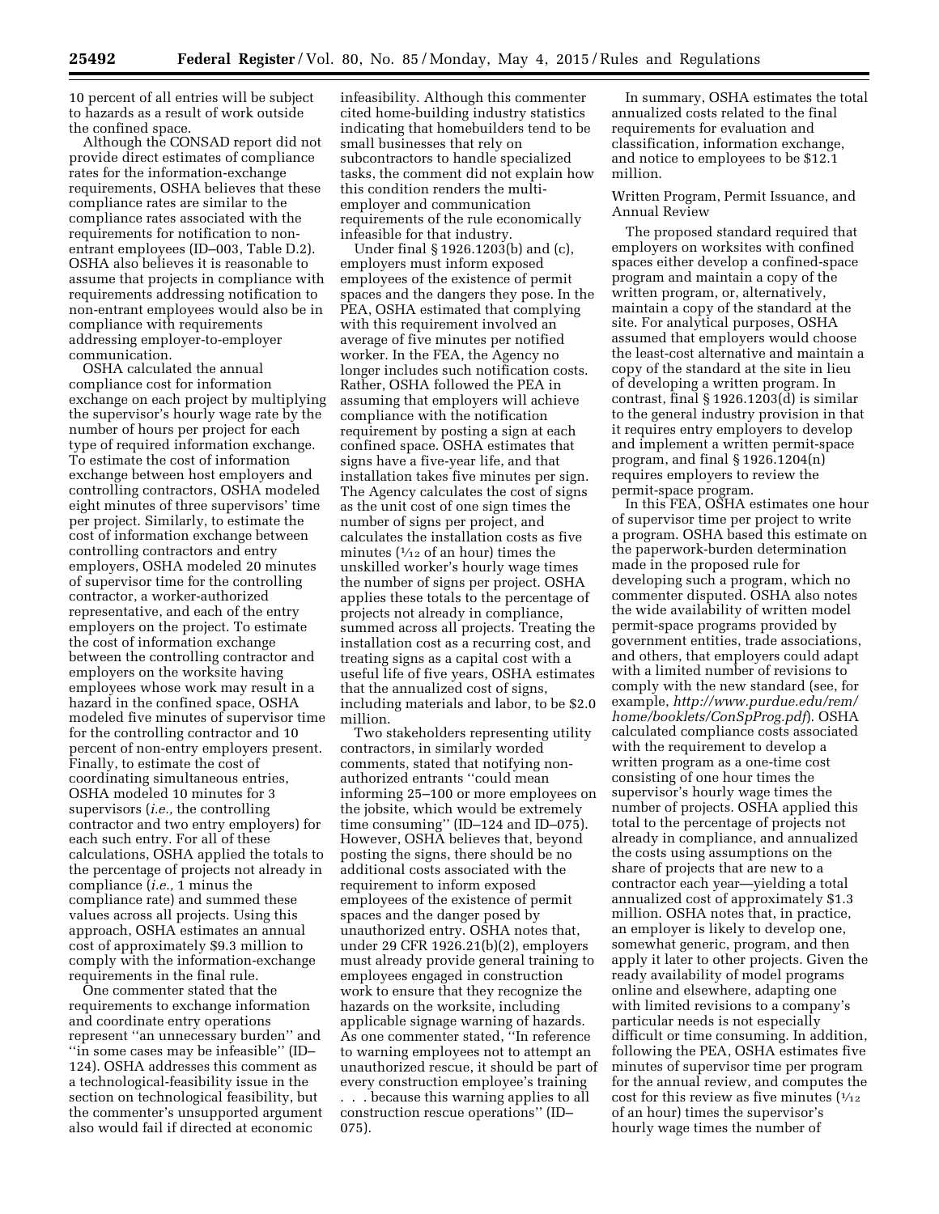10 percent of all entries will be subject to hazards as a result of work outside the confined space.

Although the CONSAD report did not provide direct estimates of compliance rates for the information-exchange requirements, OSHA believes that these compliance rates are similar to the compliance rates associated with the requirements for notification to non-entrant employees (ID–003, Table D.2). OSHA also believes it is reasonable to assume that projects in compliance with requirements addressing notification to non-entrant employees would also be in compliance with requirements addressing employer-to-employer communication.

OSHA calculated the annual compliance cost for information exchange on each project by multiplying the supervisor's hourly wage rate by the number of hours per project for each type of required information exchange. To estimate the cost of information exchange between host employers and controlling contractors, OSHA modeled eight minutes of three supervisors' time per project. Similarly, to estimate the cost of information exchange between controlling contractors and entry employers, OSHA modeled 20 minutes of supervisor time for the controlling contractor, a worker-authorized representative, and each of the entry employers on the project. To estimate the cost of information exchange between the controlling contractor and employers on the worksite having employees whose work may result in a hazard in the confined space, OSHA modeled five minutes of supervisor time for the controlling contractor and 10 percent of non-entry employers present. Finally, to estimate the cost of coordinating simultaneous entries, OSHA modeled 10 minutes for 3 supervisors (*i.e.,* the controlling contractor and two entry employers) for each such entry. For all of these calculations, OSHA applied the totals to the percentage of projects not already in compliance (*i.e.,* 1 minus the compliance rate) and summed these values across all projects. Using this approach, OSHA estimates an annual cost of approximately $9.3 million to comply with the information-exchange requirements in the final rule.

One commenter stated that the requirements to exchange information and coordinate entry operations represent ''an unnecessary burden'' and ''in some cases may be infeasible'' (ID–124). OSHA addresses this comment as a technological-feasibility issue in the section on technological feasibility, but the commenter's unsupported argument also would fail if directed at economic infeasibility. Although this commenter cited home-building industry statistics indicating that homebuilders tend to be small businesses that rely on subcontractors to handle specialized tasks, the comment did not explain how this condition renders the multi-employer and communication requirements of the rule economically infeasible for that industry.

Under final § 1926.1203(b) and (c), employers must inform exposed employees of the existence of permit spaces and the dangers they pose. In the PEA, OSHA estimated that complying with this requirement involved an average of five minutes per notified worker. In the FEA, the Agency no longer includes such notification costs. Rather, OSHA followed the PEA in assuming that employers will achieve compliance with the notification requirement by posting a sign at each confined space. OSHA estimates that signs have a five-year life, and that installation takes five minutes per sign. The Agency calculates the cost of signs as the unit cost of one sign times the number of signs per project, and calculates the installation costs as five minutes (1⁄12 of an hour) times the unskilled worker's hourly wage times the number of signs per project. OSHA applies these totals to the percentage of projects not already in compliance, summed across all projects. Treating the installation cost as a recurring cost, and treating signs as a capital cost with a useful life of five years, OSHA estimates that the annualized cost of signs, including materials and labor, to be $2.0 million.

Two stakeholders representing utility contractors, in similarly worded comments, stated that notifying non-authorized entrants ''could mean informing 25–100 or more employees on the jobsite, which would be extremely time consuming'' (ID–124 and ID–075). However, OSHA believes that, beyond posting the signs, there should be no additional costs associated with the requirement to inform exposed employees of the existence of permit spaces and the danger posed by unauthorized entry. OSHA notes that, under 29 CFR 1926.21(b)(2), employers must already provide general training to employees engaged in construction work to ensure that they recognize the hazards on the worksite, including applicable signage warning of hazards. As one commenter stated, ''In reference to warning employees not to attempt an unauthorized rescue, it should be part of every construction employee's training . . . because this warning applies to all construction rescue operations'' (ID–075).

In summary, OSHA estimates the total annualized costs related to the final requirements for evaluation and classification, information exchange, and notice to employees to be $12.1 million.

Written Program, Permit Issuance, and Annual Review

The proposed standard required that employers on worksites with confined spaces either develop a confined-space program and maintain a copy of the written program, or, alternatively, maintain a copy of the standard at the site. For analytical purposes, OSHA assumed that employers would choose the least-cost alternative and maintain a copy of the standard at the site in lieu of developing a written program. In contrast, final § 1926.1203(d) is similar to the general industry provision in that it requires entry employers to develop and implement a written permit-space program, and final § 1926.1204(n) requires employers to review the permit-space program.

In this FEA, OSHA estimates one hour of supervisor time per project to write a program. OSHA based this estimate on the paperwork-burden determination made in the proposed rule for developing such a program, which no commenter disputed. OSHA also notes the wide availability of written model permit-space programs provided by government entities, trade associations, and others, that employers could adapt with a limited number of revisions to comply with the new standard (see, for example, *http://www.purdue.edu/rem/home/booklets/ConSpProg.pdf*). OSHA calculated compliance costs associated with the requirement to develop a written program as a one-time cost consisting of one hour times the supervisor's hourly wage times the number of projects. OSHA applied this total to the percentage of projects not already in compliance, and annualized the costs using assumptions on the share of projects that are new to a contractor each year—yielding a total annualized cost of approximately $1.3 million. OSHA notes that, in practice, an employer is likely to develop one, somewhat generic, program, and then apply it later to other projects. Given the ready availability of model programs online and elsewhere, adapting one with limited revisions to a company's particular needs is not especially difficult or time consuming. In addition, following the PEA, OSHA estimates five minutes of supervisor time per program for the annual review, and computes the cost for this review as five minutes (1⁄12 of an hour) times the supervisor's hourly wage times the number of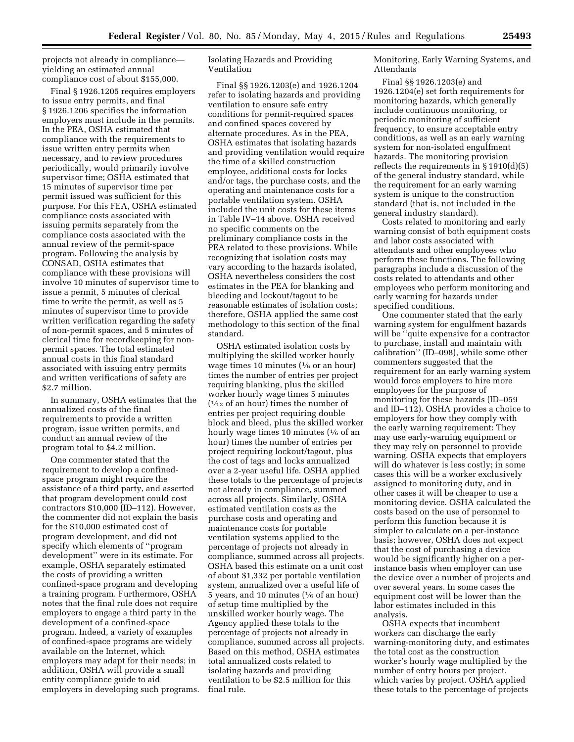projects not already in compliance—yielding an estimated annual compliance cost of about $155,000.

Final § 1926.1205 requires employers to issue entry permits, and final § 1926.1206 specifies the information employers must include in the permits. In the PEA, OSHA estimated that compliance with the requirements to issue written entry permits when necessary, and to review procedures periodically, would primarily involve supervisor time; OSHA estimated that 15 minutes of supervisor time per permit issued was sufficient for this purpose. For this FEA, OSHA estimated compliance costs associated with issuing permits separately from the compliance costs associated with the annual review of the permit-space program. Following the analysis by CONSAD, OSHA estimates that compliance with these provisions will involve 10 minutes of supervisor time to issue a permit, 5 minutes of clerical time to write the permit, as well as 5 minutes of supervisor time to provide written verification regarding the safety of non-permit spaces, and 5 minutes of clerical time for recordkeeping for non-permit spaces. The total estimated annual costs in this final standard associated with issuing entry permits and written verifications of safety are $2.7 million.

In summary, OSHA estimates that the annualized costs of the final requirements to provide a written program, issue written permits, and conduct an annual review of the program total to $4.2 million.

One commenter stated that the requirement to develop a confined-space program might require the assistance of a third party, and asserted that program development could cost contractors $10,000 (ID–112). However, the commenter did not explain the basis for the $10,000 estimated cost of program development, and did not specify which elements of "program development" were in its estimate. For example, OSHA separately estimated the costs of providing a written confined-space program and developing a training program. Furthermore, OSHA notes that the final rule does not require employers to engage a third party in the development of a confined-space program. Indeed, a variety of examples of confined-space programs are widely available on the Internet, which employers may adapt for their needs; in addition, OSHA will provide a small entity compliance guide to aid employers in developing such programs.

Isolating Hazards and Providing Ventilation

Final §§ 1926.1203(e) and 1926.1204 refer to isolating hazards and providing ventilation to ensure safe entry conditions for permit-required spaces and confined spaces covered by alternate procedures. As in the PEA, OSHA estimates that isolating hazards and providing ventilation would require the time of a skilled construction employee, additional costs for locks and/or tags, the purchase costs, and the operating and maintenance costs for a portable ventilation system. OSHA included the unit costs for these items in Table IV–14 above. OSHA received no specific comments on the preliminary compliance costs in the PEA related to these provisions. While recognizing that isolation costs may vary according to the hazards isolated, OSHA nevertheless considers the cost estimates in the PEA for blanking and bleeding and lockout/tagout to be reasonable estimates of isolation costs; therefore, OSHA applied the same cost methodology to this section of the final standard.

OSHA estimated isolation costs by multiplying the skilled worker hourly wage times 10 minutes (1/6 or an hour) times the number of entries per project requiring blanking, plus the skilled worker hourly wage times 5 minutes (1/12 of an hour) times the number of entries per project requiring double block and bleed, plus the skilled worker hourly wage times 10 minutes (1/6 of an hour) times the number of entries per project requiring lockout/tagout, plus the cost of tags and locks annualized over a 2-year useful life. OSHA applied these totals to the percentage of projects not already in compliance, summed across all projects. Similarly, OSHA estimated ventilation costs as the purchase costs and operating and maintenance costs for portable ventilation systems applied to the percentage of projects not already in compliance, summed across all projects. OSHA based this estimate on a unit cost of about $1,332 per portable ventilation system, annualized over a useful life of 5 years, and 10 minutes (1/6 of an hour) of setup time multiplied by the unskilled worker hourly wage. The Agency applied these totals to the percentage of projects not already in compliance, summed across all projects. Based on this method, OSHA estimates total annualized costs related to isolating hazards and providing ventilation to be $2.5 million for this final rule.

Monitoring, Early Warning Systems, and Attendants

Final §§ 1926.1203(e) and 1926.1204(e) set forth requirements for monitoring hazards, which generally include continuous monitoring, or periodic monitoring of sufficient frequency, to ensure acceptable entry conditions, as well as an early warning system for non-isolated engulfment hazards. The monitoring provision reflects the requirements in § 1910(d)(5) of the general industry standard, while the requirement for an early warning system is unique to the construction standard (that is, not included in the general industry standard).

Costs related to monitoring and early warning consist of both equipment costs and labor costs associated with attendants and other employees who perform these functions. The following paragraphs include a discussion of the costs related to attendants and other employees who perform monitoring and early warning for hazards under specified conditions.

One commenter stated that the early warning system for engulfment hazards will be "quite expensive for a contractor to purchase, install and maintain with calibration" (ID–098), while some other commenters suggested that the requirement for an early warning system would force employers to hire more employees for the purpose of monitoring for these hazards (ID–059 and ID–112). OSHA provides a choice to employers for how they comply with the early warning requirement: They may use early-warning equipment or they may rely on personnel to provide warning. OSHA expects that employers will do whatever is less costly; in some cases this will be a worker exclusively assigned to monitoring duty, and in other cases it will be cheaper to use a monitoring device. OSHA calculated the costs based on the use of personnel to perform this function because it is simpler to calculate on a per-instance basis; however, OSHA does not expect that the cost of purchasing a device would be significantly higher on a per-instance basis when employer can use the device over a number of projects and over several years. In some cases the equipment cost will be lower than the labor estimates included in this analysis.

OSHA expects that incumbent workers can discharge the early warning-monitoring duty, and estimates the total cost as the construction worker's hourly wage multiplied by the number of entry hours per project, which varies by project. OSHA applied these totals to the percentage of projects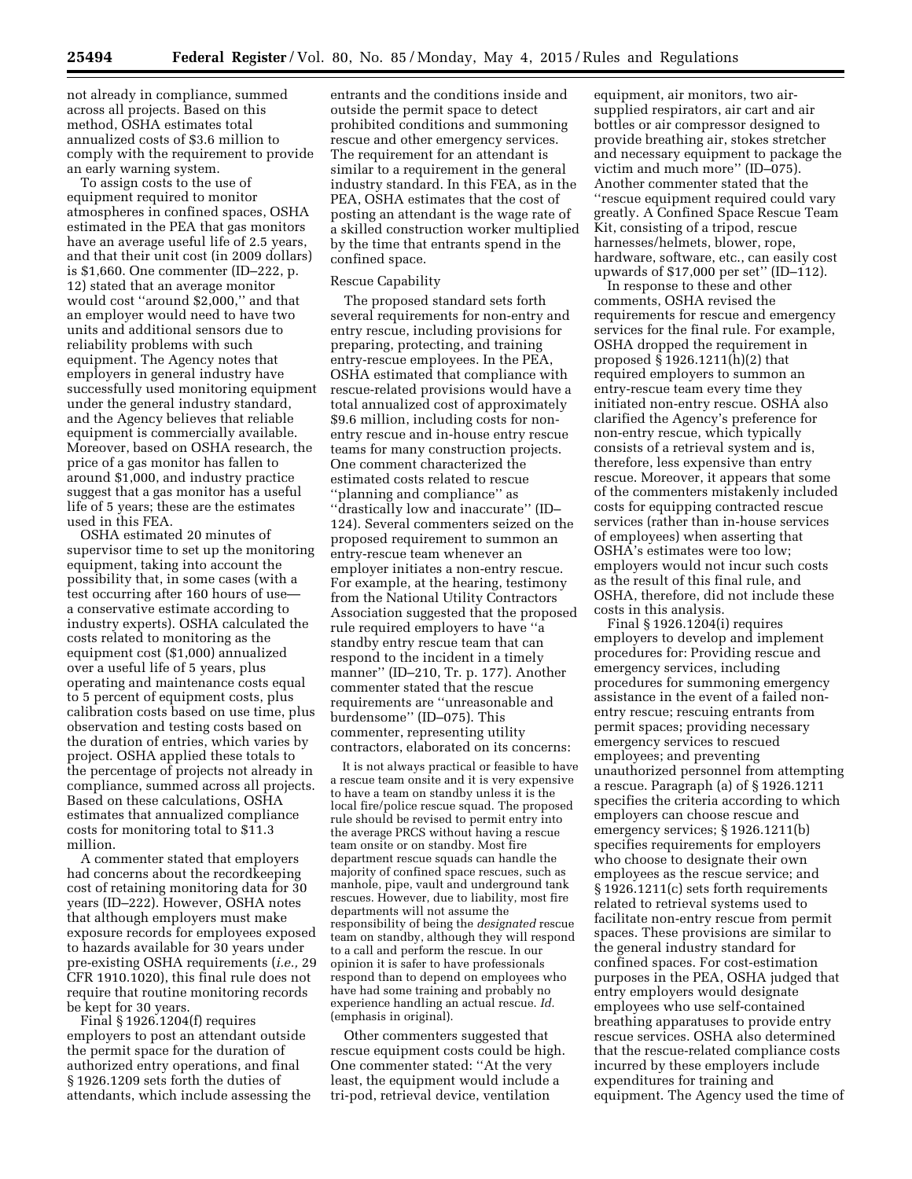not already in compliance, summed across all projects. Based on this method, OSHA estimates total annualized costs of $3.6 million to comply with the requirement to provide an early warning system.

To assign costs to the use of equipment required to monitor atmospheres in confined spaces, OSHA estimated in the PEA that gas monitors have an average useful life of 2.5 years, and that their unit cost (in 2009 dollars) is $1,660. One commenter (ID–222, p. 12) stated that an average monitor would cost ''around $2,000,'' and that an employer would need to have two units and additional sensors due to reliability problems with such equipment. The Agency notes that employers in general industry have successfully used monitoring equipment under the general industry standard, and the Agency believes that reliable equipment is commercially available. Moreover, based on OSHA research, the price of a gas monitor has fallen to around $1,000, and industry practice suggest that a gas monitor has a useful life of 5 years; these are the estimates used in this FEA.

OSHA estimated 20 minutes of supervisor time to set up the monitoring equipment, taking into account the possibility that, in some cases (with a test occurring after 160 hours of use—a conservative estimate according to industry experts). OSHA calculated the costs related to monitoring as the equipment cost ($1,000) annualized over a useful life of 5 years, plus operating and maintenance costs equal to 5 percent of equipment costs, plus calibration costs based on use time, plus observation and testing costs based on the duration of entries, which varies by project. OSHA applied these totals to the percentage of projects not already in compliance, summed across all projects. Based on these calculations, OSHA estimates that annualized compliance costs for monitoring total to $11.3 million.

A commenter stated that employers had concerns about the recordkeeping cost of retaining monitoring data for 30 years (ID–222). However, OSHA notes that although employers must make exposure records for employees exposed to hazards available for 30 years under pre-existing OSHA requirements (*i.e.,* 29 CFR 1910.1020), this final rule does not require that routine monitoring records be kept for 30 years.

Final § 1926.1204(f) requires employers to post an attendant outside the permit space for the duration of authorized entry operations, and final § 1926.1209 sets forth the duties of attendants, which include assessing the entrants and the conditions inside and outside the permit space to detect prohibited conditions and summoning rescue and other emergency services. The requirement for an attendant is similar to a requirement in the general industry standard. In this FEA, as in the PEA, OSHA estimates that the cost of posting an attendant is the wage rate of a skilled construction worker multiplied by the time that entrants spend in the confined space.

Rescue Capability

The proposed standard sets forth several requirements for non-entry and entry rescue, including provisions for preparing, protecting, and training entry-rescue employees. In the PEA, OSHA estimated that compliance with rescue-related provisions would have a total annualized cost of approximately $9.6 million, including costs for non-entry rescue and in-house entry rescue teams for many construction projects. One comment characterized the estimated costs related to rescue ''planning and compliance'' as ''drastically low and inaccurate'' (ID–124). Several commenters seized on the proposed requirement to summon an entry-rescue team whenever an employer initiates a non-entry rescue. For example, at the hearing, testimony from the National Utility Contractors Association suggested that the proposed rule required employers to have ''a standby entry rescue team that can respond to the incident in a timely manner'' (ID–210, Tr. p. 177). Another commenter stated that the rescue requirements are ''unreasonable and burdensome'' (ID–075). This commenter, representing utility contractors, elaborated on its concerns:

> It is not always practical or feasible to have a rescue team onsite and it is very expensive to have a team on standby unless it is the local fire/police rescue squad. The proposed rule should be revised to permit entry into the average PRCS without having a rescue team onsite or on standby. Most fire department rescue squads can handle the majority of confined space rescues, such as manhole, pipe, vault and underground tank rescues. However, due to liability, most fire departments will not assume the responsibility of being the *designated* rescue team on standby, although they will respond to a call and perform the rescue. In our opinion it is safer to have professionals respond than to depend on employees who have had some training and probably no experience handling an actual rescue. *Id.* (emphasis in original).

Other commenters suggested that rescue equipment costs could be high. One commenter stated: ''At the very least, the equipment would include a tri-pod, retrieval device, ventilation equipment, air monitors, two air-supplied respirators, air cart and air bottles or air compressor designed to provide breathing air, stokes stretcher and necessary equipment to package the victim and much more'' (ID–075). Another commenter stated that the ''rescue equipment required could vary greatly. A Confined Space Rescue Team Kit, consisting of a tripod, rescue harnesses/helmets, blower, rope, hardware, software, etc., can easily cost upwards of $17,000 per set'' (ID–112).

In response to these and other comments, OSHA revised the requirements for rescue and emergency services for the final rule. For example, OSHA dropped the requirement in proposed § 1926.1211(h)(2) that required employers to summon an entry-rescue team every time they initiated non-entry rescue. OSHA also clarified the Agency's preference for non-entry rescue, which typically consists of a retrieval system and is, therefore, less expensive than entry rescue. Moreover, it appears that some of the commenters mistakenly included costs for equipping contracted rescue services (rather than in-house services of employees) when asserting that OSHA's estimates were too low; employers would not incur such costs as the result of this final rule, and OSHA, therefore, did not include these costs in this analysis.

Final § 1926.1204(i) requires employers to develop and implement procedures for: Providing rescue and emergency services, including procedures for summoning emergency assistance in the event of a failed non-entry rescue; rescuing entrants from permit spaces; providing necessary emergency services to rescued employees; and preventing unauthorized personnel from attempting a rescue. Paragraph (a) of § 1926.1211 specifies the criteria according to which employers can choose rescue and emergency services; § 1926.1211(b) specifies requirements for employers who choose to designate their own employees as the rescue service; and § 1926.1211(c) sets forth requirements related to retrieval systems used to facilitate non-entry rescue from permit spaces. These provisions are similar to the general industry standard for confined spaces. For cost-estimation purposes in the PEA, OSHA judged that entry employers would designate employees who use self-contained breathing apparatuses to provide entry rescue services. OSHA also determined that the rescue-related compliance costs incurred by these employers include expenditures for training and equipment. The Agency used the time of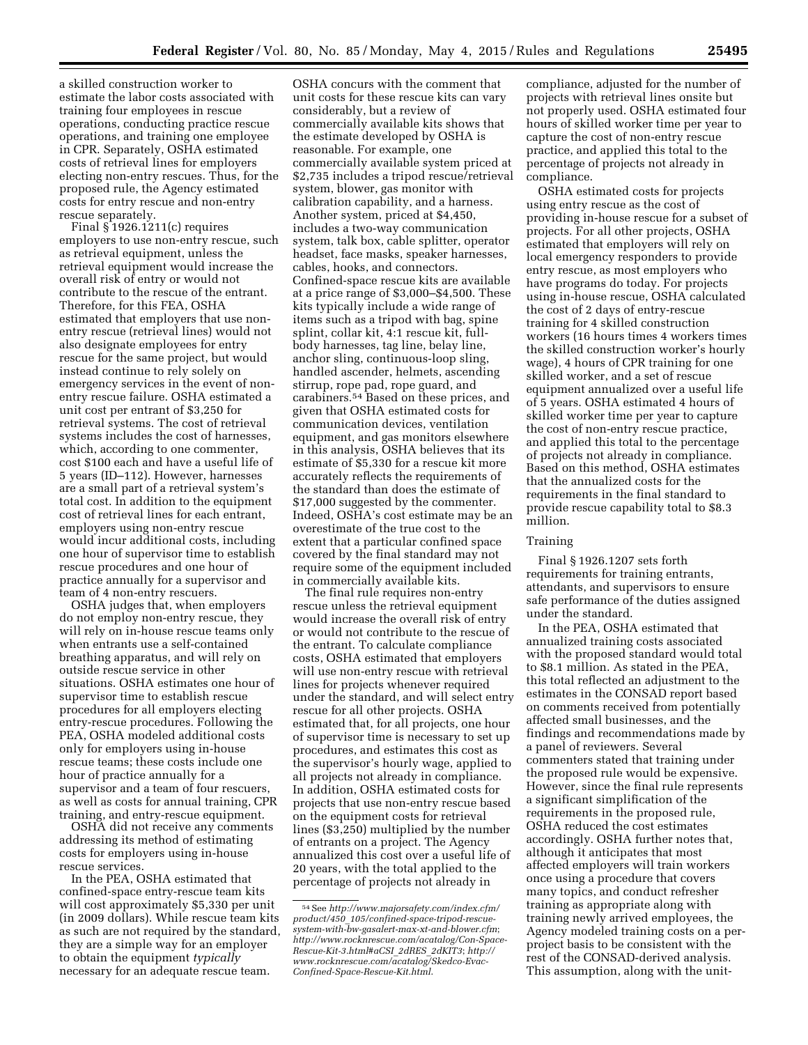a skilled construction worker to estimate the labor costs associated with training four employees in rescue operations, conducting practice rescue operations, and training one employee in CPR. Separately, OSHA estimated costs of retrieval lines for employers electing non-entry rescues. Thus, for the proposed rule, the Agency estimated costs for entry rescue and non-entry rescue separately.

Final § 1926.1211(c) requires employers to use non-entry rescue, such as retrieval equipment, unless the retrieval equipment would increase the overall risk of entry or would not contribute to the rescue of the entrant. Therefore, for this FEA, OSHA estimated that employers that use non-entry rescue (retrieval lines) would not also designate employees for entry rescue for the same project, but would instead continue to rely solely on emergency services in the event of non-entry rescue failure. OSHA estimated a unit cost per entrant of $3,250 for retrieval systems. The cost of retrieval systems includes the cost of harnesses, which, according to one commenter, cost $100 each and have a useful life of 5 years (ID–112). However, harnesses are a small part of a retrieval system's total cost. In addition to the equipment cost of retrieval lines for each entrant, employers using non-entry rescue would incur additional costs, including one hour of supervisor time to establish rescue procedures and one hour of practice annually for a supervisor and team of 4 non-entry rescuers.

OSHA judges that, when employers do not employ non-entry rescue, they will rely on in-house rescue teams only when entrants use a self-contained breathing apparatus, and will rely on outside rescue service in other situations. OSHA estimates one hour of supervisor time to establish rescue procedures for all employers electing entry-rescue procedures. Following the PEA, OSHA modeled additional costs only for employers using in-house rescue teams; these costs include one hour of practice annually for a supervisor and a team of four rescuers, as well as costs for annual training, CPR training, and entry-rescue equipment.

OSHA did not receive any comments addressing its method of estimating costs for employers using in-house rescue services.

In the PEA, OSHA estimated that confined-space entry-rescue team kits will cost approximately $5,330 per unit (in 2009 dollars). While rescue team kits as such are not required by the standard, they are a simple way for an employer to obtain the equipment *typically* necessary for an adequate rescue team. OSHA concurs with the comment that unit costs for these rescue kits can vary considerably, but a review of commercially available kits shows that the estimate developed by OSHA is reasonable. For example, one commercially available system priced at $2,735 includes a tripod rescue/retrieval system, blower, gas monitor with calibration capability, and a harness. Another system, priced at $4,450, includes a two-way communication system, talk box, cable splitter, operator headset, face masks, speaker harnesses, cables, hooks, and connectors. Confined-space rescue kits are available at a price range of $3,000–$4,500. These kits typically include a wide range of items such as a tripod with bag, spine splint, collar kit, 4:1 rescue kit, full-body harnesses, tag line, belay line, anchor sling, continuous-loop sling, handled ascender, helmets, ascending stirrup, rope pad, rope guard, and carabiners.[54] Based on these prices, and given that OSHA estimated costs for communication devices, ventilation equipment, and gas monitors elsewhere in this analysis, OSHA believes that its estimate of $5,330 for a rescue kit more accurately reflects the requirements of the standard than does the estimate of $17,000 suggested by the commenter. Indeed, OSHA's cost estimate may be an overestimate of the true cost to the extent that a particular confined space covered by the final standard may not require some of the equipment included in commercially available kits.

The final rule requires non-entry rescue unless the retrieval equipment would increase the overall risk of entry or would not contribute to the rescue of the entrant. To calculate compliance costs, OSHA estimated that employers will use non-entry rescue with retrieval lines for projects whenever required under the standard, and will select entry rescue for all other projects. OSHA estimated that, for all projects, one hour of supervisor time is necessary to set up procedures, and estimates this cost as the supervisor's hourly wage, applied to all projects not already in compliance. In addition, OSHA estimated costs for projects that use non-entry rescue based on the equipment costs for retrieval lines ($3,250) multiplied by the number of entrants on a project. The Agency annualized this cost over a useful life of 20 years, with the total applied to the percentage of projects not already in compliance, adjusted for the number of projects with retrieval lines onsite but not properly used. OSHA estimated four hours of skilled worker time per year to capture the cost of non-entry rescue practice, and applied this total to the percentage of projects not already in compliance.

OSHA estimated costs for projects using entry rescue as the cost of providing in-house rescue for a subset of projects. For all other projects, OSHA estimated that employers will rely on local emergency responders to provide entry rescue, as most employers who have programs do today. For projects using in-house rescue, OSHA calculated the cost of 2 days of entry-rescue training for 4 skilled construction workers (16 hours times 4 workers times the skilled construction worker's hourly wage), 4 hours of CPR training for one skilled worker, and a set of rescue equipment annualized over a useful life of 5 years. OSHA estimated 4 hours of skilled worker time per year to capture the cost of non-entry rescue practice, and applied this total to the percentage of projects not already in compliance. Based on this method, OSHA estimates that the annualized costs for the requirements in the final standard to provide rescue capability total to $8.3 million.

Training

Final § 1926.1207 sets forth requirements for training entrants, attendants, and supervisors to ensure safe performance of the duties assigned under the standard.

In the PEA, OSHA estimated that annualized training costs associated with the proposed standard would total to $8.1 million. As stated in the PEA, this total reflected an adjustment to the estimates in the CONSAD report based on comments received from potentially affected small businesses, and the findings and recommendations made by a panel of reviewers. Several commenters stated that training under the proposed rule would be expensive. However, since the final rule represents a significant simplification of the requirements in the proposed rule, OSHA reduced the cost estimates accordingly. OSHA further notes that, although it anticipates that most affected employers will train workers once using a procedure that covers many topics, and conduct refresher training as appropriate along with training newly arrived employees, the Agency modeled training costs on a per-project basis to be consistent with the rest of the CONSAD-derived analysis. This assumption, along with the unit-

[54] See *http://www.majorsafety.com/index.cfm/product/450_105/confined-space-tripod-rescue-system-with-bw-gasalert-max-xt-and-blower.cfm*; *http://www.rocknrescue.com/acatalog/Con-Space-Rescue-Kit-3.html#aCSI_2dRES_2dKIT3*; *http://www.rocknrescue.com/acatalog/Skedco-Evac-Confined-Space-Rescue-Kit.html*.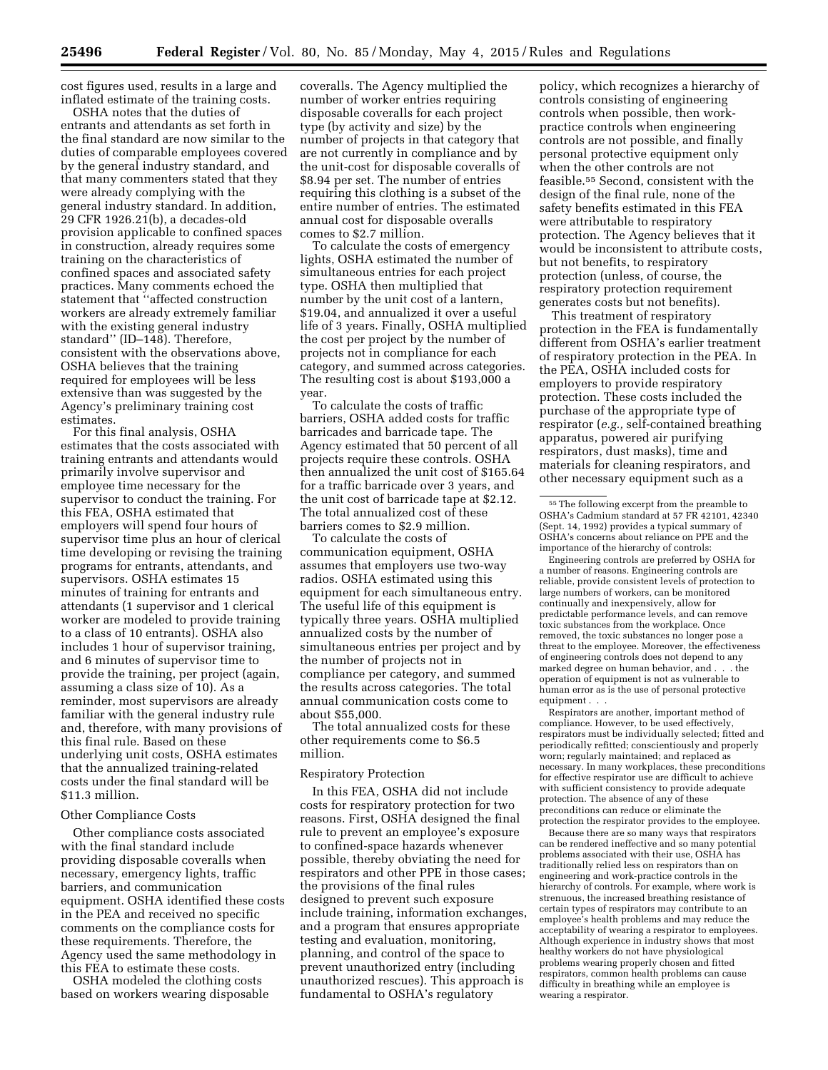cost figures used, results in a large and inflated estimate of the training costs.

OSHA notes that the duties of entrants and attendants as set forth in the final standard are now similar to the duties of comparable employees covered by the general industry standard, and that many commenters stated that they were already complying with the general industry standard. In addition, 29 CFR 1926.21(b), a decades-old provision applicable to confined spaces in construction, already requires some training on the characteristics of confined spaces and associated safety practices. Many comments echoed the statement that ''affected construction workers are already extremely familiar with the existing general industry standard'' (ID–148). Therefore, consistent with the observations above, OSHA believes that the training required for employees will be less extensive than was suggested by the Agency's preliminary training cost estimates.

For this final analysis, OSHA estimates that the costs associated with training entrants and attendants would primarily involve supervisor and employee time necessary for the supervisor to conduct the training. For this FEA, OSHA estimated that employers will spend four hours of supervisor time plus an hour of clerical time developing or revising the training programs for entrants, attendants, and supervisors. OSHA estimates 15 minutes of training for entrants and attendants (1 supervisor and 1 clerical worker are modeled to provide training to a class of 10 entrants). OSHA also includes 1 hour of supervisor training, and 6 minutes of supervisor time to provide the training, per project (again, assuming a class size of 10). As a reminder, most supervisors are already familiar with the general industry rule and, therefore, with many provisions of this final rule. Based on these underlying unit costs, OSHA estimates that the annualized training-related costs under the final standard will be $11.3 million.

Other Compliance Costs

Other compliance costs associated with the final standard include providing disposable coveralls when necessary, emergency lights, traffic barriers, and communication equipment. OSHA identified these costs in the PEA and received no specific comments on the compliance costs for these requirements. Therefore, the Agency used the same methodology in this FEA to estimate these costs.

OSHA modeled the clothing costs based on workers wearing disposable coveralls. The Agency multiplied the number of worker entries requiring disposable coveralls for each project type (by activity and size) by the number of projects in that category that are not currently in compliance and by the unit-cost for disposable coveralls of $8.94 per set. The number of entries requiring this clothing is a subset of the entire number of entries. The estimated annual cost for disposable overalls comes to $2.7 million.

To calculate the costs of emergency lights, OSHA estimated the number of simultaneous entries for each project type. OSHA then multiplied that number by the unit cost of a lantern, $19.04, and annualized it over a useful life of 3 years. Finally, OSHA multiplied the cost per project by the number of projects not in compliance for each category, and summed across categories. The resulting cost is about $193,000 a year.

To calculate the costs of traffic barriers, OSHA added costs for traffic barricades and barricade tape. The Agency estimated that 50 percent of all projects require these controls. OSHA then annualized the unit cost of $165.64 for a traffic barricade over 3 years, and the unit cost of barricade tape at $2.12. The total annualized cost of these barriers comes to $2.9 million.

To calculate the costs of communication equipment, OSHA assumes that employers use two-way radios. OSHA estimated using this equipment for each simultaneous entry. The useful life of this equipment is typically three years. OSHA multiplied annualized costs by the number of simultaneous entries per project and by the number of projects not in compliance per category, and summed the results across categories. The total annual communication costs come to about $55,000.

The total annualized costs for these other requirements come to $6.5 million.

Respiratory Protection

In this FEA, OSHA did not include costs for respiratory protection for two reasons. First, OSHA designed the final rule to prevent an employee's exposure to confined-space hazards whenever possible, thereby obviating the need for respirators and other PPE in those cases; the provisions of the final rules designed to prevent such exposure include training, information exchanges, and a program that ensures appropriate testing and evaluation, monitoring, planning, and control of the space to prevent unauthorized entry (including unauthorized rescues). This approach is fundamental to OSHA's regulatory policy, which recognizes a hierarchy of controls consisting of engineering controls when possible, then work-practice controls when engineering controls are not possible, and finally personal protective equipment only when the other controls are not feasible.[55] Second, consistent with the design of the final rule, none of the safety benefits estimated in this FEA were attributable to respiratory protection. The Agency believes that it would be inconsistent to attribute costs, but not benefits, to respiratory protection (unless, of course, the respiratory protection requirement generates costs but not benefits).

This treatment of respiratory protection in the FEA is fundamentally different from OSHA's earlier treatment of respiratory protection in the PEA. In the PEA, OSHA included costs for employers to provide respiratory protection. These costs included the purchase of the appropriate type of respirator (*e.g.,* self-contained breathing apparatus, powered air purifying respirators, dust masks), time and materials for cleaning respirators, and other necessary equipment such as a

---

[55] The following excerpt from the preamble to OSHA's Cadmium standard at 57 FR 42101, 42340 (Sept. 14, 1992) provides a typical summary of OSHA's concerns about reliance on PPE and the importance of the hierarchy of controls:

Engineering controls are preferred by OSHA for a number of reasons. Engineering controls are reliable, provide consistent levels of protection to large numbers of workers, can be monitored continually and inexpensively, allow for predictable performance levels, and can remove toxic substances from the workplace. Once removed, the toxic substances no longer pose a threat to the employee. Moreover, the effectiveness of engineering controls does not depend to any marked degree on human behavior, and . . . the operation of equipment is not as vulnerable to human error as is the use of personal protective equipment . . .

Respirators are another, important method of compliance. However, to be used effectively, respirators must be individually selected; fitted and periodically refitted; conscientiously and properly worn; regularly maintained; and replaced as necessary. In many workplaces, these preconditions for effective respirator use are difficult to achieve with sufficient consistency to provide adequate protection. The absence of any of these preconditions can reduce or eliminate the protection the respirator provides to the employee.

Because there are so many ways that respirators can be rendered ineffective and so many potential problems associated with their use, OSHA has traditionally relied less on respirators than on engineering and work-practice controls in the hierarchy of controls. For example, where work is strenuous, the increased breathing resistance of certain types of respirators may contribute to an employee's health problems and may reduce the acceptability of wearing a respirator to employees. Although experience in industry shows that most healthy workers do not have physiological problems wearing properly chosen and fitted respirators, common health problems can cause difficulty in breathing while an employee is wearing a respirator.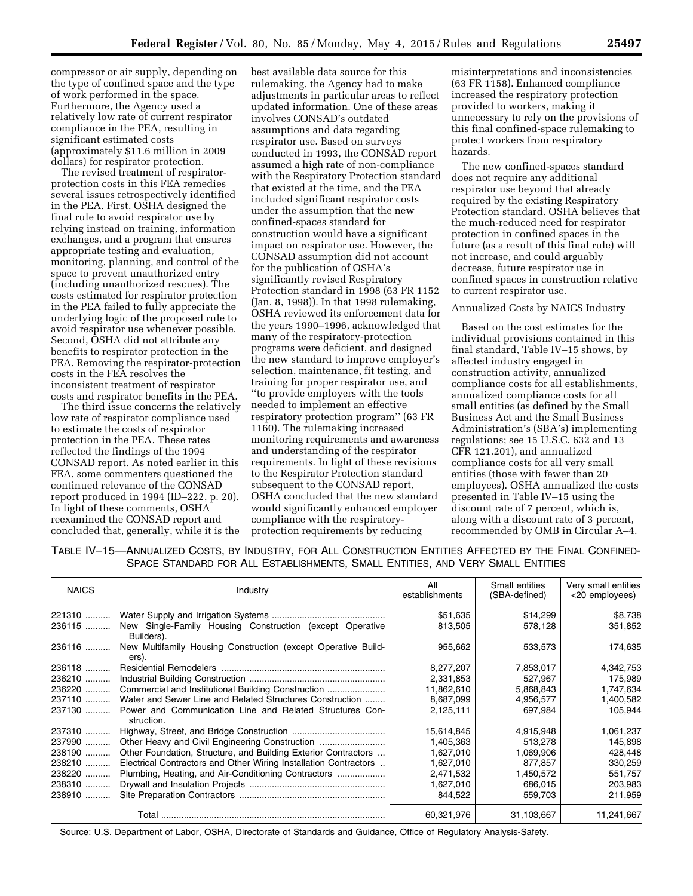compressor or air supply, depending on the type of confined space and the type of work performed in the space. Furthermore, the Agency used a relatively low rate of current respirator compliance in the PEA, resulting in significant estimated costs (approximately $11.6 million in 2009 dollars) for respirator protection.

The revised treatment of respirator-protection costs in this FEA remedies several issues retrospectively identified in the PEA. First, OSHA designed the final rule to avoid respirator use by relying instead on training, information exchanges, and a program that ensures appropriate testing and evaluation, monitoring, planning, and control of the space to prevent unauthorized entry (including unauthorized rescues). The costs estimated for respirator protection in the PEA failed to fully appreciate the underlying logic of the proposed rule to avoid respirator use whenever possible. Second, OSHA did not attribute any benefits to respirator protection in the PEA. Removing the respirator-protection costs in the FEA resolves the inconsistent treatment of respirator costs and respirator benefits in the PEA.

The third issue concerns the relatively low rate of respirator compliance used to estimate the costs of respirator protection in the PEA. These rates reflected the findings of the 1994 CONSAD report. As noted earlier in this FEA, some commenters questioned the continued relevance of the CONSAD report produced in 1994 (ID–222, p. 20). In light of these comments, OSHA reexamined the CONSAD report and concluded that, generally, while it is the best available data source for this rulemaking, the Agency had to make adjustments in particular areas to reflect updated information. One of these areas involves CONSAD's outdated assumptions and data regarding respirator use. Based on surveys conducted in 1993, the CONSAD report assumed a high rate of non-compliance with the Respiratory Protection standard that existed at the time, and the PEA included significant respirator costs under the assumption that the new confined-spaces standard for construction would have a significant impact on respirator use. However, the CONSAD assumption did not account for the publication of OSHA's significantly revised Respiratory Protection standard in 1998 (63 FR 1152 (Jan. 8, 1998)). In that 1998 rulemaking, OSHA reviewed its enforcement data for the years 1990–1996, acknowledged that many of the respiratory-protection programs were deficient, and designed the new standard to improve employer's selection, maintenance, fit testing, and training for proper respirator use, and "to provide employers with the tools needed to implement an effective respiratory protection program" (63 FR 1160). The rulemaking increased monitoring requirements and awareness and understanding of the respirator requirements. In light of these revisions to the Respirator Protection standard subsequent to the CONSAD report, OSHA concluded that the new standard would significantly enhanced employer compliance with the respiratory-protection requirements by reducing misinterpretations and inconsistencies (63 FR 1158). Enhanced compliance increased the respiratory protection provided to workers, making it unnecessary to rely on the provisions of this final confined-space rulemaking to protect workers from respiratory hazards.

The new confined-spaces standard does not require any additional respirator use beyond that already required by the existing Respiratory Protection standard. OSHA believes that the much-reduced need for respirator protection in confined spaces in the future (as a result of this final rule) will not increase, and could arguably decrease, future respirator use in confined spaces in construction relative to current respirator use.

Annualized Costs by NAICS Industry

Based on the cost estimates for the individual provisions contained in this final standard, Table IV–15 shows, by affected industry engaged in construction activity, annualized compliance costs for all establishments, annualized compliance costs for all small entities (as defined by the Small Business Act and the Small Business Administration's (SBA's) implementing regulations; see 15 U.S.C. 632 and 13 CFR 121.201), and annualized compliance costs for all very small entities (those with fewer than 20 employees). OSHA annualized the costs presented in Table IV–15 using the discount rate of 7 percent, which is, along with a discount rate of 3 percent, recommended by OMB in Circular A–4.

TABLE IV–15—ANNUALIZED COSTS, BY INDUSTRY, FOR ALL CONSTRUCTION ENTITIES AFFECTED BY THE FINAL CONFINED-SPACE STANDARD FOR ALL ESTABLISHMENTS, SMALL ENTITIES, AND VERY SMALL ENTITIES

| NAICS | Industry | All establishments | Small entities (SBA-defined) | Very small entities <20 employees) |
|---|---|---|---|---|
| 221310 | Water Supply and Irrigation Systems | $51,635 | $14,299 | $8,738 |
| 236115 | New Single-Family Housing Construction (except Operative Builders). | 813,505 | 578,128 | 351,852 |
| 236116 | New Multifamily Housing Construction (except Operative Builders). | 955,662 | 533,573 | 174,635 |
| 236118 | Residential Remodelers | 8,277,207 | 7,853,017 | 4,342,753 |
| 236210 | Industrial Building Construction | 2,331,853 | 527,967 | 175,989 |
| 236220 | Commercial and Institutional Building Construction | 11,862,610 | 5,868,843 | 1,747,634 |
| 237110 | Water and Sewer Line and Related Structures Construction | 8,687,099 | 4,956,577 | 1,400,582 |
| 237130 | Power and Communication Line and Related Structures Construction. | 2,125,111 | 697,984 | 105,944 |
| 237310 | Highway, Street, and Bridge Construction | 15,614,845 | 4,915,948 | 1,061,237 |
| 237990 | Other Heavy and Civil Engineering Construction | 1,405,363 | 513,278 | 145,898 |
| 238190 | Other Foundation, Structure, and Building Exterior Contractors | 1,627,010 | 1,069,906 | 428,448 |
| 238210 | Electrical Contractors and Other Wiring Installation Contractors | 1,627,010 | 877,857 | 330,259 |
| 238220 | Plumbing, Heating, and Air-Conditioning Contractors | 2,471,532 | 1,450,572 | 551,757 |
| 238310 | Drywall and Insulation Projects | 1,627,010 | 686,015 | 203,983 |
| 238910 | Site Preparation Contractors | 844,522 | 559,703 | 211,959 |
| | Total | 60,321,976 | 31,103,667 | 11,241,667 |

Source: U.S. Department of Labor, OSHA, Directorate of Standards and Guidance, Office of Regulatory Analysis-Safety.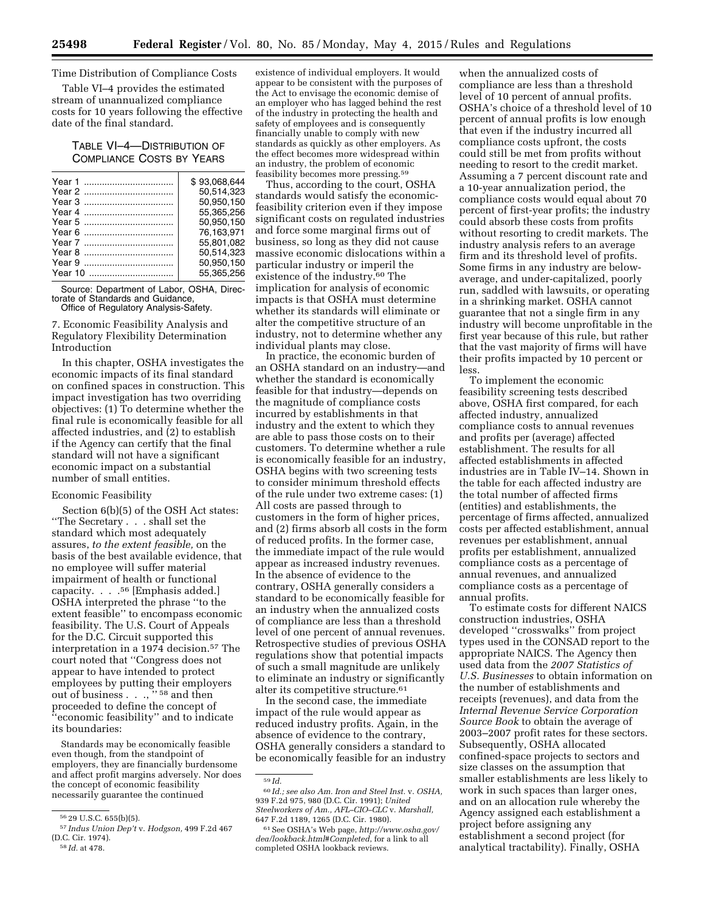Time Distribution of Compliance Costs

Table VI–4 provides the estimated stream of unannualized compliance costs for 10 years following the effective date of the final standard.

TABLE VI–4—DISTRIBUTION OF COMPLIANCE COSTS BY YEARS

| | |
|---|---|
| Year 1 | $93,068,644 |
| Year 2 | 50,514,323 |
| Year 3 | 50,950,150 |
| Year 4 | 55,365,256 |
| Year 5 | 50,950,150 |
| Year 6 | 76,163,971 |
| Year 7 | 55,801,082 |
| Year 8 | 50,514,323 |
| Year 9 | 50,950,150 |
| Year 10 | 55,365,256 |

Source: Department of Labor, OSHA, Directorate of Standards and Guidance, Office of Regulatory Analysis-Safety.

7. Economic Feasibility Analysis and Regulatory Flexibility Determination Introduction

In this chapter, OSHA investigates the economic impacts of its final standard on confined spaces in construction. This impact investigation has two overriding objectives: (1) To determine whether the final rule is economically feasible for all affected industries, and (2) to establish if the Agency can certify that the final standard will not have a significant economic impact on a substantial number of small entities.

Economic Feasibility

Section 6(b)(5) of the OSH Act states: ''The Secretary . . . shall set the standard which most adequately assures, *to the extent feasible,* on the basis of the best available evidence, that no employee will suffer material impairment of health or functional capacity. . . .[56] [Emphasis added.] OSHA interpreted the phrase ''to the extent feasible'' to encompass economic feasibility. The U.S. Court of Appeals for the D.C. Circuit supported this interpretation in a 1974 decision.[57] The court noted that ''Congress does not appear to have intended to protect employees by putting their employers out of business . . .,''[58] and then proceeded to define the concept of ''economic feasibility'' and to indicate its boundaries:

Standards may be economically feasible even though, from the standpoint of employers, they are financially burdensome and affect profit margins adversely. Nor does the concept of economic feasibility necessarily guarantee the continued existence of individual employers. It would appear to be consistent with the purposes of the Act to envisage the economic demise of an employer who has lagged behind the rest of the industry in protecting the health and safety of employees and is consequently financially unable to comply with new standards as quickly as other employers. As the effect becomes more widespread within an industry, the problem of economic feasibility becomes more pressing.[59]

Thus, according to the court, OSHA standards would satisfy the economic-feasibility criterion even if they impose significant costs on regulated industries and force some marginal firms out of business, so long as they did not cause massive economic dislocations within a particular industry or imperil the existence of the industry.[60] The implication for analysis of economic impacts is that OSHA must determine whether its standards will eliminate or alter the competitive structure of an industry, not to determine whether any individual plants may close.

In practice, the economic burden of an OSHA standard on an industry—and whether the standard is economically feasible for that industry—depends on the magnitude of compliance costs incurred by establishments in that industry and the extent to which they are able to pass those costs on to their customers. To determine whether a rule is economically feasible for an industry, OSHA begins with two screening tests to consider minimum threshold effects of the rule under two extreme cases: (1) All costs are passed through to customers in the form of higher prices, and (2) firms absorb all costs in the form of reduced profits. In the former case, the immediate impact of the rule would appear as increased industry revenues. In the absence of evidence to the contrary, OSHA generally considers a standard to be economically feasible for an industry when the annualized costs of compliance are less than a threshold level of one percent of annual revenues. Retrospective studies of previous OSHA regulations show that potential impacts of such a small magnitude are unlikely to eliminate an industry or significantly alter its competitive structure.[61]

In the second case, the immediate impact of the rule would appear as reduced industry profits. Again, in the absence of evidence to the contrary, OSHA generally considers a standard to be economically feasible for an industry when the annualized costs of compliance are less than a threshold level of 10 percent of annual profits. OSHA's choice of a threshold level of 10 percent of annual profits is low enough that even if the industry incurred all compliance costs upfront, the costs could still be met from profits without needing to resort to the credit market. Assuming a 7 percent discount rate and a 10-year annualization period, the compliance costs would equal about 70 percent of first-year profits; the industry could absorb these costs from profits without resorting to credit markets. The industry analysis refers to an average firm and its threshold level of profits. Some firms in any industry are below-average, and under-capitalized, poorly run, saddled with lawsuits, or operating in a shrinking market. OSHA cannot guarantee that not a single firm in any industry will become unprofitable in the first year because of this rule, but rather that the vast majority of firms will have their profits impacted by 10 percent or less.

To implement the economic feasibility screening tests described above, OSHA first compared, for each affected industry, annualized compliance costs to annual revenues and profits per (average) affected establishment. The results for all affected establishments in affected industries are in Table IV–14. Shown in the table for each affected industry are the total number of affected firms (entities) and establishments, the percentage of firms affected, annualized costs per affected establishment, annual revenues per establishment, annual profits per establishment, annualized compliance costs as a percentage of annual revenues, and annualized compliance costs as a percentage of annual profits.

To estimate costs for different NAICS construction industries, OSHA developed ''crosswalks'' from project types used in the CONSAD report to the appropriate NAICS. The Agency then used data from the *2007 Statistics of U.S. Businesses* to obtain information on the number of establishments and receipts (revenues), and data from the *Internal Revenue Service Corporation Source Book* to obtain the average of 2003–2007 profit rates for these sectors. Subsequently, OSHA allocated confined-space projects to sectors and size classes on the assumption that smaller establishments are less likely to work in such spaces than larger ones, and on an allocation rule whereby the Agency assigned each establishment a project before assigning any establishment a second project (for analytical tractability). Finally, OSHA

---

[56] 29 U.S.C. 655(b)(5).

[57] *Indus Union Dep't* v. *Hodgson,* 499 F.2d 467 (D.C. Cir. 1974).

[58] *Id.* at 478.

[59] *Id.*

[60] *Id.; see also Am. Iron and Steel Inst.* v. *OSHA,* 939 F.2d 975, 980 (D.C. Cir. 1991); *United Steelworkers of Am., AFL–CIO–CLC* v. *Marshall,* 647 F.2d 1189, 1265 (D.C. Cir. 1980).

[61] See OSHA's Web page, *http://www.osha.gov/dea/lookback.html#Completed,* for a link to all completed OSHA lookback reviews.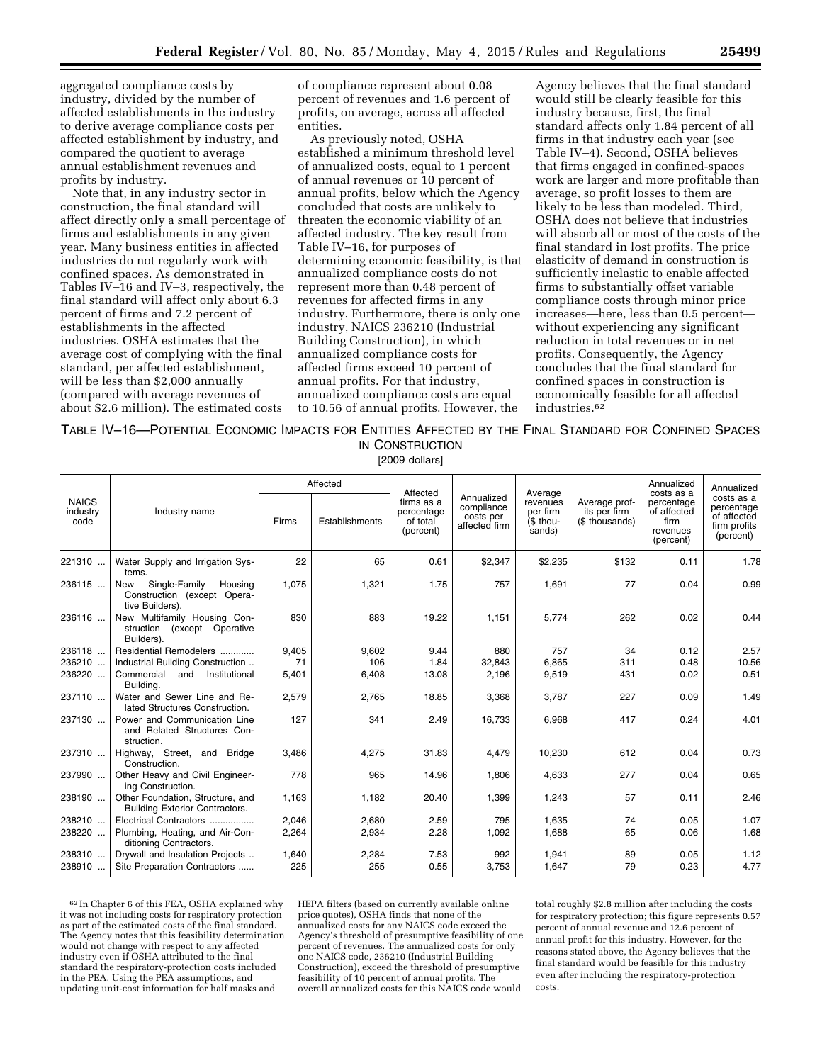aggregated compliance costs by industry, divided by the number of affected establishments in the industry to derive average compliance costs per affected establishment by industry, and compared the quotient to average annual establishment revenues and profits by industry.

Note that, in any industry sector in construction, the final standard will affect directly only a small percentage of firms and establishments in any given year. Many business entities in affected industries do not regularly work with confined spaces. As demonstrated in Tables IV–16 and IV–3, respectively, the final standard will affect only about 6.3 percent of firms and 7.2 percent of establishments in the affected industries. OSHA estimates that the average cost of complying with the final standard, per affected establishment, will be less than $2,000 annually (compared with average revenues of about $2.6 million). The estimated costs of compliance represent about 0.08 percent of revenues and 1.6 percent of profits, on average, across all affected entities.

As previously noted, OSHA established a minimum threshold level of annualized costs, equal to 1 percent of annual revenues or 10 percent of annual profits, below which the Agency concluded that costs are unlikely to threaten the economic viability of an affected industry. The key result from Table IV–16, for purposes of determining economic feasibility, is that annualized compliance costs do not represent more than 0.48 percent of revenues for affected firms in any industry. Furthermore, there is only one industry, NAICS 236210 (Industrial Building Construction), in which annualized compliance costs for affected firms exceed 10 percent of annual profits. For that industry, annualized compliance costs are equal to 10.56 of annual profits. However, the Agency believes that the final standard would still be clearly feasible for this industry because, first, the final standard affects only 1.84 percent of all firms in that industry each year (see Table IV–4). Second, OSHA believes that firms engaged in confined-spaces work are larger and more profitable than average, so profit losses to them are likely to be less than modeled. Third, OSHA does not believe that industries will absorb all or most of the costs of the final standard in lost profits. The price elasticity of demand in construction is sufficiently inelastic to enable affected firms to substantially offset variable compliance costs through minor price increases—here, less than 0.5 percent—without experiencing any significant reduction in total revenues or in net profits. Consequently, the Agency concludes that the final standard for confined spaces in construction is economically feasible for all affected industries.[62]

TABLE IV–16—POTENTIAL ECONOMIC IMPACTS FOR ENTITIES AFFECTED BY THE FINAL STANDARD FOR CONFINED SPACES IN CONSTRUCTION

[2009 dollars]

| NAICS industry code | Industry name | Affected | | Affected firms as a percentage of total (percent) | Annualized compliance costs per affected firm | Average revenues per firm ($ thousands) | Average profits per firm ($ thousands) | Annualized costs as a percentage of affected firm revenues (percent) | Annualized costs as a percentage of affected firm profits (percent) |
|---|---|---|---|---|---|---|---|---|---|
| | | Firms | Establishments | | | | | | |
| 221310 | Water Supply and Irrigation Systems. | 22 | 65 | 0.61 | $2,347 | $2,235 | $132 | 0.11 | 1.78 |
| 236115 | New Single-Family Housing Construction (except Operative Builders). | 1,075 | 1,321 | 1.75 | 757 | 1,691 | 77 | 0.04 | 0.99 |
| 236116 | New Multifamily Housing Construction (except Operative Builders). | 830 | 883 | 19.22 | 1,151 | 5,774 | 262 | 0.02 | 0.44 |
| 236118 | Residential Remodelers | 9,405 | 9,602 | 9.44 | 880 | 757 | 34 | 0.12 | 2.57 |
| 236210 | Industrial Building Construction | 71 | 106 | 1.84 | 32,843 | 6,865 | 311 | 0.48 | 10.56 |
| 236220 | Commercial and Institutional Building. | 5,401 | 6,408 | 13.08 | 2,196 | 9,519 | 431 | 0.02 | 0.51 |
| 237110 | Water and Sewer Line and Related Structures Construction. | 2,579 | 2,765 | 18.85 | 3,368 | 3,787 | 227 | 0.09 | 1.49 |
| 237130 | Power and Communication Line and Related Structures Construction. | 127 | 341 | 2.49 | 16,733 | 6,968 | 417 | 0.24 | 4.01 |
| 237310 | Highway, Street, and Bridge Construction. | 3,486 | 4,275 | 31.83 | 4,479 | 10,230 | 612 | 0.04 | 0.73 |
| 237990 | Other Heavy and Civil Engineering Construction. | 778 | 965 | 14.96 | 1,806 | 4,633 | 277 | 0.04 | 0.65 |
| 238190 | Other Foundation, Structure, and Building Exterior Contractors. | 1,163 | 1,182 | 20.40 | 1,399 | 1,243 | 57 | 0.11 | 2.46 |
| 238210 | Electrical Contractors | 2,046 | 2,680 | 2.59 | 795 | 1,635 | 74 | 0.05 | 1.07 |
| 238220 | Plumbing, Heating, and Air-Conditioning Contractors. | 2,264 | 2,934 | 2.28 | 1,092 | 1,688 | 65 | 0.06 | 1.68 |
| 238310 | Drywall and Insulation Projects | 1,640 | 2,284 | 7.53 | 992 | 1,941 | 89 | 0.05 | 1.12 |
| 238910 | Site Preparation Contractors | 225 | 255 | 0.55 | 3,753 | 1,647 | 79 | 0.23 | 4.77 |

[62] In Chapter 6 of this FEA, OSHA explained why it was not including costs for respiratory protection as part of the estimated costs of the final standard. The Agency notes that this feasibility determination would not change with respect to any affected industry even if OSHA attributed to the final standard the respiratory-protection costs included in the PEA. Using the PEA assumptions, and updating unit-cost information for half masks and HEPA filters (based on currently available online price quotes), OSHA finds that none of the annualized costs for any NAICS code exceed the Agency's threshold of presumptive feasibility of one percent of revenues. The annualized costs for only one NAICS code, 236210 (Industrial Building Construction), exceed the threshold of presumptive feasibility of 10 percent of annual profits. The overall annualized costs for this NAICS code would total roughly $2.8 million after including the costs for respiratory protection; this figure represents 0.57 percent of annual revenue and 12.6 percent of annual profit for this industry. However, for the reasons stated above, the Agency believes that the final standard would be feasible for this industry even after including the respiratory-protection costs.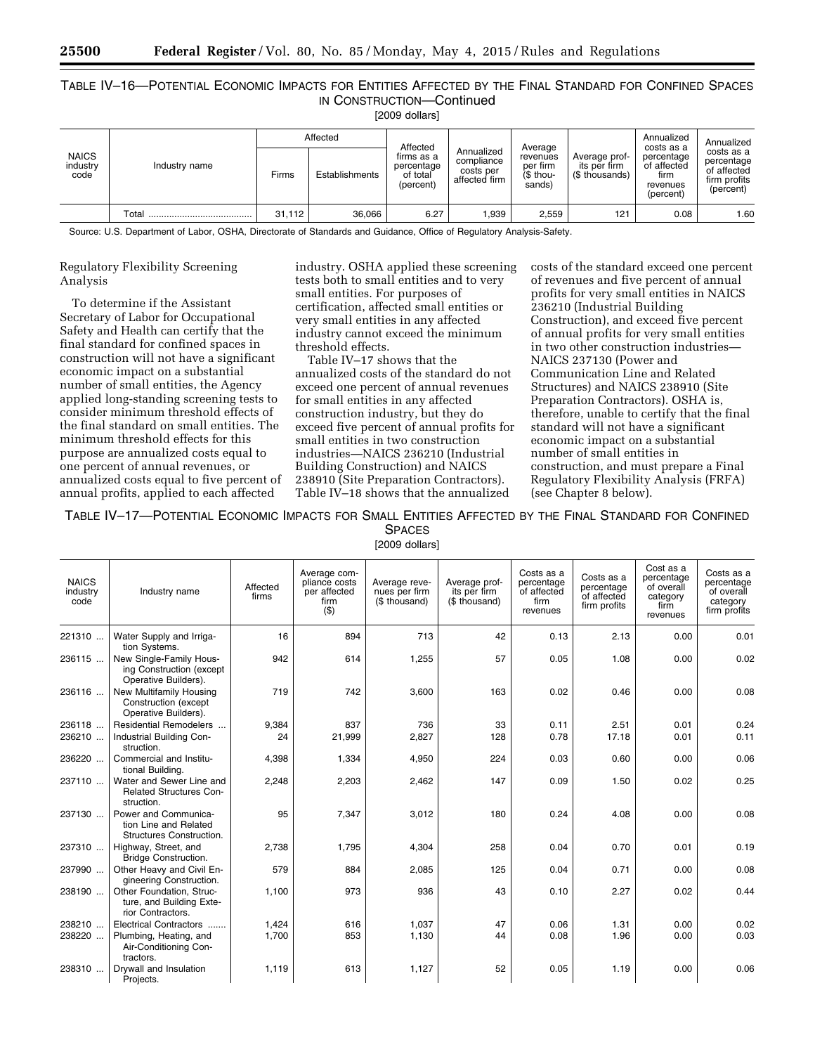TABLE IV–16—POTENTIAL ECONOMIC IMPACTS FOR ENTITIES AFFECTED BY THE FINAL STANDARD FOR CONFINED SPACES IN CONSTRUCTION—Continued

[2009 dollars]

| NAICS industry code | Industry name | Affected | | Affected firms as a percentage of total (percent) | Annualized compliance costs per affected firm | Average revenues per firm ($ thousands) | Average profits per firm ($ thousands) | Annualized costs as a percentage of affected firm revenues (percent) | Annualized costs as a percentage of affected firm profits (percent) |
|---|---|---|---|---|---|---|---|---|---|
| | | Firms | Establishments | | | | | | |
| | Total | 31,112 | 36,066 | 6.27 | 1,939 | 2,559 | 121 | 0.08 | 1.60 |

Source: U.S. Department of Labor, OSHA, Directorate of Standards and Guidance, Office of Regulatory Analysis-Safety.

Regulatory Flexibility Screening Analysis

To determine if the Assistant Secretary of Labor for Occupational Safety and Health can certify that the final standard for confined spaces in construction will not have a significant economic impact on a substantial number of small entities, the Agency applied long-standing screening tests to consider minimum threshold effects of the final standard on small entities. The minimum threshold effects for this purpose are annualized costs equal to one percent of annual revenues, or annualized costs equal to five percent of annual profits, applied to each affected industry. OSHA applied these screening tests both to small entities and to very small entities. For purposes of certification, affected small entities or very small entities in any affected industry cannot exceed the minimum threshold effects.

Table IV–17 shows that the annualized costs of the standard do not exceed one percent of annual revenues for small entities in any affected construction industry, but they do exceed five percent of annual profits for small entities in two construction industries—NAICS 236210 (Industrial Building Construction) and NAICS 238910 (Site Preparation Contractors). Table IV–18 shows that the annualized costs of the standard exceed one percent of revenues and five percent of annual profits for very small entities in NAICS 236210 (Industrial Building Construction), and exceed five percent of annual profits for very small entities in two other construction industries—NAICS 237130 (Power and Communication Line and Related Structures) and NAICS 238910 (Site Preparation Contractors). OSHA is, therefore, unable to certify that the final standard will not have a significant economic impact on a substantial number of small entities in construction, and must prepare a Final Regulatory Flexibility Analysis (FRFA) (see Chapter 8 below).

TABLE IV–17—POTENTIAL ECONOMIC IMPACTS FOR SMALL ENTITIES AFFECTED BY THE FINAL STANDARD FOR CONFINED SPACES

[2009 dollars]

| NAICS industry code | Industry name | Affected firms | Average compliance costs per affected firm ($) | Average revenues per firm ($ thousand) | Average profits per firm ($ thousand) | Costs as a percentage of affected firm revenues | Costs as a percentage of affected firm profits | Cost as a percentage of overall category firm revenues | Costs as a percentage of overall category firm profits |
|---|---|---|---|---|---|---|---|---|---|
| 221310 ... | Water Supply and Irrigation Systems. | 16 | 894 | 713 | 42 | 0.13 | 2.13 | 0.00 | 0.01 |
| 236115 ... | New Single-Family Housing Construction (except Operative Builders). | 942 | 614 | 1,255 | 57 | 0.05 | 1.08 | 0.00 | 0.02 |
| 236116 ... | New Multifamily Housing Construction (except Operative Builders). | 719 | 742 | 3,600 | 163 | 0.02 | 0.46 | 0.00 | 0.08 |
| 236118 ... | Residential Remodelers ... | 9,384 | 837 | 736 | 33 | 0.11 | 2.51 | 0.01 | 0.24 |
| 236210 ... | Industrial Building Construction. | 24 | 21,999 | 2,827 | 128 | 0.78 | 17.18 | 0.01 | 0.11 |
| 236220 ... | Commercial and Institutional Building. | 4,398 | 1,334 | 4,950 | 224 | 0.03 | 0.60 | 0.00 | 0.06 |
| 237110 ... | Water and Sewer Line and Related Structures Construction. | 2,248 | 2,203 | 2,462 | 147 | 0.09 | 1.50 | 0.02 | 0.25 |
| 237130 ... | Power and Communication Line and Related Structures Construction. | 95 | 7,347 | 3,012 | 180 | 0.24 | 4.08 | 0.00 | 0.08 |
| 237310 ... | Highway, Street, and Bridge Construction. | 2,738 | 1,795 | 4,304 | 258 | 0.04 | 0.70 | 0.01 | 0.19 |
| 237990 ... | Other Heavy and Civil Engineering Construction. | 579 | 884 | 2,085 | 125 | 0.04 | 0.71 | 0.00 | 0.08 |
| 238190 ... | Other Foundation, Structure, and Building Exterior Contractors. | 1,100 | 973 | 936 | 43 | 0.10 | 2.27 | 0.02 | 0.44 |
| 238210 ... | Electrical Contractors ....... | 1,424 | 616 | 1,037 | 47 | 0.06 | 1.31 | 0.00 | 0.02 |
| 238220 ... | Plumbing, Heating, and Air-Conditioning Contractors. | 1,700 | 853 | 1,130 | 44 | 0.08 | 1.96 | 0.00 | 0.03 |
| 238310 ... | Drywall and Insulation Projects. | 1,119 | 613 | 1,127 | 52 | 0.05 | 1.19 | 0.00 | 0.06 |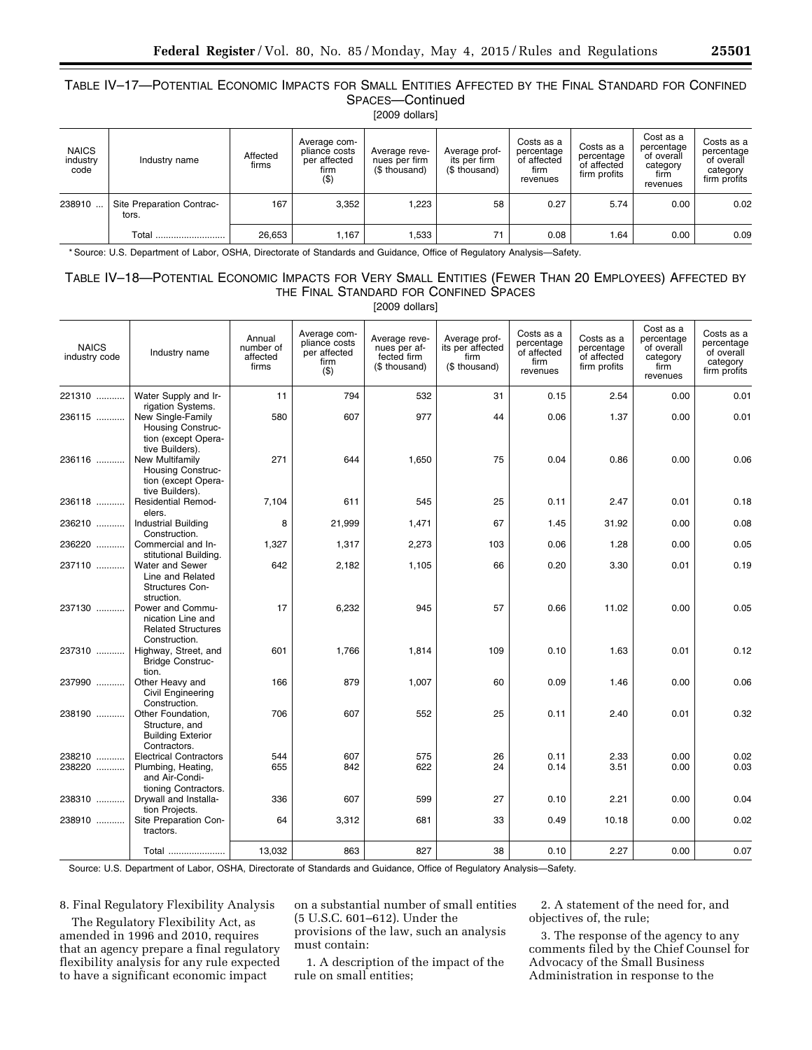TABLE IV–17—POTENTIAL ECONOMIC IMPACTS FOR SMALL ENTITIES AFFECTED BY THE FINAL STANDARD FOR CONFINED SPACES—Continued

[2009 dollars]

| NAICS industry code | Industry name | Affected firms | Average compliance costs per affected firm ($) | Average revenues per firm ($ thousand) | Average profits per firm ($ thousand) | Costs as a percentage of affected firm revenues | Costs as a percentage of affected firm profits | Cost as a percentage of overall category firm revenues | Costs as a percentage of overall category firm profits |
|---|---|---|---|---|---|---|---|---|---|
| 238910 ... | Site Preparation Contractors. | 167 | 3,352 | 1,223 | 58 | 0.27 | 5.74 | 0.00 | 0.02 |
| | Total .......................... | 26,653 | 1,167 | 1,533 | 71 | 0.08 | 1.64 | 0.00 | 0.09 |

* Source: U.S. Department of Labor, OSHA, Directorate of Standards and Guidance, Office of Regulatory Analysis—Safety.

TABLE IV–18—POTENTIAL ECONOMIC IMPACTS FOR VERY SMALL ENTITIES (FEWER THAN 20 EMPLOYEES) AFFECTED BY THE FINAL STANDARD FOR CONFINED SPACES

[2009 dollars]

| NAICS industry code | Industry name | Annual number of affected firms | Average compliance costs per affected firm ($) | Average revenues per affected firm ($ thousand) | Average profits per affected firm ($ thousand) | Costs as a percentage of affected firm revenues | Costs as a percentage of affected firm profits | Cost as a percentage of overall category firm revenues | Costs as a percentage of overall category firm profits |
|---|---|---|---|---|---|---|---|---|---|
| 221310 ........... | Water Supply and Irrigation Systems. | 11 | 794 | 532 | 31 | 0.15 | 2.54 | 0.00 | 0.01 |
| 236115 ........... | New Single-Family Housing Construction (except Operative Builders). | 580 | 607 | 977 | 44 | 0.06 | 1.37 | 0.00 | 0.01 |
| 236116 ........... | New Multifamily Housing Construction (except Operative Builders). | 271 | 644 | 1,650 | 75 | 0.04 | 0.86 | 0.00 | 0.06 |
| 236118 ........... | Residential Remodelers. | 7,104 | 611 | 545 | 25 | 0.11 | 2.47 | 0.01 | 0.18 |
| 236210 ........... | Industrial Building Construction. | 8 | 21,999 | 1,471 | 67 | 1.45 | 31.92 | 0.00 | 0.08 |
| 236220 ........... | Commercial and Institutional Building. | 1,327 | 1,317 | 2,273 | 103 | 0.06 | 1.28 | 0.00 | 0.05 |
| 237110 ........... | Water and Sewer Line and Related Structures Construction. | 642 | 2,182 | 1,105 | 66 | 0.20 | 3.30 | 0.01 | 0.19 |
| 237130 ........... | Power and Communication Line and Related Structures Construction. | 17 | 6,232 | 945 | 57 | 0.66 | 11.02 | 0.00 | 0.05 |
| 237310 ........... | Highway, Street, and Bridge Construction. | 601 | 1,766 | 1,814 | 109 | 0.10 | 1.63 | 0.01 | 0.12 |
| 237990 ........... | Other Heavy and Civil Engineering Construction. | 166 | 879 | 1,007 | 60 | 0.09 | 1.46 | 0.00 | 0.06 |
| 238190 ........... | Other Foundation, Structure, and Building Exterior Contractors. | 706 | 607 | 552 | 25 | 0.11 | 2.40 | 0.01 | 0.32 |
| 238210 ........... | Electrical Contractors | 544 | 607 | 575 | 26 | 0.11 | 2.33 | 0.00 | 0.02 |
| 238220 ........... | Plumbing, Heating, and Air-Conditioning Contractors. | 655 | 842 | 622 | 24 | 0.14 | 3.51 | 0.00 | 0.03 |
| 238310 ........... | Drywall and Installation Projects. | 336 | 607 | 599 | 27 | 0.10 | 2.21 | 0.00 | 0.04 |
| 238910 ........... | Site Preparation Contractors. | 64 | 3,312 | 681 | 33 | 0.49 | 10.18 | 0.00 | 0.02 |
| | Total ...................... | 13,032 | 863 | 827 | 38 | 0.10 | 2.27 | 0.00 | 0.07 |

Source: U.S. Department of Labor, OSHA, Directorate of Standards and Guidance, Office of Regulatory Analysis—Safety.

8. Final Regulatory Flexibility Analysis

The Regulatory Flexibility Act, as amended in 1996 and 2010, requires that an agency prepare a final regulatory flexibility analysis for any rule expected to have a significant economic impact on a substantial number of small entities (5 U.S.C. 601–612). Under the provisions of the law, such an analysis must contain:

1. A description of the impact of the rule on small entities;

2. A statement of the need for, and objectives of, the rule;

3. The response of the agency to any comments filed by the Chief Counsel for Advocacy of the Small Business Administration in response to the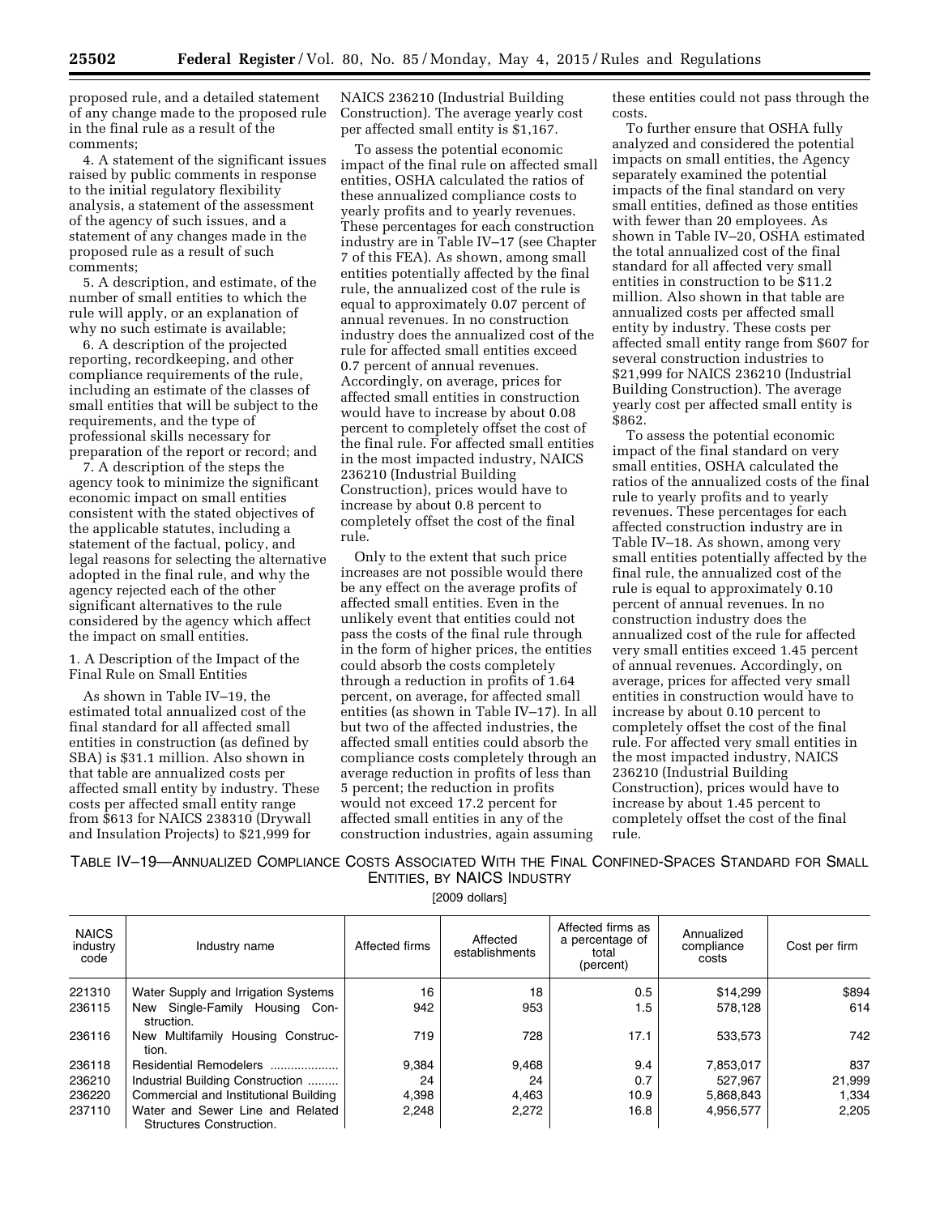proposed rule, and a detailed statement of any change made to the proposed rule in the final rule as a result of the comments;

4. A statement of the significant issues raised by public comments in response to the initial regulatory flexibility analysis, a statement of the assessment of the agency of such issues, and a statement of any changes made in the proposed rule as a result of such comments;

5. A description, and estimate, of the number of small entities to which the rule will apply, or an explanation of why no such estimate is available;

6. A description of the projected reporting, recordkeeping, and other compliance requirements of the rule, including an estimate of the classes of small entities that will be subject to the requirements, and the type of professional skills necessary for preparation of the report or record; and

7. A description of the steps the agency took to minimize the significant economic impact on small entities consistent with the stated objectives of the applicable statutes, including a statement of the factual, policy, and legal reasons for selecting the alternative adopted in the final rule, and why the agency rejected each of the other significant alternatives to the rule considered by the agency which affect the impact on small entities.

1. A Description of the Impact of the Final Rule on Small Entities

As shown in Table IV–19, the estimated total annualized cost of the final standard for all affected small entities in construction (as defined by SBA) is $31.1 million. Also shown in that table are annualized costs per affected small entity by industry. These costs per affected small entity range from $613 for NAICS 238310 (Drywall and Insulation Projects) to $21,999 for NAICS 236210 (Industrial Building Construction). The average yearly cost per affected small entity is $1,167.

To assess the potential economic impact of the final rule on affected small entities, OSHA calculated the ratios of these annualized compliance costs to yearly profits and to yearly revenues. These percentages for each construction industry are in Table IV–17 (see Chapter 7 of this FEA). As shown, among small entities potentially affected by the final rule, the annualized cost of the rule is equal to approximately 0.07 percent of annual revenues. In no construction industry does the annualized cost of the rule for affected small entities exceed 0.7 percent of annual revenues. Accordingly, on average, prices for affected small entities in construction would have to increase by about 0.08 percent to completely offset the cost of the final rule. For affected small entities in the most impacted industry, NAICS 236210 (Industrial Building Construction), prices would have to increase by about 0.8 percent to completely offset the cost of the final rule.

Only to the extent that such price increases are not possible would there be any effect on the average profits of affected small entities. Even in the unlikely event that entities could not pass the costs of the final rule through in the form of higher prices, the entities could absorb the costs completely through a reduction in profits of 1.64 percent, on average, for affected small entities (as shown in Table IV–17). In all but two of the affected industries, the affected small entities could absorb the compliance costs completely through an average reduction in profits of less than 5 percent; the reduction in profits would not exceed 17.2 percent for affected small entities in any of the construction industries, again assuming these entities could not pass through the costs.

To further ensure that OSHA fully analyzed and considered the potential impacts on small entities, the Agency separately examined the potential impacts of the final standard on very small entities, defined as those entities with fewer than 20 employees. As shown in Table IV–20, OSHA estimated the total annualized cost of the final standard for all affected very small entities in construction to be $11.2 million. Also shown in that table are annualized costs per affected small entity by industry. These costs per affected small entity range from $607 for several construction industries to $21,999 for NAICS 236210 (Industrial Building Construction). The average yearly cost per affected small entity is $862.

To assess the potential economic impact of the final standard on very small entities, OSHA calculated the ratios of the annualized costs of the final rule to yearly profits and to yearly revenues. These percentages for each affected construction industry are in Table IV–18. As shown, among very small entities potentially affected by the final rule, the annualized cost of the rule is equal to approximately 0.10 percent of annual revenues. In no construction industry does the annualized cost of the rule for affected very small entities exceed 1.45 percent of annual revenues. Accordingly, on average, prices for affected very small entities in construction would have to increase by about 0.10 percent to completely offset the cost of the final rule. For affected very small entities in the most impacted industry, NAICS 236210 (Industrial Building Construction), prices would have to increase by about 1.45 percent to completely offset the cost of the final rule.

TABLE IV–19—ANNUALIZED COMPLIANCE COSTS ASSOCIATED WITH THE FINAL CONFINED-SPACES STANDARD FOR SMALL ENTITIES, BY NAICS INDUSTRY

[2009 dollars]

| NAICS industry code | Industry name | Affected firms | Affected establishments | Affected firms as a percentage of total (percent) | Annualized compliance costs | Cost per firm |
|---|---|---|---|---|---|---|
| 221310 | Water Supply and Irrigation Systems | 16 | 18 | 0.5 | $14,299 | $894 |
| 236115 | New Single-Family Housing Construction. | 942 | 953 | 1.5 | 578,128 | 614 |
| 236116 | New Multifamily Housing Construction. | 719 | 728 | 17.1 | 533,573 | 742 |
| 236118 | Residential Remodelers | 9,384 | 9,468 | 9.4 | 7,853,017 | 837 |
| 236210 | Industrial Building Construction | 24 | 24 | 0.7 | 527,967 | 21,999 |
| 236220 | Commercial and Institutional Building | 4,398 | 4,463 | 10.9 | 5,868,843 | 1,334 |
| 237110 | Water and Sewer Line and Related Structures Construction. | 2,248 | 2,272 | 16.8 | 4,956,577 | 2,205 |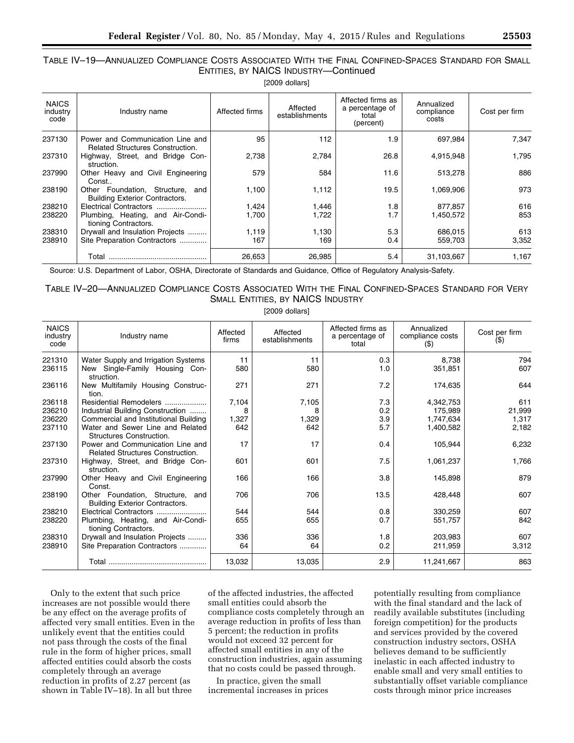### TABLE IV–19—ANNUALIZED COMPLIANCE COSTS ASSOCIATED WITH THE FINAL CONFINED-SPACES STANDARD FOR SMALL ENTITIES, BY NAICS INDUSTRY—Continued

[2009 dollars]

| NAICS industry code | Industry name | Affected firms | Affected establishments | Affected firms as a percentage of total (percent) | Annualized compliance costs | Cost per firm |
|---|---|---|---|---|---|---|
| 237130 | Power and Communication Line and Related Structures Construction. | 95 | 112 | 1.9 | 697,984 | 7,347 |
| 237310 | Highway, Street, and Bridge Construction. | 2,738 | 2,784 | 26.8 | 4,915,948 | 1,795 |
| 237990 | Other Heavy and Civil Engineering Const.. | 579 | 584 | 11.6 | 513,278 | 886 |
| 238190 | Other Foundation, Structure, and Building Exterior Contractors. | 1,100 | 1,112 | 19.5 | 1,069,906 | 973 |
| 238210 | Electrical Contractors | 1,424 | 1,446 | 1.8 | 877,857 | 616 |
| 238220 | Plumbing, Heating, and Air-Conditioning Contractors. | 1,700 | 1,722 | 1.7 | 1,450,572 | 853 |
| 238310 | Drywall and Insulation Projects | 1,119 | 1,130 | 5.3 | 686,015 | 613 |
| 238910 | Site Preparation Contractors | 167 | 169 | 0.4 | 559,703 | 3,352 |
| | Total | 26,653 | 26,985 | 5.4 | 31,103,667 | 1,167 |

Source: U.S. Department of Labor, OSHA, Directorate of Standards and Guidance, Office of Regulatory Analysis-Safety.

### TABLE IV–20—ANNUALIZED COMPLIANCE COSTS ASSOCIATED WITH THE FINAL CONFINED-SPACES STANDARD FOR VERY SMALL ENTITIES, BY NAICS INDUSTRY

[2009 dollars]

| NAICS industry code | Industry name | Affected firms | Affected establishments | Affected firms as a percentage of total | Annualized compliance costs ($) | Cost per firm ($) |
|---|---|---|---|---|---|---|
| 221310 | Water Supply and Irrigation Systems | 11 | 11 | 0.3 | 8,738 | 794 |
| 236115 | New Single-Family Housing Construction. | 580 | 580 | 1.0 | 351,851 | 607 |
| 236116 | New Multifamily Housing Construction. | 271 | 271 | 7.2 | 174,635 | 644 |
| 236118 | Residential Remodelers | 7,104 | 7,105 | 7.3 | 4,342,753 | 611 |
| 236210 | Industrial Building Construction | 8 | 8 | 0.2 | 175,989 | 21,999 |
| 236220 | Commercial and Institutional Building | 1,327 | 1,329 | 3.9 | 1,747,634 | 1,317 |
| 237110 | Water and Sewer Line and Related Structures Construction. | 642 | 642 | 5.7 | 1,400,582 | 2,182 |
| 237130 | Power and Communication Line and Related Structures Construction. | 17 | 17 | 0.4 | 105,944 | 6,232 |
| 237310 | Highway, Street, and Bridge Construction. | 601 | 601 | 7.5 | 1,061,237 | 1,766 |
| 237990 | Other Heavy and Civil Engineering Const. | 166 | 166 | 3.8 | 145,898 | 879 |
| 238190 | Other Foundation, Structure, and Building Exterior Contractors. | 706 | 706 | 13.5 | 428,448 | 607 |
| 238210 | Electrical Contractors | 544 | 544 | 0.8 | 330,259 | 607 |
| 238220 | Plumbing, Heating, and Air-Conditioning Contractors. | 655 | 655 | 0.7 | 551,757 | 842 |
| 238310 | Drywall and Insulation Projects | 336 | 336 | 1.8 | 203,983 | 607 |
| 238910 | Site Preparation Contractors | 64 | 64 | 0.2 | 211,959 | 3,312 |
| | Total | 13,032 | 13,035 | 2.9 | 11,241,667 | 863 |

Only to the extent that such price increases are not possible would there be any effect on the average profits of affected very small entities. Even in the unlikely event that the entities could not pass through the costs of the final rule in the form of higher prices, small affected entities could absorb the costs completely through an average reduction in profits of 2.27 percent (as shown in Table IV–18). In all but three of the affected industries, the affected small entities could absorb the compliance costs completely through an average reduction in profits of less than 5 percent; the reduction in profits would not exceed 32 percent for affected small entities in any of the construction industries, again assuming that no costs could be passed through.

In practice, given the small incremental increases in prices potentially resulting from compliance with the final standard and the lack of readily available substitutes (including foreign competition) for the products and services provided by the covered construction industry sectors, OSHA believes demand to be sufficiently inelastic in each affected industry to enable small and very small entities to substantially offset variable compliance costs through minor price increases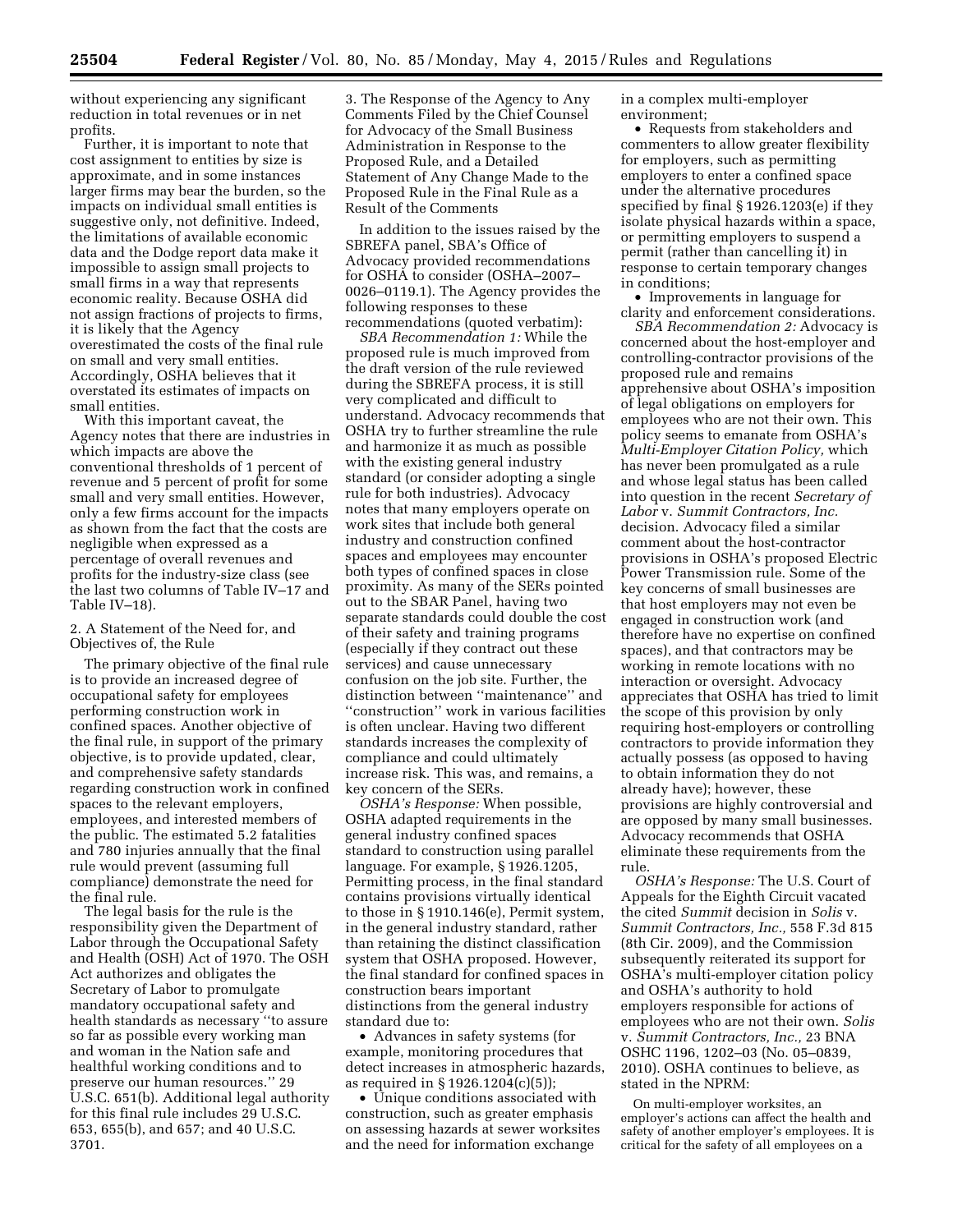without experiencing any significant reduction in total revenues or in net profits.

Further, it is important to note that cost assignment to entities by size is approximate, and in some instances larger firms may bear the burden, so the impacts on individual small entities is suggestive only, not definitive. Indeed, the limitations of available economic data and the Dodge report data make it impossible to assign small projects to small firms in a way that represents economic reality. Because OSHA did not assign fractions of projects to firms, it is likely that the Agency overestimated the costs of the final rule on small and very small entities. Accordingly, OSHA believes that it overstated its estimates of impacts on small entities.

With this important caveat, the Agency notes that there are industries in which impacts are above the conventional thresholds of 1 percent of revenue and 5 percent of profit for some small and very small entities. However, only a few firms account for the impacts as shown from the fact that the costs are negligible when expressed as a percentage of overall revenues and profits for the industry-size class (see the last two columns of Table IV–17 and Table IV–18).

2. A Statement of the Need for, and Objectives of, the Rule

The primary objective of the final rule is to provide an increased degree of occupational safety for employees performing construction work in confined spaces. Another objective of the final rule, in support of the primary objective, is to provide updated, clear, and comprehensive safety standards regarding construction work in confined spaces to the relevant employers, employees, and interested members of the public. The estimated 5.2 fatalities and 780 injuries annually that the final rule would prevent (assuming full compliance) demonstrate the need for the final rule.

The legal basis for the rule is the responsibility given the Department of Labor through the Occupational Safety and Health (OSH) Act of 1970. The OSH Act authorizes and obligates the Secretary of Labor to promulgate mandatory occupational safety and health standards as necessary ''to assure so far as possible every working man and woman in the Nation safe and healthful working conditions and to preserve our human resources.'' 29 U.S.C. 651(b). Additional legal authority for this final rule includes 29 U.S.C. 653, 655(b), and 657; and 40 U.S.C. 3701.

3. The Response of the Agency to Any Comments Filed by the Chief Counsel for Advocacy of the Small Business Administration in Response to the Proposed Rule, and a Detailed Statement of Any Change Made to the Proposed Rule in the Final Rule as a Result of the Comments

In addition to the issues raised by the SBREFA panel, SBA's Office of Advocacy provided recommendations for OSHA to consider (OSHA–2007–0026–0119.1). The Agency provides the following responses to these recommendations (quoted verbatim):

*SBA Recommendation 1:* While the proposed rule is much improved from the draft version of the rule reviewed during the SBREFA process, it is still very complicated and difficult to understand. Advocacy recommends that OSHA try to further streamline the rule and harmonize it as much as possible with the existing general industry standard (or consider adopting a single rule for both industries). Advocacy notes that many employers operate on work sites that include both general industry and construction confined spaces and employees may encounter both types of confined spaces in close proximity. As many of the SERs pointed out to the SBAR Panel, having two separate standards could double the cost of their safety and training programs (especially if they contract out these services) and cause unnecessary confusion on the job site. Further, the distinction between ''maintenance'' and ''construction'' work in various facilities is often unclear. Having two different standards increases the complexity of compliance and could ultimately increase risk. This was, and remains, a key concern of the SERs.

*OSHA's Response:* When possible, OSHA adapted requirements in the general industry confined spaces standard to construction using parallel language. For example, § 1926.1205, Permitting process, in the final standard contains provisions virtually identical to those in § 1910.146(e), Permit system, in the general industry standard, rather than retaining the distinct classification system that OSHA proposed. However, the final standard for confined spaces in construction bears important distinctions from the general industry standard due to:

- Advances in safety systems (for example, monitoring procedures that detect increases in atmospheric hazards, as required in § 1926.1204(c)(5));
- Unique conditions associated with construction, such as greater emphasis on assessing hazards at sewer worksites and the need for information exchange in a complex multi-employer environment;
- Requests from stakeholders and commenters to allow greater flexibility for employers, such as permitting employers to enter a confined space under the alternative procedures specified by final § 1926.1203(e) if they isolate physical hazards within a space, or permitting employers to suspend a permit (rather than cancelling it) in response to certain temporary changes in conditions;
- Improvements in language for clarity and enforcement considerations.

*SBA Recommendation 2:* Advocacy is concerned about the host-employer and controlling-contractor provisions of the proposed rule and remains apprehensive about OSHA's imposition of legal obligations on employers for employees who are not their own. This policy seems to emanate from OSHA's *Multi-Employer Citation Policy,* which has never been promulgated as a rule and whose legal status has been called into question in the recent *Secretary of Labor* v. *Summit Contractors, Inc.* decision. Advocacy filed a similar comment about the host-contractor provisions in OSHA's proposed Electric Power Transmission rule. Some of the key concerns of small businesses are that host employers may not even be engaged in construction work (and therefore have no expertise on confined spaces), and that contractors may be working in remote locations with no interaction or oversight. Advocacy appreciates that OSHA has tried to limit the scope of this provision by only requiring host-employers or controlling contractors to provide information they actually possess (as opposed to having to obtain information they do not already have); however, these provisions are highly controversial and are opposed by many small businesses. Advocacy recommends that OSHA eliminate these requirements from the rule.

*OSHA's Response:* The U.S. Court of Appeals for the Eighth Circuit vacated the cited *Summit* decision in *Solis* v. *Summit Contractors, Inc.,* 558 F.3d 815 (8th Cir. 2009), and the Commission subsequently reiterated its support for OSHA's multi-employer citation policy and OSHA's authority to hold employers responsible for actions of employees who are not their own. *Solis* v. *Summit Contractors, Inc.,* 23 BNA OSHC 1196, 1202–03 (No. 05–0839, 2010). OSHA continues to believe, as stated in the NPRM:

On multi-employer worksites, an employer's actions can affect the health and safety of another employer's employees. It is critical for the safety of all employees on a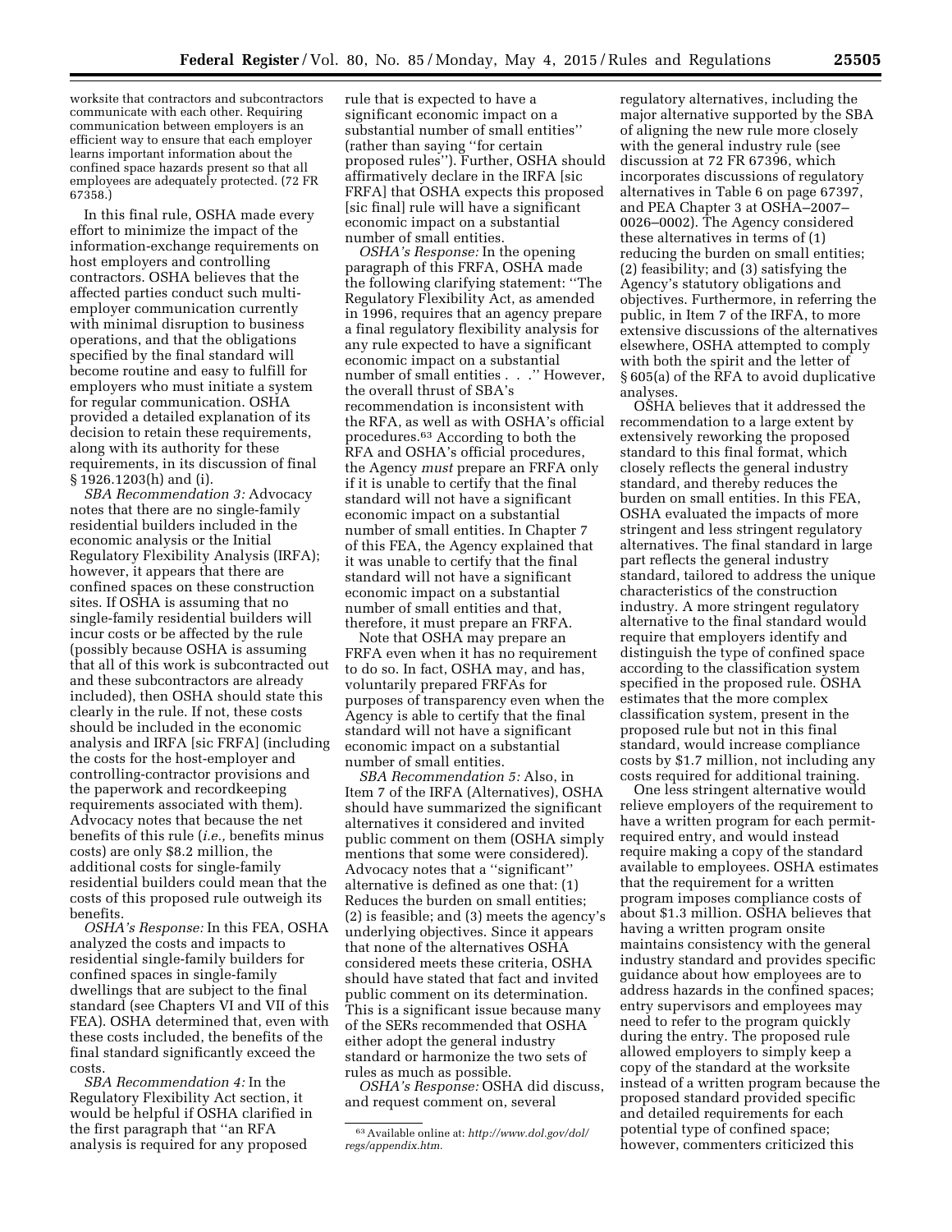worksite that contractors and subcontractors communicate with each other. Requiring communication between employers is an efficient way to ensure that each employer learns important information about the confined space hazards present so that all employees are adequately protected. (72 FR 67358.)

In this final rule, OSHA made every effort to minimize the impact of the information-exchange requirements on host employers and controlling contractors. OSHA believes that the affected parties conduct such multi-employer communication currently with minimal disruption to business operations, and that the obligations specified by the final standard will become routine and easy to fulfill for employers who must initiate a system for regular communication. OSHA provided a detailed explanation of its decision to retain these requirements, along with its authority for these requirements, in its discussion of final § 1926.1203(h) and (i).

*SBA Recommendation 3:* Advocacy notes that there are no single-family residential builders included in the economic analysis or the Initial Regulatory Flexibility Analysis (IRFA); however, it appears that there are confined spaces on these construction sites. If OSHA is assuming that no single-family residential builders will incur costs or be affected by the rule (possibly because OSHA is assuming that all of this work is subcontracted out and these subcontractors are already included), then OSHA should state this clearly in the rule. If not, these costs should be included in the economic analysis and IRFA [sic FRFA] (including the costs for the host-employer and controlling-contractor provisions and the paperwork and recordkeeping requirements associated with them). Advocacy notes that because the net benefits of this rule (*i.e.,* benefits minus costs) are only $8.2 million, the additional costs for single-family residential builders could mean that the costs of this proposed rule outweigh its benefits.

*OSHA's Response:* In this FEA, OSHA analyzed the costs and impacts to residential single-family builders for confined spaces in single-family dwellings that are subject to the final standard (see Chapters VI and VII of this FEA). OSHA determined that, even with these costs included, the benefits of the final standard significantly exceed the costs.

*SBA Recommendation 4:* In the Regulatory Flexibility Act section, it would be helpful if OSHA clarified in the first paragraph that "an RFA analysis is required for any proposed rule that is expected to have a significant economic impact on a substantial number of small entities" (rather than saying "for certain proposed rules"). Further, OSHA should affirmatively declare in the IRFA [sic FRFA] that OSHA expects this proposed [sic final] rule will have a significant economic impact on a substantial number of small entities.

*OSHA's Response:* In the opening paragraph of this FRFA, OSHA made the following clarifying statement: "The Regulatory Flexibility Act, as amended in 1996, requires that an agency prepare a final regulatory flexibility analysis for any rule expected to have a significant economic impact on a substantial number of small entities . . ." However, the overall thrust of SBA's recommendation is inconsistent with the RFA, as well as with OSHA's official procedures.[63] According to both the RFA and OSHA's official procedures, the Agency *must* prepare an FRFA only if it is unable to certify that the final standard will not have a significant economic impact on a substantial number of small entities. In Chapter 7 of this FEA, the Agency explained that it was unable to certify that the final standard will not have a significant economic impact on a substantial number of small entities and that, therefore, it must prepare an FRFA.

Note that OSHA may prepare an FRFA even when it has no requirement to do so. In fact, OSHA may, and has, voluntarily prepared FRFAs for purposes of transparency even when the Agency is able to certify that the final standard will not have a significant economic impact on a substantial number of small entities.

*SBA Recommendation 5:* Also, in Item 7 of the IRFA (Alternatives), OSHA should have summarized the significant alternatives it considered and invited public comment on them (OSHA simply mentions that some were considered). Advocacy notes that a "significant" alternative is defined as one that: (1) Reduces the burden on small entities; (2) is feasible; and (3) meets the agency's underlying objectives. Since it appears that none of the alternatives OSHA considered meets these criteria, OSHA should have stated that fact and invited public comment on its determination. This is a significant issue because many of the SERs recommended that OSHA either adopt the general industry standard or harmonize the two sets of rules as much as possible.

*OSHA's Response:* OSHA did discuss, and request comment on, several regulatory alternatives, including the major alternative supported by the SBA of aligning the new rule more closely with the general industry rule (see discussion at 72 FR 67396, which incorporates discussions of regulatory alternatives in Table 6 on page 67397, and PEA Chapter 3 at OSHA–2007–0026–0002). The Agency considered these alternatives in terms of (1) reducing the burden on small entities; (2) feasibility; and (3) satisfying the Agency's statutory obligations and objectives. Furthermore, in referring the public, in Item 7 of the IRFA, to more extensive discussions of the alternatives elsewhere, OSHA attempted to comply with both the spirit and the letter of § 605(a) of the RFA to avoid duplicative analyses.

OSHA believes that it addressed the recommendation to a large extent by extensively reworking the proposed standard to this final format, which closely reflects the general industry standard, and thereby reduces the burden on small entities. In this FEA, OSHA evaluated the impacts of more stringent and less stringent regulatory alternatives. The final standard in large part reflects the general industry standard, tailored to address the unique characteristics of the construction industry. A more stringent regulatory alternative to the final standard would require that employers identify and distinguish the type of confined space according to the classification system specified in the proposed rule. OSHA estimates that the more complex classification system, present in the proposed rule but not in this final standard, would increase compliance costs by $1.7 million, not including any costs required for additional training.

One less stringent alternative would relieve employers of the requirement to have a written program for each permit-required entry, and would instead require making a copy of the standard available to employees. OSHA estimates that the requirement for a written program imposes compliance costs of about $1.3 million. OSHA believes that having a written program onsite maintains consistency with the general industry standard and provides specific guidance about how employees are to address hazards in the confined spaces; entry supervisors and employees may need to refer to the program quickly during the entry. The proposed rule allowed employers to simply keep a copy of the standard at the worksite instead of a written program because the proposed standard provided specific and detailed requirements for each potential type of confined space; however, commenters criticized this

[63] Available online at: *http://www.dol.gov/dol/regs/appendix.htm.*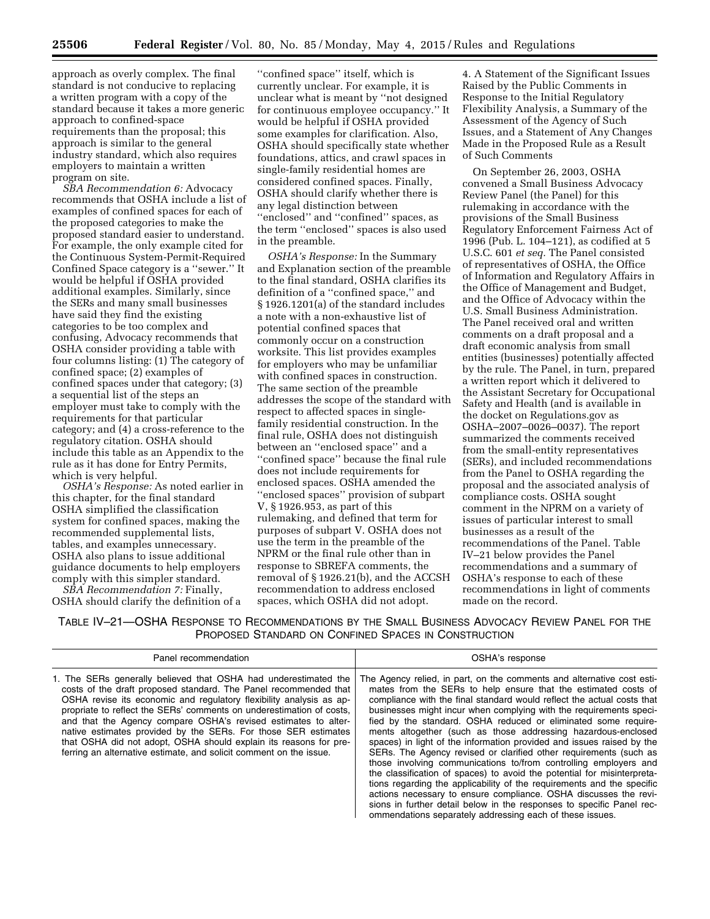approach as overly complex. The final standard is not conducive to replacing a written program with a copy of the standard because it takes a more generic approach to confined-space requirements than the proposal; this approach is similar to the general industry standard, which also requires employers to maintain a written program on site.

*SBA Recommendation 6:* Advocacy recommends that OSHA include a list of examples of confined spaces for each of the proposed categories to make the proposed standard easier to understand. For example, the only example cited for the Continuous System-Permit-Required Confined Space category is a ''sewer.'' It would be helpful if OSHA provided additional examples. Similarly, since the SERs and many small businesses have said they find the existing categories to be too complex and confusing, Advocacy recommends that OSHA consider providing a table with four columns listing: (1) The category of confined space; (2) examples of confined spaces under that category; (3) a sequential list of the steps an employer must take to comply with the requirements for that particular category; and (4) a cross-reference to the regulatory citation. OSHA should include this table as an Appendix to the rule as it has done for Entry Permits, which is very helpful.

*OSHA's Response:* As noted earlier in this chapter, for the final standard OSHA simplified the classification system for confined spaces, making the recommended supplemental lists, tables, and examples unnecessary. OSHA also plans to issue additional guidance documents to help employers comply with this simpler standard.

*SBA Recommendation 7:* Finally, OSHA should clarify the definition of a ''confined space'' itself, which is currently unclear. For example, it is unclear what is meant by ''not designed for continuous employee occupancy.'' It would be helpful if OSHA provided some examples for clarification. Also, OSHA should specifically state whether foundations, attics, and crawl spaces in single-family residential homes are considered confined spaces. Finally, OSHA should clarify whether there is any legal distinction between ''enclosed'' and ''confined'' spaces, as the term ''enclosed'' spaces is also used in the preamble.

*OSHA's Response:* In the Summary and Explanation section of the preamble to the final standard, OSHA clarifies its definition of a ''confined space,'' and § 1926.1201(a) of the standard includes a note with a non-exhaustive list of potential confined spaces that commonly occur on a construction worksite. This list provides examples for employers who may be unfamiliar with confined spaces in construction. The same section of the preamble addresses the scope of the standard with respect to affected spaces in single-family residential construction. In the final rule, OSHA does not distinguish between an ''enclosed space'' and a ''confined space'' because the final rule does not include requirements for enclosed spaces. OSHA amended the ''enclosed spaces'' provision of subpart V, § 1926.953, as part of this rulemaking, and defined that term for purposes of subpart V. OSHA does not use the term in the preamble of the NPRM or the final rule other than in response to SBREFA comments, the removal of § 1926.21(b), and the ACCSH recommendation to address enclosed spaces, which OSHA did not adopt.

4. A Statement of the Significant Issues Raised by the Public Comments in Response to the Initial Regulatory Flexibility Analysis, a Summary of the Assessment of the Agency of Such Issues, and a Statement of Any Changes Made in the Proposed Rule as a Result of Such Comments

On September 26, 2003, OSHA convened a Small Business Advocacy Review Panel (the Panel) for this rulemaking in accordance with the provisions of the Small Business Regulatory Enforcement Fairness Act of 1996 (Pub. L. 104–121), as codified at 5 U.S.C. 601 *et seq.* The Panel consisted of representatives of OSHA, the Office of Information and Regulatory Affairs in the Office of Management and Budget, and the Office of Advocacy within the U.S. Small Business Administration. The Panel received oral and written comments on a draft proposal and a draft economic analysis from small entities (businesses) potentially affected by the rule. The Panel, in turn, prepared a written report which it delivered to the Assistant Secretary for Occupational Safety and Health (and is available in the docket on Regulations.gov as OSHA–2007–0026–0037). The report summarized the comments received from the small-entity representatives (SERs), and included recommendations from the Panel to OSHA regarding the proposal and the associated analysis of compliance costs. OSHA sought comment in the NPRM on a variety of issues of particular interest to small businesses as a result of the recommendations of the Panel. Table IV–21 below provides the Panel recommendations and a summary of OSHA's response to each of these recommendations in light of comments made on the record.

TABLE IV–21—OSHA RESPONSE TO RECOMMENDATIONS BY THE SMALL BUSINESS ADVOCACY REVIEW PANEL FOR THE PROPOSED STANDARD ON CONFINED SPACES IN CONSTRUCTION

| Panel recommendation | OSHA's response |
|---|---|
| 1. The SERs generally believed that OSHA had underestimated the costs of the draft proposed standard. The Panel recommended that OSHA revise its economic and regulatory flexibility analysis as appropriate to reflect the SERs' comments on underestimation of costs, and that the Agency compare OSHA's revised estimates to alternative estimates provided by the SERs. For those SER estimates that OSHA did not adopt, OSHA should explain its reasons for preferring an alternative estimate, and solicit comment on the issue. | The Agency relied, in part, on the comments and alternative cost estimates from the SERs to help ensure that the estimated costs of compliance with the final standard would reflect the actual costs that businesses might incur when complying with the requirements specified by the standard. OSHA reduced or eliminated some requirements altogether (such as those addressing hazardous-enclosed spaces) in light of the information provided and issues raised by the SERs. The Agency revised or clarified other requirements (such as those involving communications to/from controlling employers and the classification of spaces) to avoid the potential for misinterpretations regarding the applicability of the requirements and the specific actions necessary to ensure compliance. OSHA discusses the revisions in further detail below in the responses to specific Panel recommendations separately addressing each of these issues. |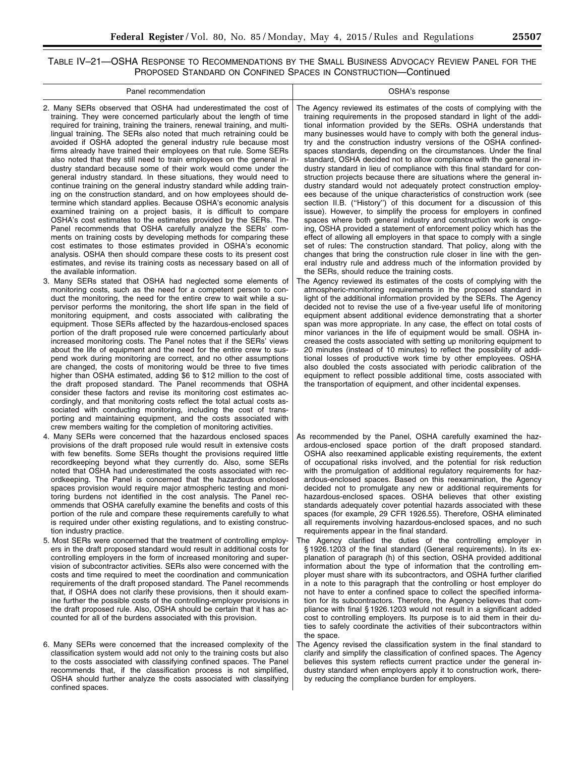TABLE IV–21—OSHA RESPONSE TO RECOMMENDATIONS BY THE SMALL BUSINESS ADVOCACY REVIEW PANEL FOR THE PROPOSED STANDARD ON CONFINED SPACES IN CONSTRUCTION—Continued

| Panel recommendation | OSHA's response |
| --- | --- |
| 2. Many SERs observed that OSHA had underestimated the cost of training. They were concerned particularly about the length of time required for training, training the trainers, renewal training, and multilingual training. The SERs also noted that much retraining could be avoided if OSHA adopted the general industry rule because most firms already have trained their employees on that rule. Some SERs also noted that they still need to train employees on the general industry standard because some of their work would come under the general industry standard. In these situations, they would need to continue training on the general industry standard while adding training on the construction standard, and on how employees should determine which standard applies. Because OSHA's economic analysis examined training on a project basis, it is difficult to compare OSHA's cost estimates to the estimates provided by the SERs. The Panel recommends that OSHA carefully analyze the SERs' comments on training costs by developing methods for comparing these cost estimates to those estimates provided in OSHA's economic analysis. OSHA then should compare these costs to its present cost estimates, and revise its training costs as necessary based on all of the available information. | The Agency reviewed its estimates of the costs of complying with the training requirements in the proposed standard in light of the additional information provided by the SERs. OSHA understands that many businesses would have to comply with both the general industry and the construction industry versions of the OSHA confined-spaces standards, depending on the circumstances. Under the final standard, OSHA decided not to allow compliance with the general industry standard in lieu of compliance with this final standard for construction projects because there are situations where the general industry standard would not adequately protect construction employees because of the unique characteristics of construction work (see section II.B. ("History") of this document for a discussion of this issue). However, to simplify the process for employers in confined spaces where both general industry and construction work is ongoing, OSHA provided a statement of enforcement policy which has the effect of allowing all employers in that space to comply with a single set of rules: The construction standard. That policy, along with the changes that bring the construction rule closer in line with the general industry rule and address much of the information provided by the SERs, should reduce the training costs. |
| 3. Many SERs stated that OSHA had neglected some elements of monitoring costs, such as the need for a competent person to conduct the monitoring, the need for the entire crew to wait while a supervisor performs the monitoring, the short life span in the field of monitoring equipment, and costs associated with calibrating the equipment. Those SERs affected by the hazardous-enclosed spaces portion of the draft proposed rule were concerned particularly about increased monitoring costs. The Panel notes that if the SERs' views about the life of equipment and the need for the entire crew to suspend work during monitoring are correct, and no other assumptions are changed, the costs of monitoring would be three to five times higher than OSHA estimated, adding $6 to $12 million to the cost of the draft proposed standard. The Panel recommends that OSHA consider these factors and revise its monitoring cost estimates accordingly, and that monitoring costs reflect the total actual costs associated with conducting monitoring, including the cost of transporting and maintaining equipment, and the costs associated with crew members waiting for the completion of monitoring activities. | The Agency reviewed its estimates of the costs of complying with the atmospheric-monitoring requirements in the proposed standard in light of the additional information provided by the SERs. The Agency decided not to revise the use of a five-year useful life of monitoring equipment absent additional evidence demonstrating that a shorter span was more appropriate. In any case, the effect on total costs of minor variances in the life of equipment would be small. OSHA increased the costs associated with setting up monitoring equipment to 20 minutes (instead of 10 minutes) to reflect the possibility of additional losses of productive work time by other employees. OSHA also doubled the costs associated with periodic calibration of the equipment to reflect possible additional time, costs associated with the transportation of equipment, and other incidental expenses. |
| 4. Many SERs were concerned that the hazardous enclosed spaces provisions of the draft proposed rule would result in extensive costs with few benefits. Some SERs thought the provisions required little recordkeeping beyond what they currently do. Also, some SERs noted that OSHA had underestimated the costs associated with recordkeeping. The Panel is concerned that the hazardous enclosed spaces provision would require major atmospheric testing and monitoring burdens not identified in the cost analysis. The Panel recommends that OSHA carefully examine the benefits and costs of this portion of the rule and compare these requirements carefully to what is required under other existing regulations, and to existing construction industry practice. | As recommended by the Panel, OSHA carefully examined the hazardous-enclosed space portion of the draft proposed standard. OSHA also reexamined applicable existing requirements, the extent of occupational risks involved, and the potential for risk reduction with the promulgation of additional regulatory requirements for hazardous-enclosed spaces. Based on this reexamination, the Agency decided not to promulgate any new or additional requirements for hazardous-enclosed spaces. OSHA believes that other existing standards adequately cover potential hazards associated with these spaces (for example, 29 CFR 1926.55). Therefore, OSHA eliminated all requirements involving hazardous-enclosed spaces, and no such requirements appear in the final standard. |
| 5. Most SERs were concerned that the treatment of controlling employers in the draft proposed standard would result in additional costs for controlling employers in the form of increased monitoring and supervision of subcontractor activities. SERs also were concerned with the costs and time required to meet the coordination and communication requirements of the draft proposed standard. The Panel recommends that, if OSHA does not clarify these provisions, then it should examine further the possible costs of the controlling-employer provisions in the draft proposed rule. Also, OSHA should be certain that it has accounted for all of the burdens associated with this provision. | The Agency clarified the duties of the controlling employer in § 1926.1203 of the final standard (General requirements). In its explanation of paragraph (h) of this section, OSHA provided additional information about the type of information that the controlling employer must share with its subcontractors, and OSHA further clarified in a note to this paragraph that the controlling or host employer do not have to enter a confined space to collect the specified information for its subcontractors. Therefore, the Agency believes that compliance with final § 1926.1203 would not result in a significant added cost to controlling employers. Its purpose is to aid them in their duties to safely coordinate the activities of their subcontractors within the space. |
| 6. Many SERs were concerned that the increased complexity of the classification system would add not only to the training costs but also to the costs associated with classifying confined spaces. The Panel recommends that, if the classification process is not simplified, OSHA should further analyze the costs associated with classifying confined spaces. | The Agency revised the classification system in the final standard to clarify and simplify the classification of confined spaces. The Agency believes this system reflects current practice under the general industry standard when employers apply it to construction work, thereby reducing the compliance burden for employers. |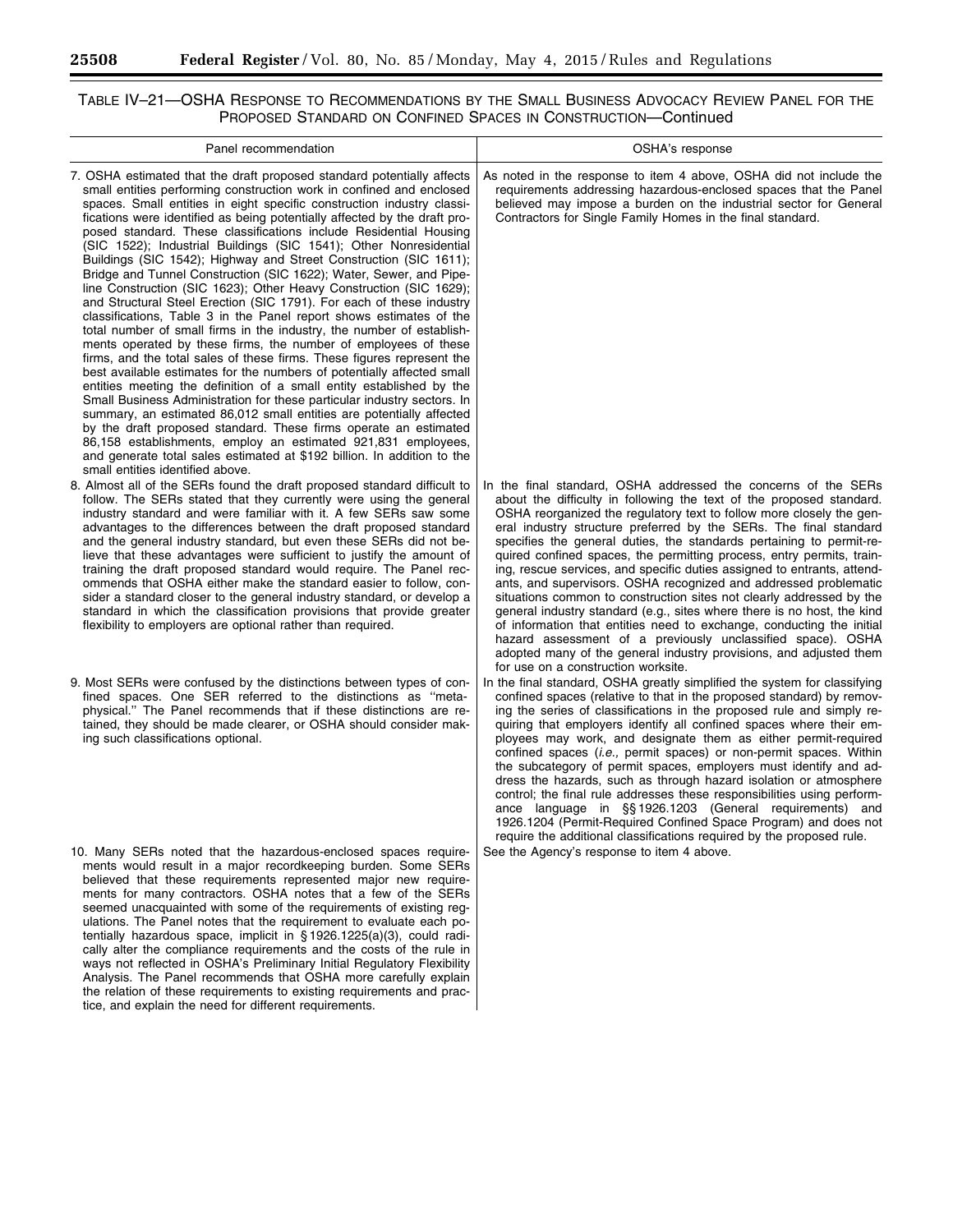TABLE IV–21—OSHA RESPONSE TO RECOMMENDATIONS BY THE SMALL BUSINESS ADVOCACY REVIEW PANEL FOR THE PROPOSED STANDARD ON CONFINED SPACES IN CONSTRUCTION—Continued

| Panel recommendation | OSHA's response |
| --- | --- |
| 7. OSHA estimated that the draft proposed standard potentially affects small entities performing construction work in confined and enclosed spaces. Small entities in eight specific construction industry classifications were identified as being potentially affected by the draft proposed standard. These classifications include Residential Housing (SIC 1522); Industrial Buildings (SIC 1541); Other Nonresidential Buildings (SIC 1542); Highway and Street Construction (SIC 1611); Bridge and Tunnel Construction (SIC 1622); Water, Sewer, and Pipeline Construction (SIC 1623); Other Heavy Construction (SIC 1629); and Structural Steel Erection (SIC 1791). For each of these industry classifications, Table 3 in the Panel report shows estimates of the total number of small firms in the industry, the number of establishments operated by these firms, the number of employees of these firms, and the total sales of these firms. These figures represent the best available estimates for the numbers of potentially affected small entities meeting the definition of a small entity established by the Small Business Administration for these particular industry sectors. In summary, an estimated 86,012 small entities are potentially affected by the draft proposed standard. These firms operate an estimated 86,158 establishments, employ an estimated 921,831 employees, and generate total sales estimated at $192 billion. In addition to the small entities identified above. | As noted in the response to item 4 above, OSHA did not include the requirements addressing hazardous-enclosed spaces that the Panel believed may impose a burden on the industrial sector for General Contractors for Single Family Homes in the final standard. |
| 8. Almost all of the SERs found the draft proposed standard difficult to follow. The SERs stated that they currently were using the general industry standard and were familiar with it. A few SERs saw some advantages to the differences between the draft proposed standard and the general industry standard, but even these SERs did not believe that these advantages were sufficient to justify the amount of training the draft proposed standard would require. The Panel recommends that OSHA either make the standard easier to follow, consider a standard closer to the general industry standard, or develop a standard in which the classification provisions that provide greater flexibility to employers are optional rather than required. | In the final standard, OSHA addressed the concerns of the SERs about the difficulty in following the text of the proposed standard. OSHA reorganized the regulatory text to follow more closely the general industry structure preferred by the SERs. The final standard specifies the general duties, the standards pertaining to permit-required confined spaces, the permitting process, entry permits, training, rescue services, and specific duties assigned to entrants, attendants, and supervisors. OSHA recognized and addressed problematic situations common to construction sites not clearly addressed by the general industry standard (e.g., sites where there is no host, the kind of information that entities need to exchange, conducting the initial hazard assessment of a previously unclassified space). OSHA adopted many of the general industry provisions, and adjusted them for use on a construction worksite. |
| 9. Most SERs were confused by the distinctions between types of confined spaces. One SER referred to the distinctions as "metaphysical." The Panel recommends that if these distinctions are retained, they should be made clearer, or OSHA should consider making such classifications optional. | In the final standard, OSHA greatly simplified the system for classifying confined spaces (relative to that in the proposed standard) by removing the series of classifications in the proposed rule and simply requiring that employers identify all confined spaces where their employees may work, and designate them as either permit-required confined spaces (*i.e.,* permit spaces) or non-permit spaces. Within the subcategory of permit spaces, employers must identify and address the hazards, such as through hazard isolation or atmosphere control; the final rule addresses these responsibilities using performance language in §§ 1926.1203 (General requirements) and 1926.1204 (Permit-Required Confined Space Program) and does not require the additional classifications required by the proposed rule. |
| 10. Many SERs noted that the hazardous-enclosed spaces requirements would result in a major recordkeeping burden. Some SERs believed that these requirements represented major new requirements for many contractors. OSHA notes that a few of the SERs seemed unacquainted with some of the requirements of existing regulations. The Panel notes that the requirement to evaluate each potentially hazardous space, implicit in § 1926.1225(a)(3), could radically alter the compliance requirements and the costs of the rule in ways not reflected in OSHA's Preliminary Initial Regulatory Flexibility Analysis. The Panel recommends that OSHA more carefully explain the relation of these requirements to existing requirements and practice, and explain the need for different requirements. | See the Agency's response to item 4 above. |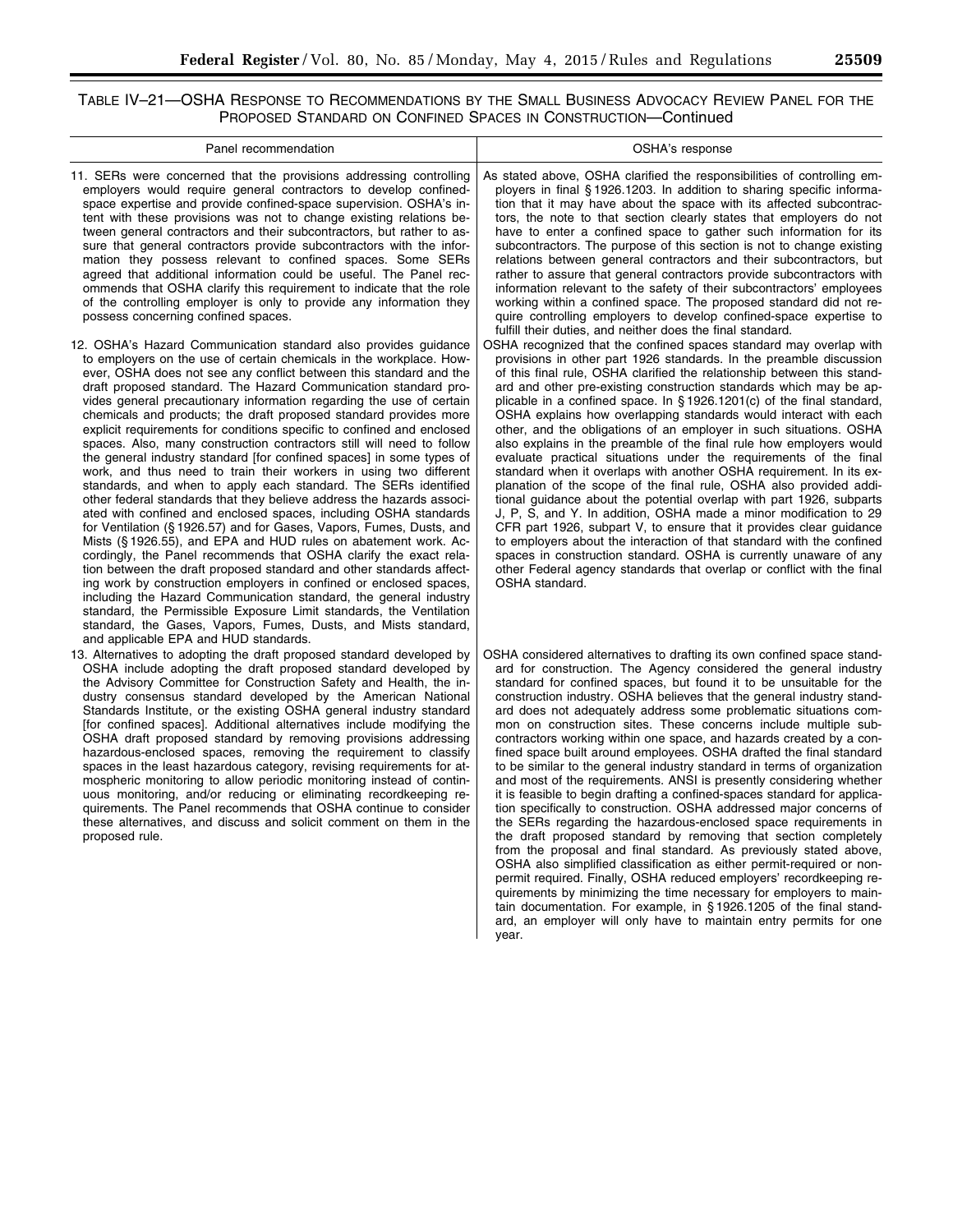TABLE IV–21—OSHA RESPONSE TO RECOMMENDATIONS BY THE SMALL BUSINESS ADVOCACY REVIEW PANEL FOR THE PROPOSED STANDARD ON CONFINED SPACES IN CONSTRUCTION—Continued

| Panel recommendation | OSHA's response |
| --- | --- |
| 11. SERs were concerned that the provisions addressing controlling employers would require general contractors to develop confined-space expertise and provide confined-space supervision. OSHA's intent with these provisions was not to change existing relations between general contractors and their subcontractors, but rather to assure that general contractors provide subcontractors with the information they possess relevant to confined spaces. Some SERs agreed that additional information could be useful. The Panel recommends that OSHA clarify this requirement to indicate that the role of the controlling employer is only to provide any information they possess concerning confined spaces. | As stated above, OSHA clarified the responsibilities of controlling employers in final § 1926.1203. In addition to sharing specific information that it may have about the space with its affected subcontractors, the note to that section clearly states that employers do not have to enter a confined space to gather such information for its subcontractors. The purpose of this section is not to change existing relations between general contractors and their subcontractors, but rather to assure that general contractors provide subcontractors with information relevant to the safety of their subcontractors' employees working within a confined space. The proposed standard did not require controlling employers to develop confined-space expertise to fulfill their duties, and neither does the final standard. |
| 12. OSHA's Hazard Communication standard also provides guidance to employers on the use of certain chemicals in the workplace. However, OSHA does not see any conflict between this standard and the draft proposed standard. The Hazard Communication standard provides general precautionary information regarding the use of certain chemicals and products; the draft proposed standard provides more explicit requirements for conditions specific to confined and enclosed spaces. Also, many construction contractors still will need to follow the general industry standard [for confined spaces] in some types of work, and thus need to train their workers in using two different standards, and when to apply each standard. The SERs identified other federal standards that they believe address the hazards associated with confined and enclosed spaces, including OSHA standards for Ventilation (§ 1926.57) and for Gases, Vapors, Fumes, Dusts, and Mists (§ 1926.55), and EPA and HUD rules on abatement work. Accordingly, the Panel recommends that OSHA clarify the exact relation between the draft proposed standard and other standards affecting work by construction employers in confined or enclosed spaces, including the Hazard Communication standard, the general industry standard, the Permissible Exposure Limit standards, the Ventilation standard, the Gases, Vapors, Fumes, Dusts, and Mists standard, and applicable EPA and HUD standards. | OSHA recognized that the confined spaces standard may overlap with provisions in other part 1926 standards. In the preamble discussion of this final rule, OSHA clarified the relationship between this standard and other pre-existing construction standards which may be applicable in a confined space. In § 1926.1201(c) of the final standard, OSHA explains how overlapping standards would interact with each other, and the obligations of an employer in such situations. OSHA also explains in the preamble of the final rule how employers would evaluate practical situations under the requirements of the final standard when it overlaps with another OSHA requirement. In its explanation of the scope of the final rule, OSHA also provided additional guidance about the potential overlap with part 1926, subparts J, P, S, and Y. In addition, OSHA made a minor modification to 29 CFR part 1926, subpart V, to ensure that it provides clear guidance to employers about the interaction of that standard with the confined spaces in construction standard. OSHA is currently unaware of any other Federal agency standards that overlap or conflict with the final OSHA standard. |
| 13. Alternatives to adopting the draft proposed standard developed by OSHA include adopting the draft proposed standard developed by the Advisory Committee for Construction Safety and Health, the industry consensus standard developed by the American National Standards Institute, or the existing OSHA general industry standard [for confined spaces]. Additional alternatives include modifying the OSHA draft proposed standard by removing provisions addressing hazardous-enclosed spaces, removing the requirement to classify spaces in the least hazardous category, revising requirements for atmospheric monitoring to allow periodic monitoring instead of continuous monitoring, and/or reducing or eliminating recordkeeping requirements. The Panel recommends that OSHA continue to consider these alternatives, and discuss and solicit comment on them in the proposed rule. | OSHA considered alternatives to drafting its own confined space standard for construction. The Agency considered the general industry standard for confined spaces, but found it to be unsuitable for the construction industry. OSHA believes that the general industry standard does not adequately address some problematic situations common on construction sites. These concerns include multiple subcontractors working within one space, and hazards created by a confined space built around employees. OSHA drafted the final standard to be similar to the general industry standard in terms of organization and most of the requirements. ANSI is presently considering whether it is feasible to begin drafting a confined-spaces standard for application specifically to construction. OSHA addressed major concerns of the SERs regarding the hazardous-enclosed space requirements in the draft proposed standard by removing that section completely from the proposal and final standard. As previously stated above, OSHA also simplified classification as either permit-required or non-permit required. Finally, OSHA reduced employers' recordkeeping requirements by minimizing the time necessary for employers to maintain documentation. For example, in § 1926.1205 of the final standard, an employer will only have to maintain entry permits for one year. |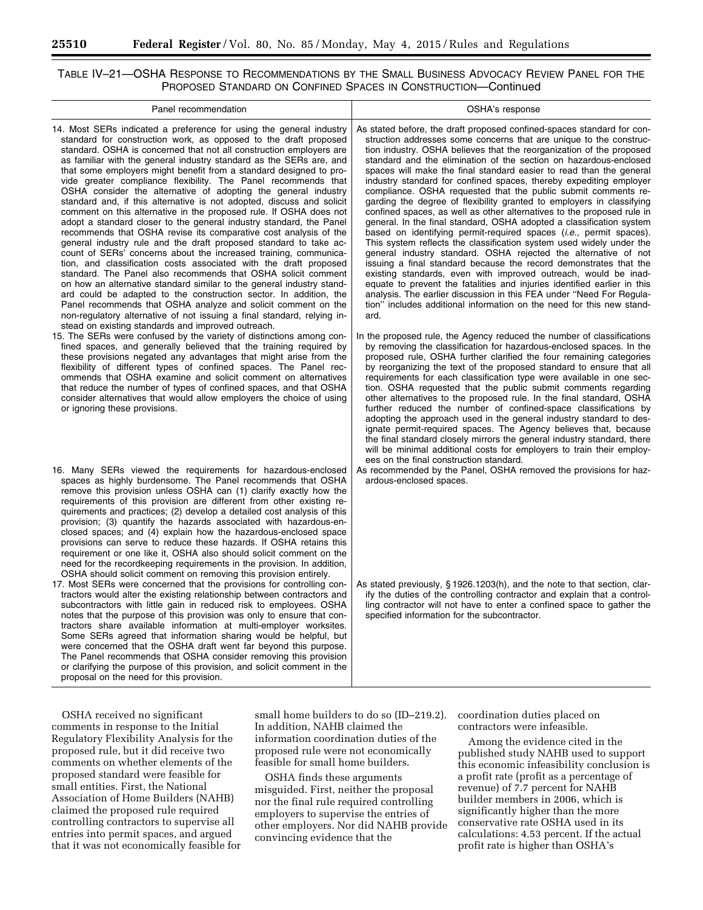TABLE IV–21—OSHA RESPONSE TO RECOMMENDATIONS BY THE SMALL BUSINESS ADVOCACY REVIEW PANEL FOR THE PROPOSED STANDARD ON CONFINED SPACES IN CONSTRUCTION—Continued

| Panel recommendation | OSHA's response |
|---|---|
| 14. Most SERs indicated a preference for using the general industry standard for construction work, as opposed to the draft proposed standard. OSHA is concerned that not all construction employers are as familiar with the general industry standard as the SERs are, and that some employers might benefit from a standard designed to provide greater compliance flexibility. The Panel recommends that OSHA consider the alternative of adopting the general industry standard and, if this alternative is not adopted, discuss and solicit comment on this alternative in the proposed rule. If OSHA does not adopt a standard closer to the general industry standard, the Panel recommends that OSHA revise its comparative cost analysis of the general industry rule and the draft proposed standard to take account of SERs' concerns about the increased training, communication, and classification costs associated with the draft proposed standard. The Panel also recommends that OSHA solicit comment on how an alternative standard similar to the general industry standard could be adapted to the construction sector. In addition, the Panel recommends that OSHA analyze and solicit comment on the non-regulatory alternative of not issuing a final standard, relying instead on existing standards and improved outreach. | As stated before, the draft proposed confined-spaces standard for construction addresses some concerns that are unique to the construction industry. OSHA believes that the reorganization of the proposed standard and the elimination of the section on hazardous-enclosed spaces will make the final standard easier to read than the general industry standard for confined spaces, thereby expediting employer compliance. OSHA requested that the public submit comments regarding the degree of flexibility granted to employers in classifying confined spaces, as well as other alternatives to the proposed rule in general. In the final standard, OSHA adopted a classification system based on identifying permit-required spaces (*i.e.,* permit spaces). This system reflects the classification system used widely under the general industry standard. OSHA rejected the alternative of not issuing a final standard because the record demonstrates that the existing standards, even with improved outreach, would be inadequate to prevent the fatalities and injuries identified earlier in this analysis. The earlier discussion in this FEA under "Need For Regulation" includes additional information on the need for this new standard. |
| 15. The SERs were confused by the variety of distinctions among confined spaces, and generally believed that the training required by these provisions negated any advantages that might arise from the flexibility of different types of confined spaces. The Panel recommends that OSHA examine and solicit comment on alternatives that reduce the number of types of confined spaces, and that OSHA consider alternatives that would allow employers the choice of using or ignoring these provisions. | In the proposed rule, the Agency reduced the number of classifications by removing the classification for hazardous-enclosed spaces. In the proposed rule, OSHA further clarified the four remaining categories by reorganizing the text of the proposed standard to ensure that all requirements for each classification type were available in one section. OSHA requested that the public submit comments regarding other alternatives to the proposed rule. In the final standard, OSHA further reduced the number of confined-space classifications by adopting the approach used in the general industry standard to designate permit-required spaces. The Agency believes that, because the final standard closely mirrors the general industry standard, there will be minimal additional costs for employers to train their employees on the final construction standard. |
| 16. Many SERs viewed the requirements for hazardous-enclosed spaces as highly burdensome. The Panel recommends that OSHA remove this provision unless OSHA can (1) clarify exactly how the requirements of this provision are different from other existing requirements and practices; (2) develop a detailed cost analysis of this provision; (3) quantify the hazards associated with hazardous-enclosed spaces; and (4) explain how the hazardous-enclosed space provisions can serve to reduce these hazards. If OSHA retains this requirement or one like it, OSHA also should solicit comment on the need for the recordkeeping requirements in the provision. In addition, OSHA should solicit comment on removing this provision entirely. | As recommended by the Panel, OSHA removed the provisions for hazardous-enclosed spaces. |
| 17. Most SERs were concerned that the provisions for controlling contractors would alter the existing relationship between contractors and subcontractors with little gain in reduced risk to employees. OSHA notes that the purpose of this provision was only to ensure that contractors share available information at multi-employer worksites. Some SERs agreed that information sharing would be helpful, but were concerned that the OSHA draft went far beyond this purpose. The Panel recommends that OSHA consider removing this provision or clarifying the purpose of this provision, and solicit comment in the proposal on the need for this provision. | As stated previously, § 1926.1203(h), and the note to that section, clarify the duties of the controlling contractor and explain that a controlling contractor will not have to enter a confined space to gather the specified information for the subcontractor. |

OSHA received no significant comments in response to the Initial Regulatory Flexibility Analysis for the proposed rule, but it did receive two comments on whether elements of the proposed standard were feasible for small entities. First, the National Association of Home Builders (NAHB) claimed the proposed rule required controlling contractors to supervise all entries into permit spaces, and argued that it was not economically feasible for small home builders to do so (ID–219.2). In addition, NAHB claimed the information coordination duties of the proposed rule were not economically feasible for small home builders.

OSHA finds these arguments misguided. First, neither the proposal nor the final rule required controlling employers to supervise the entries of other employers. Nor did NAHB provide convincing evidence that the coordination duties placed on contractors were infeasible.

Among the evidence cited in the published study NAHB used to support this economic infeasibility conclusion is a profit rate (profit as a percentage of revenue) of 7.7 percent for NAHB builder members in 2006, which is significantly higher than the more conservative rate OSHA used in its calculations: 4.53 percent. If the actual profit rate is higher than OSHA's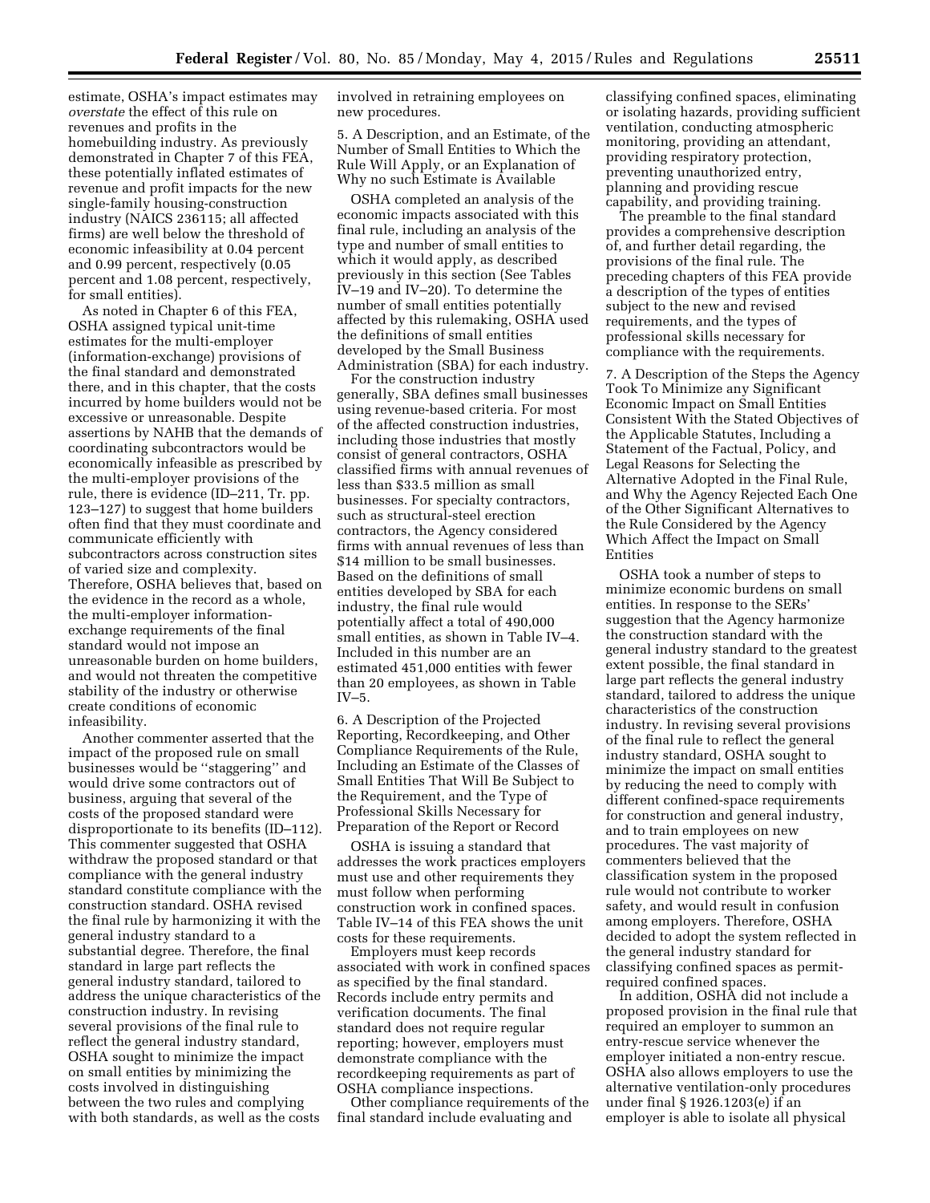estimate, OSHA's impact estimates may *overstate* the effect of this rule on revenues and profits in the homebuilding industry. As previously demonstrated in Chapter 7 of this FEA, these potentially inflated estimates of revenue and profit impacts for the new single-family housing-construction industry (NAICS 236115; all affected firms) are well below the threshold of economic infeasibility at 0.04 percent and 0.99 percent, respectively (0.05 percent and 1.08 percent, respectively, for small entities).

As noted in Chapter 6 of this FEA, OSHA assigned typical unit-time estimates for the multi-employer (information-exchange) provisions of the final standard and demonstrated there, and in this chapter, that the costs incurred by home builders would not be excessive or unreasonable. Despite assertions by NAHB that the demands of coordinating subcontractors would be economically infeasible as prescribed by the multi-employer provisions of the rule, there is evidence (ID–211, Tr. pp. 123–127) to suggest that home builders often find that they must coordinate and communicate efficiently with subcontractors across construction sites of varied size and complexity. Therefore, OSHA believes that, based on the evidence in the record as a whole, the multi-employer information-exchange requirements of the final standard would not impose an unreasonable burden on home builders, and would not threaten the competitive stability of the industry or otherwise create conditions of economic infeasibility.

Another commenter asserted that the impact of the proposed rule on small businesses would be ''staggering'' and would drive some contractors out of business, arguing that several of the costs of the proposed standard were disproportionate to its benefits (ID–112). This commenter suggested that OSHA withdraw the proposed standard or that compliance with the general industry standard constitute compliance with the construction standard. OSHA revised the final rule by harmonizing it with the general industry standard to a substantial degree. Therefore, the final standard in large part reflects the general industry standard, tailored to address the unique characteristics of the construction industry. In revising several provisions of the final rule to reflect the general industry standard, OSHA sought to minimize the impact on small entities by minimizing the costs involved in distinguishing between the two rules and complying with both standards, as well as the costs involved in retraining employees on new procedures.

5. A Description, and an Estimate, of the Number of Small Entities to Which the Rule Will Apply, or an Explanation of Why no such Estimate is Available

OSHA completed an analysis of the economic impacts associated with this final rule, including an analysis of the type and number of small entities to which it would apply, as described previously in this section (See Tables IV–19 and IV–20). To determine the number of small entities potentially affected by this rulemaking, OSHA used the definitions of small entities developed by the Small Business Administration (SBA) for each industry.

For the construction industry generally, SBA defines small businesses using revenue-based criteria. For most of the affected construction industries, including those industries that mostly consist of general contractors, OSHA classified firms with annual revenues of less than $33.5 million as small businesses. For specialty contractors, such as structural-steel erection contractors, the Agency considered firms with annual revenues of less than $14 million to be small businesses. Based on the definitions of small entities developed by SBA for each industry, the final rule would potentially affect a total of 490,000 small entities, as shown in Table IV–4. Included in this number are an estimated 451,000 entities with fewer than 20 employees, as shown in Table IV–5.

6. A Description of the Projected Reporting, Recordkeeping, and Other Compliance Requirements of the Rule, Including an Estimate of the Classes of Small Entities That Will Be Subject to the Requirement, and the Type of Professional Skills Necessary for Preparation of the Report or Record

OSHA is issuing a standard that addresses the work practices employers must use and other requirements they must follow when performing construction work in confined spaces. Table IV–14 of this FEA shows the unit costs for these requirements.

Employers must keep records associated with work in confined spaces as specified by the final standard. Records include entry permits and verification documents. The final standard does not require regular reporting; however, employers must demonstrate compliance with the recordkeeping requirements as part of OSHA compliance inspections.

Other compliance requirements of the final standard include evaluating and classifying confined spaces, eliminating or isolating hazards, providing sufficient ventilation, conducting atmospheric monitoring, providing an attendant, providing respiratory protection, preventing unauthorized entry, planning and providing rescue capability, and providing training.

The preamble to the final standard provides a comprehensive description of, and further detail regarding, the provisions of the final rule. The preceding chapters of this FEA provide a description of the types of entities subject to the new and revised requirements, and the types of professional skills necessary for compliance with the requirements.

7. A Description of the Steps the Agency Took To Minimize any Significant Economic Impact on Small Entities Consistent With the Stated Objectives of the Applicable Statutes, Including a Statement of the Factual, Policy, and Legal Reasons for Selecting the Alternative Adopted in the Final Rule, and Why the Agency Rejected Each One of the Other Significant Alternatives to the Rule Considered by the Agency Which Affect the Impact on Small Entities

OSHA took a number of steps to minimize economic burdens on small entities. In response to the SERs' suggestion that the Agency harmonize the construction standard with the general industry standard to the greatest extent possible, the final standard in large part reflects the general industry standard, tailored to address the unique characteristics of the construction industry. In revising several provisions of the final rule to reflect the general industry standard, OSHA sought to minimize the impact on small entities by reducing the need to comply with different confined-space requirements for construction and general industry, and to train employees on new procedures. The vast majority of commenters believed that the classification system in the proposed rule would not contribute to worker safety, and would result in confusion among employers. Therefore, OSHA decided to adopt the system reflected in the general industry standard for classifying confined spaces as permit-required confined spaces.

In addition, OSHA did not include a proposed provision in the final rule that required an employer to summon an entry-rescue service whenever the employer initiated a non-entry rescue. OSHA also allows employers to use the alternative ventilation-only procedures under final § 1926.1203(e) if an employer is able to isolate all physical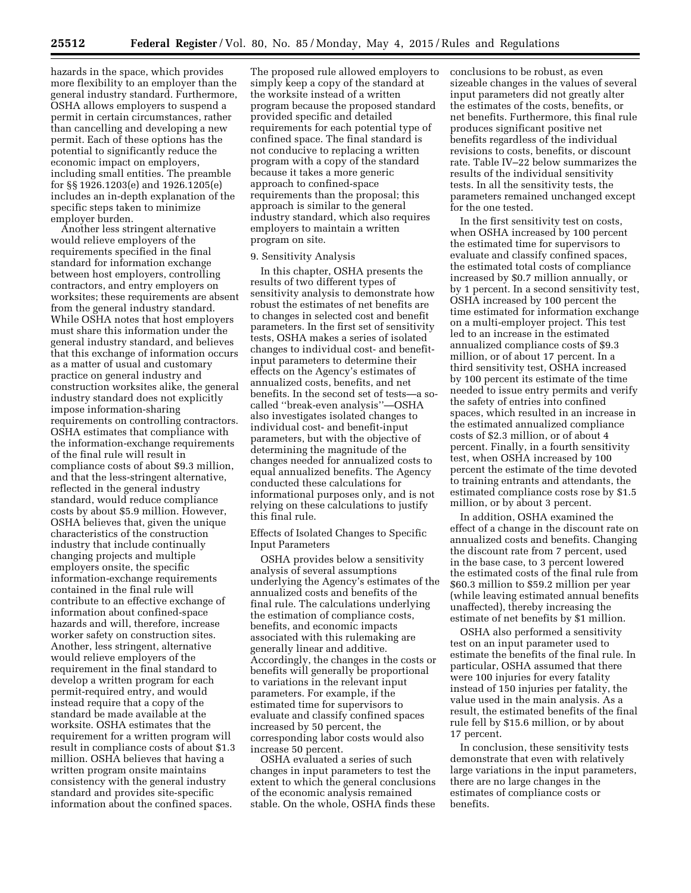hazards in the space, which provides more flexibility to an employer than the general industry standard. Furthermore, OSHA allows employers to suspend a permit in certain circumstances, rather than cancelling and developing a new permit. Each of these options has the potential to significantly reduce the economic impact on employers, including small entities. The preamble for §§ 1926.1203(e) and 1926.1205(e) includes an in-depth explanation of the specific steps taken to minimize employer burden.

Another less stringent alternative would relieve employers of the requirements specified in the final standard for information exchange between host employers, controlling contractors, and entry employers on worksites; these requirements are absent from the general industry standard. While OSHA notes that host employers must share this information under the general industry standard, and believes that this exchange of information occurs as a matter of usual and customary practice on general industry and construction worksites alike, the general industry standard does not explicitly impose information-sharing requirements on controlling contractors. OSHA estimates that compliance with the information-exchange requirements of the final rule will result in compliance costs of about $9.3 million, and that the less-stringent alternative, reflected in the general industry standard, would reduce compliance costs by about $5.9 million. However, OSHA believes that, given the unique characteristics of the construction industry that include continually changing projects and multiple employers onsite, the specific information-exchange requirements contained in the final rule will contribute to an effective exchange of information about confined-space hazards and will, therefore, increase worker safety on construction sites. Another, less stringent, alternative would relieve employers of the requirement in the final standard to develop a written program for each permit-required entry, and would instead require that a copy of the standard be made available at the worksite. OSHA estimates that the requirement for a written program will result in compliance costs of about $1.3 million. OSHA believes that having a written program onsite maintains consistency with the general industry standard and provides site-specific information about the confined spaces. The proposed rule allowed employers to simply keep a copy of the standard at the worksite instead of a written program because the proposed standard provided specific and detailed requirements for each potential type of confined space. The final standard is not conducive to replacing a written program with a copy of the standard because it takes a more generic approach to confined-space requirements than the proposal; this approach is similar to the general industry standard, which also requires employers to maintain a written program on site.

9. Sensitivity Analysis

In this chapter, OSHA presents the results of two different types of sensitivity analysis to demonstrate how robust the estimates of net benefits are to changes in selected cost and benefit parameters. In the first set of sensitivity tests, OSHA makes a series of isolated changes to individual cost- and benefit-input parameters to determine their effects on the Agency's estimates of annualized costs, benefits, and net benefits. In the second set of tests—a so-called "break-even analysis"—OSHA also investigates isolated changes to individual cost- and benefit-input parameters, but with the objective of determining the magnitude of the changes needed for annualized costs to equal annualized benefits. The Agency conducted these calculations for informational purposes only, and is not relying on these calculations to justify this final rule.

Effects of Isolated Changes to Specific Input Parameters

OSHA provides below a sensitivity analysis of several assumptions underlying the Agency's estimates of the annualized costs and benefits of the final rule. The calculations underlying the estimation of compliance costs, benefits, and economic impacts associated with this rulemaking are generally linear and additive. Accordingly, the changes in the costs or benefits will generally be proportional to variations in the relevant input parameters. For example, if the estimated time for supervisors to evaluate and classify confined spaces increased by 50 percent, the corresponding labor costs would also increase 50 percent.

OSHA evaluated a series of such changes in input parameters to test the extent to which the general conclusions of the economic analysis remained stable. On the whole, OSHA finds these conclusions to be robust, as even sizeable changes in the values of several input parameters did not greatly alter the estimates of the costs, benefits, or net benefits. Furthermore, this final rule produces significant positive net benefits regardless of the individual revisions to costs, benefits, or discount rate. Table IV–22 below summarizes the results of the individual sensitivity tests. In all the sensitivity tests, the parameters remained unchanged except for the one tested.

In the first sensitivity test on costs, when OSHA increased by 100 percent the estimated time for supervisors to evaluate and classify confined spaces, the estimated total costs of compliance increased by $0.7 million annually, or by 1 percent. In a second sensitivity test, OSHA increased by 100 percent the time estimated for information exchange on a multi-employer project. This test led to an increase in the estimated annualized compliance costs of $9.3 million, or of about 17 percent. In a third sensitivity test, OSHA increased by 100 percent its estimate of the time needed to issue entry permits and verify the safety of entries into confined spaces, which resulted in an increase in the estimated annualized compliance costs of $2.3 million, or of about 4 percent. Finally, in a fourth sensitivity test, when OSHA increased by 100 percent the estimate of the time devoted to training entrants and attendants, the estimated compliance costs rose by $1.5 million, or by about 3 percent.

In addition, OSHA examined the effect of a change in the discount rate on annualized costs and benefits. Changing the discount rate from 7 percent, used in the base case, to 3 percent lowered the estimated costs of the final rule from $60.3 million to $59.2 million per year (while leaving estimated annual benefits unaffected), thereby increasing the estimate of net benefits by $1 million.

OSHA also performed a sensitivity test on an input parameter used to estimate the benefits of the final rule. In particular, OSHA assumed that there were 100 injuries for every fatality instead of 150 injuries per fatality, the value used in the main analysis. As a result, the estimated benefits of the final rule fell by $15.6 million, or by about 17 percent.

In conclusion, these sensitivity tests demonstrate that even with relatively large variations in the input parameters, there are no large changes in the estimates of compliance costs or benefits.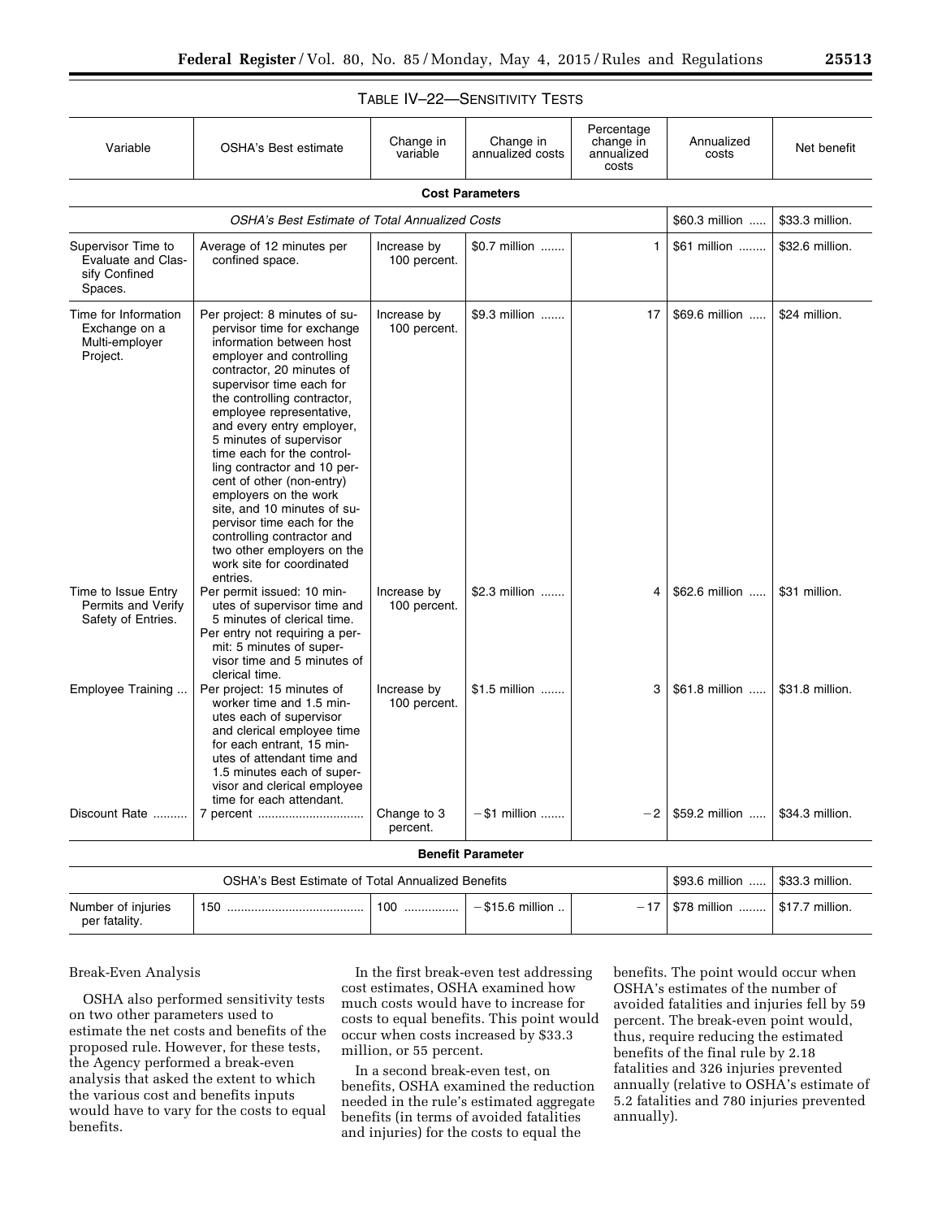TABLE IV–22—SENSITIVITY TESTS

| Variable | OSHA's Best estimate | Change in variable | Change in annualized costs | Percentage change in annualized costs | Annualized costs | Net benefit |
|---|---|---|---|---|---|---|
| **Cost Parameters** | | | | | | |
| *OSHA's Best Estimate of Total Annualized Costs* | | | | | $60.3 million | $33.3 million. |
| Supervisor Time to Evaluate and Classify Confined Spaces. | Average of 12 minutes per confined space. | Increase by 100 percent. | $0.7 million | 1 | $61 million | $32.6 million. |
| Time for Information Exchange on a Multi-employer Project. | Per project: 8 minutes of supervisor time for exchange information between host employer and controlling contractor, 20 minutes of supervisor time each for the controlling contractor, employee representative, and every entry employer, 5 minutes of supervisor time each for the controlling contractor and 10 percent of other (non-entry) employers on the work site, and 10 minutes of supervisor time each for the controlling contractor and two other employers on the work site for coordinated entries. | Increase by 100 percent. | $9.3 million | 17 | $69.6 million | $24 million. |
| Time to Issue Entry Permits and Verify Safety of Entries. | Per permit issued: 10 minutes of supervisor time and 5 minutes of clerical time. Per entry not requiring a permit: 5 minutes of supervisor time and 5 minutes of clerical time. | Increase by 100 percent. | $2.3 million | 4 | $62.6 million | $31 million. |
| Employee Training | Per project: 15 minutes of worker time and 1.5 minutes each of supervisor and clerical employee time for each entrant, 15 minutes of attendant time and 1.5 minutes each of supervisor and clerical employee time for each attendant. | Increase by 100 percent. | $1.5 million | 3 | $61.8 million | $31.8 million. |
| Discount Rate | 7 percent | Change to 3 percent. | −$1 million | −2 | $59.2 million | $34.3 million. |
| **Benefit Parameter** | | | | | | |
| OSHA's Best Estimate of Total Annualized Benefits | | | | | $93.6 million | $33.3 million. |
| Number of injuries per fatality. | 150 | 100 | −$15.6 million | −17 | $78 million | $17.7 million. |

Break-Even Analysis

OSHA also performed sensitivity tests on two other parameters used to estimate the net costs and benefits of the proposed rule. However, for these tests, the Agency performed a break-even analysis that asked the extent to which the various cost and benefits inputs would have to vary for the costs to equal benefits.

In the first break-even test addressing cost estimates, OSHA examined how much costs would have to increase for costs to equal benefits. This point would occur when costs increased by $33.3 million, or 55 percent.

In a second break-even test, on benefits, OSHA examined the reduction needed in the rule's estimated aggregate benefits (in terms of avoided fatalities and injuries) for the costs to equal the benefits. The point would occur when OSHA's estimates of the number of avoided fatalities and injuries fell by 59 percent. The break-even point would, thus, require reducing the estimated benefits of the final rule by 2.18 fatalities and 326 injuries prevented annually (relative to OSHA's estimate of 5.2 fatalities and 780 injuries prevented annually).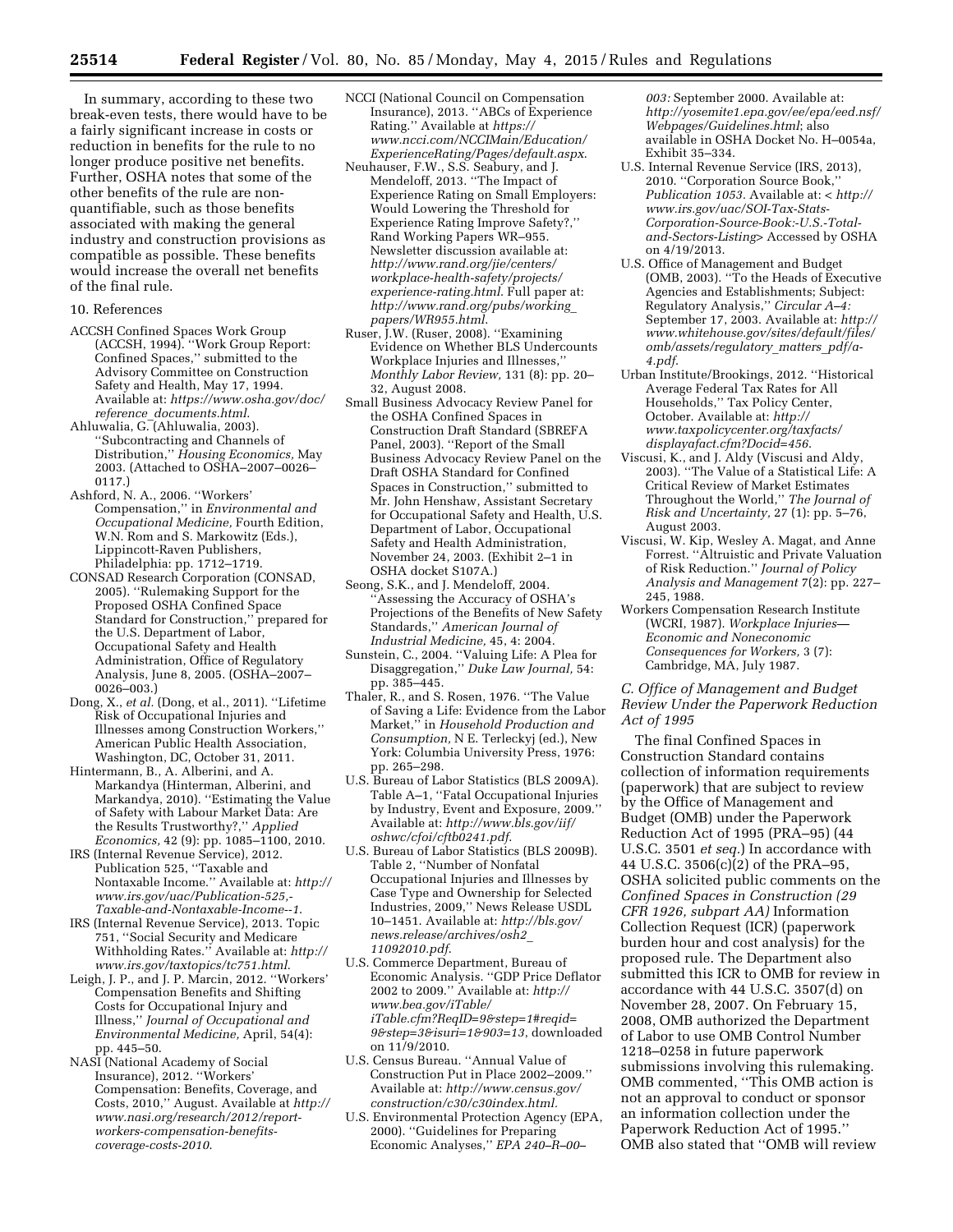In summary, according to these two break-even tests, there would have to be a fairly significant increase in costs or reduction in benefits for the rule to no longer produce positive net benefits. Further, OSHA notes that some of the other benefits of the rule are non-quantifiable, such as those benefits associated with making the general industry and construction provisions as compatible as possible. These benefits would increase the overall net benefits of the final rule.

10. References

ACCSH Confined Spaces Work Group (ACCSH, 1994). ''Work Group Report: Confined Spaces,'' submitted to the Advisory Committee on Construction Safety and Health, May 17, 1994. Available at: *https://www.osha.gov/doc/reference_documents.html*.

Ahluwalia, G. (Ahluwalia, 2003). ''Subcontracting and Channels of Distribution,'' *Housing Economics,* May 2003. (Attached to OSHA–2007–0026–0117.)

Ashford, N. A., 2006. ''Workers' Compensation,'' in *Environmental and Occupational Medicine,* Fourth Edition, W.N. Rom and S. Markowitz (Eds.), Lippincott-Raven Publishers, Philadelphia: pp. 1712–1719.

CONSAD Research Corporation (CONSAD, 2005). ''Rulemaking Support for the Proposed OSHA Confined Space Standard for Construction,'' prepared for the U.S. Department of Labor, Occupational Safety and Health Administration, Office of Regulatory Analysis, June 8, 2005. (OSHA–2007–0026–003.)

Dong, X., *et al.* (Dong, et al., 2011). ''Lifetime Risk of Occupational Injuries and Illnesses among Construction Workers,'' American Public Health Association, Washington, DC, October 31, 2011.

Hintermann, B., A. Alberini, and A. Markandya (Hinterman, Alberini, and Markandya, 2010). ''Estimating the Value of Safety with Labour Market Data: Are the Results Trustworthy?,'' *Applied Economics,* 42 (9): pp. 1085–1100, 2010.

IRS (Internal Revenue Service), 2012. Publication 525, ''Taxable and Nontaxable Income.'' Available at: *http://www.irs.gov/uac/Publication-525,-Taxable-and-Nontaxable-Income--1*.

IRS (Internal Revenue Service), 2013. Topic 751, ''Social Security and Medicare Withholding Rates.'' Available at: *http://www.irs.gov/taxtopics/tc751.html*.

Leigh, J. P., and J. P. Marcin, 2012. ''Workers' Compensation Benefits and Shifting Costs for Occupational Injury and Illness,'' *Journal of Occupational and Environmental Medicine,* April, 54(4): pp. 445–50.

NASI (National Academy of Social Insurance), 2012. ''Workers' Compensation: Benefits, Coverage, and Costs, 2010,'' August. Available at *http://www.nasi.org/research/2012/report-workers-compensation-benefits-coverage-costs-2010*.

NCCI (National Council on Compensation Insurance), 2013. ''ABCs of Experience Rating.'' Available at *https://www.ncci.com/NCCIMain/Education/ExperienceRating/Pages/default.aspx*.

Neuhauser, F.W., S.S. Seabury, and J. Mendeloff, 2013. ''The Impact of Experience Rating on Small Employers: Would Lowering the Threshold for Experience Rating Improve Safety?,'' Rand Working Papers WR–955. Newsletter discussion available at: *http://www.rand.org/jie/centers/workplace-health-safety/projects/experience-rating.html*. Full paper at: *http://www.rand.org/pubs/working_papers/WR955.html*.

Ruser, J.W. (Ruser, 2008). ''Examining Evidence on Whether BLS Undercounts Workplace Injuries and Illnesses,'' *Monthly Labor Review,* 131 (8): pp. 20–32, August 2008.

Small Business Advocacy Review Panel for the OSHA Confined Spaces in Construction Draft Standard (SBREFA Panel, 2003). ''Report of the Small Business Advocacy Review Panel on the Draft OSHA Standard for Confined Spaces in Construction,'' submitted to Mr. John Henshaw, Assistant Secretary for Occupational Safety and Health, U.S. Department of Labor, Occupational Safety and Health Administration, November 24, 2003. (Exhibit 2–1 in OSHA docket S107A.)

Seong, S.K., and J. Mendeloff, 2004. ''Assessing the Accuracy of OSHA's Projections of the Benefits of New Safety Standards,'' *American Journal of Industrial Medicine,* 45, 4: 2004.

Sunstein, C., 2004. ''Valuing Life: A Plea for Disaggregation,'' *Duke Law Journal,* 54: pp. 385–445.

Thaler, R., and S. Rosen, 1976. ''The Value of Saving a Life: Evidence from the Labor Market,'' in *Household Production and Consumption,* N E. Terleckyj (ed.), New York: Columbia University Press, 1976: pp. 265–298.

U.S. Bureau of Labor Statistics (BLS 2009A). Table A–1, ''Fatal Occupational Injuries by Industry, Event and Exposure, 2009.'' Available at: *http://www.bls.gov/iif/oshwc/cfoi/cftb0241.pdf*.

U.S. Bureau of Labor Statistics (BLS 2009B). Table 2, ''Number of Nonfatal Occupational Injuries and Illnesses by Case Type and Ownership for Selected Industries, 2009,'' News Release USDL 10–1451. Available at: *http://bls.gov/news.release/archives/osh2_11092010.pdf*.

U.S. Commerce Department, Bureau of Economic Analysis. ''GDP Price Deflator 2002 to 2009.'' Available at: *http://www.bea.gov/iTable/iTable.cfm?ReqID=9&step=1#reqid=9&step=3&isuri=1&903=13*, downloaded on 11/9/2010.

U.S. Census Bureau. ''Annual Value of Construction Put in Place 2002–2009.'' Available at: *http://www.census.gov/construction/c30/c30index.html.*

U.S. Environmental Protection Agency (EPA, 2000). ''Guidelines for Preparing Economic Analyses,'' *EPA 240–R–00–003:* September 2000. Available at: *http://yosemite1.epa.gov/ee/epa/eed.nsf/Webpages/Guidelines.html*; also available in OSHA Docket No. H–0054a, Exhibit 35–334.

U.S. Internal Revenue Service (IRS, 2013), 2010. ''Corporation Source Book,'' *Publication 1053.* Available at: < *http://www.irs.gov/uac/SOI-Tax-Stats-Corporation-Source-Book:-U.S.-Total-and-Sectors-Listing*> Accessed by OSHA on 4/19/2013.

U.S. Office of Management and Budget (OMB, 2003). ''To the Heads of Executive Agencies and Establishments; Subject: Regulatory Analysis,'' *Circular A–4:* September 17, 2003. Available at: *http://www.whitehouse.gov/sites/default/files/omb/assets/regulatory_matters_pdf/a-4.pdf*.

Urban Institute/Brookings, 2012. ''Historical Average Federal Tax Rates for All Households,'' Tax Policy Center, October. Available at: *http://www.taxpolicycenter.org/taxfacts/displayafact.cfm?Docid=456*.

Viscusi, K., and J. Aldy (Viscusi and Aldy, 2003). ''The Value of a Statistical Life: A Critical Review of Market Estimates Throughout the World,'' *The Journal of Risk and Uncertainty,* 27 (1): pp. 5–76, August 2003.

Viscusi, W. Kip, Wesley A. Magat, and Anne Forrest. ''Altruistic and Private Valuation of Risk Reduction.'' *Journal of Policy Analysis and Management* 7(2): pp. 227–245, 1988.

Workers Compensation Research Institute (WCRI, 1987). *Workplace Injuries—Economic and Noneconomic Consequences for Workers,* 3 (7): Cambridge, MA, July 1987.

### *C. Office of Management and Budget Review Under the Paperwork Reduction Act of 1995*

The final Confined Spaces in Construction Standard contains collection of information requirements (paperwork) that are subject to review by the Office of Management and Budget (OMB) under the Paperwork Reduction Act of 1995 (PRA–95) (44 U.S.C. 3501 *et seq.*) In accordance with 44 U.S.C. 3506(c)(2) of the PRA–95, OSHA solicited public comments on the *Confined Spaces in Construction (29 CFR 1926, subpart AA)* Information Collection Request (ICR) (paperwork burden hour and cost analysis) for the proposed rule. The Department also submitted this ICR to OMB for review in accordance with 44 U.S.C. 3507(d) on November 28, 2007. On February 15, 2008, OMB authorized the Department of Labor to use OMB Control Number 1218–0258 in future paperwork submissions involving this rulemaking. OMB commented, ''This OMB action is not an approval to conduct or sponsor an information collection under the Paperwork Reduction Act of 1995.'' OMB also stated that ''OMB will review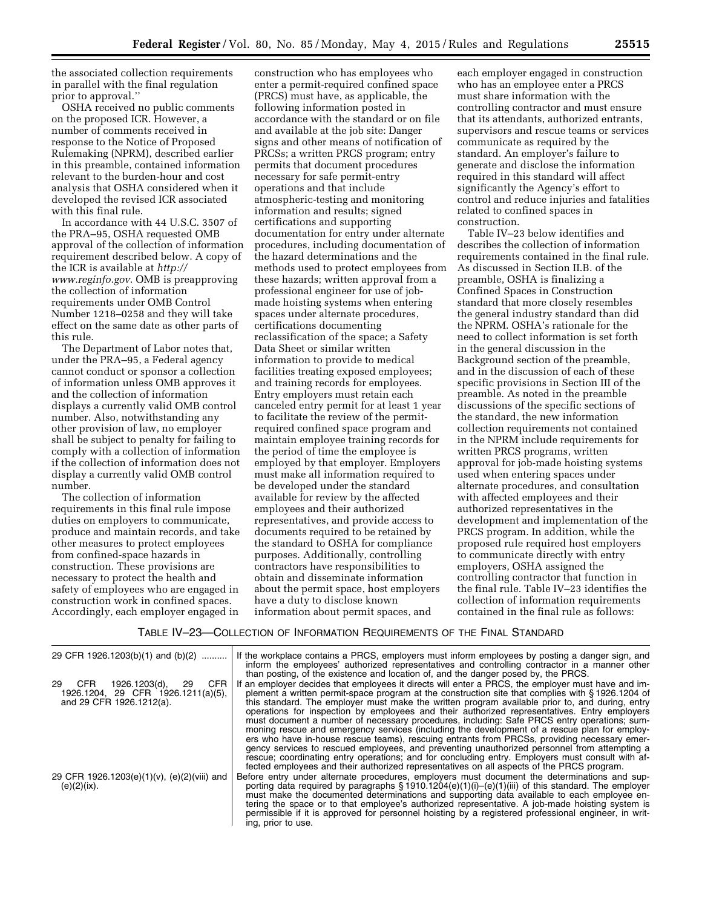the associated collection requirements in parallel with the final regulation prior to approval.''

OSHA received no public comments on the proposed ICR. However, a number of comments received in response to the Notice of Proposed Rulemaking (NPRM), described earlier in this preamble, contained information relevant to the burden-hour and cost analysis that OSHA considered when it developed the revised ICR associated with this final rule.

In accordance with 44 U.S.C. 3507 of the PRA–95, OSHA requested OMB approval of the collection of information requirement described below. A copy of the ICR is available at *http://www.reginfo.gov*. OMB is preapproving the collection of information requirements under OMB Control Number 1218–0258 and they will take effect on the same date as other parts of this rule.

The Department of Labor notes that, under the PRA–95, a Federal agency cannot conduct or sponsor a collection of information unless OMB approves it and the collection of information displays a currently valid OMB control number. Also, notwithstanding any other provision of law, no employer shall be subject to penalty for failing to comply with a collection of information if the collection of information does not display a currently valid OMB control number.

The collection of information requirements in this final rule impose duties on employers to communicate, produce and maintain records, and take other measures to protect employees from confined-space hazards in construction. These provisions are necessary to protect the health and safety of employees who are engaged in construction work in confined spaces. Accordingly, each employer engaged in construction who has employees who enter a permit-required confined space (PRCS) must have, as applicable, the following information posted in accordance with the standard or on file and available at the job site: Danger signs and other means of notification of PRCSs; a written PRCS program; entry permits that document procedures necessary for safe permit-entry operations and that include atmospheric-testing and monitoring information and results; signed certifications and supporting documentation for entry under alternate procedures, including documentation of the hazard determinations and the methods used to protect employees from these hazards; written approval from a professional engineer for use of job-made hoisting systems when entering spaces under alternate procedures, certifications documenting reclassification of the space; a Safety Data Sheet or similar written information to provide to medical facilities treating exposed employees; and training records for employees. Entry employers must retain each canceled entry permit for at least 1 year to facilitate the review of the permit-required confined space program and maintain employee training records for the period of time the employee is employed by that employer. Employers must make all information required to be developed under the standard available for review by the affected employees and their authorized representatives, and provide access to documents required to be retained by the standard to OSHA for compliance purposes. Additionally, controlling contractors have responsibilities to obtain and disseminate information about the permit space, host employers have a duty to disclose known information about permit spaces, and each employer engaged in construction who has an employee enter a PRCS must share information with the controlling contractor and must ensure that its attendants, authorized entrants, supervisors and rescue teams or services communicate as required by the standard. An employer's failure to generate and disclose the information required in this standard will affect significantly the Agency's effort to control and reduce injuries and fatalities related to confined spaces in construction.

Table IV–23 below identifies and describes the collection of information requirements contained in the final rule. As discussed in Section II.B. of the preamble, OSHA is finalizing a Confined Spaces in Construction standard that more closely resembles the general industry standard than did the NPRM. OSHA's rationale for the need to collect information is set forth in the general discussion in the Background section of the preamble, and in the discussion of each of these specific provisions in Section III of the preamble. As noted in the preamble discussions of the specific sections of the standard, the new information collection requirements not contained in the NPRM include requirements for written PRCS programs, written approval for job-made hoisting systems used when entering spaces under alternate procedures, and consultation with affected employees and their authorized representatives in the development and implementation of the PRCS program. In addition, while the proposed rule required host employers to communicate directly with entry employers, OSHA assigned the controlling contractor that function in the final rule. Table IV–23 identifies the collection of information requirements contained in the final rule as follows:

TABLE IV–23—COLLECTION OF INFORMATION REQUIREMENTS OF THE FINAL STANDARD

| | |
|---|---|
| 29 CFR 1926.1203(b)(1) and (b)(2) | If the workplace contains a PRCS, employers must inform employees by posting a danger sign, and inform the employees' authorized representatives and controlling contractor in a manner other than posting, of the existence and location of, and the danger posed by, the PRCS. |
| 29 CFR 1926.1203(d), 29 CFR 1926.1204, 29 CFR 1926.1211(a)(5), and 29 CFR 1926.1212(a). | If an employer decides that employees it directs will enter a PRCS, the employer must have and implement a written permit-space program at the construction site that complies with § 1926.1204 of this standard. The employer must make the written program available prior to, and during, entry operations for inspection by employees and their authorized representatives. Entry employers must document a number of necessary procedures, including: Safe PRCS entry operations; summoning rescue and emergency services (including the development of a rescue plan for employers who have in-house rescue teams), rescuing entrants from PRCSs, providing necessary emergency services to rescued employees, and preventing unauthorized personnel from attempting a rescue; coordinating entry operations; and for concluding entry. Employers must consult with affected employees and their authorized representatives on all aspects of the PRCS program. |
| 29 CFR 1926.1203(e)(1)(v), (e)(2)(viii) and (e)(2)(ix). | Before entry under alternate procedures, employers must document the determinations and supporting data required by paragraphs § 1910.1204(e)(1)(i)–(e)(1)(iii) of this standard. The employer must make the documented determinations and supporting data available to each employee entering the space or to that employee's authorized representative. A job-made hoisting system is permissible if it is approved for personnel hoisting by a registered professional engineer, in writing, prior to use. |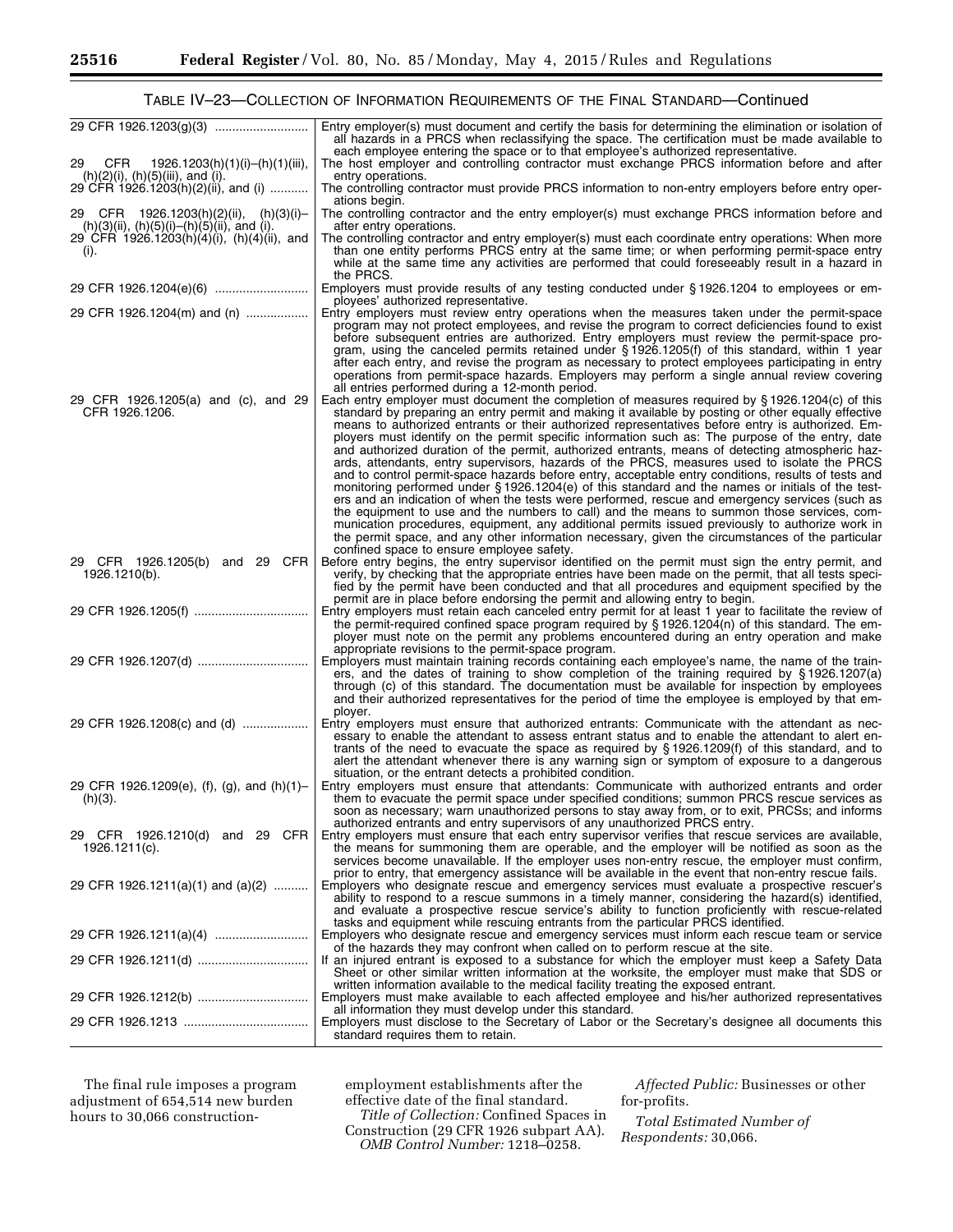TABLE IV–23—COLLECTION OF INFORMATION REQUIREMENTS OF THE FINAL STANDARD—Continued

| | |
|---|---|
| 29 CFR 1926.1203(g)(3) | Entry employer(s) must document and certify the basis for determining the elimination or isolation of all hazards in a PRCS when reclassifying the space. The certification must be made available to each employee entering the space or to that employee's authorized representative. |
| 29 CFR 1926.1203(h)(1)(i)–(h)(1)(iii), (h)(2)(i), (h)(5)(iii), and (i). | The host employer and controlling contractor must exchange PRCS information before and after entry operations. |
| 29 CFR 1926.1203(h)(2)(ii), and (i) | The controlling contractor must provide PRCS information to non-entry employers before entry operations begin. |
| 29 CFR 1926.1203(h)(2)(ii), (h)(3)(i)–(h)(3)(ii), (h)(5)(i)–(h)(5)(ii), and (i). | The controlling contractor and the entry employer(s) must exchange PRCS information before and after entry operations. |
| 29 CFR 1926.1203(h)(4)(i), (h)(4)(ii), and (i). | The controlling contractor and entry employer(s) must each coordinate entry operations: When more than one entity performs PRCS entry at the same time; or when performing permit-space entry while at the same time any activities are performed that could foreseeably result in a hazard in the PRCS. |
| 29 CFR 1926.1204(e)(6) | Employers must provide results of any testing conducted under § 1926.1204 to employees or employees' authorized representative. |
| 29 CFR 1926.1204(m) and (n) | Entry employers must review entry operations when the measures taken under the permit-space program may not protect employees, and revise the program to correct deficiencies found to exist before subsequent entries are authorized. Entry employers must review the permit-space program, using the canceled permits retained under § 1926.1205(f) of this standard, within 1 year after each entry, and revise the program as necessary to protect employees participating in entry operations from permit-space hazards. Employers may perform a single annual review covering all entries performed during a 12-month period. |
| 29 CFR 1926.1205(a) and (c), and 29 CFR 1926.1206. | Each entry employer must document the completion of measures required by § 1926.1204(c) of this standard by preparing an entry permit and making it available by posting or other equally effective means to authorized entrants or their authorized representatives before entry is authorized. Employers must identify on the permit specific information such as: The purpose of the entry, date and authorized duration of the permit, authorized entrants, means of detecting atmospheric hazards, attendants, entry supervisors, hazards of the PRCS, measures used to isolate the PRCS and to control permit-space hazards before entry, acceptable entry conditions, results of tests and monitoring performed under § 1926.1204(e) of this standard and the names or initials of the testers and an indication of when the tests were performed, rescue and emergency services (such as the equipment to use and the numbers to call) and the means to summon those services, communication procedures, equipment, any additional permits issued previously to authorize work in the permit space, and any other information necessary, given the circumstances of the particular confined space to ensure employee safety. |
| 29 CFR 1926.1205(b) and 29 CFR 1926.1210(b). | Before entry begins, the entry supervisor identified on the permit must sign the entry permit, and verify, by checking that the appropriate entries have been made on the permit, that all tests specified by the permit have been conducted and that all procedures and equipment specified by the permit are in place before endorsing the permit and allowing entry to begin. |
| 29 CFR 1926.1205(f) | Entry employers must retain each canceled entry permit for at least 1 year to facilitate the review of the permit-required confined space program required by § 1926.1204(n) of this standard. The employer must note on the permit any problems encountered during an entry operation and make appropriate revisions to the permit-space program. |
| 29 CFR 1926.1207(d) | Employers must maintain training records containing each employee's name, the name of the trainers, and the dates of training to show completion of the training required by § 1926.1207(a) through (c) of this standard. The documentation must be available for inspection by employees and their authorized representatives for the period of time the employee is employed by that employer. |
| 29 CFR 1926.1208(c) and (d) | Entry employers must ensure that authorized entrants: Communicate with the attendant as necessary to enable the attendant to assess entrant status and to enable the attendant to alert entrants of the need to evacuate the space as required by § 1926.1209(f) of this standard, and to alert the attendant whenever there is any warning sign or symptom of exposure to a dangerous situation, or the entrant detects a prohibited condition. |
| 29 CFR 1926.1209(e), (f), (g), and (h)(1)–(h)(3). | Entry employers must ensure that attendants: Communicate with authorized entrants and order them to evacuate the permit space under specified conditions; summon PRCS rescue services as soon as necessary; warn unauthorized persons to stay away from, or to exit, PRCSs; and informs authorized entrants and entry supervisors of any unauthorized PRCS entry. |
| 29 CFR 1926.1210(d) and 29 CFR 1926.1211(c). | Entry employers must ensure that each entry supervisor verifies that rescue services are available, the means for summoning them are operable, and the employer will be notified as soon as the services become unavailable. If the employer uses non-entry rescue, the employer must confirm, prior to entry, that emergency assistance will be available in the event that non-entry rescue fails. |
| 29 CFR 1926.1211(a)(1) and (a)(2) | Employers who designate rescue and emergency services must evaluate a prospective rescuer's ability to respond to a rescue summons in a timely manner, considering the hazard(s) identified, and evaluate a prospective rescue service's ability to function proficiently with rescue-related tasks and equipment while rescuing entrants from the particular PRCS identified. |
| 29 CFR 1926.1211(a)(4) | Employers who designate rescue and emergency services must inform each rescue team or service of the hazards they may confront when called on to perform rescue at the site. |
| 29 CFR 1926.1211(d) | If an injured entrant is exposed to a substance for which the employer must keep a Safety Data Sheet or other similar written information at the worksite, the employer must make that SDS or written information available to the medical facility treating the exposed entrant. |
| 29 CFR 1926.1212(b) | Employers must make available to each affected employee and his/her authorized representatives all information they must develop under this standard. |
| 29 CFR 1926.1213 | Employers must disclose to the Secretary of Labor or the Secretary's designee all documents this standard requires them to retain. |

The final rule imposes a program adjustment of 654,514 new burden hours to 30,066 construction-employment establishments after the effective date of the final standard.

*Title of Collection:* Confined Spaces in Construction (29 CFR 1926 subpart AA).

*OMB Control Number:* 1218–0258.

*Affected Public:* Businesses or other for-profits.

*Total Estimated Number of Respondents:* 30,066.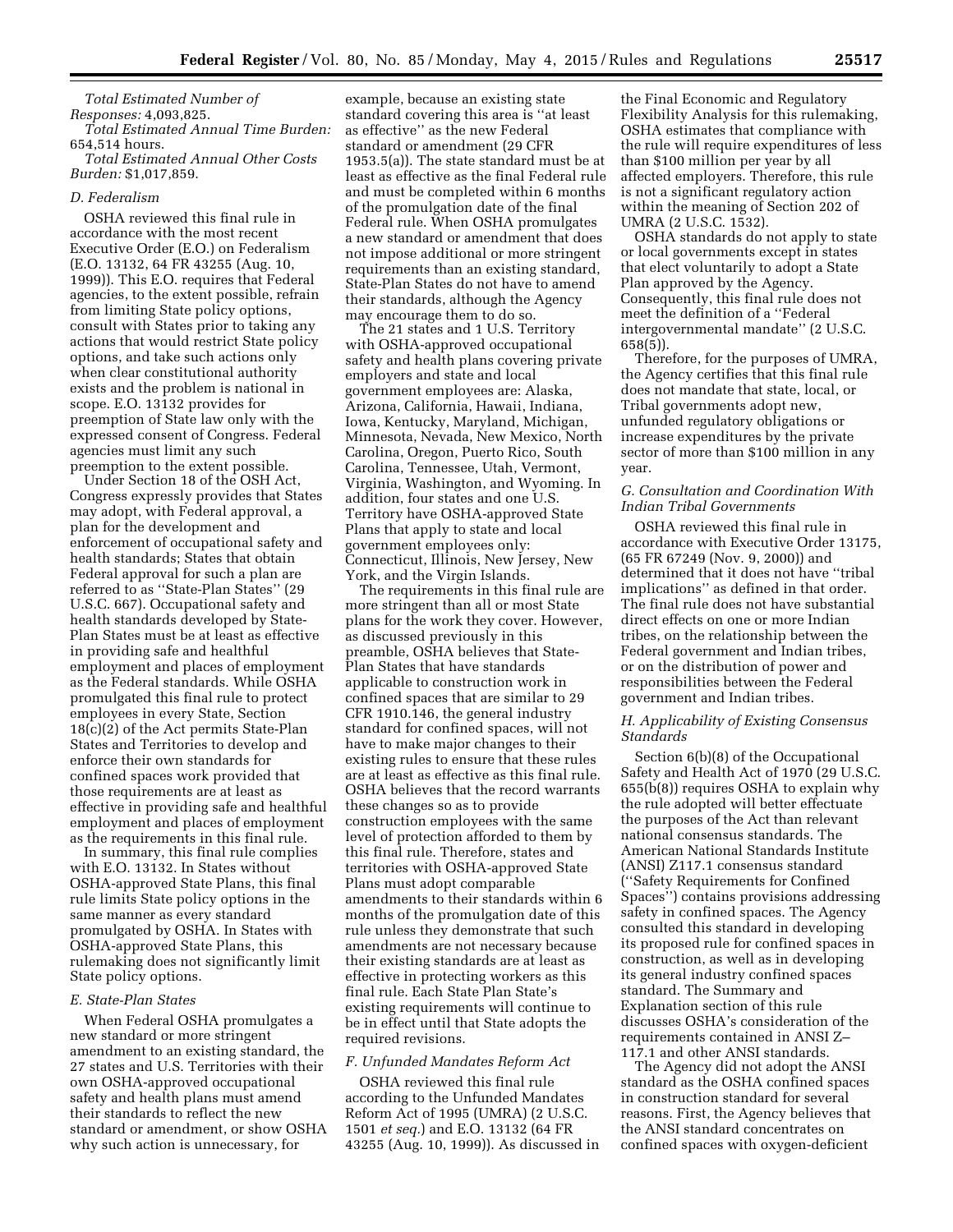*Total Estimated Number of Responses:* 4,093,825.

*Total Estimated Annual Time Burden:* 654,514 hours.

*Total Estimated Annual Other Costs Burden:* $1,017,859.

### *D. Federalism*

OSHA reviewed this final rule in accordance with the most recent Executive Order (E.O.) on Federalism (E.O. 13132, 64 FR 43255 (Aug. 10, 1999)). This E.O. requires that Federal agencies, to the extent possible, refrain from limiting State policy options, consult with States prior to taking any actions that would restrict State policy options, and take such actions only when clear constitutional authority exists and the problem is national in scope. E.O. 13132 provides for preemption of State law only with the expressed consent of Congress. Federal agencies must limit any such preemption to the extent possible.

Under Section 18 of the OSH Act, Congress expressly provides that States may adopt, with Federal approval, a plan for the development and enforcement of occupational safety and health standards; States that obtain Federal approval for such a plan are referred to as ''State-Plan States'' (29 U.S.C. 667). Occupational safety and health standards developed by State-Plan States must be at least as effective in providing safe and healthful employment and places of employment as the Federal standards. While OSHA promulgated this final rule to protect employees in every State, Section 18(c)(2) of the Act permits State-Plan States and Territories to develop and enforce their own standards for confined spaces work provided that those requirements are at least as effective in providing safe and healthful employment and places of employment as the requirements in this final rule.

In summary, this final rule complies with E.O. 13132. In States without OSHA-approved State Plans, this final rule limits State policy options in the same manner as every standard promulgated by OSHA. In States with OSHA-approved State Plans, this rulemaking does not significantly limit State policy options.

### *E. State-Plan States*

When Federal OSHA promulgates a new standard or more stringent amendment to an existing standard, the 27 states and U.S. Territories with their own OSHA-approved occupational safety and health plans must amend their standards to reflect the new standard or amendment, or show OSHA why such action is unnecessary, for example, because an existing state standard covering this area is ''at least as effective'' as the new Federal standard or amendment (29 CFR 1953.5(a)). The state standard must be at least as effective as the final Federal rule and must be completed within 6 months of the promulgation date of the final Federal rule. When OSHA promulgates a new standard or amendment that does not impose additional or more stringent requirements than an existing standard, State-Plan States do not have to amend their standards, although the Agency may encourage them to do so.

The 21 states and 1 U.S. Territory with OSHA-approved occupational safety and health plans covering private employers and state and local government employees are: Alaska, Arizona, California, Hawaii, Indiana, Iowa, Kentucky, Maryland, Michigan, Minnesota, Nevada, New Mexico, North Carolina, Oregon, Puerto Rico, South Carolina, Tennessee, Utah, Vermont, Virginia, Washington, and Wyoming. In addition, four states and one U.S. Territory have OSHA-approved State Plans that apply to state and local government employees only: Connecticut, Illinois, New Jersey, New York, and the Virgin Islands.

The requirements in this final rule are more stringent than all or most State plans for the work they cover. However, as discussed previously in this preamble, OSHA believes that State-Plan States that have standards applicable to construction work in confined spaces that are similar to 29 CFR 1910.146, the general industry standard for confined spaces, will not have to make major changes to their existing rules to ensure that these rules are at least as effective as this final rule. OSHA believes that the record warrants these changes so as to provide construction employees with the same level of protection afforded to them by this final rule. Therefore, states and territories with OSHA-approved State Plans must adopt comparable amendments to their standards within 6 months of the promulgation date of this rule unless they demonstrate that such amendments are not necessary because their existing standards are at least as effective in protecting workers as this final rule. Each State Plan State's existing requirements will continue to be in effect until that State adopts the required revisions.

### *F. Unfunded Mandates Reform Act*

OSHA reviewed this final rule according to the Unfunded Mandates Reform Act of 1995 (UMRA) (2 U.S.C. 1501 *et seq.*) and E.O. 13132 (64 FR 43255 (Aug. 10, 1999)). As discussed in the Final Economic and Regulatory Flexibility Analysis for this rulemaking, OSHA estimates that compliance with the rule will require expenditures of less than $100 million per year by all affected employers. Therefore, this rule is not a significant regulatory action within the meaning of Section 202 of UMRA (2 U.S.C. 1532).

OSHA standards do not apply to state or local governments except in states that elect voluntarily to adopt a State Plan approved by the Agency. Consequently, this final rule does not meet the definition of a ''Federal intergovernmental mandate'' (2 U.S.C. 658(5)).

Therefore, for the purposes of UMRA, the Agency certifies that this final rule does not mandate that state, local, or Tribal governments adopt new, unfunded regulatory obligations or increase expenditures by the private sector of more than $100 million in any year.

### *G. Consultation and Coordination With Indian Tribal Governments*

OSHA reviewed this final rule in accordance with Executive Order 13175, (65 FR 67249 (Nov. 9, 2000)) and determined that it does not have ''tribal implications'' as defined in that order. The final rule does not have substantial direct effects on one or more Indian tribes, on the relationship between the Federal government and Indian tribes, or on the distribution of power and responsibilities between the Federal government and Indian tribes.

### *H. Applicability of Existing Consensus Standards*

Section 6(b)(8) of the Occupational Safety and Health Act of 1970 (29 U.S.C. 655(b(8)) requires OSHA to explain why the rule adopted will better effectuate the purposes of the Act than relevant national consensus standards. The American National Standards Institute (ANSI) Z117.1 consensus standard (''Safety Requirements for Confined Spaces'') contains provisions addressing safety in confined spaces. The Agency consulted this standard in developing its proposed rule for confined spaces in construction, as well as in developing its general industry confined spaces standard. The Summary and Explanation section of this rule discusses OSHA's consideration of the requirements contained in ANSI Z–117.1 and other ANSI standards.

The Agency did not adopt the ANSI standard as the OSHA confined spaces in construction standard for several reasons. First, the Agency believes that the ANSI standard concentrates on confined spaces with oxygen-deficient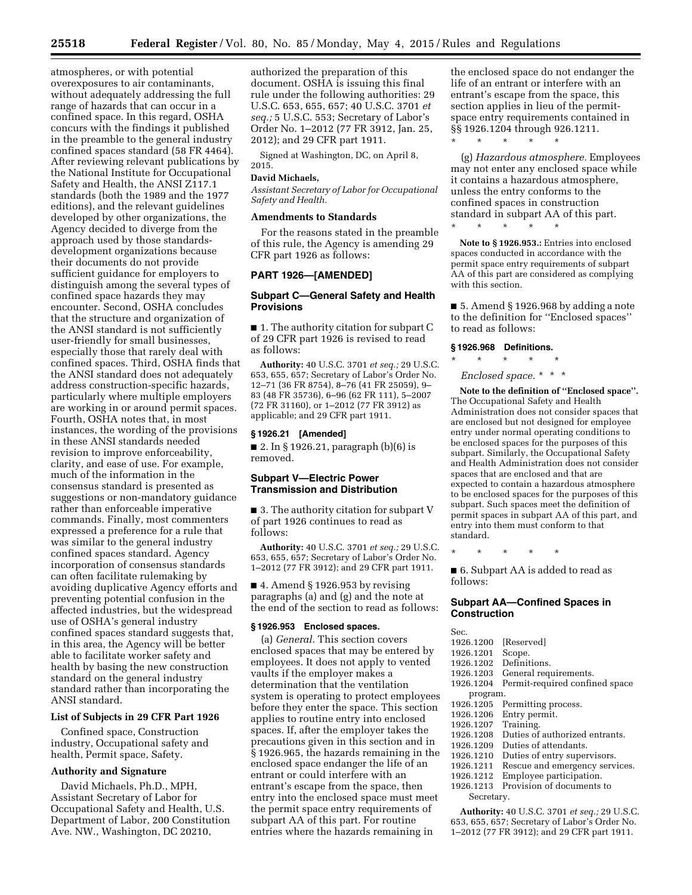atmospheres, or with potential overexposures to air contaminants, without adequately addressing the full range of hazards that can occur in a confined space. In this regard, OSHA concurs with the findings it published in the preamble to the general industry confined spaces standard (58 FR 4464). After reviewing relevant publications by the National Institute for Occupational Safety and Health, the ANSI Z117.1 standards (both the 1989 and the 1977 editions), and the relevant guidelines developed by other organizations, the Agency decided to diverge from the approach used by those standards-development organizations because their documents do not provide sufficient guidance for employers to distinguish among the several types of confined space hazards they may encounter. Second, OSHA concludes that the structure and organization of the ANSI standard is not sufficiently user-friendly for small businesses, especially those that rarely deal with confined spaces. Third, OSHA finds that the ANSI standard does not adequately address construction-specific hazards, particularly where multiple employers are working in or around permit spaces. Fourth, OSHA notes that, in most instances, the wording of the provisions in these ANSI standards needed revision to improve enforceability, clarity, and ease of use. For example, much of the information in the consensus standard is presented as suggestions or non-mandatory guidance rather than enforceable imperative commands. Finally, most commenters expressed a preference for a rule that was similar to the general industry confined spaces standard. Agency incorporation of consensus standards can often facilitate rulemaking by avoiding duplicative Agency efforts and preventing potential confusion in the affected industries, but the widespread use of OSHA's general industry confined spaces standard suggests that, in this area, the Agency will be better able to facilitate worker safety and health by basing the new construction standard on the general industry standard rather than incorporating the ANSI standard.

### List of Subjects in 29 CFR Part 1926

Confined space, Construction industry, Occupational safety and health, Permit space, Safety.

### Authority and Signature

David Michaels, Ph.D., MPH, Assistant Secretary of Labor for Occupational Safety and Health, U.S. Department of Labor, 200 Constitution Ave. NW., Washington, DC 20210, authorized the preparation of this document. OSHA is issuing this final rule under the following authorities: 29 U.S.C. 653, 655, 657; 40 U.S.C. 3701 *et seq.;* 5 U.S.C. 553; Secretary of Labor's Order No. 1–2012 (77 FR 3912, Jan. 25, 2012); and 29 CFR part 1911.

Signed at Washington, DC, on April 8, 2015.

**David Michaels,**

*Assistant Secretary of Labor for Occupational Safety and Health.*

### Amendments to Standards

For the reasons stated in the preamble of this rule, the Agency is amending 29 CFR part 1926 as follows:

## PART 1926—[AMENDED]

### Subpart C—General Safety and Health Provisions

■ 1. The authority citation for subpart C of 29 CFR part 1926 is revised to read as follows:

**Authority:** 40 U.S.C. 3701 *et seq.;* 29 U.S.C. 653, 655, 657; Secretary of Labor's Order No. 12–71 (36 FR 8754), 8–76 (41 FR 25059), 9–83 (48 FR 35736), 6–96 (62 FR 111), 5–2007 (72 FR 31160), or 1–2012 (77 FR 3912) as applicable; and 29 CFR part 1911.

#### § 1926.21 [Amended]

■ 2. In § 1926.21, paragraph (b)(6) is removed.

### Subpart V—Electric Power Transmission and Distribution

■ 3. The authority citation for subpart V of part 1926 continues to read as follows:

**Authority:** 40 U.S.C. 3701 *et seq.;* 29 U.S.C. 653, 655, 657; Secretary of Labor's Order No. 1–2012 (77 FR 3912); and 29 CFR part 1911.

■ 4. Amend § 1926.953 by revising paragraphs (a) and (g) and the note at the end of the section to read as follows:

#### § 1926.953 Enclosed spaces.

(a) *General.* This section covers enclosed spaces that may be entered by employees. It does not apply to vented vaults if the employer makes a determination that the ventilation system is operating to protect employees before they enter the space. This section applies to routine entry into enclosed spaces. If, after the employer takes the precautions given in this section and in § 1926.965, the hazards remaining in the enclosed space endanger the life of an entrant or could interfere with an entrant's escape from the space, then entry into the enclosed space must meet the permit space entry requirements of subpart AA of this part. For routine entries where the hazards remaining in the enclosed space do not endanger the life of an entrant or interfere with an entrant's escape from the space, this section applies in lieu of the permit-space entry requirements contained in §§ 1926.1204 through 926.1211.

\* \* \* \* \*

(g) *Hazardous atmosphere.* Employees may not enter any enclosed space while it contains a hazardous atmosphere, unless the entry conforms to the confined spaces in construction standard in subpart AA of this part.

\* \* \* \* \*

**Note to § 1926.953.:** Entries into enclosed spaces conducted in accordance with the permit space entry requirements of subpart AA of this part are considered as complying with this section.

■ 5. Amend § 1926.968 by adding a note to the definition for ''Enclosed spaces'' to read as follows:

#### § 1926.968 Definitions.

\* \* \* \* \*

*Enclosed space.* \* \* \*

**Note to the definition of ''Enclosed space''.** The Occupational Safety and Health Administration does not consider spaces that are enclosed but not designed for employee entry under normal operating conditions to be enclosed spaces for the purposes of this subpart. Similarly, the Occupational Safety and Health Administration does not consider spaces that are enclosed and that are expected to contain a hazardous atmosphere to be enclosed spaces for the purposes of this subpart. Such spaces meet the definition of permit spaces in subpart AA of this part, and entry into them must conform to that standard.

\* \* \* \* \*

■ 6. Subpart AA is added to read as follows:

### Subpart AA—Confined Spaces in Construction

Sec.
1926.1200 [Reserved]
1926.1201 Scope.
1926.1202 Definitions.
1926.1203 General requirements.
1926.1204 Permit-required confined space program.
1926.1205 Permitting process.
1926.1206 Entry permit.
1926.1207 Training.
1926.1208 Duties of authorized entrants.
1926.1209 Duties of attendants.
1926.1210 Duties of entry supervisors.
1926.1211 Rescue and emergency services.
1926.1212 Employee participation.
1926.1213 Provision of documents to Secretary.

**Authority:** 40 U.S.C. 3701 *et seq.;* 29 U.S.C. 653, 655, 657; Secretary of Labor's Order No. 1–2012 (77 FR 3912); and 29 CFR part 1911.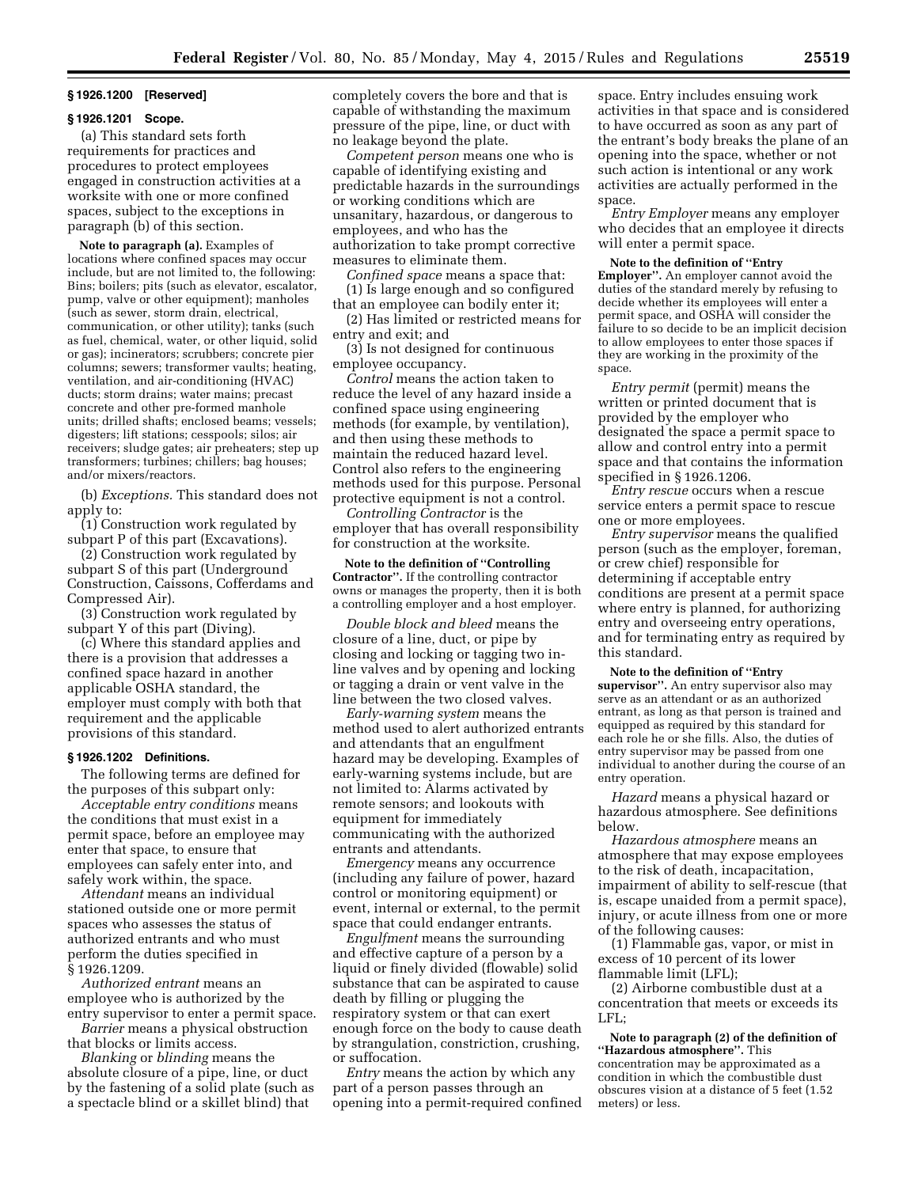## § 1926.1200 [Reserved]

## § 1926.1201 Scope.

(a) This standard sets forth requirements for practices and procedures to protect employees engaged in construction activities at a worksite with one or more confined spaces, subject to the exceptions in paragraph (b) of this section.

**Note to paragraph (a).** Examples of locations where confined spaces may occur include, but are not limited to, the following: Bins; boilers; pits (such as elevator, escalator, pump, valve or other equipment); manholes (such as sewer, storm drain, electrical, communication, or other utility); tanks (such as fuel, chemical, water, or other liquid, solid or gas); incinerators; scrubbers; concrete pier columns; sewers; transformer vaults; heating, ventilation, and air-conditioning (HVAC) ducts; storm drains; water mains; precast concrete and other pre-formed manhole units; drilled shafts; enclosed beams; vessels; digesters; lift stations; cesspools; silos; air receivers; sludge gates; air preheaters; step up transformers; turbines; chillers; bag houses; and/or mixers/reactors.

(b) *Exceptions.* This standard does not apply to:

(1) Construction work regulated by subpart P of this part (Excavations).

(2) Construction work regulated by subpart S of this part (Underground Construction, Caissons, Cofferdams and Compressed Air).

(3) Construction work regulated by subpart Y of this part (Diving).

(c) Where this standard applies and there is a provision that addresses a confined space hazard in another applicable OSHA standard, the employer must comply with both that requirement and the applicable provisions of this standard.

## § 1926.1202 Definitions.

The following terms are defined for the purposes of this subpart only:

*Acceptable entry conditions* means the conditions that must exist in a permit space, before an employee may enter that space, to ensure that employees can safely enter into, and safely work within, the space.

*Attendant* means an individual stationed outside one or more permit spaces who assesses the status of authorized entrants and who must perform the duties specified in § 1926.1209.

*Authorized entrant* means an employee who is authorized by the entry supervisor to enter a permit space.

*Barrier* means a physical obstruction that blocks or limits access.

*Blanking* or *blinding* means the absolute closure of a pipe, line, or duct by the fastening of a solid plate (such as a spectacle blind or a skillet blind) that completely covers the bore and that is capable of withstanding the maximum pressure of the pipe, line, or duct with no leakage beyond the plate.

*Competent person* means one who is capable of identifying existing and predictable hazards in the surroundings or working conditions which are unsanitary, hazardous, or dangerous to employees, and who has the authorization to take prompt corrective measures to eliminate them.

*Confined space* means a space that:

(1) Is large enough and so configured that an employee can bodily enter it;

(2) Has limited or restricted means for entry and exit; and

(3) Is not designed for continuous employee occupancy.

*Control* means the action taken to reduce the level of any hazard inside a confined space using engineering methods (for example, by ventilation), and then using these methods to maintain the reduced hazard level. Control also refers to the engineering methods used for this purpose. Personal protective equipment is not a control.

*Controlling Contractor* is the employer that has overall responsibility for construction at the worksite.

**Note to the definition of "Controlling Contractor".** If the controlling contractor owns or manages the property, then it is both a controlling employer and a host employer.

*Double block and bleed* means the closure of a line, duct, or pipe by closing and locking or tagging two in-line valves and by opening and locking or tagging a drain or vent valve in the line between the two closed valves.

*Early-warning system* means the method used to alert authorized entrants and attendants that an engulfment hazard may be developing. Examples of early-warning systems include, but are not limited to: Alarms activated by remote sensors; and lookouts with equipment for immediately communicating with the authorized entrants and attendants.

*Emergency* means any occurrence (including any failure of power, hazard control or monitoring equipment) or event, internal or external, to the permit space that could endanger entrants.

*Engulfment* means the surrounding and effective capture of a person by a liquid or finely divided (flowable) solid substance that can be aspirated to cause death by filling or plugging the respiratory system or that can exert enough force on the body to cause death by strangulation, constriction, crushing, or suffocation.

*Entry* means the action by which any part of a person passes through an opening into a permit-required confined space. Entry includes ensuing work activities in that space and is considered to have occurred as soon as any part of the entrant's body breaks the plane of an opening into the space, whether or not such action is intentional or any work activities are actually performed in the space.

*Entry Employer* means any employer who decides that an employee it directs will enter a permit space.

**Note to the definition of "Entry Employer".** An employer cannot avoid the duties of the standard merely by refusing to decide whether its employees will enter a permit space, and OSHA will consider the failure to so decide to be an implicit decision to allow employees to enter those spaces if they are working in the proximity of the space.

*Entry permit* (permit) means the written or printed document that is provided by the employer who designated the space a permit space to allow and control entry into a permit space and that contains the information specified in § 1926.1206.

*Entry rescue* occurs when a rescue service enters a permit space to rescue one or more employees.

*Entry supervisor* means the qualified person (such as the employer, foreman, or crew chief) responsible for determining if acceptable entry conditions are present at a permit space where entry is planned, for authorizing entry and overseeing entry operations, and for terminating entry as required by this standard.

**Note to the definition of "Entry supervisor".** An entry supervisor also may serve as an attendant or as an authorized entrant, as long as that person is trained and equipped as required by this standard for each role he or she fills. Also, the duties of entry supervisor may be passed from one individual to another during the course of an entry operation.

*Hazard* means a physical hazard or hazardous atmosphere. See definitions below.

*Hazardous atmosphere* means an atmosphere that may expose employees to the risk of death, incapacitation, impairment of ability to self-rescue (that is, escape unaided from a permit space), injury, or acute illness from one or more of the following causes:

(1) Flammable gas, vapor, or mist in excess of 10 percent of its lower flammable limit (LFL);

(2) Airborne combustible dust at a concentration that meets or exceeds its LFL;

**Note to paragraph (2) of the definition of "Hazardous atmosphere".** This concentration may be approximated as a condition in which the combustible dust obscures vision at a distance of 5 feet (1.52 meters) or less.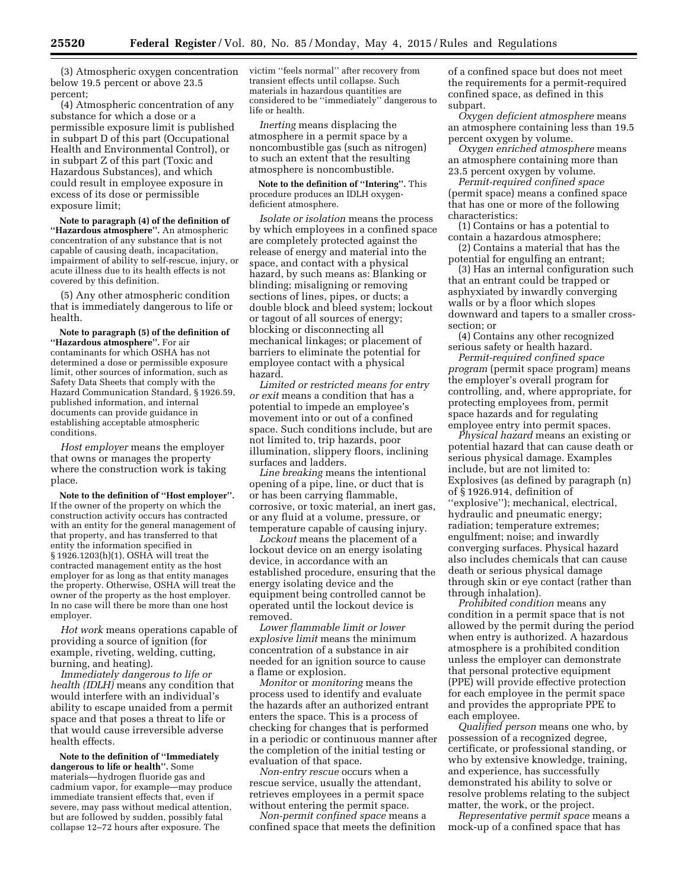(3) Atmospheric oxygen concentration below 19.5 percent or above 23.5 percent;

(4) Atmospheric concentration of any substance for which a dose or a permissible exposure limit is published in subpart D of this part (Occupational Health and Environmental Control), or in subpart Z of this part (Toxic and Hazardous Substances), and which could result in employee exposure in excess of its dose or permissible exposure limit;

**Note to paragraph (4) of the definition of "Hazardous atmosphere".** An atmospheric concentration of any substance that is not capable of causing death, incapacitation, impairment of ability to self-rescue, injury, or acute illness due to its health effects is not covered by this definition.

(5) Any other atmospheric condition that is immediately dangerous to life or health.

**Note to paragraph (5) of the definition of "Hazardous atmosphere".** For air contaminants for which OSHA has not determined a dose or permissible exposure limit, other sources of information, such as Safety Data Sheets that comply with the Hazard Communication Standard, § 1926.59, published information, and internal documents can provide guidance in establishing acceptable atmospheric conditions.

*Host employer* means the employer that owns or manages the property where the construction work is taking place.

**Note to the definition of "Host employer".** If the owner of the property on which the construction activity occurs has contracted with an entity for the general management of that property, and has transferred to that entity the information specified in § 1926.1203(h)(1), OSHA will treat the contracted management entity as the host employer for as long as that entity manages the property. Otherwise, OSHA will treat the owner of the property as the host employer. In no case will there be more than one host employer.

*Hot work* means operations capable of providing a source of ignition (for example, riveting, welding, cutting, burning, and heating).

*Immediately dangerous to life or health (IDLH)* means any condition that would interfere with an individual's ability to escape unaided from a permit space and that poses a threat to life or that would cause irreversible adverse health effects.

**Note to the definition of "Immediately dangerous to life or health".** Some materials—hydrogen fluoride gas and cadmium vapor, for example—may produce immediate transient effects that, even if severe, may pass without medical attention, but are followed by sudden, possibly fatal collapse 12–72 hours after exposure. The victim "feels normal" after recovery from transient effects until collapse. Such materials in hazardous quantities are considered to be "immediately" dangerous to life or health.

*Inerting* means displacing the atmosphere in a permit space by a noncombustible gas (such as nitrogen) to such an extent that the resulting atmosphere is noncombustible.

**Note to the definition of "Intering".** This procedure produces an IDLH oxygen-deficient atmosphere.

*Isolate or isolation* means the process by which employees in a confined space are completely protected against the release of energy and material into the space, and contact with a physical hazard, by such means as: Blanking or blinding; misaligning or removing sections of lines, pipes, or ducts; a double block and bleed system; lockout or tagout of all sources of energy; blocking or disconnecting all mechanical linkages; or placement of barriers to eliminate the potential for employee contact with a physical hazard.

*Limited or restricted means for entry or exit* means a condition that has a potential to impede an employee's movement into or out of a confined space. Such conditions include, but are not limited to, trip hazards, poor illumination, slippery floors, inclining surfaces and ladders.

*Line breaking* means the intentional opening of a pipe, line, or duct that is or has been carrying flammable, corrosive, or toxic material, an inert gas, or any fluid at a volume, pressure, or temperature capable of causing injury.

*Lockout* means the placement of a lockout device on an energy isolating device, in accordance with an established procedure, ensuring that the energy isolating device and the equipment being controlled cannot be operated until the lockout device is removed.

*Lower flammable limit or lower explosive limit* means the minimum concentration of a substance in air needed for an ignition source to cause a flame or explosion.

*Monitor* or *monitoring* means the process used to identify and evaluate the hazards after an authorized entrant enters the space. This is a process of checking for changes that is performed in a periodic or continuous manner after the completion of the initial testing or evaluation of that space.

*Non-entry rescue* occurs when a rescue service, usually the attendant, retrieves employees in a permit space without entering the permit space.

*Non-permit confined space* means a confined space that meets the definition of a confined space but does not meet the requirements for a permit-required confined space, as defined in this subpart.

*Oxygen deficient atmosphere* means an atmosphere containing less than 19.5 percent oxygen by volume.

*Oxygen enriched atmosphere* means an atmosphere containing more than 23.5 percent oxygen by volume.

*Permit-required confined space* (permit space) means a confined space that has one or more of the following characteristics:

(1) Contains or has a potential to contain a hazardous atmosphere;

(2) Contains a material that has the potential for engulfing an entrant;

(3) Has an internal configuration such that an entrant could be trapped or asphyxiated by inwardly converging walls or by a floor which slopes downward and tapers to a smaller cross-section; or

(4) Contains any other recognized serious safety or health hazard.

*Permit-required confined space program* (permit space program) means the employer's overall program for controlling, and, where appropriate, for protecting employees from, permit space hazards and for regulating employee entry into permit spaces.

*Physical hazard* means an existing or potential hazard that can cause death or serious physical damage. Examples include, but are not limited to: Explosives (as defined by paragraph (n) of § 1926.914, definition of "explosive"); mechanical, electrical, hydraulic and pneumatic energy; radiation; temperature extremes; engulfment; noise; and inwardly converging surfaces. Physical hazard also includes chemicals that can cause death or serious physical damage through skin or eye contact (rather than through inhalation).

*Prohibited condition* means any condition in a permit space that is not allowed by the permit during the period when entry is authorized. A hazardous atmosphere is a prohibited condition unless the employer can demonstrate that personal protective equipment (PPE) will provide effective protection for each employee in the permit space and provides the appropriate PPE to each employee.

*Qualified person* means one who, by possession of a recognized degree, certificate, or professional standing, or who by extensive knowledge, training, and experience, has successfully demonstrated his ability to solve or resolve problems relating to the subject matter, the work, or the project.

*Representative permit space* means a mock-up of a confined space that has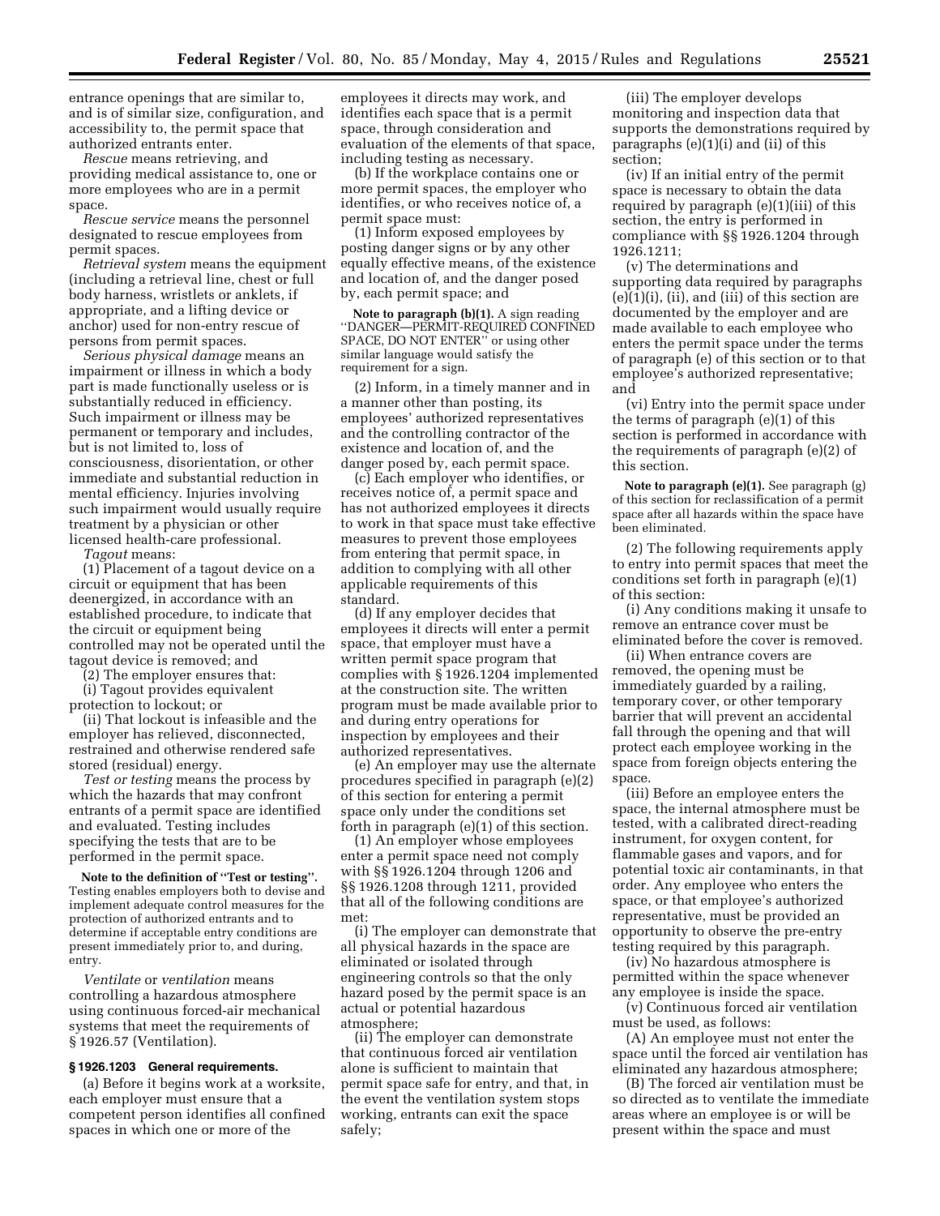entrance openings that are similar to, and is of similar size, configuration, and accessibility to, the permit space that authorized entrants enter.

*Rescue* means retrieving, and providing medical assistance to, one or more employees who are in a permit space.

*Rescue service* means the personnel designated to rescue employees from permit spaces.

*Retrieval system* means the equipment (including a retrieval line, chest or full body harness, wristlets or anklets, if appropriate, and a lifting device or anchor) used for non-entry rescue of persons from permit spaces.

*Serious physical damage* means an impairment or illness in which a body part is made functionally useless or is substantially reduced in efficiency. Such impairment or illness may be permanent or temporary and includes, but is not limited to, loss of consciousness, disorientation, or other immediate and substantial reduction in mental efficiency. Injuries involving such impairment would usually require treatment by a physician or other licensed health-care professional.

*Tagout* means:

(1) Placement of a tagout device on a circuit or equipment that has been deenergized, in accordance with an established procedure, to indicate that the circuit or equipment being controlled may not be operated until the tagout device is removed; and

(2) The employer ensures that:

(i) Tagout provides equivalent protection to lockout; or

(ii) That lockout is infeasible and the employer has relieved, disconnected, restrained and otherwise rendered safe stored (residual) energy.

*Test or testing* means the process by which the hazards that may confront entrants of a permit space are identified and evaluated. Testing includes specifying the tests that are to be performed in the permit space.

**Note to the definition of "Test or testing".** Testing enables employers both to devise and implement adequate control measures for the protection of authorized entrants and to determine if acceptable entry conditions are present immediately prior to, and during, entry.

*Ventilate* or *ventilation* means controlling a hazardous atmosphere using continuous forced-air mechanical systems that meet the requirements of § 1926.57 (Ventilation).

**§ 1926.1203 General requirements.**

(a) Before it begins work at a worksite, each employer must ensure that a competent person identifies all confined spaces in which one or more of the employees it directs may work, and identifies each space that is a permit space, through consideration and evaluation of the elements of that space, including testing as necessary.

(b) If the workplace contains one or more permit spaces, the employer who identifies, or who receives notice of, a permit space must:

(1) Inform exposed employees by posting danger signs or by any other equally effective means, of the existence and location of, and the danger posed by, each permit space; and

**Note to paragraph (b)(1).** A sign reading "DANGER—PERMIT-REQUIRED CONFINED SPACE, DO NOT ENTER" or using other similar language would satisfy the requirement for a sign.

(2) Inform, in a timely manner and in a manner other than posting, its employees' authorized representatives and the controlling contractor of the existence and location of, and the danger posed by, each permit space.

(c) Each employer who identifies, or receives notice of, a permit space and has not authorized employees it directs to work in that space must take effective measures to prevent those employees from entering that permit space, in addition to complying with all other applicable requirements of this standard.

(d) If any employer decides that employees it directs will enter a permit space, that employer must have a written permit space program that complies with § 1926.1204 implemented at the construction site. The written program must be made available prior to and during entry operations for inspection by employees and their authorized representatives.

(e) An employer may use the alternate procedures specified in paragraph (e)(2) of this section for entering a permit space only under the conditions set forth in paragraph (e)(1) of this section.

(1) An employer whose employees enter a permit space need not comply with §§ 1926.1204 through 1206 and §§ 1926.1208 through 1211, provided that all of the following conditions are met:

(i) The employer can demonstrate that all physical hazards in the space are eliminated or isolated through engineering controls so that the only hazard posed by the permit space is an actual or potential hazardous atmosphere;

(ii) The employer can demonstrate that continuous forced air ventilation alone is sufficient to maintain that permit space safe for entry, and that, in the event the ventilation system stops working, entrants can exit the space safely;

(iii) The employer develops monitoring and inspection data that supports the demonstrations required by paragraphs (e)(1)(i) and (ii) of this section;

(iv) If an initial entry of the permit space is necessary to obtain the data required by paragraph (e)(1)(iii) of this section, the entry is performed in compliance with §§ 1926.1204 through 1926.1211;

(v) The determinations and supporting data required by paragraphs (e)(1)(i), (ii), and (iii) of this section are documented by the employer and are made available to each employee who enters the permit space under the terms of paragraph (e) of this section or to that employee's authorized representative; and

(vi) Entry into the permit space under the terms of paragraph (e)(1) of this section is performed in accordance with the requirements of paragraph (e)(2) of this section.

**Note to paragraph (e)(1).** See paragraph (g) of this section for reclassification of a permit space after all hazards within the space have been eliminated.

(2) The following requirements apply to entry into permit spaces that meet the conditions set forth in paragraph (e)(1) of this section:

(i) Any conditions making it unsafe to remove an entrance cover must be eliminated before the cover is removed.

(ii) When entrance covers are removed, the opening must be immediately guarded by a railing, temporary cover, or other temporary barrier that will prevent an accidental fall through the opening and that will protect each employee working in the space from foreign objects entering the space.

(iii) Before an employee enters the space, the internal atmosphere must be tested, with a calibrated direct-reading instrument, for oxygen content, for flammable gases and vapors, and for potential toxic air contaminants, in that order. Any employee who enters the space, or that employee's authorized representative, must be provided an opportunity to observe the pre-entry testing required by this paragraph.

(iv) No hazardous atmosphere is permitted within the space whenever any employee is inside the space.

(v) Continuous forced air ventilation must be used, as follows:

(A) An employee must not enter the space until the forced air ventilation has eliminated any hazardous atmosphere;

(B) The forced air ventilation must be so directed as to ventilate the immediate areas where an employee is or will be present within the space and must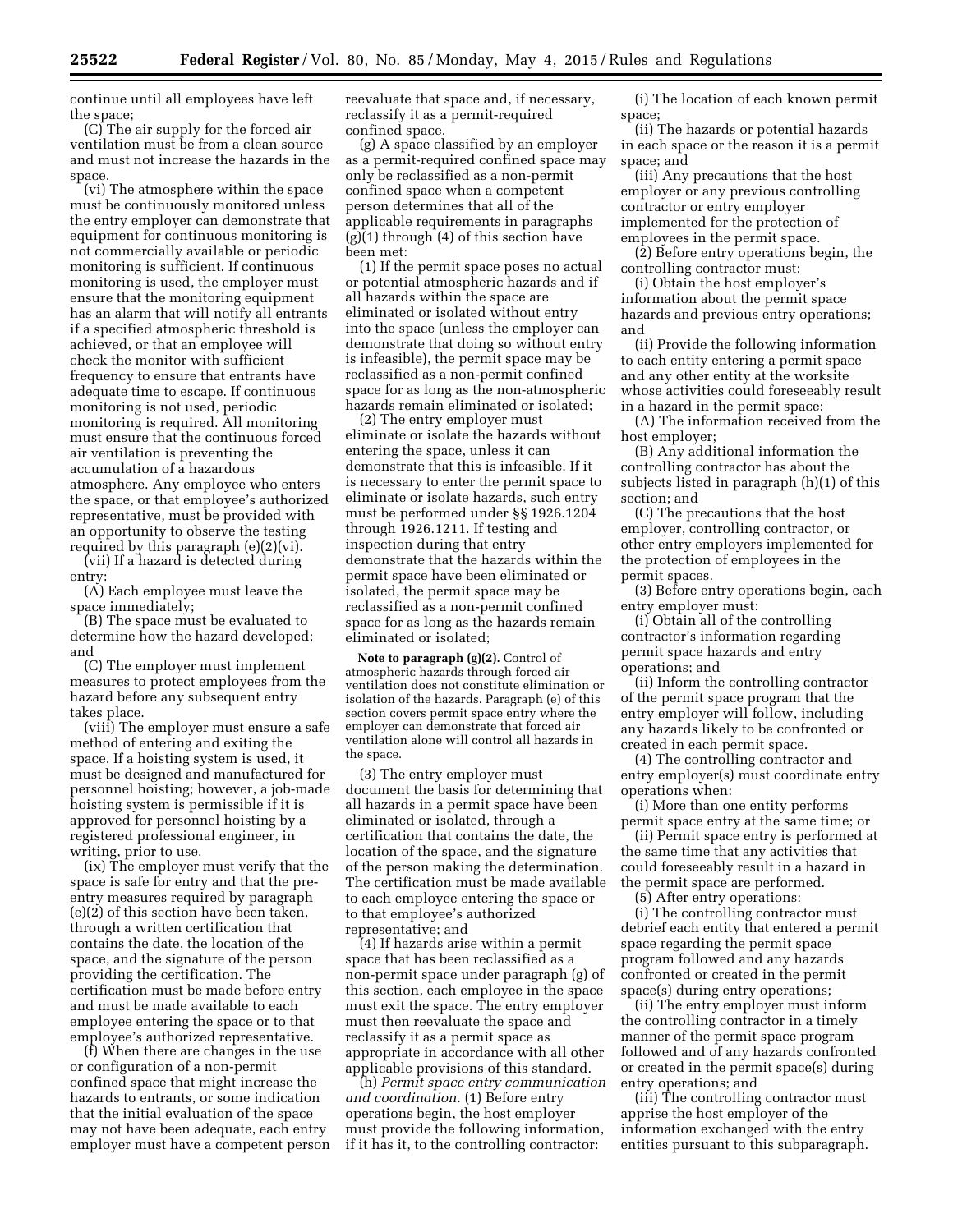continue until all employees have left the space;

(C) The air supply for the forced air ventilation must be from a clean source and must not increase the hazards in the space.

(vi) The atmosphere within the space must be continuously monitored unless the entry employer can demonstrate that equipment for continuous monitoring is not commercially available or periodic monitoring is sufficient. If continuous monitoring is used, the employer must ensure that the monitoring equipment has an alarm that will notify all entrants if a specified atmospheric threshold is achieved, or that an employee will check the monitor with sufficient frequency to ensure that entrants have adequate time to escape. If continuous monitoring is not used, periodic monitoring is required. All monitoring must ensure that the continuous forced air ventilation is preventing the accumulation of a hazardous atmosphere. Any employee who enters the space, or that employee's authorized representative, must be provided with an opportunity to observe the testing required by this paragraph (e)(2)(vi).

(vii) If a hazard is detected during entry:

(A) Each employee must leave the space immediately;

(B) The space must be evaluated to determine how the hazard developed; and

(C) The employer must implement measures to protect employees from the hazard before any subsequent entry takes place.

(viii) The employer must ensure a safe method of entering and exiting the space. If a hoisting system is used, it must be designed and manufactured for personnel hoisting; however, a job-made hoisting system is permissible if it is approved for personnel hoisting by a registered professional engineer, in writing, prior to use.

(ix) The employer must verify that the space is safe for entry and that the pre-entry measures required by paragraph (e)(2) of this section have been taken, through a written certification that contains the date, the location of the space, and the signature of the person providing the certification. The certification must be made before entry and must be made available to each employee entering the space or to that employee's authorized representative.

(f) When there are changes in the use or configuration of a non-permit confined space that might increase the hazards to entrants, or some indication that the initial evaluation of the space may not have been adequate, each entry employer must have a competent person reevaluate that space and, if necessary, reclassify it as a permit-required confined space.

(g) A space classified by an employer as a permit-required confined space may only be reclassified as a non-permit confined space when a competent person determines that all of the applicable requirements in paragraphs (g)(1) through (4) of this section have been met:

(1) If the permit space poses no actual or potential atmospheric hazards and if all hazards within the space are eliminated or isolated without entry into the space (unless the employer can demonstrate that doing so without entry is infeasible), the permit space may be reclassified as a non-permit confined space for as long as the non-atmospheric hazards remain eliminated or isolated;

(2) The entry employer must eliminate or isolate the hazards without entering the space, unless it can demonstrate that this is infeasible. If it is necessary to enter the permit space to eliminate or isolate hazards, such entry must be performed under §§ 1926.1204 through 1926.1211. If testing and inspection during that entry demonstrate that the hazards within the permit space have been eliminated or isolated, the permit space may be reclassified as a non-permit confined space for as long as the hazards remain eliminated or isolated;

**Note to paragraph (g)(2).** Control of atmospheric hazards through forced air ventilation does not constitute elimination or isolation of the hazards. Paragraph (e) of this section covers permit space entry where the employer can demonstrate that forced air ventilation alone will control all hazards in the space.

(3) The entry employer must document the basis for determining that all hazards in a permit space have been eliminated or isolated, through a certification that contains the date, the location of the space, and the signature of the person making the determination. The certification must be made available to each employee entering the space or to that employee's authorized representative; and

(4) If hazards arise within a permit space that has been reclassified as a non-permit space under paragraph (g) of this section, each employee in the space must exit the space. The entry employer must then reevaluate the space and reclassify it as a permit space as appropriate in accordance with all other applicable provisions of this standard.

(h) *Permit space entry communication and coordination.* (1) Before entry operations begin, the host employer must provide the following information, if it has it, to the controlling contractor:

(i) The location of each known permit space;

(ii) The hazards or potential hazards in each space or the reason it is a permit space; and

(iii) Any precautions that the host employer or any previous controlling contractor or entry employer implemented for the protection of employees in the permit space.

(2) Before entry operations begin, the controlling contractor must:

(i) Obtain the host employer's information about the permit space hazards and previous entry operations; and

(ii) Provide the following information to each entity entering a permit space and any other entity at the worksite whose activities could foreseeably result in a hazard in the permit space:

(A) The information received from the host employer;

(B) Any additional information the controlling contractor has about the subjects listed in paragraph (h)(1) of this section; and

(C) The precautions that the host employer, controlling contractor, or other entry employers implemented for the protection of employees in the permit spaces.

(3) Before entry operations begin, each entry employer must:

(i) Obtain all of the controlling contractor's information regarding permit space hazards and entry operations; and

(ii) Inform the controlling contractor of the permit space program that the entry employer will follow, including any hazards likely to be confronted or created in each permit space.

(4) The controlling contractor and entry employer(s) must coordinate entry operations when:

(i) More than one entity performs permit space entry at the same time; or

(ii) Permit space entry is performed at the same time that any activities that could foreseeably result in a hazard in the permit space are performed.

(5) After entry operations:

(i) The controlling contractor must debrief each entity that entered a permit space regarding the permit space program followed and any hazards confronted or created in the permit space(s) during entry operations;

(ii) The entry employer must inform the controlling contractor in a timely manner of the permit space program followed and of any hazards confronted or created in the permit space(s) during entry operations; and

(iii) The controlling contractor must apprise the host employer of the information exchanged with the entry entities pursuant to this subparagraph.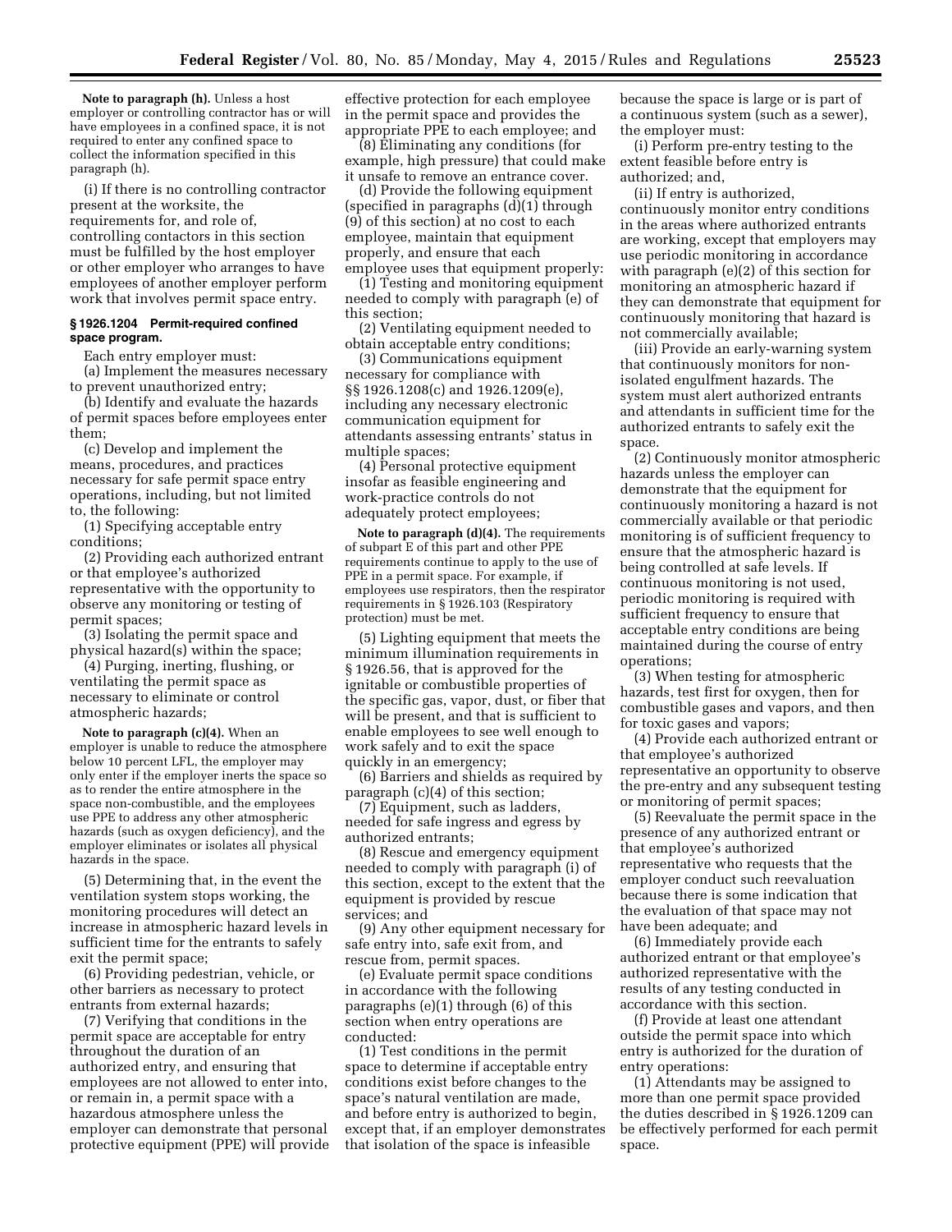**Note to paragraph (h).** Unless a host employer or controlling contractor has or will have employees in a confined space, it is not required to enter any confined space to collect the information specified in this paragraph (h).

(i) If there is no controlling contractor present at the worksite, the requirements for, and role of, controlling contactors in this section must be fulfilled by the host employer or other employer who arranges to have employees of another employer perform work that involves permit space entry.

### § 1926.1204 Permit-required confined space program.

Each entry employer must:

(a) Implement the measures necessary to prevent unauthorized entry;

(b) Identify and evaluate the hazards of permit spaces before employees enter them;

(c) Develop and implement the means, procedures, and practices necessary for safe permit space entry operations, including, but not limited to, the following:

(1) Specifying acceptable entry conditions;

(2) Providing each authorized entrant or that employee's authorized representative with the opportunity to observe any monitoring or testing of permit spaces;

(3) Isolating the permit space and physical hazard(s) within the space;

(4) Purging, inerting, flushing, or ventilating the permit space as necessary to eliminate or control atmospheric hazards;

**Note to paragraph (c)(4).** When an employer is unable to reduce the atmosphere below 10 percent LFL, the employer may only enter if the employer inerts the space so as to render the entire atmosphere in the space non-combustible, and the employees use PPE to address any other atmospheric hazards (such as oxygen deficiency), and the employer eliminates or isolates all physical hazards in the space.

(5) Determining that, in the event the ventilation system stops working, the monitoring procedures will detect an increase in atmospheric hazard levels in sufficient time for the entrants to safely exit the permit space;

(6) Providing pedestrian, vehicle, or other barriers as necessary to protect entrants from external hazards;

(7) Verifying that conditions in the permit space are acceptable for entry throughout the duration of an authorized entry, and ensuring that employees are not allowed to enter into, or remain in, a permit space with a hazardous atmosphere unless the employer can demonstrate that personal protective equipment (PPE) will provide effective protection for each employee in the permit space and provides the appropriate PPE to each employee; and

(8) Eliminating any conditions (for example, high pressure) that could make it unsafe to remove an entrance cover.

(d) Provide the following equipment (specified in paragraphs (d)(1) through (9) of this section) at no cost to each employee, maintain that equipment properly, and ensure that each employee uses that equipment properly:

(1) Testing and monitoring equipment needed to comply with paragraph (e) of this section;

(2) Ventilating equipment needed to obtain acceptable entry conditions;

(3) Communications equipment necessary for compliance with §§ 1926.1208(c) and 1926.1209(e), including any necessary electronic communication equipment for attendants assessing entrants' status in multiple spaces;

(4) Personal protective equipment insofar as feasible engineering and work-practice controls do not adequately protect employees;

**Note to paragraph (d)(4).** The requirements of subpart E of this part and other PPE requirements continue to apply to the use of PPE in a permit space. For example, if employees use respirators, then the respirator requirements in § 1926.103 (Respiratory protection) must be met.

(5) Lighting equipment that meets the minimum illumination requirements in § 1926.56, that is approved for the ignitable or combustible properties of the specific gas, vapor, dust, or fiber that will be present, and that is sufficient to enable employees to see well enough to work safely and to exit the space quickly in an emergency;

(6) Barriers and shields as required by paragraph (c)(4) of this section;

(7) Equipment, such as ladders, needed for safe ingress and egress by authorized entrants;

(8) Rescue and emergency equipment needed to comply with paragraph (i) of this section, except to the extent that the equipment is provided by rescue services; and

(9) Any other equipment necessary for safe entry into, safe exit from, and rescue from, permit spaces.

(e) Evaluate permit space conditions in accordance with the following paragraphs (e)(1) through (6) of this section when entry operations are conducted:

(1) Test conditions in the permit space to determine if acceptable entry conditions exist before changes to the space's natural ventilation are made, and before entry is authorized to begin, except that, if an employer demonstrates that isolation of the space is infeasible because the space is large or is part of a continuous system (such as a sewer), the employer must:

(i) Perform pre-entry testing to the extent feasible before entry is authorized; and,

(ii) If entry is authorized, continuously monitor entry conditions in the areas where authorized entrants are working, except that employers may use periodic monitoring in accordance with paragraph (e)(2) of this section for monitoring an atmospheric hazard if they can demonstrate that equipment for continuously monitoring that hazard is not commercially available;

(iii) Provide an early-warning system that continuously monitors for non-isolated engulfment hazards. The system must alert authorized entrants and attendants in sufficient time for the authorized entrants to safely exit the space.

(2) Continuously monitor atmospheric hazards unless the employer can demonstrate that the equipment for continuously monitoring a hazard is not commercially available or that periodic monitoring is of sufficient frequency to ensure that the atmospheric hazard is being controlled at safe levels. If continuous monitoring is not used, periodic monitoring is required with sufficient frequency to ensure that acceptable entry conditions are being maintained during the course of entry operations;

(3) When testing for atmospheric hazards, test first for oxygen, then for combustible gases and vapors, and then for toxic gases and vapors;

(4) Provide each authorized entrant or that employee's authorized representative an opportunity to observe the pre-entry and any subsequent testing or monitoring of permit spaces;

(5) Reevaluate the permit space in the presence of any authorized entrant or that employee's authorized representative who requests that the employer conduct such reevaluation because there is some indication that the evaluation of that space may not have been adequate; and

(6) Immediately provide each authorized entrant or that employee's authorized representative with the results of any testing conducted in accordance with this section.

(f) Provide at least one attendant outside the permit space into which entry is authorized for the duration of entry operations:

(1) Attendants may be assigned to more than one permit space provided the duties described in § 1926.1209 can be effectively performed for each permit space.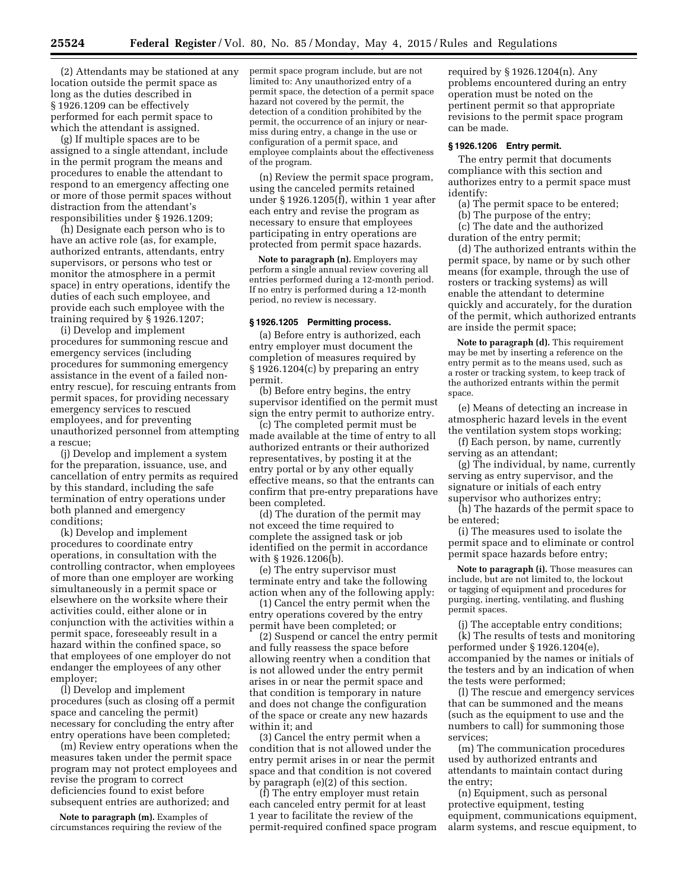(2) Attendants may be stationed at any location outside the permit space as long as the duties described in § 1926.1209 can be effectively performed for each permit space to which the attendant is assigned.

(g) If multiple spaces are to be assigned to a single attendant, include in the permit program the means and procedures to enable the attendant to respond to an emergency affecting one or more of those permit spaces without distraction from the attendant's responsibilities under § 1926.1209;

(h) Designate each person who is to have an active role (as, for example, authorized entrants, attendants, entry supervisors, or persons who test or monitor the atmosphere in a permit space) in entry operations, identify the duties of each such employee, and provide each such employee with the training required by § 1926.1207;

(i) Develop and implement procedures for summoning rescue and emergency services (including procedures for summoning emergency assistance in the event of a failed non-entry rescue), for rescuing entrants from permit spaces, for providing necessary emergency services to rescued employees, and for preventing unauthorized personnel from attempting a rescue;

(j) Develop and implement a system for the preparation, issuance, use, and cancellation of entry permits as required by this standard, including the safe termination of entry operations under both planned and emergency conditions;

(k) Develop and implement procedures to coordinate entry operations, in consultation with the controlling contractor, when employees of more than one employer are working simultaneously in a permit space or elsewhere on the worksite where their activities could, either alone or in conjunction with the activities within a permit space, foreseeably result in a hazard within the confined space, so that employees of one employer do not endanger the employees of any other employer;

(l) Develop and implement procedures (such as closing off a permit space and canceling the permit) necessary for concluding the entry after entry operations have been completed;

(m) Review entry operations when the measures taken under the permit space program may not protect employees and revise the program to correct deficiencies found to exist before subsequent entries are authorized; and

**Note to paragraph (m).** Examples of circumstances requiring the review of the permit space program include, but are not limited to: Any unauthorized entry of a permit space, the detection of a permit space hazard not covered by the permit, the detection of a condition prohibited by the permit, the occurrence of an injury or near-miss during entry, a change in the use or configuration of a permit space, and employee complaints about the effectiveness of the program.

(n) Review the permit space program, using the canceled permits retained under § 1926.1205(f), within 1 year after each entry and revise the program as necessary to ensure that employees participating in entry operations are protected from permit space hazards.

**Note to paragraph (n).** Employers may perform a single annual review covering all entries performed during a 12-month period. If no entry is performed during a 12-month period, no review is necessary.

### § 1926.1205 Permitting process.

(a) Before entry is authorized, each entry employer must document the completion of measures required by § 1926.1204(c) by preparing an entry permit.

(b) Before entry begins, the entry supervisor identified on the permit must sign the entry permit to authorize entry.

(c) The completed permit must be made available at the time of entry to all authorized entrants or their authorized representatives, by posting it at the entry portal or by any other equally effective means, so that the entrants can confirm that pre-entry preparations have been completed.

(d) The duration of the permit may not exceed the time required to complete the assigned task or job identified on the permit in accordance with § 1926.1206(b).

(e) The entry supervisor must terminate entry and take the following action when any of the following apply:

(1) Cancel the entry permit when the entry operations covered by the entry permit have been completed; or

(2) Suspend or cancel the entry permit and fully reassess the space before allowing reentry when a condition that is not allowed under the entry permit arises in or near the permit space and that condition is temporary in nature and does not change the configuration of the space or create any new hazards within it; and

(3) Cancel the entry permit when a condition that is not allowed under the entry permit arises in or near the permit space and that condition is not covered by paragraph (e)(2) of this section.

(f) The entry employer must retain each canceled entry permit for at least 1 year to facilitate the review of the permit-required confined space program required by § 1926.1204(n). Any problems encountered during an entry operation must be noted on the pertinent permit so that appropriate revisions to the permit space program can be made.

### § 1926.1206 Entry permit.

The entry permit that documents compliance with this section and authorizes entry to a permit space must identify:

(a) The permit space to be entered;

(b) The purpose of the entry;

(c) The date and the authorized duration of the entry permit;

(d) The authorized entrants within the permit space, by name or by such other means (for example, through the use of rosters or tracking systems) as will enable the attendant to determine quickly and accurately, for the duration of the permit, which authorized entrants are inside the permit space;

**Note to paragraph (d).** This requirement may be met by inserting a reference on the entry permit as to the means used, such as a roster or tracking system, to keep track of the authorized entrants within the permit space.

(e) Means of detecting an increase in atmospheric hazard levels in the event the ventilation system stops working;

(f) Each person, by name, currently serving as an attendant;

(g) The individual, by name, currently serving as entry supervisor, and the signature or initials of each entry supervisor who authorizes entry;

(h) The hazards of the permit space to be entered;

(i) The measures used to isolate the permit space and to eliminate or control permit space hazards before entry;

**Note to paragraph (i).** Those measures can include, but are not limited to, the lockout or tagging of equipment and procedures for purging, inerting, ventilating, and flushing permit spaces.

(j) The acceptable entry conditions;

(k) The results of tests and monitoring performed under § 1926.1204(e), accompanied by the names or initials of the testers and by an indication of when the tests were performed;

(l) The rescue and emergency services that can be summoned and the means (such as the equipment to use and the numbers to call) for summoning those services;

(m) The communication procedures used by authorized entrants and attendants to maintain contact during the entry;

(n) Equipment, such as personal protective equipment, testing equipment, communications equipment, alarm systems, and rescue equipment, to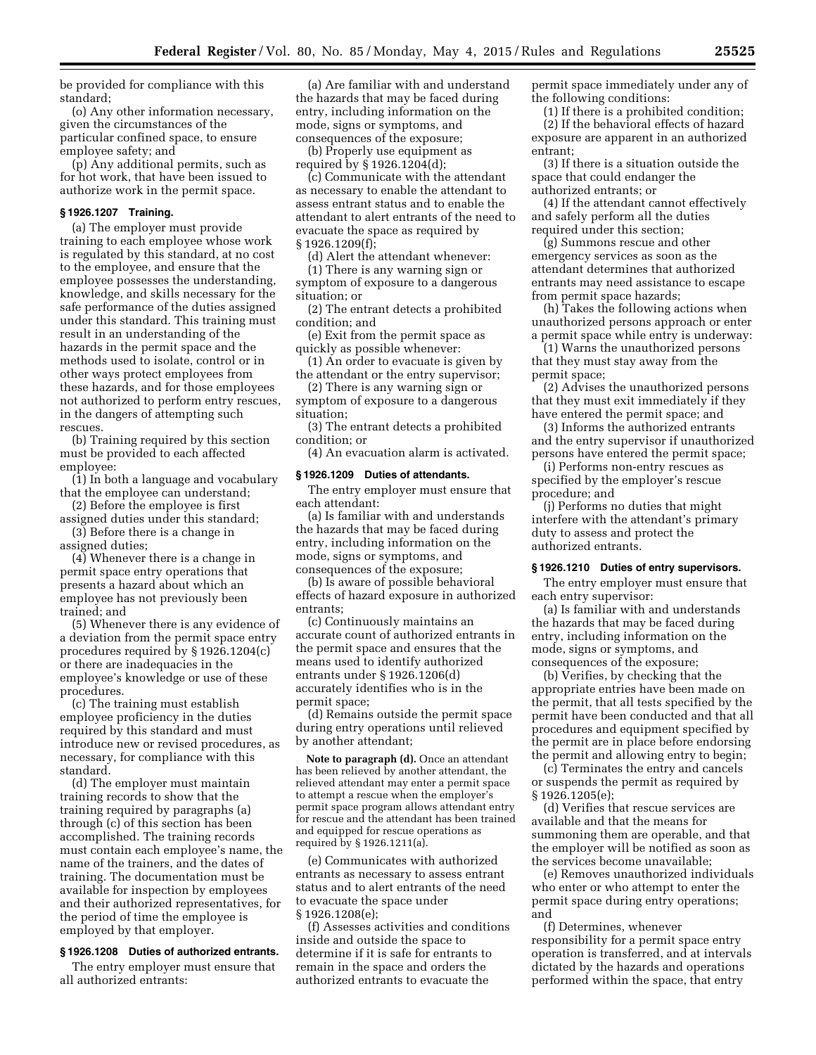be provided for compliance with this standard;

(o) Any other information necessary, given the circumstances of the particular confined space, to ensure employee safety; and

(p) Any additional permits, such as for hot work, that have been issued to authorize work in the permit space.

### § 1926.1207 Training.

(a) The employer must provide training to each employee whose work is regulated by this standard, at no cost to the employee, and ensure that the employee possesses the understanding, knowledge, and skills necessary for the safe performance of the duties assigned under this standard. This training must result in an understanding of the hazards in the permit space and the methods used to isolate, control or in other ways protect employees from these hazards, and for those employees not authorized to perform entry rescues, in the dangers of attempting such rescues.

(b) Training required by this section must be provided to each affected employee:

(1) In both a language and vocabulary that the employee can understand;

(2) Before the employee is first assigned duties under this standard;

(3) Before there is a change in assigned duties;

(4) Whenever there is a change in permit space entry operations that presents a hazard about which an employee has not previously been trained; and

(5) Whenever there is any evidence of a deviation from the permit space entry procedures required by § 1926.1204(c) or there are inadequacies in the employee's knowledge or use of these procedures.

(c) The training must establish employee proficiency in the duties required by this standard and must introduce new or revised procedures, as necessary, for compliance with this standard.

(d) The employer must maintain training records to show that the training required by paragraphs (a) through (c) of this section has been accomplished. The training records must contain each employee's name, the name of the trainers, and the dates of training. The documentation must be available for inspection by employees and their authorized representatives, for the period of time the employee is employed by that employer.

### § 1926.1208 Duties of authorized entrants.

The entry employer must ensure that all authorized entrants:

(a) Are familiar with and understand the hazards that may be faced during entry, including information on the mode, signs or symptoms, and consequences of the exposure;

(b) Properly use equipment as required by § 1926.1204(d);

(c) Communicate with the attendant as necessary to enable the attendant to assess entrant status and to enable the attendant to alert entrants of the need to evacuate the space as required by § 1926.1209(f);

(d) Alert the attendant whenever:

(1) There is any warning sign or symptom of exposure to a dangerous situation; or

(2) The entrant detects a prohibited condition; and

(e) Exit from the permit space as quickly as possible whenever:

(1) An order to evacuate is given by the attendant or the entry supervisor;

(2) There is any warning sign or symptom of exposure to a dangerous situation;

(3) The entrant detects a prohibited condition; or

(4) An evacuation alarm is activated.

### § 1926.1209 Duties of attendants.

The entry employer must ensure that each attendant:

(a) Is familiar with and understands the hazards that may be faced during entry, including information on the mode, signs or symptoms, and consequences of the exposure;

(b) Is aware of possible behavioral effects of hazard exposure in authorized entrants;

(c) Continuously maintains an accurate count of authorized entrants in the permit space and ensures that the means used to identify authorized entrants under § 1926.1206(d) accurately identifies who is in the permit space;

(d) Remains outside the permit space during entry operations until relieved by another attendant;

**Note to paragraph (d).** Once an attendant has been relieved by another attendant, the relieved attendant may enter a permit space to attempt a rescue when the employer's permit space program allows attendant entry for rescue and the attendant has been trained and equipped for rescue operations as required by § 1926.1211(a).

(e) Communicates with authorized entrants as necessary to assess entrant status and to alert entrants of the need to evacuate the space under § 1926.1208(e);

(f) Assesses activities and conditions inside and outside the space to determine if it is safe for entrants to remain in the space and orders the authorized entrants to evacuate the permit space immediately under any of the following conditions:

(1) If there is a prohibited condition;

(2) If the behavioral effects of hazard exposure are apparent in an authorized entrant;

(3) If there is a situation outside the space that could endanger the authorized entrants; or

(4) If the attendant cannot effectively and safely perform all the duties required under this section;

(g) Summons rescue and other emergency services as soon as the attendant determines that authorized entrants may need assistance to escape from permit space hazards;

(h) Takes the following actions when unauthorized persons approach or enter a permit space while entry is underway:

(1) Warns the unauthorized persons that they must stay away from the permit space;

(2) Advises the unauthorized persons that they must exit immediately if they have entered the permit space; and

(3) Informs the authorized entrants and the entry supervisor if unauthorized persons have entered the permit space;

(i) Performs non-entry rescues as specified by the employer's rescue procedure; and

(j) Performs no duties that might interfere with the attendant's primary duty to assess and protect the authorized entrants.

### § 1926.1210 Duties of entry supervisors.

The entry employer must ensure that each entry supervisor:

(a) Is familiar with and understands the hazards that may be faced during entry, including information on the mode, signs or symptoms, and consequences of the exposure;

(b) Verifies, by checking that the appropriate entries have been made on the permit, that all tests specified by the permit have been conducted and that all procedures and equipment specified by the permit are in place before endorsing the permit and allowing entry to begin;

(c) Terminates the entry and cancels or suspends the permit as required by § 1926.1205(e);

(d) Verifies that rescue services are available and that the means for summoning them are operable, and that the employer will be notified as soon as the services become unavailable;

(e) Removes unauthorized individuals who enter or who attempt to enter the permit space during entry operations; and

(f) Determines, whenever responsibility for a permit space entry operation is transferred, and at intervals dictated by the hazards and operations performed within the space, that entry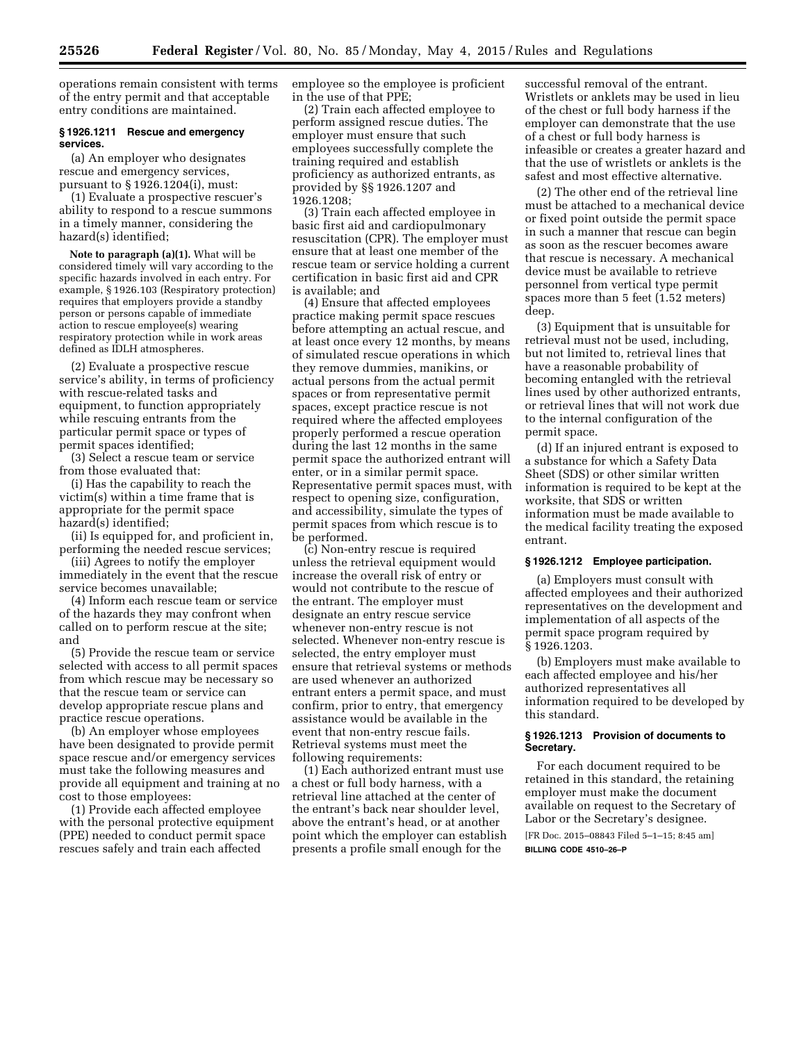operations remain consistent with terms of the entry permit and that acceptable entry conditions are maintained.

### § 1926.1211 Rescue and emergency services.

(a) An employer who designates rescue and emergency services, pursuant to § 1926.1204(i), must:

(1) Evaluate a prospective rescuer's ability to respond to a rescue summons in a timely manner, considering the hazard(s) identified;

**Note to paragraph (a)(1).** What will be considered timely will vary according to the specific hazards involved in each entry. For example, § 1926.103 (Respiratory protection) requires that employers provide a standby person or persons capable of immediate action to rescue employee(s) wearing respiratory protection while in work areas defined as IDLH atmospheres.

(2) Evaluate a prospective rescue service's ability, in terms of proficiency with rescue-related tasks and equipment, to function appropriately while rescuing entrants from the particular permit space or types of permit spaces identified;

(3) Select a rescue team or service from those evaluated that:

(i) Has the capability to reach the victim(s) within a time frame that is appropriate for the permit space hazard(s) identified;

(ii) Is equipped for, and proficient in, performing the needed rescue services;

(iii) Agrees to notify the employer immediately in the event that the rescue service becomes unavailable;

(4) Inform each rescue team or service of the hazards they may confront when called on to perform rescue at the site; and

(5) Provide the rescue team or service selected with access to all permit spaces from which rescue may be necessary so that the rescue team or service can develop appropriate rescue plans and practice rescue operations.

(b) An employer whose employees have been designated to provide permit space rescue and/or emergency services must take the following measures and provide all equipment and training at no cost to those employees:

(1) Provide each affected employee with the personal protective equipment (PPE) needed to conduct permit space rescues safely and train each affected employee so the employee is proficient in the use of that PPE;

(2) Train each affected employee to perform assigned rescue duties. The employer must ensure that such employees successfully complete the training required and establish proficiency as authorized entrants, as provided by §§ 1926.1207 and 1926.1208;

(3) Train each affected employee in basic first aid and cardiopulmonary resuscitation (CPR). The employer must ensure that at least one member of the rescue team or service holding a current certification in basic first aid and CPR is available; and

(4) Ensure that affected employees practice making permit space rescues before attempting an actual rescue, and at least once every 12 months, by means of simulated rescue operations in which they remove dummies, manikins, or actual persons from the actual permit spaces or from representative permit spaces, except practice rescue is not required where the affected employees properly performed a rescue operation during the last 12 months in the same permit space the authorized entrant will enter, or in a similar permit space. Representative permit spaces must, with respect to opening size, configuration, and accessibility, simulate the types of permit spaces from which rescue is to be performed.

(c) Non-entry rescue is required unless the retrieval equipment would increase the overall risk of entry or would not contribute to the rescue of the entrant. The employer must designate an entry rescue service whenever non-entry rescue is not selected. Whenever non-entry rescue is selected, the entry employer must ensure that retrieval systems or methods are used whenever an authorized entrant enters a permit space, and must confirm, prior to entry, that emergency assistance would be available in the event that non-entry rescue fails. Retrieval systems must meet the following requirements:

(1) Each authorized entrant must use a chest or full body harness, with a retrieval line attached at the center of the entrant's back near shoulder level, above the entrant's head, or at another point which the employer can establish presents a profile small enough for the successful removal of the entrant. Wristlets or anklets may be used in lieu of the chest or full body harness if the employer can demonstrate that the use of a chest or full body harness is infeasible or creates a greater hazard and that the use of wristlets or anklets is the safest and most effective alternative.

(2) The other end of the retrieval line must be attached to a mechanical device or fixed point outside the permit space in such a manner that rescue can begin as soon as the rescuer becomes aware that rescue is necessary. A mechanical device must be available to retrieve personnel from vertical type permit spaces more than 5 feet (1.52 meters) deep.

(3) Equipment that is unsuitable for retrieval must not be used, including, but not limited to, retrieval lines that have a reasonable probability of becoming entangled with the retrieval lines used by other authorized entrants, or retrieval lines that will not work due to the internal configuration of the permit space.

(d) If an injured entrant is exposed to a substance for which a Safety Data Sheet (SDS) or other similar written information is required to be kept at the worksite, that SDS or written information must be made available to the medical facility treating the exposed entrant.

### § 1926.1212 Employee participation.

(a) Employers must consult with affected employees and their authorized representatives on the development and implementation of all aspects of the permit space program required by § 1926.1203.

(b) Employers must make available to each affected employee and his/her authorized representatives all information required to be developed by this standard.

### § 1926.1213 Provision of documents to Secretary.

For each document required to be retained in this standard, the retaining employer must make the document available on request to the Secretary of Labor or the Secretary's designee.

[FR Doc. 2015–08843 Filed 5–1–15; 8:45 am]

**BILLING CODE 4510–26–P**